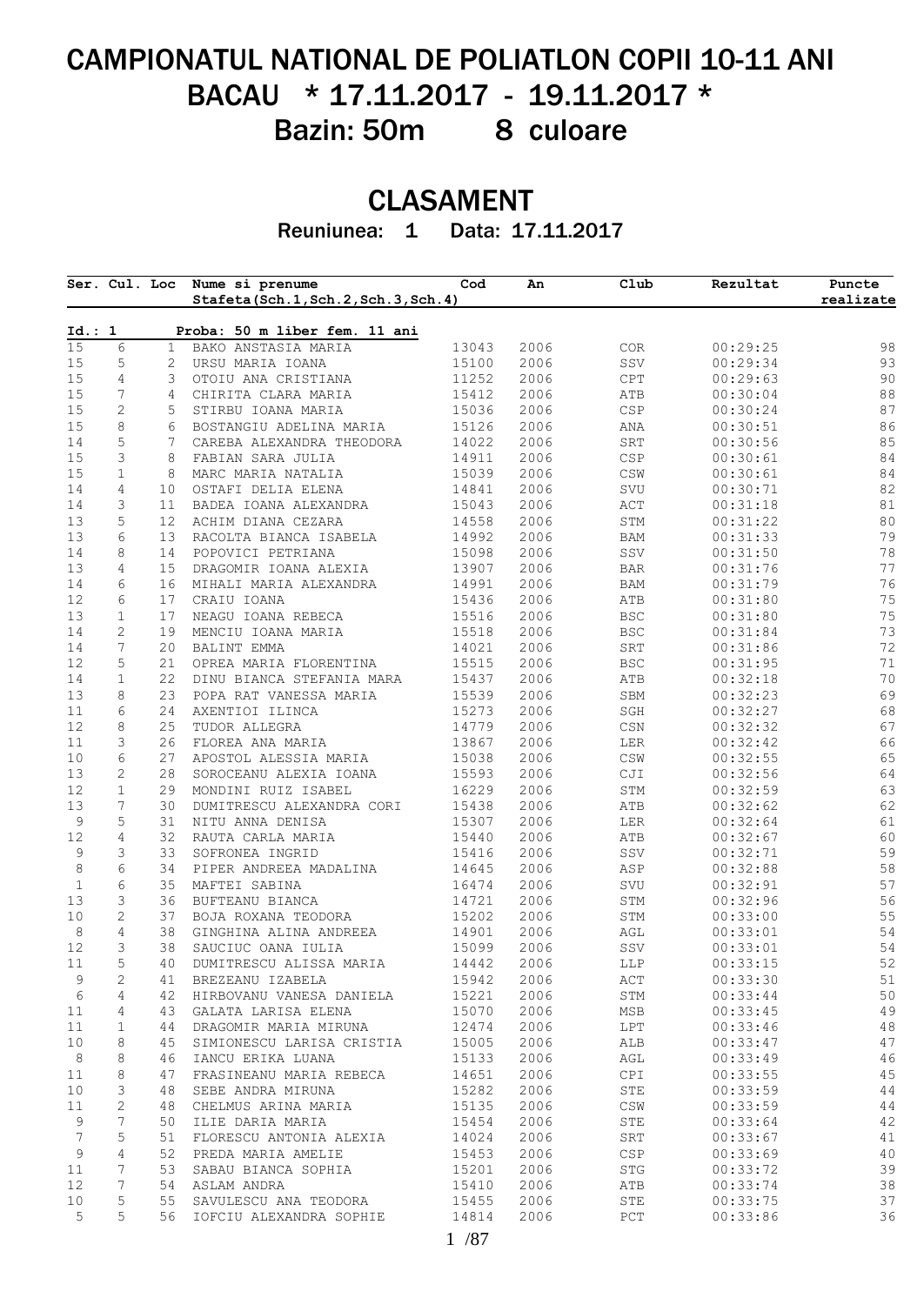# CAMPIONATUL NATIONAL DE POLIATLON COPII 10-11 ANI

# BACAU * 17.11.2017 - 19.11.2017 *

# Bazin: 50m 8 culoare

## CLASAMENT

### Reuniunea: 1 Data: 17.11.2017

| Ser. | Cul. | Loc | Nume si prenume<br>Stafeta(Sch.1,Sch.2,Sch.3,Sch.4) | Cod | An | Club | Rezultat | Puncte realizate |
|---|---|---|---|---|---|---|---|---|
| **Id.: 1** | | | **Proba: 50 m liber fem. 11 ani** | | | | | |
| 15 | 6 | 1 | BAKO ANSTASIA MARIA | 13043 | 2006 | COR | 00:29:25 | 98 |
| 15 | 5 | 2 | URSU MARIA IOANA | 15100 | 2006 | SSV | 00:29:34 | 93 |
| 15 | 4 | 3 | OTOIU ANA CRISTIANA | 11252 | 2006 | CPT | 00:29:63 | 90 |
| 15 | 7 | 4 | CHIRITA CLARA MARIA | 15412 | 2006 | ATB | 00:30:04 | 88 |
| 15 | 2 | 5 | STIRBU IOANA MARIA | 15036 | 2006 | CSP | 00:30:24 | 87 |
| 15 | 8 | 6 | BOSTANGIU ADELINA MARIA | 15126 | 2006 | ANA | 00:30:51 | 86 |
| 14 | 5 | 7 | CAREBA ALEXANDRA THEODORA | 14022 | 2006 | SRT | 00:30:56 | 85 |
| 15 | 3 | 8 | FABIAN SARA JULIA | 14911 | 2006 | CSP | 00:30:61 | 84 |
| 15 | 1 | 8 | MARC MARIA NATALIA | 15039 | 2006 | CSW | 00:30:61 | 84 |
| 14 | 4 | 10 | OSTAFI DELIA ELENA | 14841 | 2006 | SVU | 00:30:71 | 82 |
| 14 | 3 | 11 | BADEA IOANA ALEXANDRA | 15043 | 2006 | ACT | 00:31:18 | 81 |
| 13 | 5 | 12 | ACHIM DIANA CEZARA | 14558 | 2006 | STM | 00:31:22 | 80 |
| 13 | 6 | 13 | RACOLTA BIANCA ISABELA | 14992 | 2006 | BAM | 00:31:33 | 79 |
| 14 | 8 | 14 | POPOVICI PETRIANA | 15098 | 2006 | SSV | 00:31:50 | 78 |
| 13 | 4 | 15 | DRAGOMIR IOANA ALEXIA | 13907 | 2006 | BAR | 00:31:76 | 77 |
| 14 | 6 | 16 | MIHALI MARIA ALEXANDRA | 14991 | 2006 | BAM | 00:31:79 | 76 |
| 12 | 6 | 17 | CRAIU IOANA | 15436 | 2006 | ATB | 00:31:80 | 75 |
| 13 | 1 | 17 | NEAGU IOANA REBECA | 15516 | 2006 | BSC | 00:31:80 | 75 |
| 14 | 2 | 19 | MENCIU IOANA MARIA | 15518 | 2006 | BSC | 00:31:84 | 73 |
| 14 | 7 | 20 | BALINT EMMA | 14021 | 2006 | SRT | 00:31:86 | 72 |
| 12 | 5 | 21 | OPREA MARIA FLORENTINA | 15515 | 2006 | BSC | 00:31:95 | 71 |
| 14 | 1 | 22 | DINU BIANCA STEFANIA MARA | 15437 | 2006 | ATB | 00:32:18 | 70 |
| 13 | 8 | 23 | POPA RAT VANESSA MARIA | 15539 | 2006 | SBM | 00:32:23 | 69 |
| 11 | 6 | 24 | AXENTIOI ILINCA | 15273 | 2006 | SGH | 00:32:27 | 68 |
| 12 | 8 | 25 | TUDOR ALLEGRA | 14779 | 2006 | CSN | 00:32:32 | 67 |
| 11 | 3 | 26 | FLOREA ANA MARIA | 13867 | 2006 | LER | 00:32:42 | 66 |
| 10 | 6 | 27 | APOSTOL ALESSIA MARIA | 15038 | 2006 | CSW | 00:32:55 | 65 |
| 13 | 2 | 28 | SOROCEANU ALEXIA IOANA | 15593 | 2006 | CJI | 00:32:56 | 64 |
| 12 | 1 | 29 | MONDINI RUIZ ISABEL | 16229 | 2006 | STM | 00:32:59 | 63 |
| 13 | 7 | 30 | DUMITRESCU ALEXANDRA CORI | 15438 | 2006 | ATB | 00:32:62 | 62 |
| 9 | 5 | 31 | NITU ANNA DENISA | 15307 | 2006 | LER | 00:32:64 | 61 |
| 12 | 4 | 32 | RAUTA CARLA MARIA | 15440 | 2006 | ATB | 00:32:67 | 60 |
| 9 | 3 | 33 | SOFRONEA INGRID | 15416 | 2006 | SSV | 00:32:71 | 59 |
| 8 | 6 | 34 | PIPER ANDREEA MADALINA | 14645 | 2006 | ASP | 00:32:88 | 58 |
| 1 | 6 | 35 | MAFTEI SABINA | 16474 | 2006 | SVU | 00:32:91 | 57 |
| 13 | 3 | 36 | BUFTEANU BIANCA | 14721 | 2006 | STM | 00:32:96 | 56 |
| 10 | 2 | 37 | BOJA ROXANA TEODORA | 15202 | 2006 | STM | 00:33:00 | 55 |
| 8 | 4 | 38 | GINGHINA ALINA ANDREEA | 14901 | 2006 | AGL | 00:33:01 | 54 |
| 12 | 3 | 38 | SAUCIUC OANA IULIA | 15099 | 2006 | SSV | 00:33:01 | 54 |
| 11 | 5 | 40 | DUMITRESCU ALISSA MARIA | 14442 | 2006 | LLP | 00:33:15 | 52 |
| 9 | 2 | 41 | BREZEANU IZABELA | 15942 | 2006 | ACT | 00:33:30 | 51 |
| 6 | 4 | 42 | HIRBOVANU VANESA DANIELA | 15221 | 2006 | STM | 00:33:44 | 50 |
| 11 | 4 | 43 | GALATA LARISA ELENA | 15070 | 2006 | MSB | 00:33:45 | 49 |
| 11 | 1 | 44 | DRAGOMIR MARIA MIRUNA | 12474 | 2006 | LPT | 00:33:46 | 48 |
| 10 | 8 | 45 | SIMIONESCU LARISA CRISTIA | 15005 | 2006 | ALB | 00:33:47 | 47 |
| 8 | 8 | 46 | IANCU ERIKA LUANA | 15133 | 2006 | AGL | 00:33:49 | 46 |
| 11 | 8 | 47 | FRASINEANU MARIA REBECA | 14651 | 2006 | CPI | 00:33:55 | 45 |
| 10 | 3 | 48 | SEBE ANDRA MIRUNA | 15282 | 2006 | STE | 00:33:59 | 44 |
| 11 | 2 | 48 | CHELMUS ARINA MARIA | 15135 | 2006 | CSW | 00:33:59 | 44 |
| 9 | 7 | 50 | ILIE DARIA MARIA | 15454 | 2006 | STE | 00:33:64 | 42 |
| 7 | 5 | 51 | FLORESCU ANTONIA ALEXIA | 14024 | 2006 | SRT | 00:33:67 | 41 |
| 9 | 4 | 52 | PREDA MARIA AMELIE | 15453 | 2006 | CSP | 00:33:69 | 40 |
| 11 | 7 | 53 | SABAU BIANCA SOPHIA | 15201 | 2006 | STG | 00:33:72 | 39 |
| 12 | 7 | 54 | ASLAM ANDRA | 15410 | 2006 | ATB | 00:33:74 | 38 |
| 10 | 5 | 55 | SAVULESCU ANA TEODORA | 15455 | 2006 | STE | 00:33:75 | 37 |
| 5 | 5 | 56 | IOFCIU ALEXANDRA SOPHIE | 14814 | 2006 | PCT | 00:33:86 | 36 |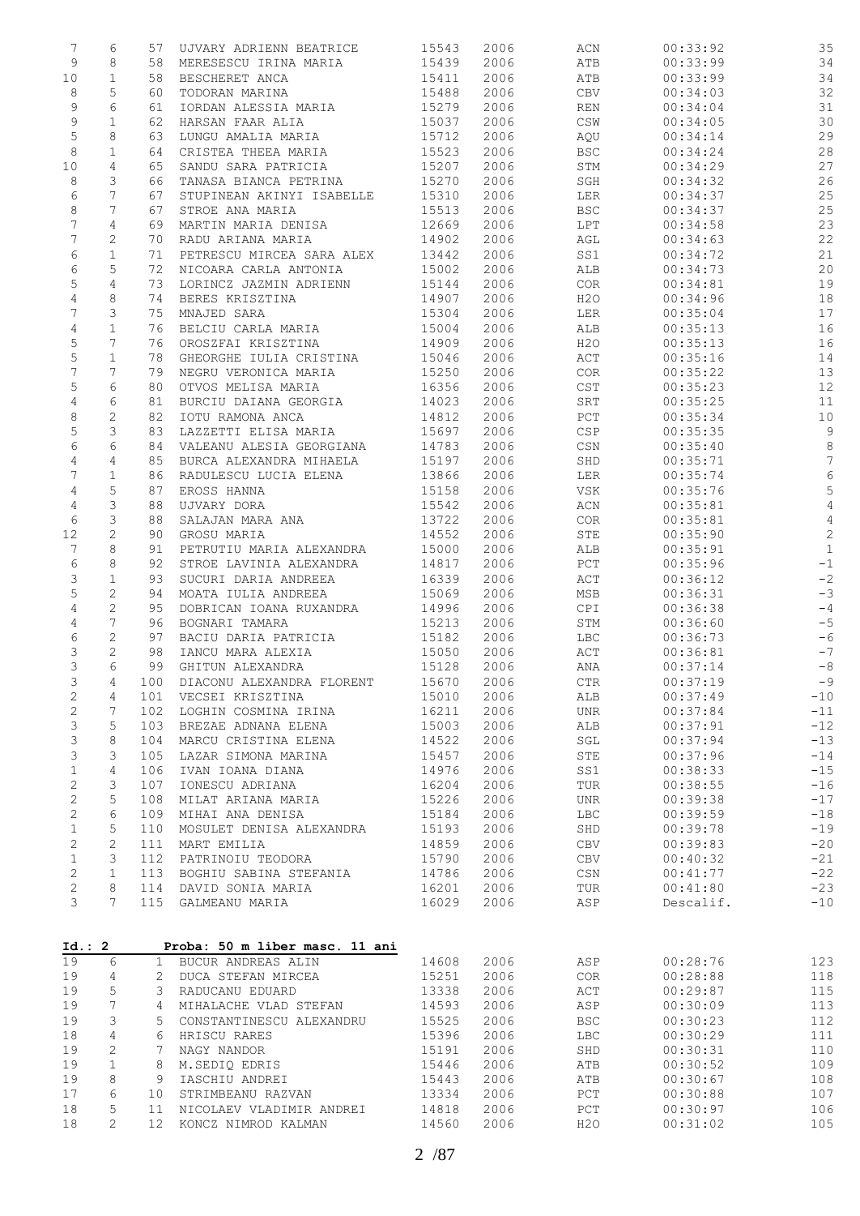| | | | | | | | | |
|---|---|---|---|---|---|---|---|---|
| 7 | 6 | 57 | UJVARY ADRIENN BEATRICE | 15543 | 2006 | ACN | 00:33:92 | 35 |
| 9 | 8 | 58 | MERESESCU IRINA MARIA | 15439 | 2006 | ATB | 00:33:99 | 34 |
| 10 | 1 | 58 | BESCHERET ANCA | 15411 | 2006 | ATB | 00:33:99 | 34 |
| 8 | 5 | 60 | TODORAN MARINA | 15488 | 2006 | CBV | 00:34:03 | 32 |
| 9 | 6 | 61 | IORDAN ALESSIA MARIA | 15279 | 2006 | REN | 00:34:04 | 31 |
| 9 | 1 | 62 | HARSAN FAAR ALIA | 15037 | 2006 | CSW | 00:34:05 | 30 |
| 5 | 8 | 63 | LUNGU AMALIA MARIA | 15712 | 2006 | AQU | 00:34:14 | 29 |
| 8 | 1 | 64 | CRISTEA THEEA MARIA | 15523 | 2006 | BSC | 00:34:24 | 28 |
| 10 | 4 | 65 | SANDU SARA PATRICIA | 15207 | 2006 | STM | 00:34:29 | 27 |
| 8 | 3 | 66 | TANASA BIANCA PETRINA | 15270 | 2006 | SGH | 00:34:32 | 26 |
| 6 | 7 | 67 | STUPINEAN AKINYI ISABELLE | 15310 | 2006 | LER | 00:34:37 | 25 |
| 8 | 7 | 67 | STROE ANA MARIA | 15513 | 2006 | BSC | 00:34:37 | 25 |
| 7 | 4 | 69 | MARTIN MARIA DENISA | 12669 | 2006 | LPT | 00:34:58 | 23 |
| 7 | 2 | 70 | RADU ARIANA MARIA | 14902 | 2006 | AGL | 00:34:63 | 22 |
| 6 | 1 | 71 | PETRESCU MIRCEA SARA ALEX | 13442 | 2006 | SS1 | 00:34:72 | 21 |
| 6 | 5 | 72 | NICOARA CARLA ANTONIA | 15002 | 2006 | ALB | 00:34:73 | 20 |
| 5 | 4 | 73 | LORINCZ JAZMIN ADRIENN | 15144 | 2006 | COR | 00:34:81 | 19 |
| 4 | 8 | 74 | BERES KRISZTINA | 14907 | 2006 | H2O | 00:34:96 | 18 |
| 7 | 3 | 75 | MNAJED SARA | 15304 | 2006 | LER | 00:35:04 | 17 |
| 4 | 1 | 76 | BELCIU CARLA MARIA | 15004 | 2006 | ALB | 00:35:13 | 16 |
| 5 | 7 | 76 | OROSZFAI KRISZTINA | 14909 | 2006 | H2O | 00:35:13 | 16 |
| 5 | 1 | 78 | GHEORGHE IULIA CRISTINA | 15046 | 2006 | ACT | 00:35:16 | 14 |
| 7 | 7 | 79 | NEGRU VERONICA MARIA | 15250 | 2006 | COR | 00:35:22 | 13 |
| 5 | 6 | 80 | OTVOS MELISA MARIA | 16356 | 2006 | CST | 00:35:23 | 12 |
| 4 | 6 | 81 | BURCIU DAIANA GEORGIA | 14023 | 2006 | SRT | 00:35:25 | 11 |
| 8 | 2 | 82 | IOTU RAMONA ANCA | 14812 | 2006 | PCT | 00:35:34 | 10 |
| 5 | 3 | 83 | LAZZETTI ELISA MARIA | 15697 | 2006 | CSP | 00:35:35 | 9 |
| 6 | 6 | 84 | VALEANU ALESIA GEORGIANA | 14783 | 2006 | CSN | 00:35:40 | 8 |
| 4 | 4 | 85 | BURCA ALEXANDRA MIHAELA | 15197 | 2006 | SHD | 00:35:71 | 7 |
| 7 | 1 | 86 | RADULESCU LUCIA ELENA | 13866 | 2006 | LER | 00:35:74 | 6 |
| 4 | 5 | 87 | EROSS HANNA | 15158 | 2006 | VSK | 00:35:76 | 5 |
| 4 | 3 | 88 | UJVARY DORA | 15542 | 2006 | ACN | 00:35:81 | 4 |
| 6 | 3 | 88 | SALAJAN MARA ANA | 13722 | 2006 | COR | 00:35:81 | 4 |
| 12 | 2 | 90 | GROSU MARIA | 14552 | 2006 | STE | 00:35:90 | 2 |
| 7 | 8 | 91 | PETRUTIU MARIA ALEXANDRA | 15000 | 2006 | ALB | 00:35:91 | 1 |
| 6 | 8 | 92 | STROE LAVINIA ALEXANDRA | 14817 | 2006 | PCT | 00:35:96 | -1 |
| 3 | 1 | 93 | SUCURI DARIA ANDREEA | 16339 | 2006 | ACT | 00:36:12 | -2 |
| 5 | 2 | 94 | MOATA IULIA ANDREEA | 15069 | 2006 | MSB | 00:36:31 | -3 |
| 4 | 2 | 95 | DOBRICAN IOANA RUXANDRA | 14996 | 2006 | CPI | 00:36:38 | -4 |
| 4 | 7 | 96 | BOGNARI TAMARA | 15213 | 2006 | STM | 00:36:60 | -5 |
| 6 | 2 | 97 | BACIU DARIA PATRICIA | 15182 | 2006 | LBC | 00:36:73 | -6 |
| 3 | 2 | 98 | IANCU MARA ALEXIA | 15050 | 2006 | ACT | 00:36:81 | -7 |
| 3 | 6 | 99 | GHITUN ALEXANDRA | 15128 | 2006 | ANA | 00:37:14 | -8 |
| 3 | 4 | 100 | DIACONU ALEXANDRA FLORENT | 15670 | 2006 | CTR | 00:37:19 | -9 |
| 2 | 4 | 101 | VECSEI KRISZTINA | 15010 | 2006 | ALB | 00:37:49 | -10 |
| 2 | 7 | 102 | LOGHIN COSMINA IRINA | 16211 | 2006 | UNR | 00:37:84 | -11 |
| 3 | 5 | 103 | BREZAE ADNANA ELENA | 15003 | 2006 | ALB | 00:37:91 | -12 |
| 3 | 8 | 104 | MARCU CRISTINA ELENA | 14522 | 2006 | SGL | 00:37:94 | -13 |
| 3 | 3 | 105 | LAZAR SIMONA MARINA | 15457 | 2006 | STE | 00:37:96 | -14 |
| 1 | 4 | 106 | IVAN IOANA DIANA | 14976 | 2006 | SS1 | 00:38:33 | -15 |
| 2 | 3 | 107 | IONESCU ADRIANA | 16204 | 2006 | TUR | 00:38:55 | -16 |
| 2 | 5 | 108 | MILAT ARIANA MARIA | 15226 | 2006 | UNR | 00:39:38 | -17 |
| 2 | 6 | 109 | MIHAI ANA DENISA | 15184 | 2006 | LBC | 00:39:59 | -18 |
| 1 | 5 | 110 | MOSULET DENISA ALEXANDRA | 15193 | 2006 | SHD | 00:39:78 | -19 |
| 2 | 2 | 111 | MART EMILIA | 14859 | 2006 | CBV | 00:39:83 | -20 |
| 1 | 3 | 112 | PATRINOIU TEODORA | 15790 | 2006 | CBV | 00:40:32 | -21 |
| 2 | 1 | 113 | BOGHIU SABINA STEFANIA | 14786 | 2006 | CSN | 00:41:77 | -22 |
| 2 | 8 | 114 | DAVID SONIA MARIA | 16201 | 2006 | TUR | 00:41:80 | -23 |
| 3 | 7 | 115 | GALMEANU MARIA | 16029 | 2006 | ASP | Descalif. | -10 |

**Id.: 2 Proba: 50 m liber masc. 11 ani**

| | | | | | | | | |
|---|---|---|---|---|---|---|---|---|
| 19 | 6 | 1 | BUCUR ANDREAS ALIN | 14608 | 2006 | ASP | 00:28:76 | 123 |
| 19 | 4 | 2 | DUCA STEFAN MIRCEA | 15251 | 2006 | COR | 00:28:88 | 118 |
| 19 | 5 | 3 | RADUCANU EDUARD | 13338 | 2006 | ACT | 00:29:87 | 115 |
| 19 | 7 | 4 | MIHALACHE VLAD STEFAN | 14593 | 2006 | ASP | 00:30:09 | 113 |
| 19 | 3 | 5 | CONSTANTINESCU ALEXANDRU | 15525 | 2006 | BSC | 00:30:23 | 112 |
| 18 | 4 | 6 | HRISCU RARES | 15396 | 2006 | LBC | 00:30:29 | 111 |
| 19 | 2 | 7 | NAGY NANDOR | 15191 | 2006 | SHD | 00:30:31 | 110 |
| 19 | 1 | 8 | M.SEDIQ EDRIS | 15446 | 2006 | ATB | 00:30:52 | 109 |
| 19 | 8 | 9 | IASCHIU ANDREI | 15443 | 2006 | ATB | 00:30:67 | 108 |
| 17 | 6 | 10 | STRIMBEANU RAZVAN | 13334 | 2006 | PCT | 00:30:88 | 107 |
| 18 | 5 | 11 | NICOLAEV VLADIMIR ANDREI | 14818 | 2006 | PCT | 00:30:97 | 106 |
| 18 | 2 | 12 | KONCZ NIMROD KALMAN | 14560 | 2006 | H2O | 00:31:02 | 105 |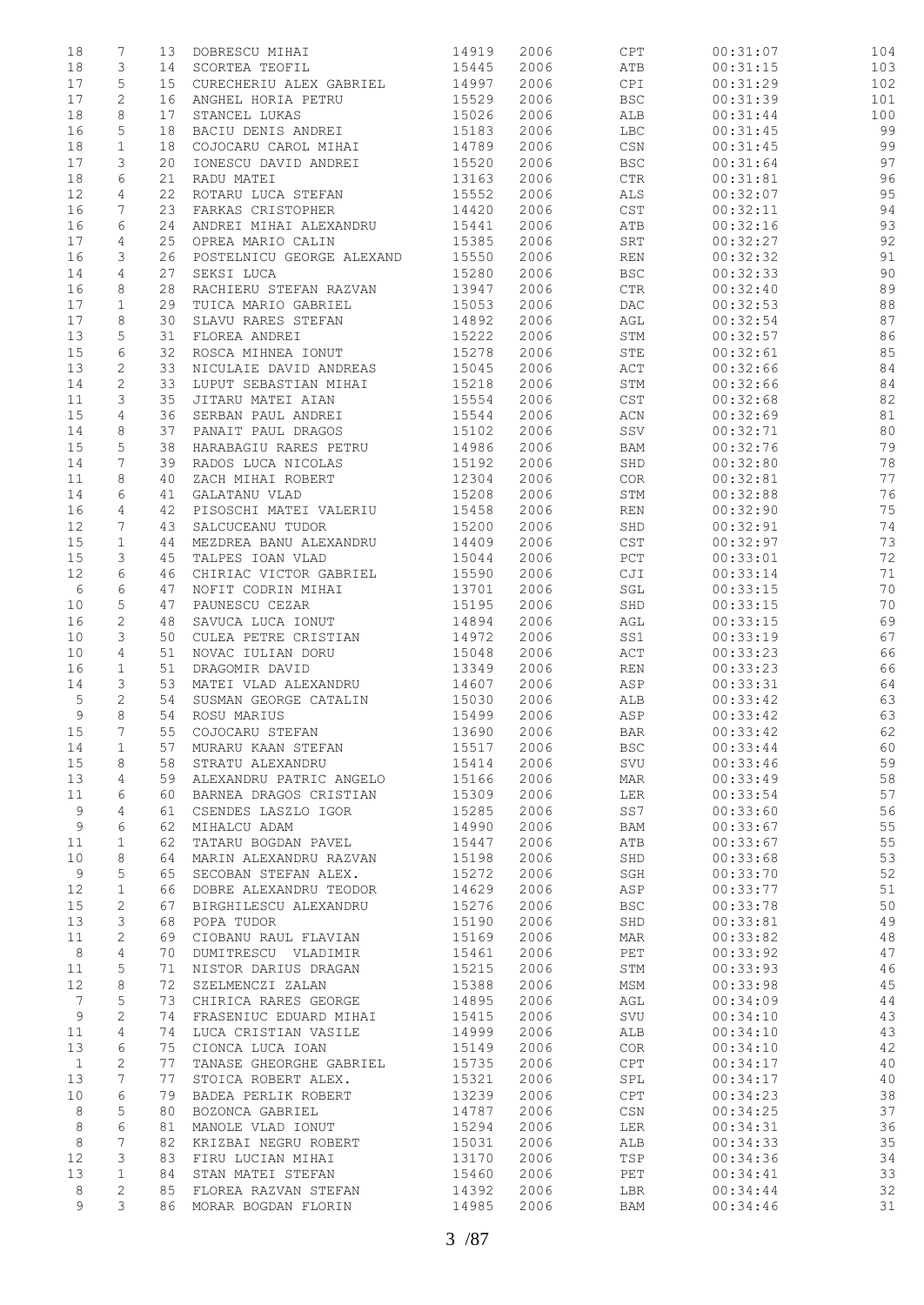| | | | | | | | | |
|---|---|---|---|---|---|---|---|---|
| 18 | 7 | 13 | DOBRESCU MIHAI | 14919 | 2006 | CPT | 00:31:07 | 104 |
| 18 | 3 | 14 | SCORTEA TEOFIL | 15445 | 2006 | ATB | 00:31:15 | 103 |
| 17 | 5 | 15 | CURECHERIU ALEX GABRIEL | 14997 | 2006 | CPI | 00:31:29 | 102 |
| 17 | 2 | 16 | ANGHEL HORIA PETRU | 15529 | 2006 | BSC | 00:31:39 | 101 |
| 18 | 8 | 17 | STANCEL LUKAS | 15026 | 2006 | ALB | 00:31:44 | 100 |
| 16 | 5 | 18 | BACIU DENIS ANDREI | 15183 | 2006 | LBC | 00:31:45 | 99 |
| 18 | 1 | 18 | COJOCARU CAROL MIHAI | 14789 | 2006 | CSN | 00:31:45 | 99 |
| 17 | 3 | 20 | IONESCU DAVID ANDREI | 15520 | 2006 | BSC | 00:31:64 | 97 |
| 18 | 6 | 21 | RADU MATEI | 13163 | 2006 | CTR | 00:31:81 | 96 |
| 12 | 4 | 22 | ROTARU LUCA STEFAN | 15552 | 2006 | ALS | 00:32:07 | 95 |
| 16 | 7 | 23 | FARKAS CRISTOPHER | 14420 | 2006 | CST | 00:32:11 | 94 |
| 16 | 6 | 24 | ANDREI MIHAI ALEXANDRU | 15441 | 2006 | ATB | 00:32:16 | 93 |
| 17 | 4 | 25 | OPREA MARIO CALIN | 15385 | 2006 | SRT | 00:32:27 | 92 |
| 16 | 3 | 26 | POSTELNICU GEORGE ALEXAND | 15550 | 2006 | REN | 00:32:32 | 91 |
| 14 | 4 | 27 | SEKSI LUCA | 15280 | 2006 | BSC | 00:32:33 | 90 |
| 16 | 8 | 28 | RACHIERU STEFAN RAZVAN | 13947 | 2006 | CTR | 00:32:40 | 89 |
| 17 | 1 | 29 | TUICA MARIO GABRIEL | 15053 | 2006 | DAC | 00:32:53 | 88 |
| 17 | 8 | 30 | SLAVU RARES STEFAN | 14892 | 2006 | AGL | 00:32:54 | 87 |
| 13 | 5 | 31 | FLOREA ANDREI | 15222 | 2006 | STM | 00:32:57 | 86 |
| 15 | 6 | 32 | ROSCA MIHNEA IONUT | 15278 | 2006 | STE | 00:32:61 | 85 |
| 13 | 2 | 33 | NICULAIE DAVID ANDREAS | 15045 | 2006 | ACT | 00:32:66 | 84 |
| 14 | 2 | 33 | LUPUT SEBASTIAN MIHAI | 15218 | 2006 | STM | 00:32:66 | 84 |
| 11 | 3 | 35 | JITARU MATEI AIAN | 15554 | 2006 | CST | 00:32:68 | 82 |
| 15 | 4 | 36 | SERBAN PAUL ANDREI | 15544 | 2006 | ACN | 00:32:69 | 81 |
| 14 | 8 | 37 | PANAIT PAUL DRAGOS | 15102 | 2006 | SSV | 00:32:71 | 80 |
| 15 | 5 | 38 | HARABAGIU RARES PETRU | 14986 | 2006 | BAM | 00:32:76 | 79 |
| 14 | 7 | 39 | RADOS LUCA NICOLAS | 15192 | 2006 | SHD | 00:32:80 | 78 |
| 11 | 8 | 40 | ZACH MIHAI ROBERT | 12304 | 2006 | COR | 00:32:81 | 77 |
| 14 | 6 | 41 | GALATANU VLAD | 15208 | 2006 | STM | 00:32:88 | 76 |
| 16 | 4 | 42 | PISOSCHI MATEI VALERIU | 15458 | 2006 | REN | 00:32:90 | 75 |
| 12 | 7 | 43 | SALCUCEANU TUDOR | 15200 | 2006 | SHD | 00:32:91 | 74 |
| 15 | 1 | 44 | MEZDREA BANU ALEXANDRU | 14409 | 2006 | CST | 00:32:97 | 73 |
| 15 | 3 | 45 | TALPES IOAN VLAD | 15044 | 2006 | PCT | 00:33:01 | 72 |
| 12 | 6 | 46 | CHIRIAC VICTOR GABRIEL | 15590 | 2006 | CJI | 00:33:14 | 71 |
| 6 | 6 | 47 | NOFIT CODRIN MIHAI | 13701 | 2006 | SGL | 00:33:15 | 70 |
| 10 | 5 | 47 | PAUNESCU CEZAR | 15195 | 2006 | SHD | 00:33:15 | 70 |
| 16 | 2 | 48 | SAVUCA LUCA IONUT | 14894 | 2006 | AGL | 00:33:15 | 69 |
| 10 | 3 | 50 | CULEA PETRE CRISTIAN | 14972 | 2006 | SS1 | 00:33:19 | 67 |
| 10 | 4 | 51 | NOVAC IULIAN DORU | 15048 | 2006 | ACT | 00:33:23 | 66 |
| 16 | 1 | 51 | DRAGOMIR DAVID | 13349 | 2006 | REN | 00:33:23 | 66 |
| 14 | 3 | 53 | MATEI VLAD ALEXANDRU | 14607 | 2006 | ASP | 00:33:31 | 64 |
| 5 | 2 | 54 | SUSMAN GEORGE CATALIN | 15030 | 2006 | ALB | 00:33:42 | 63 |
| 9 | 8 | 54 | ROSU MARIUS | 15499 | 2006 | ASP | 00:33:42 | 63 |
| 15 | 7 | 55 | COJOCARU STEFAN | 13690 | 2006 | BAR | 00:33:42 | 62 |
| 14 | 1 | 57 | MURARU KAAN STEFAN | 15517 | 2006 | BSC | 00:33:44 | 60 |
| 15 | 8 | 58 | STRATU ALEXANDRU | 15414 | 2006 | SVU | 00:33:46 | 59 |
| 13 | 4 | 59 | ALEXANDRU PATRIC ANGELO | 15166 | 2006 | MAR | 00:33:49 | 58 |
| 11 | 6 | 60 | BARNEA DRAGOS CRISTIAN | 15309 | 2006 | LER | 00:33:54 | 57 |
| 9 | 4 | 61 | CSENDES LASZLO IGOR | 15285 | 2006 | SS7 | 00:33:60 | 56 |
| 9 | 6 | 62 | MIHALCU ADAM | 14990 | 2006 | BAM | 00:33:67 | 55 |
| 11 | 1 | 62 | TATARU BOGDAN PAVEL | 15447 | 2006 | ATB | 00:33:67 | 55 |
| 10 | 8 | 64 | MARIN ALEXANDRU RAZVAN | 15198 | 2006 | SHD | 00:33:68 | 53 |
| 9 | 5 | 65 | SECOBAN STEFAN ALEX. | 15272 | 2006 | SGH | 00:33:70 | 52 |
| 12 | 1 | 66 | DOBRE ALEXANDRU TEODOR | 14629 | 2006 | ASP | 00:33:77 | 51 |
| 15 | 2 | 67 | BIRGHILESCU ALEXANDRU | 15276 | 2006 | BSC | 00:33:78 | 50 |
| 13 | 3 | 68 | POPA TUDOR | 15190 | 2006 | SHD | 00:33:81 | 49 |
| 11 | 2 | 69 | CIOBANU RAUL FLAVIAN | 15169 | 2006 | MAR | 00:33:82 | 48 |
| 8 | 4 | 70 | DUMITRESCU VLADIMIR | 15461 | 2006 | PET | 00:33:92 | 47 |
| 11 | 5 | 71 | NISTOR DARIUS DRAGAN | 15215 | 2006 | STM | 00:33:93 | 46 |
| 12 | 8 | 72 | SZELMENCZI ZALAN | 15388 | 2006 | MSM | 00:33:98 | 45 |
| 7 | 5 | 73 | CHIRICA RARES GEORGE | 14895 | 2006 | AGL | 00:34:09 | 44 |
| 9 | 2 | 74 | FRASENIUC EDUARD MIHAI | 15415 | 2006 | SVU | 00:34:10 | 43 |
| 11 | 4 | 74 | LUCA CRISTIAN VASILE | 14999 | 2006 | ALB | 00:34:10 | 43 |
| 13 | 6 | 75 | CIONCA LUCA IOAN | 15149 | 2006 | COR | 00:34:10 | 42 |
| 1 | 2 | 77 | TANASE GHEORGHE GABRIEL | 15735 | 2006 | CPT | 00:34:17 | 40 |
| 13 | 7 | 77 | STOICA ROBERT ALEX. | 15321 | 2006 | SPL | 00:34:17 | 40 |
| 10 | 6 | 79 | BADEA PERLIK ROBERT | 13239 | 2006 | CPT | 00:34:23 | 38 |
| 8 | 5 | 80 | BOZONCA GABRIEL | 14787 | 2006 | CSN | 00:34:25 | 37 |
| 8 | 6 | 81 | MANOLE VLAD IONUT | 15294 | 2006 | LER | 00:34:31 | 36 |
| 8 | 7 | 82 | KRIZBAI NEGRU ROBERT | 15031 | 2006 | ALB | 00:34:33 | 35 |
| 12 | 3 | 83 | FIRU LUCIAN MIHAI | 13170 | 2006 | TSP | 00:34:36 | 34 |
| 13 | 1 | 84 | STAN MATEI STEFAN | 15460 | 2006 | PET | 00:34:41 | 33 |
| 8 | 2 | 85 | FLOREA RAZVAN STEFAN | 14392 | 2006 | LBR | 00:34:44 | 32 |
| 9 | 3 | 86 | MORAR BOGDAN FLORIN | 14985 | 2006 | BAM | 00:34:46 | 31 |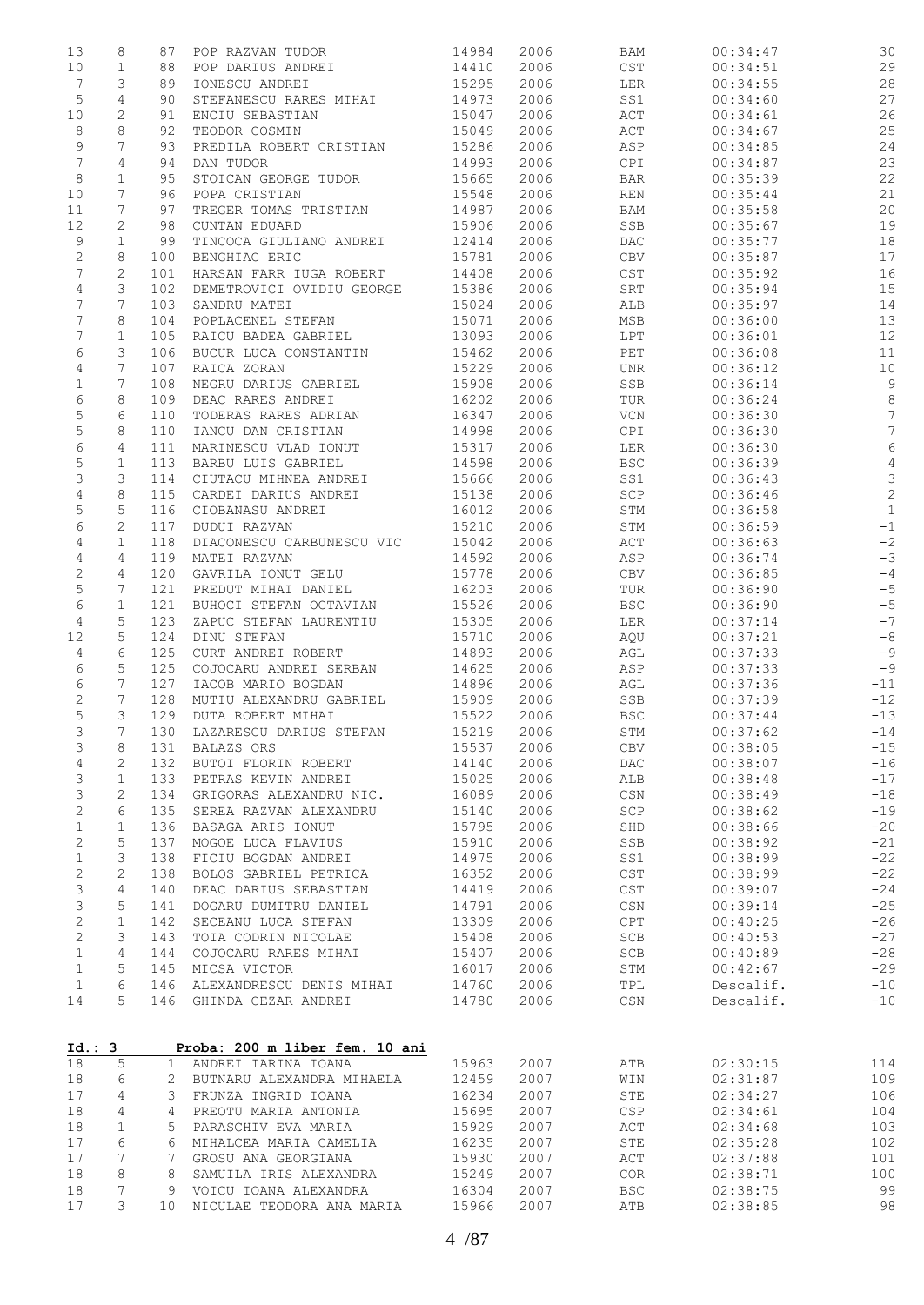| | | | | | | | | |
|---|---|---|---|---|---|---|---|---|
| 13 | 8 | 87 | POP RAZVAN TUDOR | 14984 | 2006 | BAM | 00:34:47 | 30 |
| 10 | 1 | 88 | POP DARIUS ANDREI | 14410 | 2006 | CST | 00:34:51 | 29 |
| 7 | 3 | 89 | IONESCU ANDREI | 15295 | 2006 | LER | 00:34:55 | 28 |
| 5 | 4 | 90 | STEFANESCU RARES MIHAI | 14973 | 2006 | SS1 | 00:34:60 | 27 |
| 10 | 2 | 91 | ENCIU SEBASTIAN | 15047 | 2006 | ACT | 00:34:61 | 26 |
| 8 | 8 | 92 | TEODOR COSMIN | 15049 | 2006 | ACT | 00:34:67 | 25 |
| 9 | 7 | 93 | PREDILA ROBERT CRISTIAN | 15286 | 2006 | ASP | 00:34:85 | 24 |
| 7 | 4 | 94 | DAN TUDOR | 14993 | 2006 | CPI | 00:34:87 | 23 |
| 8 | 1 | 95 | STOICAN GEORGE TUDOR | 15665 | 2006 | BAR | 00:35:39 | 22 |
| 10 | 7 | 96 | POPA CRISTIAN | 15548 | 2006 | REN | 00:35:44 | 21 |
| 11 | 7 | 97 | TREGER TOMAS TRISTIAN | 14987 | 2006 | BAM | 00:35:58 | 20 |
| 12 | 2 | 98 | CUNTAN EDUARD | 15906 | 2006 | SSB | 00:35:67 | 19 |
| 9 | 1 | 99 | TINCOCA GIULIANO ANDREI | 12414 | 2006 | DAC | 00:35:77 | 18 |
| 2 | 8 | 100 | BENGHIAC ERIC | 15781 | 2006 | CBV | 00:35:87 | 17 |
| 7 | 2 | 101 | HARSAN FARR IUGA ROBERT | 14408 | 2006 | CST | 00:35:92 | 16 |
| 4 | 3 | 102 | DEMETROVICI OVIDIU GEORGE | 15386 | 2006 | SRT | 00:35:94 | 15 |
| 7 | 7 | 103 | SANDRU MATEI | 15024 | 2006 | ALB | 00:35:97 | 14 |
| 7 | 8 | 104 | POPLACENEL STEFAN | 15071 | 2006 | MSB | 00:36:00 | 13 |
| 7 | 1 | 105 | RAICU BADEA GABRIEL | 13093 | 2006 | LPT | 00:36:01 | 12 |
| 6 | 3 | 106 | BUCUR LUCA CONSTANTIN | 15462 | 2006 | PET | 00:36:08 | 11 |
| 4 | 7 | 107 | RAICA ZORAN | 15229 | 2006 | UNR | 00:36:12 | 10 |
| 1 | 7 | 108 | NEGRU DARIUS GABRIEL | 15908 | 2006 | SSB | 00:36:14 | 9 |
| 6 | 8 | 109 | DEAC RARES ANDREI | 16202 | 2006 | TUR | 00:36:24 | 8 |
| 5 | 6 | 110 | TODERAS RARES ADRIAN | 16347 | 2006 | VCN | 00:36:30 | 7 |
| 5 | 8 | 110 | IANCU DAN CRISTIAN | 14998 | 2006 | CPI | 00:36:30 | 7 |
| 6 | 4 | 111 | MARINESCU VLAD IONUT | 15317 | 2006 | LER | 00:36:30 | 6 |
| 5 | 1 | 113 | BARBU LUIS GABRIEL | 14598 | 2006 | BSC | 00:36:39 | 4 |
| 3 | 3 | 114 | CIUTACU MIHNEA ANDREI | 15666 | 2006 | SS1 | 00:36:43 | 3 |
| 4 | 8 | 115 | CARDEI DARIUS ANDREI | 15138 | 2006 | SCP | 00:36:46 | 2 |
| 5 | 5 | 116 | CIOBANASU ANDREI | 16012 | 2006 | STM | 00:36:58 | 1 |
| 6 | 2 | 117 | DUDUI RAZVAN | 15210 | 2006 | STM | 00:36:59 | -1 |
| 4 | 1 | 118 | DIACONESCU CARBUNESCU VIC | 15042 | 2006 | ACT | 00:36:63 | -2 |
| 4 | 4 | 119 | MATEI RAZVAN | 14592 | 2006 | ASP | 00:36:74 | -3 |
| 2 | 4 | 120 | GAVRILA IONUT GELU | 15778 | 2006 | CBV | 00:36:85 | -4 |
| 5 | 7 | 121 | PREDUT MIHAI DANIEL | 16203 | 2006 | TUR | 00:36:90 | -5 |
| 6 | 1 | 121 | BUHOCI STEFAN OCTAVIAN | 15526 | 2006 | BSC | 00:36:90 | -5 |
| 4 | 5 | 123 | ZAPUC STEFAN LAURENTIU | 15305 | 2006 | LER | 00:37:14 | -7 |
| 12 | 5 | 124 | DINU STEFAN | 15710 | 2006 | AQU | 00:37:21 | -8 |
| 4 | 6 | 125 | CURT ANDREI ROBERT | 14893 | 2006 | AGL | 00:37:33 | -9 |
| 6 | 5 | 125 | COJOCARU ANDREI SERBAN | 14625 | 2006 | ASP | 00:37:33 | -9 |
| 6 | 7 | 127 | IACOB MARIO BOGDAN | 14896 | 2006 | AGL | 00:37:36 | -11 |
| 2 | 7 | 128 | MUTIU ALEXANDRU GABRIEL | 15909 | 2006 | SSB | 00:37:39 | -12 |
| 5 | 3 | 129 | DUTA ROBERT MIHAI | 15522 | 2006 | BSC | 00:37:44 | -13 |
| 3 | 7 | 130 | LAZARESCU DARIUS STEFAN | 15219 | 2006 | STM | 00:37:62 | -14 |
| 3 | 8 | 131 | BALAZS ORS | 15537 | 2006 | CBV | 00:38:05 | -15 |
| 4 | 2 | 132 | BUTOI FLORIN ROBERT | 14140 | 2006 | DAC | 00:38:07 | -16 |
| 3 | 1 | 133 | PETRAS KEVIN ANDREI | 15025 | 2006 | ALB | 00:38:48 | -17 |
| 3 | 2 | 134 | GRIGORAS ALEXANDRU NIC. | 16089 | 2006 | CSN | 00:38:49 | -18 |
| 2 | 6 | 135 | SEREA RAZVAN ALEXANDRU | 15140 | 2006 | SCP | 00:38:62 | -19 |
| 1 | 1 | 136 | BASAGA ARIS IONUT | 15795 | 2006 | SHD | 00:38:66 | -20 |
| 2 | 5 | 137 | MOGOE LUCA FLAVIUS | 15910 | 2006 | SSB | 00:38:92 | -21 |
| 1 | 3 | 138 | FICIU BOGDAN ANDREI | 14975 | 2006 | SS1 | 00:38:99 | -22 |
| 2 | 2 | 138 | BOLOS GABRIEL PETRICA | 16352 | 2006 | CST | 00:38:99 | -22 |
| 3 | 4 | 140 | DEAC DARIUS SEBASTIAN | 14419 | 2006 | CST | 00:39:07 | -24 |
| 3 | 5 | 141 | DOGARU DUMITRU DANIEL | 14791 | 2006 | CSN | 00:39:14 | -25 |
| 2 | 1 | 142 | SECEANU LUCA STEFAN | 13309 | 2006 | CPT | 00:40:25 | -26 |
| 2 | 3 | 143 | TOIA CODRIN NICOLAE | 15408 | 2006 | SCB | 00:40:53 | -27 |
| 1 | 4 | 144 | COJOCARU RARES MIHAI | 15407 | 2006 | SCB | 00:40:89 | -28 |
| 1 | 5 | 145 | MICSA VICTOR | 16017 | 2006 | STM | 00:42:67 | -29 |
| 1 | 6 | 146 | ALEXANDRESCU DENIS MIHAI | 14760 | 2006 | TPL | Descalif. | -10 |
| 14 | 5 | 146 | GHINDA CEZAR ANDREI | 14780 | 2006 | CSN | Descalif. | -10 |

**Id.: 3 Proba: 200 m liber fem. 10 ani**

| | | | | | | | | |
|---|---|---|---|---|---|---|---|---|
| 18 | 5 | 1 | ANDREI IARINA IOANA | 15963 | 2007 | ATB | 02:30:15 | 114 |
| 18 | 6 | 2 | BUTNARU ALEXANDRA MIHAELA | 12459 | 2007 | WIN | 02:31:87 | 109 |
| 17 | 4 | 3 | FRUNZA INGRID IOANA | 16234 | 2007 | STE | 02:34:27 | 106 |
| 18 | 4 | 4 | PREOTU MARIA ANTONIA | 15695 | 2007 | CSP | 02:34:61 | 104 |
| 18 | 1 | 5 | PARASCHIV EVA MARIA | 15929 | 2007 | ACT | 02:34:68 | 103 |
| 17 | 6 | 6 | MIHALCEA MARIA CAMELIA | 16235 | 2007 | STE | 02:35:28 | 102 |
| 17 | 7 | 7 | GROSU ANA GEORGIANA | 15930 | 2007 | ACT | 02:37:88 | 101 |
| 18 | 8 | 8 | SAMUILA IRIS ALEXANDRA | 15249 | 2007 | COR | 02:38:71 | 100 |
| 18 | 7 | 9 | VOICU IOANA ALEXANDRA | 16304 | 2007 | BSC | 02:38:75 | 99 |
| 17 | 3 | 10 | NICULAE TEODORA ANA MARIA | 15966 | 2007 | ATB | 02:38:85 | 98 |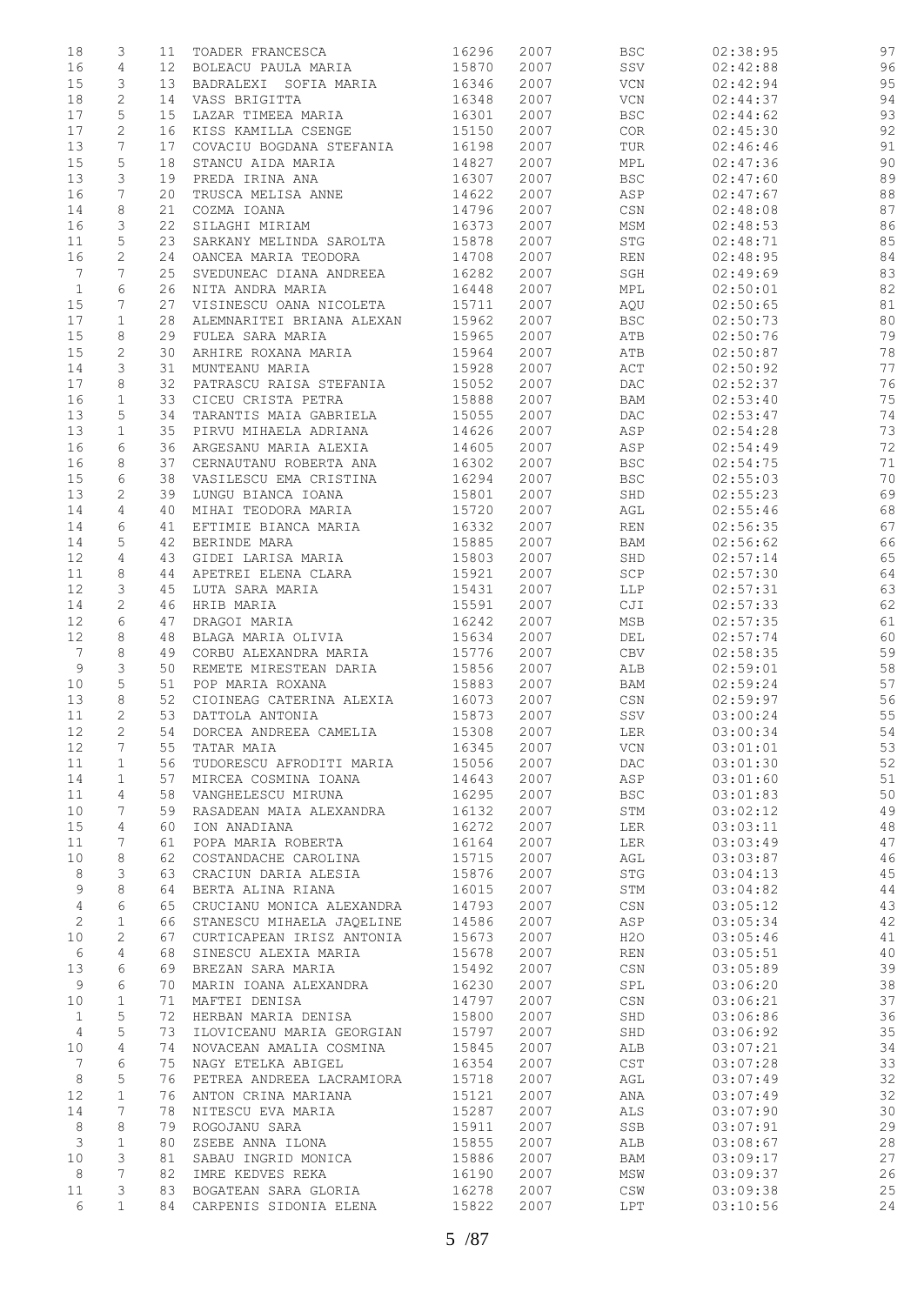| | | | | | | | | |
|---|---|---|---|---|---|---|---|---|
| 18 | 3 | 11 | TOADER FRANCESCA | 16296 | 2007 | BSC | 02:38:95 | 97 |
| 16 | 4 | 12 | BOLEACU PAULA MARIA | 15870 | 2007 | SSV | 02:42:88 | 96 |
| 15 | 3 | 13 | BADRALEXI SOFIA MARIA | 16346 | 2007 | VCN | 02:42:94 | 95 |
| 18 | 2 | 14 | VASS BRIGITTA | 16348 | 2007 | VCN | 02:44:37 | 94 |
| 17 | 5 | 15 | LAZAR TIMEEA MARIA | 16301 | 2007 | BSC | 02:44:62 | 93 |
| 17 | 2 | 16 | KISS KAMILLA CSENGE | 15150 | 2007 | COR | 02:45:30 | 92 |
| 13 | 7 | 17 | COVACIU BOGDANA STEFANIA | 16198 | 2007 | TUR | 02:46:46 | 91 |
| 15 | 5 | 18 | STANCU AIDA MARIA | 14827 | 2007 | MPL | 02:47:36 | 90 |
| 13 | 3 | 19 | PREDA IRINA ANA | 16307 | 2007 | BSC | 02:47:60 | 89 |
| 16 | 7 | 20 | TRUSCA MELISA ANNE | 14622 | 2007 | ASP | 02:47:67 | 88 |
| 14 | 8 | 21 | COZMA IOANA | 14796 | 2007 | CSN | 02:48:08 | 87 |
| 16 | 3 | 22 | SILAGHI MIRIAM | 16373 | 2007 | MSM | 02:48:53 | 86 |
| 11 | 5 | 23 | SARKANY MELINDA SAROLTA | 15878 | 2007 | STG | 02:48:71 | 85 |
| 16 | 2 | 24 | OANCEA MARIA TEODORA | 14708 | 2007 | REN | 02:48:95 | 84 |
| 7 | 7 | 25 | SVEDUNEAC DIANA ANDREEA | 16282 | 2007 | SGH | 02:49:69 | 83 |
| 1 | 6 | 26 | NITA ANDRA MARIA | 16448 | 2007 | MPL | 02:50:01 | 82 |
| 15 | 7 | 27 | VISINESCU OANA NICOLETA | 15711 | 2007 | AQU | 02:50:65 | 81 |
| 17 | 1 | 28 | ALEMNARITEI BRIANA ALEXAN | 15962 | 2007 | BSC | 02:50:73 | 80 |
| 15 | 8 | 29 | FULEA SARA MARIA | 15965 | 2007 | ATB | 02:50:76 | 79 |
| 15 | 2 | 30 | ARHIRE ROXANA MARIA | 15964 | 2007 | ATB | 02:50:87 | 78 |
| 14 | 3 | 31 | MUNTEANU MARIA | 15928 | 2007 | ACT | 02:50:92 | 77 |
| 17 | 8 | 32 | PATRASCU RAISA STEFANIA | 15052 | 2007 | DAC | 02:52:37 | 76 |
| 16 | 1 | 33 | CICEU CRISTA PETRA | 15888 | 2007 | BAM | 02:53:40 | 75 |
| 13 | 5 | 34 | TARANTIS MAIA GABRIELA | 15055 | 2007 | DAC | 02:53:47 | 74 |
| 13 | 1 | 35 | PIRVU MIHAELA ADRIANA | 14626 | 2007 | ASP | 02:54:28 | 73 |
| 16 | 6 | 36 | ARGESANU MARIA ALEXIA | 14605 | 2007 | ASP | 02:54:49 | 72 |
| 16 | 8 | 37 | CERNAUTANU ROBERTA ANA | 16302 | 2007 | BSC | 02:54:75 | 71 |
| 15 | 6 | 38 | VASILESCU EMA CRISTINA | 16294 | 2007 | BSC | 02:55:03 | 70 |
| 13 | 2 | 39 | LUNGU BIANCA IOANA | 15801 | 2007 | SHD | 02:55:23 | 69 |
| 14 | 4 | 40 | MIHAI TEODORA MARIA | 15720 | 2007 | AGL | 02:55:46 | 68 |
| 14 | 6 | 41 | EFTIMIE BIANCA MARIA | 16332 | 2007 | REN | 02:56:35 | 67 |
| 14 | 5 | 42 | BERINDE MARA | 15885 | 2007 | BAM | 02:56:62 | 66 |
| 12 | 4 | 43 | GIDEI LARISA MARIA | 15803 | 2007 | SHD | 02:57:14 | 65 |
| 11 | 8 | 44 | APETREI ELENA CLARA | 15921 | 2007 | SCP | 02:57:30 | 64 |
| 12 | 3 | 45 | LUTA SARA MARIA | 15431 | 2007 | LLP | 02:57:31 | 63 |
| 14 | 2 | 46 | HRIB MARIA | 15591 | 2007 | CJI | 02:57:33 | 62 |
| 12 | 6 | 47 | DRAGOI MARIA | 16242 | 2007 | MSB | 02:57:35 | 61 |
| 12 | 8 | 48 | BLAGA MARIA OLIVIA | 15634 | 2007 | DEL | 02:57:74 | 60 |
| 7 | 8 | 49 | CORBU ALEXANDRA MARIA | 15776 | 2007 | CBV | 02:58:35 | 59 |
| 9 | 3 | 50 | REMETE MIRESTEAN DARIA | 15856 | 2007 | ALB | 02:59:01 | 58 |
| 10 | 5 | 51 | POP MARIA ROXANA | 15883 | 2007 | BAM | 02:59:24 | 57 |
| 13 | 8 | 52 | CIOINEAG CATERINA ALEXIA | 16073 | 2007 | CSN | 02:59:97 | 56 |
| 11 | 2 | 53 | DATTOLA ANTONIA | 15873 | 2007 | SSV | 03:00:24 | 55 |
| 12 | 2 | 54 | DORCEA ANDREEA CAMELIA | 15308 | 2007 | LER | 03:00:34 | 54 |
| 12 | 7 | 55 | TATAR MAIA | 16345 | 2007 | VCN | 03:01:01 | 53 |
| 11 | 1 | 56 | TUDORESCU AFRODITI MARIA | 15056 | 2007 | DAC | 03:01:30 | 52 |
| 14 | 1 | 57 | MIRCEA COSMINA IOANA | 14643 | 2007 | ASP | 03:01:60 | 51 |
| 11 | 4 | 58 | VANGHELESCU MIRUNA | 16295 | 2007 | BSC | 03:01:83 | 50 |
| 10 | 7 | 59 | RASADEAN MAIA ALEXANDRA | 16132 | 2007 | STM | 03:02:12 | 49 |
| 15 | 4 | 60 | ION ANADIANA | 16272 | 2007 | LER | 03:03:11 | 48 |
| 11 | 7 | 61 | POPA MARIA ROBERTA | 16164 | 2007 | LER | 03:03:49 | 47 |
| 10 | 8 | 62 | COSTANDACHE CAROLINA | 15715 | 2007 | AGL | 03:03:87 | 46 |
| 8 | 3 | 63 | CRACIUN DARIA ALESIA | 15876 | 2007 | STG | 03:04:13 | 45 |
| 9 | 8 | 64 | BERTA ALINA RIANA | 16015 | 2007 | STM | 03:04:82 | 44 |
| 4 | 6 | 65 | CRUCIANU MONICA ALEXANDRA | 14793 | 2007 | CSN | 03:05:12 | 43 |
| 2 | 1 | 66 | STANESCU MIHAELA JAQELINE | 14586 | 2007 | ASP | 03:05:34 | 42 |
| 10 | 2 | 67 | CURTICAPEAN IRISZ ANTONIA | 15673 | 2007 | H2O | 03:05:46 | 41 |
| 6 | 4 | 68 | SINESCU ALEXIA MARIA | 15678 | 2007 | REN | 03:05:51 | 40 |
| 13 | 6 | 69 | BREZAN SARA MARIA | 15492 | 2007 | CSN | 03:05:89 | 39 |
| 9 | 6 | 70 | MARIN IOANA ALEXANDRA | 16230 | 2007 | SPL | 03:06:20 | 38 |
| 10 | 1 | 71 | MAFTEI DENISA | 14797 | 2007 | CSN | 03:06:21 | 37 |
| 1 | 5 | 72 | HERBAN MARIA DENISA | 15800 | 2007 | SHD | 03:06:86 | 36 |
| 4 | 5 | 73 | ILOVICEANU MARIA GEORGIAN | 15797 | 2007 | SHD | 03:06:92 | 35 |
| 10 | 4 | 74 | NOVACEAN AMALIA COSMINA | 15845 | 2007 | ALB | 03:07:21 | 34 |
| 7 | 6 | 75 | NAGY ETELKA ABIGEL | 16354 | 2007 | CST | 03:07:28 | 33 |
| 8 | 5 | 76 | PETREA ANDREEA LACRAMIORA | 15718 | 2007 | AGL | 03:07:49 | 32 |
| 12 | 1 | 76 | ANTON CRINA MARIANA | 15121 | 2007 | ANA | 03:07:49 | 32 |
| 14 | 7 | 78 | NITESCU EVA MARIA | 15287 | 2007 | ALS | 03:07:90 | 30 |
| 8 | 8 | 79 | ROGOJANU SARA | 15911 | 2007 | SSB | 03:07:91 | 29 |
| 3 | 1 | 80 | ZSEBE ANNA ILONA | 15855 | 2007 | ALB | 03:08:67 | 28 |
| 10 | 3 | 81 | SABAU INGRID MONICA | 15886 | 2007 | BAM | 03:09:17 | 27 |
| 8 | 7 | 82 | IMRE KEDVES REKA | 16190 | 2007 | MSW | 03:09:37 | 26 |
| 11 | 3 | 83 | BOGATEAN SARA GLORIA | 16278 | 2007 | CSW | 03:09:38 | 25 |
| 6 | 1 | 84 | CARPENIS SIDONIA ELENA | 15822 | 2007 | LPT | 03:10:56 | 24 |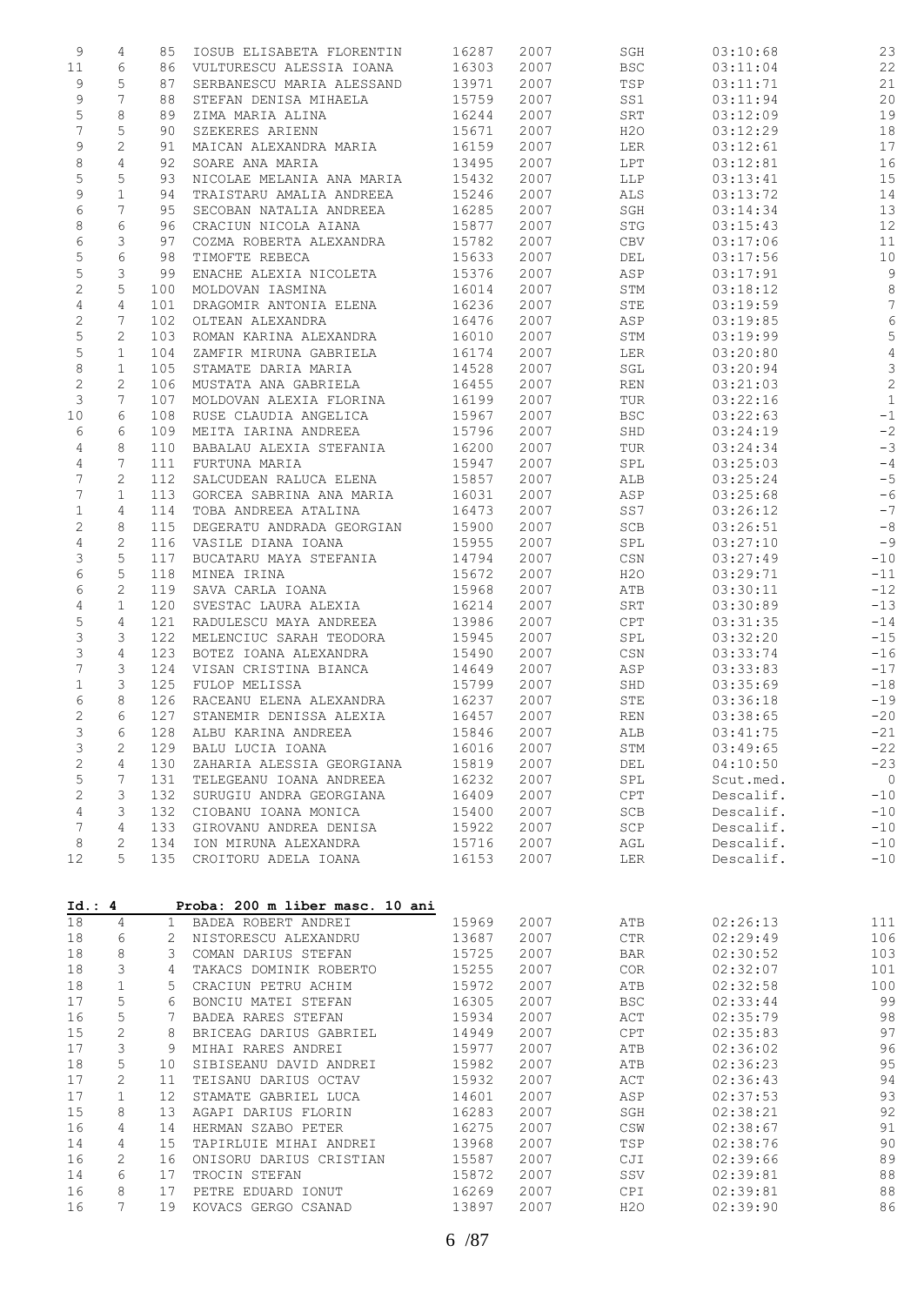| | | | | | | | | |
|---|---|---|---|---|---|---|---|---|
| 9 | 4 | 85 | IOSUB ELISABETA FLORENTIN | 16287 | 2007 | SGH | 03:10:68 | 23 |
| 11 | 6 | 86 | VULTURESCU ALESSIA IOANA | 16303 | 2007 | BSC | 03:11:04 | 22 |
| 9 | 5 | 87 | SERBANESCU MARIA ALESSAND | 13971 | 2007 | TSP | 03:11:71 | 21 |
| 9 | 7 | 88 | STEFAN DENISA MIHAELA | 15759 | 2007 | SS1 | 03:11:94 | 20 |
| 5 | 8 | 89 | ZIMA MARIA ALINA | 16244 | 2007 | SRT | 03:12:09 | 19 |
| 7 | 5 | 90 | SZEKERES ARIENN | 15671 | 2007 | H2O | 03:12:29 | 18 |
| 9 | 2 | 91 | MAICAN ALEXANDRA MARIA | 16159 | 2007 | LER | 03:12:61 | 17 |
| 8 | 4 | 92 | SOARE ANA MARIA | 13495 | 2007 | LPT | 03:12:81 | 16 |
| 5 | 5 | 93 | NICOLAE MELANIA ANA MARIA | 15432 | 2007 | LLP | 03:13:41 | 15 |
| 9 | 1 | 94 | TRAISTARU AMALIA ANDREEA | 15246 | 2007 | ALS | 03:13:72 | 14 |
| 6 | 7 | 95 | SECOBAN NATALIA ANDREEA | 16285 | 2007 | SGH | 03:14:34 | 13 |
| 8 | 6 | 96 | CRACIUN NICOLA AIANA | 15877 | 2007 | STG | 03:15:43 | 12 |
| 6 | 3 | 97 | COZMA ROBERTA ALEXANDRA | 15782 | 2007 | CBV | 03:17:06 | 11 |
| 5 | 6 | 98 | TIMOFTE REBECA | 15633 | 2007 | DEL | 03:17:56 | 10 |
| 5 | 3 | 99 | ENACHE ALEXIA NICOLETA | 15376 | 2007 | ASP | 03:17:91 | 9 |
| 2 | 5 | 100 | MOLDOVAN IASMINA | 16014 | 2007 | STM | 03:18:12 | 8 |
| 4 | 4 | 101 | DRAGOMIR ANTONIA ELENA | 16236 | 2007 | STE | 03:19:59 | 7 |
| 2 | 7 | 102 | OLTEAN ALEXANDRA | 16476 | 2007 | ASP | 03:19:85 | 6 |
| 5 | 2 | 103 | ROMAN KARINA ALEXANDRA | 16010 | 2007 | STM | 03:19:99 | 5 |
| 5 | 1 | 104 | ZAMFIR MIRUNA GABRIELA | 16174 | 2007 | LER | 03:20:80 | 4 |
| 8 | 1 | 105 | STAMATE DARIA MARIA | 14528 | 2007 | SGL | 03:20:94 | 3 |
| 2 | 2 | 106 | MUSTATA ANA GABRIELA | 16455 | 2007 | REN | 03:21:03 | 2 |
| 3 | 7 | 107 | MOLDOVAN ALEXIA FLORINA | 16199 | 2007 | TUR | 03:22:16 | 1 |
| 10 | 6 | 108 | RUSE CLAUDIA ANGELICA | 15967 | 2007 | BSC | 03:22:63 | -1 |
| 6 | 6 | 109 | MEITA IARINA ANDREEA | 15796 | 2007 | SHD | 03:24:19 | -2 |
| 4 | 8 | 110 | BABALAU ALEXIA STEFANIA | 16200 | 2007 | TUR | 03:24:34 | -3 |
| 4 | 7 | 111 | FURTUNA MARIA | 15947 | 2007 | SPL | 03:25:03 | -4 |
| 7 | 2 | 112 | SALCUDEAN RALUCA ELENA | 15857 | 2007 | ALB | 03:25:24 | -5 |
| 7 | 1 | 113 | GORCEA SABRINA ANA MARIA | 16031 | 2007 | ASP | 03:25:68 | -6 |
| 1 | 4 | 114 | TOBA ANDREEA ATALINA | 16473 | 2007 | SS7 | 03:26:12 | -7 |
| 2 | 8 | 115 | DEGERATU ANDRADA GEORGIAN | 15900 | 2007 | SCB | 03:26:51 | -8 |
| 4 | 2 | 116 | VASILE DIANA IOANA | 15955 | 2007 | SPL | 03:27:10 | -9 |
| 3 | 5 | 117 | BUCATARU MAYA STEFANIA | 14794 | 2007 | CSN | 03:27:49 | -10 |
| 6 | 5 | 118 | MINEA IRINA | 15672 | 2007 | H2O | 03:29:71 | -11 |
| 6 | 2 | 119 | SAVA CARLA IOANA | 15968 | 2007 | ATB | 03:30:11 | -12 |
| 4 | 1 | 120 | SVESTAC LAURA ALEXIA | 16214 | 2007 | SRT | 03:30:89 | -13 |
| 5 | 4 | 121 | RADULESCU MAYA ANDREEA | 13986 | 2007 | CPT | 03:31:35 | -14 |
| 3 | 3 | 122 | MELENCIUC SARAH TEODORA | 15945 | 2007 | SPL | 03:32:20 | -15 |
| 3 | 4 | 123 | BOTEZ IOANA ALEXANDRA | 15490 | 2007 | CSN | 03:33:74 | -16 |
| 7 | 3 | 124 | VISAN CRISTINA BIANCA | 14649 | 2007 | ASP | 03:33:83 | -17 |
| 1 | 3 | 125 | FULOP MELISSA | 15799 | 2007 | SHD | 03:35:69 | -18 |
| 6 | 8 | 126 | RACEANU ELENA ALEXANDRA | 16237 | 2007 | STE | 03:36:18 | -19 |
| 2 | 6 | 127 | STANEMIR DENISSA ALEXIA | 16457 | 2007 | REN | 03:38:65 | -20 |
| 3 | 6 | 128 | ALBU KARINA ANDREEA | 15846 | 2007 | ALB | 03:41:75 | -21 |
| 3 | 2 | 129 | BALU LUCIA IOANA | 16016 | 2007 | STM | 03:49:65 | -22 |
| 2 | 4 | 130 | ZAHARIA ALESSIA GEORGIANA | 15819 | 2007 | DEL | 04:10:50 | -23 |
| 5 | 7 | 131 | TELEGEANU IOANA ANDREEA | 16232 | 2007 | SPL | Scut.med. | 0 |
| 2 | 3 | 132 | SURUGIU ANDRA GEORGIANA | 16409 | 2007 | CPT | Descalif. | -10 |
| 4 | 3 | 132 | CIOBANU IOANA MONICA | 15400 | 2007 | SCB | Descalif. | -10 |
| 7 | 4 | 133 | GIROVANU ANDREA DENISA | 15922 | 2007 | SCP | Descalif. | -10 |
| 8 | 2 | 134 | ION MIRUNA ALEXANDRA | 15716 | 2007 | AGL | Descalif. | -10 |
| 12 | 5 | 135 | CROITORU ADELA IOANA | 16153 | 2007 | LER | Descalif. | -10 |

**Id.: 4** **Proba: 200 m liber masc. 10 ani**

| | | | | | | | | |
|---|---|---|---|---|---|---|---|---|
| 18 | 4 | 1 | BADEA ROBERT ANDREI | 15969 | 2007 | ATB | 02:26:13 | 111 |
| 18 | 6 | 2 | NISTORESCU ALEXANDRU | 13687 | 2007 | CTR | 02:29:49 | 106 |
| 18 | 8 | 3 | COMAN DARIUS STEFAN | 15725 | 2007 | BAR | 02:30:52 | 103 |
| 18 | 3 | 4 | TAKACS DOMINIK ROBERTO | 15255 | 2007 | COR | 02:32:07 | 101 |
| 18 | 1 | 5 | CRACIUN PETRU ACHIM | 15972 | 2007 | ATB | 02:32:58 | 100 |
| 17 | 5 | 6 | BONCIU MATEI STEFAN | 16305 | 2007 | BSC | 02:33:44 | 99 |
| 16 | 5 | 7 | BADEA RARES STEFAN | 15934 | 2007 | ACT | 02:35:79 | 98 |
| 15 | 2 | 8 | BRICEAG DARIUS GABRIEL | 14949 | 2007 | CPT | 02:35:83 | 97 |
| 17 | 3 | 9 | MIHAI RARES ANDREI | 15977 | 2007 | ATB | 02:36:02 | 96 |
| 18 | 5 | 10 | SIBISEANU DAVID ANDREI | 15982 | 2007 | ATB | 02:36:23 | 95 |
| 17 | 2 | 11 | TEISANU DARIUS OCTAV | 15932 | 2007 | ACT | 02:36:43 | 94 |
| 17 | 1 | 12 | STAMATE GABRIEL LUCA | 14601 | 2007 | ASP | 02:37:53 | 93 |
| 15 | 8 | 13 | AGAPI DARIUS FLORIN | 16283 | 2007 | SGH | 02:38:21 | 92 |
| 16 | 4 | 14 | HERMAN SZABO PETER | 16275 | 2007 | CSW | 02:38:67 | 91 |
| 14 | 4 | 15 | TAPIRLUIE MIHAI ANDREI | 13968 | 2007 | TSP | 02:38:76 | 90 |
| 16 | 2 | 16 | ONISORU DARIUS CRISTIAN | 15587 | 2007 | CJI | 02:39:66 | 89 |
| 14 | 6 | 17 | TROCIN STEFAN | 15872 | 2007 | SSV | 02:39:81 | 88 |
| 16 | 8 | 17 | PETRE EDUARD IONUT | 16269 | 2007 | CPI | 02:39:81 | 88 |
| 16 | 7 | 19 | KOVACS GERGO CSANAD | 13897 | 2007 | H2O | 02:39:90 | 86 |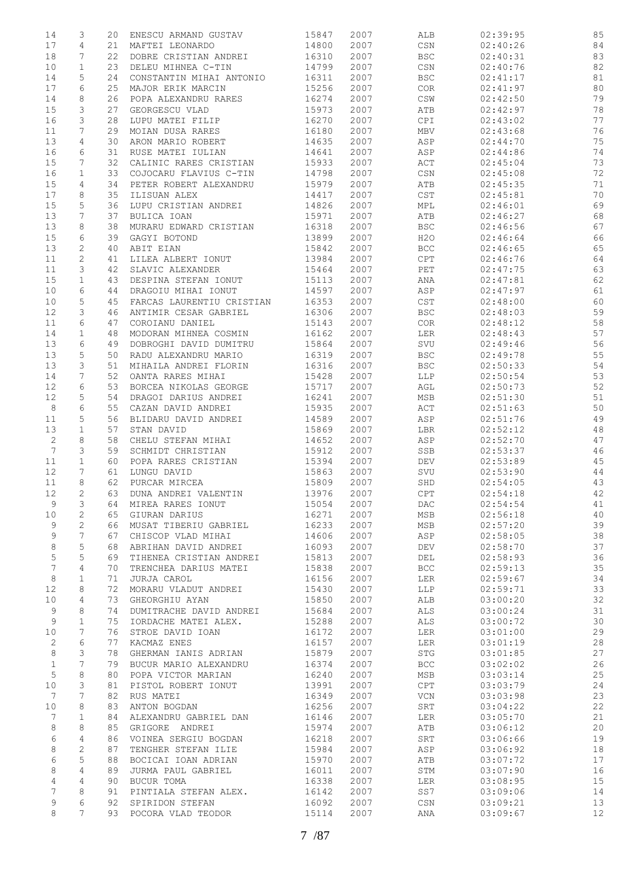| | | | | | | | | |
|---|---|---|---|---|---|---|---|---|
| 14 | 3 | 20 | ENESCU ARMAND GUSTAV | 15847 | 2007 | ALB | 02:39:95 | 85 |
| 17 | 4 | 21 | MAFTEI LEONARDO | 14800 | 2007 | CSN | 02:40:26 | 84 |
| 18 | 7 | 22 | DOBRE CRISTIAN ANDREI | 16310 | 2007 | BSC | 02:40:31 | 83 |
| 10 | 1 | 23 | DELEU MIHNEA C-TIN | 14799 | 2007 | CSN | 02:40:76 | 82 |
| 14 | 5 | 24 | CONSTANTIN MIHAI ANTONIO | 16311 | 2007 | BSC | 02:41:17 | 81 |
| 17 | 6 | 25 | MAJOR ERIK MARCIN | 15256 | 2007 | COR | 02:41:97 | 80 |
| 14 | 8 | 26 | POPA ALEXANDRU RARES | 16274 | 2007 | CSW | 02:42:50 | 79 |
| 15 | 3 | 27 | GEORGESCU VLAD | 15973 | 2007 | ATB | 02:42:97 | 78 |
| 16 | 3 | 28 | LUPU MATEI FILIP | 16270 | 2007 | CPI | 02:43:02 | 77 |
| 11 | 7 | 29 | MOIAN DUSA RARES | 16180 | 2007 | MBV | 02:43:68 | 76 |
| 13 | 4 | 30 | ARON MARIO ROBERT | 14635 | 2007 | ASP | 02:44:70 | 75 |
| 16 | 6 | 31 | RUSE MATEI IULIAN | 14641 | 2007 | ASP | 02:44:86 | 74 |
| 15 | 7 | 32 | CALINIC RARES CRISTIAN | 15933 | 2007 | ACT | 02:45:04 | 73 |
| 16 | 1 | 33 | COJOCARU FLAVIUS C-TIN | 14798 | 2007 | CSN | 02:45:08 | 72 |
| 15 | 4 | 34 | PETER ROBERT ALEXANDRU | 15979 | 2007 | ATB | 02:45:35 | 71 |
| 17 | 8 | 35 | ILISUAN ALEX | 14417 | 2007 | CST | 02:45:81 | 70 |
| 15 | 5 | 36 | LUPU CRISTIAN ANDREI | 14826 | 2007 | MPL | 02:46:01 | 69 |
| 13 | 7 | 37 | BULICA IOAN | 15971 | 2007 | ATB | 02:46:27 | 68 |
| 13 | 8 | 38 | MURARU EDWARD CRISTIAN | 16318 | 2007 | BSC | 02:46:56 | 67 |
| 15 | 6 | 39 | GAGYI BOTOND | 13899 | 2007 | H2O | 02:46:64 | 66 |
| 13 | 2 | 40 | ABIT EIAN | 15842 | 2007 | BCC | 02:46:65 | 65 |
| 11 | 2 | 41 | LILEA ALBERT IONUT | 13984 | 2007 | CPT | 02:46:76 | 64 |
| 11 | 3 | 42 | SLAVIC ALEXANDER | 15464 | 2007 | PET | 02:47:75 | 63 |
| 15 | 1 | 43 | DESPINA STEFAN IONUT | 15113 | 2007 | ANA | 02:47:81 | 62 |
| 10 | 6 | 44 | DRAGOIU MIHAI IONUT | 14597 | 2007 | ASP | 02:47:97 | 61 |
| 10 | 5 | 45 | FARCAS LAURENTIU CRISTIAN | 16353 | 2007 | CST | 02:48:00 | 60 |
| 12 | 3 | 46 | ANTIMIR CESAR GABRIEL | 16306 | 2007 | BSC | 02:48:03 | 59 |
| 11 | 6 | 47 | COROIANU DANIEL | 15143 | 2007 | COR | 02:48:12 | 58 |
| 14 | 1 | 48 | MODORAN MIHNEA COSMIN | 16162 | 2007 | LER | 02:48:43 | 57 |
| 13 | 6 | 49 | DOBROGHI DAVID DUMITRU | 15864 | 2007 | SVU | 02:49:46 | 56 |
| 13 | 5 | 50 | RADU ALEXANDRU MARIO | 16319 | 2007 | BSC | 02:49:78 | 55 |
| 13 | 3 | 51 | MIHAILA ANDREI FLORIN | 16316 | 2007 | BSC | 02:50:33 | 54 |
| 14 | 7 | 52 | OANTA RARES MIHAI | 15428 | 2007 | LLP | 02:50:54 | 53 |
| 12 | 6 | 53 | BORCEA NIKOLAS GEORGE | 15717 | 2007 | AGL | 02:50:73 | 52 |
| 12 | 5 | 54 | DRAGOI DARIUS ANDREI | 16241 | 2007 | MSB | 02:51:30 | 51 |
| 8 | 6 | 55 | CAZAN DAVID ANDREI | 15935 | 2007 | ACT | 02:51:63 | 50 |
| 11 | 5 | 56 | BLIDARU DAVID ANDREI | 14589 | 2007 | ASP | 02:51:76 | 49 |
| 13 | 1 | 57 | STAN DAVID | 15869 | 2007 | LBR | 02:52:12 | 48 |
| 2 | 8 | 58 | CHELU STEFAN MIHAI | 14652 | 2007 | ASP | 02:52:70 | 47 |
| 7 | 3 | 59 | SCHMIDT CHRISTIAN | 15912 | 2007 | SSB | 02:53:37 | 46 |
| 11 | 1 | 60 | POPA RARES CRISTIAN | 15394 | 2007 | DEV | 02:53:89 | 45 |
| 12 | 7 | 61 | LUNGU DAVID | 15863 | 2007 | SVU | 02:53:90 | 44 |
| 11 | 8 | 62 | PURCAR MIRCEA | 15809 | 2007 | SHD | 02:54:05 | 43 |
| 12 | 2 | 63 | DUNA ANDREI VALENTIN | 13976 | 2007 | CPT | 02:54:18 | 42 |
| 9 | 3 | 64 | MIREA RARES IONUT | 15054 | 2007 | DAC | 02:54:54 | 41 |
| 10 | 2 | 65 | GIURAN DARIUS | 16271 | 2007 | MSB | 02:56:18 | 40 |
| 9 | 2 | 66 | MUSAT TIBERIU GABRIEL | 16233 | 2007 | MSB | 02:57:20 | 39 |
| 9 | 7 | 67 | CHISCOP VLAD MIHAI | 14606 | 2007 | ASP | 02:58:05 | 38 |
| 8 | 5 | 68 | ABRIHAN DAVID ANDREI | 16093 | 2007 | DEV | 02:58:70 | 37 |
| 5 | 5 | 69 | TIHENEA CRISTIAN ANDREI | 15813 | 2007 | DEL | 02:58:93 | 36 |
| 7 | 4 | 70 | TRENCHEA DARIUS MATEI | 15838 | 2007 | BCC | 02:59:13 | 35 |
| 8 | 1 | 71 | JURJA CAROL | 16156 | 2007 | LER | 02:59:67 | 34 |
| 12 | 8 | 72 | MORARU VLADUT ANDREI | 15430 | 2007 | LLP | 02:59:71 | 33 |
| 10 | 4 | 73 | GHEORGHIU AYAN | 15850 | 2007 | ALB | 03:00:20 | 32 |
| 9 | 8 | 74 | DUMITRACHE DAVID ANDREI | 15684 | 2007 | ALS | 03:00:24 | 31 |
| 9 | 1 | 75 | IORDACHE MATEI ALEX. | 15288 | 2007 | ALS | 03:00:72 | 30 |
| 10 | 7 | 76 | STROE DAVID IOAN | 16172 | 2007 | LER | 03:01:00 | 29 |
| 2 | 6 | 77 | KACMAZ ENES | 16157 | 2007 | LER | 03:01:19 | 28 |
| 8 | 3 | 78 | GHERMAN IANIS ADRIAN | 15879 | 2007 | STG | 03:01:85 | 27 |
| 1 | 7 | 79 | BUCUR MARIO ALEXANDRU | 16374 | 2007 | BCC | 03:02:02 | 26 |
| 5 | 8 | 80 | POPA VICTOR MARIAN | 16240 | 2007 | MSB | 03:03:14 | 25 |
| 10 | 3 | 81 | PISTOL ROBERT IONUT | 13991 | 2007 | CPT | 03:03:79 | 24 |
| 7 | 7 | 82 | RUS MATEI | 16349 | 2007 | VCN | 03:03:98 | 23 |
| 10 | 8 | 83 | ANTON BOGDAN | 16256 | 2007 | SRT | 03:04:22 | 22 |
| 7 | 1 | 84 | ALEXANDRU GABRIEL DAN | 16146 | 2007 | LER | 03:05:70 | 21 |
| 8 | 8 | 85 | GRIGORE ANDREI | 15974 | 2007 | ATB | 03:06:12 | 20 |
| 6 | 4 | 86 | VOINEA SERGIU BOGDAN | 16218 | 2007 | SRT | 03:06:66 | 19 |
| 8 | 2 | 87 | TENGHER STEFAN ILIE | 15984 | 2007 | ASP | 03:06:92 | 18 |
| 6 | 5 | 88 | BOCICAI IOAN ADRIAN | 15970 | 2007 | ATB | 03:07:72 | 17 |
| 8 | 4 | 89 | JURMA PAUL GABRIEL | 16011 | 2007 | STM | 03:07:90 | 16 |
| 4 | 4 | 90 | BUCUR TOMA | 16338 | 2007 | LER | 03:08:95 | 15 |
| 7 | 8 | 91 | PINTIALA STEFAN ALEX. | 16142 | 2007 | SS7 | 03:09:06 | 14 |
| 9 | 6 | 92 | SPIRIDON STEFAN | 16092 | 2007 | CSN | 03:09:21 | 13 |
| 8 | 7 | 93 | POCORA VLAD TEODOR | 15114 | 2007 | ANA | 03:09:67 | 12 |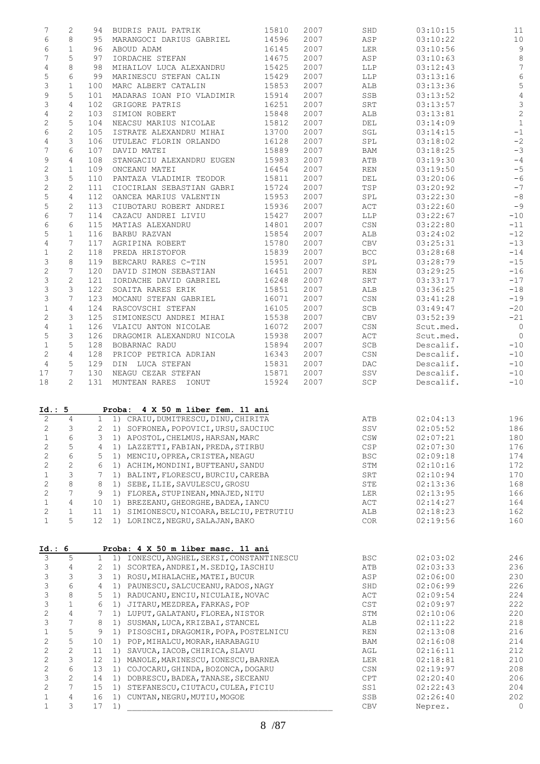| | | | | | | | | |
|---|---|---|---|---|---|---|---|---|
| 7 | 2 | 94 | BUDRIS PAUL PATRIK | 15810 | 2007 | SHD | 03:10:15 | 11 |
| 6 | 8 | 95 | MARANGOCI DARIUS GABRIEL | 14596 | 2007 | ASP | 03:10:22 | 10 |
| 6 | 1 | 96 | ABOUD ADAM | 16145 | 2007 | LER | 03:10:56 | 9 |
| 7 | 5 | 97 | IORDACHE STEFAN | 14675 | 2007 | ASP | 03:10:63 | 8 |
| 4 | 8 | 98 | MIHAILOV LUCA ALEXANDRU | 15425 | 2007 | LLP | 03:12:43 | 7 |
| 5 | 6 | 99 | MARINESCU STEFAN CALIN | 15429 | 2007 | LLP | 03:13:16 | 6 |
| 3 | 1 | 100 | MARC ALBERT CATALIN | 15853 | 2007 | ALB | 03:13:36 | 5 |
| 9 | 5 | 101 | MADARAS IOAN PIO VLADIMIR | 15914 | 2007 | SSB | 03:13:52 | 4 |
| 3 | 4 | 102 | GRIGORE PATRIS | 16251 | 2007 | SRT | 03:13:57 | 3 |
| 4 | 2 | 103 | SIMION ROBERT | 15848 | 2007 | ALB | 03:13:81 | 2 |
| 2 | 5 | 104 | NEACSU MARIUS NICOLAE | 15812 | 2007 | DEL | 03:14:09 | 1 |
| 6 | 2 | 105 | ISTRATE ALEXANDRU MIHAI | 13700 | 2007 | SGL | 03:14:15 | -1 |
| 4 | 3 | 106 | UTULEAC FLORIN ORLANDO | 16128 | 2007 | SPL | 03:18:02 | -2 |
| 7 | 6 | 107 | DAVID MATEI | 15889 | 2007 | BAM | 03:18:25 | -3 |
| 9 | 4 | 108 | STANGACIU ALEXANDRU EUGEN | 15983 | 2007 | ATB | 03:19:30 | -4 |
| 2 | 1 | 109 | ONCEANU MATEI | 16454 | 2007 | REN | 03:19:50 | -5 |
| 3 | 5 | 110 | PANTAZA VLADIMIR TEODOR | 15811 | 2007 | DEL | 03:20:06 | -6 |
| 2 | 2 | 111 | CIOCIRLAN SEBASTIAN GABRI | 15724 | 2007 | TSP | 03:20:92 | -7 |
| 5 | 4 | 112 | OANCEA MARIUS VALENTIN | 15953 | 2007 | SPL | 03:22:30 | -8 |
| 5 | 2 | 113 | CIUBOTARU ROBERT ANDREI | 15936 | 2007 | ACT | 03:22:60 | -9 |
| 6 | 7 | 114 | CAZACU ANDREI LIVIU | 15427 | 2007 | LLP | 03:22:67 | -10 |
| 6 | 6 | 115 | MATIAS ALEXANDRU | 14801 | 2007 | CSN | 03:22:80 | -11 |
| 5 | 1 | 116 | BARBU RAZVAN | 15854 | 2007 | ALB | 03:24:02 | -12 |
| 4 | 7 | 117 | AGRIPINA ROBERT | 15780 | 2007 | CBV | 03:25:31 | -13 |
| 1 | 2 | 118 | PREDA HRISTOFOR | 15839 | 2007 | BCC | 03:28:68 | -14 |
| 3 | 8 | 119 | BERCARU RARES C-TIN | 15951 | 2007 | SPL | 03:28:79 | -15 |
| 2 | 7 | 120 | DAVID SIMON SEBASTIAN | 16451 | 2007 | REN | 03:29:25 | -16 |
| 3 | 2 | 121 | IORDACHE DAVID GABRIEL | 16248 | 2007 | SRT | 03:33:17 | -17 |
| 3 | 3 | 122 | SOAITA RARES ERIK | 15851 | 2007 | ALB | 03:36:25 | -18 |
| 3 | 7 | 123 | MOCANU STEFAN GABRIEL | 16071 | 2007 | CSN | 03:41:28 | -19 |
| 1 | 4 | 124 | RASCOVSCHI STEFAN | 16105 | 2007 | SCB | 03:49:47 | -20 |
| 2 | 3 | 125 | SIMIONESCU ANDREI MIHAI | 15538 | 2007 | CBV | 03:52:39 | -21 |
| 4 | 1 | 126 | VLAICU ANTON NICOLAE | 16072 | 2007 | CSN | Scut.med. | 0 |
| 5 | 3 | 126 | DRAGOMIR ALEXANDRU NICOLA | 15938 | 2007 | ACT | Scut.med. | 0 |
| 1 | 5 | 128 | BOBARNAC RADU | 15894 | 2007 | SCB | Descalif. | -10 |
| 2 | 4 | 128 | PRICOP PETRICA ADRIAN | 16343 | 2007 | CSN | Descalif. | -10 |
| 4 | 5 | 129 | DIN LUCA STEFAN | 15831 | 2007 | DAC | Descalif. | -10 |
| 17 | 7 | 130 | NEAGU CEZAR STEFAN | 15871 | 2007 | SSV | Descalif. | -10 |
| 18 | 2 | 131 | MUNTEAN RARES IONUT | 15924 | 2007 | SCP | Descalif. | -10 |

**Id.: 5 Proba: 4 X 50 m liber fem. 11 ani**

| | | | | | | |
|---|---|---|---|---|---|---|
| 2 | 4 | 1 | 1) CRAIU, DUMITRESCU, DINU, CHIRITA | ATB | 02:04:13 | 196 |
| 2 | 3 | 2 | 1) SOFRONEA, POPOVICI, URSU, SAUCIUC | SSV | 02:05:52 | 186 |
| 1 | 6 | 3 | 1) APOSTOL, CHELMUS, HARSAN, MARC | CSW | 02:07:21 | 180 |
| 2 | 5 | 4 | 1) LAZZETTI, FABIAN, PREDA, STIRBU | CSP | 02:07:30 | 176 |
| 2 | 6 | 5 | 1) MENCIU, OPREA, CRISTEA, NEAGU | BSC | 02:09:18 | 174 |
| 2 | 2 | 6 | 1) ACHIM, MONDINI, BUFTEANU, SANDU | STM | 02:10:16 | 172 |
| 1 | 3 | 7 | 1) BALINT, FLORESCU, BURCIU, CAREBA | SRT | 02:10:94 | 170 |
| 2 | 8 | 8 | 1) SEBE, ILIE, SAVULESCU, GROSU | STE | 02:13:36 | 168 |
| 2 | 7 | 9 | 1) FLOREA, STUPINEAN, MNAJED, NITU | LER | 02:13:95 | 166 |
| 1 | 4 | 10 | 1) BREZEANU, GHEORGHE, BADEA, IANCU | ACT | 02:14:27 | 164 |
| 2 | 1 | 11 | 1) SIMIONESCU, NICOARA, BELCIU, PETRUTIU | ALB | 02:18:23 | 162 |
| 1 | 5 | 12 | 1) LORINCZ, NEGRU, SALAJAN, BAKO | COR | 02:19:56 | 160 |

**Id.: 6 Proba: 4 X 50 m liber masc. 11 ani**

| | | | | | | |
|---|---|---|---|---|---|---|
| 3 | 5 | 1 | 1) IONESCU, ANGHEL, SEKSI, CONSTANTINESCU | BSC | 02:03:02 | 246 |
| 3 | 4 | 2 | 1) SCORTEA, ANDREI, M.SEDIQ, IASCHIU | ATB | 02:03:33 | 236 |
| 3 | 3 | 3 | 1) ROSU, MIHALACHE, MATEI, BUCUR | ASP | 02:06:00 | 230 |
| 3 | 6 | 4 | 1) PAUNESCU, SALCUCEANU, RADOS, NAGY | SHD | 02:06:99 | 226 |
| 3 | 8 | 5 | 1) RADUCANU, ENCIU, NICULAIE, NOVAC | ACT | 02:09:54 | 224 |
| 3 | 1 | 6 | 1) JITARU, MEZDREA, FARKAS, POP | CST | 02:09:97 | 222 |
| 2 | 4 | 7 | 1) LUPUT, GALATANU, FLOREA, NISTOR | STM | 02:10:06 | 220 |
| 3 | 7 | 8 | 1) SUSMAN, LUCA, KRIZBAI, STANCEL | ALB | 02:11:22 | 218 |
| 1 | 5 | 9 | 1) PISOSCHI, DRAGOMIR, POPA, POSTELNICU | REN | 02:13:08 | 216 |
| 2 | 5 | 10 | 1) POP, MIHALCU, MORAR, HARABAGIU | BAM | 02:16:08 | 214 |
| 2 | 2 | 11 | 1) SAVUCA, IACOB, CHIRICA, SLAVU | AGL | 02:16:11 | 212 |
| 2 | 3 | 12 | 1) MANOLE, MARINESCU, IONESCU, BARNEA | LER | 02:18:81 | 210 |
| 2 | 6 | 13 | 1) COJOCARU, GHINDA, BOZONCA, DOGARU | CSN | 02:19:97 | 208 |
| 3 | 2 | 14 | 1) DOBRESCU, BADEA, TANASE, SECEANU | CPT | 02:20:40 | 206 |
| 2 | 7 | 15 | 1) STEFANESCU, CIUTACU, CULEA, FICIU | SS1 | 02:22:43 | 204 |
| 1 | 4 | 16 | 1) CUNTAN, NEGRU, MUTIU, MOGOE | SSB | 02:26:40 | 202 |
| 1 | 3 | 17 | 1) ________________________________________ | CBV | Neprez. | 0 |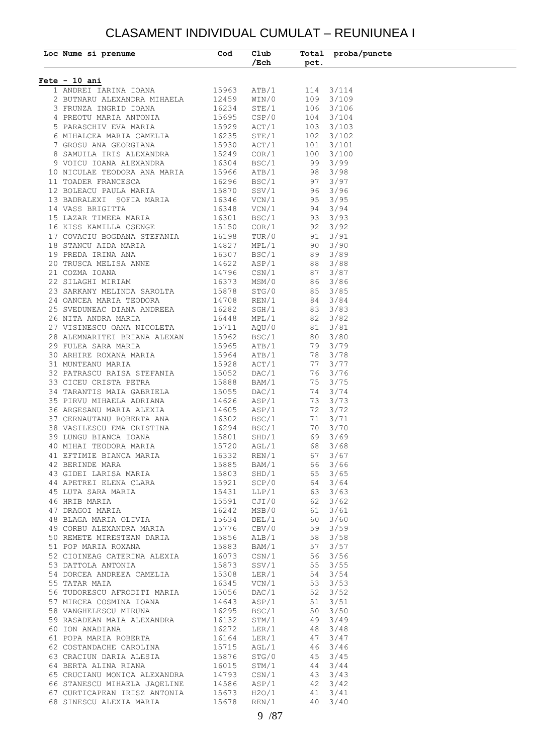# CLASAMENT INDIVIDUAL CUMULAT – REUNIUNEA I

| Loc | Nume si prenume | Cod | Club /Ech | Total pct. | proba/puncte |
|---|---|---|---|---|---|
| **Fete - 10 ani** | | | | | |
| 1 | ANDREI IARINA IOANA | 15963 | ATB/1 | 114 | 3/114 |
| 2 | BUTNARU ALEXANDRA MIHAELA | 12459 | WIN/0 | 109 | 3/109 |
| 3 | FRUNZA INGRID IOANA | 16234 | STE/1 | 106 | 3/106 |
| 4 | PREOTU MARIA ANTONIA | 15695 | CSP/0 | 104 | 3/104 |
| 5 | PARASCHIV EVA MARIA | 15929 | ACT/1 | 103 | 3/103 |
| 6 | MIHALCEA MARIA CAMELIA | 16235 | STE/1 | 102 | 3/102 |
| 7 | GROSU ANA GEORGIANA | 15930 | ACT/1 | 101 | 3/101 |
| 8 | SAMUILA IRIS ALEXANDRA | 15249 | COR/1 | 100 | 3/100 |
| 9 | VOICU IOANA ALEXANDRA | 16304 | BSC/1 | 99 | 3/99 |
| 10 | NICULAE TEODORA ANA MARIA | 15966 | ATB/1 | 98 | 3/98 |
| 11 | TOADER FRANCESCA | 16296 | BSC/1 | 97 | 3/97 |
| 12 | BOLEACU PAULA MARIA | 15870 | SSV/1 | 96 | 3/96 |
| 13 | BADRALEXI SOFIA MARIA | 16346 | VCN/1 | 95 | 3/95 |
| 14 | VASS BRIGITTA | 16348 | VCN/1 | 94 | 3/94 |
| 15 | LAZAR TIMEEA MARIA | 16301 | BSC/1 | 93 | 3/93 |
| 16 | KISS KAMILLA CSENGE | 15150 | COR/1 | 92 | 3/92 |
| 17 | COVACIU BOGDANA STEFANIA | 16198 | TUR/0 | 91 | 3/91 |
| 18 | STANCU AIDA MARIA | 14827 | MPL/1 | 90 | 3/90 |
| 19 | PREDA IRINA ANA | 16307 | BSC/1 | 89 | 3/89 |
| 20 | TRUSCA MELISA ANNE | 14622 | ASP/1 | 88 | 3/88 |
| 21 | COZMA IOANA | 14796 | CSN/1 | 87 | 3/87 |
| 22 | SILAGHI MIRIAM | 16373 | MSM/0 | 86 | 3/86 |
| 23 | SARKANY MELINDA SAROLTA | 15878 | STG/0 | 85 | 3/85 |
| 24 | OANCEA MARIA TEODORA | 14708 | REN/1 | 84 | 3/84 |
| 25 | SVEDUNEAC DIANA ANDREEA | 16282 | SGH/1 | 83 | 3/83 |
| 26 | NITA ANDRA MARIA | 16448 | MPL/1 | 82 | 3/82 |
| 27 | VISINESCU OANA NICOLETA | 15711 | AQU/0 | 81 | 3/81 |
| 28 | ALEMNARITEI BRIANA ALEXAN | 15962 | BSC/1 | 80 | 3/80 |
| 29 | FULEA SARA MARIA | 15965 | ATB/1 | 79 | 3/79 |
| 30 | ARHIRE ROXANA MARIA | 15964 | ATB/1 | 78 | 3/78 |
| 31 | MUNTEANU MARIA | 15928 | ACT/1 | 77 | 3/77 |
| 32 | PATRASCU RAISA STEFANIA | 15052 | DAC/1 | 76 | 3/76 |
| 33 | CICEU CRISTA PETRA | 15888 | BAM/1 | 75 | 3/75 |
| 34 | TARANTIS MAIA GABRIELA | 15055 | DAC/1 | 74 | 3/74 |
| 35 | PIRVU MIHAELA ADRIANA | 14626 | ASP/1 | 73 | 3/73 |
| 36 | ARGESANU MARIA ALEXIA | 14605 | ASP/1 | 72 | 3/72 |
| 37 | CERNAUTANU ROBERTA ANA | 16302 | BSC/1 | 71 | 3/71 |
| 38 | VASILESCU EMA CRISTINA | 16294 | BSC/1 | 70 | 3/70 |
| 39 | LUNGU BIANCA IOANA | 15801 | SHD/1 | 69 | 3/69 |
| 40 | MIHAI TEODORA MARIA | 15720 | AGL/1 | 68 | 3/68 |
| 41 | EFTIMIE BIANCA MARIA | 16332 | REN/1 | 67 | 3/67 |
| 42 | BERINDE MARA | 15885 | BAM/1 | 66 | 3/66 |
| 43 | GIDEI LARISA MARIA | 15803 | SHD/1 | 65 | 3/65 |
| 44 | APETREI ELENA CLARA | 15921 | SCP/0 | 64 | 3/64 |
| 45 | LUTA SARA MARIA | 15431 | LLP/1 | 63 | 3/63 |
| 46 | HRIB MARIA | 15591 | CJI/0 | 62 | 3/62 |
| 47 | DRAGOI MARIA | 16242 | MSB/0 | 61 | 3/61 |
| 48 | BLAGA MARIA OLIVIA | 15634 | DEL/1 | 60 | 3/60 |
| 49 | CORBU ALEXANDRA MARIA | 15776 | CBV/0 | 59 | 3/59 |
| 50 | REMETE MIRESTEAN DARIA | 15856 | ALB/1 | 58 | 3/58 |
| 51 | POP MARIA ROXANA | 15883 | BAM/1 | 57 | 3/57 |
| 52 | CIOINEAG CATERINA ALEXIA | 16073 | CSN/1 | 56 | 3/56 |
| 53 | DATTOLA ANTONIA | 15873 | SSV/1 | 55 | 3/55 |
| 54 | DORCEA ANDREEA CAMELIA | 15308 | LER/1 | 54 | 3/54 |
| 55 | TATAR MAIA | 16345 | VCN/1 | 53 | 3/53 |
| 56 | TUDORESCU AFRODITI MARIA | 15056 | DAC/1 | 52 | 3/52 |
| 57 | MIRCEA COSMINA IOANA | 14643 | ASP/1 | 51 | 3/51 |
| 58 | VANGHELESCU MIRUNA | 16295 | BSC/1 | 50 | 3/50 |
| 59 | RASADEAN MAIA ALEXANDRA | 16132 | STM/1 | 49 | 3/49 |
| 60 | ION ANADIANA | 16272 | LER/1 | 48 | 3/48 |
| 61 | POPA MARIA ROBERTA | 16164 | LER/1 | 47 | 3/47 |
| 62 | COSTANDACHE CAROLINA | 15715 | AGL/1 | 46 | 3/46 |
| 63 | CRACIUN DARIA ALESIA | 15876 | STG/0 | 45 | 3/45 |
| 64 | BERTA ALINA RIANA | 16015 | STM/1 | 44 | 3/44 |
| 65 | CRUCIANU MONICA ALEXANDRA | 14793 | CSN/1 | 43 | 3/43 |
| 66 | STANESCU MIHAELA JAQELINE | 14586 | ASP/1 | 42 | 3/42 |
| 67 | CURTICAPEAN IRISZ ANTONIA | 15673 | H2O/1 | 41 | 3/41 |
| 68 | SINESCU ALEXIA MARIA | 15678 | REN/1 | 40 | 3/40 |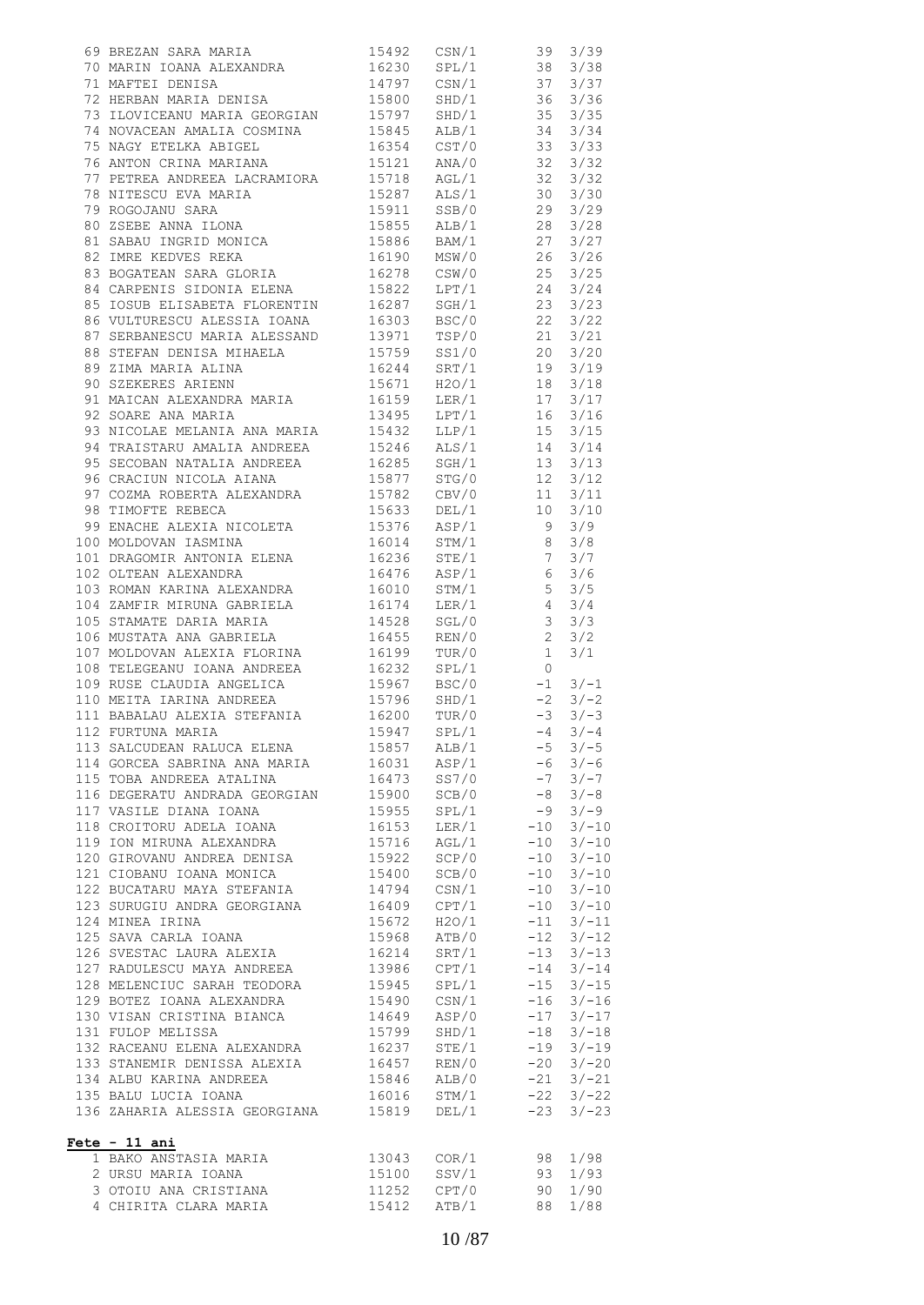| # | Nume | Cod | Club | Puncte | |
|---|---|---|---|---|---|
| 69 | BREZAN SARA MARIA | 15492 | CSN/1 | 39 | 3/39 |
| 70 | MARIN IOANA ALEXANDRA | 16230 | SPL/1 | 38 | 3/38 |
| 71 | MAFTEI DENISA | 14797 | CSN/1 | 37 | 3/37 |
| 72 | HERBAN MARIA DENISA | 15800 | SHD/1 | 36 | 3/36 |
| 73 | ILOVICEANU MARIA GEORGIAN | 15797 | SHD/1 | 35 | 3/35 |
| 74 | NOVACEAN AMALIA COSMINA | 15845 | ALB/1 | 34 | 3/34 |
| 75 | NAGY ETELKA ABIGEL | 16354 | CST/0 | 33 | 3/33 |
| 76 | ANTON CRINA MARIANA | 15121 | ANA/0 | 32 | 3/32 |
| 77 | PETREA ANDREEA LACRAMIORA | 15718 | AGL/1 | 32 | 3/32 |
| 78 | NITESCU EVA MARIA | 15287 | ALS/1 | 30 | 3/30 |
| 79 | ROGOJANU SARA | 15911 | SSB/0 | 29 | 3/29 |
| 80 | ZSEBE ANNA ILONA | 15855 | ALB/1 | 28 | 3/28 |
| 81 | SABAU INGRID MONICA | 15886 | BAM/1 | 27 | 3/27 |
| 82 | IMRE KEDVES REKA | 16190 | MSW/0 | 26 | 3/26 |
| 83 | BOGATEAN SARA GLORIA | 16278 | CSW/0 | 25 | 3/25 |
| 84 | CARPENIS SIDONIA ELENA | 15822 | LPT/1 | 24 | 3/24 |
| 85 | IOSUB ELISABETA FLORENTIN | 16287 | SGH/1 | 23 | 3/23 |
| 86 | VULTURESCU ALESSIA IOANA | 16303 | BSC/0 | 22 | 3/22 |
| 87 | SERBANESCU MARIA ALESSAND | 13971 | TSP/0 | 21 | 3/21 |
| 88 | STEFAN DENISA MIHAELA | 15759 | SS1/0 | 20 | 3/20 |
| 89 | ZIMA MARIA ALINA | 16244 | SRT/1 | 19 | 3/19 |
| 90 | SZEKERES ARIENN | 15671 | H2O/1 | 18 | 3/18 |
| 91 | MAICAN ALEXANDRA MARIA | 16159 | LER/1 | 17 | 3/17 |
| 92 | SOARE ANA MARIA | 13495 | LPT/1 | 16 | 3/16 |
| 93 | NICOLAE MELANIA ANA MARIA | 15432 | LLP/1 | 15 | 3/15 |
| 94 | TRAISTARU AMALIA ANDREEA | 15246 | ALS/1 | 14 | 3/14 |
| 95 | SECOBAN NATALIA ANDREEA | 16285 | SGH/1 | 13 | 3/13 |
| 96 | CRACIUN NICOLA AIANA | 15877 | STG/0 | 12 | 3/12 |
| 97 | COZMA ROBERTA ALEXANDRA | 15782 | CBV/0 | 11 | 3/11 |
| 98 | TIMOFTE REBECA | 15633 | DEL/1 | 10 | 3/10 |
| 99 | ENACHE ALEXIA NICOLETA | 15376 | ASP/1 | 9 | 3/9 |
| 100 | MOLDOVAN IASMINA | 16014 | STM/1 | 8 | 3/8 |
| 101 | DRAGOMIR ANTONIA ELENA | 16236 | STE/1 | 7 | 3/7 |
| 102 | OLTEAN ALEXANDRA | 16476 | ASP/1 | 6 | 3/6 |
| 103 | ROMAN KARINA ALEXANDRA | 16010 | STM/1 | 5 | 3/5 |
| 104 | ZAMFIR MIRUNA GABRIELA | 16174 | LER/1 | 4 | 3/4 |
| 105 | STAMATE DARIA MARIA | 14528 | SGL/0 | 3 | 3/3 |
| 106 | MUSTATA ANA GABRIELA | 16455 | REN/0 | 2 | 3/2 |
| 107 | MOLDOVAN ALEXIA FLORINA | 16199 | TUR/0 | 1 | 3/1 |
| 108 | TELEGEANU IOANA ANDREEA | 16232 | SPL/1 | 0 | |
| 109 | RUSE CLAUDIA ANGELICA | 15967 | BSC/0 | -1 | 3/-1 |
| 110 | MEITA IARINA ANDREEA | 15796 | SHD/1 | -2 | 3/-2 |
| 111 | BABALAU ALEXIA STEFANIA | 16200 | TUR/0 | -3 | 3/-3 |
| 112 | FURTUNA MARIA | 15947 | SPL/1 | -4 | 3/-4 |
| 113 | SALCUDEAN RALUCA ELENA | 15857 | ALB/1 | -5 | 3/-5 |
| 114 | GORCEA SABRINA ANA MARIA | 16031 | ASP/1 | -6 | 3/-6 |
| 115 | TOBA ANDREEA ATALINA | 16473 | SS7/0 | -7 | 3/-7 |
| 116 | DEGERATU ANDRADA GEORGIAN | 15900 | SCB/0 | -8 | 3/-8 |
| 117 | VASILE DIANA IOANA | 15955 | SPL/1 | -9 | 3/-9 |
| 118 | CROITORU ADELA IOANA | 16153 | LER/1 | -10 | 3/-10 |
| 119 | ION MIRUNA ALEXANDRA | 15716 | AGL/1 | -10 | 3/-10 |
| 120 | GIROVANU ANDREA DENISA | 15922 | SCP/0 | -10 | 3/-10 |
| 121 | CIOBANU IOANA MONICA | 15400 | SCB/0 | -10 | 3/-10 |
| 122 | BUCATARU MAYA STEFANIA | 14794 | CSN/1 | -10 | 3/-10 |
| 123 | SURUGIU ANDRA GEORGIANA | 16409 | CPT/1 | -10 | 3/-10 |
| 124 | MINEA IRINA | 15672 | H2O/1 | -11 | 3/-11 |
| 125 | SAVA CARLA IOANA | 15968 | ATB/0 | -12 | 3/-12 |
| 126 | SVESTAC LAURA ALEXIA | 16214 | SRT/1 | -13 | 3/-13 |
| 127 | RADULESCU MAYA ANDREEA | 13986 | CPT/1 | -14 | 3/-14 |
| 128 | MELENCIUC SARAH TEODORA | 15945 | SPL/1 | -15 | 3/-15 |
| 129 | BOTEZ IOANA ALEXANDRA | 15490 | CSN/1 | -16 | 3/-16 |
| 130 | VISAN CRISTINA BIANCA | 14649 | ASP/0 | -17 | 3/-17 |
| 131 | FULOP MELISSA | 15799 | SHD/1 | -18 | 3/-18 |
| 132 | RACEANU ELENA ALEXANDRA | 16237 | STE/1 | -19 | 3/-19 |
| 133 | STANEMIR DENISSA ALEXIA | 16457 | REN/0 | -20 | 3/-20 |
| 134 | ALBU KARINA ANDREEA | 15846 | ALB/0 | -21 | 3/-21 |
| 135 | BALU LUCIA IOANA | 16016 | STM/1 | -22 | 3/-22 |
| 136 | ZAHARIA ALESSIA GEORGIANA | 15819 | DEL/1 | -23 | 3/-23 |

**Fete - 11 ani**

| # | Nume | Cod | Club | Puncte | |
|---|---|---|---|---|---|
| 1 | BAKO ANSTASIA MARIA | 13043 | COR/1 | 98 | 1/98 |
| 2 | URSU MARIA IOANA | 15100 | SSV/1 | 93 | 1/93 |
| 3 | OTOIU ANA CRISTIANA | 11252 | CPT/0 | 90 | 1/90 |
| 4 | CHIRITA CLARA MARIA | 15412 | ATB/1 | 88 | 1/88 |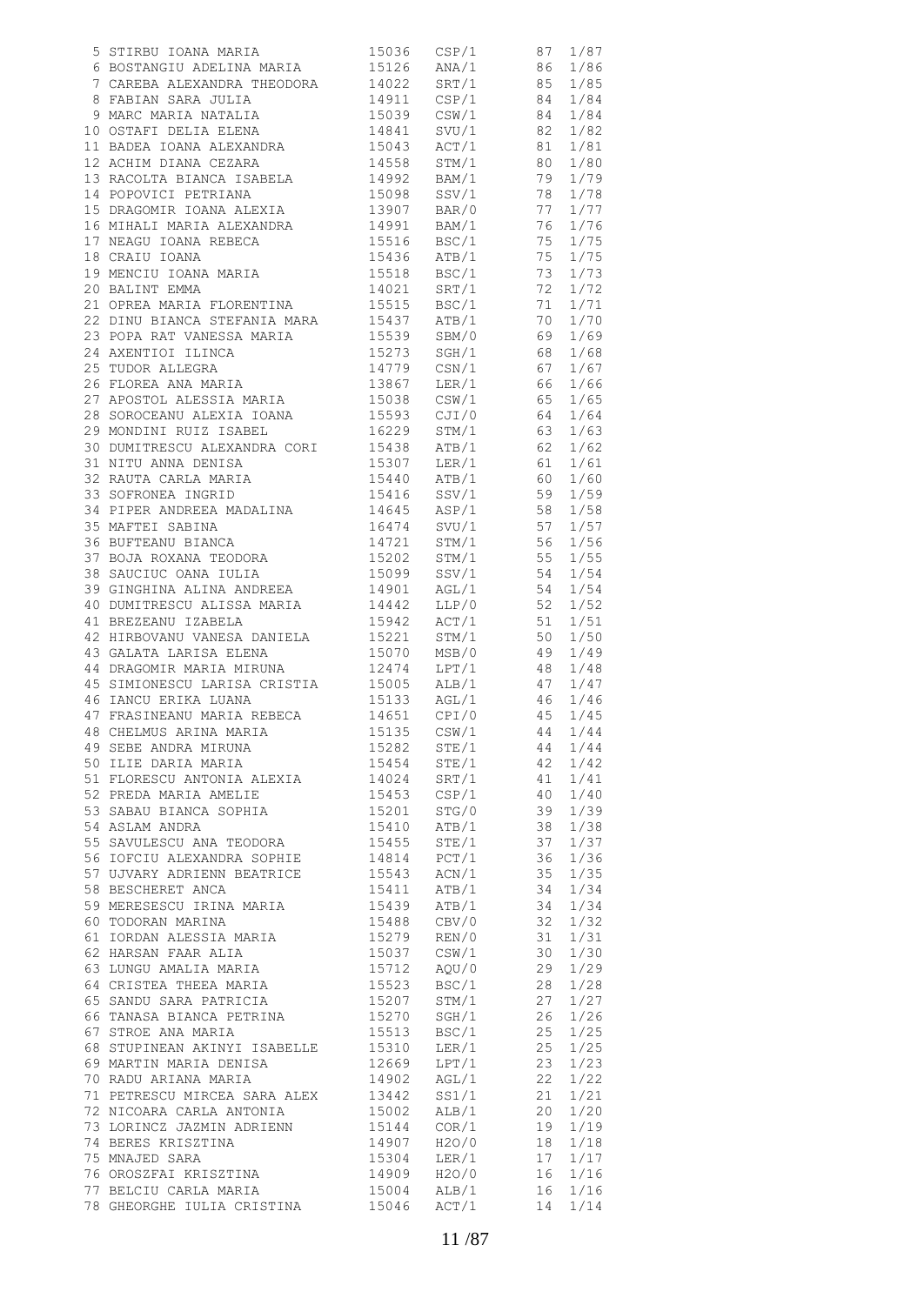| | | | | | |
|---|---|---|---|---|---|
| 5 | STIRBU IOANA MARIA | 15036 | CSP/1 | 87 | 1/87 |
| 6 | BOSTANGIU ADELINA MARIA | 15126 | ANA/1 | 86 | 1/86 |
| 7 | CAREBA ALEXANDRA THEODORA | 14022 | SRT/1 | 85 | 1/85 |
| 8 | FABIAN SARA JULIA | 14911 | CSP/1 | 84 | 1/84 |
| 9 | MARC MARIA NATALIA | 15039 | CSW/1 | 84 | 1/84 |
| 10 | OSTAFI DELIA ELENA | 14841 | SVU/1 | 82 | 1/82 |
| 11 | BADEA IOANA ALEXANDRA | 15043 | ACT/1 | 81 | 1/81 |
| 12 | ACHIM DIANA CEZARA | 14558 | STM/1 | 80 | 1/80 |
| 13 | RACOLTA BIANCA ISABELA | 14992 | BAM/1 | 79 | 1/79 |
| 14 | POPOVICI PETRIANA | 15098 | SSV/1 | 78 | 1/78 |
| 15 | DRAGOMIR IOANA ALEXIA | 13907 | BAR/0 | 77 | 1/77 |
| 16 | MIHALI MARIA ALEXANDRA | 14991 | BAM/1 | 76 | 1/76 |
| 17 | NEAGU IOANA REBECA | 15516 | BSC/1 | 75 | 1/75 |
| 18 | CRAIU IOANA | 15436 | ATB/1 | 75 | 1/75 |
| 19 | MENCIU IOANA MARIA | 15518 | BSC/1 | 73 | 1/73 |
| 20 | BALINT EMMA | 14021 | SRT/1 | 72 | 1/72 |
| 21 | OPREA MARIA FLORENTINA | 15515 | BSC/1 | 71 | 1/71 |
| 22 | DINU BIANCA STEFANIA MARA | 15437 | ATB/1 | 70 | 1/70 |
| 23 | POPA RAT VANESSA MARIA | 15539 | SBM/0 | 69 | 1/69 |
| 24 | AXENTIOI ILINCA | 15273 | SGH/1 | 68 | 1/68 |
| 25 | TUDOR ALLEGRA | 14779 | CSN/1 | 67 | 1/67 |
| 26 | FLOREA ANA MARIA | 13867 | LER/1 | 66 | 1/66 |
| 27 | APOSTOL ALESSIA MARIA | 15038 | CSW/1 | 65 | 1/65 |
| 28 | SOROCEANU ALEXIA IOANA | 15593 | CJI/0 | 64 | 1/64 |
| 29 | MONDINI RUIZ ISABEL | 16229 | STM/1 | 63 | 1/63 |
| 30 | DUMITRESCU ALEXANDRA CORI | 15438 | ATB/1 | 62 | 1/62 |
| 31 | NITU ANNA DENISA | 15307 | LER/1 | 61 | 1/61 |
| 32 | RAUTA CARLA MARIA | 15440 | ATB/1 | 60 | 1/60 |
| 33 | SOFRONEA INGRID | 15416 | SSV/1 | 59 | 1/59 |
| 34 | PIPER ANDREEA MADALINA | 14645 | ASP/1 | 58 | 1/58 |
| 35 | MAFTEI SABINA | 16474 | SVU/1 | 57 | 1/57 |
| 36 | BUFTEANU BIANCA | 14721 | STM/1 | 56 | 1/56 |
| 37 | BOJA ROXANA TEODORA | 15202 | STM/1 | 55 | 1/55 |
| 38 | SAUCIUC OANA IULIA | 15099 | SSV/1 | 54 | 1/54 |
| 39 | GINGHINA ALINA ANDREEA | 14901 | AGL/1 | 54 | 1/54 |
| 40 | DUMITRESCU ALISSA MARIA | 14442 | LLP/0 | 52 | 1/52 |
| 41 | BREZEANU IZABELA | 15942 | ACT/1 | 51 | 1/51 |
| 42 | HIRBOVANU VANESA DANIELA | 15221 | STM/1 | 50 | 1/50 |
| 43 | GALATA LARISA ELENA | 15070 | MSB/0 | 49 | 1/49 |
| 44 | DRAGOMIR MARIA MIRUNA | 12474 | LPT/1 | 48 | 1/48 |
| 45 | SIMIONESCU LARISA CRISTIA | 15005 | ALB/1 | 47 | 1/47 |
| 46 | IANCU ERIKA LUANA | 15133 | AGL/1 | 46 | 1/46 |
| 47 | FRASINEANU MARIA REBECA | 14651 | CPI/0 | 45 | 1/45 |
| 48 | CHELMUS ARINA MARIA | 15135 | CSW/1 | 44 | 1/44 |
| 49 | SEBE ANDRA MIRUNA | 15282 | STE/1 | 44 | 1/44 |
| 50 | ILIE DARIA MARIA | 15454 | STE/1 | 42 | 1/42 |
| 51 | FLORESCU ANTONIA ALEXIA | 14024 | SRT/1 | 41 | 1/41 |
| 52 | PREDA MARIA AMELIE | 15453 | CSP/1 | 40 | 1/40 |
| 53 | SABAU BIANCA SOPHIA | 15201 | STG/0 | 39 | 1/39 |
| 54 | ASLAM ANDRA | 15410 | ATB/1 | 38 | 1/38 |
| 55 | SAVULESCU ANA TEODORA | 15455 | STE/1 | 37 | 1/37 |
| 56 | IOFCIU ALEXANDRA SOPHIE | 14814 | PCT/1 | 36 | 1/36 |
| 57 | UJVARY ADRIENN BEATRICE | 15543 | ACN/1 | 35 | 1/35 |
| 58 | BESCHERET ANCA | 15411 | ATB/1 | 34 | 1/34 |
| 59 | MERESESCU IRINA MARIA | 15439 | ATB/1 | 34 | 1/34 |
| 60 | TODORAN MARINA | 15488 | CBV/0 | 32 | 1/32 |
| 61 | IORDAN ALESSIA MARIA | 15279 | REN/0 | 31 | 1/31 |
| 62 | HARSAN FAAR ALIA | 15037 | CSW/1 | 30 | 1/30 |
| 63 | LUNGU AMALIA MARIA | 15712 | AQU/0 | 29 | 1/29 |
| 64 | CRISTEA THEEA MARIA | 15523 | BSC/1 | 28 | 1/28 |
| 65 | SANDU SARA PATRICIA | 15207 | STM/1 | 27 | 1/27 |
| 66 | TANASA BIANCA PETRINA | 15270 | SGH/1 | 26 | 1/26 |
| 67 | STROE ANA MARIA | 15513 | BSC/1 | 25 | 1/25 |
| 68 | STUPINEAN AKINYI ISABELLE | 15310 | LER/1 | 25 | 1/25 |
| 69 | MARTIN MARIA DENISA | 12669 | LPT/1 | 23 | 1/23 |
| 70 | RADU ARIANA MARIA | 14902 | AGL/1 | 22 | 1/22 |
| 71 | PETRESCU MIRCEA SARA ALEX | 13442 | SS1/1 | 21 | 1/21 |
| 72 | NICOARA CARLA ANTONIA | 15002 | ALB/1 | 20 | 1/20 |
| 73 | LORINCZ JAZMIN ADRIENN | 15144 | COR/1 | 19 | 1/19 |
| 74 | BERES KRISZTINA | 14907 | H2O/0 | 18 | 1/18 |
| 75 | MNAJED SARA | 15304 | LER/1 | 17 | 1/17 |
| 76 | OROSZFAI KRISZTINA | 14909 | H2O/0 | 16 | 1/16 |
| 77 | BELCIU CARLA MARIA | 15004 | ALB/1 | 16 | 1/16 |
| 78 | GHEORGHE IULIA CRISTINA | 15046 | ACT/1 | 14 | 1/14 |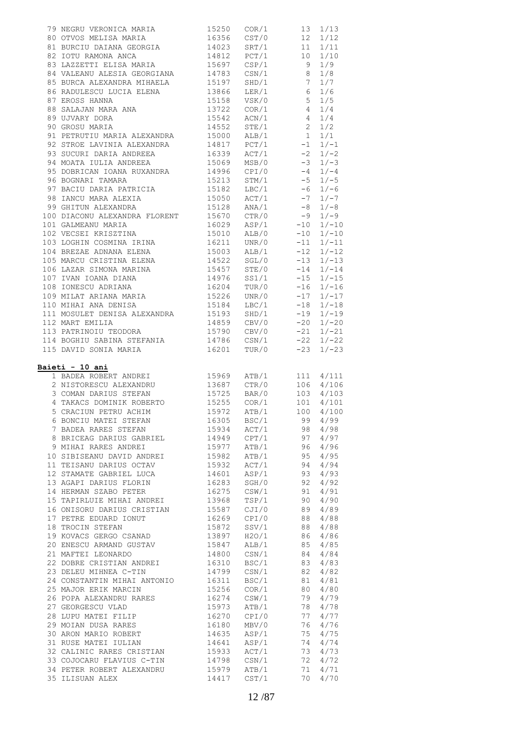| | | | | | |
|---|---|---|---|---|---|
| 79 | NEGRU VERONICA MARIA | 15250 | COR/1 | 13 | 1/13 |
| 80 | OTVOS MELISA MARIA | 16356 | CST/0 | 12 | 1/12 |
| 81 | BURCIU DAIANA GEORGIA | 14023 | SRT/1 | 11 | 1/11 |
| 82 | IOTU RAMONA ANCA | 14812 | PCT/1 | 10 | 1/10 |
| 83 | LAZZETTI ELISA MARIA | 15697 | CSP/1 | 9 | 1/9 |
| 84 | VALEANU ALESIA GEORGIANA | 14783 | CSN/1 | 8 | 1/8 |
| 85 | BURCA ALEXANDRA MIHAELA | 15197 | SHD/1 | 7 | 1/7 |
| 86 | RADULESCU LUCIA ELENA | 13866 | LER/1 | 6 | 1/6 |
| 87 | EROSS HANNA | 15158 | VSK/0 | 5 | 1/5 |
| 88 | SALAJAN MARA ANA | 13722 | COR/1 | 4 | 1/4 |
| 89 | UJVARY DORA | 15542 | ACN/1 | 4 | 1/4 |
| 90 | GROSU MARIA | 14552 | STE/1 | 2 | 1/2 |
| 91 | PETRUTIU MARIA ALEXANDRA | 15000 | ALB/1 | 1 | 1/1 |
| 92 | STROE LAVINIA ALEXANDRA | 14817 | PCT/1 | -1 | 1/-1 |
| 93 | SUCURI DARIA ANDREEA | 16339 | ACT/1 | -2 | 1/-2 |
| 94 | MOATA IULIA ANDREEA | 15069 | MSB/0 | -3 | 1/-3 |
| 95 | DOBRICAN IOANA RUXANDRA | 14996 | CPI/0 | -4 | 1/-4 |
| 96 | BOGNARI TAMARA | 15213 | STM/1 | -5 | 1/-5 |
| 97 | BACIU DARIA PATRICIA | 15182 | LBC/1 | -6 | 1/-6 |
| 98 | IANCU MARA ALEXIA | 15050 | ACT/1 | -7 | 1/-7 |
| 99 | GHITUN ALEXANDRA | 15128 | ANA/1 | -8 | 1/-8 |
| 100 | DIACONU ALEXANDRA FLORENT | 15670 | CTR/0 | -9 | 1/-9 |
| 101 | GALMEANU MARIA | 16029 | ASP/1 | -10 | 1/-10 |
| 102 | VECSEI KRISZTINA | 15010 | ALB/0 | -10 | 1/-10 |
| 103 | LOGHIN COSMINA IRINA | 16211 | UNR/0 | -11 | 1/-11 |
| 104 | BREZAE ADNANA ELENA | 15003 | ALB/1 | -12 | 1/-12 |
| 105 | MARCU CRISTINA ELENA | 14522 | SGL/0 | -13 | 1/-13 |
| 106 | LAZAR SIMONA MARINA | 15457 | STE/0 | -14 | 1/-14 |
| 107 | IVAN IOANA DIANA | 14976 | SS1/1 | -15 | 1/-15 |
| 108 | IONESCU ADRIANA | 16204 | TUR/0 | -16 | 1/-16 |
| 109 | MILAT ARIANA MARIA | 15226 | UNR/0 | -17 | 1/-17 |
| 110 | MIHAI ANA DENISA | 15184 | LBC/1 | -18 | 1/-18 |
| 111 | MOSULET DENISA ALEXANDRA | 15193 | SHD/1 | -19 | 1/-19 |
| 112 | MART EMILIA | 14859 | CBV/0 | -20 | 1/-20 |
| 113 | PATRINOIU TEODORA | 15790 | CBV/0 | -21 | 1/-21 |
| 114 | BOGHIU SABINA STEFANIA | 14786 | CSN/1 | -22 | 1/-22 |
| 115 | DAVID SONIA MARIA | 16201 | TUR/0 | -23 | 1/-23 |

**Baieti - 10 ani**

| | | | | | |
|---|---|---|---|---|---|
| 1 | BADEA ROBERT ANDREI | 15969 | ATB/1 | 111 | 4/111 |
| 2 | NISTORESCU ALEXANDRU | 13687 | CTR/0 | 106 | 4/106 |
| 3 | COMAN DARIUS STEFAN | 15725 | BAR/0 | 103 | 4/103 |
| 4 | TAKACS DOMINIK ROBERTO | 15255 | COR/1 | 101 | 4/101 |
| 5 | CRACIUN PETRU ACHIM | 15972 | ATB/1 | 100 | 4/100 |
| 6 | BONCIU MATEI STEFAN | 16305 | BSC/1 | 99 | 4/99 |
| 7 | BADEA RARES STEFAN | 15934 | ACT/1 | 98 | 4/98 |
| 8 | BRICEAG DARIUS GABRIEL | 14949 | CPT/1 | 97 | 4/97 |
| 9 | MIHAI RARES ANDREI | 15977 | ATB/1 | 96 | 4/96 |
| 10 | SIBISEANU DAVID ANDREI | 15982 | ATB/1 | 95 | 4/95 |
| 11 | TEISANU DARIUS OCTAV | 15932 | ACT/1 | 94 | 4/94 |
| 12 | STAMATE GABRIEL LUCA | 14601 | ASP/1 | 93 | 4/93 |
| 13 | AGAPI DARIUS FLORIN | 16283 | SGH/0 | 92 | 4/92 |
| 14 | HERMAN SZABO PETER | 16275 | CSW/1 | 91 | 4/91 |
| 15 | TAPIRLUIE MIHAI ANDREI | 13968 | TSP/1 | 90 | 4/90 |
| 16 | ONISORU DARIUS CRISTIAN | 15587 | CJI/0 | 89 | 4/89 |
| 17 | PETRE EDUARD IONUT | 16269 | CPI/0 | 88 | 4/88 |
| 18 | TROCIN STEFAN | 15872 | SSV/1 | 88 | 4/88 |
| 19 | KOVACS GERGO CSANAD | 13897 | H2O/1 | 86 | 4/86 |
| 20 | ENESCU ARMAND GUSTAV | 15847 | ALB/1 | 85 | 4/85 |
| 21 | MAFTEI LEONARDO | 14800 | CSN/1 | 84 | 4/84 |
| 22 | DOBRE CRISTIAN ANDREI | 16310 | BSC/1 | 83 | 4/83 |
| 23 | DELEU MIHNEA C-TIN | 14799 | CSN/1 | 82 | 4/82 |
| 24 | CONSTANTIN MIHAI ANTONIO | 16311 | BSC/1 | 81 | 4/81 |
| 25 | MAJOR ERIK MARCIN | 15256 | COR/1 | 80 | 4/80 |
| 26 | POPA ALEXANDRU RARES | 16274 | CSW/1 | 79 | 4/79 |
| 27 | GEORGESCU VLAD | 15973 | ATB/1 | 78 | 4/78 |
| 28 | LUPU MATEI FILIP | 16270 | CPI/0 | 77 | 4/77 |
| 29 | MOIAN DUSA RARES | 16180 | MBV/0 | 76 | 4/76 |
| 30 | ARON MARIO ROBERT | 14635 | ASP/1 | 75 | 4/75 |
| 31 | RUSE MATEI IULIAN | 14641 | ASP/1 | 74 | 4/74 |
| 32 | CALINIC RARES CRISTIAN | 15933 | ACT/1 | 73 | 4/73 |
| 33 | COJOCARU FLAVIUS C-TIN | 14798 | CSN/1 | 72 | 4/72 |
| 34 | PETER ROBERT ALEXANDRU | 15979 | ATB/1 | 71 | 4/71 |
| 35 | ILISUAN ALEX | 14417 | CST/1 | 70 | 4/70 |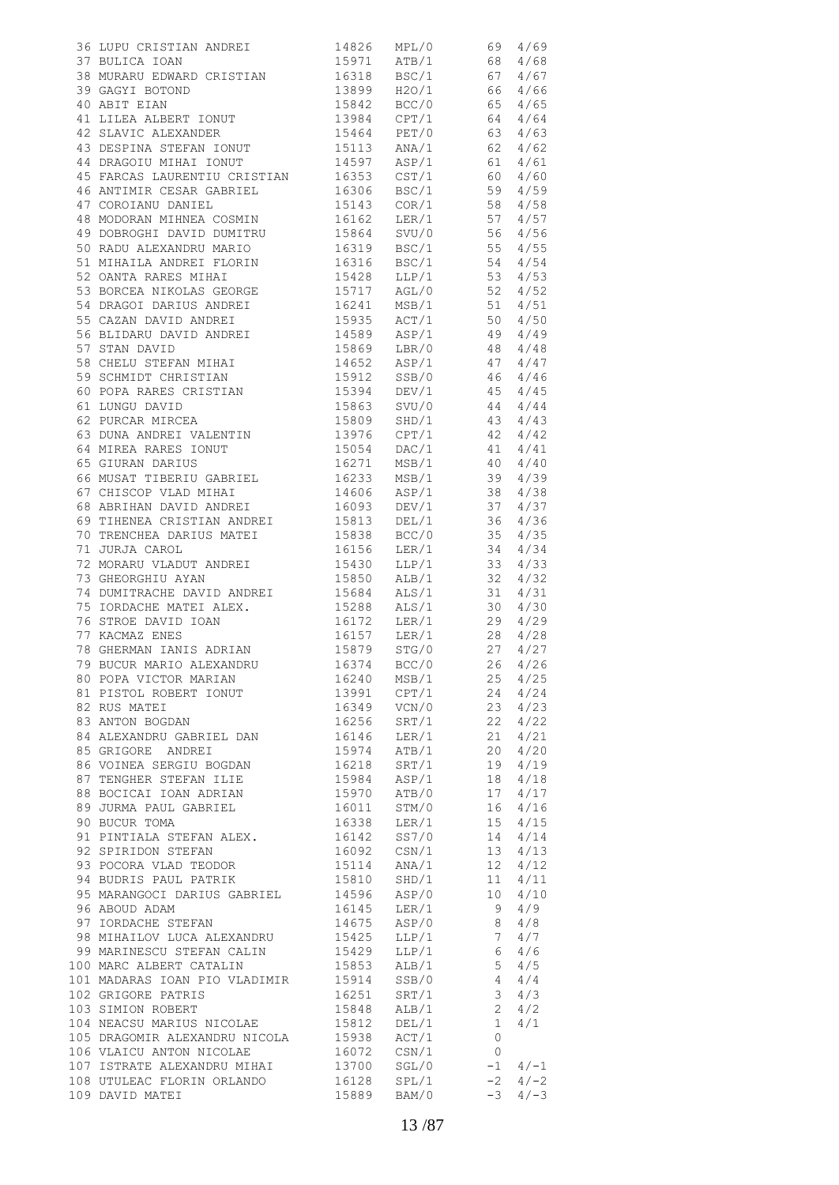| | | | | | |
|---|---|---|---|---|---|
| 36 | LUPU CRISTIAN ANDREI | 14826 | MPL/0 | 69 | 4/69 |
| 37 | BULICA IOAN | 15971 | ATB/1 | 68 | 4/68 |
| 38 | MURARU EDWARD CRISTIAN | 16318 | BSC/1 | 67 | 4/67 |
| 39 | GAGYI BOTOND | 13899 | H2O/1 | 66 | 4/66 |
| 40 | ABIT EIAN | 15842 | BCC/0 | 65 | 4/65 |
| 41 | LILEA ALBERT IONUT | 13984 | CPT/1 | 64 | 4/64 |
| 42 | SLAVIC ALEXANDER | 15464 | PET/0 | 63 | 4/63 |
| 43 | DESPINA STEFAN IONUT | 15113 | ANA/1 | 62 | 4/62 |
| 44 | DRAGOIU MIHAI IONUT | 14597 | ASP/1 | 61 | 4/61 |
| 45 | FARCAS LAURENTIU CRISTIAN | 16353 | CST/1 | 60 | 4/60 |
| 46 | ANTIMIR CESAR GABRIEL | 16306 | BSC/1 | 59 | 4/59 |
| 47 | COROIANU DANIEL | 15143 | COR/1 | 58 | 4/58 |
| 48 | MODORAN MIHNEA COSMIN | 16162 | LER/1 | 57 | 4/57 |
| 49 | DOBROGHI DAVID DUMITRU | 15864 | SVU/0 | 56 | 4/56 |
| 50 | RADU ALEXANDRU MARIO | 16319 | BSC/1 | 55 | 4/55 |
| 51 | MIHAILA ANDREI FLORIN | 16316 | BSC/1 | 54 | 4/54 |
| 52 | OANTA RARES MIHAI | 15428 | LLP/1 | 53 | 4/53 |
| 53 | BORCEA NIKOLAS GEORGE | 15717 | AGL/0 | 52 | 4/52 |
| 54 | DRAGOI DARIUS ANDREI | 16241 | MSB/1 | 51 | 4/51 |
| 55 | CAZAN DAVID ANDREI | 15935 | ACT/1 | 50 | 4/50 |
| 56 | BLIDARU DAVID ANDREI | 14589 | ASP/1 | 49 | 4/49 |
| 57 | STAN DAVID | 15869 | LBR/0 | 48 | 4/48 |
| 58 | CHELU STEFAN MIHAI | 14652 | ASP/1 | 47 | 4/47 |
| 59 | SCHMIDT CHRISTIAN | 15912 | SSB/0 | 46 | 4/46 |
| 60 | POPA RARES CRISTIAN | 15394 | DEV/1 | 45 | 4/45 |
| 61 | LUNGU DAVID | 15863 | SVU/0 | 44 | 4/44 |
| 62 | PURCAR MIRCEA | 15809 | SHD/1 | 43 | 4/43 |
| 63 | DUNA ANDREI VALENTIN | 13976 | CPT/1 | 42 | 4/42 |
| 64 | MIREA RARES IONUT | 15054 | DAC/1 | 41 | 4/41 |
| 65 | GIURAN DARIUS | 16271 | MSB/1 | 40 | 4/40 |
| 66 | MUSAT TIBERIU GABRIEL | 16233 | MSB/1 | 39 | 4/39 |
| 67 | CHISCOP VLAD MIHAI | 14606 | ASP/1 | 38 | 4/38 |
| 68 | ABRIHAN DAVID ANDREI | 16093 | DEV/1 | 37 | 4/37 |
| 69 | TIHENEA CRISTIAN ANDREI | 15813 | DEL/1 | 36 | 4/36 |
| 70 | TRENCHEA DARIUS MATEI | 15838 | BCC/0 | 35 | 4/35 |
| 71 | JURJA CAROL | 16156 | LER/1 | 34 | 4/34 |
| 72 | MORARU VLADUT ANDREI | 15430 | LLP/1 | 33 | 4/33 |
| 73 | GHEORGHIU AYAN | 15850 | ALB/1 | 32 | 4/32 |
| 74 | DUMITRACHE DAVID ANDREI | 15684 | ALS/1 | 31 | 4/31 |
| 75 | IORDACHE MATEI ALEX. | 15288 | ALS/1 | 30 | 4/30 |
| 76 | STROE DAVID IOAN | 16172 | LER/1 | 29 | 4/29 |
| 77 | KACMAZ ENES | 16157 | LER/1 | 28 | 4/28 |
| 78 | GHERMAN IANIS ADRIAN | 15879 | STG/0 | 27 | 4/27 |
| 79 | BUCUR MARIO ALEXANDRU | 16374 | BCC/0 | 26 | 4/26 |
| 80 | POPA VICTOR MARIAN | 16240 | MSB/1 | 25 | 4/25 |
| 81 | PISTOL ROBERT IONUT | 13991 | CPT/1 | 24 | 4/24 |
| 82 | RUS MATEI | 16349 | VCN/0 | 23 | 4/23 |
| 83 | ANTON BOGDAN | 16256 | SRT/1 | 22 | 4/22 |
| 84 | ALEXANDRU GABRIEL DAN | 16146 | LER/1 | 21 | 4/21 |
| 85 | GRIGORE ANDREI | 15974 | ATB/1 | 20 | 4/20 |
| 86 | VOINEA SERGIU BOGDAN | 16218 | SRT/1 | 19 | 4/19 |
| 87 | TENGHER STEFAN ILIE | 15984 | ASP/1 | 18 | 4/18 |
| 88 | BOCICAI IOAN ADRIAN | 15970 | ATB/0 | 17 | 4/17 |
| 89 | JURMA PAUL GABRIEL | 16011 | STM/0 | 16 | 4/16 |
| 90 | BUCUR TOMA | 16338 | LER/1 | 15 | 4/15 |
| 91 | PINTIALA STEFAN ALEX. | 16142 | SS7/0 | 14 | 4/14 |
| 92 | SPIRIDON STEFAN | 16092 | CSN/1 | 13 | 4/13 |
| 93 | POCORA VLAD TEODOR | 15114 | ANA/1 | 12 | 4/12 |
| 94 | BUDRIS PAUL PATRIK | 15810 | SHD/1 | 11 | 4/11 |
| 95 | MARANGOCI DARIUS GABRIEL | 14596 | ASP/0 | 10 | 4/10 |
| 96 | ABOUD ADAM | 16145 | LER/1 | 9 | 4/9 |
| 97 | IORDACHE STEFAN | 14675 | ASP/0 | 8 | 4/8 |
| 98 | MIHAILOV LUCA ALEXANDRU | 15425 | LLP/1 | 7 | 4/7 |
| 99 | MARINESCU STEFAN CALIN | 15429 | LLP/1 | 6 | 4/6 |
| 100 | MARC ALBERT CATALIN | 15853 | ALB/1 | 5 | 4/5 |
| 101 | MADARAS IOAN PIO VLADIMIR | 15914 | SSB/0 | 4 | 4/4 |
| 102 | GRIGORE PATRIS | 16251 | SRT/1 | 3 | 4/3 |
| 103 | SIMION ROBERT | 15848 | ALB/1 | 2 | 4/2 |
| 104 | NEACSU MARIUS NICOLAE | 15812 | DEL/1 | 1 | 4/1 |
| 105 | DRAGOMIR ALEXANDRU NICOLA | 15938 | ACT/1 | 0 | |
| 106 | VLAICU ANTON NICOLAE | 16072 | CSN/1 | 0 | |
| 107 | ISTRATE ALEXANDRU MIHAI | 13700 | SGL/0 | -1 | 4/-1 |
| 108 | UTULEAC FLORIN ORLANDO | 16128 | SPL/1 | -2 | 4/-2 |
| 109 | DAVID MATEI | 15889 | BAM/0 | -3 | 4/-3 |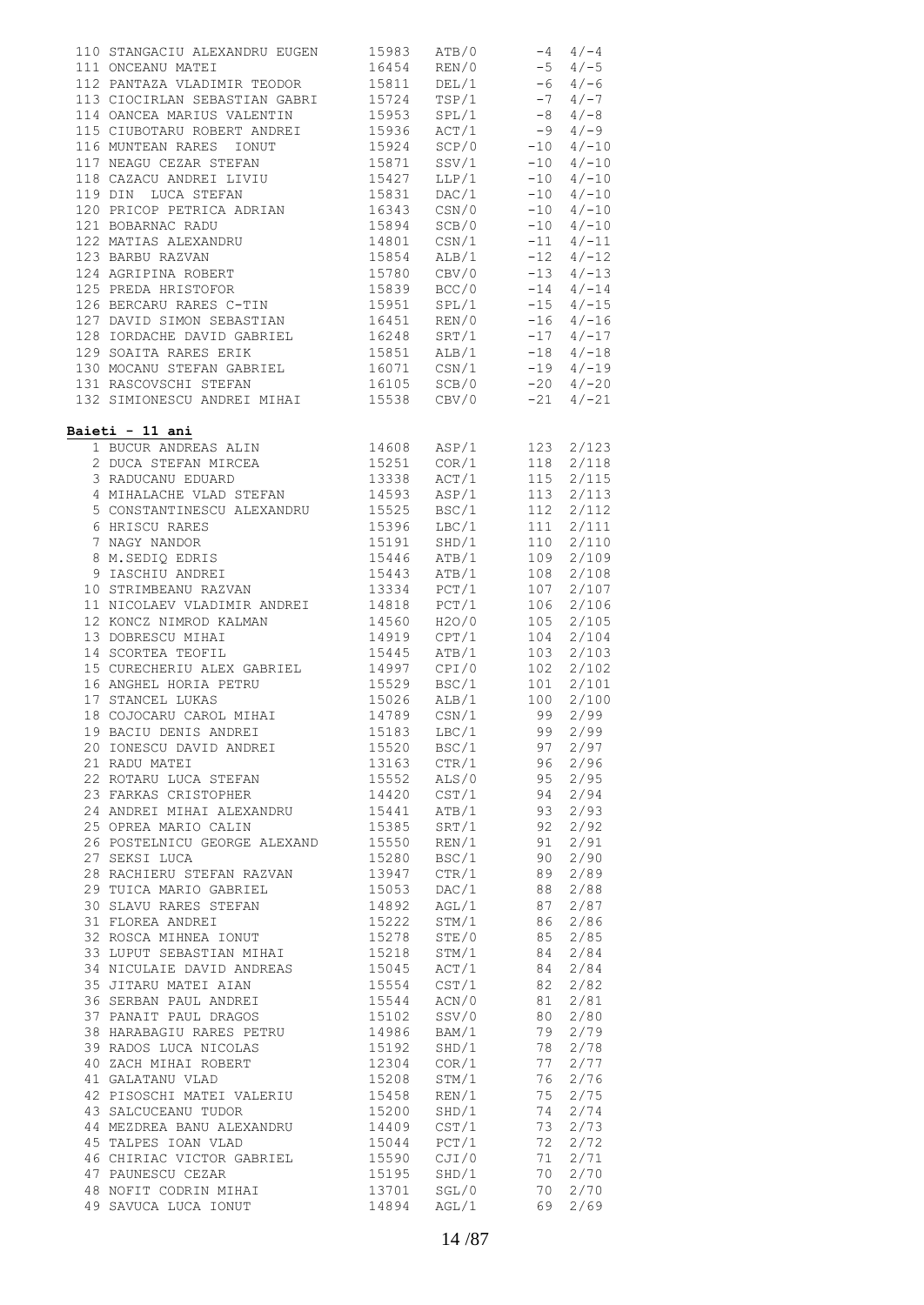| | | | | |
|---|---|---|---|---|
| 110 STANGACIU ALEXANDRU EUGEN | 15983 | ATB/0 | -4 | 4/-4 |
| 111 ONCEANU MATEI | 16454 | REN/0 | -5 | 4/-5 |
| 112 PANTAZA VLADIMIR TEODOR | 15811 | DEL/1 | -6 | 4/-6 |
| 113 CIOCIRLAN SEBASTIAN GABRI | 15724 | TSP/1 | -7 | 4/-7 |
| 114 OANCEA MARIUS VALENTIN | 15953 | SPL/1 | -8 | 4/-8 |
| 115 CIUBOTARU ROBERT ANDREI | 15936 | ACT/1 | -9 | 4/-9 |
| 116 MUNTEAN RARES IONUT | 15924 | SCP/0 | -10 | 4/-10 |
| 117 NEAGU CEZAR STEFAN | 15871 | SSV/1 | -10 | 4/-10 |
| 118 CAZACU ANDREI LIVIU | 15427 | LLP/1 | -10 | 4/-10 |
| 119 DIN LUCA STEFAN | 15831 | DAC/1 | -10 | 4/-10 |
| 120 PRICOP PETRICA ADRIAN | 16343 | CSN/0 | -10 | 4/-10 |
| 121 BOBARNAC RADU | 15894 | SCB/0 | -10 | 4/-10 |
| 122 MATIAS ALEXANDRU | 14801 | CSN/1 | -11 | 4/-11 |
| 123 BARBU RAZVAN | 15854 | ALB/1 | -12 | 4/-12 |
| 124 AGRIPINA ROBERT | 15780 | CBV/0 | -13 | 4/-13 |
| 125 PREDA HRISTOFOR | 15839 | BCC/0 | -14 | 4/-14 |
| 126 BERCARU RARES C-TIN | 15951 | SPL/1 | -15 | 4/-15 |
| 127 DAVID SIMON SEBASTIAN | 16451 | REN/0 | -16 | 4/-16 |
| 128 IORDACHE DAVID GABRIEL | 16248 | SRT/1 | -17 | 4/-17 |
| 129 SOAITA RARES ERIK | 15851 | ALB/1 | -18 | 4/-18 |
| 130 MOCANU STEFAN GABRIEL | 16071 | CSN/1 | -19 | 4/-19 |
| 131 RASCOVSCHI STEFAN | 16105 | SCB/0 | -20 | 4/-20 |
| 132 SIMIONESCU ANDREI MIHAI | 15538 | CBV/0 | -21 | 4/-21 |

**Baieti - 11 ani**

| | | | | |
|---|---|---|---|---|
| 1 BUCUR ANDREAS ALIN | 14608 | ASP/1 | 123 | 2/123 |
| 2 DUCA STEFAN MIRCEA | 15251 | COR/1 | 118 | 2/118 |
| 3 RADUCANU EDUARD | 13338 | ACT/1 | 115 | 2/115 |
| 4 MIHALACHE VLAD STEFAN | 14593 | ASP/1 | 113 | 2/113 |
| 5 CONSTANTINESCU ALEXANDRU | 15525 | BSC/1 | 112 | 2/112 |
| 6 HRISCU RARES | 15396 | LBC/1 | 111 | 2/111 |
| 7 NAGY NANDOR | 15191 | SHD/1 | 110 | 2/110 |
| 8 M.SEDIQ EDRIS | 15446 | ATB/1 | 109 | 2/109 |
| 9 IASCHIU ANDREI | 15443 | ATB/1 | 108 | 2/108 |
| 10 STRIMBEANU RAZVAN | 13334 | PCT/1 | 107 | 2/107 |
| 11 NICOLAEV VLADIMIR ANDREI | 14818 | PCT/1 | 106 | 2/106 |
| 12 KONCZ NIMROD KALMAN | 14560 | H2O/0 | 105 | 2/105 |
| 13 DOBRESCU MIHAI | 14919 | CPT/1 | 104 | 2/104 |
| 14 SCORTEA TEOFIL | 15445 | ATB/1 | 103 | 2/103 |
| 15 CURECHERIU ALEX GABRIEL | 14997 | CPI/0 | 102 | 2/102 |
| 16 ANGHEL HORIA PETRU | 15529 | BSC/1 | 101 | 2/101 |
| 17 STANCEL LUKAS | 15026 | ALB/1 | 100 | 2/100 |
| 18 COJOCARU CAROL MIHAI | 14789 | CSN/1 | 99 | 2/99 |
| 19 BACIU DENIS ANDREI | 15183 | LBC/1 | 99 | 2/99 |
| 20 IONESCU DAVID ANDREI | 15520 | BSC/1 | 97 | 2/97 |
| 21 RADU MATEI | 13163 | CTR/1 | 96 | 2/96 |
| 22 ROTARU LUCA STEFAN | 15552 | ALS/0 | 95 | 2/95 |
| 23 FARKAS CRISTOPHER | 14420 | CST/1 | 94 | 2/94 |
| 24 ANDREI MIHAI ALEXANDRU | 15441 | ATB/1 | 93 | 2/93 |
| 25 OPREA MARIO CALIN | 15385 | SRT/1 | 92 | 2/92 |
| 26 POSTELNICU GEORGE ALEXAND | 15550 | REN/1 | 91 | 2/91 |
| 27 SEKSI LUCA | 15280 | BSC/1 | 90 | 2/90 |
| 28 RACHIERU STEFAN RAZVAN | 13947 | CTR/1 | 89 | 2/89 |
| 29 TUICA MARIO GABRIEL | 15053 | DAC/1 | 88 | 2/88 |
| 30 SLAVU RARES STEFAN | 14892 | AGL/1 | 87 | 2/87 |
| 31 FLOREA ANDREI | 15222 | STM/1 | 86 | 2/86 |
| 32 ROSCA MIHNEA IONUT | 15278 | STE/0 | 85 | 2/85 |
| 33 LUPUT SEBASTIAN MIHAI | 15218 | STM/1 | 84 | 2/84 |
| 34 NICULAIE DAVID ANDREAS | 15045 | ACT/1 | 84 | 2/84 |
| 35 JITARU MATEI AIAN | 15554 | CST/1 | 82 | 2/82 |
| 36 SERBAN PAUL ANDREI | 15544 | ACN/0 | 81 | 2/81 |
| 37 PANAIT PAUL DRAGOS | 15102 | SSV/0 | 80 | 2/80 |
| 38 HARABAGIU RARES PETRU | 14986 | BAM/1 | 79 | 2/79 |
| 39 RADOS LUCA NICOLAS | 15192 | SHD/1 | 78 | 2/78 |
| 40 ZACH MIHAI ROBERT | 12304 | COR/1 | 77 | 2/77 |
| 41 GALATANU VLAD | 15208 | STM/1 | 76 | 2/76 |
| 42 PISOSCHI MATEI VALERIU | 15458 | REN/1 | 75 | 2/75 |
| 43 SALCUCEANU TUDOR | 15200 | SHD/1 | 74 | 2/74 |
| 44 MEZDREA BANU ALEXANDRU | 14409 | CST/1 | 73 | 2/73 |
| 45 TALPES IOAN VLAD | 15044 | PCT/1 | 72 | 2/72 |
| 46 CHIRIAC VICTOR GABRIEL | 15590 | CJI/0 | 71 | 2/71 |
| 47 PAUNESCU CEZAR | 15195 | SHD/1 | 70 | 2/70 |
| 48 NOFIT CODRIN MIHAI | 13701 | SGL/0 | 70 | 2/70 |
| 49 SAVUCA LUCA IONUT | 14894 | AGL/1 | 69 | 2/69 |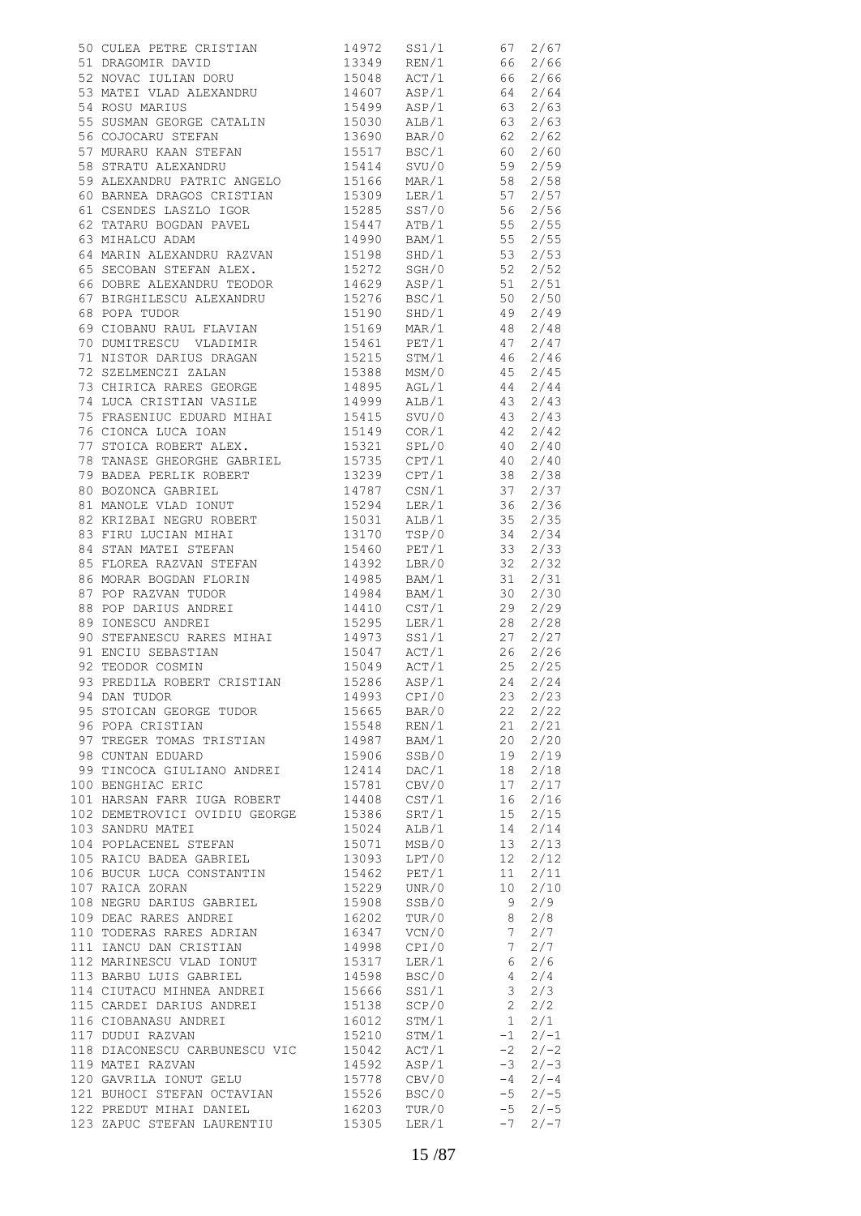| | | | | | |
|---|---|---|---|---|---|
| 50 | CULEA PETRE CRISTIAN | 14972 | SS1/1 | 67 | 2/67 |
| 51 | DRAGOMIR DAVID | 13349 | REN/1 | 66 | 2/66 |
| 52 | NOVAC IULIAN DORU | 15048 | ACT/1 | 66 | 2/66 |
| 53 | MATEI VLAD ALEXANDRU | 14607 | ASP/1 | 64 | 2/64 |
| 54 | ROSU MARIUS | 15499 | ASP/1 | 63 | 2/63 |
| 55 | SUSMAN GEORGE CATALIN | 15030 | ALB/1 | 63 | 2/63 |
| 56 | COJOCARU STEFAN | 13690 | BAR/0 | 62 | 2/62 |
| 57 | MURARU KAAN STEFAN | 15517 | BSC/1 | 60 | 2/60 |
| 58 | STRATU ALEXANDRU | 15414 | SVU/0 | 59 | 2/59 |
| 59 | ALEXANDRU PATRIC ANGELO | 15166 | MAR/1 | 58 | 2/58 |
| 60 | BARNEA DRAGOS CRISTIAN | 15309 | LER/1 | 57 | 2/57 |
| 61 | CSENDES LASZLO IGOR | 15285 | SS7/0 | 56 | 2/56 |
| 62 | TATARU BOGDAN PAVEL | 15447 | ATB/1 | 55 | 2/55 |
| 63 | MIHALCU ADAM | 14990 | BAM/1 | 55 | 2/55 |
| 64 | MARIN ALEXANDRU RAZVAN | 15198 | SHD/1 | 53 | 2/53 |
| 65 | SECOBAN STEFAN ALEX. | 15272 | SGH/0 | 52 | 2/52 |
| 66 | DOBRE ALEXANDRU TEODOR | 14629 | ASP/1 | 51 | 2/51 |
| 67 | BIRGHILESCU ALEXANDRU | 15276 | BSC/1 | 50 | 2/50 |
| 68 | POPA TUDOR | 15190 | SHD/1 | 49 | 2/49 |
| 69 | CIOBANU RAUL FLAVIAN | 15169 | MAR/1 | 48 | 2/48 |
| 70 | DUMITRESCU VLADIMIR | 15461 | PET/1 | 47 | 2/47 |
| 71 | NISTOR DARIUS DRAGAN | 15215 | STM/1 | 46 | 2/46 |
| 72 | SZELMENCZI ZALAN | 15388 | MSM/0 | 45 | 2/45 |
| 73 | CHIRICA RARES GEORGE | 14895 | AGL/1 | 44 | 2/44 |
| 74 | LUCA CRISTIAN VASILE | 14999 | ALB/1 | 43 | 2/43 |
| 75 | FRASENIUC EDUARD MIHAI | 15415 | SVU/0 | 43 | 2/43 |
| 76 | CIONCA LUCA IOAN | 15149 | COR/1 | 42 | 2/42 |
| 77 | STOICA ROBERT ALEX. | 15321 | SPL/0 | 40 | 2/40 |
| 78 | TANASE GHEORGHE GABRIEL | 15735 | CPT/1 | 40 | 2/40 |
| 79 | BADEA PERLIK ROBERT | 13239 | CPT/1 | 38 | 2/38 |
| 80 | BOZONCA GABRIEL | 14787 | CSN/1 | 37 | 2/37 |
| 81 | MANOLE VLAD IONUT | 15294 | LER/1 | 36 | 2/36 |
| 82 | KRIZBAI NEGRU ROBERT | 15031 | ALB/1 | 35 | 2/35 |
| 83 | FIRU LUCIAN MIHAI | 13170 | TSP/0 | 34 | 2/34 |
| 84 | STAN MATEI STEFAN | 15460 | PET/1 | 33 | 2/33 |
| 85 | FLOREA RAZVAN STEFAN | 14392 | LBR/0 | 32 | 2/32 |
| 86 | MORAR BOGDAN FLORIN | 14985 | BAM/1 | 31 | 2/31 |
| 87 | POP RAZVAN TUDOR | 14984 | BAM/1 | 30 | 2/30 |
| 88 | POP DARIUS ANDREI | 14410 | CST/1 | 29 | 2/29 |
| 89 | IONESCU ANDREI | 15295 | LER/1 | 28 | 2/28 |
| 90 | STEFANESCU RARES MIHAI | 14973 | SS1/1 | 27 | 2/27 |
| 91 | ENCIU SEBASTIAN | 15047 | ACT/1 | 26 | 2/26 |
| 92 | TEODOR COSMIN | 15049 | ACT/1 | 25 | 2/25 |
| 93 | PREDILA ROBERT CRISTIAN | 15286 | ASP/1 | 24 | 2/24 |
| 94 | DAN TUDOR | 14993 | CPI/0 | 23 | 2/23 |
| 95 | STOICAN GEORGE TUDOR | 15665 | BAR/0 | 22 | 2/22 |
| 96 | POPA CRISTIAN | 15548 | REN/1 | 21 | 2/21 |
| 97 | TREGER TOMAS TRISTIAN | 14987 | BAM/1 | 20 | 2/20 |
| 98 | CUNTAN EDUARD | 15906 | SSB/0 | 19 | 2/19 |
| 99 | TINCOCA GIULIANO ANDREI | 12414 | DAC/1 | 18 | 2/18 |
| 100 | BENGHIAC ERIC | 15781 | CBV/0 | 17 | 2/17 |
| 101 | HARSAN FARR IUGA ROBERT | 14408 | CST/1 | 16 | 2/16 |
| 102 | DEMETROVICI OVIDIU GEORGE | 15386 | SRT/1 | 15 | 2/15 |
| 103 | SANDRU MATEI | 15024 | ALB/1 | 14 | 2/14 |
| 104 | POPLACENEL STEFAN | 15071 | MSB/0 | 13 | 2/13 |
| 105 | RAICU BADEA GABRIEL | 13093 | LPT/0 | 12 | 2/12 |
| 106 | BUCUR LUCA CONSTANTIN | 15462 | PET/1 | 11 | 2/11 |
| 107 | RAICA ZORAN | 15229 | UNR/0 | 10 | 2/10 |
| 108 | NEGRU DARIUS GABRIEL | 15908 | SSB/0 | 9 | 2/9 |
| 109 | DEAC RARES ANDREI | 16202 | TUR/0 | 8 | 2/8 |
| 110 | TODERAS RARES ADRIAN | 16347 | VCN/0 | 7 | 2/7 |
| 111 | IANCU DAN CRISTIAN | 14998 | CPI/0 | 7 | 2/7 |
| 112 | MARINESCU VLAD IONUT | 15317 | LER/1 | 6 | 2/6 |
| 113 | BARBU LUIS GABRIEL | 14598 | BSC/0 | 4 | 2/4 |
| 114 | CIUTACU MIHNEA ANDREI | 15666 | SS1/1 | 3 | 2/3 |
| 115 | CARDEI DARIUS ANDREI | 15138 | SCP/0 | 2 | 2/2 |
| 116 | CIOBANASU ANDREI | 16012 | STM/1 | 1 | 2/1 |
| 117 | DUDUI RAZVAN | 15210 | STM/1 | -1 | 2/-1 |
| 118 | DIACONESCU CARBUNESCU VIC | 15042 | ACT/1 | -2 | 2/-2 |
| 119 | MATEI RAZVAN | 14592 | ASP/1 | -3 | 2/-3 |
| 120 | GAVRILA IONUT GELU | 15778 | CBV/0 | -4 | 2/-4 |
| 121 | BUHOCI STEFAN OCTAVIAN | 15526 | BSC/0 | -5 | 2/-5 |
| 122 | PREDUT MIHAI DANIEL | 16203 | TUR/0 | -5 | 2/-5 |
| 123 | ZAPUC STEFAN LAURENTIU | 15305 | LER/1 | -7 | 2/-7 |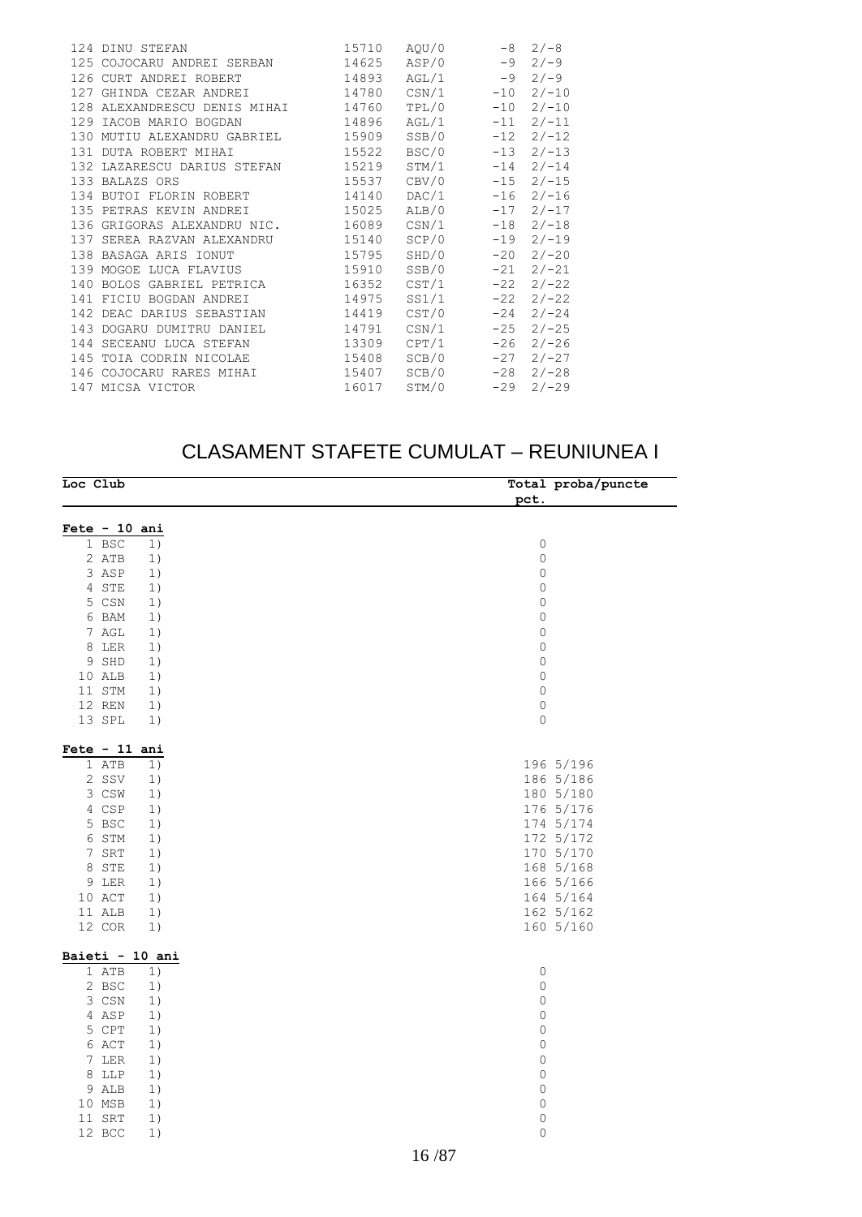| | | | | |
|---|---|---|---|---|
| 124 DINU STEFAN | 15710 | AQU/0 | -8 | 2/-8 |
| 125 COJOCARU ANDREI SERBAN | 14625 | ASP/0 | -9 | 2/-9 |
| 126 CURT ANDREI ROBERT | 14893 | AGL/1 | -9 | 2/-9 |
| 127 GHINDA CEZAR ANDREI | 14780 | CSN/1 | -10 | 2/-10 |
| 128 ALEXANDRESCU DENIS MIHAI | 14760 | TPL/0 | -10 | 2/-10 |
| 129 IACOB MARIO BOGDAN | 14896 | AGL/1 | -11 | 2/-11 |
| 130 MUTIU ALEXANDRU GABRIEL | 15909 | SSB/0 | -12 | 2/-12 |
| 131 DUTA ROBERT MIHAI | 15522 | BSC/0 | -13 | 2/-13 |
| 132 LAZARESCU DARIUS STEFAN | 15219 | STM/1 | -14 | 2/-14 |
| 133 BALAZS ORS | 15537 | CBV/0 | -15 | 2/-15 |
| 134 BUTOI FLORIN ROBERT | 14140 | DAC/1 | -16 | 2/-16 |
| 135 PETRAS KEVIN ANDREI | 15025 | ALB/0 | -17 | 2/-17 |
| 136 GRIGORAS ALEXANDRU NIC. | 16089 | CSN/1 | -18 | 2/-18 |
| 137 SEREA RAZVAN ALEXANDRU | 15140 | SCP/0 | -19 | 2/-19 |
| 138 BASAGA ARIS IONUT | 15795 | SHD/0 | -20 | 2/-20 |
| 139 MOGOE LUCA FLAVIUS | 15910 | SSB/0 | -21 | 2/-21 |
| 140 BOLOS GABRIEL PETRICA | 16352 | CST/1 | -22 | 2/-22 |
| 141 FICIU BOGDAN ANDREI | 14975 | SS1/1 | -22 | 2/-22 |
| 142 DEAC DARIUS SEBASTIAN | 14419 | CST/0 | -24 | 2/-24 |
| 143 DOGARU DUMITRU DANIEL | 14791 | CSN/1 | -25 | 2/-25 |
| 144 SECEANU LUCA STEFAN | 13309 | CPT/1 | -26 | 2/-26 |
| 145 TOIA CODRIN NICOLAE | 15408 | SCB/0 | -27 | 2/-27 |
| 146 COJOCARU RARES MIHAI | 15407 | SCB/0 | -28 | 2/-28 |
| 147 MICSA VICTOR | 16017 | STM/0 | -29 | 2/-29 |

# CLASAMENT STAFETE CUMULAT – REUNIUNEA I

| Loc | Club | | Total pct. | proba/puncte |
|---|---|---|---|---|
| **Fete - 10 ani** | | | | |
| 1 | BSC | 1) | 0 | |
| 2 | ATB | 1) | 0 | |
| 3 | ASP | 1) | 0 | |
| 4 | STE | 1) | 0 | |
| 5 | CSN | 1) | 0 | |
| 6 | BAM | 1) | 0 | |
| 7 | AGL | 1) | 0 | |
| 8 | LER | 1) | 0 | |
| 9 | SHD | 1) | 0 | |
| 10 | ALB | 1) | 0 | |
| 11 | STM | 1) | 0 | |
| 12 | REN | 1) | 0 | |
| 13 | SPL | 1) | 0 | |
| **Fete - 11 ani** | | | | |
| 1 | ATB | 1) | 196 | 5/196 |
| 2 | SSV | 1) | 186 | 5/186 |
| 3 | CSW | 1) | 180 | 5/180 |
| 4 | CSP | 1) | 176 | 5/176 |
| 5 | BSC | 1) | 174 | 5/174 |
| 6 | STM | 1) | 172 | 5/172 |
| 7 | SRT | 1) | 170 | 5/170 |
| 8 | STE | 1) | 168 | 5/168 |
| 9 | LER | 1) | 166 | 5/166 |
| 10 | ACT | 1) | 164 | 5/164 |
| 11 | ALB | 1) | 162 | 5/162 |
| 12 | COR | 1) | 160 | 5/160 |
| **Baieti - 10 ani** | | | | |
| 1 | ATB | 1) | 0 | |
| 2 | BSC | 1) | 0 | |
| 3 | CSN | 1) | 0 | |
| 4 | ASP | 1) | 0 | |
| 5 | CPT | 1) | 0 | |
| 6 | ACT | 1) | 0 | |
| 7 | LER | 1) | 0 | |
| 8 | LLP | 1) | 0 | |
| 9 | ALB | 1) | 0 | |
| 10 | MSB | 1) | 0 | |
| 11 | SRT | 1) | 0 | |
| 12 | BCC | 1) | 0 | |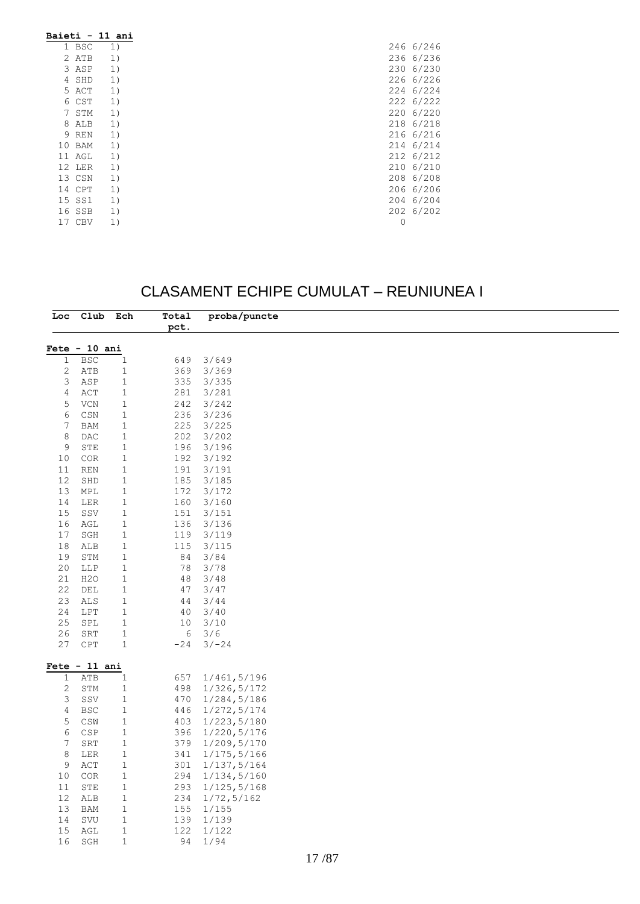**Baieti - 11 ani**

| | | | | |
|---|---|---|---|---|
| 1 | BSC | 1) | 246 | 6/246 |
| 2 | ATB | 1) | 236 | 6/236 |
| 3 | ASP | 1) | 230 | 6/230 |
| 4 | SHD | 1) | 226 | 6/226 |
| 5 | ACT | 1) | 224 | 6/224 |
| 6 | CST | 1) | 222 | 6/222 |
| 7 | STM | 1) | 220 | 6/220 |
| 8 | ALB | 1) | 218 | 6/218 |
| 9 | REN | 1) | 216 | 6/216 |
| 10 | BAM | 1) | 214 | 6/214 |
| 11 | AGL | 1) | 212 | 6/212 |
| 12 | LER | 1) | 210 | 6/210 |
| 13 | CSN | 1) | 208 | 6/208 |
| 14 | CPT | 1) | 206 | 6/206 |
| 15 | SS1 | 1) | 204 | 6/204 |
| 16 | SSB | 1) | 202 | 6/202 |
| 17 | CBV | 1) | 0 | |

# CLASAMENT ECHIPE CUMULAT – REUNIUNEA I

| Loc | Club | Ech | Total pct. | proba/puncte |
|---|---|---|---|---|
| **Fete - 10 ani** | | | | |
| 1 | BSC | 1 | 649 | 3/649 |
| 2 | ATB | 1 | 369 | 3/369 |
| 3 | ASP | 1 | 335 | 3/335 |
| 4 | ACT | 1 | 281 | 3/281 |
| 5 | VCN | 1 | 242 | 3/242 |
| 6 | CSN | 1 | 236 | 3/236 |
| 7 | BAM | 1 | 225 | 3/225 |
| 8 | DAC | 1 | 202 | 3/202 |
| 9 | STE | 1 | 196 | 3/196 |
| 10 | COR | 1 | 192 | 3/192 |
| 11 | REN | 1 | 191 | 3/191 |
| 12 | SHD | 1 | 185 | 3/185 |
| 13 | MPL | 1 | 172 | 3/172 |
| 14 | LER | 1 | 160 | 3/160 |
| 15 | SSV | 1 | 151 | 3/151 |
| 16 | AGL | 1 | 136 | 3/136 |
| 17 | SGH | 1 | 119 | 3/119 |
| 18 | ALB | 1 | 115 | 3/115 |
| 19 | STM | 1 | 84 | 3/84 |
| 20 | LLP | 1 | 78 | 3/78 |
| 21 | H2O | 1 | 48 | 3/48 |
| 22 | DEL | 1 | 47 | 3/47 |
| 23 | ALS | 1 | 44 | 3/44 |
| 24 | LPT | 1 | 40 | 3/40 |
| 25 | SPL | 1 | 10 | 3/10 |
| 26 | SRT | 1 | 6 | 3/6 |
| 27 | CPT | 1 | -24 | 3/-24 |
| **Fete - 11 ani** | | | | |
| 1 | ATB | 1 | 657 | 1/461,5/196 |
| 2 | STM | 1 | 498 | 1/326,5/172 |
| 3 | SSV | 1 | 470 | 1/284,5/186 |
| 4 | BSC | 1 | 446 | 1/272,5/174 |
| 5 | CSW | 1 | 403 | 1/223,5/180 |
| 6 | CSP | 1 | 396 | 1/220,5/176 |
| 7 | SRT | 1 | 379 | 1/209,5/170 |
| 8 | LER | 1 | 341 | 1/175,5/166 |
| 9 | ACT | 1 | 301 | 1/137,5/164 |
| 10 | COR | 1 | 294 | 1/134,5/160 |
| 11 | STE | 1 | 293 | 1/125,5/168 |
| 12 | ALB | 1 | 234 | 1/72,5/162 |
| 13 | BAM | 1 | 155 | 1/155 |
| 14 | SVU | 1 | 139 | 1/139 |
| 15 | AGL | 1 | 122 | 1/122 |
| 16 | SGH | 1 | 94 | 1/94 |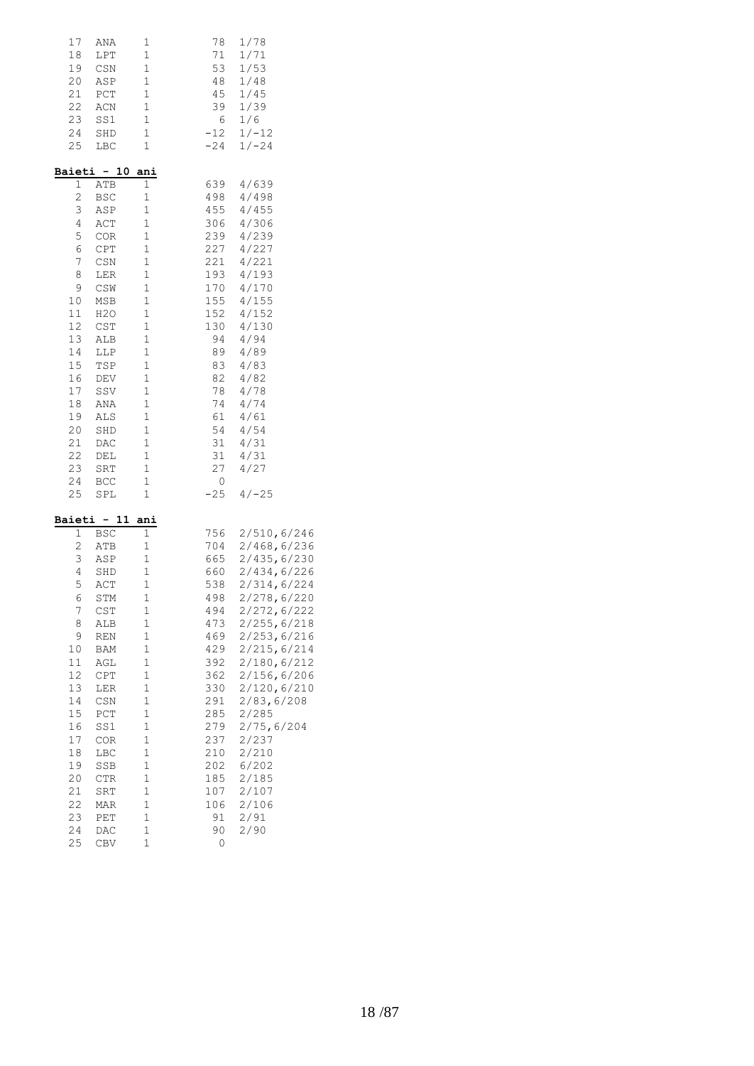| | | | | |
|---|---|---|---|---|
| 17 | ANA | 1 | 78 | 1/78 |
| 18 | LPT | 1 | 71 | 1/71 |
| 19 | CSN | 1 | 53 | 1/53 |
| 20 | ASP | 1 | 48 | 1/48 |
| 21 | PCT | 1 | 45 | 1/45 |
| 22 | ACN | 1 | 39 | 1/39 |
| 23 | SS1 | 1 | 6 | 1/6 |
| 24 | SHD | 1 | -12 | 1/-12 |
| 25 | LBC | 1 | -24 | 1/-24 |

**Baieti - 10 ani**

| | | | | |
|---|---|---|---|---|
| 1 | ATB | 1 | 639 | 4/639 |
| 2 | BSC | 1 | 498 | 4/498 |
| 3 | ASP | 1 | 455 | 4/455 |
| 4 | ACT | 1 | 306 | 4/306 |
| 5 | COR | 1 | 239 | 4/239 |
| 6 | CPT | 1 | 227 | 4/227 |
| 7 | CSN | 1 | 221 | 4/221 |
| 8 | LER | 1 | 193 | 4/193 |
| 9 | CSW | 1 | 170 | 4/170 |
| 10 | MSB | 1 | 155 | 4/155 |
| 11 | H2O | 1 | 152 | 4/152 |
| 12 | CST | 1 | 130 | 4/130 |
| 13 | ALB | 1 | 94 | 4/94 |
| 14 | LLP | 1 | 89 | 4/89 |
| 15 | TSP | 1 | 83 | 4/83 |
| 16 | DEV | 1 | 82 | 4/82 |
| 17 | SSV | 1 | 78 | 4/78 |
| 18 | ANA | 1 | 74 | 4/74 |
| 19 | ALS | 1 | 61 | 4/61 |
| 20 | SHD | 1 | 54 | 4/54 |
| 21 | DAC | 1 | 31 | 4/31 |
| 22 | DEL | 1 | 31 | 4/31 |
| 23 | SRT | 1 | 27 | 4/27 |
| 24 | BCC | 1 | 0 | |
| 25 | SPL | 1 | -25 | 4/-25 |

**Baieti - 11 ani**

| | | | | |
|---|---|---|---|---|
| 1 | BSC | 1 | 756 | 2/510,6/246 |
| 2 | ATB | 1 | 704 | 2/468,6/236 |
| 3 | ASP | 1 | 665 | 2/435,6/230 |
| 4 | SHD | 1 | 660 | 2/434,6/226 |
| 5 | ACT | 1 | 538 | 2/314,6/224 |
| 6 | STM | 1 | 498 | 2/278,6/220 |
| 7 | CST | 1 | 494 | 2/272,6/222 |
| 8 | ALB | 1 | 473 | 2/255,6/218 |
| 9 | REN | 1 | 469 | 2/253,6/216 |
| 10 | BAM | 1 | 429 | 2/215,6/214 |
| 11 | AGL | 1 | 392 | 2/180,6/212 |
| 12 | CPT | 1 | 362 | 2/156,6/206 |
| 13 | LER | 1 | 330 | 2/120,6/210 |
| 14 | CSN | 1 | 291 | 2/83,6/208 |
| 15 | PCT | 1 | 285 | 2/285 |
| 16 | SS1 | 1 | 279 | 2/75,6/204 |
| 17 | COR | 1 | 237 | 2/237 |
| 18 | LBC | 1 | 210 | 2/210 |
| 19 | SSB | 1 | 202 | 6/202 |
| 20 | CTR | 1 | 185 | 2/185 |
| 21 | SRT | 1 | 107 | 2/107 |
| 22 | MAR | 1 | 106 | 2/106 |
| 23 | PET | 1 | 91 | 2/91 |
| 24 | DAC | 1 | 90 | 2/90 |
| 25 | CBV | 1 | 0 | |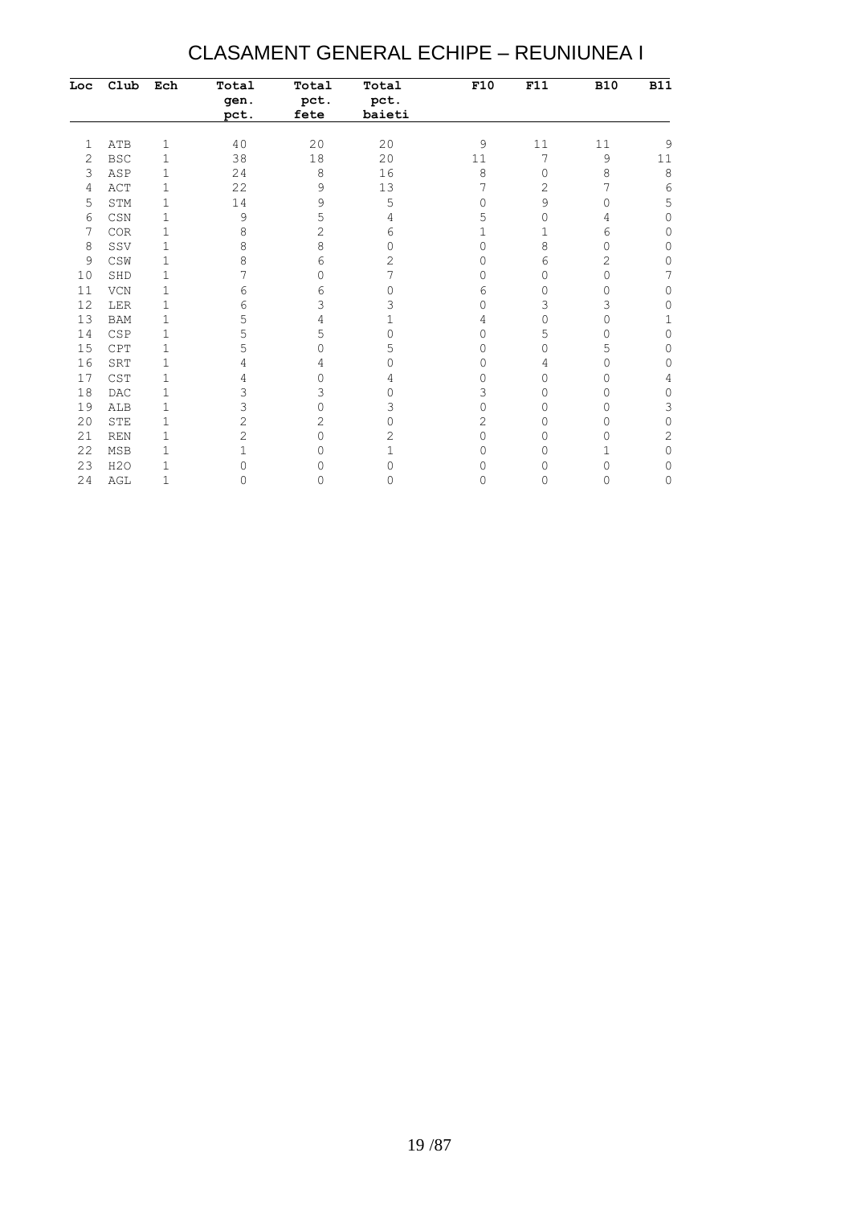# CLASAMENT GENERAL ECHIPE – REUNIUNEA I

| Loc | Club | Ech | Total gen. pct. | Total pct. fete | Total pct. baieti | F10 | F11 | B10 | B11 |
|---|---|---|---|---|---|---|---|---|---|
| 1 | ATB | 1 | 40 | 20 | 20 | 9 | 11 | 11 | 9 |
| 2 | BSC | 1 | 38 | 18 | 20 | 11 | 7 | 9 | 11 |
| 3 | ASP | 1 | 24 | 8 | 16 | 8 | 0 | 8 | 8 |
| 4 | ACT | 1 | 22 | 9 | 13 | 7 | 2 | 7 | 6 |
| 5 | STM | 1 | 14 | 9 | 5 | 0 | 9 | 0 | 5 |
| 6 | CSN | 1 | 9 | 5 | 4 | 5 | 0 | 4 | 0 |
| 7 | COR | 1 | 8 | 2 | 6 | 1 | 1 | 6 | 0 |
| 8 | SSV | 1 | 8 | 8 | 0 | 0 | 8 | 0 | 0 |
| 9 | CSW | 1 | 8 | 6 | 2 | 0 | 6 | 2 | 0 |
| 10 | SHD | 1 | 7 | 0 | 7 | 0 | 0 | 0 | 7 |
| 11 | VCN | 1 | 6 | 6 | 0 | 6 | 0 | 0 | 0 |
| 12 | LER | 1 | 6 | 3 | 3 | 0 | 3 | 3 | 0 |
| 13 | BAM | 1 | 5 | 4 | 1 | 4 | 0 | 0 | 1 |
| 14 | CSP | 1 | 5 | 5 | 0 | 0 | 5 | 0 | 0 |
| 15 | CPT | 1 | 5 | 0 | 5 | 0 | 0 | 5 | 0 |
| 16 | SRT | 1 | 4 | 4 | 0 | 0 | 4 | 0 | 0 |
| 17 | CST | 1 | 4 | 0 | 4 | 0 | 0 | 0 | 4 |
| 18 | DAC | 1 | 3 | 3 | 0 | 3 | 0 | 0 | 0 |
| 19 | ALB | 1 | 3 | 0 | 3 | 0 | 0 | 0 | 3 |
| 20 | STE | 1 | 2 | 2 | 0 | 2 | 0 | 0 | 0 |
| 21 | REN | 1 | 2 | 0 | 2 | 0 | 0 | 0 | 2 |
| 22 | MSB | 1 | 1 | 0 | 1 | 0 | 0 | 1 | 0 |
| 23 | H2O | 1 | 0 | 0 | 0 | 0 | 0 | 0 | 0 |
| 24 | AGL | 1 | 0 | 0 | 0 | 0 | 0 | 0 | 0 |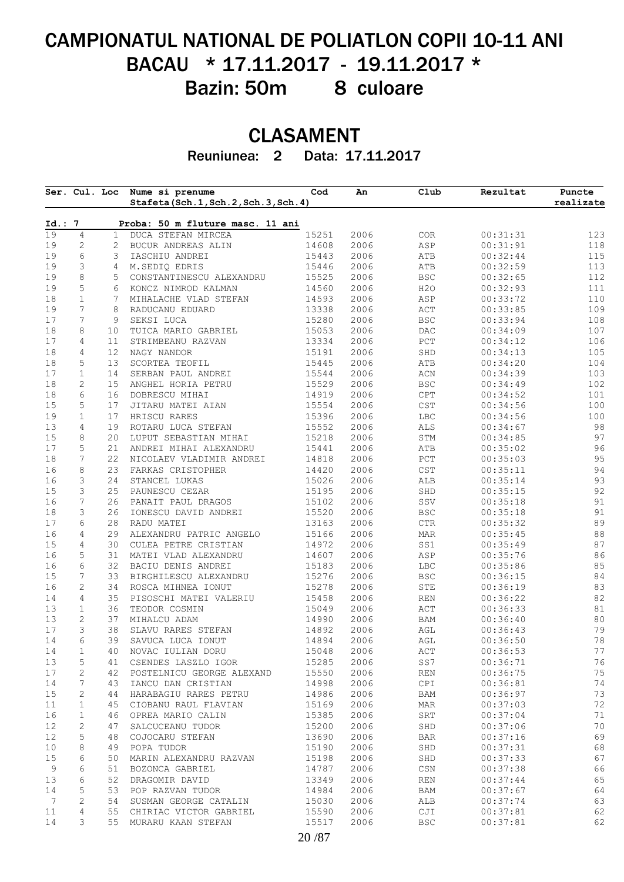# CAMPIONATUL NATIONAL DE POLIATLON COPII 10-11 ANI

## BACAU * 17.11.2017 - 19.11.2017 *

## Bazin: 50m 8 culoare

## CLASAMENT

**Reuniunea: 2 Data: 17.11.2017**

| Ser. | Cul. | Loc | Nume si prenume<br>Stafeta(Sch.1,Sch.2,Sch.3,Sch.4) | Cod | An | Club | Rezultat | Puncte realizate |
|---|---|---|---|---|---|---|---|---|
| **Id.: 7** | | | **Proba: 50 m fluture masc. 11 ani** | | | | | |
| 19 | 4 | 1 | DUCA STEFAN MIRCEA | 15251 | 2006 | COR | 00:31:31 | 123 |
| 19 | 2 | 2 | BUCUR ANDREAS ALIN | 14608 | 2006 | ASP | 00:31:91 | 118 |
| 19 | 6 | 3 | IASCHIU ANDREI | 15443 | 2006 | ATB | 00:32:44 | 115 |
| 19 | 3 | 4 | M.SEDIQ EDRIS | 15446 | 2006 | ATB | 00:32:59 | 113 |
| 19 | 8 | 5 | CONSTANTINESCU ALEXANDRU | 15525 | 2006 | BSC | 00:32:65 | 112 |
| 19 | 5 | 6 | KONCZ NIMROD KALMAN | 14560 | 2006 | H2O | 00:32:93 | 111 |
| 18 | 1 | 7 | MIHALACHE VLAD STEFAN | 14593 | 2006 | ASP | 00:33:72 | 110 |
| 19 | 7 | 8 | RADUCANU EDUARD | 13338 | 2006 | ACT | 00:33:85 | 109 |
| 17 | 7 | 9 | SEKSI LUCA | 15280 | 2006 | BSC | 00:33:94 | 108 |
| 18 | 8 | 10 | TUICA MARIO GABRIEL | 15053 | 2006 | DAC | 00:34:09 | 107 |
| 17 | 4 | 11 | STRIMBEANU RAZVAN | 13334 | 2006 | PCT | 00:34:12 | 106 |
| 18 | 4 | 12 | NAGY NANDOR | 15191 | 2006 | SHD | 00:34:13 | 105 |
| 18 | 5 | 13 | SCORTEA TEOFIL | 15445 | 2006 | ATB | 00:34:20 | 104 |
| 17 | 1 | 14 | SERBAN PAUL ANDREI | 15544 | 2006 | ACN | 00:34:39 | 103 |
| 18 | 2 | 15 | ANGHEL HORIA PETRU | 15529 | 2006 | BSC | 00:34:49 | 102 |
| 18 | 6 | 16 | DOBRESCU MIHAI | 14919 | 2006 | CPT | 00:34:52 | 101 |
| 15 | 5 | 17 | JITARU MATEI AIAN | 15554 | 2006 | CST | 00:34:56 | 100 |
| 19 | 1 | 17 | HRISCU RARES | 15396 | 2006 | LBC | 00:34:56 | 100 |
| 13 | 4 | 19 | ROTARU LUCA STEFAN | 15552 | 2006 | ALS | 00:34:67 | 98 |
| 15 | 8 | 20 | LUPUT SEBASTIAN MIHAI | 15218 | 2006 | STM | 00:34:85 | 97 |
| 17 | 5 | 21 | ANDREI MIHAI ALEXANDRU | 15441 | 2006 | ATB | 00:35:02 | 96 |
| 18 | 7 | 22 | NICOLAEV VLADIMIR ANDREI | 14818 | 2006 | PCT | 00:35:03 | 95 |
| 16 | 8 | 23 | FARKAS CRISTOPHER | 14420 | 2006 | CST | 00:35:11 | 94 |
| 16 | 3 | 24 | STANCEL LUKAS | 15026 | 2006 | ALB | 00:35:14 | 93 |
| 15 | 3 | 25 | PAUNESCU CEZAR | 15195 | 2006 | SHD | 00:35:15 | 92 |
| 16 | 7 | 26 | PANAIT PAUL DRAGOS | 15102 | 2006 | SSV | 00:35:18 | 91 |
| 18 | 3 | 26 | IONESCU DAVID ANDREI | 15520 | 2006 | BSC | 00:35:18 | 91 |
| 17 | 6 | 28 | RADU MATEI | 13163 | 2006 | CTR | 00:35:32 | 89 |
| 16 | 4 | 29 | ALEXANDRU PATRIC ANGELO | 15166 | 2006 | MAR | 00:35:45 | 88 |
| 15 | 4 | 30 | CULEA PETRE CRISTIAN | 14972 | 2006 | SS1 | 00:35:49 | 87 |
| 16 | 5 | 31 | MATEI VLAD ALEXANDRU | 14607 | 2006 | ASP | 00:35:76 | 86 |
| 16 | 6 | 32 | BACIU DENIS ANDREI | 15183 | 2006 | LBC | 00:35:86 | 85 |
| 15 | 7 | 33 | BIRGHILESCU ALEXANDRU | 15276 | 2006 | BSC | 00:36:15 | 84 |
| 16 | 2 | 34 | ROSCA MIHNEA IONUT | 15278 | 2006 | STE | 00:36:19 | 83 |
| 14 | 4 | 35 | PISOSCHI MATEI VALERIU | 15458 | 2006 | REN | 00:36:22 | 82 |
| 13 | 1 | 36 | TEODOR COSMIN | 15049 | 2006 | ACT | 00:36:33 | 81 |
| 13 | 2 | 37 | MIHALCU ADAM | 14990 | 2006 | BAM | 00:36:40 | 80 |
| 17 | 3 | 38 | SLAVU RARES STEFAN | 14892 | 2006 | AGL | 00:36:43 | 79 |
| 14 | 6 | 39 | SAVUCA LUCA IONUT | 14894 | 2006 | AGL | 00:36:50 | 78 |
| 14 | 1 | 40 | NOVAC IULIAN DORU | 15048 | 2006 | ACT | 00:36:53 | 77 |
| 13 | 5 | 41 | CSENDES LASZLO IGOR | 15285 | 2006 | SS7 | 00:36:71 | 76 |
| 17 | 2 | 42 | POSTELNICU GEORGE ALEXAND | 15550 | 2006 | REN | 00:36:75 | 75 |
| 14 | 7 | 43 | IANCU DAN CRISTIAN | 14998 | 2006 | CPI | 00:36:81 | 74 |
| 15 | 2 | 44 | HARABAGIU RARES PETRU | 14986 | 2006 | BAM | 00:36:97 | 73 |
| 11 | 1 | 45 | CIOBANU RAUL FLAVIAN | 15169 | 2006 | MAR | 00:37:03 | 72 |
| 16 | 1 | 46 | OPREA MARIO CALIN | 15385 | 2006 | SRT | 00:37:04 | 71 |
| 12 | 2 | 47 | SALCUCEANU TUDOR | 15200 | 2006 | SHD | 00:37:06 | 70 |
| 12 | 5 | 48 | COJOCARU STEFAN | 13690 | 2006 | BAR | 00:37:16 | 69 |
| 10 | 8 | 49 | POPA TUDOR | 15190 | 2006 | SHD | 00:37:31 | 68 |
| 15 | 6 | 50 | MARIN ALEXANDRU RAZVAN | 15198 | 2006 | SHD | 00:37:33 | 67 |
| 9 | 6 | 51 | BOZONCA GABRIEL | 14787 | 2006 | CSN | 00:37:38 | 66 |
| 13 | 6 | 52 | DRAGOMIR DAVID | 13349 | 2006 | REN | 00:37:44 | 65 |
| 14 | 5 | 53 | POP RAZVAN TUDOR | 14984 | 2006 | BAM | 00:37:67 | 64 |
| 7 | 2 | 54 | SUSMAN GEORGE CATALIN | 15030 | 2006 | ALB | 00:37:74 | 63 |
| 11 | 4 | 55 | CHIRIAC VICTOR GABRIEL | 15590 | 2006 | CJI | 00:37:81 | 62 |
| 14 | 3 | 55 | MURARU KAAN STEFAN | 15517 | 2006 | BSC | 00:37:81 | 62 |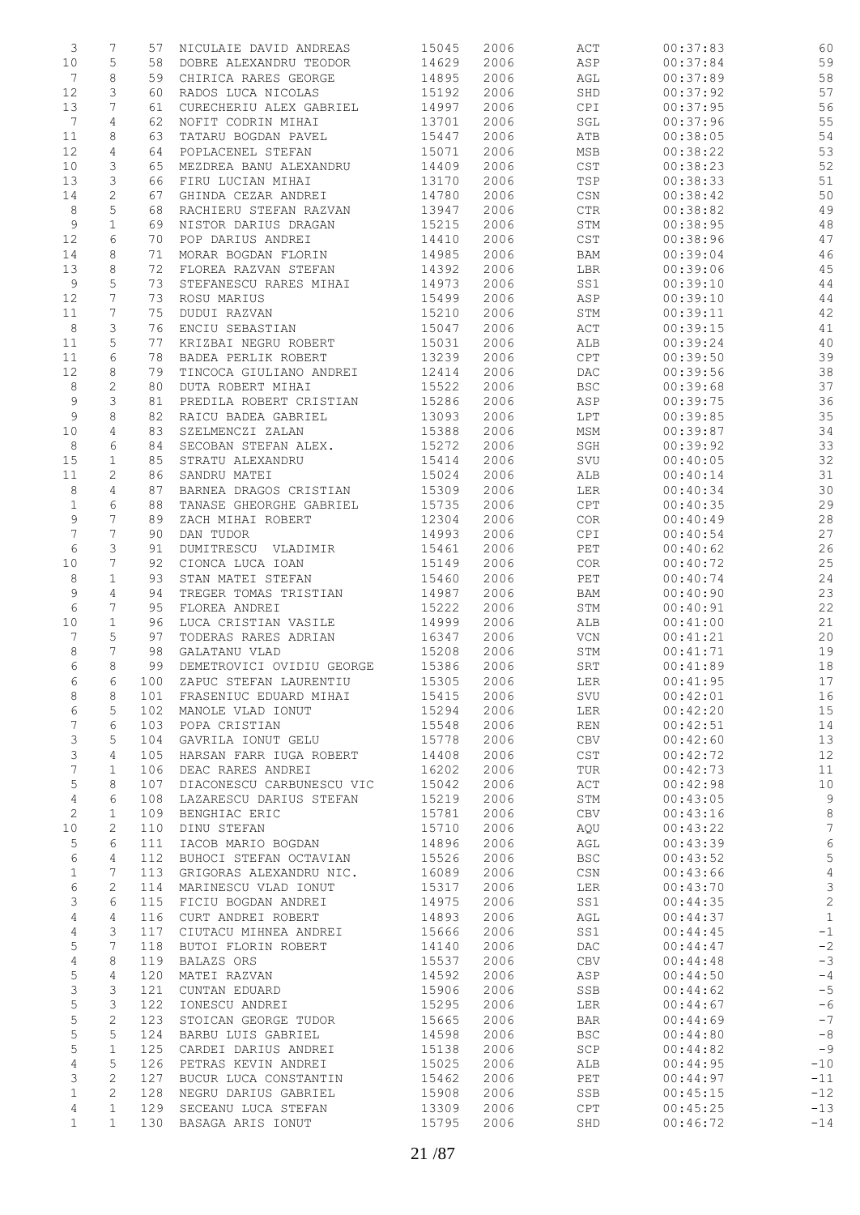| | | | | | | | | |
|---|---|---|---|---|---|---|---|---|
| 3 | 7 | 57 | NICULAIE DAVID ANDREAS | 15045 | 2006 | ACT | 00:37:83 | 60 |
| 10 | 5 | 58 | DOBRE ALEXANDRU TEODOR | 14629 | 2006 | ASP | 00:37:84 | 59 |
| 7 | 8 | 59 | CHIRICA RARES GEORGE | 14895 | 2006 | AGL | 00:37:89 | 58 |
| 12 | 3 | 60 | RADOS LUCA NICOLAS | 15192 | 2006 | SHD | 00:37:92 | 57 |
| 13 | 7 | 61 | CURECHERIU ALEX GABRIEL | 14997 | 2006 | CPI | 00:37:95 | 56 |
| 7 | 4 | 62 | NOFIT CODRIN MIHAI | 13701 | 2006 | SGL | 00:37:96 | 55 |
| 11 | 8 | 63 | TATARU BOGDAN PAVEL | 15447 | 2006 | ATB | 00:38:05 | 54 |
| 12 | 4 | 64 | POPLACENEL STEFAN | 15071 | 2006 | MSB | 00:38:22 | 53 |
| 10 | 3 | 65 | MEZDREA BANU ALEXANDRU | 14409 | 2006 | CST | 00:38:23 | 52 |
| 13 | 3 | 66 | FIRU LUCIAN MIHAI | 13170 | 2006 | TSP | 00:38:33 | 51 |
| 14 | 2 | 67 | GHINDA CEZAR ANDREI | 14780 | 2006 | CSN | 00:38:42 | 50 |
| 8 | 5 | 68 | RACHIERU STEFAN RAZVAN | 13947 | 2006 | CTR | 00:38:82 | 49 |
| 9 | 1 | 69 | NISTOR DARIUS DRAGAN | 15215 | 2006 | STM | 00:38:95 | 48 |
| 12 | 6 | 70 | POP DARIUS ANDREI | 14410 | 2006 | CST | 00:38:96 | 47 |
| 14 | 8 | 71 | MORAR BOGDAN FLORIN | 14985 | 2006 | BAM | 00:39:04 | 46 |
| 13 | 8 | 72 | FLOREA RAZVAN STEFAN | 14392 | 2006 | LBR | 00:39:06 | 45 |
| 9 | 5 | 73 | STEFANESCU RARES MIHAI | 14973 | 2006 | SS1 | 00:39:10 | 44 |
| 12 | 7 | 73 | ROSU MARIUS | 15499 | 2006 | ASP | 00:39:10 | 44 |
| 11 | 7 | 75 | DUDUI RAZVAN | 15210 | 2006 | STM | 00:39:11 | 42 |
| 8 | 3 | 76 | ENCIU SEBASTIAN | 15047 | 2006 | ACT | 00:39:15 | 41 |
| 11 | 5 | 77 | KRIZBAI NEGRU ROBERT | 15031 | 2006 | ALB | 00:39:24 | 40 |
| 11 | 6 | 78 | BADEA PERLIK ROBERT | 13239 | 2006 | CPT | 00:39:50 | 39 |
| 12 | 8 | 79 | TINCOCA GIULIANO ANDREI | 12414 | 2006 | DAC | 00:39:56 | 38 |
| 8 | 2 | 80 | DUTA ROBERT MIHAI | 15522 | 2006 | BSC | 00:39:68 | 37 |
| 9 | 3 | 81 | PREDILA ROBERT CRISTIAN | 15286 | 2006 | ASP | 00:39:75 | 36 |
| 9 | 8 | 82 | RAICU BADEA GABRIEL | 13093 | 2006 | LPT | 00:39:85 | 35 |
| 10 | 4 | 83 | SZELMENCZI ZALAN | 15388 | 2006 | MSM | 00:39:87 | 34 |
| 8 | 6 | 84 | SECOBAN STEFAN ALEX. | 15272 | 2006 | SGH | 00:39:92 | 33 |
| 15 | 1 | 85 | STRATU ALEXANDRU | 15414 | 2006 | SVU | 00:40:05 | 32 |
| 11 | 2 | 86 | SANDRU MATEI | 15024 | 2006 | ALB | 00:40:14 | 31 |
| 8 | 4 | 87 | BARNEA DRAGOS CRISTIAN | 15309 | 2006 | LER | 00:40:34 | 30 |
| 1 | 6 | 88 | TANASE GHEORGHE GABRIEL | 15735 | 2006 | CPT | 00:40:35 | 29 |
| 9 | 7 | 89 | ZACH MIHAI ROBERT | 12304 | 2006 | COR | 00:40:49 | 28 |
| 7 | 7 | 90 | DAN TUDOR | 14993 | 2006 | CPI | 00:40:54 | 27 |
| 6 | 3 | 91 | DUMITRESCU VLADIMIR | 15461 | 2006 | PET | 00:40:62 | 26 |
| 10 | 7 | 92 | CIONCA LUCA IOAN | 15149 | 2006 | COR | 00:40:72 | 25 |
| 8 | 1 | 93 | STAN MATEI STEFAN | 15460 | 2006 | PET | 00:40:74 | 24 |
| 9 | 4 | 94 | TREGER TOMAS TRISTIAN | 14987 | 2006 | BAM | 00:40:90 | 23 |
| 6 | 7 | 95 | FLOREA ANDREI | 15222 | 2006 | STM | 00:40:91 | 22 |
| 10 | 1 | 96 | LUCA CRISTIAN VASILE | 14999 | 2006 | ALB | 00:41:00 | 21 |
| 7 | 5 | 97 | TODERAS RARES ADRIAN | 16347 | 2006 | VCN | 00:41:21 | 20 |
| 8 | 7 | 98 | GALATANU VLAD | 15208 | 2006 | STM | 00:41:71 | 19 |
| 6 | 8 | 99 | DEMETROVICI OVIDIU GEORGE | 15386 | 2006 | SRT | 00:41:89 | 18 |
| 6 | 6 | 100 | ZAPUC STEFAN LAURENTIU | 15305 | 2006 | LER | 00:41:95 | 17 |
| 8 | 8 | 101 | FRASENIUC EDUARD MIHAI | 15415 | 2006 | SVU | 00:42:01 | 16 |
| 6 | 5 | 102 | MANOLE VLAD IONUT | 15294 | 2006 | LER | 00:42:20 | 15 |
| 7 | 6 | 103 | POPA CRISTIAN | 15548 | 2006 | REN | 00:42:51 | 14 |
| 3 | 5 | 104 | GAVRILA IONUT GELU | 15778 | 2006 | CBV | 00:42:60 | 13 |
| 3 | 4 | 105 | HARSAN FARR IUGA ROBERT | 14408 | 2006 | CST | 00:42:72 | 12 |
| 7 | 1 | 106 | DEAC RARES ANDREI | 16202 | 2006 | TUR | 00:42:73 | 11 |
| 5 | 8 | 107 | DIACONESCU CARBUNESCU VIC | 15042 | 2006 | ACT | 00:42:98 | 10 |
| 4 | 6 | 108 | LAZARESCU DARIUS STEFAN | 15219 | 2006 | STM | 00:43:05 | 9 |
| 2 | 1 | 109 | BENGHIAC ERIC | 15781 | 2006 | CBV | 00:43:16 | 8 |
| 10 | 2 | 110 | DINU STEFAN | 15710 | 2006 | AQU | 00:43:22 | 7 |
| 5 | 6 | 111 | IACOB MARIO BOGDAN | 14896 | 2006 | AGL | 00:43:39 | 6 |
| 6 | 4 | 112 | BUHOCI STEFAN OCTAVIAN | 15526 | 2006 | BSC | 00:43:52 | 5 |
| 1 | 7 | 113 | GRIGORAS ALEXANDRU NIC. | 16089 | 2006 | CSN | 00:43:66 | 4 |
| 6 | 2 | 114 | MARINESCU VLAD IONUT | 15317 | 2006 | LER | 00:43:70 | 3 |
| 3 | 6 | 115 | FICIU BOGDAN ANDREI | 14975 | 2006 | SS1 | 00:44:35 | 2 |
| 4 | 4 | 116 | CURT ANDREI ROBERT | 14893 | 2006 | AGL | 00:44:37 | 1 |
| 4 | 3 | 117 | CIUTACU MIHNEA ANDREI | 15666 | 2006 | SS1 | 00:44:45 | -1 |
| 5 | 7 | 118 | BUTOI FLORIN ROBERT | 14140 | 2006 | DAC | 00:44:47 | -2 |
| 4 | 8 | 119 | BALAZS ORS | 15537 | 2006 | CBV | 00:44:48 | -3 |
| 5 | 4 | 120 | MATEI RAZVAN | 14592 | 2006 | ASP | 00:44:50 | -4 |
| 3 | 3 | 121 | CUNTAN EDUARD | 15906 | 2006 | SSB | 00:44:62 | -5 |
| 5 | 3 | 122 | IONESCU ANDREI | 15295 | 2006 | LER | 00:44:67 | -6 |
| 5 | 2 | 123 | STOICAN GEORGE TUDOR | 15665 | 2006 | BAR | 00:44:69 | -7 |
| 5 | 5 | 124 | BARBU LUIS GABRIEL | 14598 | 2006 | BSC | 00:44:80 | -8 |
| 5 | 1 | 125 | CARDEI DARIUS ANDREI | 15138 | 2006 | SCP | 00:44:82 | -9 |
| 4 | 5 | 126 | PETRAS KEVIN ANDREI | 15025 | 2006 | ALB | 00:44:95 | -10 |
| 3 | 2 | 127 | BUCUR LUCA CONSTANTIN | 15462 | 2006 | PET | 00:44:97 | -11 |
| 1 | 2 | 128 | NEGRU DARIUS GABRIEL | 15908 | 2006 | SSB | 00:45:15 | -12 |
| 4 | 1 | 129 | SECEANU LUCA STEFAN | 13309 | 2006 | CPT | 00:45:25 | -13 |
| 1 | 1 | 130 | BASAGA ARIS IONUT | 15795 | 2006 | SHD | 00:46:72 | -14 |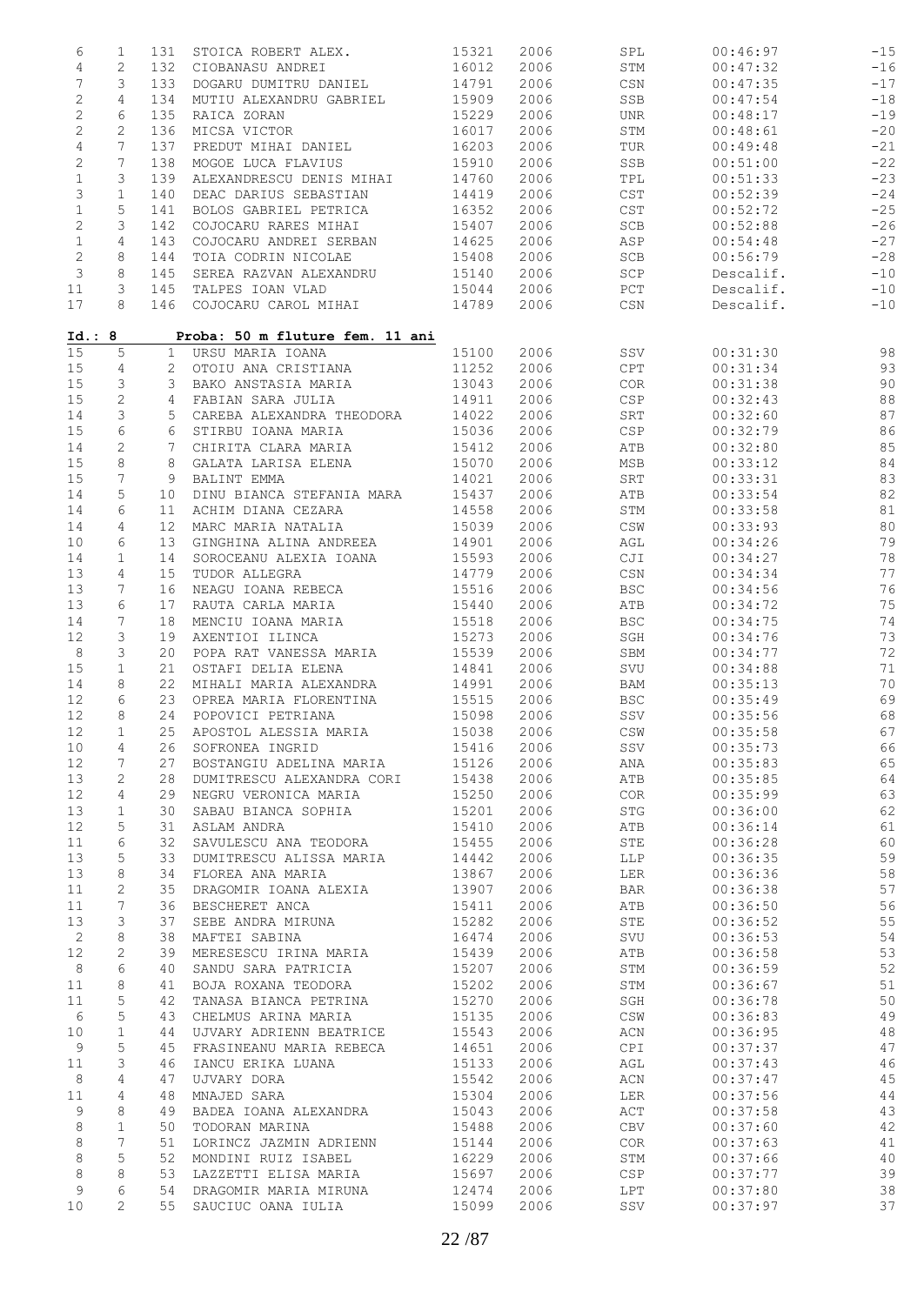| | | | | | | | | |
|---|---|---|---|---|---|---|---|---|
| 6 | 1 | 131 | STOICA ROBERT ALEX. | 15321 | 2006 | SPL | 00:46:97 | -15 |
| 4 | 2 | 132 | CIOBANASU ANDREI | 16012 | 2006 | STM | 00:47:32 | -16 |
| 7 | 3 | 133 | DOGARU DUMITRU DANIEL | 14791 | 2006 | CSN | 00:47:35 | -17 |
| 2 | 4 | 134 | MUTIU ALEXANDRU GABRIEL | 15909 | 2006 | SSB | 00:47:54 | -18 |
| 2 | 6 | 135 | RAICA ZORAN | 15229 | 2006 | UNR | 00:48:17 | -19 |
| 2 | 2 | 136 | MICSA VICTOR | 16017 | 2006 | STM | 00:48:61 | -20 |
| 4 | 7 | 137 | PREDUT MIHAI DANIEL | 16203 | 2006 | TUR | 00:49:48 | -21 |
| 2 | 7 | 138 | MOGOE LUCA FLAVIUS | 15910 | 2006 | SSB | 00:51:00 | -22 |
| 1 | 3 | 139 | ALEXANDRESCU DENIS MIHAI | 14760 | 2006 | TPL | 00:51:33 | -23 |
| 3 | 1 | 140 | DEAC DARIUS SEBASTIAN | 14419 | 2006 | CST | 00:52:39 | -24 |
| 1 | 5 | 141 | BOLOS GABRIEL PETRICA | 16352 | 2006 | CST | 00:52:72 | -25 |
| 2 | 3 | 142 | COJOCARU RARES MIHAI | 15407 | 2006 | SCB | 00:52:88 | -26 |
| 1 | 4 | 143 | COJOCARU ANDREI SERBAN | 14625 | 2006 | ASP | 00:54:48 | -27 |
| 2 | 8 | 144 | TOIA CODRIN NICOLAE | 15408 | 2006 | SCB | 00:56:79 | -28 |
| 3 | 8 | 145 | SEREA RAZVAN ALEXANDRU | 15140 | 2006 | SCP | Descalif. | -10 |
| 11 | 3 | 145 | TALPES IOAN VLAD | 15044 | 2006 | PCT | Descalif. | -10 |
| 17 | 8 | 146 | COJOCARU CAROL MIHAI | 14789 | 2006 | CSN | Descalif. | -10 |

**Id.: 8 Proba: 50 m fluture fem. 11 ani**

| | | | | | | | | |
|---|---|---|---|---|---|---|---|---|
| 15 | 5 | 1 | URSU MARIA IOANA | 15100 | 2006 | SSV | 00:31:30 | 98 |
| 15 | 4 | 2 | OTOIU ANA CRISTIANA | 11252 | 2006 | CPT | 00:31:34 | 93 |
| 15 | 3 | 3 | BAKO ANSTASIA MARIA | 13043 | 2006 | COR | 00:31:38 | 90 |
| 15 | 2 | 4 | FABIAN SARA JULIA | 14911 | 2006 | CSP | 00:32:43 | 88 |
| 14 | 3 | 5 | CAREBA ALEXANDRA THEODORA | 14022 | 2006 | SRT | 00:32:60 | 87 |
| 15 | 6 | 6 | STIRBU IOANA MARIA | 15036 | 2006 | CSP | 00:32:79 | 86 |
| 14 | 2 | 7 | CHIRITA CLARA MARIA | 15412 | 2006 | ATB | 00:32:80 | 85 |
| 15 | 8 | 8 | GALATA LARISA ELENA | 15070 | 2006 | MSB | 00:33:12 | 84 |
| 15 | 7 | 9 | BALINT EMMA | 14021 | 2006 | SRT | 00:33:31 | 83 |
| 14 | 5 | 10 | DINU BIANCA STEFANIA MARA | 15437 | 2006 | ATB | 00:33:54 | 82 |
| 14 | 6 | 11 | ACHIM DIANA CEZARA | 14558 | 2006 | STM | 00:33:58 | 81 |
| 14 | 4 | 12 | MARC MARIA NATALIA | 15039 | 2006 | CSW | 00:33:93 | 80 |
| 10 | 6 | 13 | GINGHINA ALINA ANDREEA | 14901 | 2006 | AGL | 00:34:26 | 79 |
| 14 | 1 | 14 | SOROCEANU ALEXIA IOANA | 15593 | 2006 | CJI | 00:34:27 | 78 |
| 13 | 4 | 15 | TUDOR ALLEGRA | 14779 | 2006 | CSN | 00:34:34 | 77 |
| 13 | 7 | 16 | NEAGU IOANA REBECA | 15516 | 2006 | BSC | 00:34:56 | 76 |
| 13 | 6 | 17 | RAUTA CARLA MARIA | 15440 | 2006 | ATB | 00:34:72 | 75 |
| 14 | 7 | 18 | MENCIU IOANA MARIA | 15518 | 2006 | BSC | 00:34:75 | 74 |
| 12 | 3 | 19 | AXENTIOI ILINCA | 15273 | 2006 | SGH | 00:34:76 | 73 |
| 8 | 3 | 20 | POPA RAT VANESSA MARIA | 15539 | 2006 | SBM | 00:34:77 | 72 |
| 15 | 1 | 21 | OSTAFI DELIA ELENA | 14841 | 2006 | SVU | 00:34:88 | 71 |
| 14 | 8 | 22 | MIHALI MARIA ALEXANDRA | 14991 | 2006 | BAM | 00:35:13 | 70 |
| 12 | 6 | 23 | OPREA MARIA FLORENTINA | 15515 | 2006 | BSC | 00:35:49 | 69 |
| 12 | 8 | 24 | POPOVICI PETRIANA | 15098 | 2006 | SSV | 00:35:56 | 68 |
| 12 | 1 | 25 | APOSTOL ALESSIA MARIA | 15038 | 2006 | CSW | 00:35:58 | 67 |
| 10 | 4 | 26 | SOFRONEA INGRID | 15416 | 2006 | SSV | 00:35:73 | 66 |
| 12 | 7 | 27 | BOSTANGIU ADELINA MARIA | 15126 | 2006 | ANA | 00:35:83 | 65 |
| 13 | 2 | 28 | DUMITRESCU ALEXANDRA CORI | 15438 | 2006 | ATB | 00:35:85 | 64 |
| 12 | 4 | 29 | NEGRU VERONICA MARIA | 15250 | 2006 | COR | 00:35:99 | 63 |
| 13 | 1 | 30 | SABAU BIANCA SOPHIA | 15201 | 2006 | STG | 00:36:00 | 62 |
| 12 | 5 | 31 | ASLAM ANDRA | 15410 | 2006 | ATB | 00:36:14 | 61 |
| 11 | 6 | 32 | SAVULESCU ANA TEODORA | 15455 | 2006 | STE | 00:36:28 | 60 |
| 13 | 5 | 33 | DUMITRESCU ALISSA MARIA | 14442 | 2006 | LLP | 00:36:35 | 59 |
| 13 | 8 | 34 | FLOREA ANA MARIA | 13867 | 2006 | LER | 00:36:36 | 58 |
| 11 | 2 | 35 | DRAGOMIR IOANA ALEXIA | 13907 | 2006 | BAR | 00:36:38 | 57 |
| 11 | 7 | 36 | BESCHERET ANCA | 15411 | 2006 | ATB | 00:36:50 | 56 |
| 13 | 3 | 37 | SEBE ANDRA MIRUNA | 15282 | 2006 | STE | 00:36:52 | 55 |
| 2 | 8 | 38 | MAFTEI SABINA | 16474 | 2006 | SVU | 00:36:53 | 54 |
| 12 | 2 | 39 | MERESESCU IRINA MARIA | 15439 | 2006 | ATB | 00:36:58 | 53 |
| 8 | 6 | 40 | SANDU SARA PATRICIA | 15207 | 2006 | STM | 00:36:59 | 52 |
| 11 | 8 | 41 | BOJA ROXANA TEODORA | 15202 | 2006 | STM | 00:36:67 | 51 |
| 11 | 5 | 42 | TANASA BIANCA PETRINA | 15270 | 2006 | SGH | 00:36:78 | 50 |
| 6 | 5 | 43 | CHELMUS ARINA MARIA | 15135 | 2006 | CSW | 00:36:83 | 49 |
| 10 | 1 | 44 | UJVARY ADRIENN BEATRICE | 15543 | 2006 | ACN | 00:36:95 | 48 |
| 9 | 5 | 45 | FRASINEANU MARIA REBECA | 14651 | 2006 | CPI | 00:37:37 | 47 |
| 11 | 3 | 46 | IANCU ERIKA LUANA | 15133 | 2006 | AGL | 00:37:43 | 46 |
| 8 | 4 | 47 | UJVARY DORA | 15542 | 2006 | ACN | 00:37:47 | 45 |
| 11 | 4 | 48 | MNAJED SARA | 15304 | 2006 | LER | 00:37:56 | 44 |
| 9 | 8 | 49 | BADEA IOANA ALEXANDRA | 15043 | 2006 | ACT | 00:37:58 | 43 |
| 8 | 1 | 50 | TODORAN MARINA | 15488 | 2006 | CBV | 00:37:60 | 42 |
| 8 | 7 | 51 | LORINCZ JAZMIN ADRIENN | 15144 | 2006 | COR | 00:37:63 | 41 |
| 8 | 5 | 52 | MONDINI RUIZ ISABEL | 16229 | 2006 | STM | 00:37:66 | 40 |
| 8 | 8 | 53 | LAZZETTI ELISA MARIA | 15697 | 2006 | CSP | 00:37:77 | 39 |
| 9 | 6 | 54 | DRAGOMIR MARIA MIRUNA | 12474 | 2006 | LPT | 00:37:80 | 38 |
| 10 | 2 | 55 | SAUCIUC OANA IULIA | 15099 | 2006 | SSV | 00:37:97 | 37 |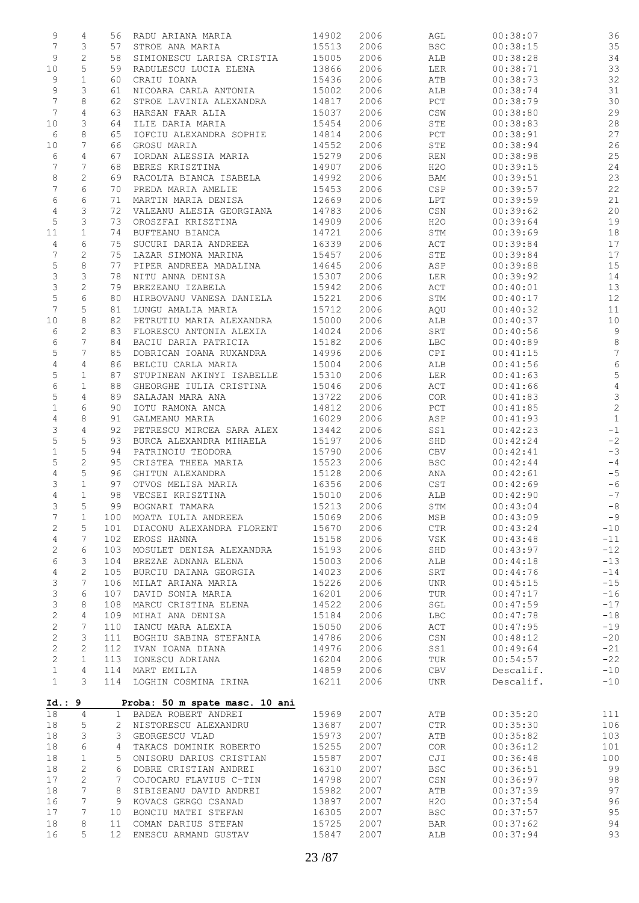| | | | | | | | | |
|---|---|---|---|---|---|---|---|---|
| 9 | 4 | 56 | RADU ARIANA MARIA | 14902 | 2006 | AGL | 00:38:07 | 36 |
| 7 | 3 | 57 | STROE ANA MARIA | 15513 | 2006 | BSC | 00:38:15 | 35 |
| 9 | 2 | 58 | SIMIONESCU LARISA CRISTIA | 15005 | 2006 | ALB | 00:38:28 | 34 |
| 10 | 5 | 59 | RADULESCU LUCIA ELENA | 13866 | 2006 | LER | 00:38:71 | 33 |
| 9 | 1 | 60 | CRAIU IOANA | 15436 | 2006 | ATB | 00:38:73 | 32 |
| 9 | 3 | 61 | NICOARA CARLA ANTONIA | 15002 | 2006 | ALB | 00:38:74 | 31 |
| 7 | 8 | 62 | STROE LAVINIA ALEXANDRA | 14817 | 2006 | PCT | 00:38:79 | 30 |
| 7 | 4 | 63 | HARSAN FAAR ALIA | 15037 | 2006 | CSW | 00:38:80 | 29 |
| 10 | 3 | 64 | ILIE DARIA MARIA | 15454 | 2006 | STE | 00:38:83 | 28 |
| 6 | 8 | 65 | IOFCIU ALEXANDRA SOPHIE | 14814 | 2006 | PCT | 00:38:91 | 27 |
| 10 | 7 | 66 | GROSU MARIA | 14552 | 2006 | STE | 00:38:94 | 26 |
| 6 | 4 | 67 | IORDAN ALESSIA MARIA | 15279 | 2006 | REN | 00:38:98 | 25 |
| 7 | 7 | 68 | BERES KRISZTINA | 14907 | 2006 | H2O | 00:39:15 | 24 |
| 8 | 2 | 69 | RACOLTA BIANCA ISABELA | 14992 | 2006 | BAM | 00:39:51 | 23 |
| 7 | 6 | 70 | PREDA MARIA AMELIE | 15453 | 2006 | CSP | 00:39:57 | 22 |
| 6 | 6 | 71 | MARTIN MARIA DENISA | 12669 | 2006 | LPT | 00:39:59 | 21 |
| 4 | 3 | 72 | VALEANU ALESIA GEORGIANA | 14783 | 2006 | CSN | 00:39:62 | 20 |
| 5 | 3 | 73 | OROSZFAI KRISZTINA | 14909 | 2006 | H2O | 00:39:64 | 19 |
| 11 | 1 | 74 | BUFTEANU BIANCA | 14721 | 2006 | STM | 00:39:69 | 18 |
| 4 | 6 | 75 | SUCURI DARIA ANDREEA | 16339 | 2006 | ACT | 00:39:84 | 17 |
| 7 | 2 | 75 | LAZAR SIMONA MARINA | 15457 | 2006 | STE | 00:39:84 | 17 |
| 5 | 8 | 77 | PIPER ANDREEA MADALINA | 14645 | 2006 | ASP | 00:39:88 | 15 |
| 3 | 3 | 78 | NITU ANNA DENISA | 15307 | 2006 | LER | 00:39:92 | 14 |
| 3 | 2 | 79 | BREZEANU IZABELA | 15942 | 2006 | ACT | 00:40:01 | 13 |
| 5 | 6 | 80 | HIRBOVANU VANESA DANIELA | 15221 | 2006 | STM | 00:40:17 | 12 |
| 7 | 5 | 81 | LUNGU AMALIA MARIA | 15712 | 2006 | AQU | 00:40:32 | 11 |
| 10 | 8 | 82 | PETRUTIU MARIA ALEXANDRA | 15000 | 2006 | ALB | 00:40:37 | 10 |
| 6 | 2 | 83 | FLORESCU ANTONIA ALEXIA | 14024 | 2006 | SRT | 00:40:56 | 9 |
| 6 | 7 | 84 | BACIU DARIA PATRICIA | 15182 | 2006 | LBC | 00:40:89 | 8 |
| 5 | 7 | 85 | DOBRICAN IOANA RUXANDRA | 14996 | 2006 | CPI | 00:41:15 | 7 |
| 4 | 4 | 86 | BELCIU CARLA MARIA | 15004 | 2006 | ALB | 00:41:56 | 6 |
| 5 | 1 | 87 | STUPINEAN AKINYI ISABELLE | 15310 | 2006 | LER | 00:41:63 | 5 |
| 6 | 1 | 88 | GHEORGHE IULIA CRISTINA | 15046 | 2006 | ACT | 00:41:66 | 4 |
| 5 | 4 | 89 | SALAJAN MARA ANA | 13722 | 2006 | COR | 00:41:83 | 3 |
| 1 | 6 | 90 | IOTU RAMONA ANCA | 14812 | 2006 | PCT | 00:41:85 | 2 |
| 4 | 8 | 91 | GALMEANU MARIA | 16029 | 2006 | ASP | 00:41:93 | 1 |
| 3 | 4 | 92 | PETRESCU MIRCEA SARA ALEX | 13442 | 2006 | SS1 | 00:42:23 | -1 |
| 5 | 5 | 93 | BURCA ALEXANDRA MIHAELA | 15197 | 2006 | SHD | 00:42:24 | -2 |
| 1 | 5 | 94 | PATRINOIU TEODORA | 15790 | 2006 | CBV | 00:42:41 | -3 |
| 5 | 2 | 95 | CRISTEA THEEA MARIA | 15523 | 2006 | BSC | 00:42:44 | -4 |
| 4 | 5 | 96 | GHITUN ALEXANDRA | 15128 | 2006 | ANA | 00:42:61 | -5 |
| 3 | 1 | 97 | OTVOS MELISA MARIA | 16356 | 2006 | CST | 00:42:69 | -6 |
| 4 | 1 | 98 | VECSEI KRISZTINA | 15010 | 2006 | ALB | 00:42:90 | -7 |
| 3 | 5 | 99 | BOGNARI TAMARA | 15213 | 2006 | STM | 00:43:04 | -8 |
| 7 | 1 | 100 | MOATA IULIA ANDREEA | 15069 | 2006 | MSB | 00:43:09 | -9 |
| 2 | 5 | 101 | DIACONU ALEXANDRA FLORENT | 15670 | 2006 | CTR | 00:43:24 | -10 |
| 4 | 7 | 102 | EROSS HANNA | 15158 | 2006 | VSK | 00:43:48 | -11 |
| 2 | 6 | 103 | MOSULET DENISA ALEXANDRA | 15193 | 2006 | SHD | 00:43:97 | -12 |
| 6 | 3 | 104 | BREZAE ADNANA ELENA | 15003 | 2006 | ALB | 00:44:18 | -13 |
| 4 | 2 | 105 | BURCIU DAIANA GEORGIA | 14023 | 2006 | SRT | 00:44:76 | -14 |
| 3 | 7 | 106 | MILAT ARIANA MARIA | 15226 | 2006 | UNR | 00:45:15 | -15 |
| 3 | 6 | 107 | DAVID SONIA MARIA | 16201 | 2006 | TUR | 00:47:17 | -16 |
| 3 | 8 | 108 | MARCU CRISTINA ELENA | 14522 | 2006 | SGL | 00:47:59 | -17 |
| 2 | 4 | 109 | MIHAI ANA DENISA | 15184 | 2006 | LBC | 00:47:78 | -18 |
| 2 | 7 | 110 | IANCU MARA ALEXIA | 15050 | 2006 | ACT | 00:47:95 | -19 |
| 2 | 3 | 111 | BOGHIU SABINA STEFANIA | 14786 | 2006 | CSN | 00:48:12 | -20 |
| 2 | 2 | 112 | IVAN IOANA DIANA | 14976 | 2006 | SS1 | 00:49:64 | -21 |
| 2 | 1 | 113 | IONESCU ADRIANA | 16204 | 2006 | TUR | 00:54:57 | -22 |
| 1 | 4 | 114 | MART EMILIA | 14859 | 2006 | CBV | Descalif. | -10 |
| 1 | 3 | 114 | LOGHIN COSMINA IRINA | 16211 | 2006 | UNR | Descalif. | -10 |

**Id.: 9** **Proba: 50 m spate masc. 10 ani**

| | | | | | | | | |
|---|---|---|---|---|---|---|---|---|
| 18 | 4 | 1 | BADEA ROBERT ANDREI | 15969 | 2007 | ATB | 00:35:20 | 111 |
| 18 | 5 | 2 | NISTORESCU ALEXANDRU | 13687 | 2007 | CTR | 00:35:30 | 106 |
| 18 | 3 | 3 | GEORGESCU VLAD | 15973 | 2007 | ATB | 00:35:82 | 103 |
| 18 | 6 | 4 | TAKACS DOMINIK ROBERTO | 15255 | 2007 | COR | 00:36:12 | 101 |
| 18 | 1 | 5 | ONISORU DARIUS CRISTIAN | 15587 | 2007 | CJI | 00:36:48 | 100 |
| 18 | 2 | 6 | DOBRE CRISTIAN ANDREI | 16310 | 2007 | BSC | 00:36:51 | 99 |
| 17 | 2 | 7 | COJOCARU FLAVIUS C-TIN | 14798 | 2007 | CSN | 00:36:97 | 98 |
| 18 | 7 | 8 | SIBISEANU DAVID ANDREI | 15982 | 2007 | ATB | 00:37:39 | 97 |
| 16 | 7 | 9 | KOVACS GERGO CSANAD | 13897 | 2007 | H2O | 00:37:54 | 96 |
| 17 | 7 | 10 | BONCIU MATEI STEFAN | 16305 | 2007 | BSC | 00:37:57 | 95 |
| 18 | 8 | 11 | COMAN DARIUS STEFAN | 15725 | 2007 | BAR | 00:37:62 | 94 |
| 16 | 5 | 12 | ENESCU ARMAND GUSTAV | 15847 | 2007 | ALB | 00:37:94 | 93 |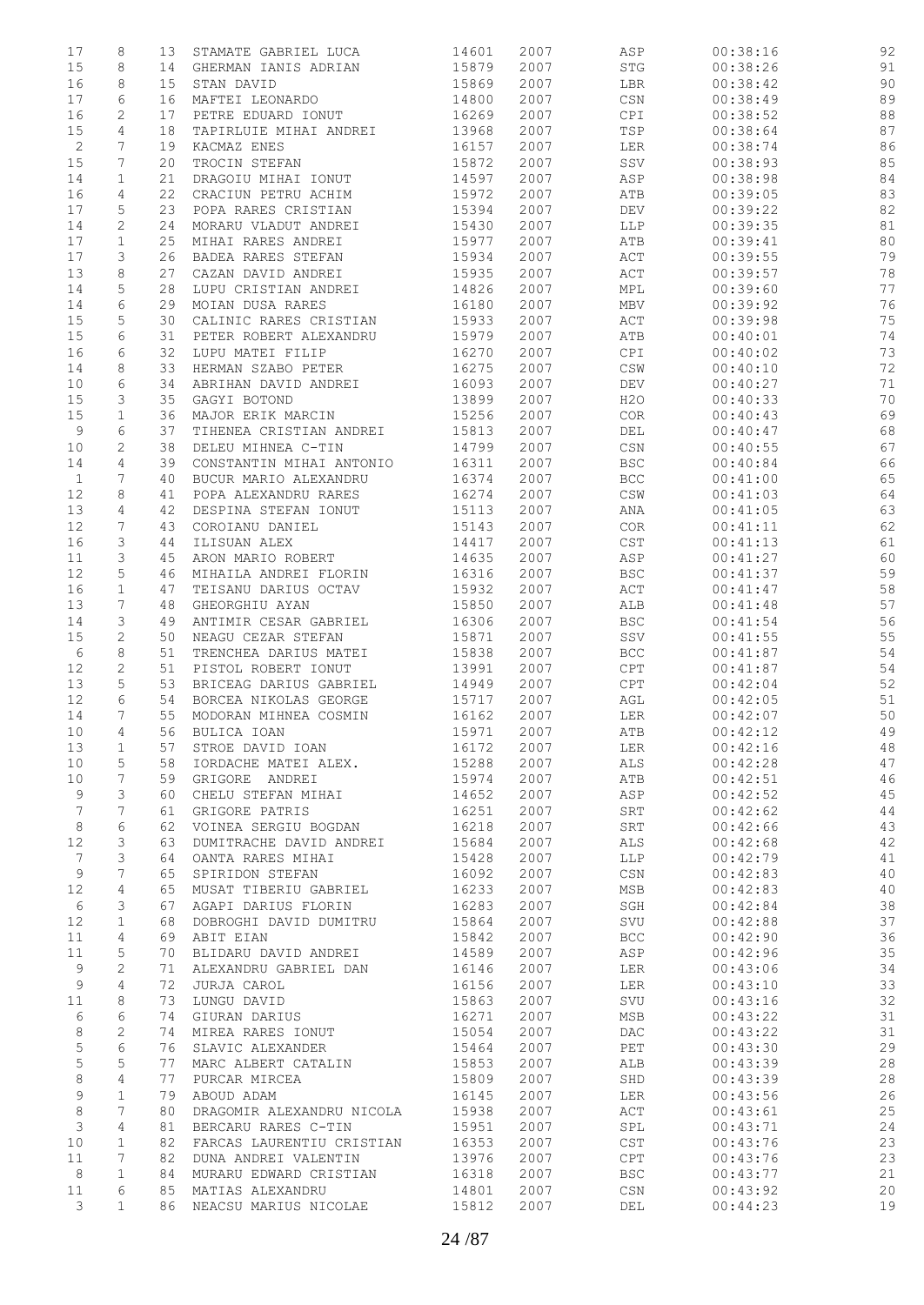| | | | | | | | | |
|---|---|---|---|---|---|---|---|---|
| 17 | 8 | 13 | STAMATE GABRIEL LUCA | 14601 | 2007 | ASP | 00:38:16 | 92 |
| 15 | 8 | 14 | GHERMAN IANIS ADRIAN | 15879 | 2007 | STG | 00:38:26 | 91 |
| 16 | 8 | 15 | STAN DAVID | 15869 | 2007 | LBR | 00:38:42 | 90 |
| 17 | 6 | 16 | MAFTEI LEONARDO | 14800 | 2007 | CSN | 00:38:49 | 89 |
| 16 | 2 | 17 | PETRE EDUARD IONUT | 16269 | 2007 | CPI | 00:38:52 | 88 |
| 15 | 4 | 18 | TAPIRLUIE MIHAI ANDREI | 13968 | 2007 | TSP | 00:38:64 | 87 |
| 2 | 7 | 19 | KACMAZ ENES | 16157 | 2007 | LER | 00:38:74 | 86 |
| 15 | 7 | 20 | TROCIN STEFAN | 15872 | 2007 | SSV | 00:38:93 | 85 |
| 14 | 1 | 21 | DRAGOIU MIHAI IONUT | 14597 | 2007 | ASP | 00:38:98 | 84 |
| 16 | 4 | 22 | CRACIUN PETRU ACHIM | 15972 | 2007 | ATB | 00:39:05 | 83 |
| 17 | 5 | 23 | POPA RARES CRISTIAN | 15394 | 2007 | DEV | 00:39:22 | 82 |
| 14 | 2 | 24 | MORARU VLADUT ANDREI | 15430 | 2007 | LLP | 00:39:35 | 81 |
| 17 | 1 | 25 | MIHAI RARES ANDREI | 15977 | 2007 | ATB | 00:39:41 | 80 |
| 17 | 3 | 26 | BADEA RARES STEFAN | 15934 | 2007 | ACT | 00:39:55 | 79 |
| 13 | 8 | 27 | CAZAN DAVID ANDREI | 15935 | 2007 | ACT | 00:39:57 | 78 |
| 14 | 5 | 28 | LUPU CRISTIAN ANDREI | 14826 | 2007 | MPL | 00:39:60 | 77 |
| 14 | 6 | 29 | MOIAN DUSA RARES | 16180 | 2007 | MBV | 00:39:92 | 76 |
| 15 | 5 | 30 | CALINIC RARES CRISTIAN | 15933 | 2007 | ACT | 00:39:98 | 75 |
| 15 | 6 | 31 | PETER ROBERT ALEXANDRU | 15979 | 2007 | ATB | 00:40:01 | 74 |
| 16 | 6 | 32 | LUPU MATEI FILIP | 16270 | 2007 | CPI | 00:40:02 | 73 |
| 14 | 8 | 33 | HERMAN SZABO PETER | 16275 | 2007 | CSW | 00:40:10 | 72 |
| 10 | 6 | 34 | ABRIHAN DAVID ANDREI | 16093 | 2007 | DEV | 00:40:27 | 71 |
| 15 | 3 | 35 | GAGYI BOTOND | 13899 | 2007 | H2O | 00:40:33 | 70 |
| 15 | 1 | 36 | MAJOR ERIK MARCIN | 15256 | 2007 | COR | 00:40:43 | 69 |
| 9 | 6 | 37 | TIHENEA CRISTIAN ANDREI | 15813 | 2007 | DEL | 00:40:47 | 68 |
| 10 | 2 | 38 | DELEU MIHNEA C-TIN | 14799 | 2007 | CSN | 00:40:55 | 67 |
| 14 | 4 | 39 | CONSTANTIN MIHAI ANTONIO | 16311 | 2007 | BSC | 00:40:84 | 66 |
| 1 | 7 | 40 | BUCUR MARIO ALEXANDRU | 16374 | 2007 | BCC | 00:41:00 | 65 |
| 12 | 8 | 41 | POPA ALEXANDRU RARES | 16274 | 2007 | CSW | 00:41:03 | 64 |
| 13 | 4 | 42 | DESPINA STEFAN IONUT | 15113 | 2007 | ANA | 00:41:05 | 63 |
| 12 | 7 | 43 | COROIANU DANIEL | 15143 | 2007 | COR | 00:41:11 | 62 |
| 16 | 3 | 44 | ILISUAN ALEX | 14417 | 2007 | CST | 00:41:13 | 61 |
| 11 | 3 | 45 | ARON MARIO ROBERT | 14635 | 2007 | ASP | 00:41:27 | 60 |
| 12 | 5 | 46 | MIHAILA ANDREI FLORIN | 16316 | 2007 | BSC | 00:41:37 | 59 |
| 16 | 1 | 47 | TEISANU DARIUS OCTAV | 15932 | 2007 | ACT | 00:41:47 | 58 |
| 13 | 7 | 48 | GHEORGHIU AYAN | 15850 | 2007 | ALB | 00:41:48 | 57 |
| 14 | 3 | 49 | ANTIMIR CESAR GABRIEL | 16306 | 2007 | BSC | 00:41:54 | 56 |
| 15 | 2 | 50 | NEAGU CEZAR STEFAN | 15871 | 2007 | SSV | 00:41:55 | 55 |
| 6 | 8 | 51 | TRENCHEA DARIUS MATEI | 15838 | 2007 | BCC | 00:41:87 | 54 |
| 12 | 2 | 51 | PISTOL ROBERT IONUT | 13991 | 2007 | CPT | 00:41:87 | 54 |
| 13 | 5 | 53 | BRICEAG DARIUS GABRIEL | 14949 | 2007 | CPT | 00:42:04 | 52 |
| 12 | 6 | 54 | BORCEA NIKOLAS GEORGE | 15717 | 2007 | AGL | 00:42:05 | 51 |
| 14 | 7 | 55 | MODORAN MIHNEA COSMIN | 16162 | 2007 | LER | 00:42:07 | 50 |
| 10 | 4 | 56 | BULICA IOAN | 15971 | 2007 | ATB | 00:42:12 | 49 |
| 13 | 1 | 57 | STROE DAVID IOAN | 16172 | 2007 | LER | 00:42:16 | 48 |
| 10 | 5 | 58 | IORDACHE MATEI ALEX. | 15288 | 2007 | ALS | 00:42:28 | 47 |
| 10 | 7 | 59 | GRIGORE  ANDREI | 15974 | 2007 | ATB | 00:42:51 | 46 |
| 9 | 3 | 60 | CHELU STEFAN MIHAI | 14652 | 2007 | ASP | 00:42:52 | 45 |
| 7 | 7 | 61 | GRIGORE PATRIS | 16251 | 2007 | SRT | 00:42:62 | 44 |
| 8 | 6 | 62 | VOINEA SERGIU BOGDAN | 16218 | 2007 | SRT | 00:42:66 | 43 |
| 12 | 3 | 63 | DUMITRACHE DAVID ANDREI | 15684 | 2007 | ALS | 00:42:68 | 42 |
| 7 | 3 | 64 | OANTA RARES MIHAI | 15428 | 2007 | LLP | 00:42:79 | 41 |
| 9 | 7 | 65 | SPIRIDON STEFAN | 16092 | 2007 | CSN | 00:42:83 | 40 |
| 12 | 4 | 65 | MUSAT TIBERIU GABRIEL | 16233 | 2007 | MSB | 00:42:83 | 40 |
| 6 | 3 | 67 | AGAPI DARIUS FLORIN | 16283 | 2007 | SGH | 00:42:84 | 38 |
| 12 | 1 | 68 | DOBROGHI DAVID DUMITRU | 15864 | 2007 | SVU | 00:42:88 | 37 |
| 11 | 4 | 69 | ABIT EIAN | 15842 | 2007 | BCC | 00:42:90 | 36 |
| 11 | 5 | 70 | BLIDARU DAVID ANDREI | 14589 | 2007 | ASP | 00:42:96 | 35 |
| 9 | 2 | 71 | ALEXANDRU GABRIEL DAN | 16146 | 2007 | LER | 00:43:06 | 34 |
| 9 | 4 | 72 | JURJA CAROL | 16156 | 2007 | LER | 00:43:10 | 33 |
| 11 | 8 | 73 | LUNGU DAVID | 15863 | 2007 | SVU | 00:43:16 | 32 |
| 6 | 6 | 74 | GIURAN DARIUS | 16271 | 2007 | MSB | 00:43:22 | 31 |
| 8 | 2 | 74 | MIREA RARES IONUT | 15054 | 2007 | DAC | 00:43:22 | 31 |
| 5 | 6 | 76 | SLAVIC ALEXANDER | 15464 | 2007 | PET | 00:43:30 | 29 |
| 5 | 5 | 77 | MARC ALBERT CATALIN | 15853 | 2007 | ALB | 00:43:39 | 28 |
| 8 | 4 | 77 | PURCAR MIRCEA | 15809 | 2007 | SHD | 00:43:39 | 28 |
| 9 | 1 | 79 | ABOUD ADAM | 16145 | 2007 | LER | 00:43:56 | 26 |
| 8 | 7 | 80 | DRAGOMIR ALEXANDRU NICOLA | 15938 | 2007 | ACT | 00:43:61 | 25 |
| 3 | 4 | 81 | BERCARU RARES C-TIN | 15951 | 2007 | SPL | 00:43:71 | 24 |
| 10 | 1 | 82 | FARCAS LAURENTIU CRISTIAN | 16353 | 2007 | CST | 00:43:76 | 23 |
| 11 | 7 | 82 | DUNA ANDREI VALENTIN | 13976 | 2007 | CPT | 00:43:76 | 23 |
| 8 | 1 | 84 | MURARU EDWARD CRISTIAN | 16318 | 2007 | BSC | 00:43:77 | 21 |
| 11 | 6 | 85 | MATIAS ALEXANDRU | 14801 | 2007 | CSN | 00:43:92 | 20 |
| 3 | 1 | 86 | NEACSU MARIUS NICOLAE | 15812 | 2007 | DEL | 00:44:23 | 19 |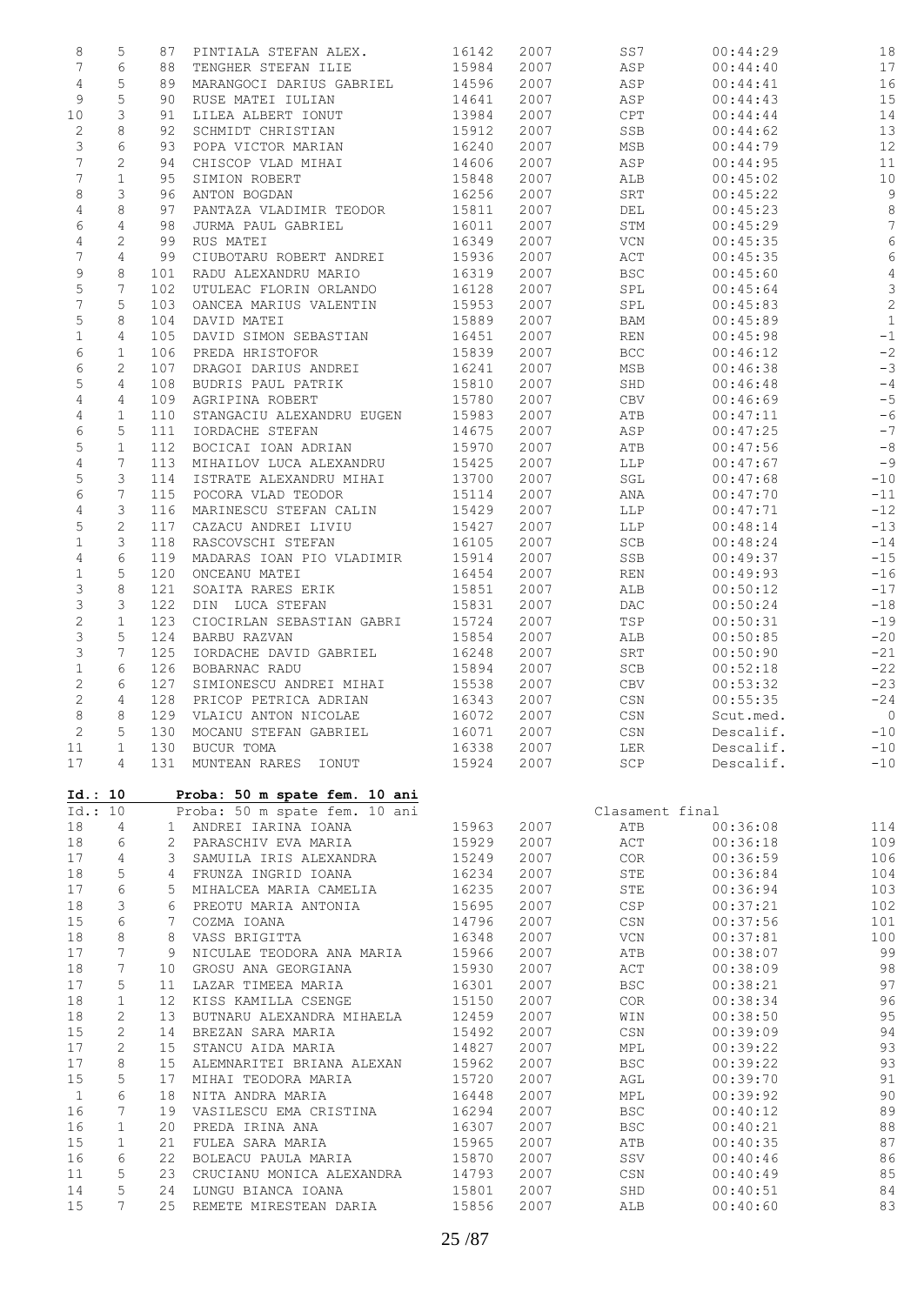| | | | | | | | | |
|---|---|---|---|---|---|---|---|---|
| 8 | 5 | 87 | PINTIALA STEFAN ALEX. | 16142 | 2007 | SS7 | 00:44:29 | 18 |
| 7 | 6 | 88 | TENGHER STEFAN ILIE | 15984 | 2007 | ASP | 00:44:40 | 17 |
| 4 | 5 | 89 | MARANGOCI DARIUS GABRIEL | 14596 | 2007 | ASP | 00:44:41 | 16 |
| 9 | 5 | 90 | RUSE MATEI IULIAN | 14641 | 2007 | ASP | 00:44:43 | 15 |
| 10 | 3 | 91 | LILEA ALBERT IONUT | 13984 | 2007 | CPT | 00:44:44 | 14 |
| 2 | 8 | 92 | SCHMIDT CHRISTIAN | 15912 | 2007 | SSB | 00:44:62 | 13 |
| 3 | 6 | 93 | POPA VICTOR MARIAN | 16240 | 2007 | MSB | 00:44:79 | 12 |
| 7 | 2 | 94 | CHISCOP VLAD MIHAI | 14606 | 2007 | ASP | 00:44:95 | 11 |
| 7 | 1 | 95 | SIMION ROBERT | 15848 | 2007 | ALB | 00:45:02 | 10 |
| 8 | 3 | 96 | ANTON BOGDAN | 16256 | 2007 | SRT | 00:45:22 | 9 |
| 4 | 8 | 97 | PANTAZA VLADIMIR TEODOR | 15811 | 2007 | DEL | 00:45:23 | 8 |
| 6 | 4 | 98 | JURMA PAUL GABRIEL | 16011 | 2007 | STM | 00:45:29 | 7 |
| 4 | 2 | 99 | RUS MATEI | 16349 | 2007 | VCN | 00:45:35 | 6 |
| 7 | 4 | 99 | CIUBOTARU ROBERT ANDREI | 15936 | 2007 | ACT | 00:45:35 | 6 |
| 9 | 8 | 101 | RADU ALEXANDRU MARIO | 16319 | 2007 | BSC | 00:45:60 | 4 |
| 5 | 7 | 102 | UTULEAC FLORIN ORLANDO | 16128 | 2007 | SPL | 00:45:64 | 3 |
| 7 | 5 | 103 | OANCEA MARIUS VALENTIN | 15953 | 2007 | SPL | 00:45:83 | 2 |
| 5 | 8 | 104 | DAVID MATEI | 15889 | 2007 | BAM | 00:45:89 | 1 |
| 1 | 4 | 105 | DAVID SIMON SEBASTIAN | 16451 | 2007 | REN | 00:45:98 | -1 |
| 6 | 1 | 106 | PREDA HRISTOFOR | 15839 | 2007 | BCC | 00:46:12 | -2 |
| 6 | 2 | 107 | DRAGOI DARIUS ANDREI | 16241 | 2007 | MSB | 00:46:38 | -3 |
| 5 | 4 | 108 | BUDRIS PAUL PATRIK | 15810 | 2007 | SHD | 00:46:48 | -4 |
| 4 | 4 | 109 | AGRIPINA ROBERT | 15780 | 2007 | CBV | 00:46:69 | -5 |
| 4 | 1 | 110 | STANGACIU ALEXANDRU EUGEN | 15983 | 2007 | ATB | 00:47:11 | -6 |
| 6 | 5 | 111 | IORDACHE STEFAN | 14675 | 2007 | ASP | 00:47:25 | -7 |
| 5 | 1 | 112 | BOCICAI IOAN ADRIAN | 15970 | 2007 | ATB | 00:47:56 | -8 |
| 4 | 7 | 113 | MIHAILOV LUCA ALEXANDRU | 15425 | 2007 | LLP | 00:47:67 | -9 |
| 5 | 3 | 114 | ISTRATE ALEXANDRU MIHAI | 13700 | 2007 | SGL | 00:47:68 | -10 |
| 6 | 7 | 115 | POCORA VLAD TEODOR | 15114 | 2007 | ANA | 00:47:70 | -11 |
| 4 | 3 | 116 | MARINESCU STEFAN CALIN | 15429 | 2007 | LLP | 00:47:71 | -12 |
| 5 | 2 | 117 | CAZACU ANDREI LIVIU | 15427 | 2007 | LLP | 00:48:14 | -13 |
| 1 | 3 | 118 | RASCOVSCHI STEFAN | 16105 | 2007 | SCB | 00:48:24 | -14 |
| 4 | 6 | 119 | MADARAS IOAN PIO VLADIMIR | 15914 | 2007 | SSB | 00:49:37 | -15 |
| 1 | 5 | 120 | ONCEANU MATEI | 16454 | 2007 | REN | 00:49:93 | -16 |
| 3 | 8 | 121 | SOAITA RARES ERIK | 15851 | 2007 | ALB | 00:50:12 | -17 |
| 3 | 3 | 122 | DIN LUCA STEFAN | 15831 | 2007 | DAC | 00:50:24 | -18 |
| 2 | 1 | 123 | CIOCIRLAN SEBASTIAN GABRI | 15724 | 2007 | TSP | 00:50:31 | -19 |
| 3 | 5 | 124 | BARBU RAZVAN | 15854 | 2007 | ALB | 00:50:85 | -20 |
| 3 | 7 | 125 | IORDACHE DAVID GABRIEL | 16248 | 2007 | SRT | 00:50:90 | -21 |
| 1 | 6 | 126 | BOBARNAC RADU | 15894 | 2007 | SCB | 00:52:18 | -22 |
| 2 | 6 | 127 | SIMIONESCU ANDREI MIHAI | 15538 | 2007 | CBV | 00:53:32 | -23 |
| 2 | 4 | 128 | PRICOP PETRICA ADRIAN | 16343 | 2007 | CSN | 00:55:35 | -24 |
| 8 | 8 | 129 | VLAICU ANTON NICOLAE | 16072 | 2007 | CSN | Scut.med. | 0 |
| 2 | 5 | 130 | MOCANU STEFAN GABRIEL | 16071 | 2007 | CSN | Descalif. | -10 |
| 11 | 1 | 130 | BUCUR TOMA | 16338 | 2007 | LER | Descalif. | -10 |
| 17 | 4 | 131 | MUNTEAN RARES IONUT | 15924 | 2007 | SCP | Descalif. | -10 |

**Id.: 10 Proba: 50 m spate fem. 10 ani**

Id.: 10 Proba: 50 m spate fem. 10 ani — Clasament final

| | | | | | | | | |
|---|---|---|---|---|---|---|---|---|
| 18 | 4 | 1 | ANDREI IARINA IOANA | 15963 | 2007 | ATB | 00:36:08 | 114 |
| 18 | 6 | 2 | PARASCHIV EVA MARIA | 15929 | 2007 | ACT | 00:36:18 | 109 |
| 17 | 4 | 3 | SAMUILA IRIS ALEXANDRA | 15249 | 2007 | COR | 00:36:59 | 106 |
| 18 | 5 | 4 | FRUNZA INGRID IOANA | 16234 | 2007 | STE | 00:36:84 | 104 |
| 17 | 6 | 5 | MIHALCEA MARIA CAMELIA | 16235 | 2007 | STE | 00:36:94 | 103 |
| 18 | 3 | 6 | PREOTU MARIA ANTONIA | 15695 | 2007 | CSP | 00:37:21 | 102 |
| 15 | 6 | 7 | COZMA IOANA | 14796 | 2007 | CSN | 00:37:56 | 101 |
| 18 | 8 | 8 | VASS BRIGITTA | 16348 | 2007 | VCN | 00:37:81 | 100 |
| 17 | 7 | 9 | NICULAE TEODORA ANA MARIA | 15966 | 2007 | ATB | 00:38:07 | 99 |
| 18 | 7 | 10 | GROSU ANA GEORGIANA | 15930 | 2007 | ACT | 00:38:09 | 98 |
| 17 | 5 | 11 | LAZAR TIMEEA MARIA | 16301 | 2007 | BSC | 00:38:21 | 97 |
| 18 | 1 | 12 | KISS KAMILLA CSENGE | 15150 | 2007 | COR | 00:38:34 | 96 |
| 18 | 2 | 13 | BUTNARU ALEXANDRA MIHAELA | 12459 | 2007 | WIN | 00:38:50 | 95 |
| 15 | 2 | 14 | BREZAN SARA MARIA | 15492 | 2007 | CSN | 00:39:09 | 94 |
| 17 | 2 | 15 | STANCU AIDA MARIA | 14827 | 2007 | MPL | 00:39:22 | 93 |
| 17 | 8 | 15 | ALEMNARITEI BRIANA ALEXAN | 15962 | 2007 | BSC | 00:39:22 | 93 |
| 15 | 5 | 17 | MIHAI TEODORA MARIA | 15720 | 2007 | AGL | 00:39:70 | 91 |
| 1 | 6 | 18 | NITA ANDRA MARIA | 16448 | 2007 | MPL | 00:39:92 | 90 |
| 16 | 7 | 19 | VASILESCU EMA CRISTINA | 16294 | 2007 | BSC | 00:40:12 | 89 |
| 16 | 1 | 20 | PREDA IRINA ANA | 16307 | 2007 | BSC | 00:40:21 | 88 |
| 15 | 1 | 21 | FULEA SARA MARIA | 15965 | 2007 | ATB | 00:40:35 | 87 |
| 16 | 6 | 22 | BOLEACU PAULA MARIA | 15870 | 2007 | SSV | 00:40:46 | 86 |
| 11 | 5 | 23 | CRUCIANU MONICA ALEXANDRA | 14793 | 2007 | CSN | 00:40:49 | 85 |
| 14 | 5 | 24 | LUNGU BIANCA IOANA | 15801 | 2007 | SHD | 00:40:51 | 84 |
| 15 | 7 | 25 | REMETE MIRESTEAN DARIA | 15856 | 2007 | ALB | 00:40:60 | 83 |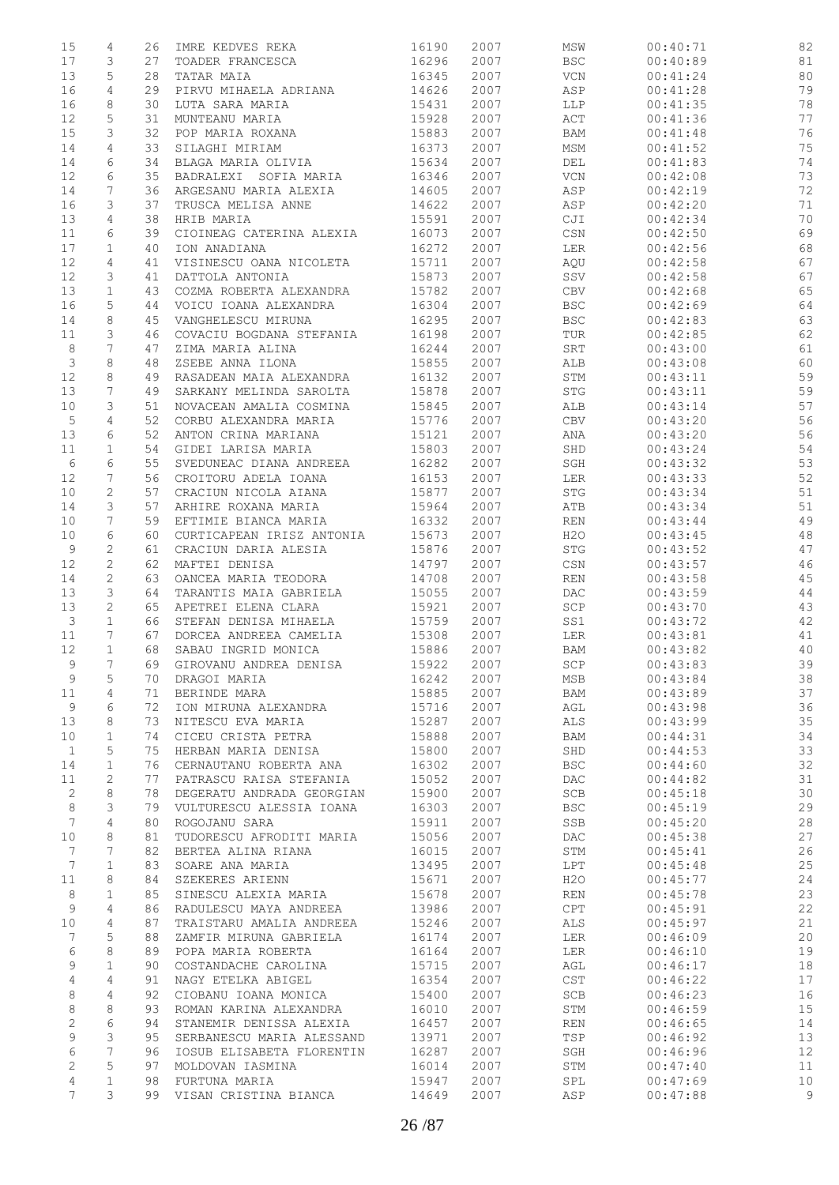| | | | | | | | | |
|---|---|---|---|---|---|---|---|---|
| 15 | 4 | 26 | IMRE KEDVES REKA | 16190 | 2007 | MSW | 00:40:71 | 82 |
| 17 | 3 | 27 | TOADER FRANCESCA | 16296 | 2007 | BSC | 00:40:89 | 81 |
| 13 | 5 | 28 | TATAR MAIA | 16345 | 2007 | VCN | 00:41:24 | 80 |
| 16 | 4 | 29 | PIRVU MIHAELA ADRIANA | 14626 | 2007 | ASP | 00:41:28 | 79 |
| 16 | 8 | 30 | LUTA SARA MARIA | 15431 | 2007 | LLP | 00:41:35 | 78 |
| 12 | 5 | 31 | MUNTEANU MARIA | 15928 | 2007 | ACT | 00:41:36 | 77 |
| 15 | 3 | 32 | POP MARIA ROXANA | 15883 | 2007 | BAM | 00:41:48 | 76 |
| 14 | 4 | 33 | SILAGHI MIRIAM | 16373 | 2007 | MSM | 00:41:52 | 75 |
| 14 | 6 | 34 | BLAGA MARIA OLIVIA | 15634 | 2007 | DEL | 00:41:83 | 74 |
| 12 | 6 | 35 | BADRALEXI SOFIA MARIA | 16346 | 2007 | VCN | 00:42:08 | 73 |
| 14 | 7 | 36 | ARGESANU MARIA ALEXIA | 14605 | 2007 | ASP | 00:42:19 | 72 |
| 16 | 3 | 37 | TRUSCA MELISA ANNE | 14622 | 2007 | ASP | 00:42:20 | 71 |
| 13 | 4 | 38 | HRIB MARIA | 15591 | 2007 | CJI | 00:42:34 | 70 |
| 11 | 6 | 39 | CIOINEAG CATERINA ALEXIA | 16073 | 2007 | CSN | 00:42:50 | 69 |
| 17 | 1 | 40 | ION ANADIANA | 16272 | 2007 | LER | 00:42:56 | 68 |
| 12 | 4 | 41 | VISINESCU OANA NICOLETA | 15711 | 2007 | AQU | 00:42:58 | 67 |
| 12 | 3 | 41 | DATTOLA ANTONIA | 15873 | 2007 | SSV | 00:42:58 | 67 |
| 13 | 1 | 43 | COZMA ROBERTA ALEXANDRA | 15782 | 2007 | CBV | 00:42:68 | 65 |
| 16 | 5 | 44 | VOICU IOANA ALEXANDRA | 16304 | 2007 | BSC | 00:42:69 | 64 |
| 14 | 8 | 45 | VANGHELESCU MIRUNA | 16295 | 2007 | BSC | 00:42:83 | 63 |
| 11 | 3 | 46 | COVACIU BOGDANA STEFANIA | 16198 | 2007 | TUR | 00:42:85 | 62 |
| 8 | 7 | 47 | ZIMA MARIA ALINA | 16244 | 2007 | SRT | 00:43:00 | 61 |
| 3 | 8 | 48 | ZSEBE ANNA ILONA | 15855 | 2007 | ALB | 00:43:08 | 60 |
| 12 | 8 | 49 | RASADEAN MAIA ALEXANDRA | 16132 | 2007 | STM | 00:43:11 | 59 |
| 13 | 7 | 49 | SARKANY MELINDA SAROLTA | 15878 | 2007 | STG | 00:43:11 | 59 |
| 10 | 3 | 51 | NOVACEAN AMALIA COSMINA | 15845 | 2007 | ALB | 00:43:14 | 57 |
| 5 | 4 | 52 | CORBU ALEXANDRA MARIA | 15776 | 2007 | CBV | 00:43:20 | 56 |
| 13 | 6 | 52 | ANTON CRINA MARIANA | 15121 | 2007 | ANA | 00:43:20 | 56 |
| 11 | 1 | 54 | GIDEI LARISA MARIA | 15803 | 2007 | SHD | 00:43:24 | 54 |
| 6 | 6 | 55 | SVEDUNEAC DIANA ANDREEA | 16282 | 2007 | SGH | 00:43:32 | 53 |
| 12 | 7 | 56 | CROITORU ADELA IOANA | 16153 | 2007 | LER | 00:43:33 | 52 |
| 10 | 2 | 57 | CRACIUN NICOLA AIANA | 15877 | 2007 | STG | 00:43:34 | 51 |
| 14 | 3 | 57 | ARHIRE ROXANA MARIA | 15964 | 2007 | ATB | 00:43:34 | 51 |
| 10 | 7 | 59 | EFTIMIE BIANCA MARIA | 16332 | 2007 | REN | 00:43:44 | 49 |
| 10 | 6 | 60 | CURTICAPEAN IRISZ ANTONIA | 15673 | 2007 | H2O | 00:43:45 | 48 |
| 9 | 2 | 61 | CRACIUN DARIA ALESIA | 15876 | 2007 | STG | 00:43:52 | 47 |
| 12 | 2 | 62 | MAFTEI DENISA | 14797 | 2007 | CSN | 00:43:57 | 46 |
| 14 | 2 | 63 | OANCEA MARIA TEODORA | 14708 | 2007 | REN | 00:43:58 | 45 |
| 13 | 3 | 64 | TARANTIS MAIA GABRIELA | 15055 | 2007 | DAC | 00:43:59 | 44 |
| 13 | 2 | 65 | APETREI ELENA CLARA | 15921 | 2007 | SCP | 00:43:70 | 43 |
| 3 | 1 | 66 | STEFAN DENISA MIHAELA | 15759 | 2007 | SS1 | 00:43:72 | 42 |
| 11 | 7 | 67 | DORCEA ANDREEA CAMELIA | 15308 | 2007 | LER | 00:43:81 | 41 |
| 12 | 1 | 68 | SABAU INGRID MONICA | 15886 | 2007 | BAM | 00:43:82 | 40 |
| 9 | 7 | 69 | GIROVANU ANDREA DENISA | 15922 | 2007 | SCP | 00:43:83 | 39 |
| 9 | 5 | 70 | DRAGOI MARIA | 16242 | 2007 | MSB | 00:43:84 | 38 |
| 11 | 4 | 71 | BERINDE MARA | 15885 | 2007 | BAM | 00:43:89 | 37 |
| 9 | 6 | 72 | ION MIRUNA ALEXANDRA | 15716 | 2007 | AGL | 00:43:98 | 36 |
| 13 | 8 | 73 | NITESCU EVA MARIA | 15287 | 2007 | ALS | 00:43:99 | 35 |
| 10 | 1 | 74 | CICEU CRISTA PETRA | 15888 | 2007 | BAM | 00:44:31 | 34 |
| 1 | 5 | 75 | HERBAN MARIA DENISA | 15800 | 2007 | SHD | 00:44:53 | 33 |
| 14 | 1 | 76 | CERNAUTANU ROBERTA ANA | 16302 | 2007 | BSC | 00:44:60 | 32 |
| 11 | 2 | 77 | PATRASCU RAISA STEFANIA | 15052 | 2007 | DAC | 00:44:82 | 31 |
| 2 | 8 | 78 | DEGERATU ANDRADA GEORGIAN | 15900 | 2007 | SCB | 00:45:18 | 30 |
| 8 | 3 | 79 | VULTURESCU ALESSIA IOANA | 16303 | 2007 | BSC | 00:45:19 | 29 |
| 7 | 4 | 80 | ROGOJANU SARA | 15911 | 2007 | SSB | 00:45:20 | 28 |
| 10 | 8 | 81 | TUDORESCU AFRODITI MARIA | 15056 | 2007 | DAC | 00:45:38 | 27 |
| 7 | 7 | 82 | BERTEA ALINA RIANA | 16015 | 2007 | STM | 00:45:41 | 26 |
| 7 | 1 | 83 | SOARE ANA MARIA | 13495 | 2007 | LPT | 00:45:48 | 25 |
| 11 | 8 | 84 | SZEKERES ARIENN | 15671 | 2007 | H2O | 00:45:77 | 24 |
| 8 | 1 | 85 | SINESCU ALEXIA MARIA | 15678 | 2007 | REN | 00:45:78 | 23 |
| 9 | 4 | 86 | RADULESCU MAYA ANDREEA | 13986 | 2007 | CPT | 00:45:91 | 22 |
| 10 | 4 | 87 | TRAISTARU AMALIA ANDREEA | 15246 | 2007 | ALS | 00:45:97 | 21 |
| 7 | 5 | 88 | ZAMFIR MIRUNA GABRIELA | 16174 | 2007 | LER | 00:46:09 | 20 |
| 6 | 8 | 89 | POPA MARIA ROBERTA | 16164 | 2007 | LER | 00:46:10 | 19 |
| 9 | 1 | 90 | COSTANDACHE CAROLINA | 15715 | 2007 | AGL | 00:46:17 | 18 |
| 4 | 4 | 91 | NAGY ETELKA ABIGEL | 16354 | 2007 | CST | 00:46:22 | 17 |
| 8 | 4 | 92 | CIOBANU IOANA MONICA | 15400 | 2007 | SCB | 00:46:23 | 16 |
| 8 | 8 | 93 | ROMAN KARINA ALEXANDRA | 16010 | 2007 | STM | 00:46:59 | 15 |
| 2 | 6 | 94 | STANEMIR DENISSA ALEXIA | 16457 | 2007 | REN | 00:46:65 | 14 |
| 9 | 3 | 95 | SERBANESCU MARIA ALESSAND | 13971 | 2007 | TSP | 00:46:92 | 13 |
| 6 | 7 | 96 | IOSUB ELISABETA FLORENTIN | 16287 | 2007 | SGH | 00:46:96 | 12 |
| 2 | 5 | 97 | MOLDOVAN IASMINA | 16014 | 2007 | STM | 00:47:40 | 11 |
| 4 | 1 | 98 | FURTUNA MARIA | 15947 | 2007 | SPL | 00:47:69 | 10 |
| 7 | 3 | 99 | VISAN CRISTINA BIANCA | 14649 | 2007 | ASP | 00:47:88 | 9 |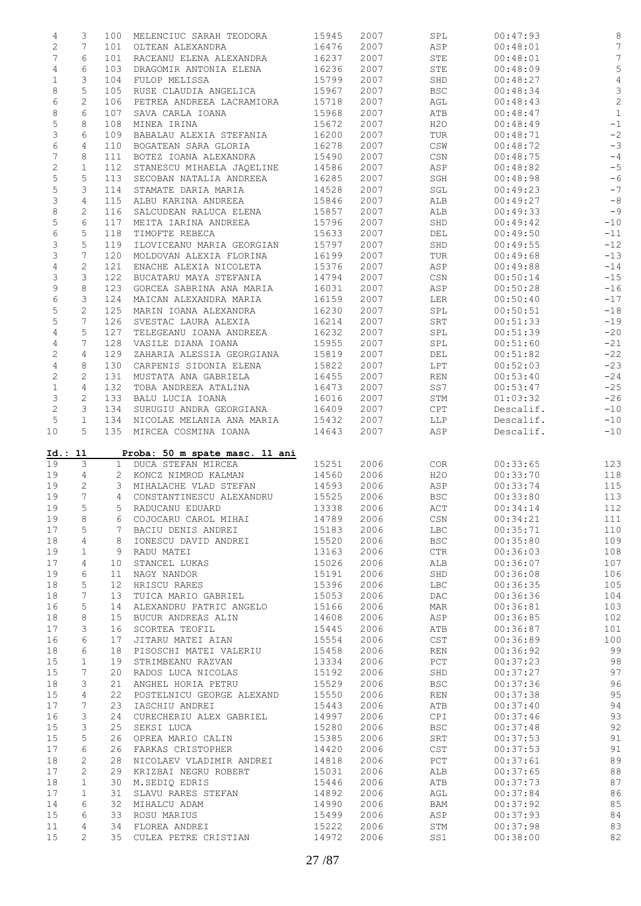| | | | | | | | | |
|---|---|---|---|---|---|---|---|---|
| 4 | 3 | 100 | MELENCIUC SARAH TEODORA | 15945 | 2007 | SPL | 00:47:93 | 8 |
| 2 | 7 | 101 | OLTEAN ALEXANDRA | 16476 | 2007 | ASP | 00:48:01 | 7 |
| 7 | 6 | 101 | RACEANU ELENA ALEXANDRA | 16237 | 2007 | STE | 00:48:01 | 7 |
| 4 | 6 | 103 | DRAGOMIR ANTONIA ELENA | 16236 | 2007 | STE | 00:48:09 | 5 |
| 1 | 3 | 104 | FULOP MELISSA | 15799 | 2007 | SHD | 00:48:27 | 4 |
| 8 | 5 | 105 | RUSE CLAUDIA ANGELICA | 15967 | 2007 | BSC | 00:48:34 | 3 |
| 6 | 2 | 106 | PETREA ANDREEA LACRAMIORA | 15718 | 2007 | AGL | 00:48:43 | 2 |
| 8 | 6 | 107 | SAVA CARLA IOANA | 15968 | 2007 | ATB | 00:48:47 | 1 |
| 5 | 8 | 108 | MINEA IRINA | 15672 | 2007 | H2O | 00:48:49 | -1 |
| 3 | 6 | 109 | BABALAU ALEXIA STEFANIA | 16200 | 2007 | TUR | 00:48:71 | -2 |
| 6 | 4 | 110 | BOGATEAN SARA GLORIA | 16278 | 2007 | CSW | 00:48:72 | -3 |
| 7 | 8 | 111 | BOTEZ IOANA ALEXANDRA | 15490 | 2007 | CSN | 00:48:75 | -4 |
| 2 | 1 | 112 | STANESCU MIHAELA JAQELINE | 14586 | 2007 | ASP | 00:48:82 | -5 |
| 5 | 5 | 113 | SECOBAN NATALIA ANDREEA | 16285 | 2007 | SGH | 00:48:98 | -6 |
| 5 | 3 | 114 | STAMATE DARIA MARIA | 14528 | 2007 | SGL | 00:49:23 | -7 |
| 3 | 4 | 115 | ALBU KARINA ANDREEA | 15846 | 2007 | ALB | 00:49:27 | -8 |
| 8 | 2 | 116 | SALCUDEAN RALUCA ELENA | 15857 | 2007 | ALB | 00:49:33 | -9 |
| 5 | 6 | 117 | MEITA IARINA ANDREEA | 15796 | 2007 | SHD | 00:49:42 | -10 |
| 6 | 5 | 118 | TIMOFTE REBECA | 15633 | 2007 | DEL | 00:49:50 | -11 |
| 3 | 5 | 119 | ILOVICEANU MARIA GEORGIAN | 15797 | 2007 | SHD | 00:49:55 | -12 |
| 3 | 7 | 120 | MOLDOVAN ALEXIA FLORINA | 16199 | 2007 | TUR | 00:49:68 | -13 |
| 4 | 2 | 121 | ENACHE ALEXIA NICOLETA | 15376 | 2007 | ASP | 00:49:88 | -14 |
| 3 | 3 | 122 | BUCATARU MAYA STEFANIA | 14794 | 2007 | CSN | 00:50:14 | -15 |
| 9 | 8 | 123 | GORCEA SABRINA ANA MARIA | 16031 | 2007 | ASP | 00:50:28 | -16 |
| 6 | 3 | 124 | MAICAN ALEXANDRA MARIA | 16159 | 2007 | LER | 00:50:40 | -17 |
| 5 | 2 | 125 | MARIN IOANA ALEXANDRA | 16230 | 2007 | SPL | 00:50:51 | -18 |
| 5 | 7 | 126 | SVESTAC LAURA ALEXIA | 16214 | 2007 | SRT | 00:51:33 | -19 |
| 4 | 5 | 127 | TELEGEANU IOANA ANDREEA | 16232 | 2007 | SPL | 00:51:39 | -20 |
| 4 | 7 | 128 | VASILE DIANA IOANA | 15955 | 2007 | SPL | 00:51:60 | -21 |
| 2 | 4 | 129 | ZAHARIA ALESSIA GEORGIANA | 15819 | 2007 | DEL | 00:51:82 | -22 |
| 4 | 8 | 130 | CARPENIS SIDONIA ELENA | 15822 | 2007 | LPT | 00:52:03 | -23 |
| 2 | 2 | 131 | MUSTATA ANA GABRIELA | 16455 | 2007 | REN | 00:53:40 | -24 |
| 1 | 4 | 132 | TOBA ANDREEA ATALINA | 16473 | 2007 | SS7 | 00:53:47 | -25 |
| 3 | 2 | 133 | BALU LUCIA IOANA | 16016 | 2007 | STM | 01:03:32 | -26 |
| 2 | 3 | 134 | SURUGIU ANDRA GEORGIANA | 16409 | 2007 | CPT | Descalif. | -10 |
| 5 | 1 | 134 | NICOLAE MELANIA ANA MARIA | 15432 | 2007 | LLP | Descalif. | -10 |
| 10 | 5 | 135 | MIRCEA COSMINA IOANA | 14643 | 2007 | ASP | Descalif. | -10 |

**Id.: 11 Proba: 50 m spate masc. 11 ani**

| | | | | | | | | |
|---|---|---|---|---|---|---|---|---|
| 19 | 3 | 1 | DUCA STEFAN MIRCEA | 15251 | 2006 | COR | 00:33:65 | 123 |
| 19 | 4 | 2 | KONCZ NIMROD KALMAN | 14560 | 2006 | H2O | 00:33:70 | 118 |
| 19 | 2 | 3 | MIHALACHE VLAD STEFAN | 14593 | 2006 | ASP | 00:33:74 | 115 |
| 19 | 7 | 4 | CONSTANTINESCU ALEXANDRU | 15525 | 2006 | BSC | 00:33:80 | 113 |
| 19 | 5 | 5 | RADUCANU EDUARD | 13338 | 2006 | ACT | 00:34:14 | 112 |
| 19 | 8 | 6 | COJOCARU CAROL MIHAI | 14789 | 2006 | CSN | 00:34:21 | 111 |
| 17 | 5 | 7 | BACIU DENIS ANDREI | 15183 | 2006 | LBC | 00:35:71 | 110 |
| 18 | 4 | 8 | IONESCU DAVID ANDREI | 15520 | 2006 | BSC | 00:35:80 | 109 |
| 19 | 1 | 9 | RADU MATEI | 13163 | 2006 | CTR | 00:36:03 | 108 |
| 17 | 4 | 10 | STANCEL LUKAS | 15026 | 2006 | ALB | 00:36:07 | 107 |
| 19 | 6 | 11 | NAGY NANDOR | 15191 | 2006 | SHD | 00:36:08 | 106 |
| 18 | 5 | 12 | HRISCU RARES | 15396 | 2006 | LBC | 00:36:35 | 105 |
| 18 | 7 | 13 | TUICA MARIO GABRIEL | 15053 | 2006 | DAC | 00:36:36 | 104 |
| 16 | 5 | 14 | ALEXANDRU PATRIC ANGELO | 15166 | 2006 | MAR | 00:36:81 | 103 |
| 18 | 8 | 15 | BUCUR ANDREAS ALIN | 14608 | 2006 | ASP | 00:36:85 | 102 |
| 17 | 3 | 16 | SCORTEA TEOFIL | 15445 | 2006 | ATB | 00:36:87 | 101 |
| 16 | 6 | 17 | JITARU MATEI AIAN | 15554 | 2006 | CST | 00:36:89 | 100 |
| 18 | 6 | 18 | PISOSCHI MATEI VALERIU | 15458 | 2006 | REN | 00:36:92 | 99 |
| 15 | 1 | 19 | STRIMBEANU RAZVAN | 13334 | 2006 | PCT | 00:37:23 | 98 |
| 15 | 7 | 20 | RADOS LUCA NICOLAS | 15192 | 2006 | SHD | 00:37:27 | 97 |
| 18 | 3 | 21 | ANGHEL HORIA PETRU | 15529 | 2006 | BSC | 00:37:36 | 96 |
| 15 | 4 | 22 | POSTELNICU GEORGE ALEXAND | 15550 | 2006 | REN | 00:37:38 | 95 |
| 17 | 7 | 23 | IASCHIU ANDREI | 15443 | 2006 | ATB | 00:37:40 | 94 |
| 16 | 3 | 24 | CURECHERIU ALEX GABRIEL | 14997 | 2006 | CPI | 00:37:46 | 93 |
| 15 | 3 | 25 | SEKSI LUCA | 15280 | 2006 | BSC | 00:37:48 | 92 |
| 15 | 5 | 26 | OPREA MARIO CALIN | 15385 | 2006 | SRT | 00:37:53 | 91 |
| 17 | 6 | 26 | FARKAS CRISTOPHER | 14420 | 2006 | CST | 00:37:53 | 91 |
| 18 | 2 | 28 | NICOLAEV VLADIMIR ANDREI | 14818 | 2006 | PCT | 00:37:61 | 89 |
| 17 | 2 | 29 | KRIZBAI NEGRU ROBERT | 15031 | 2006 | ALB | 00:37:65 | 88 |
| 18 | 1 | 30 | M.SEDIQ EDRIS | 15446 | 2006 | ATB | 00:37:73 | 87 |
| 17 | 1 | 31 | SLAVU RARES STEFAN | 14892 | 2006 | AGL | 00:37:84 | 86 |
| 14 | 6 | 32 | MIHALCU ADAM | 14990 | 2006 | BAM | 00:37:92 | 85 |
| 15 | 6 | 33 | ROSU MARIUS | 15499 | 2006 | ASP | 00:37:93 | 84 |
| 11 | 4 | 34 | FLOREA ANDREI | 15222 | 2006 | STM | 00:37:98 | 83 |
| 15 | 2 | 35 | CULEA PETRE CRISTIAN | 14972 | 2006 | SS1 | 00:38:00 | 82 |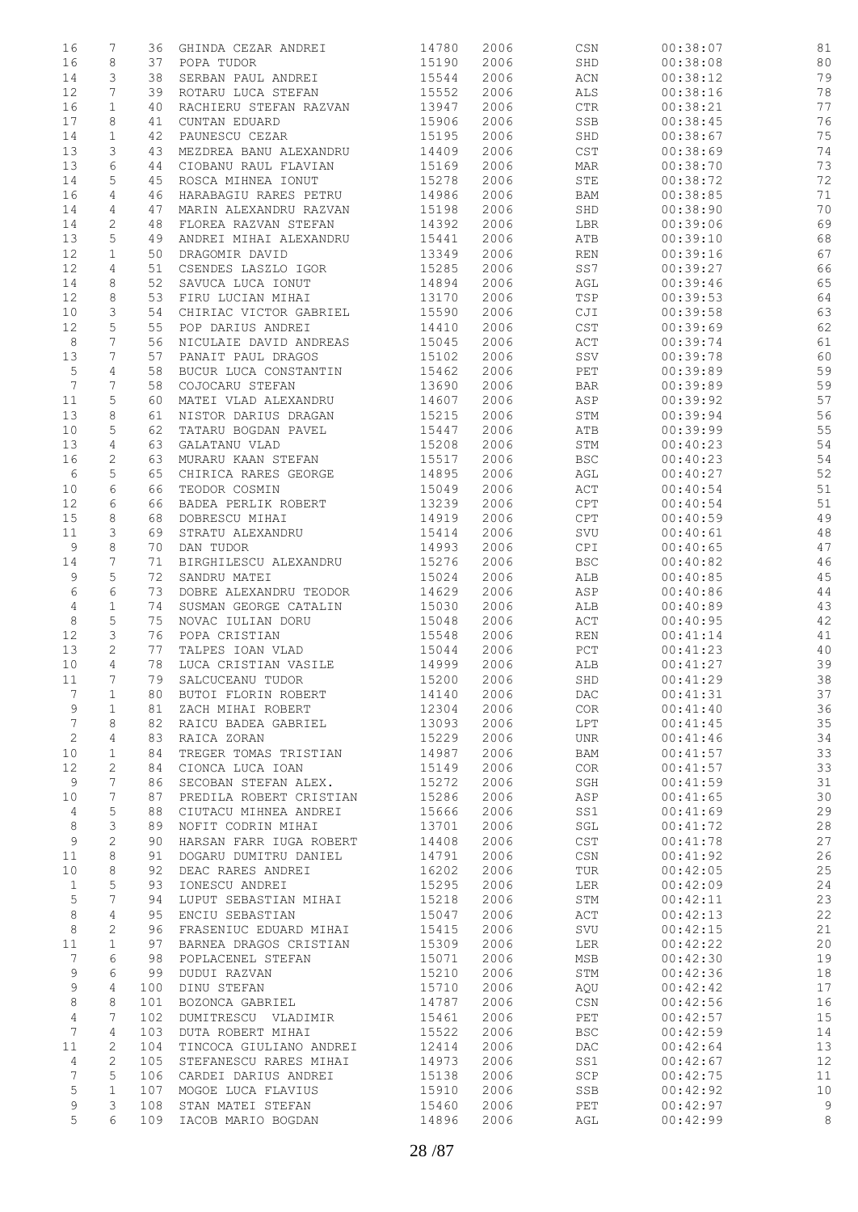| | | | | | | | | |
|---|---|---|---|---|---|---|---|---|
| 16 | 7 | 36 | GHINDA CEZAR ANDREI | 14780 | 2006 | CSN | 00:38:07 | 81 |
| 16 | 8 | 37 | POPA TUDOR | 15190 | 2006 | SHD | 00:38:08 | 80 |
| 14 | 3 | 38 | SERBAN PAUL ANDREI | 15544 | 2006 | ACN | 00:38:12 | 79 |
| 12 | 7 | 39 | ROTARU LUCA STEFAN | 15552 | 2006 | ALS | 00:38:16 | 78 |
| 16 | 1 | 40 | RACHIERU STEFAN RAZVAN | 13947 | 2006 | CTR | 00:38:21 | 77 |
| 17 | 8 | 41 | CUNTAN EDUARD | 15906 | 2006 | SSB | 00:38:45 | 76 |
| 14 | 1 | 42 | PAUNESCU CEZAR | 15195 | 2006 | SHD | 00:38:67 | 75 |
| 13 | 3 | 43 | MEZDREA BANU ALEXANDRU | 14409 | 2006 | CST | 00:38:69 | 74 |
| 13 | 6 | 44 | CIOBANU RAUL FLAVIAN | 15169 | 2006 | MAR | 00:38:70 | 73 |
| 14 | 5 | 45 | ROSCA MIHNEA IONUT | 15278 | 2006 | STE | 00:38:72 | 72 |
| 16 | 4 | 46 | HARABAGIU RARES PETRU | 14986 | 2006 | BAM | 00:38:85 | 71 |
| 14 | 4 | 47 | MARIN ALEXANDRU RAZVAN | 15198 | 2006 | SHD | 00:38:90 | 70 |
| 14 | 2 | 48 | FLOREA RAZVAN STEFAN | 14392 | 2006 | LBR | 00:39:06 | 69 |
| 13 | 5 | 49 | ANDREI MIHAI ALEXANDRU | 15441 | 2006 | ATB | 00:39:10 | 68 |
| 12 | 1 | 50 | DRAGOMIR DAVID | 13349 | 2006 | REN | 00:39:16 | 67 |
| 12 | 4 | 51 | CSENDES LASZLO IGOR | 15285 | 2006 | SS7 | 00:39:27 | 66 |
| 14 | 8 | 52 | SAVUCA LUCA IONUT | 14894 | 2006 | AGL | 00:39:46 | 65 |
| 12 | 8 | 53 | FIRU LUCIAN MIHAI | 13170 | 2006 | TSP | 00:39:53 | 64 |
| 10 | 3 | 54 | CHIRIAC VICTOR GABRIEL | 15590 | 2006 | CJI | 00:39:58 | 63 |
| 12 | 5 | 55 | POP DARIUS ANDREI | 14410 | 2006 | CST | 00:39:69 | 62 |
| 8 | 7 | 56 | NICULAIE DAVID ANDREAS | 15045 | 2006 | ACT | 00:39:74 | 61 |
| 13 | 7 | 57 | PANAIT PAUL DRAGOS | 15102 | 2006 | SSV | 00:39:78 | 60 |
| 5 | 4 | 58 | BUCUR LUCA CONSTANTIN | 15462 | 2006 | PET | 00:39:89 | 59 |
| 7 | 7 | 58 | COJOCARU STEFAN | 13690 | 2006 | BAR | 00:39:89 | 59 |
| 11 | 5 | 60 | MATEI VLAD ALEXANDRU | 14607 | 2006 | ASP | 00:39:92 | 57 |
| 13 | 8 | 61 | NISTOR DARIUS DRAGAN | 15215 | 2006 | STM | 00:39:94 | 56 |
| 10 | 5 | 62 | TATARU BOGDAN PAVEL | 15447 | 2006 | ATB | 00:39:99 | 55 |
| 13 | 4 | 63 | GALATANU VLAD | 15208 | 2006 | STM | 00:40:23 | 54 |
| 16 | 2 | 63 | MURARU KAAN STEFAN | 15517 | 2006 | BSC | 00:40:23 | 54 |
| 6 | 5 | 65 | CHIRICA RARES GEORGE | 14895 | 2006 | AGL | 00:40:27 | 52 |
| 10 | 6 | 66 | TEODOR COSMIN | 15049 | 2006 | ACT | 00:40:54 | 51 |
| 12 | 6 | 66 | BADEA PERLIK ROBERT | 13239 | 2006 | CPT | 00:40:54 | 51 |
| 15 | 8 | 68 | DOBRESCU MIHAI | 14919 | 2006 | CPT | 00:40:59 | 49 |
| 11 | 3 | 69 | STRATU ALEXANDRU | 15414 | 2006 | SVU | 00:40:61 | 48 |
| 9 | 8 | 70 | DAN TUDOR | 14993 | 2006 | CPI | 00:40:65 | 47 |
| 14 | 7 | 71 | BIRGHILESCU ALEXANDRU | 15276 | 2006 | BSC | 00:40:82 | 46 |
| 9 | 5 | 72 | SANDRU MATEI | 15024 | 2006 | ALB | 00:40:85 | 45 |
| 6 | 6 | 73 | DOBRE ALEXANDRU TEODOR | 14629 | 2006 | ASP | 00:40:86 | 44 |
| 4 | 1 | 74 | SUSMAN GEORGE CATALIN | 15030 | 2006 | ALB | 00:40:89 | 43 |
| 8 | 5 | 75 | NOVAC IULIAN DORU | 15048 | 2006 | ACT | 00:40:95 | 42 |
| 12 | 3 | 76 | POPA CRISTIAN | 15548 | 2006 | REN | 00:41:14 | 41 |
| 13 | 2 | 77 | TALPES IOAN VLAD | 15044 | 2006 | PCT | 00:41:23 | 40 |
| 10 | 4 | 78 | LUCA CRISTIAN VASILE | 14999 | 2006 | ALB | 00:41:27 | 39 |
| 11 | 7 | 79 | SALCUCEANU TUDOR | 15200 | 2006 | SHD | 00:41:29 | 38 |
| 7 | 1 | 80 | BUTOI FLORIN ROBERT | 14140 | 2006 | DAC | 00:41:31 | 37 |
| 9 | 1 | 81 | ZACH MIHAI ROBERT | 12304 | 2006 | COR | 00:41:40 | 36 |
| 7 | 8 | 82 | RAICU BADEA GABRIEL | 13093 | 2006 | LPT | 00:41:45 | 35 |
| 2 | 4 | 83 | RAICA ZORAN | 15229 | 2006 | UNR | 00:41:46 | 34 |
| 10 | 1 | 84 | TREGER TOMAS TRISTIAN | 14987 | 2006 | BAM | 00:41:57 | 33 |
| 12 | 2 | 84 | CIONCA LUCA IOAN | 15149 | 2006 | COR | 00:41:57 | 33 |
| 9 | 7 | 86 | SECOBAN STEFAN ALEX. | 15272 | 2006 | SGH | 00:41:59 | 31 |
| 10 | 7 | 87 | PREDILA ROBERT CRISTIAN | 15286 | 2006 | ASP | 00:41:65 | 30 |
| 4 | 5 | 88 | CIUTACU MIHNEA ANDREI | 15666 | 2006 | SS1 | 00:41:69 | 29 |
| 8 | 3 | 89 | NOFIT CODRIN MIHAI | 13701 | 2006 | SGL | 00:41:72 | 28 |
| 9 | 2 | 90 | HARSAN FARR IUGA ROBERT | 14408 | 2006 | CST | 00:41:78 | 27 |
| 11 | 8 | 91 | DOGARU DUMITRU DANIEL | 14791 | 2006 | CSN | 00:41:92 | 26 |
| 10 | 8 | 92 | DEAC RARES ANDREI | 16202 | 2006 | TUR | 00:42:05 | 25 |
| 1 | 5 | 93 | IONESCU ANDREI | 15295 | 2006 | LER | 00:42:09 | 24 |
| 5 | 7 | 94 | LUPUT SEBASTIAN MIHAI | 15218 | 2006 | STM | 00:42:11 | 23 |
| 8 | 4 | 95 | ENCIU SEBASTIAN | 15047 | 2006 | ACT | 00:42:13 | 22 |
| 8 | 2 | 96 | FRASENIUC EDUARD MIHAI | 15415 | 2006 | SVU | 00:42:15 | 21 |
| 11 | 1 | 97 | BARNEA DRAGOS CRISTIAN | 15309 | 2006 | LER | 00:42:22 | 20 |
| 7 | 6 | 98 | POPLACENEL STEFAN | 15071 | 2006 | MSB | 00:42:30 | 19 |
| 9 | 6 | 99 | DUDUI RAZVAN | 15210 | 2006 | STM | 00:42:36 | 18 |
| 9 | 4 | 100 | DINU STEFAN | 15710 | 2006 | AQU | 00:42:42 | 17 |
| 8 | 8 | 101 | BOZONCA GABRIEL | 14787 | 2006 | CSN | 00:42:56 | 16 |
| 4 | 7 | 102 | DUMITRESCU VLADIMIR | 15461 | 2006 | PET | 00:42:57 | 15 |
| 7 | 4 | 103 | DUTA ROBERT MIHAI | 15522 | 2006 | BSC | 00:42:59 | 14 |
| 11 | 2 | 104 | TINCOCA GIULIANO ANDREI | 12414 | 2006 | DAC | 00:42:64 | 13 |
| 4 | 2 | 105 | STEFANESCU RARES MIHAI | 14973 | 2006 | SS1 | 00:42:67 | 12 |
| 7 | 5 | 106 | CARDEI DARIUS ANDREI | 15138 | 2006 | SCP | 00:42:75 | 11 |
| 5 | 1 | 107 | MOGOE LUCA FLAVIUS | 15910 | 2006 | SSB | 00:42:92 | 10 |
| 9 | 3 | 108 | STAN MATEI STEFAN | 15460 | 2006 | PET | 00:42:97 | 9 |
| 5 | 6 | 109 | IACOB MARIO BOGDAN | 14896 | 2006 | AGL | 00:42:99 | 8 |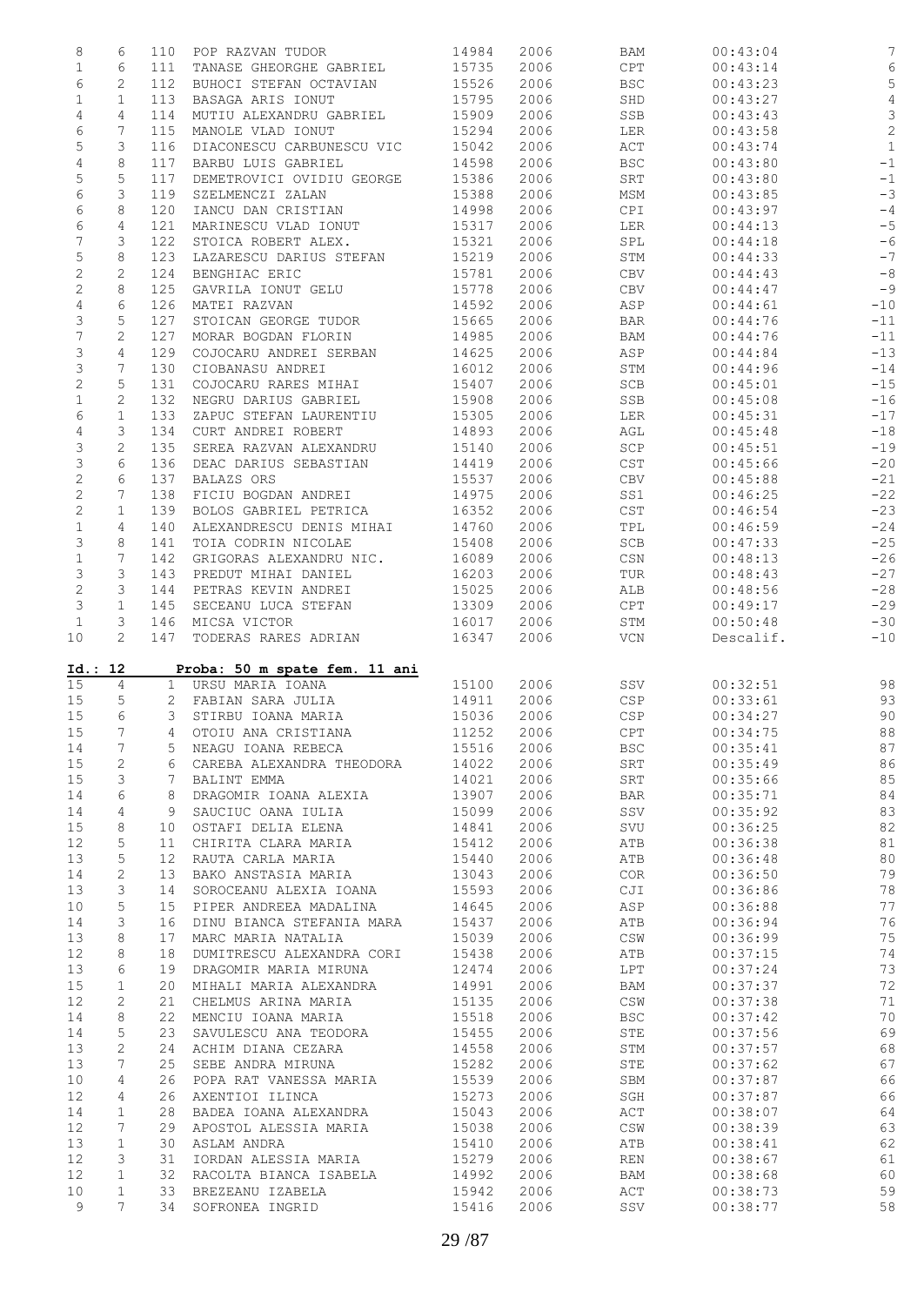| | | | | | | | | |
|---|---|---|---|---|---|---|---|---|
| 8 | 6 | 110 | POP RAZVAN TUDOR | 14984 | 2006 | BAM | 00:43:04 | 7 |
| 1 | 6 | 111 | TANASE GHEORGHE GABRIEL | 15735 | 2006 | CPT | 00:43:14 | 6 |
| 6 | 2 | 112 | BUHOCI STEFAN OCTAVIAN | 15526 | 2006 | BSC | 00:43:23 | 5 |
| 1 | 1 | 113 | BASAGA ARIS IONUT | 15795 | 2006 | SHD | 00:43:27 | 4 |
| 4 | 4 | 114 | MUTIU ALEXANDRU GABRIEL | 15909 | 2006 | SSB | 00:43:43 | 3 |
| 6 | 7 | 115 | MANOLE VLAD IONUT | 15294 | 2006 | LER | 00:43:58 | 2 |
| 5 | 3 | 116 | DIACONESCU CARBUNESCU VIC | 15042 | 2006 | ACT | 00:43:74 | 1 |
| 4 | 8 | 117 | BARBU LUIS GABRIEL | 14598 | 2006 | BSC | 00:43:80 | -1 |
| 5 | 5 | 117 | DEMETROVICI OVIDIU GEORGE | 15386 | 2006 | SRT | 00:43:80 | -1 |
| 6 | 3 | 119 | SZELMENCZI ZALAN | 15388 | 2006 | MSM | 00:43:85 | -3 |
| 6 | 8 | 120 | IANCU DAN CRISTIAN | 14998 | 2006 | CPI | 00:43:97 | -4 |
| 6 | 4 | 121 | MARINESCU VLAD IONUT | 15317 | 2006 | LER | 00:44:13 | -5 |
| 7 | 3 | 122 | STOICA ROBERT ALEX. | 15321 | 2006 | SPL | 00:44:18 | -6 |
| 5 | 8 | 123 | LAZARESCU DARIUS STEFAN | 15219 | 2006 | STM | 00:44:33 | -7 |
| 2 | 2 | 124 | BENGHIAC ERIC | 15781 | 2006 | CBV | 00:44:43 | -8 |
| 2 | 8 | 125 | GAVRILA IONUT GELU | 15778 | 2006 | CBV | 00:44:47 | -9 |
| 4 | 6 | 126 | MATEI RAZVAN | 14592 | 2006 | ASP | 00:44:61 | -10 |
| 3 | 5 | 127 | STOICAN GEORGE TUDOR | 15665 | 2006 | BAR | 00:44:76 | -11 |
| 7 | 2 | 127 | MORAR BOGDAN FLORIN | 14985 | 2006 | BAM | 00:44:76 | -11 |
| 3 | 4 | 129 | COJOCARU ANDREI SERBAN | 14625 | 2006 | ASP | 00:44:84 | -13 |
| 3 | 7 | 130 | CIOBANASU ANDREI | 16012 | 2006 | STM | 00:44:96 | -14 |
| 2 | 5 | 131 | COJOCARU RARES MIHAI | 15407 | 2006 | SCB | 00:45:01 | -15 |
| 1 | 2 | 132 | NEGRU DARIUS GABRIEL | 15908 | 2006 | SSB | 00:45:08 | -16 |
| 6 | 1 | 133 | ZAPUC STEFAN LAURENTIU | 15305 | 2006 | LER | 00:45:31 | -17 |
| 4 | 3 | 134 | CURT ANDREI ROBERT | 14893 | 2006 | AGL | 00:45:48 | -18 |
| 3 | 2 | 135 | SEREA RAZVAN ALEXANDRU | 15140 | 2006 | SCP | 00:45:51 | -19 |
| 3 | 6 | 136 | DEAC DARIUS SEBASTIAN | 14419 | 2006 | CST | 00:45:66 | -20 |
| 2 | 6 | 137 | BALAZS ORS | 15537 | 2006 | CBV | 00:45:88 | -21 |
| 2 | 7 | 138 | FICIU BOGDAN ANDREI | 14975 | 2006 | SS1 | 00:46:25 | -22 |
| 2 | 1 | 139 | BOLOS GABRIEL PETRICA | 16352 | 2006 | CST | 00:46:54 | -23 |
| 1 | 4 | 140 | ALEXANDRESCU DENIS MIHAI | 14760 | 2006 | TPL | 00:46:59 | -24 |
| 3 | 8 | 141 | TOIA CODRIN NICOLAE | 15408 | 2006 | SCB | 00:47:33 | -25 |
| 1 | 7 | 142 | GRIGORAS ALEXANDRU NIC. | 16089 | 2006 | CSN | 00:48:13 | -26 |
| 3 | 3 | 143 | PREDUT MIHAI DANIEL | 16203 | 2006 | TUR | 00:48:43 | -27 |
| 2 | 3 | 144 | PETRAS KEVIN ANDREI | 15025 | 2006 | ALB | 00:48:56 | -28 |
| 3 | 1 | 145 | SECEANU LUCA STEFAN | 13309 | 2006 | CPT | 00:49:17 | -29 |
| 1 | 3 | 146 | MICSA VICTOR | 16017 | 2006 | STM | 00:50:48 | -30 |
| 10 | 2 | 147 | TODERAS RARES ADRIAN | 16347 | 2006 | VCN | Descalif. | -10 |

**Id.: 12 Proba: 50 m spate fem. 11 ani**

| | | | | | | | | |
|---|---|---|---|---|---|---|---|---|
| 15 | 4 | 1 | URSU MARIA IOANA | 15100 | 2006 | SSV | 00:32:51 | 98 |
| 15 | 5 | 2 | FABIAN SARA JULIA | 14911 | 2006 | CSP | 00:33:61 | 93 |
| 15 | 6 | 3 | STIRBU IOANA MARIA | 15036 | 2006 | CSP | 00:34:27 | 90 |
| 15 | 7 | 4 | OTOIU ANA CRISTIANA | 11252 | 2006 | CPT | 00:34:75 | 88 |
| 14 | 7 | 5 | NEAGU IOANA REBECA | 15516 | 2006 | BSC | 00:35:41 | 87 |
| 15 | 2 | 6 | CAREBA ALEXANDRA THEODORA | 14022 | 2006 | SRT | 00:35:49 | 86 |
| 15 | 3 | 7 | BALINT EMMA | 14021 | 2006 | SRT | 00:35:66 | 85 |
| 14 | 6 | 8 | DRAGOMIR IOANA ALEXIA | 13907 | 2006 | BAR | 00:35:71 | 84 |
| 14 | 4 | 9 | SAUCIUC OANA IULIA | 15099 | 2006 | SSV | 00:35:92 | 83 |
| 15 | 8 | 10 | OSTAFI DELIA ELENA | 14841 | 2006 | SVU | 00:36:25 | 82 |
| 12 | 5 | 11 | CHIRITA CLARA MARIA | 15412 | 2006 | ATB | 00:36:38 | 81 |
| 13 | 5 | 12 | RAUTA CARLA MARIA | 15440 | 2006 | ATB | 00:36:48 | 80 |
| 14 | 2 | 13 | BAKO ANSTASIA MARIA | 13043 | 2006 | COR | 00:36:50 | 79 |
| 13 | 3 | 14 | SOROCEANU ALEXIA IOANA | 15593 | 2006 | CJI | 00:36:86 | 78 |
| 10 | 5 | 15 | PIPER ANDREEA MADALINA | 14645 | 2006 | ASP | 00:36:88 | 77 |
| 14 | 3 | 16 | DINU BIANCA STEFANIA MARA | 15437 | 2006 | ATB | 00:36:94 | 76 |
| 13 | 8 | 17 | MARC MARIA NATALIA | 15039 | 2006 | CSW | 00:36:99 | 75 |
| 12 | 8 | 18 | DUMITRESCU ALEXANDRA CORI | 15438 | 2006 | ATB | 00:37:15 | 74 |
| 13 | 6 | 19 | DRAGOMIR MARIA MIRUNA | 12474 | 2006 | LPT | 00:37:24 | 73 |
| 15 | 1 | 20 | MIHALI MARIA ALEXANDRA | 14991 | 2006 | BAM | 00:37:37 | 72 |
| 12 | 2 | 21 | CHELMUS ARINA MARIA | 15135 | 2006 | CSW | 00:37:38 | 71 |
| 14 | 8 | 22 | MENCIU IOANA MARIA | 15518 | 2006 | BSC | 00:37:42 | 70 |
| 14 | 5 | 23 | SAVULESCU ANA TEODORA | 15455 | 2006 | STE | 00:37:56 | 69 |
| 13 | 2 | 24 | ACHIM DIANA CEZARA | 14558 | 2006 | STM | 00:37:57 | 68 |
| 13 | 7 | 25 | SEBE ANDRA MIRUNA | 15282 | 2006 | STE | 00:37:62 | 67 |
| 10 | 4 | 26 | POPA RAT VANESSA MARIA | 15539 | 2006 | SBM | 00:37:87 | 66 |
| 12 | 4 | 26 | AXENTIOI ILINCA | 15273 | 2006 | SGH | 00:37:87 | 66 |
| 14 | 1 | 28 | BADEA IOANA ALEXANDRA | 15043 | 2006 | ACT | 00:38:07 | 64 |
| 12 | 7 | 29 | APOSTOL ALESSIA MARIA | 15038 | 2006 | CSW | 00:38:39 | 63 |
| 13 | 1 | 30 | ASLAM ANDRA | 15410 | 2006 | ATB | 00:38:41 | 62 |
| 12 | 3 | 31 | IORDAN ALESSIA MARIA | 15279 | 2006 | REN | 00:38:67 | 61 |
| 12 | 1 | 32 | RACOLTA BIANCA ISABELA | 14992 | 2006 | BAM | 00:38:68 | 60 |
| 10 | 1 | 33 | BREZEANU IZABELA | 15942 | 2006 | ACT | 00:38:73 | 59 |
| 9 | 7 | 34 | SOFRONEA INGRID | 15416 | 2006 | SSV | 00:38:77 | 58 |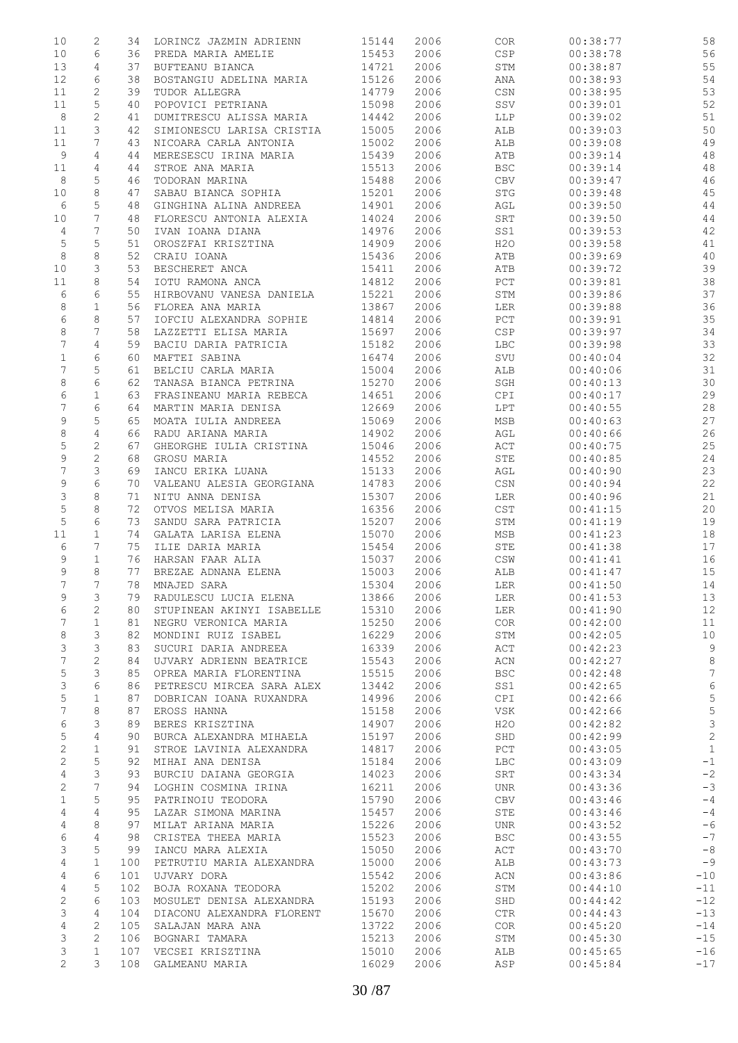| | | | | | | | | |
|---|---|---|---|---|---|---|---|---|
| 10 | 2 | 34 | LORINCZ JAZMIN ADRIENN | 15144 | 2006 | COR | 00:38:77 | 58 |
| 10 | 6 | 36 | PREDA MARIA AMELIE | 15453 | 2006 | CSP | 00:38:78 | 56 |
| 13 | 4 | 37 | BUFTEANU BIANCA | 14721 | 2006 | STM | 00:38:87 | 55 |
| 12 | 6 | 38 | BOSTANGIU ADELINA MARIA | 15126 | 2006 | ANA | 00:38:93 | 54 |
| 11 | 2 | 39 | TUDOR ALLEGRA | 14779 | 2006 | CSN | 00:38:95 | 53 |
| 11 | 5 | 40 | POPOVICI PETRIANA | 15098 | 2006 | SSV | 00:39:01 | 52 |
| 8 | 2 | 41 | DUMITRESCU ALISSA MARIA | 14442 | 2006 | LLP | 00:39:02 | 51 |
| 11 | 3 | 42 | SIMIONESCU LARISA CRISTIA | 15005 | 2006 | ALB | 00:39:03 | 50 |
| 11 | 7 | 43 | NICOARA CARLA ANTONIA | 15002 | 2006 | ALB | 00:39:08 | 49 |
| 9 | 4 | 44 | MERESESCU IRINA MARIA | 15439 | 2006 | ATB | 00:39:14 | 48 |
| 11 | 4 | 44 | STROE ANA MARIA | 15513 | 2006 | BSC | 00:39:14 | 48 |
| 8 | 5 | 46 | TODORAN MARINA | 15488 | 2006 | CBV | 00:39:47 | 46 |
| 10 | 8 | 47 | SABAU BIANCA SOPHIA | 15201 | 2006 | STG | 00:39:48 | 45 |
| 6 | 5 | 48 | GINGHINA ALINA ANDREEA | 14901 | 2006 | AGL | 00:39:50 | 44 |
| 10 | 7 | 48 | FLORESCU ANTONIA ALEXIA | 14024 | 2006 | SRT | 00:39:50 | 44 |
| 4 | 7 | 50 | IVAN IOANA DIANA | 14976 | 2006 | SS1 | 00:39:53 | 42 |
| 5 | 5 | 51 | OROSZFAI KRISZTINA | 14909 | 2006 | H2O | 00:39:58 | 41 |
| 8 | 8 | 52 | CRAIU IOANA | 15436 | 2006 | ATB | 00:39:69 | 40 |
| 10 | 3 | 53 | BESCHERET ANCA | 15411 | 2006 | ATB | 00:39:72 | 39 |
| 11 | 8 | 54 | IOTU RAMONA ANCA | 14812 | 2006 | PCT | 00:39:81 | 38 |
| 6 | 6 | 55 | HIRBOVANU VANESA DANIELA | 15221 | 2006 | STM | 00:39:86 | 37 |
| 8 | 1 | 56 | FLOREA ANA MARIA | 13867 | 2006 | LER | 00:39:88 | 36 |
| 6 | 8 | 57 | IOFCIU ALEXANDRA SOPHIE | 14814 | 2006 | PCT | 00:39:91 | 35 |
| 8 | 7 | 58 | LAZZETTI ELISA MARIA | 15697 | 2006 | CSP | 00:39:97 | 34 |
| 7 | 4 | 59 | BACIU DARIA PATRICIA | 15182 | 2006 | LBC | 00:39:98 | 33 |
| 1 | 6 | 60 | MAFTEI SABINA | 16474 | 2006 | SVU | 00:40:04 | 32 |
| 7 | 5 | 61 | BELCIU CARLA MARIA | 15004 | 2006 | ALB | 00:40:06 | 31 |
| 8 | 6 | 62 | TANASA BIANCA PETRINA | 15270 | 2006 | SGH | 00:40:13 | 30 |
| 6 | 1 | 63 | FRASINEANU MARIA REBECA | 14651 | 2006 | CPI | 00:40:17 | 29 |
| 7 | 6 | 64 | MARTIN MARIA DENISA | 12669 | 2006 | LPT | 00:40:55 | 28 |
| 9 | 5 | 65 | MOATA IULIA ANDREEA | 15069 | 2006 | MSB | 00:40:63 | 27 |
| 8 | 4 | 66 | RADU ARIANA MARIA | 14902 | 2006 | AGL | 00:40:66 | 26 |
| 5 | 2 | 67 | GHEORGHE IULIA CRISTINA | 15046 | 2006 | ACT | 00:40:75 | 25 |
| 9 | 2 | 68 | GROSU MARIA | 14552 | 2006 | STE | 00:40:85 | 24 |
| 7 | 3 | 69 | IANCU ERIKA LUANA | 15133 | 2006 | AGL | 00:40:90 | 23 |
| 9 | 6 | 70 | VALEANU ALESIA GEORGIANA | 14783 | 2006 | CSN | 00:40:94 | 22 |
| 3 | 8 | 71 | NITU ANNA DENISA | 15307 | 2006 | LER | 00:40:96 | 21 |
| 5 | 8 | 72 | OTVOS MELISA MARIA | 16356 | 2006 | CST | 00:41:15 | 20 |
| 5 | 6 | 73 | SANDU SARA PATRICIA | 15207 | 2006 | STM | 00:41:19 | 19 |
| 11 | 1 | 74 | GALATA LARISA ELENA | 15070 | 2006 | MSB | 00:41:23 | 18 |
| 6 | 7 | 75 | ILIE DARIA MARIA | 15454 | 2006 | STE | 00:41:38 | 17 |
| 9 | 1 | 76 | HARSAN FAAR ALIA | 15037 | 2006 | CSW | 00:41:41 | 16 |
| 9 | 8 | 77 | BREZAE ADNANA ELENA | 15003 | 2006 | ALB | 00:41:47 | 15 |
| 7 | 7 | 78 | MNAJED SARA | 15304 | 2006 | LER | 00:41:50 | 14 |
| 9 | 3 | 79 | RADULESCU LUCIA ELENA | 13866 | 2006 | LER | 00:41:53 | 13 |
| 6 | 2 | 80 | STUPINEAN AKINYI ISABELLE | 15310 | 2006 | LER | 00:41:90 | 12 |
| 7 | 1 | 81 | NEGRU VERONICA MARIA | 15250 | 2006 | COR | 00:42:00 | 11 |
| 8 | 3 | 82 | MONDINI RUIZ ISABEL | 16229 | 2006 | STM | 00:42:05 | 10 |
| 3 | 3 | 83 | SUCURI DARIA ANDREEA | 16339 | 2006 | ACT | 00:42:23 | 9 |
| 7 | 2 | 84 | UJVARY ADRIENN BEATRICE | 15543 | 2006 | ACN | 00:42:27 | 8 |
| 5 | 3 | 85 | OPREA MARIA FLORENTINA | 15515 | 2006 | BSC | 00:42:48 | 7 |
| 3 | 6 | 86 | PETRESCU MIRCEA SARA ALEX | 13442 | 2006 | SS1 | 00:42:65 | 6 |
| 5 | 1 | 87 | DOBRICAN IOANA RUXANDRA | 14996 | 2006 | CPI | 00:42:66 | 5 |
| 7 | 8 | 87 | EROSS HANNA | 15158 | 2006 | VSK | 00:42:66 | 5 |
| 6 | 3 | 89 | BERES KRISZTINA | 14907 | 2006 | H2O | 00:42:82 | 3 |
| 5 | 4 | 90 | BURCA ALEXANDRA MIHAELA | 15197 | 2006 | SHD | 00:42:99 | 2 |
| 2 | 1 | 91 | STROE LAVINIA ALEXANDRA | 14817 | 2006 | PCT | 00:43:05 | 1 |
| 2 | 5 | 92 | MIHAI ANA DENISA | 15184 | 2006 | LBC | 00:43:09 | -1 |
| 4 | 3 | 93 | BURCIU DAIANA GEORGIA | 14023 | 2006 | SRT | 00:43:34 | -2 |
| 2 | 7 | 94 | LOGHIN COSMINA IRINA | 16211 | 2006 | UNR | 00:43:36 | -3 |
| 1 | 5 | 95 | PATRINOIU TEODORA | 15790 | 2006 | CBV | 00:43:46 | -4 |
| 4 | 4 | 95 | LAZAR SIMONA MARINA | 15457 | 2006 | STE | 00:43:46 | -4 |
| 4 | 8 | 97 | MILAT ARIANA MARIA | 15226 | 2006 | UNR | 00:43:52 | -6 |
| 6 | 4 | 98 | CRISTEA THEEA MARIA | 15523 | 2006 | BSC | 00:43:55 | -7 |
| 3 | 5 | 99 | IANCU MARA ALEXIA | 15050 | 2006 | ACT | 00:43:70 | -8 |
| 4 | 1 | 100 | PETRUTIU MARIA ALEXANDRA | 15000 | 2006 | ALB | 00:43:73 | -9 |
| 4 | 6 | 101 | UJVARY DORA | 15542 | 2006 | ACN | 00:43:86 | -10 |
| 4 | 5 | 102 | BOJA ROXANA TEODORA | 15202 | 2006 | STM | 00:44:10 | -11 |
| 2 | 6 | 103 | MOSULET DENISA ALEXANDRA | 15193 | 2006 | SHD | 00:44:42 | -12 |
| 3 | 4 | 104 | DIACONU ALEXANDRA FLORENT | 15670 | 2006 | CTR | 00:44:43 | -13 |
| 4 | 2 | 105 | SALAJAN MARA ANA | 13722 | 2006 | COR | 00:45:20 | -14 |
| 3 | 2 | 106 | BOGNARI TAMARA | 15213 | 2006 | STM | 00:45:30 | -15 |
| 3 | 1 | 107 | VECSEI KRISZTINA | 15010 | 2006 | ALB | 00:45:65 | -16 |
| 2 | 3 | 108 | GALMEANU MARIA | 16029 | 2006 | ASP | 00:45:84 | -17 |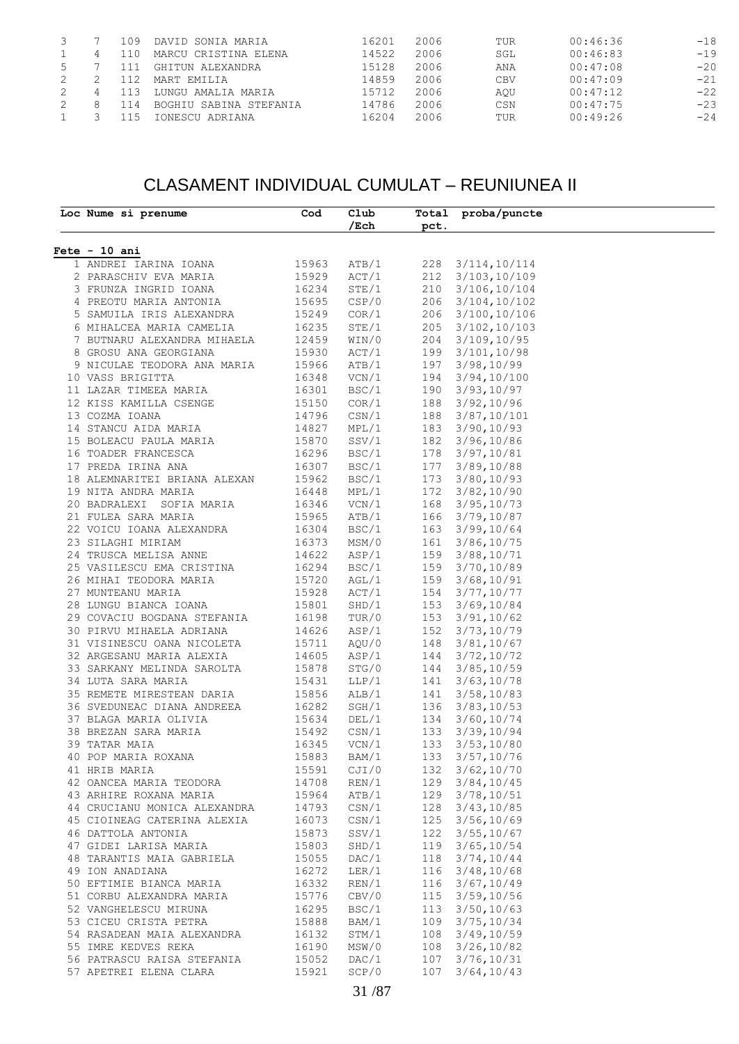| | | | | | | | | |
|---|---|---|---|---|---|---|---|---|
| 3 | 7 | 109 | DAVID SONIA MARIA | 16201 | 2006 | TUR | 00:46:36 | -18 |
| 1 | 4 | 110 | MARCU CRISTINA ELENA | 14522 | 2006 | SGL | 00:46:83 | -19 |
| 5 | 7 | 111 | GHITUN ALEXANDRA | 15128 | 2006 | ANA | 00:47:08 | -20 |
| 2 | 2 | 112 | MART EMILIA | 14859 | 2006 | CBV | 00:47:09 | -21 |
| 2 | 4 | 113 | LUNGU AMALIA MARIA | 15712 | 2006 | AQU | 00:47:12 | -22 |
| 2 | 8 | 114 | BOGHIU SABINA STEFANIA | 14786 | 2006 | CSN | 00:47:75 | -23 |
| 1 | 3 | 115 | IONESCU ADRIANA | 16204 | 2006 | TUR | 00:49:26 | -24 |

# CLASAMENT INDIVIDUAL CUMULAT – REUNIUNEA II

**Fete - 10 ani**

| Loc | Nume si prenume | Cod | Club /Ech | Total pct. | proba/puncte |
|---|---|---|---|---|---|
| 1 | ANDREI IARINA IOANA | 15963 | ATB/1 | 228 | 3/114,10/114 |
| 2 | PARASCHIV EVA MARIA | 15929 | ACT/1 | 212 | 3/103,10/109 |
| 3 | FRUNZA INGRID IOANA | 16234 | STE/1 | 210 | 3/106,10/104 |
| 4 | PREOTU MARIA ANTONIA | 15695 | CSP/0 | 206 | 3/104,10/102 |
| 5 | SAMUILA IRIS ALEXANDRA | 15249 | COR/1 | 206 | 3/100,10/106 |
| 6 | MIHALCEA MARIA CAMELIA | 16235 | STE/1 | 205 | 3/102,10/103 |
| 7 | BUTNARU ALEXANDRA MIHAELA | 12459 | WIN/0 | 204 | 3/109,10/95 |
| 8 | GROSU ANA GEORGIANA | 15930 | ACT/1 | 199 | 3/101,10/98 |
| 9 | NICULAE TEODORA ANA MARIA | 15966 | ATB/1 | 197 | 3/98,10/99 |
| 10 | VASS BRIGITTA | 16348 | VCN/1 | 194 | 3/94,10/100 |
| 11 | LAZAR TIMEEA MARIA | 16301 | BSC/1 | 190 | 3/93,10/97 |
| 12 | KISS KAMILLA CSENGE | 15150 | COR/1 | 188 | 3/92,10/96 |
| 13 | COZMA IOANA | 14796 | CSN/1 | 188 | 3/87,10/101 |
| 14 | STANCU AIDA MARIA | 14827 | MPL/1 | 183 | 3/90,10/93 |
| 15 | BOLEACU PAULA MARIA | 15870 | SSV/1 | 182 | 3/96,10/86 |
| 16 | TOADER FRANCESCA | 16296 | BSC/1 | 178 | 3/97,10/81 |
| 17 | PREDA IRINA ANA | 16307 | BSC/1 | 177 | 3/89,10/88 |
| 18 | ALEMNARITEI BRIANA ALEXAN | 15962 | BSC/1 | 173 | 3/80,10/93 |
| 19 | NITA ANDRA MARIA | 16448 | MPL/1 | 172 | 3/82,10/90 |
| 20 | BADRALEXI SOFIA MARIA | 16346 | VCN/1 | 168 | 3/95,10/73 |
| 21 | FULEA SARA MARIA | 15965 | ATB/1 | 166 | 3/79,10/87 |
| 22 | VOICU IOANA ALEXANDRA | 16304 | BSC/1 | 163 | 3/99,10/64 |
| 23 | SILAGHI MIRIAM | 16373 | MSM/0 | 161 | 3/86,10/75 |
| 24 | TRUSCA MELISA ANNE | 14622 | ASP/1 | 159 | 3/88,10/71 |
| 25 | VASILESCU EMA CRISTINA | 16294 | BSC/1 | 159 | 3/70,10/89 |
| 26 | MIHAI TEODORA MARIA | 15720 | AGL/1 | 159 | 3/68,10/91 |
| 27 | MUNTEANU MARIA | 15928 | ACT/1 | 154 | 3/77,10/77 |
| 28 | LUNGU BIANCA IOANA | 15801 | SHD/1 | 153 | 3/69,10/84 |
| 29 | COVACIU BOGDANA STEFANIA | 16198 | TUR/0 | 153 | 3/91,10/62 |
| 30 | PIRVU MIHAELA ADRIANA | 14626 | ASP/1 | 152 | 3/73,10/79 |
| 31 | VISINESCU OANA NICOLETA | 15711 | AQU/0 | 148 | 3/81,10/67 |
| 32 | ARGESANU MARIA ALEXIA | 14605 | ASP/1 | 144 | 3/72,10/72 |
| 33 | SARKANY MELINDA SAROLTA | 15878 | STG/0 | 144 | 3/85,10/59 |
| 34 | LUTA SARA MARIA | 15431 | LLP/1 | 141 | 3/63,10/78 |
| 35 | REMETE MIRESTEAN DARIA | 15856 | ALB/1 | 141 | 3/58,10/83 |
| 36 | SVEDUNEAC DIANA ANDREEA | 16282 | SGH/1 | 136 | 3/83,10/53 |
| 37 | BLAGA MARIA OLIVIA | 15634 | DEL/1 | 134 | 3/60,10/74 |
| 38 | BREZAN SARA MARIA | 15492 | CSN/1 | 133 | 3/39,10/94 |
| 39 | TATAR MAIA | 16345 | VCN/1 | 133 | 3/53,10/80 |
| 40 | POP MARIA ROXANA | 15883 | BAM/1 | 133 | 3/57,10/76 |
| 41 | HRIB MARIA | 15591 | CJI/0 | 132 | 3/62,10/70 |
| 42 | OANCEA MARIA TEODORA | 14708 | REN/1 | 129 | 3/84,10/45 |
| 43 | ARHIRE ROXANA MARIA | 15964 | ATB/1 | 129 | 3/78,10/51 |
| 44 | CRUCIANU MONICA ALEXANDRA | 14793 | CSN/1 | 128 | 3/43,10/85 |
| 45 | CIOINEAG CATERINA ALEXIA | 16073 | CSN/1 | 125 | 3/56,10/69 |
| 46 | DATTOLA ANTONIA | 15873 | SSV/1 | 122 | 3/55,10/67 |
| 47 | GIDEI LARISA MARIA | 15803 | SHD/1 | 119 | 3/65,10/54 |
| 48 | TARANTIS MAIA GABRIELA | 15055 | DAC/1 | 118 | 3/74,10/44 |
| 49 | ION ANADIANA | 16272 | LER/1 | 116 | 3/48,10/68 |
| 50 | EFTIMIE BIANCA MARIA | 16332 | REN/1 | 116 | 3/67,10/49 |
| 51 | CORBU ALEXANDRA MARIA | 15776 | CBV/0 | 115 | 3/59,10/56 |
| 52 | VANGHELESCU MIRUNA | 16295 | BSC/1 | 113 | 3/50,10/63 |
| 53 | CICEU CRISTA PETRA | 15888 | BAM/1 | 109 | 3/75,10/34 |
| 54 | RASADEAN MAIA ALEXANDRA | 16132 | STM/1 | 108 | 3/49,10/59 |
| 55 | IMRE KEDVES REKA | 16190 | MSW/0 | 108 | 3/26,10/82 |
| 56 | PATRASCU RAISA STEFANIA | 15052 | DAC/1 | 107 | 3/76,10/31 |
| 57 | APETREI ELENA CLARA | 15921 | SCP/0 | 107 | 3/64,10/43 |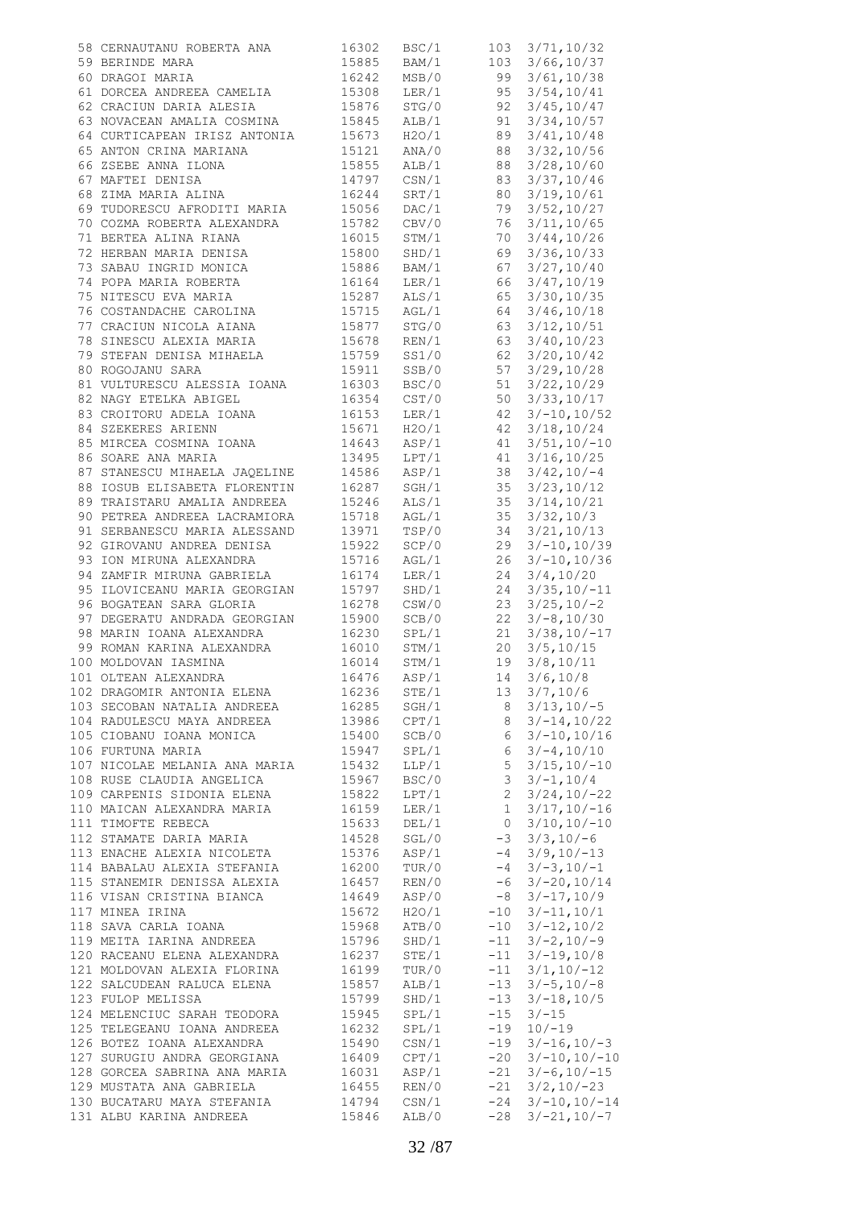```
 58 CERNAUTANU ROBERTA ANA        16302   BSC/1      103  3/71,10/32
 59 BERINDE MARA                  15885   BAM/1      103  3/66,10/37
 60 DRAGOI MARIA                  16242   MSB/0       99  3/61,10/38
 61 DORCEA ANDREEA CAMELIA        15308   LER/1       95  3/54,10/41
 62 CRACIUN DARIA ALESIA          15876   STG/0       92  3/45,10/47
 63 NOVACEAN AMALIA COSMINA       15845   ALB/1       91  3/34,10/57
 64 CURTICAPEAN IRISZ ANTONIA     15673   H2O/1       89  3/41,10/48
 65 ANTON CRINA MARIANA           15121   ANA/0       88  3/32,10/56
 66 ZSEBE ANNA ILONA              15855   ALB/1       88  3/28,10/60
 67 MAFTEI DENISA                 14797   CSN/1       83  3/37,10/46
 68 ZIMA MARIA ALINA              16244   SRT/1       80  3/19,10/61
 69 TUDORESCU AFRODITI MARIA      15056   DAC/1       79  3/52,10/27
 70 COZMA ROBERTA ALEXANDRA       15782   CBV/0       76  3/11,10/65
 71 BERTEA ALINA RIANA            16015   STM/1       70  3/44,10/26
 72 HERBAN MARIA DENISA           15800   SHD/1       69  3/36,10/33
 73 SABAU INGRID MONICA           15886   BAM/1       67  3/27,10/40
 74 POPA MARIA ROBERTA            16164   LER/1       66  3/47,10/19
 75 NITESCU EVA MARIA             15287   ALS/1       65  3/30,10/35
 76 COSTANDACHE CAROLINA          15715   AGL/1       64  3/46,10/18
 77 CRACIUN NICOLA AIANA          15877   STG/0       63  3/12,10/51
 78 SINESCU ALEXIA MARIA          15678   REN/1       63  3/40,10/23
 79 STEFAN DENISA MIHAELA         15759   SS1/0       62  3/20,10/42
 80 ROGOJANU SARA                 15911   SSB/0       57  3/29,10/28
 81 VULTURESCU ALESSIA IOANA      16303   BSC/0       51  3/22,10/29
 82 NAGY ETELKA ABIGEL            16354   CST/0       50  3/33,10/17
 83 CROITORU ADELA IOANA          16153   LER/1       42  3/-10,10/52
 84 SZEKERES ARIENN               15671   H2O/1       42  3/18,10/24
 85 MIRCEA COSMINA IOANA          14643   ASP/1       41  3/51,10/-10
 86 SOARE ANA MARIA               13495   LPT/1       41  3/16,10/25
 87 STANESCU MIHAELA JAQELINE     14586   ASP/1       38  3/42,10/-4
 88 IOSUB ELISABETA FLORENTIN     16287   SGH/1       35  3/23,10/12
 89 TRAISTARU AMALIA ANDREEA      15246   ALS/1       35  3/14,10/21
 90 PETREA ANDREEA LACRAMIORA     15718   AGL/1       35  3/32,10/3
 91 SERBANESCU MARIA ALESSAND     13971   TSP/0       34  3/21,10/13
 92 GIROVANU ANDREA DENISA        15922   SCP/0       29  3/-10,10/39
 93 ION MIRUNA ALEXANDRA          15716   AGL/1       26  3/-10,10/36
 94 ZAMFIR MIRUNA GABRIELA        16174   LER/1       24  3/4,10/20
 95 ILOVICEANU MARIA GEORGIAN     15797   SHD/1       24  3/35,10/-11
 96 BOGATEAN SARA GLORIA          16278   CSW/0       23  3/25,10/-2
 97 DEGERATU ANDRADA GEORGIAN     15900   SCB/0       22  3/-8,10/30
 98 MARIN IOANA ALEXANDRA         16230   SPL/1       21  3/38,10/-17
 99 ROMAN KARINA ALEXANDRA        16010   STM/1       20  3/5,10/15
100 MOLDOVAN IASMINA              16014   STM/1       19  3/8,10/11
101 OLTEAN ALEXANDRA              16476   ASP/1       14  3/6,10/8
102 DRAGOMIR ANTONIA ELENA        16236   STE/1       13  3/7,10/6
103 SECOBAN NATALIA ANDREEA       16285   SGH/1        8  3/13,10/-5
104 RADULESCU MAYA ANDREEA        13986   CPT/1        8  3/-14,10/22
105 CIOBANU IOANA MONICA          15400   SCB/0        6  3/-10,10/16
106 FURTUNA MARIA                 15947   SPL/1        6  3/-4,10/10
107 NICOLAE MELANIA ANA MARIA     15432   LLP/1        5  3/15,10/-10
108 RUSE CLAUDIA ANGELICA         15967   BSC/0        3  3/-1,10/4
109 CARPENIS SIDONIA ELENA        15822   LPT/1        2  3/24,10/-22
110 MAICAN ALEXANDRA MARIA        16159   LER/1        1  3/17,10/-16
111 TIMOFTE REBECA                15633   DEL/1        0  3/10,10/-10
112 STAMATE DARIA MARIA           14528   SGL/0       -3  3/3,10/-6
113 ENACHE ALEXIA NICOLETA        15376   ASP/1       -4  3/9,10/-13
114 BABALAU ALEXIA STEFANIA       16200   TUR/0       -4  3/-3,10/-1
115 STANEMIR DENISSA ALEXIA       16457   REN/0       -6  3/-20,10/14
116 VISAN CRISTINA BIANCA         14649   ASP/0       -8  3/-17,10/9
117 MINEA IRINA                   15672   H2O/1      -10  3/-11,10/1
118 SAVA CARLA IOANA              15968   ATB/0      -10  3/-12,10/2
119 MEITA IARINA ANDREEA          15796   SHD/1      -11  3/-2,10/-9
120 RACEANU ELENA ALEXANDRA       16237   STE/1      -11  3/-19,10/8
121 MOLDOVAN ALEXIA FLORINA       16199   TUR/0      -11  3/1,10/-12
122 SALCUDEAN RALUCA ELENA        15857   ALB/1      -13  3/-5,10/-8
123 FULOP MELISSA                 15799   SHD/1      -13  3/-18,10/5
124 MELENCIUC SARAH TEODORA       15945   SPL/1      -15  3/-15
125 TELEGEANU IOANA ANDREEA       16232   SPL/1      -19  10/-19
126 BOTEZ IOANA ALEXANDRA         15490   CSN/1      -19  3/-16,10/-3
127 SURUGIU ANDRA GEORGIANA       16409   CPT/1      -20  3/-10,10/-10
128 GORCEA SABRINA ANA MARIA      16031   ASP/1      -21  3/-6,10/-15
129 MUSTATA ANA GABRIELA          16455   REN/0      -21  3/2,10/-23
130 BUCATARU MAYA STEFANIA        14794   CSN/1      -24  3/-10,10/-14
131 ALBU KARINA ANDREEA           15846   ALB/0      -28  3/-21,10/-7
```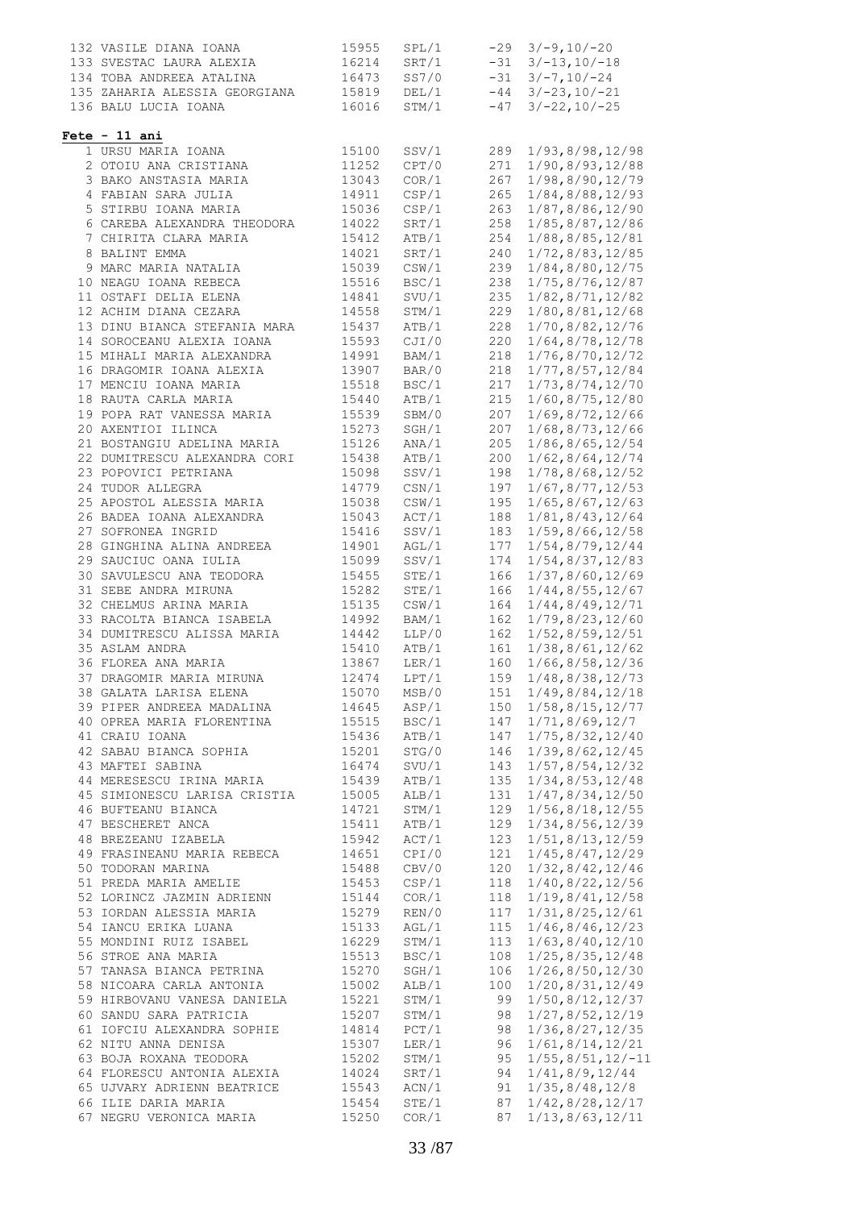| | | | | |
|---|---|---|---|---|
| 132 VASILE DIANA IOANA | 15955 | SPL/1 | -29 | 3/-9,10/-20 |
| 133 SVESTAC LAURA ALEXIA | 16214 | SRT/1 | -31 | 3/-13,10/-18 |
| 134 TOBA ANDREEA ATALINA | 16473 | SS7/0 | -31 | 3/-7,10/-24 |
| 135 ZAHARIA ALESSIA GEORGIANA | 15819 | DEL/1 | -44 | 3/-23,10/-21 |
| 136 BALU LUCIA IOANA | 16016 | STM/1 | -47 | 3/-22,10/-25 |

**Fete - 11 ani**

| | | | | |
|---|---|---|---|---|
| 1 URSU MARIA IOANA | 15100 | SSV/1 | 289 | 1/93,8/98,12/98 |
| 2 OTOIU ANA CRISTIANA | 11252 | CPT/0 | 271 | 1/90,8/93,12/88 |
| 3 BAKO ANSTASIA MARIA | 13043 | COR/1 | 267 | 1/98,8/90,12/79 |
| 4 FABIAN SARA JULIA | 14911 | CSP/1 | 265 | 1/84,8/88,12/93 |
| 5 STIRBU IOANA MARIA | 15036 | CSP/1 | 263 | 1/87,8/86,12/90 |
| 6 CAREBA ALEXANDRA THEODORA | 14022 | SRT/1 | 258 | 1/85,8/87,12/86 |
| 7 CHIRITA CLARA MARIA | 15412 | ATB/1 | 254 | 1/88,8/85,12/81 |
| 8 BALINT EMMA | 14021 | SRT/1 | 240 | 1/72,8/83,12/85 |
| 9 MARC MARIA NATALIA | 15039 | CSW/1 | 239 | 1/84,8/80,12/75 |
| 10 NEAGU IOANA REBECA | 15516 | BSC/1 | 238 | 1/75,8/76,12/87 |
| 11 OSTAFI DELIA ELENA | 14841 | SVU/1 | 235 | 1/82,8/71,12/82 |
| 12 ACHIM DIANA CEZARA | 14558 | STM/1 | 229 | 1/80,8/81,12/68 |
| 13 DINU BIANCA STEFANIA MARA | 15437 | ATB/1 | 228 | 1/70,8/82,12/76 |
| 14 SOROCEANU ALEXIA IOANA | 15593 | CJI/0 | 220 | 1/64,8/78,12/78 |
| 15 MIHALI MARIA ALEXANDRA | 14991 | BAM/1 | 218 | 1/76,8/70,12/72 |
| 16 DRAGOMIR IOANA ALEXIA | 13907 | BAR/0 | 218 | 1/77,8/57,12/84 |
| 17 MENCIU IOANA MARIA | 15518 | BSC/1 | 217 | 1/73,8/74,12/70 |
| 18 RAUTA CARLA MARIA | 15440 | ATB/1 | 215 | 1/60,8/75,12/80 |
| 19 POPA RAT VANESSA MARIA | 15539 | SBM/0 | 207 | 1/69,8/72,12/66 |
| 20 AXENTIOI ILINCA | 15273 | SGH/1 | 207 | 1/68,8/73,12/66 |
| 21 BOSTANGIU ADELINA MARIA | 15126 | ANA/1 | 205 | 1/86,8/65,12/54 |
| 22 DUMITRESCU ALEXANDRA CORI | 15438 | ATB/1 | 200 | 1/62,8/64,12/74 |
| 23 POPOVICI PETRIANA | 15098 | SSV/1 | 198 | 1/78,8/68,12/52 |
| 24 TUDOR ALLEGRA | 14779 | CSN/1 | 197 | 1/67,8/77,12/53 |
| 25 APOSTOL ALESSIA MARIA | 15038 | CSW/1 | 195 | 1/65,8/67,12/63 |
| 26 BADEA IOANA ALEXANDRA | 15043 | ACT/1 | 188 | 1/81,8/43,12/64 |
| 27 SOFRONEA INGRID | 15416 | SSV/1 | 183 | 1/59,8/66,12/58 |
| 28 GINGHINA ALINA ANDREEA | 14901 | AGL/1 | 177 | 1/54,8/79,12/44 |
| 29 SAUCIUC OANA IULIA | 15099 | SSV/1 | 174 | 1/54,8/37,12/83 |
| 30 SAVULESCU ANA TEODORA | 15455 | STE/1 | 166 | 1/37,8/60,12/69 |
| 31 SEBE ANDRA MIRUNA | 15282 | STE/1 | 166 | 1/44,8/55,12/67 |
| 32 CHELMUS ARINA MARIA | 15135 | CSW/1 | 164 | 1/44,8/49,12/71 |
| 33 RACOLTA BIANCA ISABELA | 14992 | BAM/1 | 162 | 1/79,8/23,12/60 |
| 34 DUMITRESCU ALISSA MARIA | 14442 | LLP/0 | 162 | 1/52,8/59,12/51 |
| 35 ASLAM ANDRA | 15410 | ATB/1 | 161 | 1/38,8/61,12/62 |
| 36 FLOREA ANA MARIA | 13867 | LER/1 | 160 | 1/66,8/58,12/36 |
| 37 DRAGOMIR MARIA MIRUNA | 12474 | LPT/1 | 159 | 1/48,8/38,12/73 |
| 38 GALATA LARISA ELENA | 15070 | MSB/0 | 151 | 1/49,8/84,12/18 |
| 39 PIPER ANDREEA MADALINA | 14645 | ASP/1 | 150 | 1/58,8/15,12/77 |
| 40 OPREA MARIA FLORENTINA | 15515 | BSC/1 | 147 | 1/71,8/69,12/7 |
| 41 CRAIU IOANA | 15436 | ATB/1 | 147 | 1/75,8/32,12/40 |
| 42 SABAU BIANCA SOPHIA | 15201 | STG/0 | 146 | 1/39,8/62,12/45 |
| 43 MAFTEI SABINA | 16474 | SVU/1 | 143 | 1/57,8/54,12/32 |
| 44 MERESESCU IRINA MARIA | 15439 | ATB/1 | 135 | 1/34,8/53,12/48 |
| 45 SIMIONESCU LARISA CRISTIA | 15005 | ALB/1 | 131 | 1/47,8/34,12/50 |
| 46 BUFTEANU BIANCA | 14721 | STM/1 | 129 | 1/56,8/18,12/55 |
| 47 BESCHERET ANCA | 15411 | ATB/1 | 129 | 1/34,8/56,12/39 |
| 48 BREZEANU IZABELA | 15942 | ACT/1 | 123 | 1/51,8/13,12/59 |
| 49 FRASINEANU MARIA REBECA | 14651 | CPI/0 | 121 | 1/45,8/47,12/29 |
| 50 TODORAN MARINA | 15488 | CBV/0 | 120 | 1/32,8/42,12/46 |
| 51 PREDA MARIA AMELIE | 15453 | CSP/1 | 118 | 1/40,8/22,12/56 |
| 52 LORINCZ JAZMIN ADRIENN | 15144 | COR/1 | 118 | 1/19,8/41,12/58 |
| 53 IORDAN ALESSIA MARIA | 15279 | REN/0 | 117 | 1/31,8/25,12/61 |
| 54 IANCU ERIKA LUANA | 15133 | AGL/1 | 115 | 1/46,8/46,12/23 |
| 55 MONDINI RUIZ ISABEL | 16229 | STM/1 | 113 | 1/63,8/40,12/10 |
| 56 STROE ANA MARIA | 15513 | BSC/1 | 108 | 1/25,8/35,12/48 |
| 57 TANASA BIANCA PETRINA | 15270 | SGH/1 | 106 | 1/26,8/50,12/30 |
| 58 NICOARA CARLA ANTONIA | 15002 | ALB/1 | 100 | 1/20,8/31,12/49 |
| 59 HIRBOVANU VANESA DANIELA | 15221 | STM/1 | 99 | 1/50,8/12,12/37 |
| 60 SANDU SARA PATRICIA | 15207 | STM/1 | 98 | 1/27,8/52,12/19 |
| 61 IOFCIU ALEXANDRA SOPHIE | 14814 | PCT/1 | 98 | 1/36,8/27,12/35 |
| 62 NITU ANNA DENISA | 15307 | LER/1 | 96 | 1/61,8/14,12/21 |
| 63 BOJA ROXANA TEODORA | 15202 | STM/1 | 95 | 1/55,8/51,12/-11 |
| 64 FLORESCU ANTONIA ALEXIA | 14024 | SRT/1 | 94 | 1/41,8/9,12/44 |
| 65 UJVARY ADRIENN BEATRICE | 15543 | ACN/1 | 91 | 1/35,8/48,12/8 |
| 66 ILIE DARIA MARIA | 15454 | STE/1 | 87 | 1/42,8/28,12/17 |
| 67 NEGRU VERONICA MARIA | 15250 | COR/1 | 87 | 1/13,8/63,12/11 |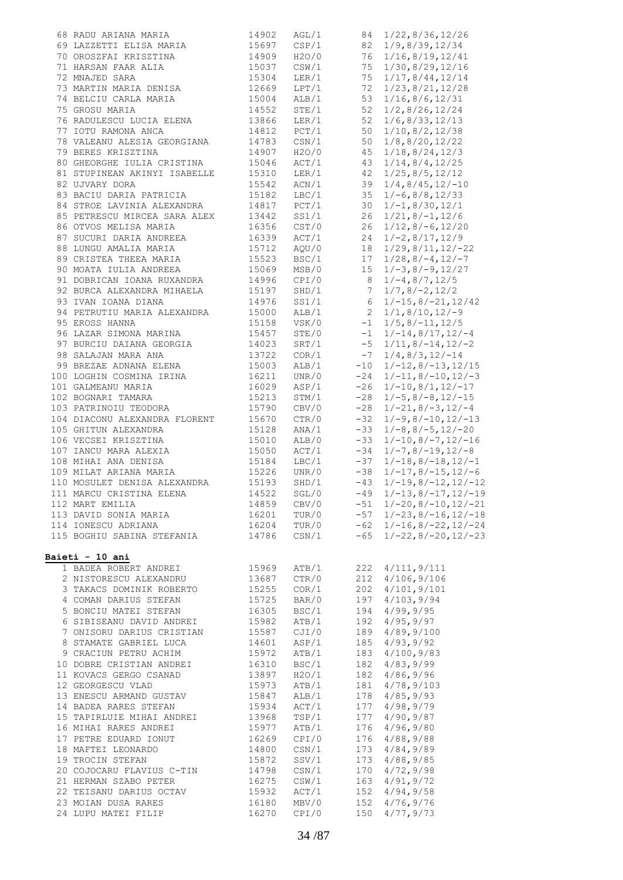| | | | | | |
|---|---|---|---|---|---|
| 68 | RADU ARIANA MARIA | 14902 | AGL/1 | 84 | 1/22,8/36,12/26 |
| 69 | LAZZETTI ELISA MARIA | 15697 | CSP/1 | 82 | 1/9,8/39,12/34 |
| 70 | OROSZFAI KRISZTINA | 14909 | H2O/0 | 76 | 1/16,8/19,12/41 |
| 71 | HARSAN FAAR ALIA | 15037 | CSW/1 | 75 | 1/30,8/29,12/16 |
| 72 | MNAJED SARA | 15304 | LER/1 | 75 | 1/17,8/44,12/14 |
| 73 | MARTIN MARIA DENISA | 12669 | LPT/1 | 72 | 1/23,8/21,12/28 |
| 74 | BELCIU CARLA MARIA | 15004 | ALB/1 | 53 | 1/16,8/6,12/31 |
| 75 | GROSU MARIA | 14552 | STE/1 | 52 | 1/2,8/26,12/24 |
| 76 | RADULESCU LUCIA ELENA | 13866 | LER/1 | 52 | 1/6,8/33,12/13 |
| 77 | IOTU RAMONA ANCA | 14812 | PCT/1 | 50 | 1/10,8/2,12/38 |
| 78 | VALEANU ALESIA GEORGIANA | 14783 | CSN/1 | 50 | 1/8,8/20,12/22 |
| 79 | BERES KRISZTINA | 14907 | H2O/0 | 45 | 1/18,8/24,12/3 |
| 80 | GHEORGHE IULIA CRISTINA | 15046 | ACT/1 | 43 | 1/14,8/4,12/25 |
| 81 | STUPINEAN AKINYI ISABELLE | 15310 | LER/1 | 42 | 1/25,8/5,12/12 |
| 82 | UJVARY DORA | 15542 | ACN/1 | 39 | 1/4,8/45,12/-10 |
| 83 | BACIU DARIA PATRICIA | 15182 | LBC/1 | 35 | 1/-6,8/8,12/33 |
| 84 | STROE LAVINIA ALEXANDRA | 14817 | PCT/1 | 30 | 1/-1,8/30,12/1 |
| 85 | PETRESCU MIRCEA SARA ALEX | 13442 | SS1/1 | 26 | 1/21,8/-1,12/6 |
| 86 | OTVOS MELISA MARIA | 16356 | CST/0 | 26 | 1/12,8/-6,12/20 |
| 87 | SUCURI DARIA ANDREEA | 16339 | ACT/1 | 24 | 1/-2,8/17,12/9 |
| 88 | LUNGU AMALIA MARIA | 15712 | AQU/0 | 18 | 1/29,8/11,12/-22 |
| 89 | CRISTEA THEEA MARIA | 15523 | BSC/1 | 17 | 1/28,8/-4,12/-7 |
| 90 | MOATA IULIA ANDREEA | 15069 | MSB/0 | 15 | 1/-3,8/-9,12/27 |
| 91 | DOBRICAN IOANA RUXANDRA | 14996 | CPI/0 | 8 | 1/-4,8/7,12/5 |
| 92 | BURCA ALEXANDRA MIHAELA | 15197 | SHD/1 | 7 | 1/7,8/-2,12/2 |
| 93 | IVAN IOANA DIANA | 14976 | SS1/1 | 6 | 1/-15,8/-21,12/42 |
| 94 | PETRUTIU MARIA ALEXANDRA | 15000 | ALB/1 | 2 | 1/1,8/10,12/-9 |
| 95 | EROSS HANNA | 15158 | VSK/0 | -1 | 1/5,8/-11,12/5 |
| 96 | LAZAR SIMONA MARINA | 15457 | STE/0 | -1 | 1/-14,8/17,12/-4 |
| 97 | BURCIU DAIANA GEORGIA | 14023 | SRT/1 | -5 | 1/11,8/-14,12/-2 |
| 98 | SALAJAN MARA ANA | 13722 | COR/1 | -7 | 1/4,8/3,12/-14 |
| 99 | BREZAE ADNANA ELENA | 15003 | ALB/1 | -10 | 1/-12,8/-13,12/15 |
| 100 | LOGHIN COSMINA IRINA | 16211 | UNR/0 | -24 | 1/-11,8/-10,12/-3 |
| 101 | GALMEANU MARIA | 16029 | ASP/1 | -26 | 1/-10,8/1,12/-17 |
| 102 | BOGNARI TAMARA | 15213 | STM/1 | -28 | 1/-5,8/-8,12/-15 |
| 103 | PATRINOIU TEODORA | 15790 | CBV/0 | -28 | 1/-21,8/-3,12/-4 |
| 104 | DIACONU ALEXANDRA FLORENT | 15670 | CTR/0 | -32 | 1/-9,8/-10,12/-13 |
| 105 | GHITUN ALEXANDRA | 15128 | ANA/1 | -33 | 1/-8,8/-5,12/-20 |
| 106 | VECSEI KRISZTINA | 15010 | ALB/0 | -33 | 1/-10,8/-7,12/-16 |
| 107 | IANCU MARA ALEXIA | 15050 | ACT/1 | -34 | 1/-7,8/-19,12/-8 |
| 108 | MIHAI ANA DENISA | 15184 | LBC/1 | -37 | 1/-18,8/-18,12/-1 |
| 109 | MILAT ARIANA MARIA | 15226 | UNR/0 | -38 | 1/-17,8/-15,12/-6 |
| 110 | MOSULET DENISA ALEXANDRA | 15193 | SHD/1 | -43 | 1/-19,8/-12,12/-12 |
| 111 | MARCU CRISTINA ELENA | 14522 | SGL/0 | -49 | 1/-13,8/-17,12/-19 |
| 112 | MART EMILIA | 14859 | CBV/0 | -51 | 1/-20,8/-10,12/-21 |
| 113 | DAVID SONIA MARIA | 16201 | TUR/0 | -57 | 1/-23,8/-16,12/-18 |
| 114 | IONESCU ADRIANA | 16204 | TUR/0 | -62 | 1/-16,8/-22,12/-24 |
| 115 | BOGHIU SABINA STEFANIA | 14786 | CSN/1 | -65 | 1/-22,8/-20,12/-23 |

**Baieti - 10 ani**

| | | | | | |
|---|---|---|---|---|---|
| 1 | BADEA ROBERT ANDREI | 15969 | ATB/1 | 222 | 4/111,9/111 |
| 2 | NISTORESCU ALEXANDRU | 13687 | CTR/0 | 212 | 4/106,9/106 |
| 3 | TAKACS DOMINIK ROBERTO | 15255 | COR/1 | 202 | 4/101,9/101 |
| 4 | COMAN DARIUS STEFAN | 15725 | BAR/0 | 197 | 4/103,9/94 |
| 5 | BONCIU MATEI STEFAN | 16305 | BSC/1 | 194 | 4/99,9/95 |
| 6 | SIBISEANU DAVID ANDREI | 15982 | ATB/1 | 192 | 4/95,9/97 |
| 7 | ONISORU DARIUS CRISTIAN | 15587 | CJI/0 | 189 | 4/89,9/100 |
| 8 | STAMATE GABRIEL LUCA | 14601 | ASP/1 | 185 | 4/93,9/92 |
| 9 | CRACIUN PETRU ACHIM | 15972 | ATB/1 | 183 | 4/100,9/83 |
| 10 | DOBRE CRISTIAN ANDREI | 16310 | BSC/1 | 182 | 4/83,9/99 |
| 11 | KOVACS GERGO CSANAD | 13897 | H2O/1 | 182 | 4/86,9/96 |
| 12 | GEORGESCU VLAD | 15973 | ATB/1 | 181 | 4/78,9/103 |
| 13 | ENESCU ARMAND GUSTAV | 15847 | ALB/1 | 178 | 4/85,9/93 |
| 14 | BADEA RARES STEFAN | 15934 | ACT/1 | 177 | 4/98,9/79 |
| 15 | TAPIRLUIE MIHAI ANDREI | 13968 | TSP/1 | 177 | 4/90,9/87 |
| 16 | MIHAI RARES ANDREI | 15977 | ATB/1 | 176 | 4/96,9/80 |
| 17 | PETRE EDUARD IONUT | 16269 | CPI/0 | 176 | 4/88,9/88 |
| 18 | MAFTEI LEONARDO | 14800 | CSN/1 | 173 | 4/84,9/89 |
| 19 | TROCIN STEFAN | 15872 | SSV/1 | 173 | 4/88,9/85 |
| 20 | COJOCARU FLAVIUS C-TIN | 14798 | CSN/1 | 170 | 4/72,9/98 |
| 21 | HERMAN SZABO PETER | 16275 | CSW/1 | 163 | 4/91,9/72 |
| 22 | TEISANU DARIUS OCTAV | 15932 | ACT/1 | 152 | 4/94,9/58 |
| 23 | MOIAN DUSA RARES | 16180 | MBV/0 | 152 | 4/76,9/76 |
| 24 | LUPU MATEI FILIP | 16270 | CPI/0 | 150 | 4/77,9/73 |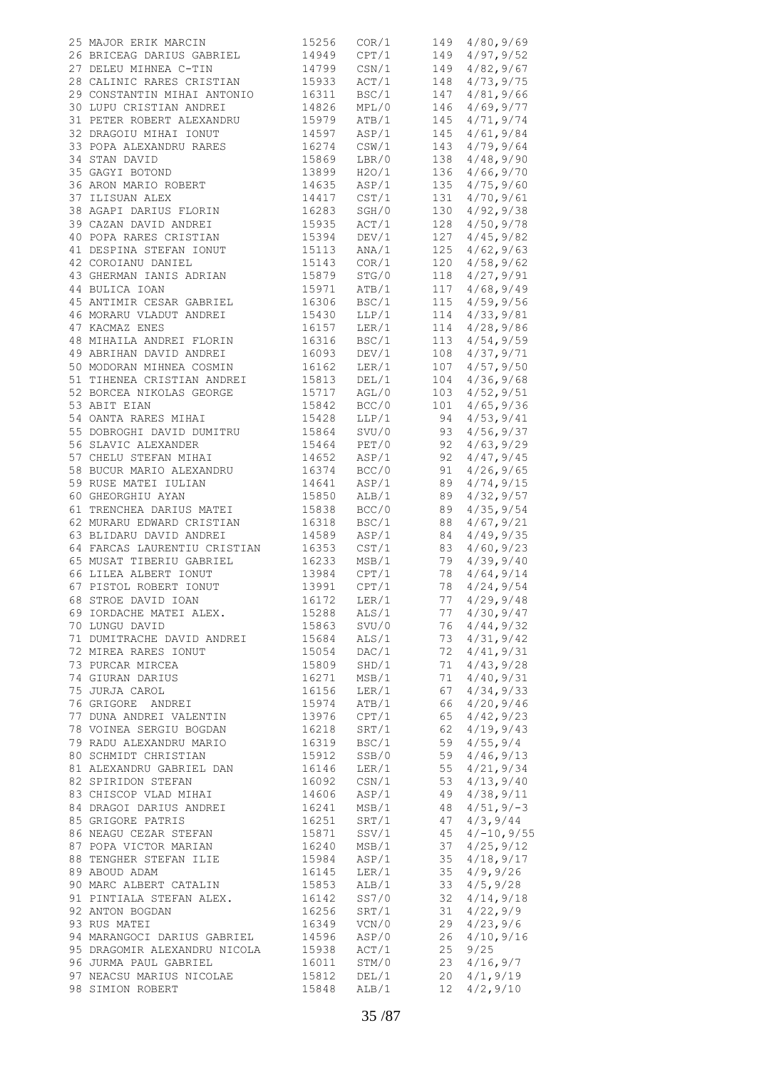| | | | | |
|---|---|---|---|---|
| 25 MAJOR ERIK MARCIN | 15256 | COR/1 | 149 | 4/80,9/69 |
| 26 BRICEAG DARIUS GABRIEL | 14949 | CPT/1 | 149 | 4/97,9/52 |
| 27 DELEU MIHNEA C-TIN | 14799 | CSN/1 | 149 | 4/82,9/67 |
| 28 CALINIC RARES CRISTIAN | 15933 | ACT/1 | 148 | 4/73,9/75 |
| 29 CONSTANTIN MIHAI ANTONIO | 16311 | BSC/1 | 147 | 4/81,9/66 |
| 30 LUPU CRISTIAN ANDREI | 14826 | MPL/0 | 146 | 4/69,9/77 |
| 31 PETER ROBERT ALEXANDRU | 15979 | ATB/1 | 145 | 4/71,9/74 |
| 32 DRAGOIU MIHAI IONUT | 14597 | ASP/1 | 145 | 4/61,9/84 |
| 33 POPA ALEXANDRU RARES | 16274 | CSW/1 | 143 | 4/79,9/64 |
| 34 STAN DAVID | 15869 | LBR/0 | 138 | 4/48,9/90 |
| 35 GAGYI BOTOND | 13899 | H2O/1 | 136 | 4/66,9/70 |
| 36 ARON MARIO ROBERT | 14635 | ASP/1 | 135 | 4/75,9/60 |
| 37 ILISUAN ALEX | 14417 | CST/1 | 131 | 4/70,9/61 |
| 38 AGAPI DARIUS FLORIN | 16283 | SGH/0 | 130 | 4/92,9/38 |
| 39 CAZAN DAVID ANDREI | 15935 | ACT/1 | 128 | 4/50,9/78 |
| 40 POPA RARES CRISTIAN | 15394 | DEV/1 | 127 | 4/45,9/82 |
| 41 DESPINA STEFAN IONUT | 15113 | ANA/1 | 125 | 4/62,9/63 |
| 42 COROIANU DANIEL | 15143 | COR/1 | 120 | 4/58,9/62 |
| 43 GHERMAN IANIS ADRIAN | 15879 | STG/0 | 118 | 4/27,9/91 |
| 44 BULICA IOAN | 15971 | ATB/1 | 117 | 4/68,9/49 |
| 45 ANTIMIR CESAR GABRIEL | 16306 | BSC/1 | 115 | 4/59,9/56 |
| 46 MORARU VLADUT ANDREI | 15430 | LLP/1 | 114 | 4/33,9/81 |
| 47 KACMAZ ENES | 16157 | LER/1 | 114 | 4/28,9/86 |
| 48 MIHAILA ANDREI FLORIN | 16316 | BSC/1 | 113 | 4/54,9/59 |
| 49 ABRIHAN DAVID ANDREI | 16093 | DEV/1 | 108 | 4/37,9/71 |
| 50 MODORAN MIHNEA COSMIN | 16162 | LER/1 | 107 | 4/57,9/50 |
| 51 TIHENEA CRISTIAN ANDREI | 15813 | DEL/1 | 104 | 4/36,9/68 |
| 52 BORCEA NIKOLAS GEORGE | 15717 | AGL/0 | 103 | 4/52,9/51 |
| 53 ABIT EIAN | 15842 | BCC/0 | 101 | 4/65,9/36 |
| 54 OANTA RARES MIHAI | 15428 | LLP/1 | 94 | 4/53,9/41 |
| 55 DOBROGHI DAVID DUMITRU | 15864 | SVU/0 | 93 | 4/56,9/37 |
| 56 SLAVIC ALEXANDER | 15464 | PET/0 | 92 | 4/63,9/29 |
| 57 CHELU STEFAN MIHAI | 14652 | ASP/1 | 92 | 4/47,9/45 |
| 58 BUCUR MARIO ALEXANDRU | 16374 | BCC/0 | 91 | 4/26,9/65 |
| 59 RUSE MATEI IULIAN | 14641 | ASP/1 | 89 | 4/74,9/15 |
| 60 GHEORGHIU AYAN | 15850 | ALB/1 | 89 | 4/32,9/57 |
| 61 TRENCHEA DARIUS MATEI | 15838 | BCC/0 | 89 | 4/35,9/54 |
| 62 MURARU EDWARD CRISTIAN | 16318 | BSC/1 | 88 | 4/67,9/21 |
| 63 BLIDARU DAVID ANDREI | 14589 | ASP/1 | 84 | 4/49,9/35 |
| 64 FARCAS LAURENTIU CRISTIAN | 16353 | CST/1 | 83 | 4/60,9/23 |
| 65 MUSAT TIBERIU GABRIEL | 16233 | MSB/1 | 79 | 4/39,9/40 |
| 66 LILEA ALBERT IONUT | 13984 | CPT/1 | 78 | 4/64,9/14 |
| 67 PISTOL ROBERT IONUT | 13991 | CPT/1 | 78 | 4/24,9/54 |
| 68 STROE DAVID IOAN | 16172 | LER/1 | 77 | 4/29,9/48 |
| 69 IORDACHE MATEI ALEX. | 15288 | ALS/1 | 77 | 4/30,9/47 |
| 70 LUNGU DAVID | 15863 | SVU/0 | 76 | 4/44,9/32 |
| 71 DUMITRACHE DAVID ANDREI | 15684 | ALS/1 | 73 | 4/31,9/42 |
| 72 MIREA RARES IONUT | 15054 | DAC/1 | 72 | 4/41,9/31 |
| 73 PURCAR MIRCEA | 15809 | SHD/1 | 71 | 4/43,9/28 |
| 74 GIURAN DARIUS | 16271 | MSB/1 | 71 | 4/40,9/31 |
| 75 JURJA CAROL | 16156 | LER/1 | 67 | 4/34,9/33 |
| 76 GRIGORE ANDREI | 15974 | ATB/1 | 66 | 4/20,9/46 |
| 77 DUNA ANDREI VALENTIN | 13976 | CPT/1 | 65 | 4/42,9/23 |
| 78 VOINEA SERGIU BOGDAN | 16218 | SRT/1 | 62 | 4/19,9/43 |
| 79 RADU ALEXANDRU MARIO | 16319 | BSC/1 | 59 | 4/55,9/4 |
| 80 SCHMIDT CHRISTIAN | 15912 | SSB/0 | 59 | 4/46,9/13 |
| 81 ALEXANDRU GABRIEL DAN | 16146 | LER/1 | 55 | 4/21,9/34 |
| 82 SPIRIDON STEFAN | 16092 | CSN/1 | 53 | 4/13,9/40 |
| 83 CHISCOP VLAD MIHAI | 14606 | ASP/1 | 49 | 4/38,9/11 |
| 84 DRAGOI DARIUS ANDREI | 16241 | MSB/1 | 48 | 4/51,9/-3 |
| 85 GRIGORE PATRIS | 16251 | SRT/1 | 47 | 4/3,9/44 |
| 86 NEAGU CEZAR STEFAN | 15871 | SSV/1 | 45 | 4/-10,9/55 |
| 87 POPA VICTOR MARIAN | 16240 | MSB/1 | 37 | 4/25,9/12 |
| 88 TENGHER STEFAN ILIE | 15984 | ASP/1 | 35 | 4/18,9/17 |
| 89 ABOUD ADAM | 16145 | LER/1 | 35 | 4/9,9/26 |
| 90 MARC ALBERT CATALIN | 15853 | ALB/1 | 33 | 4/5,9/28 |
| 91 PINTIALA STEFAN ALEX. | 16142 | SS7/0 | 32 | 4/14,9/18 |
| 92 ANTON BOGDAN | 16256 | SRT/1 | 31 | 4/22,9/9 |
| 93 RUS MATEI | 16349 | VCN/0 | 29 | 4/23,9/6 |
| 94 MARANGOCI DARIUS GABRIEL | 14596 | ASP/0 | 26 | 4/10,9/16 |
| 95 DRAGOMIR ALEXANDRU NICOLA | 15938 | ACT/1 | 25 | 9/25 |
| 96 JURMA PAUL GABRIEL | 16011 | STM/0 | 23 | 4/16,9/7 |
| 97 NEACSU MARIUS NICOLAE | 15812 | DEL/1 | 20 | 4/1,9/19 |
| 98 SIMION ROBERT | 15848 | ALB/1 | 12 | 4/2,9/10 |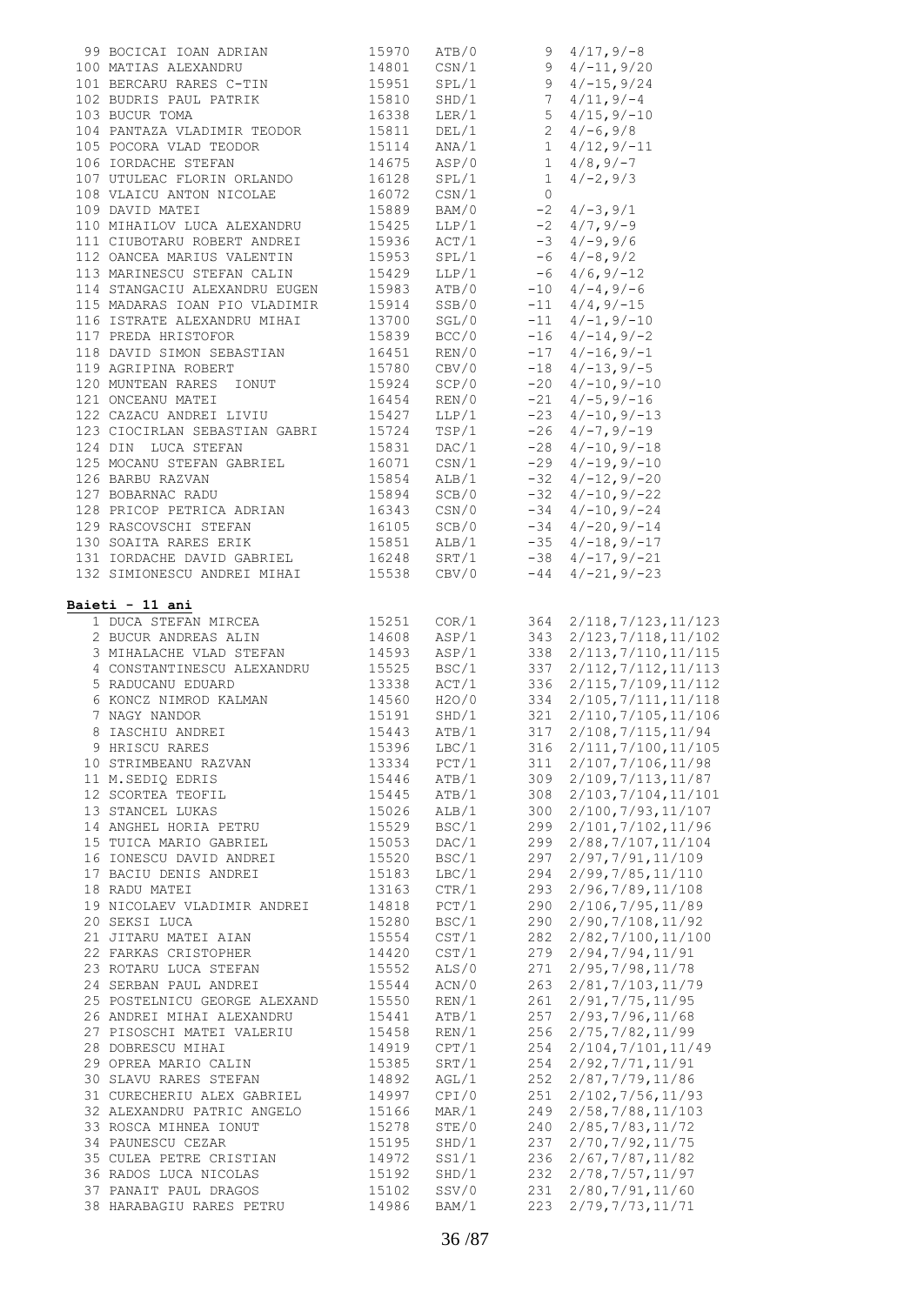| | | | | |
|---|---|---|---|---|
| 99 BOCICAI IOAN ADRIAN | 15970 | ATB/0 | 9 | 4/17,9/-8 |
| 100 MATIAS ALEXANDRU | 14801 | CSN/1 | 9 | 4/-11,9/20 |
| 101 BERCARU RARES C-TIN | 15951 | SPL/1 | 9 | 4/-15,9/24 |
| 102 BUDRIS PAUL PATRIK | 15810 | SHD/1 | 7 | 4/11,9/-4 |
| 103 BUCUR TOMA | 16338 | LER/1 | 5 | 4/15,9/-10 |
| 104 PANTAZA VLADIMIR TEODOR | 15811 | DEL/1 | 2 | 4/-6,9/8 |
| 105 POCORA VLAD TEODOR | 15114 | ANA/1 | 1 | 4/12,9/-11 |
| 106 IORDACHE STEFAN | 14675 | ASP/0 | 1 | 4/8,9/-7 |
| 107 UTULEAC FLORIN ORLANDO | 16128 | SPL/1 | 1 | 4/-2,9/3 |
| 108 VLAICU ANTON NICOLAE | 16072 | CSN/1 | 0 | |
| 109 DAVID MATEI | 15889 | BAM/0 | -2 | 4/-3,9/1 |
| 110 MIHAILOV LUCA ALEXANDRU | 15425 | LLP/1 | -2 | 4/7,9/-9 |
| 111 CIUBOTARU ROBERT ANDREI | 15936 | ACT/1 | -3 | 4/-9,9/6 |
| 112 OANCEA MARIUS VALENTIN | 15953 | SPL/1 | -6 | 4/-8,9/2 |
| 113 MARINESCU STEFAN CALIN | 15429 | LLP/1 | -6 | 4/6,9/-12 |
| 114 STANGACIU ALEXANDRU EUGEN | 15983 | ATB/0 | -10 | 4/-4,9/-6 |
| 115 MADARAS IOAN PIO VLADIMIR | 15914 | SSB/0 | -11 | 4/4,9/-15 |
| 116 ISTRATE ALEXANDRU MIHAI | 13700 | SGL/0 | -11 | 4/-1,9/-10 |
| 117 PREDA HRISTOFOR | 15839 | BCC/0 | -16 | 4/-14,9/-2 |
| 118 DAVID SIMON SEBASTIAN | 16451 | REN/0 | -17 | 4/-16,9/-1 |
| 119 AGRIPINA ROBERT | 15780 | CBV/0 | -18 | 4/-13,9/-5 |
| 120 MUNTEAN RARES IONUT | 15924 | SCP/0 | -20 | 4/-10,9/-10 |
| 121 ONCEANU MATEI | 16454 | REN/0 | -21 | 4/-5,9/-16 |
| 122 CAZACU ANDREI LIVIU | 15427 | LLP/1 | -23 | 4/-10,9/-13 |
| 123 CIOCIRLAN SEBASTIAN GABRI | 15724 | TSP/1 | -26 | 4/-7,9/-19 |
| 124 DIN LUCA STEFAN | 15831 | DAC/1 | -28 | 4/-10,9/-18 |
| 125 MOCANU STEFAN GABRIEL | 16071 | CSN/1 | -29 | 4/-19,9/-10 |
| 126 BARBU RAZVAN | 15854 | ALB/1 | -32 | 4/-12,9/-20 |
| 127 BOBARNAC RADU | 15894 | SCB/0 | -32 | 4/-10,9/-22 |
| 128 PRICOP PETRICA ADRIAN | 16343 | CSN/0 | -34 | 4/-10,9/-24 |
| 129 RASCOVSCHI STEFAN | 16105 | SCB/0 | -34 | 4/-20,9/-14 |
| 130 SOAITA RARES ERIK | 15851 | ALB/1 | -35 | 4/-18,9/-17 |
| 131 IORDACHE DAVID GABRIEL | 16248 | SRT/1 | -38 | 4/-17,9/-21 |
| 132 SIMIONESCU ANDREI MIHAI | 15538 | CBV/0 | -44 | 4/-21,9/-23 |

**Baieti - 11 ani**

| | | | | |
|---|---|---|---|---|
| 1 DUCA STEFAN MIRCEA | 15251 | COR/1 | 364 | 2/118,7/123,11/123 |
| 2 BUCUR ANDREAS ALIN | 14608 | ASP/1 | 343 | 2/123,7/118,11/102 |
| 3 MIHALACHE VLAD STEFAN | 14593 | ASP/1 | 338 | 2/113,7/110,11/115 |
| 4 CONSTANTINESCU ALEXANDRU | 15525 | BSC/1 | 337 | 2/112,7/112,11/113 |
| 5 RADUCANU EDUARD | 13338 | ACT/1 | 336 | 2/115,7/109,11/112 |
| 6 KONCZ NIMROD KALMAN | 14560 | H2O/0 | 334 | 2/105,7/111,11/118 |
| 7 NAGY NANDOR | 15191 | SHD/1 | 321 | 2/110,7/105,11/106 |
| 8 IASCHIU ANDREI | 15443 | ATB/1 | 317 | 2/108,7/115,11/94 |
| 9 HRISCU RARES | 15396 | LBC/1 | 316 | 2/111,7/100,11/105 |
| 10 STRIMBEANU RAZVAN | 13334 | PCT/1 | 311 | 2/107,7/106,11/98 |
| 11 M.SEDIQ EDRIS | 15446 | ATB/1 | 309 | 2/109,7/113,11/87 |
| 12 SCORTEA TEOFIL | 15445 | ATB/1 | 308 | 2/103,7/104,11/101 |
| 13 STANCEL LUKAS | 15026 | ALB/1 | 300 | 2/100,7/93,11/107 |
| 14 ANGHEL HORIA PETRU | 15529 | BSC/1 | 299 | 2/101,7/102,11/96 |
| 15 TUICA MARIO GABRIEL | 15053 | DAC/1 | 299 | 2/88,7/107,11/104 |
| 16 IONESCU DAVID ANDREI | 15520 | BSC/1 | 297 | 2/97,7/91,11/109 |
| 17 BACIU DENIS ANDREI | 15183 | LBC/1 | 294 | 2/99,7/85,11/110 |
| 18 RADU MATEI | 13163 | CTR/1 | 293 | 2/96,7/89,11/108 |
| 19 NICOLAEV VLADIMIR ANDREI | 14818 | PCT/1 | 290 | 2/106,7/95,11/89 |
| 20 SEKSI LUCA | 15280 | BSC/1 | 290 | 2/90,7/108,11/92 |
| 21 JITARU MATEI AIAN | 15554 | CST/1 | 282 | 2/82,7/100,11/100 |
| 22 FARKAS CRISTOPHER | 14420 | CST/1 | 279 | 2/94,7/94,11/91 |
| 23 ROTARU LUCA STEFAN | 15552 | ALS/0 | 271 | 2/95,7/98,11/78 |
| 24 SERBAN PAUL ANDREI | 15544 | ACN/0 | 263 | 2/81,7/103,11/79 |
| 25 POSTELNICU GEORGE ALEXAND | 15550 | REN/1 | 261 | 2/91,7/75,11/95 |
| 26 ANDREI MIHAI ALEXANDRU | 15441 | ATB/1 | 257 | 2/93,7/96,11/68 |
| 27 PISOSCHI MATEI VALERIU | 15458 | REN/1 | 256 | 2/75,7/82,11/99 |
| 28 DOBRESCU MIHAI | 14919 | CPT/1 | 254 | 2/104,7/101,11/49 |
| 29 OPREA MARIO CALIN | 15385 | SRT/1 | 254 | 2/92,7/71,11/91 |
| 30 SLAVU RARES STEFAN | 14892 | AGL/1 | 252 | 2/87,7/79,11/86 |
| 31 CURECHERIU ALEX GABRIEL | 14997 | CPI/0 | 251 | 2/102,7/56,11/93 |
| 32 ALEXANDRU PATRIC ANGELO | 15166 | MAR/1 | 249 | 2/58,7/88,11/103 |
| 33 ROSCA MIHNEA IONUT | 15278 | STE/0 | 240 | 2/85,7/83,11/72 |
| 34 PAUNESCU CEZAR | 15195 | SHD/1 | 237 | 2/70,7/92,11/75 |
| 35 CULEA PETRE CRISTIAN | 14972 | SS1/1 | 236 | 2/67,7/87,11/82 |
| 36 RADOS LUCA NICOLAS | 15192 | SHD/1 | 232 | 2/78,7/57,11/97 |
| 37 PANAIT PAUL DRAGOS | 15102 | SSV/0 | 231 | 2/80,7/91,11/60 |
| 38 HARABAGIU RARES PETRU | 14986 | BAM/1 | 223 | 2/79,7/73,11/71 |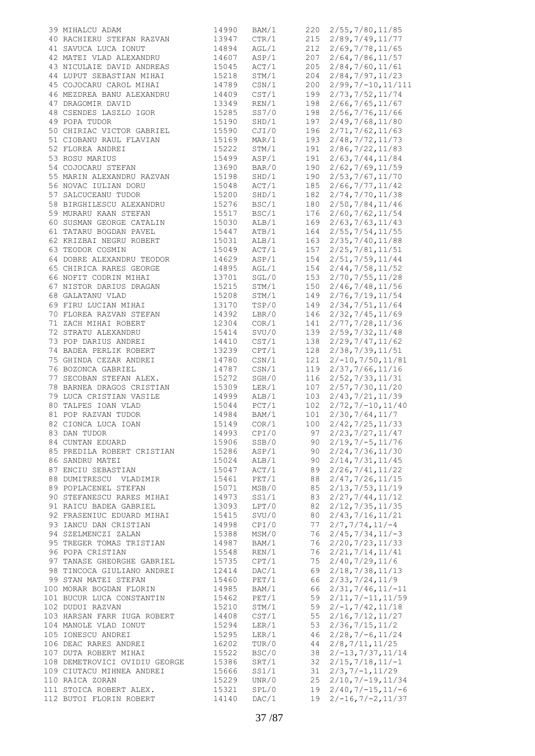```
 39 MIHALCU ADAM                 14990   BAM/1     220  2/55,7/80,11/85
 40 RACHIERU STEFAN RAZVAN       13947   CTR/1     215  2/89,7/49,11/77
 41 SAVUCA LUCA IONUT            14894   AGL/1     212  2/69,7/78,11/65
 42 MATEI VLAD ALEXANDRU         14607   ASP/1     207  2/64,7/86,11/57
 43 NICULAIE DAVID ANDREAS       15045   ACT/1     205  2/84,7/60,11/61
 44 LUPUT SEBASTIAN MIHAI        15218   STM/1     204  2/84,7/97,11/23
 45 COJOCARU CAROL MIHAI         14789   CSN/1     200  2/99,7/-10,11/111
 46 MEZDREA BANU ALEXANDRU       14409   CST/1     199  2/73,7/52,11/74
 47 DRAGOMIR DAVID               13349   REN/1     198  2/66,7/65,11/67
 48 CSENDES LASZLO IGOR          15285   SS7/0     198  2/56,7/76,11/66
 49 POPA TUDOR                   15190   SHD/1     197  2/49,7/68,11/80
 50 CHIRIAC VICTOR GABRIEL       15590   CJI/0     196  2/71,7/62,11/63
 51 CIOBANU RAUL FLAVIAN         15169   MAR/1     193  2/48,7/72,11/73
 52 FLOREA ANDREI                15222   STM/1     191  2/86,7/22,11/83
 53 ROSU MARIUS                  15499   ASP/1     191  2/63,7/44,11/84
 54 COJOCARU STEFAN              13690   BAR/0     190  2/62,7/69,11/59
 55 MARIN ALEXANDRU RAZVAN       15198   SHD/1     190  2/53,7/67,11/70
 56 NOVAC IULIAN DORU            15048   ACT/1     185  2/66,7/77,11/42
 57 SALCUCEANU TUDOR             15200   SHD/1     182  2/74,7/70,11/38
 58 BIRGHILESCU ALEXANDRU        15276   BSC/1     180  2/50,7/84,11/46
 59 MURARU KAAN STEFAN           15517   BSC/1     176  2/60,7/62,11/54
 60 SUSMAN GEORGE CATALIN        15030   ALB/1     169  2/63,7/63,11/43
 61 TATARU BOGDAN PAVEL          15447   ATB/1     164  2/55,7/54,11/55
 62 KRIZBAI NEGRU ROBERT         15031   ALB/1     163  2/35,7/40,11/88
 63 TEODOR COSMIN                15049   ACT/1     157  2/25,7/81,11/51
 64 DOBRE ALEXANDRU TEODOR       14629   ASP/1     154  2/51,7/59,11/44
 65 CHIRICA RARES GEORGE         14895   AGL/1     154  2/44,7/58,11/52
 66 NOFIT CODRIN MIHAI           13701   SGL/0     153  2/70,7/55,11/28
 67 NISTOR DARIUS DRAGAN         15215   STM/1     150  2/46,7/48,11/56
 68 GALATANU VLAD                15208   STM/1     149  2/76,7/19,11/54
 69 FIRU LUCIAN MIHAI            13170   TSP/0     149  2/34,7/51,11/64
 70 FLOREA RAZVAN STEFAN         14392   LBR/0     146  2/32,7/45,11/69
 71 ZACH MIHAI ROBERT            12304   COR/1     141  2/77,7/28,11/36
 72 STRATU ALEXANDRU             15414   SVU/0     139  2/59,7/32,11/48
 73 POP DARIUS ANDREI            14410   CST/1     138  2/29,7/47,11/62
 74 BADEA PERLIK ROBERT          13239   CPT/1     128  2/38,7/39,11/51
 75 GHINDA CEZAR ANDREI          14780   CSN/1     121  2/-10,7/50,11/81
 76 BOZONCA GABRIEL              14787   CSN/1     119  2/37,7/66,11/16
 77 SECOBAN STEFAN ALEX.         15272   SGH/0     116  2/52,7/33,11/31
 78 BARNEA DRAGOS CRISTIAN       15309   LER/1     107  2/57,7/30,11/20
 79 LUCA CRISTIAN VASILE         14999   ALB/1     103  2/43,7/21,11/39
 80 TALPES IOAN VLAD             15044   PCT/1     102  2/72,7/-10,11/40
 81 POP RAZVAN TUDOR             14984   BAM/1     101  2/30,7/64,11/7
 82 CIONCA LUCA IOAN             15149   COR/1     100  2/42,7/25,11/33
 83 DAN TUDOR                    14993   CPI/0      97  2/23,7/27,11/47
 84 CUNTAN EDUARD                15906   SSB/0      90  2/19,7/-5,11/76
 85 PREDILA ROBERT CRISTIAN      15286   ASP/1      90  2/24,7/36,11/30
 86 SANDRU MATEI                 15024   ALB/1      90  2/14,7/31,11/45
 87 ENCIU SEBASTIAN              15047   ACT/1      89  2/26,7/41,11/22
 88 DUMITRESCU  VLADIMIR         15461   PET/1      88  2/47,7/26,11/15
 89 POPLACENEL STEFAN            15071   MSB/0      85  2/13,7/53,11/19
 90 STEFANESCU RARES MIHAI       14973   SS1/1      83  2/27,7/44,11/12
 91 RAICU BADEA GABRIEL          13093   LPT/0      82  2/12,7/35,11/35
 92 FRASENIUC EDUARD MIHAI       15415   SVU/0      80  2/43,7/16,11/21
 93 IANCU DAN CRISTIAN           14998   CPI/0      77  2/7,7/74,11/-4
 94 SZELMENCZI ZALAN             15388   MSM/0      76  2/45,7/34,11/-3
 95 TREGER TOMAS TRISTIAN        14987   BAM/1      76  2/20,7/23,11/33
 96 POPA CRISTIAN                15548   REN/1      76  2/21,7/14,11/41
 97 TANASE GHEORGHE GABRIEL      15735   CPT/1      75  2/40,7/29,11/6
 98 TINCOCA GIULIANO ANDREI      12414   DAC/1      69  2/18,7/38,11/13
 99 STAN MATEI STEFAN            15460   PET/1      66  2/33,7/24,11/9
100 MORAR BOGDAN FLORIN          14985   BAM/1      66  2/31,7/46,11/-11
101 BUCUR LUCA CONSTANTIN        15462   PET/1      59  2/11,7/-11,11/59
102 DUDUI RAZVAN                 15210   STM/1      59  2/-1,7/42,11/18
103 HARSAN FARR IUGA ROBERT      14408   CST/1      55  2/16,7/12,11/27
104 MANOLE VLAD IONUT            15294   LER/1      53  2/36,7/15,11/2
105 IONESCU ANDREI               15295   LER/1      46  2/28,7/-6,11/24
106 DEAC RARES ANDREI            16202   TUR/0      44  2/8,7/11,11/25
107 DUTA ROBERT MIHAI            15522   BSC/0      38  2/-13,7/37,11/14
108 DEMETROVICI OVIDIU GEORGE    15386   SRT/1      32  2/15,7/18,11/-1
109 CIUTACU MIHNEA ANDREI        15666   SS1/1      31  2/3,7/-1,11/29
110 RAICA ZORAN                  15229   UNR/0      25  2/10,7/-19,11/34
111 STOICA ROBERT ALEX.          15321   SPL/0      19  2/40,7/-15,11/-6
112 BUTOI FLORIN ROBERT          14140   DAC/1      19  2/-16,7/-2,11/37
```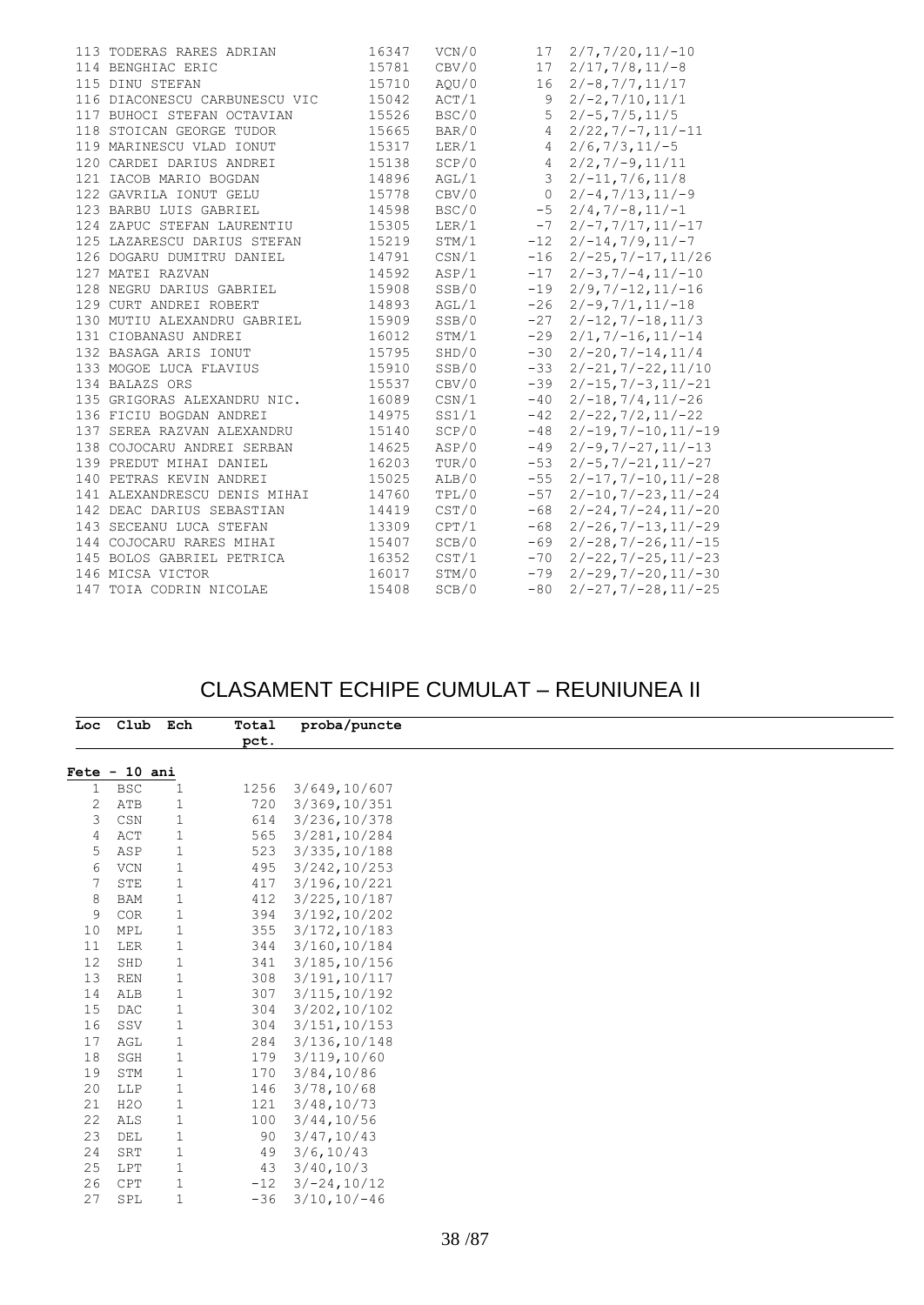| | | | | | |
|---|---|---|---|---|---|
| 113 | TODERAS RARES ADRIAN | 16347 | VCN/0 | 17 | 2/7,7/20,11/-10 |
| 114 | BENGHIAC ERIC | 15781 | CBV/0 | 17 | 2/17,7/8,11/-8 |
| 115 | DINU STEFAN | 15710 | AQU/0 | 16 | 2/-8,7/7,11/17 |
| 116 | DIACONESCU CARBUNESCU VIC | 15042 | ACT/1 | 9 | 2/-2,7/10,11/1 |
| 117 | BUHOCI STEFAN OCTAVIAN | 15526 | BSC/0 | 5 | 2/-5,7/5,11/5 |
| 118 | STOICAN GEORGE TUDOR | 15665 | BAR/0 | 4 | 2/22,7/-7,11/-11 |
| 119 | MARINESCU VLAD IONUT | 15317 | LER/1 | 4 | 2/6,7/3,11/-5 |
| 120 | CARDEI DARIUS ANDREI | 15138 | SCP/0 | 4 | 2/2,7/-9,11/11 |
| 121 | IACOB MARIO BOGDAN | 14896 | AGL/1 | 3 | 2/-11,7/6,11/8 |
| 122 | GAVRILA IONUT GELU | 15778 | CBV/0 | 0 | 2/-4,7/13,11/-9 |
| 123 | BARBU LUIS GABRIEL | 14598 | BSC/0 | -5 | 2/4,7/-8,11/-1 |
| 124 | ZAPUC STEFAN LAURENTIU | 15305 | LER/1 | -7 | 2/-7,7/17,11/-17 |
| 125 | LAZARESCU DARIUS STEFAN | 15219 | STM/1 | -12 | 2/-14,7/9,11/-7 |
| 126 | DOGARU DUMITRU DANIEL | 14791 | CSN/1 | -16 | 2/-25,7/-17,11/26 |
| 127 | MATEI RAZVAN | 14592 | ASP/1 | -17 | 2/-3,7/-4,11/-10 |
| 128 | NEGRU DARIUS GABRIEL | 15908 | SSB/0 | -19 | 2/9,7/-12,11/-16 |
| 129 | CURT ANDREI ROBERT | 14893 | AGL/1 | -26 | 2/-9,7/1,11/-18 |
| 130 | MUTIU ALEXANDRU GABRIEL | 15909 | SSB/0 | -27 | 2/-12,7/-18,11/3 |
| 131 | CIOBANASU ANDREI | 16012 | STM/1 | -29 | 2/1,7/-16,11/-14 |
| 132 | BASAGA ARIS IONUT | 15795 | SHD/0 | -30 | 2/-20,7/-14,11/4 |
| 133 | MOGOE LUCA FLAVIUS | 15910 | SSB/0 | -33 | 2/-21,7/-22,11/10 |
| 134 | BALAZS ORS | 15537 | CBV/0 | -39 | 2/-15,7/-3,11/-21 |
| 135 | GRIGORAS ALEXANDRU NIC. | 16089 | CSN/1 | -40 | 2/-18,7/4,11/-26 |
| 136 | FICIU BOGDAN ANDREI | 14975 | SS1/1 | -42 | 2/-22,7/2,11/-22 |
| 137 | SEREA RAZVAN ALEXANDRU | 15140 | SCP/0 | -48 | 2/-19,7/-10,11/-19 |
| 138 | COJOCARU ANDREI SERBAN | 14625 | ASP/0 | -49 | 2/-9,7/-27,11/-13 |
| 139 | PREDUT MIHAI DANIEL | 16203 | TUR/0 | -53 | 2/-5,7/-21,11/-27 |
| 140 | PETRAS KEVIN ANDREI | 15025 | ALB/0 | -55 | 2/-17,7/-10,11/-28 |
| 141 | ALEXANDRESCU DENIS MIHAI | 14760 | TPL/0 | -57 | 2/-10,7/-23,11/-24 |
| 142 | DEAC DARIUS SEBASTIAN | 14419 | CST/0 | -68 | 2/-24,7/-24,11/-20 |
| 143 | SECEANU LUCA STEFAN | 13309 | CPT/1 | -68 | 2/-26,7/-13,11/-29 |
| 144 | COJOCARU RARES MIHAI | 15407 | SCB/0 | -69 | 2/-28,7/-26,11/-15 |
| 145 | BOLOS GABRIEL PETRICA | 16352 | CST/1 | -70 | 2/-22,7/-25,11/-23 |
| 146 | MICSA VICTOR | 16017 | STM/0 | -79 | 2/-29,7/-20,11/-30 |
| 147 | TOIA CODRIN NICOLAE | 15408 | SCB/0 | -80 | 2/-27,7/-28,11/-25 |

# CLASAMENT ECHIPE CUMULAT – REUNIUNEA II

| Loc | Club | Ech | Total pct. | proba/puncte |
|---|---|---|---|---|
| **Fete - 10 ani** | | | | |
| 1 | BSC | 1 | 1256 | 3/649,10/607 |
| 2 | ATB | 1 | 720 | 3/369,10/351 |
| 3 | CSN | 1 | 614 | 3/236,10/378 |
| 4 | ACT | 1 | 565 | 3/281,10/284 |
| 5 | ASP | 1 | 523 | 3/335,10/188 |
| 6 | VCN | 1 | 495 | 3/242,10/253 |
| 7 | STE | 1 | 417 | 3/196,10/221 |
| 8 | BAM | 1 | 412 | 3/225,10/187 |
| 9 | COR | 1 | 394 | 3/192,10/202 |
| 10 | MPL | 1 | 355 | 3/172,10/183 |
| 11 | LER | 1 | 344 | 3/160,10/184 |
| 12 | SHD | 1 | 341 | 3/185,10/156 |
| 13 | REN | 1 | 308 | 3/191,10/117 |
| 14 | ALB | 1 | 307 | 3/115,10/192 |
| 15 | DAC | 1 | 304 | 3/202,10/102 |
| 16 | SSV | 1 | 304 | 3/151,10/153 |
| 17 | AGL | 1 | 284 | 3/136,10/148 |
| 18 | SGH | 1 | 179 | 3/119,10/60 |
| 19 | STM | 1 | 170 | 3/84,10/86 |
| 20 | LLP | 1 | 146 | 3/78,10/68 |
| 21 | H2O | 1 | 121 | 3/48,10/73 |
| 22 | ALS | 1 | 100 | 3/44,10/56 |
| 23 | DEL | 1 | 90 | 3/47,10/43 |
| 24 | SRT | 1 | 49 | 3/6,10/43 |
| 25 | LPT | 1 | 43 | 3/40,10/3 |
| 26 | CPT | 1 | -12 | 3/-24,10/12 |
| 27 | SPL | 1 | -36 | 3/10,10/-46 |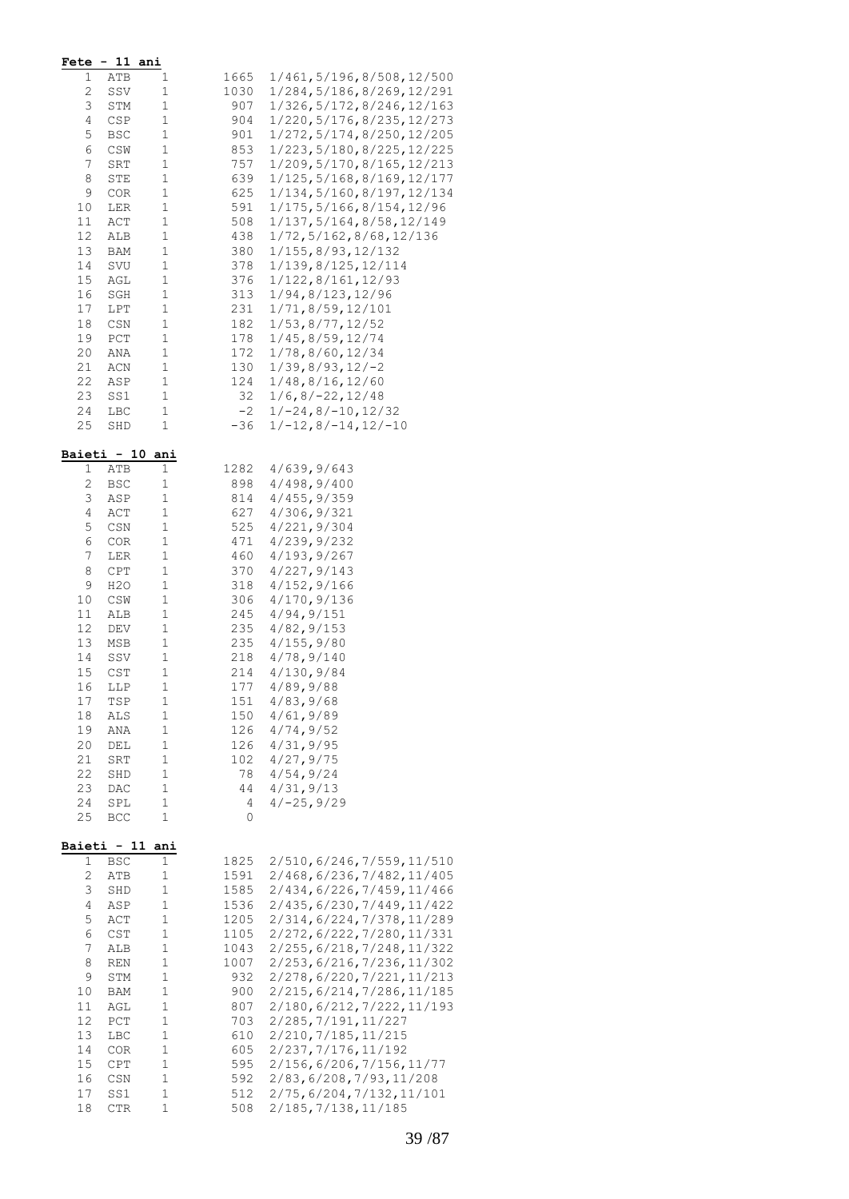**Fete - 11 ani**

| | | | | |
|---|---|---|---|---|
| 1 | ATB | 1 | 1665 | 1/461,5/196,8/508,12/500 |
| 2 | SSV | 1 | 1030 | 1/284,5/186,8/269,12/291 |
| 3 | STM | 1 | 907 | 1/326,5/172,8/246,12/163 |
| 4 | CSP | 1 | 904 | 1/220,5/176,8/235,12/273 |
| 5 | BSC | 1 | 901 | 1/272,5/174,8/250,12/205 |
| 6 | CSW | 1 | 853 | 1/223,5/180,8/225,12/225 |
| 7 | SRT | 1 | 757 | 1/209,5/170,8/165,12/213 |
| 8 | STE | 1 | 639 | 1/125,5/168,8/169,12/177 |
| 9 | COR | 1 | 625 | 1/134,5/160,8/197,12/134 |
| 10 | LER | 1 | 591 | 1/175,5/166,8/154,12/96 |
| 11 | ACT | 1 | 508 | 1/137,5/164,8/58,12/149 |
| 12 | ALB | 1 | 438 | 1/72,5/162,8/68,12/136 |
| 13 | BAM | 1 | 380 | 1/155,8/93,12/132 |
| 14 | SVU | 1 | 378 | 1/139,8/125,12/114 |
| 15 | AGL | 1 | 376 | 1/122,8/161,12/93 |
| 16 | SGH | 1 | 313 | 1/94,8/123,12/96 |
| 17 | LPT | 1 | 231 | 1/71,8/59,12/101 |
| 18 | CSN | 1 | 182 | 1/53,8/77,12/52 |
| 19 | PCT | 1 | 178 | 1/45,8/59,12/74 |
| 20 | ANA | 1 | 172 | 1/78,8/60,12/34 |
| 21 | ACN | 1 | 130 | 1/39,8/93,12/-2 |
| 22 | ASP | 1 | 124 | 1/48,8/16,12/60 |
| 23 | SS1 | 1 | 32 | 1/6,8/-22,12/48 |
| 24 | LBC | 1 | -2 | 1/-24,8/-10,12/32 |
| 25 | SHD | 1 | -36 | 1/-12,8/-14,12/-10 |

**Baieti - 10 ani**

| | | | | |
|---|---|---|---|---|
| 1 | ATB | 1 | 1282 | 4/639,9/643 |
| 2 | BSC | 1 | 898 | 4/498,9/400 |
| 3 | ASP | 1 | 814 | 4/455,9/359 |
| 4 | ACT | 1 | 627 | 4/306,9/321 |
| 5 | CSN | 1 | 525 | 4/221,9/304 |
| 6 | COR | 1 | 471 | 4/239,9/232 |
| 7 | LER | 1 | 460 | 4/193,9/267 |
| 8 | CPT | 1 | 370 | 4/227,9/143 |
| 9 | H2O | 1 | 318 | 4/152,9/166 |
| 10 | CSW | 1 | 306 | 4/170,9/136 |
| 11 | ALB | 1 | 245 | 4/94,9/151 |
| 12 | DEV | 1 | 235 | 4/82,9/153 |
| 13 | MSB | 1 | 235 | 4/155,9/80 |
| 14 | SSV | 1 | 218 | 4/78,9/140 |
| 15 | CST | 1 | 214 | 4/130,9/84 |
| 16 | LLP | 1 | 177 | 4/89,9/88 |
| 17 | TSP | 1 | 151 | 4/83,9/68 |
| 18 | ALS | 1 | 150 | 4/61,9/89 |
| 19 | ANA | 1 | 126 | 4/74,9/52 |
| 20 | DEL | 1 | 126 | 4/31,9/95 |
| 21 | SRT | 1 | 102 | 4/27,9/75 |
| 22 | SHD | 1 | 78 | 4/54,9/24 |
| 23 | DAC | 1 | 44 | 4/31,9/13 |
| 24 | SPL | 1 | 4 | 4/-25,9/29 |
| 25 | BCC | 1 | 0 | |

**Baieti - 11 ani**

| | | | | |
|---|---|---|---|---|
| 1 | BSC | 1 | 1825 | 2/510,6/246,7/559,11/510 |
| 2 | ATB | 1 | 1591 | 2/468,6/236,7/482,11/405 |
| 3 | SHD | 1 | 1585 | 2/434,6/226,7/459,11/466 |
| 4 | ASP | 1 | 1536 | 2/435,6/230,7/449,11/422 |
| 5 | ACT | 1 | 1205 | 2/314,6/224,7/378,11/289 |
| 6 | CST | 1 | 1105 | 2/272,6/222,7/280,11/331 |
| 7 | ALB | 1 | 1043 | 2/255,6/218,7/248,11/322 |
| 8 | REN | 1 | 1007 | 2/253,6/216,7/236,11/302 |
| 9 | STM | 1 | 932 | 2/278,6/220,7/221,11/213 |
| 10 | BAM | 1 | 900 | 2/215,6/214,7/286,11/185 |
| 11 | AGL | 1 | 807 | 2/180,6/212,7/222,11/193 |
| 12 | PCT | 1 | 703 | 2/285,7/191,11/227 |
| 13 | LBC | 1 | 610 | 2/210,7/185,11/215 |
| 14 | COR | 1 | 605 | 2/237,7/176,11/192 |
| 15 | CPT | 1 | 595 | 2/156,6/206,7/156,11/77 |
| 16 | CSN | 1 | 592 | 2/83,6/208,7/93,11/208 |
| 17 | SS1 | 1 | 512 | 2/75,6/204,7/132,11/101 |
| 18 | CTR | 1 | 508 | 2/185,7/138,11/185 |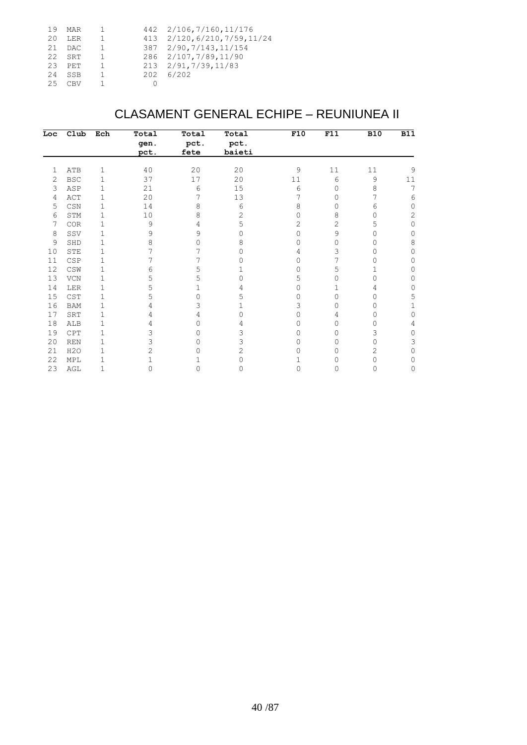| | | | | |
|---|---|---|---|---|
| 19 | MAR | 1 | 442 | 2/106,7/160,11/176 |
| 20 | LER | 1 | 413 | 2/120,6/210,7/59,11/24 |
| 21 | DAC | 1 | 387 | 2/90,7/143,11/154 |
| 22 | SRT | 1 | 286 | 2/107,7/89,11/90 |
| 23 | PET | 1 | 213 | 2/91,7/39,11/83 |
| 24 | SSB | 1 | 202 | 6/202 |
| 25 | CBV | 1 | 0 | |

# CLASAMENT GENERAL ECHIPE – REUNIUNEA II

| Loc | Club | Ech | Total gen. pct. | Total pct. fete | Total pct. baieti | F10 | F11 | B10 | B11 |
|---|---|---|---|---|---|---|---|---|---|
| 1 | ATB | 1 | 40 | 20 | 20 | 9 | 11 | 11 | 9 |
| 2 | BSC | 1 | 37 | 17 | 20 | 11 | 6 | 9 | 11 |
| 3 | ASP | 1 | 21 | 6 | 15 | 6 | 0 | 8 | 7 |
| 4 | ACT | 1 | 20 | 7 | 13 | 7 | 0 | 7 | 6 |
| 5 | CSN | 1 | 14 | 8 | 6 | 8 | 0 | 6 | 0 |
| 6 | STM | 1 | 10 | 8 | 2 | 0 | 8 | 0 | 2 |
| 7 | COR | 1 | 9 | 4 | 5 | 2 | 2 | 5 | 0 |
| 8 | SSV | 1 | 9 | 9 | 0 | 0 | 9 | 0 | 0 |
| 9 | SHD | 1 | 8 | 0 | 8 | 0 | 0 | 0 | 8 |
| 10 | STE | 1 | 7 | 7 | 0 | 4 | 3 | 0 | 0 |
| 11 | CSP | 1 | 7 | 7 | 0 | 0 | 7 | 0 | 0 |
| 12 | CSW | 1 | 6 | 5 | 1 | 0 | 5 | 1 | 0 |
| 13 | VCN | 1 | 5 | 5 | 0 | 5 | 0 | 0 | 0 |
| 14 | LER | 1 | 5 | 1 | 4 | 0 | 1 | 4 | 0 |
| 15 | CST | 1 | 5 | 0 | 5 | 0 | 0 | 0 | 5 |
| 16 | BAM | 1 | 4 | 3 | 1 | 3 | 0 | 0 | 1 |
| 17 | SRT | 1 | 4 | 4 | 0 | 0 | 4 | 0 | 0 |
| 18 | ALB | 1 | 4 | 0 | 4 | 0 | 0 | 0 | 4 |
| 19 | CPT | 1 | 3 | 0 | 3 | 0 | 0 | 3 | 0 |
| 20 | REN | 1 | 3 | 0 | 3 | 0 | 0 | 0 | 3 |
| 21 | H2O | 1 | 2 | 0 | 2 | 0 | 0 | 2 | 0 |
| 22 | MPL | 1 | 1 | 1 | 0 | 1 | 0 | 0 | 0 |
| 23 | AGL | 1 | 0 | 0 | 0 | 0 | 0 | 0 | 0 |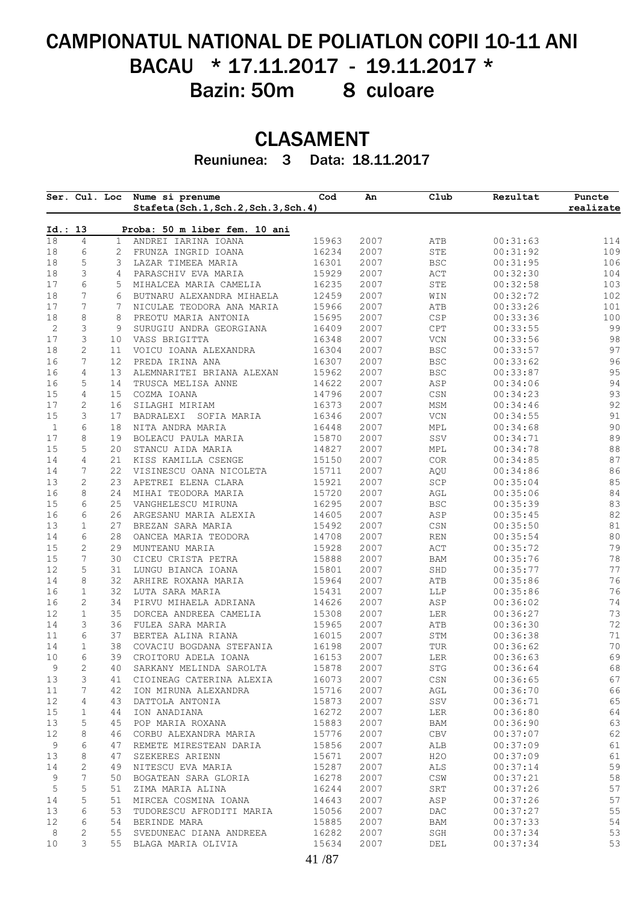# CAMPIONATUL NATIONAL DE POLIATLON COPII 10-11 ANI
# BACAU * 17.11.2017 - 19.11.2017 *
## Bazin: 50m 8 culoare

## CLASAMENT

Reuniunea: 3 Data: 18.11.2017

| Ser. | Cul. | Loc | Nume si prenume Stafeta(Sch.1,Sch.2,Sch.3,Sch.4) | Cod | An | Club | Rezultat | Puncte realizate |
|---|---|---|---|---|---|---|---|---|
| **Id.: 13** | | | **Proba: 50 m liber fem. 10 ani** | | | | | |
| 18 | 4 | 1 | ANDREI IARINA IOANA | 15963 | 2007 | ATB | 00:31:63 | 114 |
| 18 | 6 | 2 | FRUNZA INGRID IOANA | 16234 | 2007 | STE | 00:31:92 | 109 |
| 18 | 5 | 3 | LAZAR TIMEEA MARIA | 16301 | 2007 | BSC | 00:31:95 | 106 |
| 18 | 3 | 4 | PARASCHIV EVA MARIA | 15929 | 2007 | ACT | 00:32:30 | 104 |
| 17 | 6 | 5 | MIHALCEA MARIA CAMELIA | 16235 | 2007 | STE | 00:32:58 | 103 |
| 18 | 7 | 6 | BUTNARU ALEXANDRA MIHAELA | 12459 | 2007 | WIN | 00:32:72 | 102 |
| 17 | 7 | 7 | NICULAE TEODORA ANA MARIA | 15966 | 2007 | ATB | 00:33:26 | 101 |
| 18 | 8 | 8 | PREOTU MARIA ANTONIA | 15695 | 2007 | CSP | 00:33:36 | 100 |
| 2 | 3 | 9 | SURUGIU ANDRA GEORGIANA | 16409 | 2007 | CPT | 00:33:55 | 99 |
| 17 | 3 | 10 | VASS BRIGITTA | 16348 | 2007 | VCN | 00:33:56 | 98 |
| 18 | 2 | 11 | VOICU IOANA ALEXANDRA | 16304 | 2007 | BSC | 00:33:57 | 97 |
| 16 | 7 | 12 | PREDA IRINA ANA | 16307 | 2007 | BSC | 00:33:62 | 96 |
| 16 | 4 | 13 | ALEMNARITEI BRIANA ALEXAN | 15962 | 2007 | BSC | 00:33:87 | 95 |
| 16 | 5 | 14 | TRUSCA MELISA ANNE | 14622 | 2007 | ASP | 00:34:06 | 94 |
| 15 | 4 | 15 | COZMA IOANA | 14796 | 2007 | CSN | 00:34:23 | 93 |
| 17 | 2 | 16 | SILAGHI MIRIAM | 16373 | 2007 | MSM | 00:34:46 | 92 |
| 15 | 3 | 17 | BADRALEXI SOFIA MARIA | 16346 | 2007 | VCN | 00:34:55 | 91 |
| 1 | 6 | 18 | NITA ANDRA MARIA | 16448 | 2007 | MPL | 00:34:68 | 90 |
| 17 | 8 | 19 | BOLEACU PAULA MARIA | 15870 | 2007 | SSV | 00:34:71 | 89 |
| 15 | 5 | 20 | STANCU AIDA MARIA | 14827 | 2007 | MPL | 00:34:78 | 88 |
| 14 | 4 | 21 | KISS KAMILLA CSENGE | 15150 | 2007 | COR | 00:34:85 | 87 |
| 14 | 7 | 22 | VISINESCU OANA NICOLETA | 15711 | 2007 | AQU | 00:34:86 | 86 |
| 13 | 2 | 23 | APETREI ELENA CLARA | 15921 | 2007 | SCP | 00:35:04 | 85 |
| 16 | 8 | 24 | MIHAI TEODORA MARIA | 15720 | 2007 | AGL | 00:35:06 | 84 |
| 15 | 6 | 25 | VANGHELESCU MIRUNA | 16295 | 2007 | BSC | 00:35:39 | 83 |
| 16 | 6 | 26 | ARGESANU MARIA ALEXIA | 14605 | 2007 | ASP | 00:35:45 | 82 |
| 13 | 1 | 27 | BREZAN SARA MARIA | 15492 | 2007 | CSN | 00:35:50 | 81 |
| 14 | 6 | 28 | OANCEA MARIA TEODORA | 14708 | 2007 | REN | 00:35:54 | 80 |
| 15 | 2 | 29 | MUNTEANU MARIA | 15928 | 2007 | ACT | 00:35:72 | 79 |
| 15 | 7 | 30 | CICEU CRISTA PETRA | 15888 | 2007 | BAM | 00:35:76 | 78 |
| 12 | 5 | 31 | LUNGU BIANCA IOANA | 15801 | 2007 | SHD | 00:35:77 | 77 |
| 14 | 8 | 32 | ARHIRE ROXANA MARIA | 15964 | 2007 | ATB | 00:35:86 | 76 |
| 16 | 1 | 32 | LUTA SARA MARIA | 15431 | 2007 | LLP | 00:35:86 | 76 |
| 16 | 2 | 34 | PIRVU MIHAELA ADRIANA | 14626 | 2007 | ASP | 00:36:02 | 74 |
| 12 | 1 | 35 | DORCEA ANDREEA CAMELIA | 15308 | 2007 | LER | 00:36:27 | 73 |
| 14 | 3 | 36 | FULEA SARA MARIA | 15965 | 2007 | ATB | 00:36:30 | 72 |
| 11 | 6 | 37 | BERTEA ALINA RIANA | 16015 | 2007 | STM | 00:36:38 | 71 |
| 14 | 1 | 38 | COVACIU BOGDANA STEFANIA | 16198 | 2007 | TUR | 00:36:62 | 70 |
| 10 | 6 | 39 | CROITORU ADELA IOANA | 16153 | 2007 | LER | 00:36:63 | 69 |
| 9 | 2 | 40 | SARKANY MELINDA SAROLTA | 15878 | 2007 | STG | 00:36:64 | 68 |
| 13 | 3 | 41 | CIOINEAG CATERINA ALEXIA | 16073 | 2007 | CSN | 00:36:65 | 67 |
| 11 | 7 | 42 | ION MIRUNA ALEXANDRA | 15716 | 2007 | AGL | 00:36:70 | 66 |
| 12 | 4 | 43 | DATTOLA ANTONIA | 15873 | 2007 | SSV | 00:36:71 | 65 |
| 15 | 1 | 44 | ION ANADIANA | 16272 | 2007 | LER | 00:36:80 | 64 |
| 13 | 5 | 45 | POP MARIA ROXANA | 15883 | 2007 | BAM | 00:36:90 | 63 |
| 12 | 8 | 46 | CORBU ALEXANDRA MARIA | 15776 | 2007 | CBV | 00:37:07 | 62 |
| 9 | 6 | 47 | REMETE MIRESTEAN DARIA | 15856 | 2007 | ALB | 00:37:09 | 61 |
| 13 | 8 | 47 | SZEKERES ARIENN | 15671 | 2007 | H2O | 00:37:09 | 61 |
| 14 | 2 | 49 | NITESCU EVA MARIA | 15287 | 2007 | ALS | 00:37:14 | 59 |
| 9 | 7 | 50 | BOGATEAN SARA GLORIA | 16278 | 2007 | CSW | 00:37:21 | 58 |
| 5 | 5 | 51 | ZIMA MARIA ALINA | 16244 | 2007 | SRT | 00:37:26 | 57 |
| 14 | 5 | 51 | MIRCEA COSMINA IOANA | 14643 | 2007 | ASP | 00:37:26 | 57 |
| 13 | 6 | 53 | TUDORESCU AFRODITI MARIA | 15056 | 2007 | DAC | 00:37:27 | 55 |
| 12 | 6 | 54 | BERINDE MARA | 15885 | 2007 | BAM | 00:37:33 | 54 |
| 8 | 2 | 55 | SVEDUNEAC DIANA ANDREEA | 16282 | 2007 | SGH | 00:37:34 | 53 |
| 10 | 3 | 55 | BLAGA MARIA OLIVIA | 15634 | 2007 | DEL | 00:37:34 | 53 |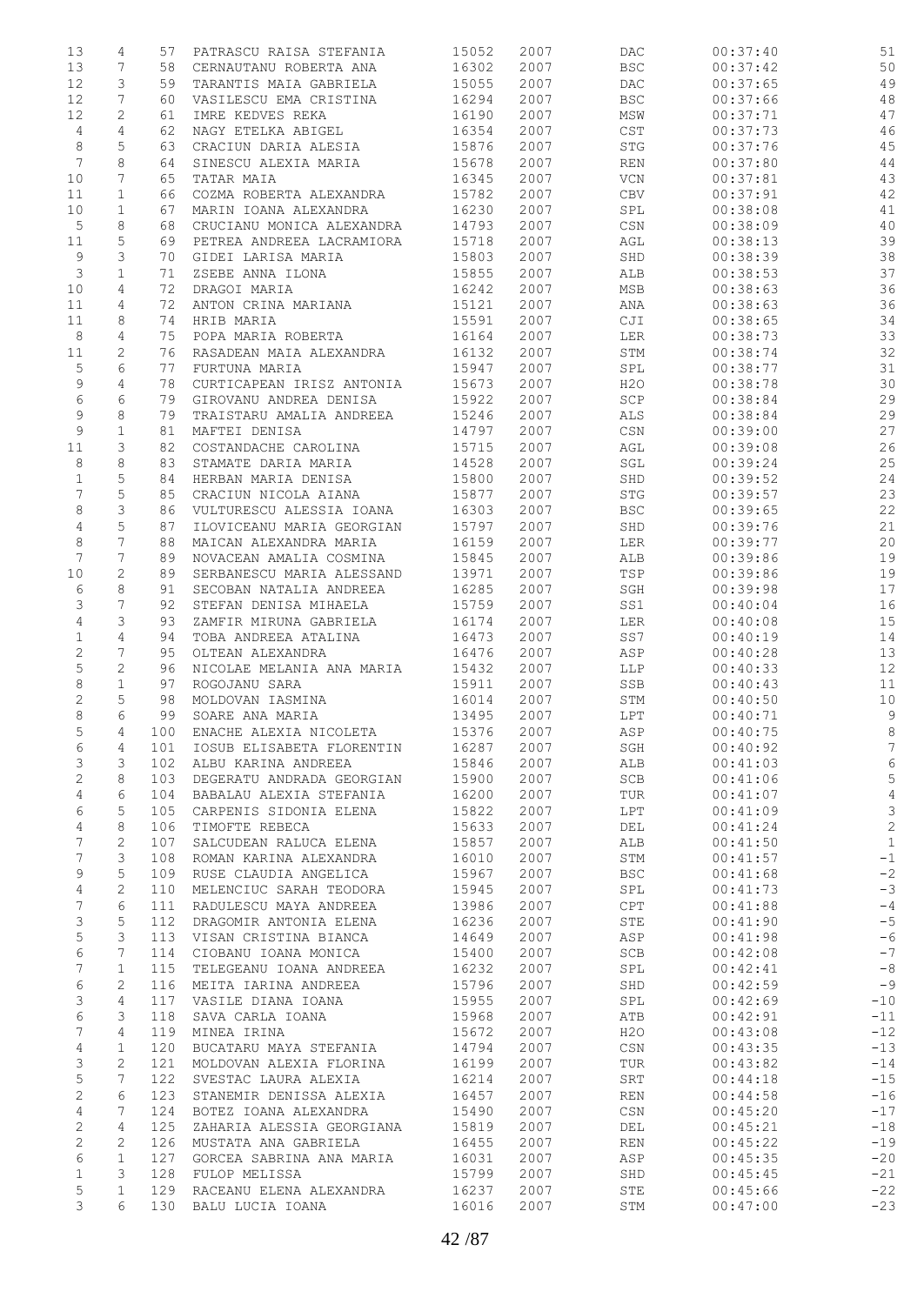| | | | | | | | | |
|---|---|---|---|---|---|---|---|---|
| 13 | 4 | 57 | PATRASCU RAISA STEFANIA | 15052 | 2007 | DAC | 00:37:40 | 51 |
| 13 | 7 | 58 | CERNAUTANU ROBERTA ANA | 16302 | 2007 | BSC | 00:37:42 | 50 |
| 12 | 3 | 59 | TARANTIS MAIA GABRIELA | 15055 | 2007 | DAC | 00:37:65 | 49 |
| 12 | 7 | 60 | VASILESCU EMA CRISTINA | 16294 | 2007 | BSC | 00:37:66 | 48 |
| 12 | 2 | 61 | IMRE KEDVES REKA | 16190 | 2007 | MSW | 00:37:71 | 47 |
| 4 | 4 | 62 | NAGY ETELKA ABIGEL | 16354 | 2007 | CST | 00:37:73 | 46 |
| 8 | 5 | 63 | CRACIUN DARIA ALESIA | 15876 | 2007 | STG | 00:37:76 | 45 |
| 7 | 8 | 64 | SINESCU ALEXIA MARIA | 15678 | 2007 | REN | 00:37:80 | 44 |
| 10 | 7 | 65 | TATAR MAIA | 16345 | 2007 | VCN | 00:37:81 | 43 |
| 11 | 1 | 66 | COZMA ROBERTA ALEXANDRA | 15782 | 2007 | CBV | 00:37:91 | 42 |
| 10 | 1 | 67 | MARIN IOANA ALEXANDRA | 16230 | 2007 | SPL | 00:38:08 | 41 |
| 5 | 8 | 68 | CRUCIANU MONICA ALEXANDRA | 14793 | 2007 | CSN | 00:38:09 | 40 |
| 11 | 5 | 69 | PETREA ANDREEA LACRAMIORA | 15718 | 2007 | AGL | 00:38:13 | 39 |
| 9 | 3 | 70 | GIDEI LARISA MARIA | 15803 | 2007 | SHD | 00:38:39 | 38 |
| 3 | 1 | 71 | ZSEBE ANNA ILONA | 15855 | 2007 | ALB | 00:38:53 | 37 |
| 10 | 4 | 72 | DRAGOI MARIA | 16242 | 2007 | MSB | 00:38:63 | 36 |
| 11 | 4 | 72 | ANTON CRINA MARIANA | 15121 | 2007 | ANA | 00:38:63 | 36 |
| 11 | 8 | 74 | HRIB MARIA | 15591 | 2007 | CJI | 00:38:65 | 34 |
| 8 | 4 | 75 | POPA MARIA ROBERTA | 16164 | 2007 | LER | 00:38:73 | 33 |
| 11 | 2 | 76 | RASADEAN MAIA ALEXANDRA | 16132 | 2007 | STM | 00:38:74 | 32 |
| 5 | 6 | 77 | FURTUNA MARIA | 15947 | 2007 | SPL | 00:38:77 | 31 |
| 9 | 4 | 78 | CURTICAPEAN IRISZ ANTONIA | 15673 | 2007 | H2O | 00:38:78 | 30 |
| 6 | 6 | 79 | GIROVANU ANDREA DENISA | 15922 | 2007 | SCP | 00:38:84 | 29 |
| 9 | 8 | 79 | TRAISTARU AMALIA ANDREEA | 15246 | 2007 | ALS | 00:38:84 | 29 |
| 9 | 1 | 81 | MAFTEI DENISA | 14797 | 2007 | CSN | 00:39:00 | 27 |
| 11 | 3 | 82 | COSTANDACHE CAROLINA | 15715 | 2007 | AGL | 00:39:08 | 26 |
| 8 | 8 | 83 | STAMATE DARIA MARIA | 14528 | 2007 | SGL | 00:39:24 | 25 |
| 1 | 5 | 84 | HERBAN MARIA DENISA | 15800 | 2007 | SHD | 00:39:52 | 24 |
| 7 | 5 | 85 | CRACIUN NICOLA AIANA | 15877 | 2007 | STG | 00:39:57 | 23 |
| 8 | 3 | 86 | VULTURESCU ALESSIA IOANA | 16303 | 2007 | BSC | 00:39:65 | 22 |
| 4 | 5 | 87 | ILOVICEANU MARIA GEORGIAN | 15797 | 2007 | SHD | 00:39:76 | 21 |
| 8 | 7 | 88 | MAICAN ALEXANDRA MARIA | 16159 | 2007 | LER | 00:39:77 | 20 |
| 7 | 7 | 89 | NOVACEAN AMALIA COSMINA | 15845 | 2007 | ALB | 00:39:86 | 19 |
| 10 | 2 | 89 | SERBANESCU MARIA ALESSAND | 13971 | 2007 | TSP | 00:39:86 | 19 |
| 6 | 8 | 91 | SECOBAN NATALIA ANDREEA | 16285 | 2007 | SGH | 00:39:98 | 17 |
| 3 | 7 | 92 | STEFAN DENISA MIHAELA | 15759 | 2007 | SS1 | 00:40:04 | 16 |
| 4 | 3 | 93 | ZAMFIR MIRUNA GABRIELA | 16174 | 2007 | LER | 00:40:08 | 15 |
| 1 | 4 | 94 | TOBA ANDREEA ATALINA | 16473 | 2007 | SS7 | 00:40:19 | 14 |
| 2 | 7 | 95 | OLTEAN ALEXANDRA | 16476 | 2007 | ASP | 00:40:28 | 13 |
| 5 | 2 | 96 | NICOLAE MELANIA ANA MARIA | 15432 | 2007 | LLP | 00:40:33 | 12 |
| 8 | 1 | 97 | ROGOJANU SARA | 15911 | 2007 | SSB | 00:40:43 | 11 |
| 2 | 5 | 98 | MOLDOVAN IASMINA | 16014 | 2007 | STM | 00:40:50 | 10 |
| 8 | 6 | 99 | SOARE ANA MARIA | 13495 | 2007 | LPT | 00:40:71 | 9 |
| 5 | 4 | 100 | ENACHE ALEXIA NICOLETA | 15376 | 2007 | ASP | 00:40:75 | 8 |
| 6 | 4 | 101 | IOSUB ELISABETA FLORENTIN | 16287 | 2007 | SGH | 00:40:92 | 7 |
| 3 | 3 | 102 | ALBU KARINA ANDREEA | 15846 | 2007 | ALB | 00:41:03 | 6 |
| 2 | 8 | 103 | DEGERATU ANDRADA GEORGIAN | 15900 | 2007 | SCB | 00:41:06 | 5 |
| 4 | 6 | 104 | BABALAU ALEXIA STEFANIA | 16200 | 2007 | TUR | 00:41:07 | 4 |
| 6 | 5 | 105 | CARPENIS SIDONIA ELENA | 15822 | 2007 | LPT | 00:41:09 | 3 |
| 4 | 8 | 106 | TIMOFTE REBECA | 15633 | 2007 | DEL | 00:41:24 | 2 |
| 7 | 2 | 107 | SALCUDEAN RALUCA ELENA | 15857 | 2007 | ALB | 00:41:50 | 1 |
| 7 | 3 | 108 | ROMAN KARINA ALEXANDRA | 16010 | 2007 | STM | 00:41:57 | -1 |
| 9 | 5 | 109 | RUSE CLAUDIA ANGELICA | 15967 | 2007 | BSC | 00:41:68 | -2 |
| 4 | 2 | 110 | MELENCIUC SARAH TEODORA | 15945 | 2007 | SPL | 00:41:73 | -3 |
| 7 | 6 | 111 | RADULESCU MAYA ANDREEA | 13986 | 2007 | CPT | 00:41:88 | -4 |
| 3 | 5 | 112 | DRAGOMIR ANTONIA ELENA | 16236 | 2007 | STE | 00:41:90 | -5 |
| 5 | 3 | 113 | VISAN CRISTINA BIANCA | 14649 | 2007 | ASP | 00:41:98 | -6 |
| 6 | 7 | 114 | CIOBANU IOANA MONICA | 15400 | 2007 | SCB | 00:42:08 | -7 |
| 7 | 1 | 115 | TELEGEANU IOANA ANDREEA | 16232 | 2007 | SPL | 00:42:41 | -8 |
| 6 | 2 | 116 | MEITA IARINA ANDREEA | 15796 | 2007 | SHD | 00:42:59 | -9 |
| 3 | 4 | 117 | VASILE DIANA IOANA | 15955 | 2007 | SPL | 00:42:69 | -10 |
| 6 | 3 | 118 | SAVA CARLA IOANA | 15968 | 2007 | ATB | 00:42:91 | -11 |
| 7 | 4 | 119 | MINEA IRINA | 15672 | 2007 | H2O | 00:43:08 | -12 |
| 4 | 1 | 120 | BUCATARU MAYA STEFANIA | 14794 | 2007 | CSN | 00:43:35 | -13 |
| 3 | 2 | 121 | MOLDOVAN ALEXIA FLORINA | 16199 | 2007 | TUR | 00:43:82 | -14 |
| 5 | 7 | 122 | SVESTAC LAURA ALEXIA | 16214 | 2007 | SRT | 00:44:18 | -15 |
| 2 | 6 | 123 | STANEMIR DENISSA ALEXIA | 16457 | 2007 | REN | 00:44:58 | -16 |
| 4 | 7 | 124 | BOTEZ IOANA ALEXANDRA | 15490 | 2007 | CSN | 00:45:20 | -17 |
| 2 | 4 | 125 | ZAHARIA ALESSIA GEORGIANA | 15819 | 2007 | DEL | 00:45:21 | -18 |
| 2 | 2 | 126 | MUSTATA ANA GABRIELA | 16455 | 2007 | REN | 00:45:22 | -19 |
| 6 | 1 | 127 | GORCEA SABRINA ANA MARIA | 16031 | 2007 | ASP | 00:45:35 | -20 |
| 1 | 3 | 128 | FULOP MELISSA | 15799 | 2007 | SHD | 00:45:45 | -21 |
| 5 | 1 | 129 | RACEANU ELENA ALEXANDRA | 16237 | 2007 | STE | 00:45:66 | -22 |
| 3 | 6 | 130 | BALU LUCIA IOANA | 16016 | 2007 | STM | 00:47:00 | -23 |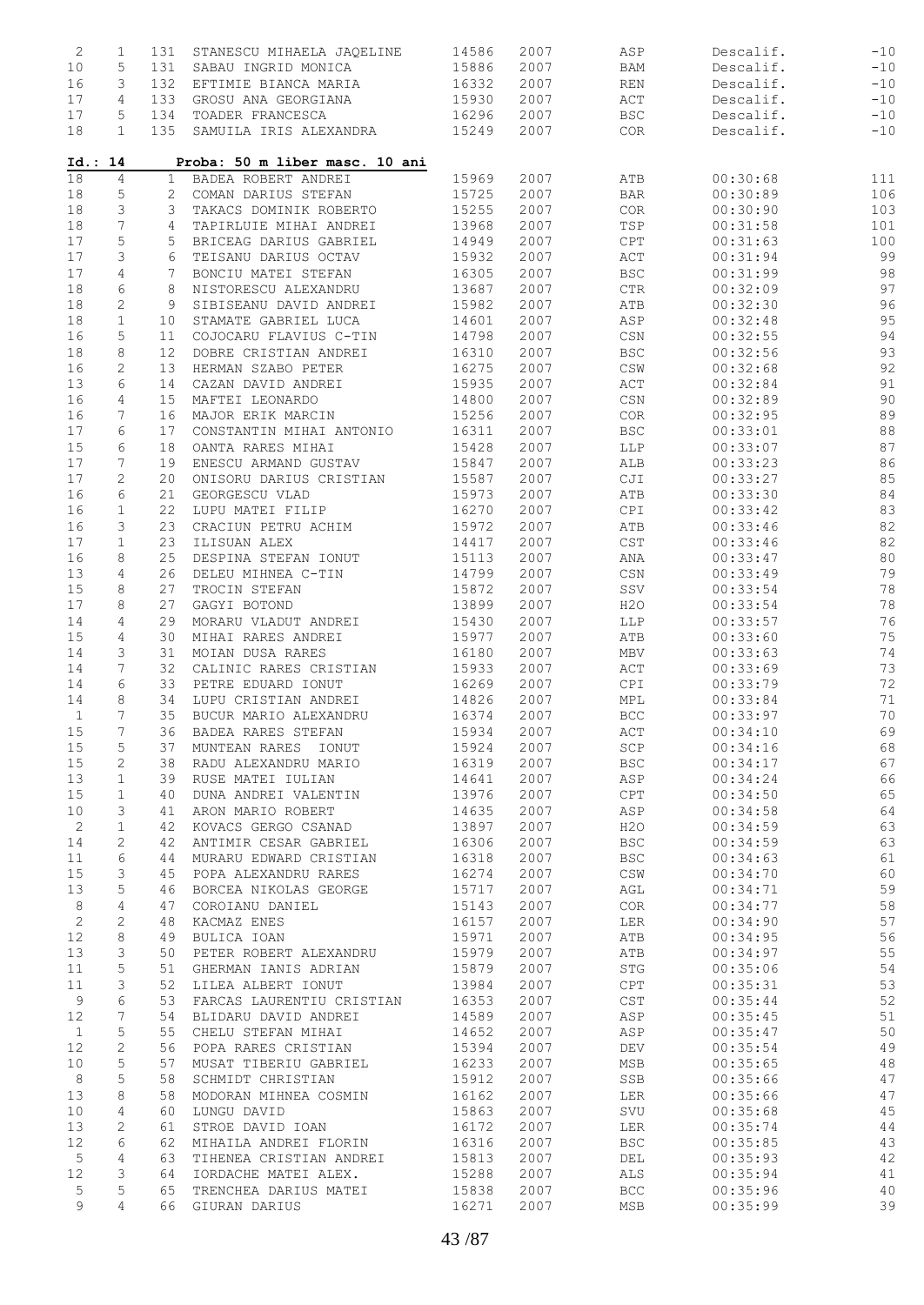| | | | | | | | | |
|---|---|---|---|---|---|---|---|---|
| 2 | 1 | 131 | STANESCU MIHAELA JAQELINE | 14586 | 2007 | ASP | Descalif. | -10 |
| 10 | 5 | 131 | SABAU INGRID MONICA | 15886 | 2007 | BAM | Descalif. | -10 |
| 16 | 3 | 132 | EFTIMIE BIANCA MARIA | 16332 | 2007 | REN | Descalif. | -10 |
| 17 | 4 | 133 | GROSU ANA GEORGIANA | 15930 | 2007 | ACT | Descalif. | -10 |
| 17 | 5 | 134 | TOADER FRANCESCA | 16296 | 2007 | BSC | Descalif. | -10 |
| 18 | 1 | 135 | SAMUILA IRIS ALEXANDRA | 15249 | 2007 | COR | Descalif. | -10 |

**Id.: 14 Proba: 50 m liber masc. 10 ani**

| | | | | | | | | |
|---|---|---|---|---|---|---|---|---|
| 18 | 4 | 1 | BADEA ROBERT ANDREI | 15969 | 2007 | ATB | 00:30:68 | 111 |
| 18 | 5 | 2 | COMAN DARIUS STEFAN | 15725 | 2007 | BAR | 00:30:89 | 106 |
| 18 | 3 | 3 | TAKACS DOMINIK ROBERTO | 15255 | 2007 | COR | 00:30:90 | 103 |
| 18 | 7 | 4 | TAPIRLUIE MIHAI ANDREI | 13968 | 2007 | TSP | 00:31:58 | 101 |
| 17 | 5 | 5 | BRICEAG DARIUS GABRIEL | 14949 | 2007 | CPT | 00:31:63 | 100 |
| 17 | 3 | 6 | TEISANU DARIUS OCTAV | 15932 | 2007 | ACT | 00:31:94 | 99 |
| 17 | 4 | 7 | BONCIU MATEI STEFAN | 16305 | 2007 | BSC | 00:31:99 | 98 |
| 18 | 6 | 8 | NISTORESCU ALEXANDRU | 13687 | 2007 | CTR | 00:32:09 | 97 |
| 18 | 2 | 9 | SIBISEANU DAVID ANDREI | 15982 | 2007 | ATB | 00:32:30 | 96 |
| 18 | 1 | 10 | STAMATE GABRIEL LUCA | 14601 | 2007 | ASP | 00:32:48 | 95 |
| 16 | 5 | 11 | COJOCARU FLAVIUS C-TIN | 14798 | 2007 | CSN | 00:32:55 | 94 |
| 18 | 8 | 12 | DOBRE CRISTIAN ANDREI | 16310 | 2007 | BSC | 00:32:56 | 93 |
| 16 | 2 | 13 | HERMAN SZABO PETER | 16275 | 2007 | CSW | 00:32:68 | 92 |
| 13 | 6 | 14 | CAZAN DAVID ANDREI | 15935 | 2007 | ACT | 00:32:84 | 91 |
| 16 | 4 | 15 | MAFTEI LEONARDO | 14800 | 2007 | CSN | 00:32:89 | 90 |
| 16 | 7 | 16 | MAJOR ERIK MARCIN | 15256 | 2007 | COR | 00:32:95 | 89 |
| 17 | 6 | 17 | CONSTANTIN MIHAI ANTONIO | 16311 | 2007 | BSC | 00:33:01 | 88 |
| 15 | 6 | 18 | OANTA RARES MIHAI | 15428 | 2007 | LLP | 00:33:07 | 87 |
| 17 | 7 | 19 | ENESCU ARMAND GUSTAV | 15847 | 2007 | ALB | 00:33:23 | 86 |
| 17 | 2 | 20 | ONISORU DARIUS CRISTIAN | 15587 | 2007 | CJI | 00:33:27 | 85 |
| 16 | 6 | 21 | GEORGESCU VLAD | 15973 | 2007 | ATB | 00:33:30 | 84 |
| 16 | 1 | 22 | LUPU MATEI FILIP | 16270 | 2007 | CPI | 00:33:42 | 83 |
| 16 | 3 | 23 | CRACIUN PETRU ACHIM | 15972 | 2007 | ATB | 00:33:46 | 82 |
| 17 | 1 | 23 | ILISUAN ALEX | 14417 | 2007 | CST | 00:33:46 | 82 |
| 16 | 8 | 25 | DESPINA STEFAN IONUT | 15113 | 2007 | ANA | 00:33:47 | 80 |
| 13 | 4 | 26 | DELEU MIHNEA C-TIN | 14799 | 2007 | CSN | 00:33:49 | 79 |
| 15 | 8 | 27 | TROCIN STEFAN | 15872 | 2007 | SSV | 00:33:54 | 78 |
| 17 | 8 | 27 | GAGYI BOTOND | 13899 | 2007 | H2O | 00:33:54 | 78 |
| 14 | 4 | 29 | MORARU VLADUT ANDREI | 15430 | 2007 | LLP | 00:33:57 | 76 |
| 15 | 4 | 30 | MIHAI RARES ANDREI | 15977 | 2007 | ATB | 00:33:60 | 75 |
| 14 | 3 | 31 | MOIAN DUSA RARES | 16180 | 2007 | MBV | 00:33:63 | 74 |
| 14 | 7 | 32 | CALINIC RARES CRISTIAN | 15933 | 2007 | ACT | 00:33:69 | 73 |
| 14 | 6 | 33 | PETRE EDUARD IONUT | 16269 | 2007 | CPI | 00:33:79 | 72 |
| 14 | 8 | 34 | LUPU CRISTIAN ANDREI | 14826 | 2007 | MPL | 00:33:84 | 71 |
| 1 | 7 | 35 | BUCUR MARIO ALEXANDRU | 16374 | 2007 | BCC | 00:33:97 | 70 |
| 15 | 7 | 36 | BADEA RARES STEFAN | 15934 | 2007 | ACT | 00:34:10 | 69 |
| 15 | 5 | 37 | MUNTEAN RARES IONUT | 15924 | 2007 | SCP | 00:34:16 | 68 |
| 15 | 2 | 38 | RADU ALEXANDRU MARIO | 16319 | 2007 | BSC | 00:34:17 | 67 |
| 13 | 1 | 39 | RUSE MATEI IULIAN | 14641 | 2007 | ASP | 00:34:24 | 66 |
| 15 | 1 | 40 | DUNA ANDREI VALENTIN | 13976 | 2007 | CPT | 00:34:50 | 65 |
| 10 | 3 | 41 | ARON MARIO ROBERT | 14635 | 2007 | ASP | 00:34:58 | 64 |
| 2 | 1 | 42 | KOVACS GERGO CSANAD | 13897 | 2007 | H2O | 00:34:59 | 63 |
| 14 | 2 | 42 | ANTIMIR CESAR GABRIEL | 16306 | 2007 | BSC | 00:34:59 | 63 |
| 11 | 6 | 44 | MURARU EDWARD CRISTIAN | 16318 | 2007 | BSC | 00:34:63 | 61 |
| 15 | 3 | 45 | POPA ALEXANDRU RARES | 16274 | 2007 | CSW | 00:34:70 | 60 |
| 13 | 5 | 46 | BORCEA NIKOLAS GEORGE | 15717 | 2007 | AGL | 00:34:71 | 59 |
| 8 | 4 | 47 | COROIANU DANIEL | 15143 | 2007 | COR | 00:34:77 | 58 |
| 2 | 2 | 48 | KACMAZ ENES | 16157 | 2007 | LER | 00:34:90 | 57 |
| 12 | 8 | 49 | BULICA IOAN | 15971 | 2007 | ATB | 00:34:95 | 56 |
| 13 | 3 | 50 | PETER ROBERT ALEXANDRU | 15979 | 2007 | ATB | 00:34:97 | 55 |
| 11 | 5 | 51 | GHERMAN IANIS ADRIAN | 15879 | 2007 | STG | 00:35:06 | 54 |
| 11 | 3 | 52 | LILEA ALBERT IONUT | 13984 | 2007 | CPT | 00:35:31 | 53 |
| 9 | 6 | 53 | FARCAS LAURENTIU CRISTIAN | 16353 | 2007 | CST | 00:35:44 | 52 |
| 12 | 7 | 54 | BLIDARU DAVID ANDREI | 14589 | 2007 | ASP | 00:35:45 | 51 |
| 1 | 5 | 55 | CHELU STEFAN MIHAI | 14652 | 2007 | ASP | 00:35:47 | 50 |
| 12 | 2 | 56 | POPA RARES CRISTIAN | 15394 | 2007 | DEV | 00:35:54 | 49 |
| 10 | 5 | 57 | MUSAT TIBERIU GABRIEL | 16233 | 2007 | MSB | 00:35:65 | 48 |
| 8 | 5 | 58 | SCHMIDT CHRISTIAN | 15912 | 2007 | SSB | 00:35:66 | 47 |
| 13 | 8 | 58 | MODORAN MIHNEA COSMIN | 16162 | 2007 | LER | 00:35:66 | 47 |
| 10 | 4 | 60 | LUNGU DAVID | 15863 | 2007 | SVU | 00:35:68 | 45 |
| 13 | 2 | 61 | STROE DAVID IOAN | 16172 | 2007 | LER | 00:35:74 | 44 |
| 12 | 6 | 62 | MIHAILA ANDREI FLORIN | 16316 | 2007 | BSC | 00:35:85 | 43 |
| 5 | 4 | 63 | TIHENEA CRISTIAN ANDREI | 15813 | 2007 | DEL | 00:35:93 | 42 |
| 12 | 3 | 64 | IORDACHE MATEI ALEX. | 15288 | 2007 | ALS | 00:35:94 | 41 |
| 5 | 5 | 65 | TRENCHEA DARIUS MATEI | 15838 | 2007 | BCC | 00:35:96 | 40 |
| 9 | 4 | 66 | GIURAN DARIUS | 16271 | 2007 | MSB | 00:35:99 | 39 |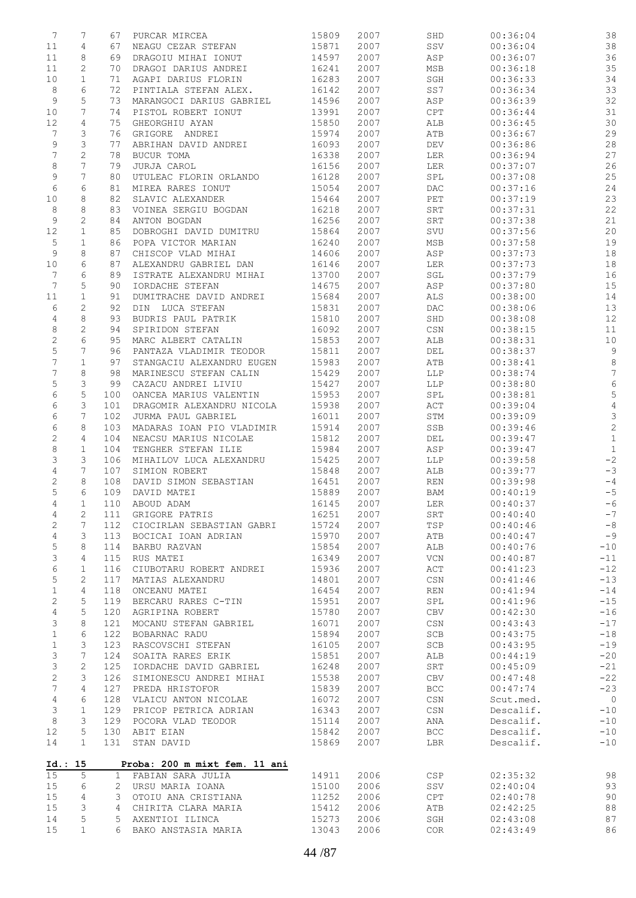| | | | | | | | | |
|---|---|---|---|---|---|---|---|---|
| 7 | 7 | 67 | PURCAR MIRCEA | 15809 | 2007 | SHD | 00:36:04 | 38 |
| 11 | 4 | 67 | NEAGU CEZAR STEFAN | 15871 | 2007 | SSV | 00:36:04 | 38 |
| 11 | 8 | 69 | DRAGOIU MIHAI IONUT | 14597 | 2007 | ASP | 00:36:07 | 36 |
| 11 | 2 | 70 | DRAGOI DARIUS ANDREI | 16241 | 2007 | MSB | 00:36:18 | 35 |
| 10 | 1 | 71 | AGAPI DARIUS FLORIN | 16283 | 2007 | SGH | 00:36:33 | 34 |
| 8 | 6 | 72 | PINTIALA STEFAN ALEX. | 16142 | 2007 | SS7 | 00:36:34 | 33 |
| 9 | 5 | 73 | MARANGOCI DARIUS GABRIEL | 14596 | 2007 | ASP | 00:36:39 | 32 |
| 10 | 7 | 74 | PISTOL ROBERT IONUT | 13991 | 2007 | CPT | 00:36:44 | 31 |
| 12 | 4 | 75 | GHEORGHIU AYAN | 15850 | 2007 | ALB | 00:36:45 | 30 |
| 7 | 3 | 76 | GRIGORE ANDREI | 15974 | 2007 | ATB | 00:36:67 | 29 |
| 9 | 3 | 77 | ABRIHAN DAVID ANDREI | 16093 | 2007 | DEV | 00:36:86 | 28 |
| 7 | 2 | 78 | BUCUR TOMA | 16338 | 2007 | LER | 00:36:94 | 27 |
| 8 | 7 | 79 | JURJA CAROL | 16156 | 2007 | LER | 00:37:07 | 26 |
| 9 | 7 | 80 | UTULEAC FLORIN ORLANDO | 16128 | 2007 | SPL | 00:37:08 | 25 |
| 6 | 6 | 81 | MIREA RARES IONUT | 15054 | 2007 | DAC | 00:37:16 | 24 |
| 10 | 8 | 82 | SLAVIC ALEXANDER | 15464 | 2007 | PET | 00:37:19 | 23 |
| 8 | 8 | 83 | VOINEA SERGIU BOGDAN | 16218 | 2007 | SRT | 00:37:31 | 22 |
| 9 | 2 | 84 | ANTON BOGDAN | 16256 | 2007 | SRT | 00:37:38 | 21 |
| 12 | 1 | 85 | DOBROGHI DAVID DUMITRU | 15864 | 2007 | SVU | 00:37:56 | 20 |
| 5 | 1 | 86 | POPA VICTOR MARIAN | 16240 | 2007 | MSB | 00:37:58 | 19 |
| 9 | 8 | 87 | CHISCOP VLAD MIHAI | 14606 | 2007 | ASP | 00:37:73 | 18 |
| 10 | 6 | 87 | ALEXANDRU GABRIEL DAN | 16146 | 2007 | LER | 00:37:73 | 18 |
| 7 | 6 | 89 | ISTRATE ALEXANDRU MIHAI | 13700 | 2007 | SGL | 00:37:79 | 16 |
| 7 | 5 | 90 | IORDACHE STEFAN | 14675 | 2007 | ASP | 00:37:80 | 15 |
| 11 | 1 | 91 | DUMITRACHE DAVID ANDREI | 15684 | 2007 | ALS | 00:38:00 | 14 |
| 6 | 2 | 92 | DIN LUCA STEFAN | 15831 | 2007 | DAC | 00:38:06 | 13 |
| 4 | 8 | 93 | BUDRIS PAUL PATRIK | 15810 | 2007 | SHD | 00:38:08 | 12 |
| 8 | 2 | 94 | SPIRIDON STEFAN | 16092 | 2007 | CSN | 00:38:15 | 11 |
| 2 | 6 | 95 | MARC ALBERT CATALIN | 15853 | 2007 | ALB | 00:38:31 | 10 |
| 5 | 7 | 96 | PANTAZA VLADIMIR TEODOR | 15811 | 2007 | DEL | 00:38:37 | 9 |
| 7 | 1 | 97 | STANGACIU ALEXANDRU EUGEN | 15983 | 2007 | ATB | 00:38:41 | 8 |
| 7 | 8 | 98 | MARINESCU STEFAN CALIN | 15429 | 2007 | LLP | 00:38:74 | 7 |
| 5 | 3 | 99 | CAZACU ANDREI LIVIU | 15427 | 2007 | LLP | 00:38:80 | 6 |
| 6 | 5 | 100 | OANCEA MARIUS VALENTIN | 15953 | 2007 | SPL | 00:38:81 | 5 |
| 6 | 3 | 101 | DRAGOMIR ALEXANDRU NICOLA | 15938 | 2007 | ACT | 00:39:04 | 4 |
| 6 | 7 | 102 | JURMA PAUL GABRIEL | 16011 | 2007 | STM | 00:39:09 | 3 |
| 6 | 8 | 103 | MADARAS IOAN PIO VLADIMIR | 15914 | 2007 | SSB | 00:39:46 | 2 |
| 2 | 4 | 104 | NEACSU MARIUS NICOLAE | 15812 | 2007 | DEL | 00:39:47 | 1 |
| 8 | 1 | 104 | TENGHER STEFAN ILIE | 15984 | 2007 | ASP | 00:39:47 | 1 |
| 3 | 3 | 106 | MIHAILOV LUCA ALEXANDRU | 15425 | 2007 | LLP | 00:39:58 | -2 |
| 4 | 7 | 107 | SIMION ROBERT | 15848 | 2007 | ALB | 00:39:77 | -3 |
| 2 | 8 | 108 | DAVID SIMON SEBASTIAN | 16451 | 2007 | REN | 00:39:98 | -4 |
| 5 | 6 | 109 | DAVID MATEI | 15889 | 2007 | BAM | 00:40:19 | -5 |
| 4 | 1 | 110 | ABOUD ADAM | 16145 | 2007 | LER | 00:40:37 | -6 |
| 4 | 2 | 111 | GRIGORE PATRIS | 16251 | 2007 | SRT | 00:40:40 | -7 |
| 2 | 7 | 112 | CIOCIRLAN SEBASTIAN GABRI | 15724 | 2007 | TSP | 00:40:46 | -8 |
| 4 | 3 | 113 | BOCICAI IOAN ADRIAN | 15970 | 2007 | ATB | 00:40:47 | -9 |
| 5 | 8 | 114 | BARBU RAZVAN | 15854 | 2007 | ALB | 00:40:76 | -10 |
| 3 | 4 | 115 | RUS MATEI | 16349 | 2007 | VCN | 00:40:87 | -11 |
| 6 | 1 | 116 | CIUBOTARU ROBERT ANDREI | 15936 | 2007 | ACT | 00:41:23 | -12 |
| 5 | 2 | 117 | MATIAS ALEXANDRU | 14801 | 2007 | CSN | 00:41:46 | -13 |
| 1 | 4 | 118 | ONCEANU MATEI | 16454 | 2007 | REN | 00:41:94 | -14 |
| 2 | 5 | 119 | BERCARU RARES C-TIN | 15951 | 2007 | SPL | 00:41:96 | -15 |
| 4 | 5 | 120 | AGRIPINA ROBERT | 15780 | 2007 | CBV | 00:42:30 | -16 |
| 3 | 8 | 121 | MOCANU STEFAN GABRIEL | 16071 | 2007 | CSN | 00:43:43 | -17 |
| 1 | 6 | 122 | BOBARNAC RADU | 15894 | 2007 | SCB | 00:43:75 | -18 |
| 1 | 3 | 123 | RASCOVSCHI STEFAN | 16105 | 2007 | SCB | 00:43:95 | -19 |
| 3 | 7 | 124 | SOAITA RARES ERIK | 15851 | 2007 | ALB | 00:44:19 | -20 |
| 3 | 2 | 125 | IORDACHE DAVID GABRIEL | 16248 | 2007 | SRT | 00:45:09 | -21 |
| 2 | 3 | 126 | SIMIONESCU ANDREI MIHAI | 15538 | 2007 | CBV | 00:47:48 | -22 |
| 7 | 4 | 127 | PREDA HRISTOFOR | 15839 | 2007 | BCC | 00:47:74 | -23 |
| 4 | 6 | 128 | VLAICU ANTON NICOLAE | 16072 | 2007 | CSN | Scut.med. | 0 |
| 3 | 1 | 129 | PRICOP PETRICA ADRIAN | 16343 | 2007 | CSN | Descalif. | -10 |
| 8 | 3 | 129 | POCORA VLAD TEODOR | 15114 | 2007 | ANA | Descalif. | -10 |
| 12 | 5 | 130 | ABIT EIAN | 15842 | 2007 | BCC | Descalif. | -10 |
| 14 | 1 | 131 | STAN DAVID | 15869 | 2007 | LBR | Descalif. | -10 |

**Id.: 15 Proba: 200 m mixt fem. 11 ani**

| | | | | | | | | |
|---|---|---|---|---|---|---|---|---|
| 15 | 5 | 1 | FABIAN SARA JULIA | 14911 | 2006 | CSP | 02:35:32 | 98 |
| 15 | 6 | 2 | URSU MARIA IOANA | 15100 | 2006 | SSV | 02:40:04 | 93 |
| 15 | 4 | 3 | OTOIU ANA CRISTIANA | 11252 | 2006 | CPT | 02:40:78 | 90 |
| 15 | 3 | 4 | CHIRITA CLARA MARIA | 15412 | 2006 | ATB | 02:42:25 | 88 |
| 14 | 5 | 5 | AXENTIOI ILINCA | 15273 | 2006 | SGH | 02:43:08 | 87 |
| 15 | 1 | 6 | BAKO ANSTASIA MARIA | 13043 | 2006 | COR | 02:43:49 | 86 |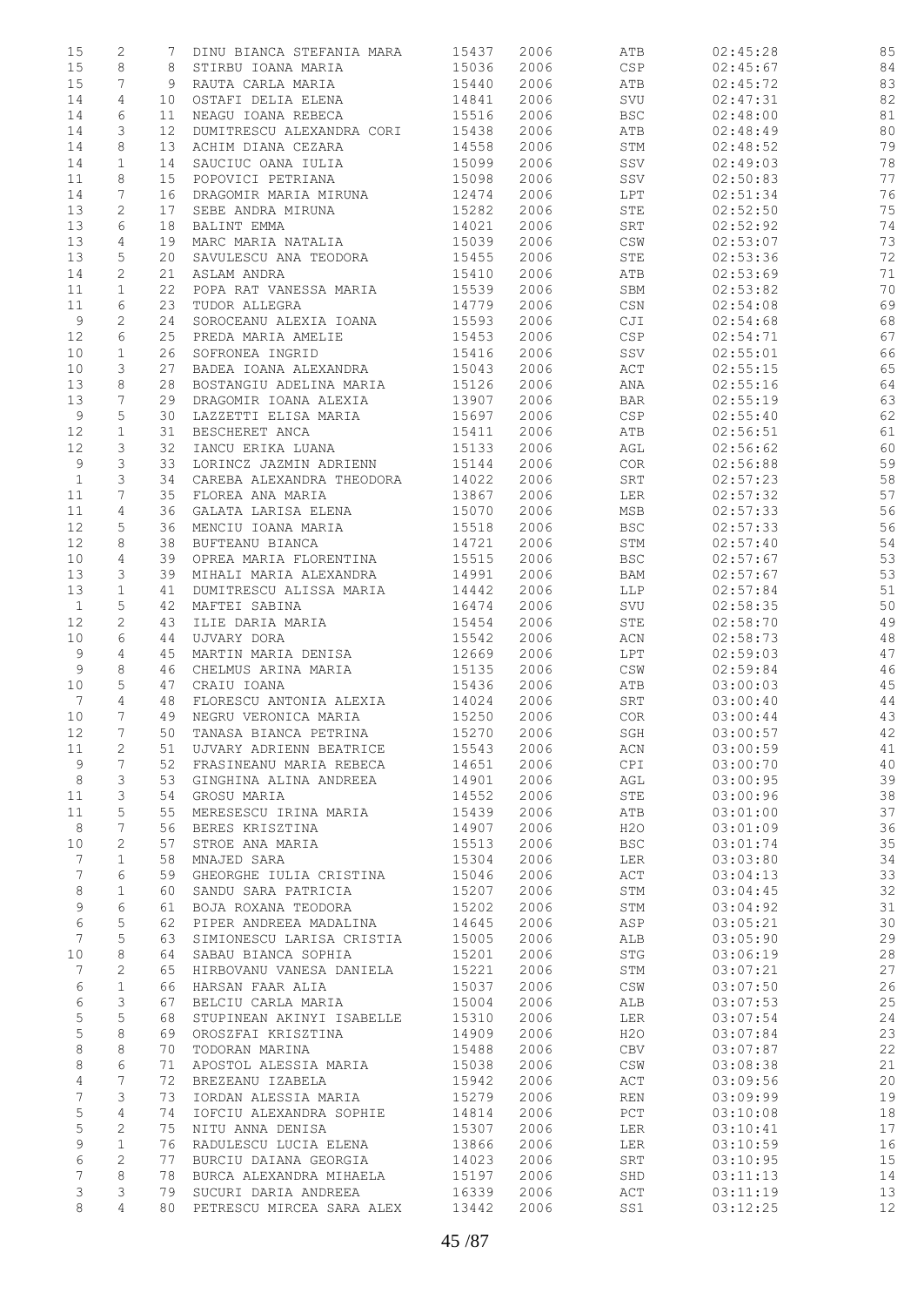| | | | | | | | | |
|---|---|---|---|---|---|---|---|---|
| 15 | 2 | 7 | DINU BIANCA STEFANIA MARA | 15437 | 2006 | ATB | 02:45:28 | 85 |
| 15 | 8 | 8 | STIRBU IOANA MARIA | 15036 | 2006 | CSP | 02:45:67 | 84 |
| 15 | 7 | 9 | RAUTA CARLA MARIA | 15440 | 2006 | ATB | 02:45:72 | 83 |
| 14 | 4 | 10 | OSTAFI DELIA ELENA | 14841 | 2006 | SVU | 02:47:31 | 82 |
| 14 | 6 | 11 | NEAGU IOANA REBECA | 15516 | 2006 | BSC | 02:48:00 | 81 |
| 14 | 3 | 12 | DUMITRESCU ALEXANDRA CORI | 15438 | 2006 | ATB | 02:48:49 | 80 |
| 14 | 8 | 13 | ACHIM DIANA CEZARA | 14558 | 2006 | STM | 02:48:52 | 79 |
| 14 | 1 | 14 | SAUCIUC OANA IULIA | 15099 | 2006 | SSV | 02:49:03 | 78 |
| 11 | 8 | 15 | POPOVICI PETRIANA | 15098 | 2006 | SSV | 02:50:83 | 77 |
| 14 | 7 | 16 | DRAGOMIR MARIA MIRUNA | 12474 | 2006 | LPT | 02:51:34 | 76 |
| 13 | 2 | 17 | SEBE ANDRA MIRUNA | 15282 | 2006 | STE | 02:52:50 | 75 |
| 13 | 6 | 18 | BALINT EMMA | 14021 | 2006 | SRT | 02:52:92 | 74 |
| 13 | 4 | 19 | MARC MARIA NATALIA | 15039 | 2006 | CSW | 02:53:07 | 73 |
| 13 | 5 | 20 | SAVULESCU ANA TEODORA | 15455 | 2006 | STE | 02:53:36 | 72 |
| 14 | 2 | 21 | ASLAM ANDRA | 15410 | 2006 | ATB | 02:53:69 | 71 |
| 11 | 1 | 22 | POPA RAT VANESSA MARIA | 15539 | 2006 | SBM | 02:53:82 | 70 |
| 11 | 6 | 23 | TUDOR ALLEGRA | 14779 | 2006 | CSN | 02:54:08 | 69 |
| 9 | 2 | 24 | SOROCEANU ALEXIA IOANA | 15593 | 2006 | CJI | 02:54:68 | 68 |
| 12 | 6 | 25 | PREDA MARIA AMELIE | 15453 | 2006 | CSP | 02:54:71 | 67 |
| 10 | 1 | 26 | SOFRONEA INGRID | 15416 | 2006 | SSV | 02:55:01 | 66 |
| 10 | 3 | 27 | BADEA IOANA ALEXANDRA | 15043 | 2006 | ACT | 02:55:15 | 65 |
| 13 | 8 | 28 | BOSTANGIU ADELINA MARIA | 15126 | 2006 | ANA | 02:55:16 | 64 |
| 13 | 7 | 29 | DRAGOMIR IOANA ALEXIA | 13907 | 2006 | BAR | 02:55:19 | 63 |
| 9 | 5 | 30 | LAZZETTI ELISA MARIA | 15697 | 2006 | CSP | 02:55:40 | 62 |
| 12 | 1 | 31 | BESCHERET ANCA | 15411 | 2006 | ATB | 02:56:51 | 61 |
| 12 | 3 | 32 | IANCU ERIKA LUANA | 15133 | 2006 | AGL | 02:56:62 | 60 |
| 9 | 3 | 33 | LORINCZ JAZMIN ADRIENN | 15144 | 2006 | COR | 02:56:88 | 59 |
| 1 | 3 | 34 | CAREBA ALEXANDRA THEODORA | 14022 | 2006 | SRT | 02:57:23 | 58 |
| 11 | 7 | 35 | FLOREA ANA MARIA | 13867 | 2006 | LER | 02:57:32 | 57 |
| 11 | 4 | 36 | GALATA LARISA ELENA | 15070 | 2006 | MSB | 02:57:33 | 56 |
| 12 | 5 | 36 | MENCIU IOANA MARIA | 15518 | 2006 | BSC | 02:57:33 | 56 |
| 12 | 8 | 38 | BUFTEANU BIANCA | 14721 | 2006 | STM | 02:57:40 | 54 |
| 10 | 4 | 39 | OPREA MARIA FLORENTINA | 15515 | 2006 | BSC | 02:57:67 | 53 |
| 13 | 3 | 39 | MIHALI MARIA ALEXANDRA | 14991 | 2006 | BAM | 02:57:67 | 53 |
| 13 | 1 | 41 | DUMITRESCU ALISSA MARIA | 14442 | 2006 | LLP | 02:57:84 | 51 |
| 1 | 5 | 42 | MAFTEI SABINA | 16474 | 2006 | SVU | 02:58:35 | 50 |
| 12 | 2 | 43 | ILIE DARIA MARIA | 15454 | 2006 | STE | 02:58:70 | 49 |
| 10 | 6 | 44 | UJVARY DORA | 15542 | 2006 | ACN | 02:58:73 | 48 |
| 9 | 4 | 45 | MARTIN MARIA DENISA | 12669 | 2006 | LPT | 02:59:03 | 47 |
| 9 | 8 | 46 | CHELMUS ARINA MARIA | 15135 | 2006 | CSW | 02:59:84 | 46 |
| 10 | 5 | 47 | CRAIU IOANA | 15436 | 2006 | ATB | 03:00:03 | 45 |
| 7 | 4 | 48 | FLORESCU ANTONIA ALEXIA | 14024 | 2006 | SRT | 03:00:40 | 44 |
| 10 | 7 | 49 | NEGRU VERONICA MARIA | 15250 | 2006 | COR | 03:00:44 | 43 |
| 12 | 7 | 50 | TANASA BIANCA PETRINA | 15270 | 2006 | SGH | 03:00:57 | 42 |
| 11 | 2 | 51 | UJVARY ADRIENN BEATRICE | 15543 | 2006 | ACN | 03:00:59 | 41 |
| 9 | 7 | 52 | FRASINEANU MARIA REBECA | 14651 | 2006 | CPI | 03:00:70 | 40 |
| 8 | 3 | 53 | GINGHINA ALINA ANDREEA | 14901 | 2006 | AGL | 03:00:95 | 39 |
| 11 | 3 | 54 | GROSU MARIA | 14552 | 2006 | STE | 03:00:96 | 38 |
| 11 | 5 | 55 | MERESESCU IRINA MARIA | 15439 | 2006 | ATB | 03:01:00 | 37 |
| 8 | 7 | 56 | BERES KRISZTINA | 14907 | 2006 | H2O | 03:01:09 | 36 |
| 10 | 2 | 57 | STROE ANA MARIA | 15513 | 2006 | BSC | 03:01:74 | 35 |
| 7 | 1 | 58 | MNAJED SARA | 15304 | 2006 | LER | 03:03:80 | 34 |
| 7 | 6 | 59 | GHEORGHE IULIA CRISTINA | 15046 | 2006 | ACT | 03:04:13 | 33 |
| 8 | 1 | 60 | SANDU SARA PATRICIA | 15207 | 2006 | STM | 03:04:45 | 32 |
| 9 | 6 | 61 | BOJA ROXANA TEODORA | 15202 | 2006 | STM | 03:04:92 | 31 |
| 6 | 5 | 62 | PIPER ANDREEA MADALINA | 14645 | 2006 | ASP | 03:05:21 | 30 |
| 7 | 5 | 63 | SIMIONESCU LARISA CRISTIA | 15005 | 2006 | ALB | 03:05:90 | 29 |
| 10 | 8 | 64 | SABAU BIANCA SOPHIA | 15201 | 2006 | STG | 03:06:19 | 28 |
| 7 | 2 | 65 | HIRBOVANU VANESA DANIELA | 15221 | 2006 | STM | 03:07:21 | 27 |
| 6 | 1 | 66 | HARSAN FAAR ALIA | 15037 | 2006 | CSW | 03:07:50 | 26 |
| 6 | 3 | 67 | BELCIU CARLA MARIA | 15004 | 2006 | ALB | 03:07:53 | 25 |
| 5 | 5 | 68 | STUPINEAN AKINYI ISABELLE | 15310 | 2006 | LER | 03:07:54 | 24 |
| 5 | 8 | 69 | OROSZFAI KRISZTINA | 14909 | 2006 | H2O | 03:07:84 | 23 |
| 8 | 8 | 70 | TODORAN MARINA | 15488 | 2006 | CBV | 03:07:87 | 22 |
| 8 | 6 | 71 | APOSTOL ALESSIA MARIA | 15038 | 2006 | CSW | 03:08:38 | 21 |
| 4 | 7 | 72 | BREZEANU IZABELA | 15942 | 2006 | ACT | 03:09:56 | 20 |
| 7 | 3 | 73 | IORDAN ALESSIA MARIA | 15279 | 2006 | REN | 03:09:99 | 19 |
| 5 | 4 | 74 | IOFCIU ALEXANDRA SOPHIE | 14814 | 2006 | PCT | 03:10:08 | 18 |
| 5 | 2 | 75 | NITU ANNA DENISA | 15307 | 2006 | LER | 03:10:41 | 17 |
| 9 | 1 | 76 | RADULESCU LUCIA ELENA | 13866 | 2006 | LER | 03:10:59 | 16 |
| 6 | 2 | 77 | BURCIU DAIANA GEORGIA | 14023 | 2006 | SRT | 03:10:95 | 15 |
| 7 | 8 | 78 | BURCA ALEXANDRA MIHAELA | 15197 | 2006 | SHD | 03:11:13 | 14 |
| 3 | 3 | 79 | SUCURI DARIA ANDREEA | 16339 | 2006 | ACT | 03:11:19 | 13 |
| 8 | 4 | 80 | PETRESCU MIRCEA SARA ALEX | 13442 | 2006 | SS1 | 03:12:25 | 12 |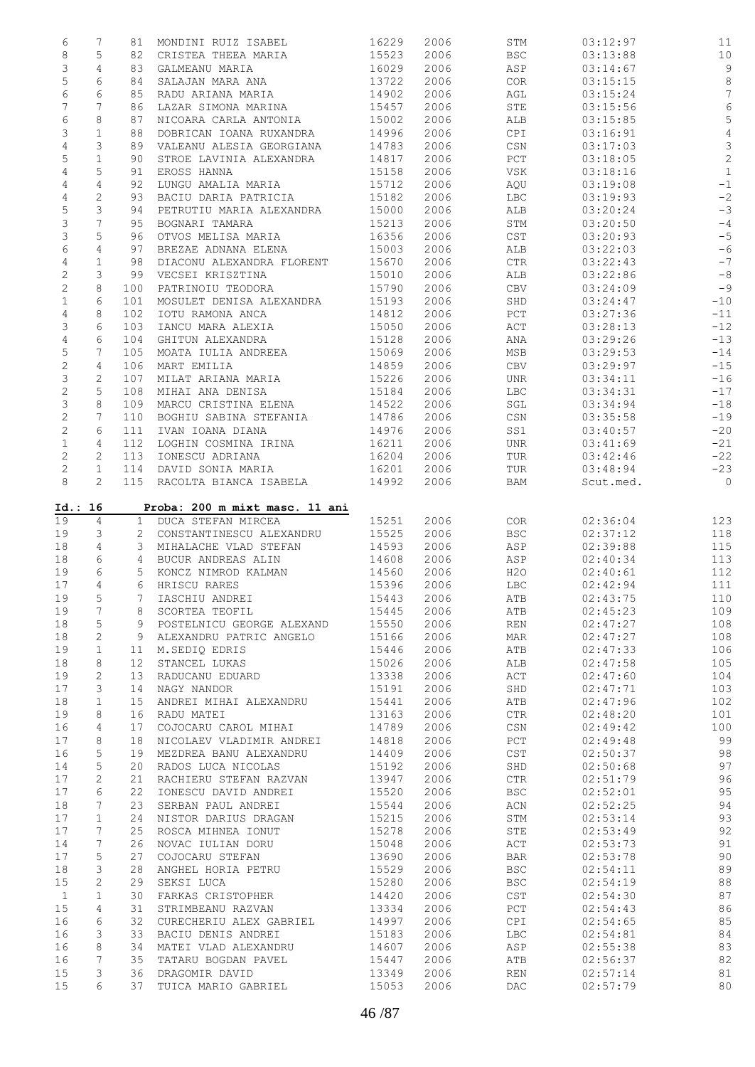| | | | | | | | | |
|---|---|---|---|---|---|---|---|---|
| 6 | 7 | 81 | MONDINI RUIZ ISABEL | 16229 | 2006 | STM | 03:12:97 | 11 |
| 8 | 5 | 82 | CRISTEA THEEA MARIA | 15523 | 2006 | BSC | 03:13:88 | 10 |
| 3 | 4 | 83 | GALMEANU MARIA | 16029 | 2006 | ASP | 03:14:67 | 9 |
| 5 | 6 | 84 | SALAJAN MARA ANA | 13722 | 2006 | COR | 03:15:15 | 8 |
| 6 | 6 | 85 | RADU ARIANA MARIA | 14902 | 2006 | AGL | 03:15:24 | 7 |
| 7 | 7 | 86 | LAZAR SIMONA MARINA | 15457 | 2006 | STE | 03:15:56 | 6 |
| 6 | 8 | 87 | NICOARA CARLA ANTONIA | 15002 | 2006 | ALB | 03:15:85 | 5 |
| 3 | 1 | 88 | DOBRICAN IOANA RUXANDRA | 14996 | 2006 | CPI | 03:16:91 | 4 |
| 4 | 3 | 89 | VALEANU ALESIA GEORGIANA | 14783 | 2006 | CSN | 03:17:03 | 3 |
| 5 | 1 | 90 | STROE LAVINIA ALEXANDRA | 14817 | 2006 | PCT | 03:18:05 | 2 |
| 4 | 5 | 91 | EROSS HANNA | 15158 | 2006 | VSK | 03:18:16 | 1 |
| 4 | 4 | 92 | LUNGU AMALIA MARIA | 15712 | 2006 | AQU | 03:19:08 | -1 |
| 4 | 2 | 93 | BACIU DARIA PATRICIA | 15182 | 2006 | LBC | 03:19:93 | -2 |
| 5 | 3 | 94 | PETRUTIU MARIA ALEXANDRA | 15000 | 2006 | ALB | 03:20:24 | -3 |
| 3 | 7 | 95 | BOGNARI TAMARA | 15213 | 2006 | STM | 03:20:50 | -4 |
| 3 | 5 | 96 | OTVOS MELISA MARIA | 16356 | 2006 | CST | 03:20:93 | -5 |
| 6 | 4 | 97 | BREZAE ADNANA ELENA | 15003 | 2006 | ALB | 03:22:03 | -6 |
| 4 | 1 | 98 | DIACONU ALEXANDRA FLORENT | 15670 | 2006 | CTR | 03:22:43 | -7 |
| 2 | 3 | 99 | VECSEI KRISZTINA | 15010 | 2006 | ALB | 03:22:86 | -8 |
| 2 | 8 | 100 | PATRINOIU TEODORA | 15790 | 2006 | CBV | 03:24:09 | -9 |
| 1 | 6 | 101 | MOSULET DENISA ALEXANDRA | 15193 | 2006 | SHD | 03:24:47 | -10 |
| 4 | 8 | 102 | IOTU RAMONA ANCA | 14812 | 2006 | PCT | 03:27:36 | -11 |
| 3 | 6 | 103 | IANCU MARA ALEXIA | 15050 | 2006 | ACT | 03:28:13 | -12 |
| 4 | 6 | 104 | GHITUN ALEXANDRA | 15128 | 2006 | ANA | 03:29:26 | -13 |
| 5 | 7 | 105 | MOATA IULIA ANDREEA | 15069 | 2006 | MSB | 03:29:53 | -14 |
| 2 | 4 | 106 | MART EMILIA | 14859 | 2006 | CBV | 03:29:97 | -15 |
| 3 | 2 | 107 | MILAT ARIANA MARIA | 15226 | 2006 | UNR | 03:34:11 | -16 |
| 2 | 5 | 108 | MIHAI ANA DENISA | 15184 | 2006 | LBC | 03:34:31 | -17 |
| 3 | 8 | 109 | MARCU CRISTINA ELENA | 14522 | 2006 | SGL | 03:34:94 | -18 |
| 2 | 7 | 110 | BOGHIU SABINA STEFANIA | 14786 | 2006 | CSN | 03:35:58 | -19 |
| 2 | 6 | 111 | IVAN IOANA DIANA | 14976 | 2006 | SS1 | 03:40:57 | -20 |
| 1 | 4 | 112 | LOGHIN COSMINA IRINA | 16211 | 2006 | UNR | 03:41:69 | -21 |
| 2 | 2 | 113 | IONESCU ADRIANA | 16204 | 2006 | TUR | 03:42:46 | -22 |
| 2 | 1 | 114 | DAVID SONIA MARIA | 16201 | 2006 | TUR | 03:48:94 | -23 |
| 8 | 2 | 115 | RACOLTA BIANCA ISABELA | 14992 | 2006 | BAM | Scut.med. | 0 |

**Id.: 16 Proba: 200 m mixt masc. 11 ani**

| | | | | | | | | |
|---|---|---|---|---|---|---|---|---|
| 19 | 4 | 1 | DUCA STEFAN MIRCEA | 15251 | 2006 | COR | 02:36:04 | 123 |
| 19 | 3 | 2 | CONSTANTINESCU ALEXANDRU | 15525 | 2006 | BSC | 02:37:12 | 118 |
| 18 | 4 | 3 | MIHALACHE VLAD STEFAN | 14593 | 2006 | ASP | 02:39:88 | 115 |
| 18 | 6 | 4 | BUCUR ANDREAS ALIN | 14608 | 2006 | ASP | 02:40:34 | 113 |
| 19 | 6 | 5 | KONCZ NIMROD KALMAN | 14560 | 2006 | H2O | 02:40:61 | 112 |
| 17 | 4 | 6 | HRISCU RARES | 15396 | 2006 | LBC | 02:42:94 | 111 |
| 19 | 5 | 7 | IASCHIU ANDREI | 15443 | 2006 | ATB | 02:43:75 | 110 |
| 19 | 7 | 8 | SCORTEA TEOFIL | 15445 | 2006 | ATB | 02:45:23 | 109 |
| 18 | 5 | 9 | POSTELNICU GEORGE ALEXAND | 15550 | 2006 | REN | 02:47:27 | 108 |
| 18 | 2 | 9 | ALEXANDRU PATRIC ANGELO | 15166 | 2006 | MAR | 02:47:27 | 108 |
| 19 | 1 | 11 | M.SEDIQ EDRIS | 15446 | 2006 | ATB | 02:47:33 | 106 |
| 18 | 8 | 12 | STANCEL LUKAS | 15026 | 2006 | ALB | 02:47:58 | 105 |
| 19 | 2 | 13 | RADUCANU EDUARD | 13338 | 2006 | ACT | 02:47:60 | 104 |
| 17 | 3 | 14 | NAGY NANDOR | 15191 | 2006 | SHD | 02:47:71 | 103 |
| 18 | 1 | 15 | ANDREI MIHAI ALEXANDRU | 15441 | 2006 | ATB | 02:47:96 | 102 |
| 19 | 8 | 16 | RADU MATEI | 13163 | 2006 | CTR | 02:48:20 | 101 |
| 16 | 4 | 17 | COJOCARU CAROL MIHAI | 14789 | 2006 | CSN | 02:49:42 | 100 |
| 17 | 8 | 18 | NICOLAEV VLADIMIR ANDREI | 14818 | 2006 | PCT | 02:49:48 | 99 |
| 16 | 5 | 19 | MEZDREA BANU ALEXANDRU | 14409 | 2006 | CST | 02:50:37 | 98 |
| 14 | 5 | 20 | RADOS LUCA NICOLAS | 15192 | 2006 | SHD | 02:50:68 | 97 |
| 17 | 2 | 21 | RACHIERU STEFAN RAZVAN | 13947 | 2006 | CTR | 02:51:79 | 96 |
| 17 | 6 | 22 | IONESCU DAVID ANDREI | 15520 | 2006 | BSC | 02:52:01 | 95 |
| 18 | 7 | 23 | SERBAN PAUL ANDREI | 15544 | 2006 | ACN | 02:52:25 | 94 |
| 17 | 1 | 24 | NISTOR DARIUS DRAGAN | 15215 | 2006 | STM | 02:53:14 | 93 |
| 17 | 7 | 25 | ROSCA MIHNEA IONUT | 15278 | 2006 | STE | 02:53:49 | 92 |
| 14 | 7 | 26 | NOVAC IULIAN DORU | 15048 | 2006 | ACT | 02:53:73 | 91 |
| 17 | 5 | 27 | COJOCARU STEFAN | 13690 | 2006 | BAR | 02:53:78 | 90 |
| 18 | 3 | 28 | ANGHEL HORIA PETRU | 15529 | 2006 | BSC | 02:54:11 | 89 |
| 15 | 2 | 29 | SEKSI LUCA | 15280 | 2006 | BSC | 02:54:19 | 88 |
| 1 | 1 | 30 | FARKAS CRISTOPHER | 14420 | 2006 | CST | 02:54:30 | 87 |
| 15 | 4 | 31 | STRIMBEANU RAZVAN | 13334 | 2006 | PCT | 02:54:43 | 86 |
| 16 | 6 | 32 | CURECHERIU ALEX GABRIEL | 14997 | 2006 | CPI | 02:54:65 | 85 |
| 16 | 3 | 33 | BACIU DENIS ANDREI | 15183 | 2006 | LBC | 02:54:81 | 84 |
| 16 | 8 | 34 | MATEI VLAD ALEXANDRU | 14607 | 2006 | ASP | 02:55:38 | 83 |
| 16 | 7 | 35 | TATARU BOGDAN PAVEL | 15447 | 2006 | ATB | 02:56:37 | 82 |
| 15 | 3 | 36 | DRAGOMIR DAVID | 13349 | 2006 | REN | 02:57:14 | 81 |
| 15 | 6 | 37 | TUICA MARIO GABRIEL | 15053 | 2006 | DAC | 02:57:79 | 80 |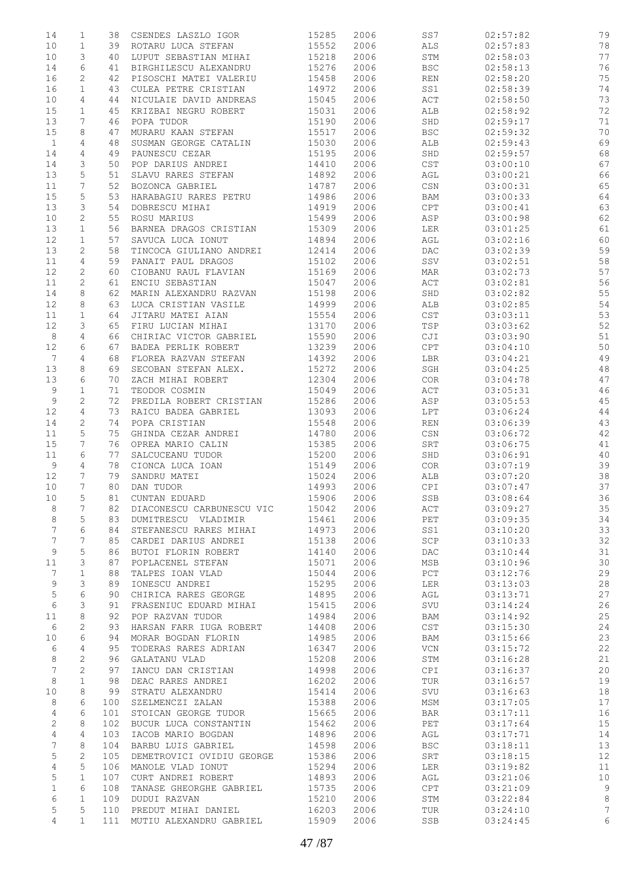| | | | | | | | | |
|---|---|---|---|---|---|---|---|---|
| 14 | 1 | 38 | CSENDES LASZLO IGOR | 15285 | 2006 | SS7 | 02:57:82 | 79 |
| 10 | 1 | 39 | ROTARU LUCA STEFAN | 15552 | 2006 | ALS | 02:57:83 | 78 |
| 10 | 3 | 40 | LUPUT SEBASTIAN MIHAI | 15218 | 2006 | STM | 02:58:03 | 77 |
| 14 | 6 | 41 | BIRGHILESCU ALEXANDRU | 15276 | 2006 | BSC | 02:58:13 | 76 |
| 16 | 2 | 42 | PISOSCHI MATEI VALERIU | 15458 | 2006 | REN | 02:58:20 | 75 |
| 16 | 1 | 43 | CULEA PETRE CRISTIAN | 14972 | 2006 | SS1 | 02:58:39 | 74 |
| 10 | 4 | 44 | NICULAIE DAVID ANDREAS | 15045 | 2006 | ACT | 02:58:50 | 73 |
| 15 | 1 | 45 | KRIZBAI NEGRU ROBERT | 15031 | 2006 | ALB | 02:58:92 | 72 |
| 13 | 7 | 46 | POPA TUDOR | 15190 | 2006 | SHD | 02:59:17 | 71 |
| 15 | 8 | 47 | MURARU KAAN STEFAN | 15517 | 2006 | BSC | 02:59:32 | 70 |
| 1 | 4 | 48 | SUSMAN GEORGE CATALIN | 15030 | 2006 | ALB | 02:59:43 | 69 |
| 14 | 4 | 49 | PAUNESCU CEZAR | 15195 | 2006 | SHD | 02:59:57 | 68 |
| 14 | 3 | 50 | POP DARIUS ANDREI | 14410 | 2006 | CST | 03:00:10 | 67 |
| 13 | 5 | 51 | SLAVU RARES STEFAN | 14892 | 2006 | AGL | 03:00:21 | 66 |
| 11 | 7 | 52 | BOZONCA GABRIEL | 14787 | 2006 | CSN | 03:00:31 | 65 |
| 15 | 5 | 53 | HARABAGIU RARES PETRU | 14986 | 2006 | BAM | 03:00:33 | 64 |
| 13 | 3 | 54 | DOBRESCU MIHAI | 14919 | 2006 | CPT | 03:00:41 | 63 |
| 10 | 2 | 55 | ROSU MARIUS | 15499 | 2006 | ASP | 03:00:98 | 62 |
| 13 | 1 | 56 | BARNEA DRAGOS CRISTIAN | 15309 | 2006 | LER | 03:01:25 | 61 |
| 12 | 1 | 57 | SAVUCA LUCA IONUT | 14894 | 2006 | AGL | 03:02:16 | 60 |
| 13 | 2 | 58 | TINCOCA GIULIANO ANDREI | 12414 | 2006 | DAC | 03:02:39 | 59 |
| 11 | 4 | 59 | PANAIT PAUL DRAGOS | 15102 | 2006 | SSV | 03:02:51 | 58 |
| 12 | 2 | 60 | CIOBANU RAUL FLAVIAN | 15169 | 2006 | MAR | 03:02:73 | 57 |
| 11 | 2 | 61 | ENCIU SEBASTIAN | 15047 | 2006 | ACT | 03:02:81 | 56 |
| 14 | 8 | 62 | MARIN ALEXANDRU RAZVAN | 15198 | 2006 | SHD | 03:02:82 | 55 |
| 12 | 8 | 63 | LUCA CRISTIAN VASILE | 14999 | 2006 | ALB | 03:02:85 | 54 |
| 11 | 1 | 64 | JITARU MATEI AIAN | 15554 | 2006 | CST | 03:03:11 | 53 |
| 12 | 3 | 65 | FIRU LUCIAN MIHAI | 13170 | 2006 | TSP | 03:03:62 | 52 |
| 8 | 4 | 66 | CHIRIAC VICTOR GABRIEL | 15590 | 2006 | CJI | 03:03:90 | 51 |
| 12 | 6 | 67 | BADEA PERLIK ROBERT | 13239 | 2006 | CPT | 03:04:10 | 50 |
| 7 | 4 | 68 | FLOREA RAZVAN STEFAN | 14392 | 2006 | LBR | 03:04:21 | 49 |
| 13 | 8 | 69 | SECOBAN STEFAN ALEX. | 15272 | 2006 | SGH | 03:04:25 | 48 |
| 13 | 6 | 70 | ZACH MIHAI ROBERT | 12304 | 2006 | COR | 03:04:78 | 47 |
| 9 | 1 | 71 | TEODOR COSMIN | 15049 | 2006 | ACT | 03:05:31 | 46 |
| 9 | 2 | 72 | PREDILA ROBERT CRISTIAN | 15286 | 2006 | ASP | 03:05:53 | 45 |
| 12 | 4 | 73 | RAICU BADEA GABRIEL | 13093 | 2006 | LPT | 03:06:24 | 44 |
| 14 | 2 | 74 | POPA CRISTIAN | 15548 | 2006 | REN | 03:06:39 | 43 |
| 11 | 5 | 75 | GHINDA CEZAR ANDREI | 14780 | 2006 | CSN | 03:06:72 | 42 |
| 15 | 7 | 76 | OPREA MARIO CALIN | 15385 | 2006 | SRT | 03:06:75 | 41 |
| 11 | 6 | 77 | SALCUCEANU TUDOR | 15200 | 2006 | SHD | 03:06:91 | 40 |
| 9 | 4 | 78 | CIONCA LUCA IOAN | 15149 | 2006 | COR | 03:07:19 | 39 |
| 12 | 7 | 79 | SANDRU MATEI | 15024 | 2006 | ALB | 03:07:20 | 38 |
| 10 | 7 | 80 | DAN TUDOR | 14993 | 2006 | CPI | 03:07:47 | 37 |
| 10 | 5 | 81 | CUNTAN EDUARD | 15906 | 2006 | SSB | 03:08:64 | 36 |
| 8 | 7 | 82 | DIACONESCU CARBUNESCU VIC | 15042 | 2006 | ACT | 03:09:27 | 35 |
| 8 | 5 | 83 | DUMITRESCU VLADIMIR | 15461 | 2006 | PET | 03:09:35 | 34 |
| 7 | 6 | 84 | STEFANESCU RARES MIHAI | 14973 | 2006 | SS1 | 03:10:20 | 33 |
| 7 | 7 | 85 | CARDEI DARIUS ANDREI | 15138 | 2006 | SCP | 03:10:33 | 32 |
| 9 | 5 | 86 | BUTOI FLORIN ROBERT | 14140 | 2006 | DAC | 03:10:44 | 31 |
| 11 | 3 | 87 | POPLACENEL STEFAN | 15071 | 2006 | MSB | 03:10:96 | 30 |
| 7 | 1 | 88 | TALPES IOAN VLAD | 15044 | 2006 | PCT | 03:12:76 | 29 |
| 9 | 3 | 89 | IONESCU ANDREI | 15295 | 2006 | LER | 03:13:03 | 28 |
| 5 | 6 | 90 | CHIRICA RARES GEORGE | 14895 | 2006 | AGL | 03:13:71 | 27 |
| 6 | 3 | 91 | FRASENIUC EDUARD MIHAI | 15415 | 2006 | SVU | 03:14:24 | 26 |
| 11 | 8 | 92 | POP RAZVAN TUDOR | 14984 | 2006 | BAM | 03:14:92 | 25 |
| 6 | 2 | 93 | HARSAN FARR IUGA ROBERT | 14408 | 2006 | CST | 03:15:30 | 24 |
| 10 | 6 | 94 | MORAR BOGDAN FLORIN | 14985 | 2006 | BAM | 03:15:66 | 23 |
| 6 | 4 | 95 | TODERAS RARES ADRIAN | 16347 | 2006 | VCN | 03:15:72 | 22 |
| 8 | 2 | 96 | GALATANU VLAD | 15208 | 2006 | STM | 03:16:28 | 21 |
| 7 | 2 | 97 | IANCU DAN CRISTIAN | 14998 | 2006 | CPI | 03:16:37 | 20 |
| 8 | 1 | 98 | DEAC RARES ANDREI | 16202 | 2006 | TUR | 03:16:57 | 19 |
| 10 | 8 | 99 | STRATU ALEXANDRU | 15414 | 2006 | SVU | 03:16:63 | 18 |
| 8 | 6 | 100 | SZELMENCZI ZALAN | 15388 | 2006 | MSM | 03:17:05 | 17 |
| 4 | 6 | 101 | STOICAN GEORGE TUDOR | 15665 | 2006 | BAR | 03:17:11 | 16 |
| 2 | 8 | 102 | BUCUR LUCA CONSTANTIN | 15462 | 2006 | PET | 03:17:64 | 15 |
| 4 | 4 | 103 | IACOB MARIO BOGDAN | 14896 | 2006 | AGL | 03:17:71 | 14 |
| 7 | 8 | 104 | BARBU LUIS GABRIEL | 14598 | 2006 | BSC | 03:18:11 | 13 |
| 5 | 2 | 105 | DEMETROVICI OVIDIU GEORGE | 15386 | 2006 | SRT | 03:18:15 | 12 |
| 4 | 5 | 106 | MANOLE VLAD IONUT | 15294 | 2006 | LER | 03:19:82 | 11 |
| 5 | 1 | 107 | CURT ANDREI ROBERT | 14893 | 2006 | AGL | 03:21:06 | 10 |
| 1 | 6 | 108 | TANASE GHEORGHE GABRIEL | 15735 | 2006 | CPT | 03:21:09 | 9 |
| 6 | 1 | 109 | DUDUI RAZVAN | 15210 | 2006 | STM | 03:22:84 | 8 |
| 5 | 5 | 110 | PREDUT MIHAI DANIEL | 16203 | 2006 | TUR | 03:24:10 | 7 |
| 4 | 1 | 111 | MUTIU ALEXANDRU GABRIEL | 15909 | 2006 | SSB | 03:24:45 | 6 |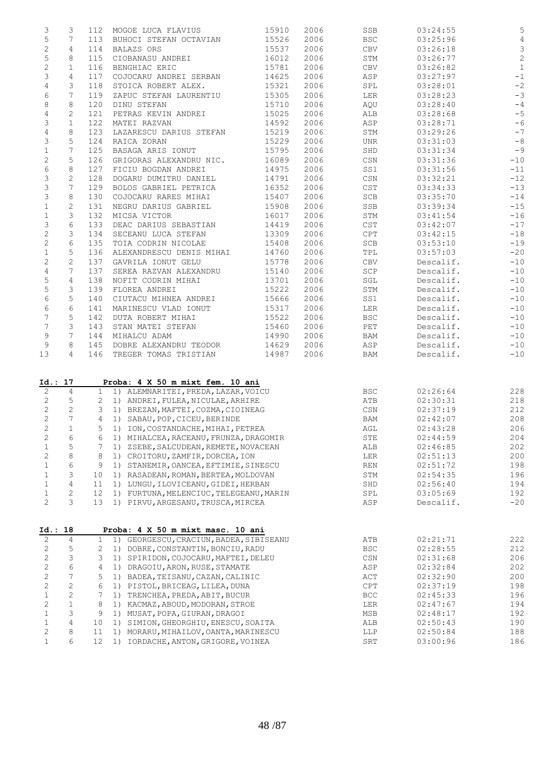| | | | | | | | | |
|---|---|---|---|---|---|---|---|---|
| 3 | 3 | 112 | MOGOE LUCA FLAVIUS | 15910 | 2006 | SSB | 03:24:55 | 5 |
| 5 | 7 | 113 | BUHOCI STEFAN OCTAVIAN | 15526 | 2006 | BSC | 03:25:96 | 4 |
| 2 | 4 | 114 | BALAZS ORS | 15537 | 2006 | CBV | 03:26:18 | 3 |
| 5 | 8 | 115 | CIOBANASU ANDREI | 16012 | 2006 | STM | 03:26:77 | 2 |
| 2 | 1 | 116 | BENGHIAC ERIC | 15781 | 2006 | CBV | 03:26:82 | 1 |
| 3 | 4 | 117 | COJOCARU ANDREI SERBAN | 14625 | 2006 | ASP | 03:27:97 | -1 |
| 4 | 3 | 118 | STOICA ROBERT ALEX. | 15321 | 2006 | SPL | 03:28:01 | -2 |
| 6 | 7 | 119 | ZAPUC STEFAN LAURENTIU | 15305 | 2006 | LER | 03:28:23 | -3 |
| 8 | 8 | 120 | DINU STEFAN | 15710 | 2006 | AQU | 03:28:40 | -4 |
| 4 | 2 | 121 | PETRAS KEVIN ANDREI | 15025 | 2006 | ALB | 03:28:68 | -5 |
| 3 | 1 | 122 | MATEI RAZVAN | 14592 | 2006 | ASP | 03:28:71 | -6 |
| 4 | 8 | 123 | LAZARESCU DARIUS STEFAN | 15219 | 2006 | STM | 03:29:26 | -7 |
| 3 | 5 | 124 | RAICA ZORAN | 15229 | 2006 | UNR | 03:31:03 | -8 |
| 1 | 7 | 125 | BASAGA ARIS IONUT | 15795 | 2006 | SHD | 03:31:34 | -9 |
| 2 | 5 | 126 | GRIGORAS ALEXANDRU NIC. | 16089 | 2006 | CSN | 03:31:36 | -10 |
| 6 | 8 | 127 | FICIU BOGDAN ANDREI | 14975 | 2006 | SS1 | 03:31:56 | -11 |
| 3 | 2 | 128 | DOGARU DUMITRU DANIEL | 14791 | 2006 | CSN | 03:32:21 | -12 |
| 3 | 7 | 129 | BOLOS GABRIEL PETRICA | 16352 | 2006 | CST | 03:34:33 | -13 |
| 3 | 8 | 130 | COJOCARU RARES MIHAI | 15407 | 2006 | SCB | 03:35:70 | -14 |
| 1 | 2 | 131 | NEGRU DARIUS GABRIEL | 15908 | 2006 | SSB | 03:39:34 | -15 |
| 1 | 3 | 132 | MICSA VICTOR | 16017 | 2006 | STM | 03:41:54 | -16 |
| 3 | 6 | 133 | DEAC DARIUS SEBASTIAN | 14419 | 2006 | CST | 03:42:07 | -17 |
| 2 | 3 | 134 | SECEANU LUCA STEFAN | 13309 | 2006 | CPT | 03:42:15 | -18 |
| 2 | 6 | 135 | TOIA CODRIN NICOLAE | 15408 | 2006 | SCB | 03:53:10 | -19 |
| 1 | 5 | 136 | ALEXANDRESCU DENIS MIHAI | 14760 | 2006 | TPL | 03:57:03 | -20 |
| 2 | 2 | 137 | GAVRILA IONUT GELU | 15778 | 2006 | CBV | Descalif. | -10 |
| 4 | 7 | 137 | SEREA RAZVAN ALEXANDRU | 15140 | 2006 | SCP | Descalif. | -10 |
| 5 | 4 | 138 | NOFIT CODRIN MIHAI | 13701 | 2006 | SGL | Descalif. | -10 |
| 5 | 3 | 139 | FLOREA ANDREI | 15222 | 2006 | STM | Descalif. | -10 |
| 6 | 5 | 140 | CIUTACU MIHNEA ANDREI | 15666 | 2006 | SS1 | Descalif. | -10 |
| 6 | 6 | 141 | MARINESCU VLAD IONUT | 15317 | 2006 | LER | Descalif. | -10 |
| 7 | 5 | 142 | DUTA ROBERT MIHAI | 15522 | 2006 | BSC | Descalif. | -10 |
| 7 | 3 | 143 | STAN MATEI STEFAN | 15460 | 2006 | PET | Descalif. | -10 |
| 9 | 7 | 144 | MIHALCU ADAM | 14990 | 2006 | BAM | Descalif. | -10 |
| 9 | 8 | 145 | DOBRE ALEXANDRU TEODOR | 14629 | 2006 | ASP | Descalif. | -10 |
| 13 | 4 | 146 | TREGER TOMAS TRISTIAN | 14987 | 2006 | BAM | Descalif. | -10 |

**Id.: 17** **Proba: 4 X 50 m mixt fem. 10 ani**

| | | | | | | |
|---|---|---|---|---|---|---|
| 2 | 4 | 1 | 1) ALEMNARITEI,PREDA,LAZAR,VOICU | BSC | 02:26:64 | 228 |
| 2 | 5 | 2 | 1) ANDREI,FULEA,NICULAE,ARHIRE | ATB | 02:30:31 | 218 |
| 2 | 2 | 3 | 1) BREZAN,MAFTEI,COZMA,CIOINEAG | CSN | 02:37:19 | 212 |
| 2 | 7 | 4 | 1) SABAU,POP,CICEU,BERINDE | BAM | 02:42:07 | 208 |
| 2 | 1 | 5 | 1) ION,COSTANDACHE,MIHAI,PETREA | AGL | 02:43:28 | 206 |
| 2 | 6 | 6 | 1) MIHALCEA,RACEANU,FRUNZA,DRAGOMIR | STE | 02:44:59 | 204 |
| 1 | 5 | 7 | 1) ZSEBE,SALCUDEAN,REMETE,NOVACEAN | ALB | 02:46:85 | 202 |
| 2 | 8 | 8 | 1) CROITORU,ZAMFIR,DORCEA,ION | LER | 02:51:13 | 200 |
| 1 | 6 | 9 | 1) STANEMIR,OANCEA,EFTIMIE,SINESCU | REN | 02:51:72 | 198 |
| 1 | 3 | 10 | 1) RASADEAN,ROMAN,BERTEA,MOLDOVAN | STM | 02:54:35 | 196 |
| 1 | 4 | 11 | 1) LUNGU,ILOVICEANU,GIDEI,HERBAN | SHD | 02:56:40 | 194 |
| 1 | 2 | 12 | 1) FURTUNA,MELENCIUC,TELEGEANU,MARIN | SPL | 03:05:69 | 192 |
| 2 | 3 | 13 | 1) PIRVU,ARGESANU,TRUSCA,MIRCEA | ASP | Descalif. | -20 |

**Id.: 18** **Proba: 4 X 50 m mixt masc. 10 ani**

| | | | | | | |
|---|---|---|---|---|---|---|
| 2 | 4 | 1 | 1) GEORGESCU,CRACIUN,BADEA,SIBISEANU | ATB | 02:21:71 | 222 |
| 2 | 5 | 2 | 1) DOBRE,CONSTANTIN,BONCIU,RADU | BSC | 02:28:55 | 212 |
| 2 | 3 | 3 | 1) SPIRIDON,COJOCARU,MAFTEI,DELEU | CSN | 02:31:68 | 206 |
| 2 | 6 | 4 | 1) DRAGOIU,ARON,RUSE,STAMATE | ASP | 02:32:84 | 202 |
| 2 | 7 | 5 | 1) BADEA,TEISANU,CAZAN,CALINIC | ACT | 02:32:90 | 200 |
| 2 | 2 | 6 | 1) PISTOL,BRICEAG,LILEA,DUNA | CPT | 02:37:19 | 198 |
| 1 | 2 | 7 | 1) TRENCHEA,PREDA,ABIT,BUCUR | BCC | 02:45:33 | 196 |
| 2 | 1 | 8 | 1) KACMAZ,ABOUD,MODORAN,STROE | LER | 02:47:67 | 194 |
| 1 | 3 | 9 | 1) MUSAT,POPA,GIURAN,DRAGOI | MSB | 02:48:17 | 192 |
| 1 | 4 | 10 | 1) SIMION,GHEORGHIU,ENESCU,SOAITA | ALB | 02:50:43 | 190 |
| 2 | 8 | 11 | 1) MORARU,MIHAILOV,OANTA,MARINESCU | LLP | 02:50:84 | 188 |
| 1 | 6 | 12 | 1) IORDACHE,ANTON,GRIGORE,VOINEA | SRT | 03:00:96 | 186 |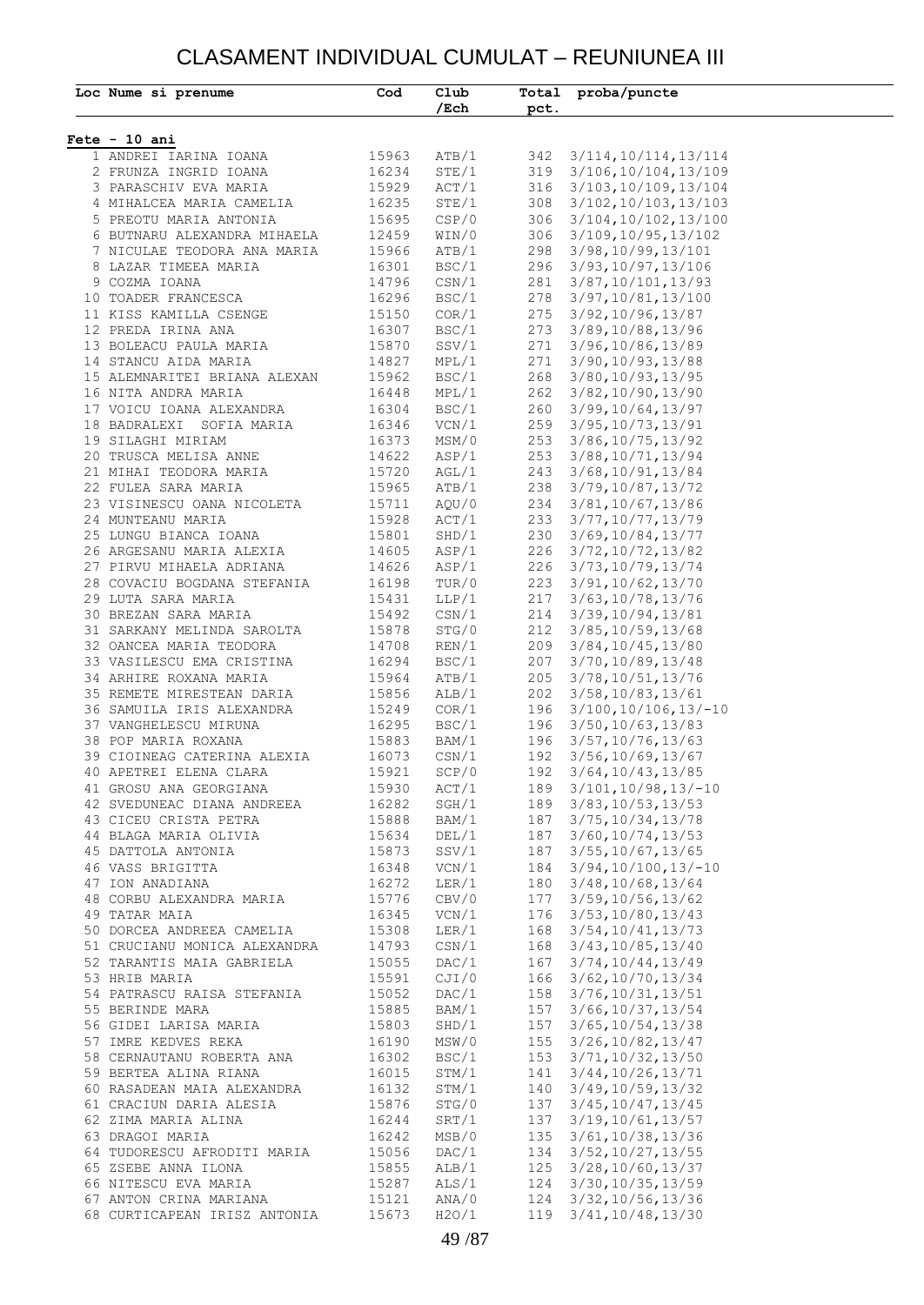# CLASAMENT INDIVIDUAL CUMULAT – REUNIUNEA III

| Loc | Nume si prenume | Cod | Club /Ech | Total pct. | proba/puncte |
|---|---|---|---|---|---|
| **Fete - 10 ani** | | | | | |
| 1 | ANDREI IARINA IOANA | 15963 | ATB/1 | 342 | 3/114,10/114,13/114 |
| 2 | FRUNZA INGRID IOANA | 16234 | STE/1 | 319 | 3/106,10/104,13/109 |
| 3 | PARASCHIV EVA MARIA | 15929 | ACT/1 | 316 | 3/103,10/109,13/104 |
| 4 | MIHALCEA MARIA CAMELIA | 16235 | STE/1 | 308 | 3/102,10/103,13/103 |
| 5 | PREOTU MARIA ANTONIA | 15695 | CSP/0 | 306 | 3/104,10/102,13/100 |
| 6 | BUTNARU ALEXANDRA MIHAELA | 12459 | WIN/0 | 306 | 3/109,10/95,13/102 |
| 7 | NICULAE TEODORA ANA MARIA | 15966 | ATB/1 | 298 | 3/98,10/99,13/101 |
| 8 | LAZAR TIMEEA MARIA | 16301 | BSC/1 | 296 | 3/93,10/97,13/106 |
| 9 | COZMA IOANA | 14796 | CSN/1 | 281 | 3/87,10/101,13/93 |
| 10 | TOADER FRANCESCA | 16296 | BSC/1 | 278 | 3/97,10/81,13/100 |
| 11 | KISS KAMILLA CSENGE | 15150 | COR/1 | 275 | 3/92,10/96,13/87 |
| 12 | PREDA IRINA ANA | 16307 | BSC/1 | 273 | 3/89,10/88,13/96 |
| 13 | BOLEACU PAULA MARIA | 15870 | SSV/1 | 271 | 3/96,10/86,13/89 |
| 14 | STANCU AIDA MARIA | 14827 | MPL/1 | 271 | 3/90,10/93,13/88 |
| 15 | ALEMNARITEI BRIANA ALEXAN | 15962 | BSC/1 | 268 | 3/80,10/93,13/95 |
| 16 | NITA ANDRA MARIA | 16448 | MPL/1 | 262 | 3/82,10/90,13/90 |
| 17 | VOICU IOANA ALEXANDRA | 16304 | BSC/1 | 260 | 3/99,10/64,13/97 |
| 18 | BADRALEXI SOFIA MARIA | 16346 | VCN/1 | 259 | 3/95,10/73,13/91 |
| 19 | SILAGHI MIRIAM | 16373 | MSM/0 | 253 | 3/86,10/75,13/92 |
| 20 | TRUSCA MELISA ANNE | 14622 | ASP/1 | 253 | 3/88,10/71,13/94 |
| 21 | MIHAI TEODORA MARIA | 15720 | AGL/1 | 243 | 3/68,10/91,13/84 |
| 22 | FULEA SARA MARIA | 15965 | ATB/1 | 238 | 3/79,10/87,13/72 |
| 23 | VISINESCU OANA NICOLETA | 15711 | AQU/0 | 234 | 3/81,10/67,13/86 |
| 24 | MUNTEANU MARIA | 15928 | ACT/1 | 233 | 3/77,10/77,13/79 |
| 25 | LUNGU BIANCA IOANA | 15801 | SHD/1 | 230 | 3/69,10/84,13/77 |
| 26 | ARGESANU MARIA ALEXIA | 14605 | ASP/1 | 226 | 3/72,10/72,13/82 |
| 27 | PIRVU MIHAELA ADRIANA | 14626 | ASP/1 | 226 | 3/73,10/79,13/74 |
| 28 | COVACIU BOGDANA STEFANIA | 16198 | TUR/0 | 223 | 3/91,10/62,13/70 |
| 29 | LUTA SARA MARIA | 15431 | LLP/1 | 217 | 3/63,10/78,13/76 |
| 30 | BREZAN SARA MARIA | 15492 | CSN/1 | 214 | 3/39,10/94,13/81 |
| 31 | SARKANY MELINDA SAROLTA | 15878 | STG/0 | 212 | 3/85,10/59,13/68 |
| 32 | OANCEA MARIA TEODORA | 14708 | REN/1 | 209 | 3/84,10/45,13/80 |
| 33 | VASILESCU EMA CRISTINA | 16294 | BSC/1 | 207 | 3/70,10/89,13/48 |
| 34 | ARHIRE ROXANA MARIA | 15964 | ATB/1 | 205 | 3/78,10/51,13/76 |
| 35 | REMETE MIRESTEAN DARIA | 15856 | ALB/1 | 202 | 3/58,10/83,13/61 |
| 36 | SAMUILA IRIS ALEXANDRA | 15249 | COR/1 | 196 | 3/100,10/106,13/-10 |
| 37 | VANGHELESCU MIRUNA | 16295 | BSC/1 | 196 | 3/50,10/63,13/83 |
| 38 | POP MARIA ROXANA | 15883 | BAM/1 | 196 | 3/57,10/76,13/63 |
| 39 | CIOINEAG CATERINA ALEXIA | 16073 | CSN/1 | 192 | 3/56,10/69,13/67 |
| 40 | APETREI ELENA CLARA | 15921 | SCP/0 | 192 | 3/64,10/43,13/85 |
| 41 | GROSU ANA GEORGIANA | 15930 | ACT/1 | 189 | 3/101,10/98,13/-10 |
| 42 | SVEDUNEAC DIANA ANDREEA | 16282 | SGH/1 | 189 | 3/83,10/53,13/53 |
| 43 | CICEU CRISTA PETRA | 15888 | BAM/1 | 187 | 3/75,10/34,13/78 |
| 44 | BLAGA MARIA OLIVIA | 15634 | DEL/1 | 187 | 3/60,10/74,13/53 |
| 45 | DATTOLA ANTONIA | 15873 | SSV/1 | 187 | 3/55,10/67,13/65 |
| 46 | VASS BRIGITTA | 16348 | VCN/1 | 184 | 3/94,10/100,13/-10 |
| 47 | ION ANADIANA | 16272 | LER/1 | 180 | 3/48,10/68,13/64 |
| 48 | CORBU ALEXANDRA MARIA | 15776 | CBV/0 | 177 | 3/59,10/56,13/62 |
| 49 | TATAR MAIA | 16345 | VCN/1 | 176 | 3/53,10/80,13/43 |
| 50 | DORCEA ANDREEA CAMELIA | 15308 | LER/1 | 168 | 3/54,10/41,13/73 |
| 51 | CRUCIANU MONICA ALEXANDRA | 14793 | CSN/1 | 168 | 3/43,10/85,13/40 |
| 52 | TARANTIS MAIA GABRIELA | 15055 | DAC/1 | 167 | 3/74,10/44,13/49 |
| 53 | HRIB MARIA | 15591 | CJI/0 | 166 | 3/62,10/70,13/34 |
| 54 | PATRASCU RAISA STEFANIA | 15052 | DAC/1 | 158 | 3/76,10/31,13/51 |
| 55 | BERINDE MARA | 15885 | BAM/1 | 157 | 3/66,10/37,13/54 |
| 56 | GIDEI LARISA MARIA | 15803 | SHD/1 | 157 | 3/65,10/54,13/38 |
| 57 | IMRE KEDVES REKA | 16190 | MSW/0 | 155 | 3/26,10/82,13/47 |
| 58 | CERNAUTANU ROBERTA ANA | 16302 | BSC/1 | 153 | 3/71,10/32,13/50 |
| 59 | BERTEA ALINA RIANA | 16015 | STM/1 | 141 | 3/44,10/26,13/71 |
| 60 | RASADEAN MAIA ALEXANDRA | 16132 | STM/1 | 140 | 3/49,10/59,13/32 |
| 61 | CRACIUN DARIA ALESIA | 15876 | STG/0 | 137 | 3/45,10/47,13/45 |
| 62 | ZIMA MARIA ALINA | 16244 | SRT/1 | 137 | 3/19,10/61,13/57 |
| 63 | DRAGOI MARIA | 16242 | MSB/0 | 135 | 3/61,10/38,13/36 |
| 64 | TUDORESCU AFRODITI MARIA | 15056 | DAC/1 | 134 | 3/52,10/27,13/55 |
| 65 | ZSEBE ANNA ILONA | 15855 | ALB/1 | 125 | 3/28,10/60,13/37 |
| 66 | NITESCU EVA MARIA | 15287 | ALS/1 | 124 | 3/30,10/35,13/59 |
| 67 | ANTON CRINA MARIANA | 15121 | ANA/0 | 124 | 3/32,10/56,13/36 |
| 68 | CURTICAPEAN IRISZ ANTONIA | 15673 | H2O/1 | 119 | 3/41,10/48,13/30 |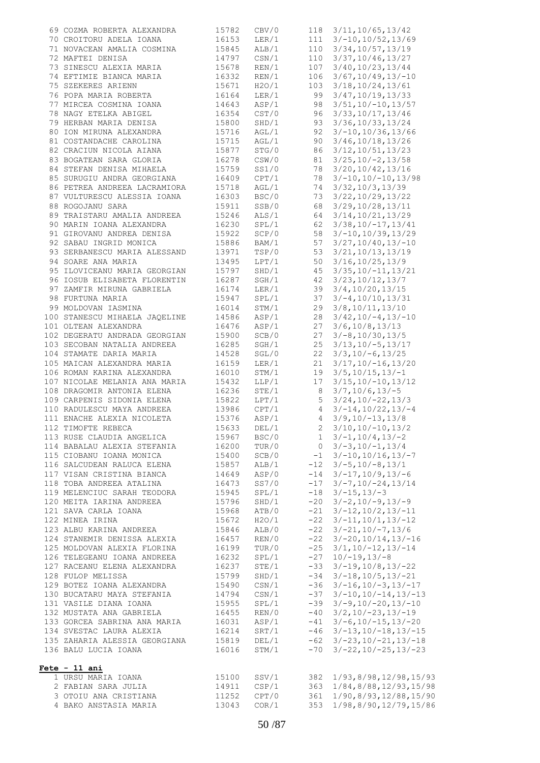| | | | | |
|---|---|---|---|---|
| 69 COZMA ROBERTA ALEXANDRA | 15782 | CBV/0 | 118 | 3/11,10/65,13/42 |
| 70 CROITORU ADELA IOANA | 16153 | LER/1 | 111 | 3/-10,10/52,13/69 |
| 71 NOVACEAN AMALIA COSMINA | 15845 | ALB/1 | 110 | 3/34,10/57,13/19 |
| 72 MAFTEI DENISA | 14797 | CSN/1 | 110 | 3/37,10/46,13/27 |
| 73 SINESCU ALEXIA MARIA | 15678 | REN/1 | 107 | 3/40,10/23,13/44 |
| 74 EFTIMIE BIANCA MARIA | 16332 | REN/1 | 106 | 3/67,10/49,13/-10 |
| 75 SZEKERES ARIENN | 15671 | H2O/1 | 103 | 3/18,10/24,13/61 |
| 76 POPA MARIA ROBERTA | 16164 | LER/1 | 99 | 3/47,10/19,13/33 |
| 77 MIRCEA COSMINA IOANA | 14643 | ASP/1 | 98 | 3/51,10/-10,13/57 |
| 78 NAGY ETELKA ABIGEL | 16354 | CST/0 | 96 | 3/33,10/17,13/46 |
| 79 HERBAN MARIA DENISA | 15800 | SHD/1 | 93 | 3/36,10/33,13/24 |
| 80 ION MIRUNA ALEXANDRA | 15716 | AGL/1 | 92 | 3/-10,10/36,13/66 |
| 81 COSTANDACHE CAROLINA | 15715 | AGL/1 | 90 | 3/46,10/18,13/26 |
| 82 CRACIUN NICOLA AIANA | 15877 | STG/0 | 86 | 3/12,10/51,13/23 |
| 83 BOGATEAN SARA GLORIA | 16278 | CSW/0 | 81 | 3/25,10/-2,13/58 |
| 84 STEFAN DENISA MIHAELA | 15759 | SS1/0 | 78 | 3/20,10/42,13/16 |
| 85 SURUGIU ANDRA GEORGIANA | 16409 | CPT/1 | 78 | 3/-10,10/-10,13/98 |
| 86 PETREA ANDREEA LACRAMIORA | 15718 | AGL/1 | 74 | 3/32,10/3,13/39 |
| 87 VULTURESCU ALESSIA IOANA | 16303 | BSC/0 | 73 | 3/22,10/29,13/22 |
| 88 ROGOJANU SARA | 15911 | SSB/0 | 68 | 3/29,10/28,13/11 |
| 89 TRAISTARU AMALIA ANDREEA | 15246 | ALS/1 | 64 | 3/14,10/21,13/29 |
| 90 MARIN IOANA ALEXANDRA | 16230 | SPL/1 | 62 | 3/38,10/-17,13/41 |
| 91 GIROVANU ANDREEA DENISA | 15922 | SCP/0 | 58 | 3/-10,10/39,13/29 |
| 92 SABAU INGRID MONICA | 15886 | BAM/1 | 57 | 3/27,10/40,13/-10 |
| 93 SERBANESCU MARIA ALESSAND | 13971 | TSP/0 | 53 | 3/21,10/13,13/19 |
| 94 SOARE ANA MARIA | 13495 | LPT/1 | 50 | 3/16,10/25,13/9 |
| 95 ILOVICEANU MARIA GEORGIAN | 15797 | SHD/1 | 45 | 3/35,10/-11,13/21 |
| 96 IOSUB ELISABETA FLORENTIN | 16287 | SGH/1 | 42 | 3/23,10/12,13/7 |
| 97 ZAMFIR MIRUNA GABRIELA | 16174 | LER/1 | 39 | 3/4,10/20,13/15 |
| 98 FURTUNA MARIA | 15947 | SPL/1 | 37 | 3/-4,10/10,13/31 |
| 99 MOLDOVAN IASMINA | 16014 | STM/1 | 29 | 3/8,10/11,13/10 |
| 100 STANESCU MIHAELA JAQELINE | 14586 | ASP/1 | 28 | 3/42,10/-4,13/-10 |
| 101 OLTEAN ALEXANDRA | 16476 | ASP/1 | 27 | 3/6,10/8,13/13 |
| 102 DEGERATU ANDRADA GEORGIAN | 15900 | SCB/0 | 27 | 3/-8,10/30,13/5 |
| 103 SECOBAN NATALIA ANDREEA | 16285 | SGH/1 | 25 | 3/13,10/-5,13/17 |
| 104 STAMATE DARIA MARIA | 14528 | SGL/0 | 22 | 3/3,10/-6,13/25 |
| 105 MAICAN ALEXANDRA MARIA | 16159 | LER/1 | 21 | 3/17,10/-16,13/20 |
| 106 ROMAN KARINA ALEXANDRA | 16010 | STM/1 | 19 | 3/5,10/15,13/-1 |
| 107 NICOLAE MELANIA ANA MARIA | 15432 | LLP/1 | 17 | 3/15,10/-10,13/12 |
| 108 DRAGOMIR ANTONIA ELENA | 16236 | STE/1 | 8 | 3/7,10/6,13/-5 |
| 109 CARPENIS SIDONIA ELENA | 15822 | LPT/1 | 5 | 3/24,10/-22,13/3 |
| 110 RADULESCU MAYA ANDREEA | 13986 | CPT/1 | 4 | 3/-14,10/22,13/-4 |
| 111 ENACHE ALEXIA NICOLETA | 15376 | ASP/1 | 4 | 3/9,10/-13,13/8 |
| 112 TIMOFTE REBECA | 15633 | DEL/1 | 2 | 3/10,10/-10,13/2 |
| 113 RUSE CLAUDIA ANGELICA | 15967 | BSC/0 | 1 | 3/-1,10/4,13/-2 |
| 114 BABALAU ALEXIA STEFANIA | 16200 | TUR/0 | 0 | 3/-3,10/-1,13/4 |
| 115 CIOBANU IOANA MONICA | 15400 | SCB/0 | -1 | 3/-10,10/16,13/-7 |
| 116 SALCUDEAN RALUCA ELENA | 15857 | ALB/1 | -12 | 3/-5,10/-8,13/1 |
| 117 VISAN CRISTINA BIANCA | 14649 | ASP/0 | -14 | 3/-17,10/9,13/-6 |
| 118 TOBA ANDREEA ATALINA | 16473 | SS7/0 | -17 | 3/-7,10/-24,13/14 |
| 119 MELENCIUC SARAH TEODORA | 15945 | SPL/1 | -18 | 3/-15,13/-3 |
| 120 MEITA IARINA ANDREEA | 15796 | SHD/1 | -20 | 3/-2,10/-9,13/-9 |
| 121 SAVA CARLA IOANA | 15968 | ATB/0 | -21 | 3/-12,10/2,13/-11 |
| 122 MINEA IRINA | 15672 | H2O/1 | -22 | 3/-11,10/1,13/-12 |
| 123 ALBU KARINA ANDREEA | 15846 | ALB/0 | -22 | 3/-21,10/-7,13/6 |
| 124 STANEMIR DENISSA ALEXIA | 16457 | REN/0 | -22 | 3/-20,10/14,13/-16 |
| 125 MOLDOVAN ALEXIA FLORINA | 16199 | TUR/0 | -25 | 3/1,10/-12,13/-14 |
| 126 TELEGEANU IOANA ANDREEA | 16232 | SPL/1 | -27 | 10/-19,13/-8 |
| 127 RACEANU ELENA ALEXANDRA | 16237 | STE/1 | -33 | 3/-19,10/8,13/-22 |
| 128 FULOP MELISSA | 15799 | SHD/1 | -34 | 3/-18,10/5,13/-21 |
| 129 BOTEZ IOANA ALEXANDRA | 15490 | CSN/1 | -36 | 3/-16,10/-3,13/-17 |
| 130 BUCATARU MAYA STEFANIA | 14794 | CSN/1 | -37 | 3/-10,10/-14,13/-13 |
| 131 VASILE DIANA IOANA | 15955 | SPL/1 | -39 | 3/-9,10/-20,13/-10 |
| 132 MUSTATA ANA GABRIELA | 16455 | REN/0 | -40 | 3/2,10/-23,13/-19 |
| 133 GORCEA SABRINA ANA MARIA | 16031 | ASP/1 | -41 | 3/-6,10/-15,13/-20 |
| 134 SVESTAC LAURA ALEXIA | 16214 | SRT/1 | -46 | 3/-13,10/-18,13/-15 |
| 135 ZAHARIA ALESSIA GEORGIANA | 15819 | DEL/1 | -62 | 3/-23,10/-21,13/-18 |
| 136 BALU LUCIA IOANA | 16016 | STM/1 | -70 | 3/-22,10/-25,13/-23 |

**Fete - 11 ani**

| | | | | |
|---|---|---|---|---|
| 1 URSU MARIA IOANA | 15100 | SSV/1 | 382 | 1/93,8/98,12/98,15/93 |
| 2 FABIAN SARA JULIA | 14911 | CSP/1 | 363 | 1/84,8/88,12/93,15/98 |
| 3 OTOIU ANA CRISTIANA | 11252 | CPT/0 | 361 | 1/90,8/93,12/88,15/90 |
| 4 BAKO ANSTASIA MARIA | 13043 | COR/1 | 353 | 1/98,8/90,12/79,15/86 |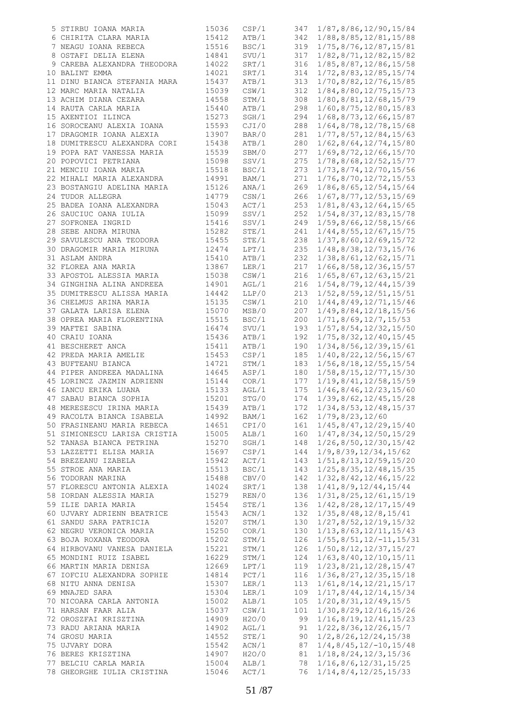```
 5 STIRBU IOANA MARIA            15036   CSP/1    347  1/87,8/86,12/90,15/84
 6 CHIRITA CLARA MARIA           15412   ATB/1    342  1/88,8/85,12/81,15/88
 7 NEAGU IOANA REBECA            15516   BSC/1    319  1/75,8/76,12/87,15/81
 8 OSTAFI DELIA ELENA            14841   SVU/1    317  1/82,8/71,12/82,15/82
 9 CAREBA ALEXANDRA THEODORA     14022   SRT/1    316  1/85,8/87,12/86,15/58
10 BALINT EMMA                   14021   SRT/1    314  1/72,8/83,12/85,15/74
11 DINU BIANCA STEFANIA MARA     15437   ATB/1    313  1/70,8/82,12/76,15/85
12 MARC MARIA NATALIA            15039   CSW/1    312  1/84,8/80,12/75,15/73
13 ACHIM DIANA CEZARA            14558   STM/1    308  1/80,8/81,12/68,15/79
14 RAUTA CARLA MARIA             15440   ATB/1    298  1/60,8/75,12/80,15/83
15 AXENTIOI ILINCA               15273   SGH/1    294  1/68,8/73,12/66,15/87
16 SOROCEANU ALEXIA IOANA        15593   CJI/0    288  1/64,8/78,12/78,15/68
17 DRAGOMIR IOANA ALEXIA         13907   BAR/0    281  1/77,8/57,12/84,15/63
18 DUMITRESCU ALEXANDRA CORI     15438   ATB/1    280  1/62,8/64,12/74,15/80
19 POPA RAT VANESSA MARIA        15539   SBM/0    277  1/69,8/72,12/66,15/70
20 POPOVICI PETRIANA             15098   SSV/1    275  1/78,8/68,12/52,15/77
21 MENCIU IOANA MARIA            15518   BSC/1    273  1/73,8/74,12/70,15/56
22 MIHALI MARIA ALEXANDRA        14991   BAM/1    271  1/76,8/70,12/72,15/53
23 BOSTANGIU ADELINA MARIA       15126   ANA/1    269  1/86,8/65,12/54,15/64
24 TUDOR ALLEGRA                 14779   CSN/1    266  1/67,8/77,12/53,15/69
25 BADEA IOANA ALEXANDRA         15043   ACT/1    253  1/81,8/43,12/64,15/65
26 SAUCIUC OANA IULIA            15099   SSV/1    252  1/54,8/37,12/83,15/78
27 SOFRONEA INGRID               15416   SSV/1    249  1/59,8/66,12/58,15/66
28 SEBE ANDRA MIRUNA             15282   STE/1    241  1/44,8/55,12/67,15/75
29 SAVULESCU ANA TEODORA         15455   STE/1    238  1/37,8/60,12/69,15/72
30 DRAGOMIR MARIA MIRUNA         12474   LPT/1    235  1/48,8/38,12/73,15/76
31 ASLAM ANDRA                   15410   ATB/1    232  1/38,8/61,12/62,15/71
32 FLOREA ANA MARIA              13867   LER/1    217  1/66,8/58,12/36,15/57
33 APOSTOL ALESSIA MARIA         15038   CSW/1    216  1/65,8/67,12/63,15/21
34 GINGHINA ALINA ANDREEA        14901   AGL/1    216  1/54,8/79,12/44,15/39
35 DUMITRESCU ALISSA MARIA       14442   LLP/0    213  1/52,8/59,12/51,15/51
36 CHELMUS ARINA MARIA           15135   CSW/1    210  1/44,8/49,12/71,15/46
37 GALATA LARISA ELENA           15070   MSB/0    207  1/49,8/84,12/18,15/56
38 OPREA MARIA FLORENTINA        15515   BSC/1    200  1/71,8/69,12/7,15/53
39 MAFTEI SABINA                 16474   SVU/1    193  1/57,8/54,12/32,15/50
40 CRAIU IOANA                   15436   ATB/1    192  1/75,8/32,12/40,15/45
41 BESCHERET ANCA                15411   ATB/1    190  1/34,8/56,12/39,15/61
42 PREDA MARIA AMELIE            15453   CSP/1    185  1/40,8/22,12/56,15/67
43 BUFTEANU BIANCA               14721   STM/1    183  1/56,8/18,12/55,15/54
44 PIPER ANDREEA MADALINA        14645   ASP/1    180  1/58,8/15,12/77,15/30
45 LORINCZ JAZMIN ADRIENN        15144   COR/1    177  1/19,8/41,12/58,15/59
46 IANCU ERIKA LUANA             15133   AGL/1    175  1/46,8/46,12/23,15/60
47 SABAU BIANCA SOPHIA           15201   STG/0    174  1/39,8/62,12/45,15/28
48 MERESESCU IRINA MARIA         15439   ATB/1    172  1/34,8/53,12/48,15/37
49 RACOLTA BIANCA ISABELA        14992   BAM/1    162  1/79,8/23,12/60
50 FRASINEANU MARIA REBECA       14651   CPI/0    161  1/45,8/47,12/29,15/40
51 SIMIONESCU LARISA CRISTIA     15005   ALB/1    160  1/47,8/34,12/50,15/29
52 TANASA BIANCA PETRINA         15270   SGH/1    148  1/26,8/50,12/30,15/42
53 LAZZETTI ELISA MARIA          15697   CSP/1    144  1/9,8/39,12/34,15/62
54 BREZEANU IZABELA              15942   ACT/1    143  1/51,8/13,12/59,15/20
55 STROE ANA MARIA               15513   BSC/1    143  1/25,8/35,12/48,15/35
56 TODORAN MARINA                15488   CBV/0    142  1/32,8/42,12/46,15/22
57 FLORESCU ANTONIA ALEXIA       14024   SRT/1    138  1/41,8/9,12/44,15/44
58 IORDAN ALESSIA MARIA          15279   REN/0    136  1/31,8/25,12/61,15/19
59 ILIE DARIA MARIA              15454   STE/1    136  1/42,8/28,12/17,15/49
60 UJVARY ADRIENN BEATRICE       15543   ACN/1    132  1/35,8/48,12/8,15/41
61 SANDU SARA PATRICIA           15207   STM/1    130  1/27,8/52,12/19,15/32
62 NEGRU VERONICA MARIA          15250   COR/1    130  1/13,8/63,12/11,15/43
63 BOJA ROXANA TEODORA           15202   STM/1    126  1/55,8/51,12/-11,15/31
64 HIRBOVANU VANESA DANIELA      15221   STM/1    126  1/50,8/12,12/37,15/27
65 MONDINI RUIZ ISABEL           16229   STM/1    124  1/63,8/40,12/10,15/11
66 MARTIN MARIA DENISA           12669   LPT/1    119  1/23,8/21,12/28,15/47
67 IOFCIU ALEXANDRA SOPHIE       14814   PCT/1    116  1/36,8/27,12/35,15/18
68 NITU ANNA DENISA              15307   LER/1    113  1/61,8/14,12/21,15/17
69 MNAJED SARA                   15304   LER/1    109  1/17,8/44,12/14,15/34
70 NICOARA CARLA ANTONIA         15002   ALB/1    105  1/20,8/31,12/49,15/5
71 HARSAN FAAR ALIA              15037   CSW/1    101  1/30,8/29,12/16,15/26
72 OROSZFAI KRISZTINA            14909   H2O/0     99  1/16,8/19,12/41,15/23
73 RADU ARIANA MARIA             14902   AGL/1     91  1/22,8/36,12/26,15/7
74 GROSU MARIA                   14552   STE/1     90  1/2,8/26,12/24,15/38
75 UJVARY DORA                   15542   ACN/1     87  1/4,8/45,12/-10,15/48
76 BERES KRISZTINA               14907   H2O/0     81  1/18,8/24,12/3,15/36
77 BELCIU CARLA MARIA            15004   ALB/1     78  1/16,8/6,12/31,15/25
78 GHEORGHE IULIA CRISTINA       15046   ACT/1     76  1/14,8/4,12/25,15/33
```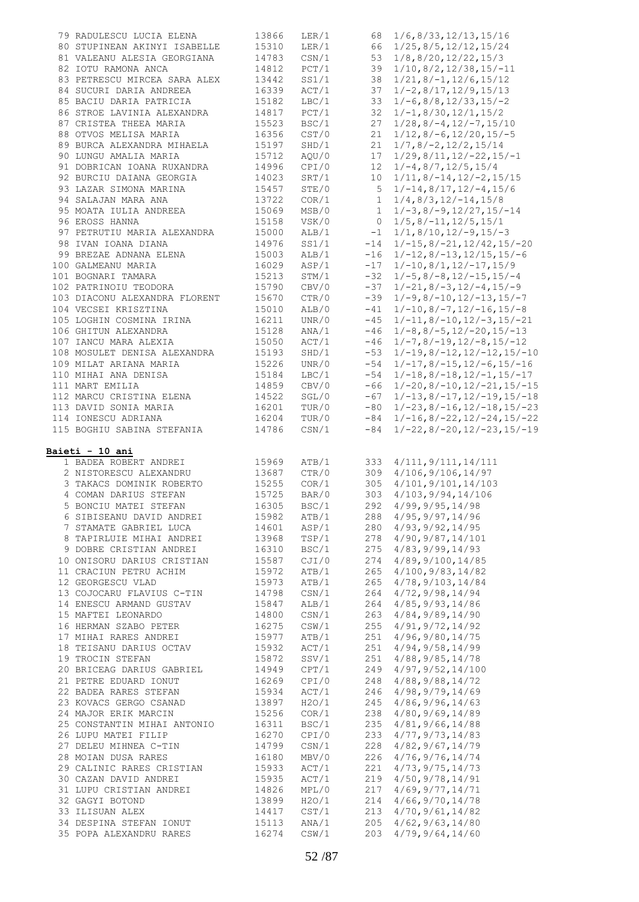| | | | | | |
|---|---|---|---|---|---|
| 79 | RADULESCU LUCIA ELENA | 13866 | LER/1 | 68 | 1/6,8/33,12/13,15/16 |
| 80 | STUPINEAN AKINYI ISABELLE | 15310 | LER/1 | 66 | 1/25,8/5,12/12,15/24 |
| 81 | VALEANU ALESIA GEORGIANA | 14783 | CSN/1 | 53 | 1/8,8/20,12/22,15/3 |
| 82 | IOTU RAMONA ANCA | 14812 | PCT/1 | 39 | 1/10,8/2,12/38,15/-11 |
| 83 | PETRESCU MIRCEA SARA ALEX | 13442 | SS1/1 | 38 | 1/21,8/-1,12/6,15/12 |
| 84 | SUCURI DARIA ANDREEA | 16339 | ACT/1 | 37 | 1/-2,8/17,12/9,15/13 |
| 85 | BACIU DARIA PATRICIA | 15182 | LBC/1 | 33 | 1/-6,8/8,12/33,15/-2 |
| 86 | STROE LAVINIA ALEXANDRA | 14817 | PCT/1 | 32 | 1/-1,8/30,12/1,15/2 |
| 87 | CRISTEA THEEA MARIA | 15523 | BSC/1 | 27 | 1/28,8/-4,12/-7,15/10 |
| 88 | OTVOS MELISA MARIA | 16356 | CST/0 | 21 | 1/12,8/-6,12/20,15/-5 |
| 89 | BURCA ALEXANDRA MIHAELA | 15197 | SHD/1 | 21 | 1/7,8/-2,12/2,15/14 |
| 90 | LUNGU AMALIA MARIA | 15712 | AQU/0 | 17 | 1/29,8/11,12/-22,15/-1 |
| 91 | DOBRICAN IOANA RUXANDRA | 14996 | CPI/0 | 12 | 1/-4,8/7,12/5,15/4 |
| 92 | BURCIU DAIANA GEORGIA | 14023 | SRT/1 | 10 | 1/11,8/-14,12/-2,15/15 |
| 93 | LAZAR SIMONA MARINA | 15457 | STE/0 | 5 | 1/-14,8/17,12/-4,15/6 |
| 94 | SALAJAN MARA ANA | 13722 | COR/1 | 1 | 1/4,8/3,12/-14,15/8 |
| 95 | MOATA IULIA ANDREEA | 15069 | MSB/0 | 1 | 1/-3,8/-9,12/27,15/-14 |
| 96 | EROSS HANNA | 15158 | VSK/0 | 0 | 1/5,8/-11,12/5,15/1 |
| 97 | PETRUTIU MARIA ALEXANDRA | 15000 | ALB/1 | -1 | 1/1,8/10,12/-9,15/-3 |
| 98 | IVAN IOANA DIANA | 14976 | SS1/1 | -14 | 1/-15,8/-21,12/42,15/-20 |
| 99 | BREZAE ADNANA ELENA | 15003 | ALB/1 | -16 | 1/-12,8/-13,12/15,15/-6 |
| 100 | GALMEANU MARIA | 16029 | ASP/1 | -17 | 1/-10,8/1,12/-17,15/9 |
| 101 | BOGNARI TAMARA | 15213 | STM/1 | -32 | 1/-5,8/-8,12/-15,15/-4 |
| 102 | PATRINOIU TEODORA | 15790 | CBV/0 | -37 | 1/-21,8/-3,12/-4,15/-9 |
| 103 | DIACONU ALEXANDRA FLORENT | 15670 | CTR/0 | -39 | 1/-9,8/-10,12/-13,15/-7 |
| 104 | VECSEI KRISZTINA | 15010 | ALB/0 | -41 | 1/-10,8/-7,12/-16,15/-8 |
| 105 | LOGHIN COSMINA IRINA | 16211 | UNR/0 | -45 | 1/-11,8/-10,12/-3,15/-21 |
| 106 | GHITUN ALEXANDRA | 15128 | ANA/1 | -46 | 1/-8,8/-5,12/-20,15/-13 |
| 107 | IANCU MARA ALEXIA | 15050 | ACT/1 | -46 | 1/-7,8/-19,12/-8,15/-12 |
| 108 | MOSULET DENISA ALEXANDRA | 15193 | SHD/1 | -53 | 1/-19,8/-12,12/-12,15/-10 |
| 109 | MILAT ARIANA MARIA | 15226 | UNR/0 | -54 | 1/-17,8/-15,12/-6,15/-16 |
| 110 | MIHAI ANA DENISA | 15184 | LBC/1 | -54 | 1/-18,8/-18,12/-1,15/-17 |
| 111 | MART EMILIA | 14859 | CBV/0 | -66 | 1/-20,8/-10,12/-21,15/-15 |
| 112 | MARCU CRISTINA ELENA | 14522 | SGL/0 | -67 | 1/-13,8/-17,12/-19,15/-18 |
| 113 | DAVID SONIA MARIA | 16201 | TUR/0 | -80 | 1/-23,8/-16,12/-18,15/-23 |
| 114 | IONESCU ADRIANA | 16204 | TUR/0 | -84 | 1/-16,8/-22,12/-24,15/-22 |
| 115 | BOGHIU SABINA STEFANIA | 14786 | CSN/1 | -84 | 1/-22,8/-20,12/-23,15/-19 |

**Baieti - 10 ani**

| | | | | | |
|---|---|---|---|---|---|
| 1 | BADEA ROBERT ANDREI | 15969 | ATB/1 | 333 | 4/111,9/111,14/111 |
| 2 | NISTORESCU ALEXANDRU | 13687 | CTR/0 | 309 | 4/106,9/106,14/97 |
| 3 | TAKACS DOMINIK ROBERTO | 15255 | COR/1 | 305 | 4/101,9/101,14/103 |
| 4 | COMAN DARIUS STEFAN | 15725 | BAR/0 | 303 | 4/103,9/94,14/106 |
| 5 | BONCIU MATEI STEFAN | 16305 | BSC/1 | 292 | 4/99,9/95,14/98 |
| 6 | SIBISEANU DAVID ANDREI | 15982 | ATB/1 | 288 | 4/95,9/97,14/96 |
| 7 | STAMATE GABRIEL LUCA | 14601 | ASP/1 | 280 | 4/93,9/92,14/95 |
| 8 | TAPIRLUIE MIHAI ANDREI | 13968 | TSP/1 | 278 | 4/90,9/87,14/101 |
| 9 | DOBRE CRISTIAN ANDREI | 16310 | BSC/1 | 275 | 4/83,9/99,14/93 |
| 10 | ONISORU DARIUS CRISTIAN | 15587 | CJI/0 | 274 | 4/89,9/100,14/85 |
| 11 | CRACIUN PETRU ACHIM | 15972 | ATB/1 | 265 | 4/100,9/83,14/82 |
| 12 | GEORGESCU VLAD | 15973 | ATB/1 | 265 | 4/78,9/103,14/84 |
| 13 | COJOCARU FLAVIUS C-TIN | 14798 | CSN/1 | 264 | 4/72,9/98,14/94 |
| 14 | ENESCU ARMAND GUSTAV | 15847 | ALB/1 | 264 | 4/85,9/93,14/86 |
| 15 | MAFTEI LEONARDO | 14800 | CSN/1 | 263 | 4/84,9/89,14/90 |
| 16 | HERMAN SZABO PETER | 16275 | CSW/1 | 255 | 4/91,9/72,14/92 |
| 17 | MIHAI RARES ANDREI | 15977 | ATB/1 | 251 | 4/96,9/80,14/75 |
| 18 | TEISANU DARIUS OCTAV | 15932 | ACT/1 | 251 | 4/94,9/58,14/99 |
| 19 | TROCIN STEFAN | 15872 | SSV/1 | 251 | 4/88,9/85,14/78 |
| 20 | BRICEAG DARIUS GABRIEL | 14949 | CPT/1 | 249 | 4/97,9/52,14/100 |
| 21 | PETRE EDUARD IONUT | 16269 | CPI/0 | 248 | 4/88,9/88,14/72 |
| 22 | BADEA RARES STEFAN | 15934 | ACT/1 | 246 | 4/98,9/79,14/69 |
| 23 | KOVACS GERGO CSANAD | 13897 | H2O/1 | 245 | 4/86,9/96,14/63 |
| 24 | MAJOR ERIK MARCIN | 15256 | COR/1 | 238 | 4/80,9/69,14/89 |
| 25 | CONSTANTIN MIHAI ANTONIO | 16311 | BSC/1 | 235 | 4/81,9/66,14/88 |
| 26 | LUPU MATEI FILIP | 16270 | CPI/0 | 233 | 4/77,9/73,14/83 |
| 27 | DELEU MIHNEA C-TIN | 14799 | CSN/1 | 228 | 4/82,9/67,14/79 |
| 28 | MOIAN DUSA RARES | 16180 | MBV/0 | 226 | 4/76,9/76,14/74 |
| 29 | CALINIC RARES CRISTIAN | 15933 | ACT/1 | 221 | 4/73,9/75,14/73 |
| 30 | CAZAN DAVID ANDREI | 15935 | ACT/1 | 219 | 4/50,9/78,14/91 |
| 31 | LUPU CRISTIAN ANDREI | 14826 | MPL/0 | 217 | 4/69,9/77,14/71 |
| 32 | GAGYI BOTOND | 13899 | H2O/1 | 214 | 4/66,9/70,14/78 |
| 33 | ILISUAN ALEX | 14417 | CST/1 | 213 | 4/70,9/61,14/82 |
| 34 | DESPINA STEFAN IONUT | 15113 | ANA/1 | 205 | 4/62,9/63,14/80 |
| 35 | POPA ALEXANDRU RARES | 16274 | CSW/1 | 203 | 4/79,9/64,14/60 |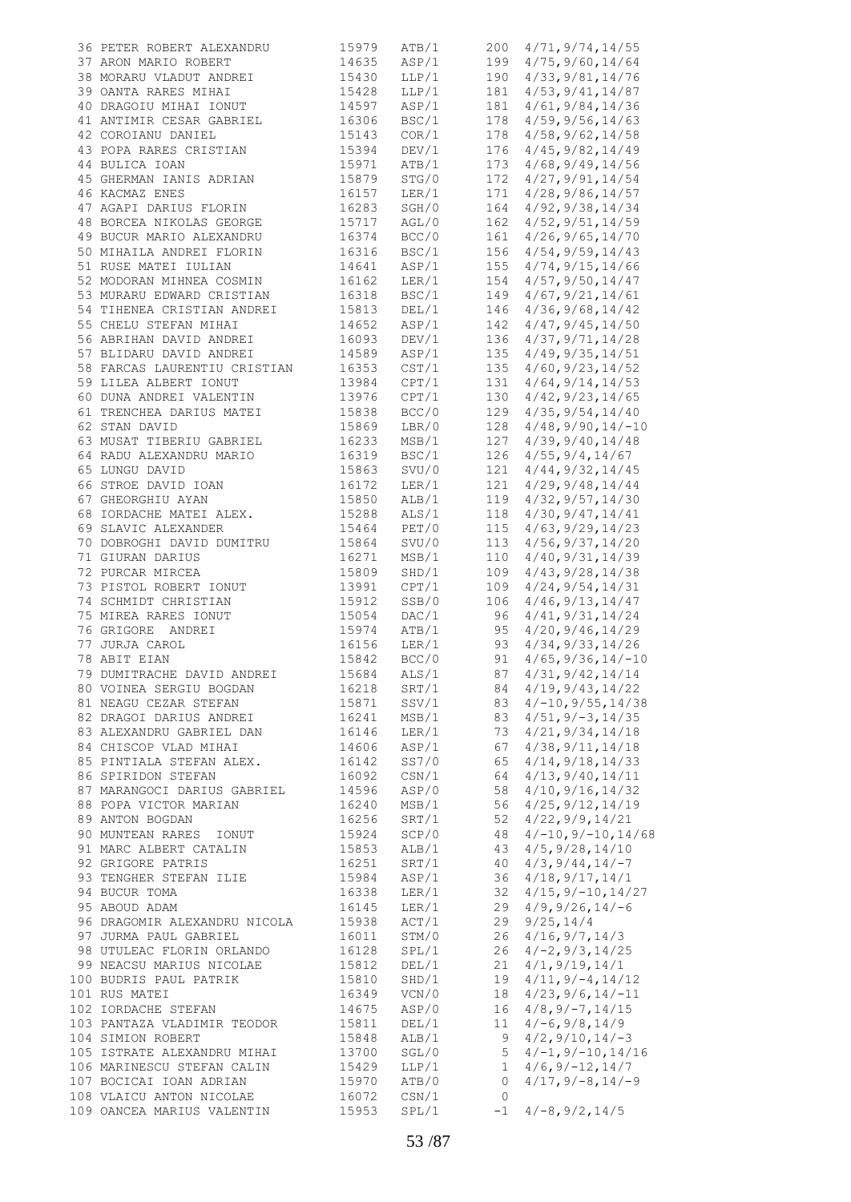| | | | | | |
|---|---|---|---|---|---|
| 36 | PETER ROBERT ALEXANDRU | 15979 | ATB/1 | 200 | 4/71,9/74,14/55 |
| 37 | ARON MARIO ROBERT | 14635 | ASP/1 | 199 | 4/75,9/60,14/64 |
| 38 | MORARU VLADUT ANDREI | 15430 | LLP/1 | 190 | 4/33,9/81,14/76 |
| 39 | OANTA RARES MIHAI | 15428 | LLP/1 | 181 | 4/53,9/41,14/87 |
| 40 | DRAGOIU MIHAI IONUT | 14597 | ASP/1 | 181 | 4/61,9/84,14/36 |
| 41 | ANTIMIR CESAR GABRIEL | 16306 | BSC/1 | 178 | 4/59,9/56,14/63 |
| 42 | COROIANU DANIEL | 15143 | COR/1 | 178 | 4/58,9/62,14/58 |
| 43 | POPA RARES CRISTIAN | 15394 | DEV/1 | 176 | 4/45,9/82,14/49 |
| 44 | BULICA IOAN | 15971 | ATB/1 | 173 | 4/68,9/49,14/56 |
| 45 | GHERMAN IANIS ADRIAN | 15879 | STG/0 | 172 | 4/27,9/91,14/54 |
| 46 | KACMAZ ENES | 16157 | LER/1 | 171 | 4/28,9/86,14/57 |
| 47 | AGAPI DARIUS FLORIN | 16283 | SGH/0 | 164 | 4/92,9/38,14/34 |
| 48 | BORCEA NIKOLAS GEORGE | 15717 | AGL/0 | 162 | 4/52,9/51,14/59 |
| 49 | BUCUR MARIO ALEXANDRU | 16374 | BCC/0 | 161 | 4/26,9/65,14/70 |
| 50 | MIHAILA ANDREI FLORIN | 16316 | BSC/1 | 156 | 4/54,9/59,14/43 |
| 51 | RUSE MATEI IULIAN | 14641 | ASP/1 | 155 | 4/74,9/15,14/66 |
| 52 | MODORAN MIHNEA COSMIN | 16162 | LER/1 | 154 | 4/57,9/50,14/47 |
| 53 | MURARU EDWARD CRISTIAN | 16318 | BSC/1 | 149 | 4/67,9/21,14/61 |
| 54 | TIHENEA CRISTIAN ANDREI | 15813 | DEL/1 | 146 | 4/36,9/68,14/42 |
| 55 | CHELU STEFAN MIHAI | 14652 | ASP/1 | 142 | 4/47,9/45,14/50 |
| 56 | ABRIHAN DAVID ANDREI | 16093 | DEV/1 | 136 | 4/37,9/71,14/28 |
| 57 | BLIDARU DAVID ANDREI | 14589 | ASP/1 | 135 | 4/49,9/35,14/51 |
| 58 | FARCAS LAURENTIU CRISTIAN | 16353 | CST/1 | 135 | 4/60,9/23,14/52 |
| 59 | LILEA ALBERT IONUT | 13984 | CPT/1 | 131 | 4/64,9/14,14/53 |
| 60 | DUNA ANDREI VALENTIN | 13976 | CPT/1 | 130 | 4/42,9/23,14/65 |
| 61 | TRENCHEA DARIUS MATEI | 15838 | BCC/0 | 129 | 4/35,9/54,14/40 |
| 62 | STAN DAVID | 15869 | LBR/0 | 128 | 4/48,9/90,14/-10 |
| 63 | MUSAT TIBERIU GABRIEL | 16233 | MSB/1 | 127 | 4/39,9/40,14/48 |
| 64 | RADU ALEXANDRU MARIO | 16319 | BSC/1 | 126 | 4/55,9/4,14/67 |
| 65 | LUNGU DAVID | 15863 | SVU/0 | 121 | 4/44,9/32,14/45 |
| 66 | STROE DAVID IOAN | 16172 | LER/1 | 121 | 4/29,9/48,14/44 |
| 67 | GHEORGHIU AYAN | 15850 | ALB/1 | 119 | 4/32,9/57,14/30 |
| 68 | IORDACHE MATEI ALEX. | 15288 | ALS/1 | 118 | 4/30,9/47,14/41 |
| 69 | SLAVIC ALEXANDER | 15464 | PET/0 | 115 | 4/63,9/29,14/23 |
| 70 | DOBROGHI DAVID DUMITRU | 15864 | SVU/0 | 113 | 4/56,9/37,14/20 |
| 71 | GIURAN DARIUS | 16271 | MSB/1 | 110 | 4/40,9/31,14/39 |
| 72 | PURCAR MIRCEA | 15809 | SHD/1 | 109 | 4/43,9/28,14/38 |
| 73 | PISTOL ROBERT IONUT | 13991 | CPT/1 | 109 | 4/24,9/54,14/31 |
| 74 | SCHMIDT CHRISTIAN | 15912 | SSB/0 | 106 | 4/46,9/13,14/47 |
| 75 | MIREA RARES IONUT | 15054 | DAC/1 | 96 | 4/41,9/31,14/24 |
| 76 | GRIGORE ANDREI | 15974 | ATB/1 | 95 | 4/20,9/46,14/29 |
| 77 | JURJA CAROL | 16156 | LER/1 | 93 | 4/34,9/33,14/26 |
| 78 | ABIT EIAN | 15842 | BCC/0 | 91 | 4/65,9/36,14/-10 |
| 79 | DUMITRACHE DAVID ANDREI | 15684 | ALS/1 | 87 | 4/31,9/42,14/14 |
| 80 | VOINEA SERGIU BOGDAN | 16218 | SRT/1 | 84 | 4/19,9/43,14/22 |
| 81 | NEAGU CEZAR STEFAN | 15871 | SSV/1 | 83 | 4/-10,9/55,14/38 |
| 82 | DRAGOI DARIUS ANDREI | 16241 | MSB/1 | 83 | 4/51,9/-3,14/35 |
| 83 | ALEXANDRU GABRIEL DAN | 16146 | LER/1 | 73 | 4/21,9/34,14/18 |
| 84 | CHISCOP VLAD MIHAI | 14606 | ASP/1 | 67 | 4/38,9/11,14/18 |
| 85 | PINTIALA STEFAN ALEX. | 16142 | SS7/0 | 65 | 4/14,9/18,14/33 |
| 86 | SPIRIDON STEFAN | 16092 | CSN/1 | 64 | 4/13,9/40,14/11 |
| 87 | MARANGOCI DARIUS GABRIEL | 14596 | ASP/0 | 58 | 4/10,9/16,14/32 |
| 88 | POPA VICTOR MARIAN | 16240 | MSB/1 | 56 | 4/25,9/12,14/19 |
| 89 | ANTON BOGDAN | 16256 | SRT/1 | 52 | 4/22,9/9,14/21 |
| 90 | MUNTEAN RARES IONUT | 15924 | SCP/0 | 48 | 4/-10,9/-10,14/68 |
| 91 | MARC ALBERT CATALIN | 15853 | ALB/1 | 43 | 4/5,9/28,14/10 |
| 92 | GRIGORE PATRIS | 16251 | SRT/1 | 40 | 4/3,9/44,14/-7 |
| 93 | TENGHER STEFAN ILIE | 15984 | ASP/1 | 36 | 4/18,9/17,14/1 |
| 94 | BUCUR TOMA | 16338 | LER/1 | 32 | 4/15,9/-10,14/27 |
| 95 | ABOUD ADAM | 16145 | LER/1 | 29 | 4/9,9/26,14/-6 |
| 96 | DRAGOMIR ALEXANDRU NICOLA | 15938 | ACT/1 | 29 | 9/25,14/4 |
| 97 | JURMA PAUL GABRIEL | 16011 | STM/0 | 26 | 4/16,9/7,14/3 |
| 98 | UTULEAC FLORIN ORLANDO | 16128 | SPL/1 | 26 | 4/-2,9/3,14/25 |
| 99 | NEACSU MARIUS NICOLAE | 15812 | DEL/1 | 21 | 4/1,9/19,14/1 |
| 100 | BUDRIS PAUL PATRIK | 15810 | SHD/1 | 19 | 4/11,9/-4,14/12 |
| 101 | RUS MATEI | 16349 | VCN/0 | 18 | 4/23,9/6,14/-11 |
| 102 | IORDACHE STEFAN | 14675 | ASP/0 | 16 | 4/8,9/-7,14/15 |
| 103 | PANTAZA VLADIMIR TEODOR | 15811 | DEL/1 | 11 | 4/-6,9/8,14/9 |
| 104 | SIMION ROBERT | 15848 | ALB/1 | 9 | 4/2,9/10,14/-3 |
| 105 | ISTRATE ALEXANDRU MIHAI | 13700 | SGL/0 | 5 | 4/-1,9/-10,14/16 |
| 106 | MARINESCU STEFAN CALIN | 15429 | LLP/1 | 1 | 4/6,9/-12,14/7 |
| 107 | BOCICAI IOAN ADRIAN | 15970 | ATB/0 | 0 | 4/17,9/-8,14/-9 |
| 108 | VLAICU ANTON NICOLAE | 16072 | CSN/1 | 0 | |
| 109 | OANCEA MARIUS VALENTIN | 15953 | SPL/1 | -1 | 4/-8,9/2,14/5 |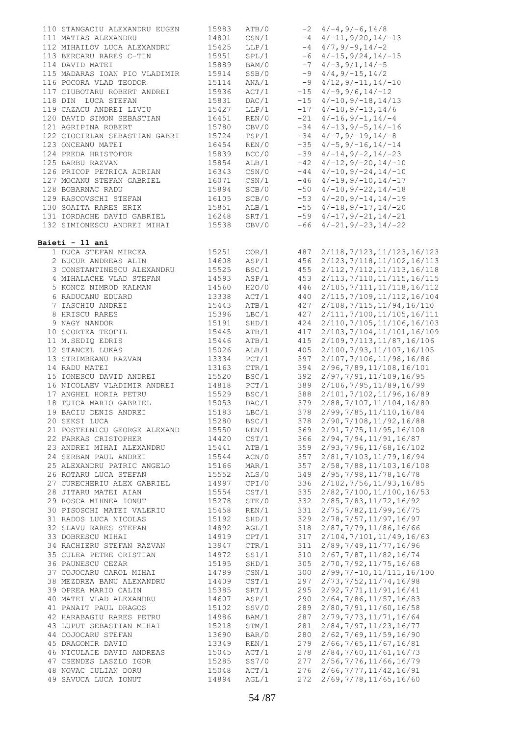| | | | | |
|---|---|---|---|---|
| 110 STANGACIU ALEXANDRU EUGEN | 15983 | ATB/0 | -2 | 4/-4,9/-6,14/8 |
| 111 MATIAS ALEXANDRU | 14801 | CSN/1 | -4 | 4/-11,9/20,14/-13 |
| 112 MIHAILOV LUCA ALEXANDRU | 15425 | LLP/1 | -4 | 4/7,9/-9,14/-2 |
| 113 BERCARU RARES C-TIN | 15951 | SPL/1 | -6 | 4/-15,9/24,14/-15 |
| 114 DAVID MATEI | 15889 | BAM/0 | -7 | 4/-3,9/1,14/-5 |
| 115 MADARAS IOAN PIO VLADIMIR | 15914 | SSB/0 | -9 | 4/4,9/-15,14/2 |
| 116 POCORA VLAD TEODOR | 15114 | ANA/1 | -9 | 4/12,9/-11,14/-10 |
| 117 CIUBOTARU ROBERT ANDREI | 15936 | ACT/1 | -15 | 4/-9,9/6,14/-12 |
| 118 DIN LUCA STEFAN | 15831 | DAC/1 | -15 | 4/-10,9/-18,14/13 |
| 119 CAZACU ANDREI LIVIU | 15427 | LLP/1 | -17 | 4/-10,9/-13,14/6 |
| 120 DAVID SIMON SEBASTIAN | 16451 | REN/0 | -21 | 4/-16,9/-1,14/-4 |
| 121 AGRIPINA ROBERT | 15780 | CBV/0 | -34 | 4/-13,9/-5,14/-16 |
| 122 CIOCIRLAN SEBASTIAN GABRI | 15724 | TSP/1 | -34 | 4/-7,9/-19,14/-8 |
| 123 ONCEANU MATEI | 16454 | REN/0 | -35 | 4/-5,9/-16,14/-14 |
| 124 PREDA HRISTOFOR | 15839 | BCC/0 | -39 | 4/-14,9/-2,14/-23 |
| 125 BARBU RAZVAN | 15854 | ALB/1 | -42 | 4/-12,9/-20,14/-10 |
| 126 PRICOP PETRICA ADRIAN | 16343 | CSN/0 | -44 | 4/-10,9/-24,14/-10 |
| 127 MOCANU STEFAN GABRIEL | 16071 | CSN/1 | -46 | 4/-19,9/-10,14/-17 |
| 128 BOBARNAC RADU | 15894 | SCB/0 | -50 | 4/-10,9/-22,14/-18 |
| 129 RASCOVSCHI STEFAN | 16105 | SCB/0 | -53 | 4/-20,9/-14,14/-19 |
| 130 SOAITA RARES ERIK | 15851 | ALB/1 | -55 | 4/-18,9/-17,14/-20 |
| 131 IORDACHE DAVID GABRIEL | 16248 | SRT/1 | -59 | 4/-17,9/-21,14/-21 |
| 132 SIMIONESCU ANDREI MIHAI | 15538 | CBV/0 | -66 | 4/-21,9/-23,14/-22 |

**Baieti - 11 ani**

| | | | | |
|---|---|---|---|---|
| 1 DUCA STEFAN MIRCEA | 15251 | COR/1 | 487 | 2/118,7/123,11/123,16/123 |
| 2 BUCUR ANDREAS ALIN | 14608 | ASP/1 | 456 | 2/123,7/118,11/102,16/113 |
| 3 CONSTANTINESCU ALEXANDRU | 15525 | BSC/1 | 455 | 2/112,7/112,11/113,16/118 |
| 4 MIHALACHE VLAD STEFAN | 14593 | ASP/1 | 453 | 2/113,7/110,11/115,16/115 |
| 5 KONCZ NIMROD KALMAN | 14560 | H2O/0 | 446 | 2/105,7/111,11/118,16/112 |
| 6 RADUCANU EDUARD | 13338 | ACT/1 | 440 | 2/115,7/109,11/112,16/104 |
| 7 IASCHIU ANDREI | 15443 | ATB/1 | 427 | 2/108,7/115,11/94,16/110 |
| 8 HRISCU RARES | 15396 | LBC/1 | 427 | 2/111,7/100,11/105,16/111 |
| 9 NAGY NANDOR | 15191 | SHD/1 | 424 | 2/110,7/105,11/106,16/103 |
| 10 SCORTEA TEOFIL | 15445 | ATB/1 | 417 | 2/103,7/104,11/101,16/109 |
| 11 M.SEDIQ EDRIS | 15446 | ATB/1 | 415 | 2/109,7/113,11/87,16/106 |
| 12 STANCEL LUKAS | 15026 | ALB/1 | 405 | 2/100,7/93,11/107,16/105 |
| 13 STRIMBEANU RAZVAN | 13334 | PCT/1 | 397 | 2/107,7/106,11/98,16/86 |
| 14 RADU MATEI | 13163 | CTR/1 | 394 | 2/96,7/89,11/108,16/101 |
| 15 IONESCU DAVID ANDREI | 15520 | BSC/1 | 392 | 2/97,7/91,11/109,16/95 |
| 16 NICOLAEV VLADIMIR ANDREI | 14818 | PCT/1 | 389 | 2/106,7/95,11/89,16/99 |
| 17 ANGHEL HORIA PETRU | 15529 | BSC/1 | 388 | 2/101,7/102,11/96,16/89 |
| 18 TUICA MARIO GABRIEL | 15053 | DAC/1 | 379 | 2/88,7/107,11/104,16/80 |
| 19 BACIU DENIS ANDREI | 15183 | LBC/1 | 378 | 2/99,7/85,11/110,16/84 |
| 20 SEKSI LUCA | 15280 | BSC/1 | 378 | 2/90,7/108,11/92,16/88 |
| 21 POSTELNICU GEORGE ALEXAND | 15550 | REN/1 | 369 | 2/91,7/75,11/95,16/108 |
| 22 FARKAS CRISTOPHER | 14420 | CST/1 | 366 | 2/94,7/94,11/91,16/87 |
| 23 ANDREI MIHAI ALEXANDRU | 15441 | ATB/1 | 359 | 2/93,7/96,11/68,16/102 |
| 24 SERBAN PAUL ANDREI | 15544 | ACN/0 | 357 | 2/81,7/103,11/79,16/94 |
| 25 ALEXANDRU PATRIC ANGELO | 15166 | MAR/1 | 357 | 2/58,7/88,11/103,16/108 |
| 26 ROTARU LUCA STEFAN | 15552 | ALS/0 | 349 | 2/95,7/98,11/78,16/78 |
| 27 CURECHERIU ALEX GABRIEL | 14997 | CPI/0 | 336 | 2/102,7/56,11/93,16/85 |
| 28 JITARU MATEI AIAN | 15554 | CST/1 | 335 | 2/82,7/100,11/100,16/53 |
| 29 ROSCA MIHNEA IONUT | 15278 | STE/0 | 332 | 2/85,7/83,11/72,16/92 |
| 30 PISOSCHI MATEI VALERIU | 15458 | REN/1 | 331 | 2/75,7/82,11/99,16/75 |
| 31 RADOS LUCA NICOLAS | 15192 | SHD/1 | 329 | 2/78,7/57,11/97,16/97 |
| 32 SLAVU RARES STEFAN | 14892 | AGL/1 | 318 | 2/87,7/79,11/86,16/66 |
| 33 DOBRESCU MIHAI | 14919 | CPT/1 | 317 | 2/104,7/101,11/49,16/63 |
| 34 RACHIERU STEFAN RAZVAN | 13947 | CTR/1 | 311 | 2/89,7/49,11/77,16/96 |
| 35 CULEA PETRE CRISTIAN | 14972 | SS1/1 | 310 | 2/67,7/87,11/82,16/74 |
| 36 PAUNESCU CEZAR | 15195 | SHD/1 | 305 | 2/70,7/92,11/75,16/68 |
| 37 COJOCARU CAROL MIHAI | 14789 | CSN/1 | 300 | 2/99,7/-10,11/111,16/100 |
| 38 MEZDREA BANU ALEXANDRU | 14409 | CST/1 | 297 | 2/73,7/52,11/74,16/98 |
| 39 OPREA MARIO CALIN | 15385 | SRT/1 | 295 | 2/92,7/71,11/91,16/41 |
| 40 MATEI VLAD ALEXANDRU | 14607 | ASP/1 | 290 | 2/64,7/86,11/57,16/83 |
| 41 PANAIT PAUL DRAGOS | 15102 | SSV/0 | 289 | 2/80,7/91,11/60,16/58 |
| 42 HARABAGIU RARES PETRU | 14986 | BAM/1 | 287 | 2/79,7/73,11/71,16/64 |
| 43 LUPUT SEBASTIAN MIHAI | 15218 | STM/1 | 281 | 2/84,7/97,11/23,16/77 |
| 44 COJOCARU STEFAN | 13690 | BAR/0 | 280 | 2/62,7/69,11/59,16/90 |
| 45 DRAGOMIR DAVID | 13349 | REN/1 | 279 | 2/66,7/65,11/67,16/81 |
| 46 NICULAIE DAVID ANDREAS | 15045 | ACT/1 | 278 | 2/84,7/60,11/61,16/73 |
| 47 CSENDES LASZLO IGOR | 15285 | SS7/0 | 277 | 2/56,7/76,11/66,16/79 |
| 48 NOVAC IULIAN DORU | 15048 | ACT/1 | 276 | 2/66,7/77,11/42,16/91 |
| 49 SAVUCA LUCA IONUT | 14894 | AGL/1 | 272 | 2/69,7/78,11/65,16/60 |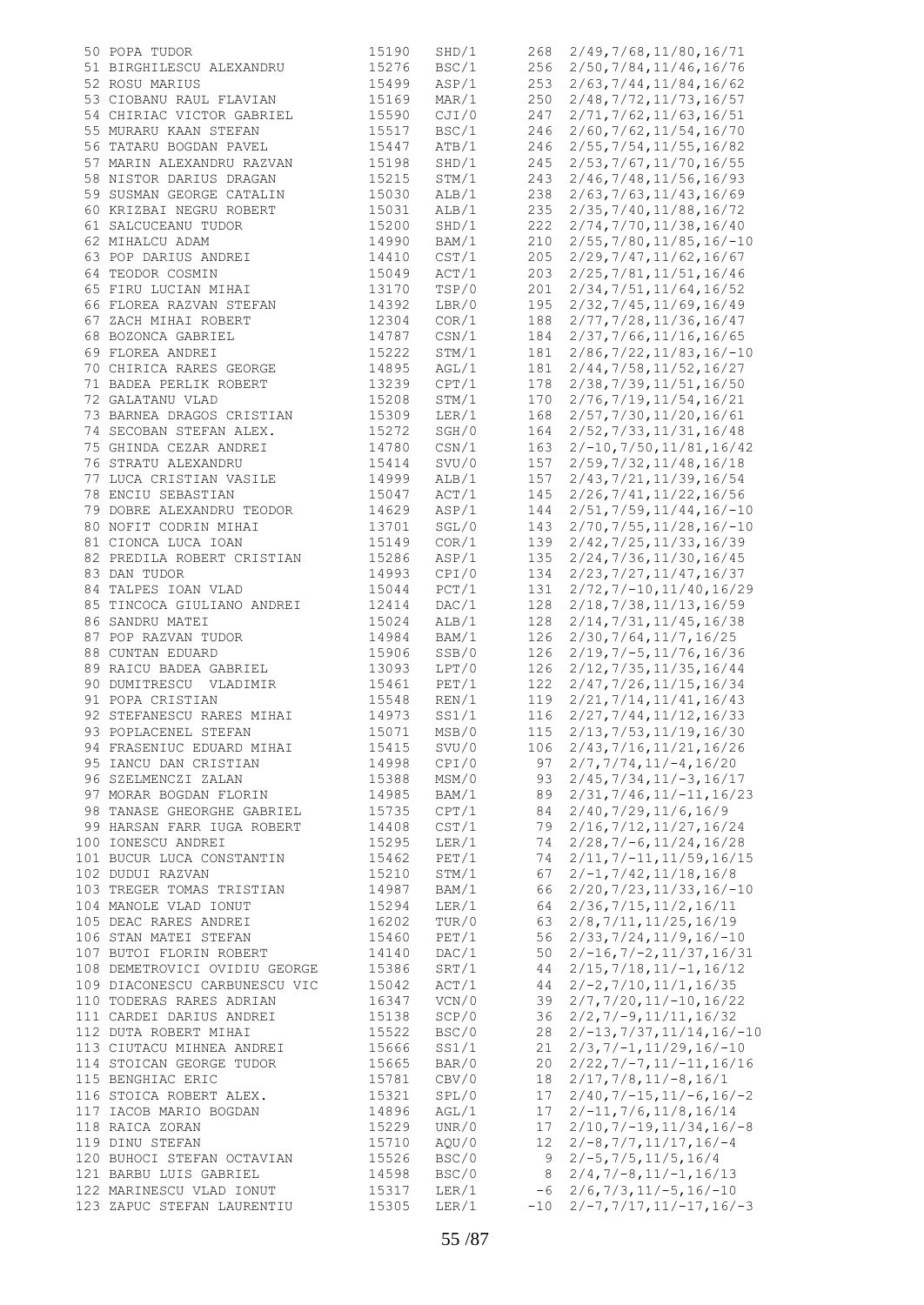```
 50 POPA TUDOR                    15190   SHD/1    268  2/49,7/68,11/80,16/71
 51 BIRGHILESCU ALEXANDRU         15276   BSC/1    256  2/50,7/84,11/46,16/76
 52 ROSU MARIUS                   15499   ASP/1    253  2/63,7/44,11/84,16/62
 53 CIOBANU RAUL FLAVIAN          15169   MAR/1    250  2/48,7/72,11/73,16/57
 54 CHIRIAC VICTOR GABRIEL        15590   CJI/0    247  2/71,7/62,11/63,16/51
 55 MURARU KAAN STEFAN            15517   BSC/1    246  2/60,7/62,11/54,16/70
 56 TATARU BOGDAN PAVEL           15447   ATB/1    246  2/55,7/54,11/55,16/82
 57 MARIN ALEXANDRU RAZVAN        15198   SHD/1    245  2/53,7/67,11/70,16/55
 58 NISTOR DARIUS DRAGAN          15215   STM/1    243  2/46,7/48,11/56,16/93
 59 SUSMAN GEORGE CATALIN         15030   ALB/1    238  2/63,7/63,11/43,16/69
 60 KRIZBAI NEGRU ROBERT          15031   ALB/1    235  2/35,7/40,11/88,16/72
 61 SALCUCEANU TUDOR              15200   SHD/1    222  2/74,7/70,11/38,16/40
 62 MIHALCU ADAM                  14990   BAM/1    210  2/55,7/80,11/85,16/-10
 63 POP DARIUS ANDREI             14410   CST/1    205  2/29,7/47,11/62,16/67
 64 TEODOR COSMIN                 15049   ACT/1    203  2/25,7/81,11/51,16/46
 65 FIRU LUCIAN MIHAI             13170   TSP/0    201  2/34,7/51,11/64,16/52
 66 FLOREA RAZVAN STEFAN          14392   LBR/0    195  2/32,7/45,11/69,16/49
 67 ZACH MIHAI ROBERT             12304   COR/1    188  2/77,7/28,11/36,16/47
 68 BOZONCA GABRIEL               14787   CSN/1    184  2/37,7/66,11/16,16/65
 69 FLOREA ANDREI                 15222   STM/1    181  2/86,7/22,11/83,16/-10
 70 CHIRICA RARES GEORGE          14895   AGL/1    181  2/44,7/58,11/52,16/27
 71 BADEA PERLIK ROBERT           13239   CPT/1    178  2/38,7/39,11/51,16/50
 72 GALATANU VLAD                 15208   STM/1    170  2/76,7/19,11/54,16/21
 73 BARNEA DRAGOS CRISTIAN        15309   LER/1    168  2/57,7/30,11/20,16/61
 74 SECOBAN STEFAN ALEX.          15272   SGH/0    164  2/52,7/33,11/31,16/48
 75 GHINDA CEZAR ANDREI           14780   CSN/1    163  2/-10,7/50,11/81,16/42
 76 STRATU ALEXANDRU              15414   SVU/0    157  2/59,7/32,11/48,16/18
 77 LUCA CRISTIAN VASILE          14999   ALB/1    157  2/43,7/21,11/39,16/54
 78 ENCIU SEBASTIAN               15047   ACT/1    145  2/26,7/41,11/22,16/56
 79 DOBRE ALEXANDRU TEODOR        14629   ASP/1    144  2/51,7/59,11/44,16/-10
 80 NOFIT CODRIN MIHAI            13701   SGL/0    143  2/70,7/55,11/28,16/-10
 81 CIONCA LUCA IOAN              15149   COR/1    139  2/42,7/25,11/33,16/39
 82 PREDILA ROBERT CRISTIAN       15286   ASP/1    135  2/24,7/36,11/30,16/45
 83 DAN TUDOR                     14993   CPI/0    134  2/23,7/27,11/47,16/37
 84 TALPES IOAN VLAD              15044   PCT/1    131  2/72,7/-10,11/40,16/29
 85 TINCOCA GIULIANO ANDREI       12414   DAC/1    128  2/18,7/38,11/13,16/59
 86 SANDRU MATEI                  15024   ALB/1    128  2/14,7/31,11/45,16/38
 87 POP RAZVAN TUDOR              14984   BAM/1    126  2/30,7/64,11/7,16/25
 88 CUNTAN EDUARD                 15906   SSB/0    126  2/19,7/-5,11/76,16/36
 89 RAICU BADEA GABRIEL           13093   LPT/0    126  2/12,7/35,11/35,16/44
 90 DUMITRESCU  VLADIMIR          15461   PET/1    122  2/47,7/26,11/15,16/34
 91 POPA CRISTIAN                 15548   REN/1    119  2/21,7/14,11/41,16/43
 92 STEFANESCU RARES MIHAI        14973   SS1/1    116  2/27,7/44,11/12,16/33
 93 POPLACENEL STEFAN             15071   MSB/0    115  2/13,7/53,11/19,16/30
 94 FRASENIUC EDUARD MIHAI        15415   SVU/0    106  2/43,7/16,11/21,16/26
 95 IANCU DAN CRISTIAN            14998   CPI/0     97  2/7,7/74,11/-4,16/20
 96 SZELMENCZI ZALAN              15388   MSM/0     93  2/45,7/34,11/-3,16/17
 97 MORAR BOGDAN FLORIN           14985   BAM/1     89  2/31,7/46,11/-11,16/23
 98 TANASE GHEORGHE GABRIEL       15735   CPT/1     84  2/40,7/29,11/6,16/9
 99 HARSAN FARR IUGA ROBERT       14408   CST/1     79  2/16,7/12,11/27,16/24
100 IONESCU ANDREI                15295   LER/1     74  2/28,7/-6,11/24,16/28
101 BUCUR LUCA CONSTANTIN         15462   PET/1     74  2/11,7/-11,11/59,16/15
102 DUDUI RAZVAN                  15210   STM/1     67  2/-1,7/42,11/18,16/8
103 TREGER TOMAS TRISTIAN         14987   BAM/1     66  2/20,7/23,11/33,16/-10
104 MANOLE VLAD IONUT             15294   LER/1     64  2/36,7/15,11/2,16/11
105 DEAC RARES ANDREI             16202   TUR/0     63  2/8,7/11,11/25,16/19
106 STAN MATEI STEFAN             15460   PET/1     56  2/33,7/24,11/9,16/-10
107 BUTOI FLORIN ROBERT           14140   DAC/1     50  2/-16,7/-2,11/37,16/31
108 DEMETROVICI OVIDIU GEORGE     15386   SRT/1     44  2/15,7/18,11/-1,16/12
109 DIACONESCU CARBUNESCU VIC     15042   ACT/1     44  2/-2,7/10,11/1,16/35
110 TODERAS RARES ADRIAN          16347   VCN/0     39  2/7,7/20,11/-10,16/22
111 CARDEI DARIUS ANDREI          15138   SCP/0     36  2/2,7/-9,11/11,16/32
112 DUTA ROBERT MIHAI             15522   BSC/0     28  2/-13,7/37,11/14,16/-10
113 CIUTACU MIHNEA ANDREI         15666   SS1/1     21  2/3,7/-1,11/29,16/-10
114 STOICAN GEORGE TUDOR          15665   BAR/0     20  2/22,7/-7,11/-11,16/16
115 BENGHIAC ERIC                 15781   CBV/0     18  2/17,7/8,11/-8,16/1
116 STOICA ROBERT ALEX.           15321   SPL/0     17  2/40,7/-15,11/-6,16/-2
117 IACOB MARIO BOGDAN            14896   AGL/1     17  2/-11,7/6,11/8,16/14
118 RAICA ZORAN                   15229   UNR/0     17  2/10,7/-19,11/34,16/-8
119 DINU STEFAN                   15710   AQU/0     12  2/-8,7/7,11/17,16/-4
120 BUHOCI STEFAN OCTAVIAN        15526   BSC/0      9  2/-5,7/5,11/5,16/4
121 BARBU LUIS GABRIEL            14598   BSC/0      8  2/4,7/-8,11/-1,16/13
122 MARINESCU VLAD IONUT          15317   LER/1     -6  2/6,7/3,11/-5,16/-10
123 ZAPUC STEFAN LAURENTIU        15305   LER/1    -10  2/-7,7/17,11/-17,16/-3
```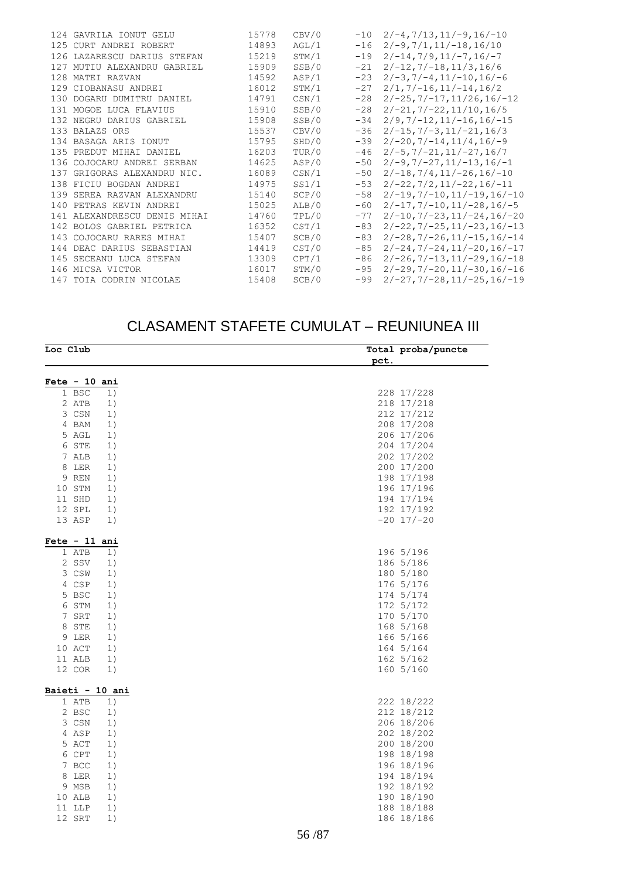| | | | | | |
|---|---|---|---|---|---|
| 124 | GAVRILA IONUT GELU | 15778 | CBV/0 | -10 | 2/-4,7/13,11/-9,16/-10 |
| 125 | CURT ANDREI ROBERT | 14893 | AGL/1 | -16 | 2/-9,7/1,11/-18,16/10 |
| 126 | LAZARESCU DARIUS STEFAN | 15219 | STM/1 | -19 | 2/-14,7/9,11/-7,16/-7 |
| 127 | MUTIU ALEXANDRU GABRIEL | 15909 | SSB/0 | -21 | 2/-12,7/-18,11/3,16/6 |
| 128 | MATEI RAZVAN | 14592 | ASP/1 | -23 | 2/-3,7/-4,11/-10,16/-6 |
| 129 | CIOBANASU ANDREI | 16012 | STM/1 | -27 | 2/1,7/-16,11/-14,16/2 |
| 130 | DOGARU DUMITRU DANIEL | 14791 | CSN/1 | -28 | 2/-25,7/-17,11/26,16/-12 |
| 131 | MOGOE LUCA FLAVIUS | 15910 | SSB/0 | -28 | 2/-21,7/-22,11/10,16/5 |
| 132 | NEGRU DARIUS GABRIEL | 15908 | SSB/0 | -34 | 2/9,7/-12,11/-16,16/-15 |
| 133 | BALAZS ORS | 15537 | CBV/0 | -36 | 2/-15,7/-3,11/-21,16/3 |
| 134 | BASAGA ARIS IONUT | 15795 | SHD/0 | -39 | 2/-20,7/-14,11/4,16/-9 |
| 135 | PREDUT MIHAI DANIEL | 16203 | TUR/0 | -46 | 2/-5,7/-21,11/-27,16/7 |
| 136 | COJOCARU ANDREI SERBAN | 14625 | ASP/0 | -50 | 2/-9,7/-27,11/-13,16/-1 |
| 137 | GRIGORAS ALEXANDRU NIC. | 16089 | CSN/1 | -50 | 2/-18,7/4,11/-26,16/-10 |
| 138 | FICIU BOGDAN ANDREI | 14975 | SS1/1 | -53 | 2/-22,7/2,11/-22,16/-11 |
| 139 | SEREA RAZVAN ALEXANDRU | 15140 | SCP/0 | -58 | 2/-19,7/-10,11/-19,16/-10 |
| 140 | PETRAS KEVIN ANDREI | 15025 | ALB/0 | -60 | 2/-17,7/-10,11/-28,16/-5 |
| 141 | ALEXANDRESCU DENIS MIHAI | 14760 | TPL/0 | -77 | 2/-10,7/-23,11/-24,16/-20 |
| 142 | BOLOS GABRIEL PETRICA | 16352 | CST/1 | -83 | 2/-22,7/-25,11/-23,16/-13 |
| 143 | COJOCARU RARES MIHAI | 15407 | SCB/0 | -83 | 2/-28,7/-26,11/-15,16/-14 |
| 144 | DEAC DARIUS SEBASTIAN | 14419 | CST/0 | -85 | 2/-24,7/-24,11/-20,16/-17 |
| 145 | SECEANU LUCA STEFAN | 13309 | CPT/1 | -86 | 2/-26,7/-13,11/-29,16/-18 |
| 146 | MICSA VICTOR | 16017 | STM/0 | -95 | 2/-29,7/-20,11/-30,16/-16 |
| 147 | TOIA CODRIN NICOLAE | 15408 | SCB/0 | -99 | 2/-27,7/-28,11/-25,16/-19 |

## CLASAMENT STAFETE CUMULAT – REUNIUNEA III

| Loc | Club | | Total pct. | proba/puncte |
|---|---|---|---|---|
| **Fete - 10 ani** | | | | |
| 1 | BSC | 1) | 228 | 17/228 |
| 2 | ATB | 1) | 218 | 17/218 |
| 3 | CSN | 1) | 212 | 17/212 |
| 4 | BAM | 1) | 208 | 17/208 |
| 5 | AGL | 1) | 206 | 17/206 |
| 6 | STE | 1) | 204 | 17/204 |
| 7 | ALB | 1) | 202 | 17/202 |
| 8 | LER | 1) | 200 | 17/200 |
| 9 | REN | 1) | 198 | 17/198 |
| 10 | STM | 1) | 196 | 17/196 |
| 11 | SHD | 1) | 194 | 17/194 |
| 12 | SPL | 1) | 192 | 17/192 |
| 13 | ASP | 1) | -20 | 17/-20 |
| **Fete - 11 ani** | | | | |
| 1 | ATB | 1) | 196 | 5/196 |
| 2 | SSV | 1) | 186 | 5/186 |
| 3 | CSW | 1) | 180 | 5/180 |
| 4 | CSP | 1) | 176 | 5/176 |
| 5 | BSC | 1) | 174 | 5/174 |
| 6 | STM | 1) | 172 | 5/172 |
| 7 | SRT | 1) | 170 | 5/170 |
| 8 | STE | 1) | 168 | 5/168 |
| 9 | LER | 1) | 166 | 5/166 |
| 10 | ACT | 1) | 164 | 5/164 |
| 11 | ALB | 1) | 162 | 5/162 |
| 12 | COR | 1) | 160 | 5/160 |
| **Baieti - 10 ani** | | | | |
| 1 | ATB | 1) | 222 | 18/222 |
| 2 | BSC | 1) | 212 | 18/212 |
| 3 | CSN | 1) | 206 | 18/206 |
| 4 | ASP | 1) | 202 | 18/202 |
| 5 | ACT | 1) | 200 | 18/200 |
| 6 | CPT | 1) | 198 | 18/198 |
| 7 | BCC | 1) | 196 | 18/196 |
| 8 | LER | 1) | 194 | 18/194 |
| 9 | MSB | 1) | 192 | 18/192 |
| 10 | ALB | 1) | 190 | 18/190 |
| 11 | LLP | 1) | 188 | 18/188 |
| 12 | SRT | 1) | 186 | 18/186 |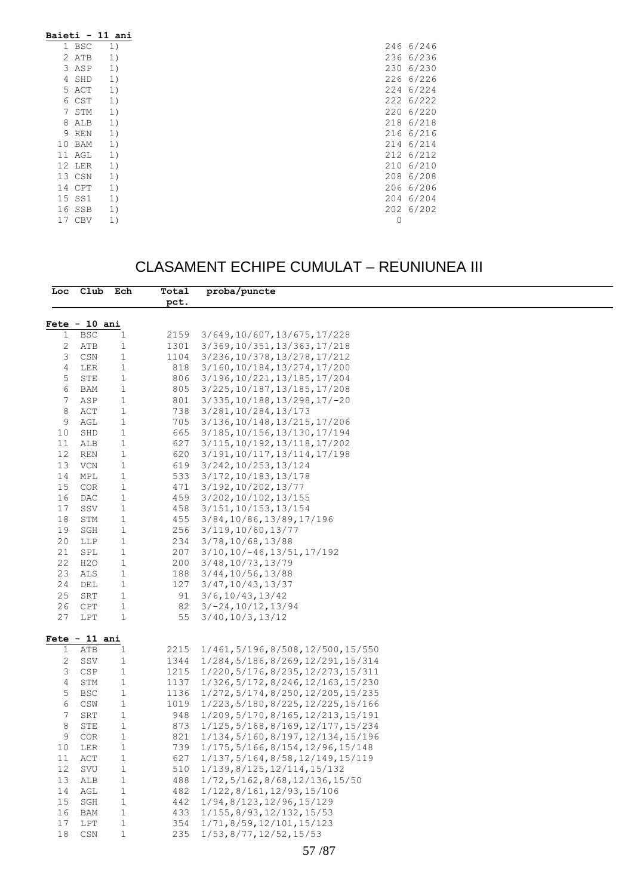**Baieti - 11 ani**

| Loc | Club | Ech | Total | proba/puncte |
|---|---|---|---|---|
| 1 | BSC | 1) | 246 | 6/246 |
| 2 | ATB | 1) | 236 | 6/236 |
| 3 | ASP | 1) | 230 | 6/230 |
| 4 | SHD | 1) | 226 | 6/226 |
| 5 | ACT | 1) | 224 | 6/224 |
| 6 | CST | 1) | 222 | 6/222 |
| 7 | STM | 1) | 220 | 6/220 |
| 8 | ALB | 1) | 218 | 6/218 |
| 9 | REN | 1) | 216 | 6/216 |
| 10 | BAM | 1) | 214 | 6/214 |
| 11 | AGL | 1) | 212 | 6/212 |
| 12 | LER | 1) | 210 | 6/210 |
| 13 | CSN | 1) | 208 | 6/208 |
| 14 | CPT | 1) | 206 | 6/206 |
| 15 | SS1 | 1) | 204 | 6/204 |
| 16 | SSB | 1) | 202 | 6/202 |
| 17 | CBV | 1) | 0 | |

# CLASAMENT ECHIPE CUMULAT – REUNIUNEA III

**Fete - 10 ani**

| Loc | Club | Ech | Total pct. | proba/puncte |
|---|---|---|---|---|
| 1 | BSC | 1 | 2159 | 3/649,10/607,13/675,17/228 |
| 2 | ATB | 1 | 1301 | 3/369,10/351,13/363,17/218 |
| 3 | CSN | 1 | 1104 | 3/236,10/378,13/278,17/212 |
| 4 | LER | 1 | 818 | 3/160,10/184,13/274,17/200 |
| 5 | STE | 1 | 806 | 3/196,10/221,13/185,17/204 |
| 6 | BAM | 1 | 805 | 3/225,10/187,13/185,17/208 |
| 7 | ASP | 1 | 801 | 3/335,10/188,13/298,17/-20 |
| 8 | ACT | 1 | 738 | 3/281,10/284,13/173 |
| 9 | AGL | 1 | 705 | 3/136,10/148,13/215,17/206 |
| 10 | SHD | 1 | 665 | 3/185,10/156,13/130,17/194 |
| 11 | ALB | 1 | 627 | 3/115,10/192,13/118,17/202 |
| 12 | REN | 1 | 620 | 3/191,10/117,13/114,17/198 |
| 13 | VCN | 1 | 619 | 3/242,10/253,13/124 |
| 14 | MPL | 1 | 533 | 3/172,10/183,13/178 |
| 15 | COR | 1 | 471 | 3/192,10/202,13/77 |
| 16 | DAC | 1 | 459 | 3/202,10/102,13/155 |
| 17 | SSV | 1 | 458 | 3/151,10/153,13/154 |
| 18 | STM | 1 | 455 | 3/84,10/86,13/89,17/196 |
| 19 | SGH | 1 | 256 | 3/119,10/60,13/77 |
| 20 | LLP | 1 | 234 | 3/78,10/68,13/88 |
| 21 | SPL | 1 | 207 | 3/10,10/-46,13/51,17/192 |
| 22 | H2O | 1 | 200 | 3/48,10/73,13/79 |
| 23 | ALS | 1 | 188 | 3/44,10/56,13/88 |
| 24 | DEL | 1 | 127 | 3/47,10/43,13/37 |
| 25 | SRT | 1 | 91 | 3/6,10/43,13/42 |
| 26 | CPT | 1 | 82 | 3/-24,10/12,13/94 |
| 27 | LPT | 1 | 55 | 3/40,10/3,13/12 |

**Fete - 11 ani**

| Loc | Club | Ech | Total pct. | proba/puncte |
|---|---|---|---|---|
| 1 | ATB | 1 | 2215 | 1/461,5/196,8/508,12/500,15/550 |
| 2 | SSV | 1 | 1344 | 1/284,5/186,8/269,12/291,15/314 |
| 3 | CSP | 1 | 1215 | 1/220,5/176,8/235,12/273,15/311 |
| 4 | STM | 1 | 1137 | 1/326,5/172,8/246,12/163,15/230 |
| 5 | BSC | 1 | 1136 | 1/272,5/174,8/250,12/205,15/235 |
| 6 | CSW | 1 | 1019 | 1/223,5/180,8/225,12/225,15/166 |
| 7 | SRT | 1 | 948 | 1/209,5/170,8/165,12/213,15/191 |
| 8 | STE | 1 | 873 | 1/125,5/168,8/169,12/177,15/234 |
| 9 | COR | 1 | 821 | 1/134,5/160,8/197,12/134,15/196 |
| 10 | LER | 1 | 739 | 1/175,5/166,8/154,12/96,15/148 |
| 11 | ACT | 1 | 627 | 1/137,5/164,8/58,12/149,15/119 |
| 12 | SVU | 1 | 510 | 1/139,8/125,12/114,15/132 |
| 13 | ALB | 1 | 488 | 1/72,5/162,8/68,12/136,15/50 |
| 14 | AGL | 1 | 482 | 1/122,8/161,12/93,15/106 |
| 15 | SGH | 1 | 442 | 1/94,8/123,12/96,15/129 |
| 16 | BAM | 1 | 433 | 1/155,8/93,12/132,15/53 |
| 17 | LPT | 1 | 354 | 1/71,8/59,12/101,15/123 |
| 18 | CSN | 1 | 235 | 1/53,8/77,12/52,15/53 |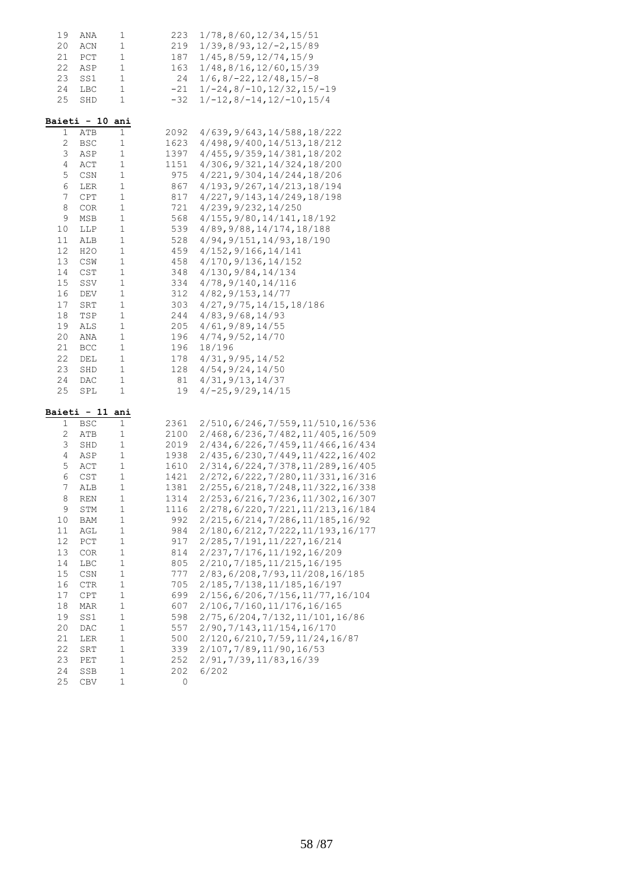| | | | | |
|---|---|---|---|---|
| 19 | ANA | 1 | 223 | 1/78,8/60,12/34,15/51 |
| 20 | ACN | 1 | 219 | 1/39,8/93,12/-2,15/89 |
| 21 | PCT | 1 | 187 | 1/45,8/59,12/74,15/9 |
| 22 | ASP | 1 | 163 | 1/48,8/16,12/60,15/39 |
| 23 | SS1 | 1 | 24 | 1/6,8/-22,12/48,15/-8 |
| 24 | LBC | 1 | -21 | 1/-24,8/-10,12/32,15/-19 |
| 25 | SHD | 1 | -32 | 1/-12,8/-14,12/-10,15/4 |

**Baieti - 10 ani**

| | | | | |
|---|---|---|---|---|
| 1 | ATB | 1 | 2092 | 4/639,9/643,14/588,18/222 |
| 2 | BSC | 1 | 1623 | 4/498,9/400,14/513,18/212 |
| 3 | ASP | 1 | 1397 | 4/455,9/359,14/381,18/202 |
| 4 | ACT | 1 | 1151 | 4/306,9/321,14/324,18/200 |
| 5 | CSN | 1 | 975 | 4/221,9/304,14/244,18/206 |
| 6 | LER | 1 | 867 | 4/193,9/267,14/213,18/194 |
| 7 | CPT | 1 | 817 | 4/227,9/143,14/249,18/198 |
| 8 | COR | 1 | 721 | 4/239,9/232,14/250 |
| 9 | MSB | 1 | 568 | 4/155,9/80,14/141,18/192 |
| 10 | LLP | 1 | 539 | 4/89,9/88,14/174,18/188 |
| 11 | ALB | 1 | 528 | 4/94,9/151,14/93,18/190 |
| 12 | H2O | 1 | 459 | 4/152,9/166,14/141 |
| 13 | CSW | 1 | 458 | 4/170,9/136,14/152 |
| 14 | CST | 1 | 348 | 4/130,9/84,14/134 |
| 15 | SSV | 1 | 334 | 4/78,9/140,14/116 |
| 16 | DEV | 1 | 312 | 4/82,9/153,14/77 |
| 17 | SRT | 1 | 303 | 4/27,9/75,14/15,18/186 |
| 18 | TSP | 1 | 244 | 4/83,9/68,14/93 |
| 19 | ALS | 1 | 205 | 4/61,9/89,14/55 |
| 20 | ANA | 1 | 196 | 4/74,9/52,14/70 |
| 21 | BCC | 1 | 196 | 18/196 |
| 22 | DEL | 1 | 178 | 4/31,9/95,14/52 |
| 23 | SHD | 1 | 128 | 4/54,9/24,14/50 |
| 24 | DAC | 1 | 81 | 4/31,9/13,14/37 |
| 25 | SPL | 1 | 19 | 4/-25,9/29,14/15 |

**Baieti - 11 ani**

| | | | | |
|---|---|---|---|---|
| 1 | BSC | 1 | 2361 | 2/510,6/246,7/559,11/510,16/536 |
| 2 | ATB | 1 | 2100 | 2/468,6/236,7/482,11/405,16/509 |
| 3 | SHD | 1 | 2019 | 2/434,6/226,7/459,11/466,16/434 |
| 4 | ASP | 1 | 1938 | 2/435,6/230,7/449,11/422,16/402 |
| 5 | ACT | 1 | 1610 | 2/314,6/224,7/378,11/289,16/405 |
| 6 | CST | 1 | 1421 | 2/272,6/222,7/280,11/331,16/316 |
| 7 | ALB | 1 | 1381 | 2/255,6/218,7/248,11/322,16/338 |
| 8 | REN | 1 | 1314 | 2/253,6/216,7/236,11/302,16/307 |
| 9 | STM | 1 | 1116 | 2/278,6/220,7/221,11/213,16/184 |
| 10 | BAM | 1 | 992 | 2/215,6/214,7/286,11/185,16/92 |
| 11 | AGL | 1 | 984 | 2/180,6/212,7/222,11/193,16/177 |
| 12 | PCT | 1 | 917 | 2/285,7/191,11/227,16/214 |
| 13 | COR | 1 | 814 | 2/237,7/176,11/192,16/209 |
| 14 | LBC | 1 | 805 | 2/210,7/185,11/215,16/195 |
| 15 | CSN | 1 | 777 | 2/83,6/208,7/93,11/208,16/185 |
| 16 | CTR | 1 | 705 | 2/185,7/138,11/185,16/197 |
| 17 | CPT | 1 | 699 | 2/156,6/206,7/156,11/77,16/104 |
| 18 | MAR | 1 | 607 | 2/106,7/160,11/176,16/165 |
| 19 | SS1 | 1 | 598 | 2/75,6/204,7/132,11/101,16/86 |
| 20 | DAC | 1 | 557 | 2/90,7/143,11/154,16/170 |
| 21 | LER | 1 | 500 | 2/120,6/210,7/59,11/24,16/87 |
| 22 | SRT | 1 | 339 | 2/107,7/89,11/90,16/53 |
| 23 | PET | 1 | 252 | 2/91,7/39,11/83,16/39 |
| 24 | SSB | 1 | 202 | 6/202 |
| 25 | CBV | 1 | 0 | |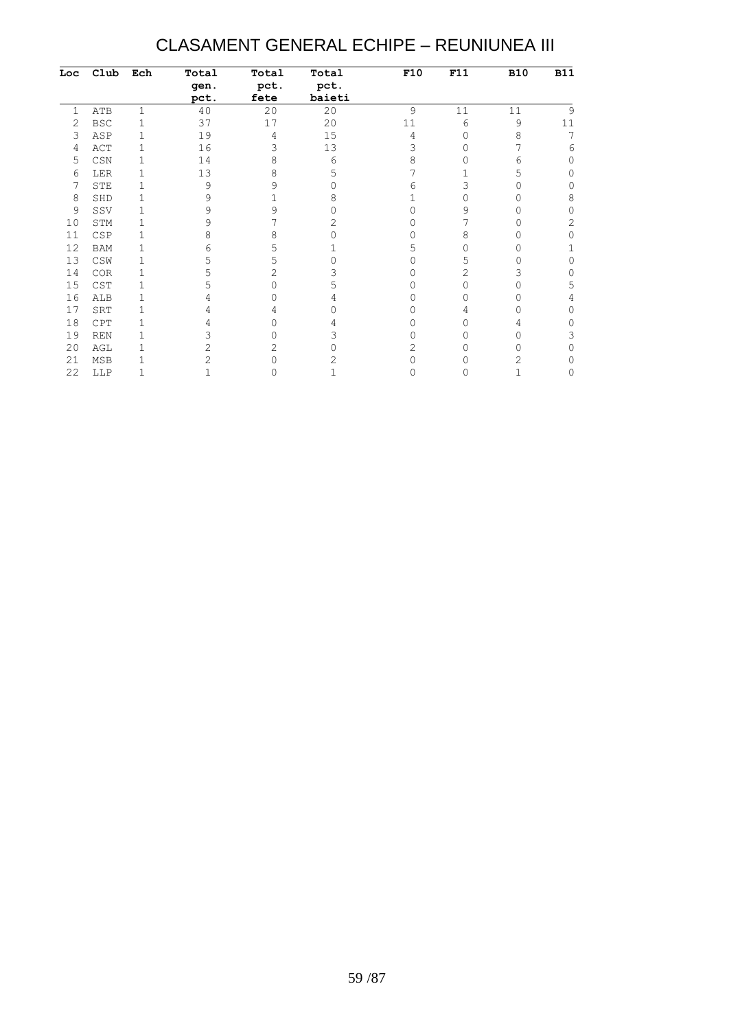# CLASAMENT GENERAL ECHIPE – REUNIUNEA III

| Loc | Club | Ech | Total gen. pct. | Total pct. fete | Total pct. baieti | F10 | F11 | B10 | B11 |
|---|---|---|---|---|---|---|---|---|---|
| 1 | ATB | 1 | 40 | 20 | 20 | 9 | 11 | 11 | 9 |
| 2 | BSC | 1 | 37 | 17 | 20 | 11 | 6 | 9 | 11 |
| 3 | ASP | 1 | 19 | 4 | 15 | 4 | 0 | 8 | 7 |
| 4 | ACT | 1 | 16 | 3 | 13 | 3 | 0 | 7 | 6 |
| 5 | CSN | 1 | 14 | 8 | 6 | 8 | 0 | 6 | 0 |
| 6 | LER | 1 | 13 | 8 | 5 | 7 | 1 | 5 | 0 |
| 7 | STE | 1 | 9 | 9 | 0 | 6 | 3 | 0 | 0 |
| 8 | SHD | 1 | 9 | 1 | 8 | 1 | 0 | 0 | 8 |
| 9 | SSV | 1 | 9 | 9 | 0 | 0 | 9 | 0 | 0 |
| 10 | STM | 1 | 9 | 7 | 2 | 0 | 7 | 0 | 2 |
| 11 | CSP | 1 | 8 | 8 | 0 | 0 | 8 | 0 | 0 |
| 12 | BAM | 1 | 6 | 5 | 1 | 5 | 0 | 0 | 1 |
| 13 | CSW | 1 | 5 | 5 | 0 | 0 | 5 | 0 | 0 |
| 14 | COR | 1 | 5 | 2 | 3 | 0 | 2 | 3 | 0 |
| 15 | CST | 1 | 5 | 0 | 5 | 0 | 0 | 0 | 5 |
| 16 | ALB | 1 | 4 | 0 | 4 | 0 | 0 | 0 | 4 |
| 17 | SRT | 1 | 4 | 4 | 0 | 0 | 4 | 0 | 0 |
| 18 | CPT | 1 | 4 | 0 | 4 | 0 | 0 | 4 | 0 |
| 19 | REN | 1 | 3 | 0 | 3 | 0 | 0 | 0 | 3 |
| 20 | AGL | 1 | 2 | 2 | 0 | 2 | 0 | 0 | 0 |
| 21 | MSB | 1 | 2 | 0 | 2 | 0 | 0 | 2 | 0 |
| 22 | LLP | 1 | 1 | 0 | 1 | 0 | 0 | 1 | 0 |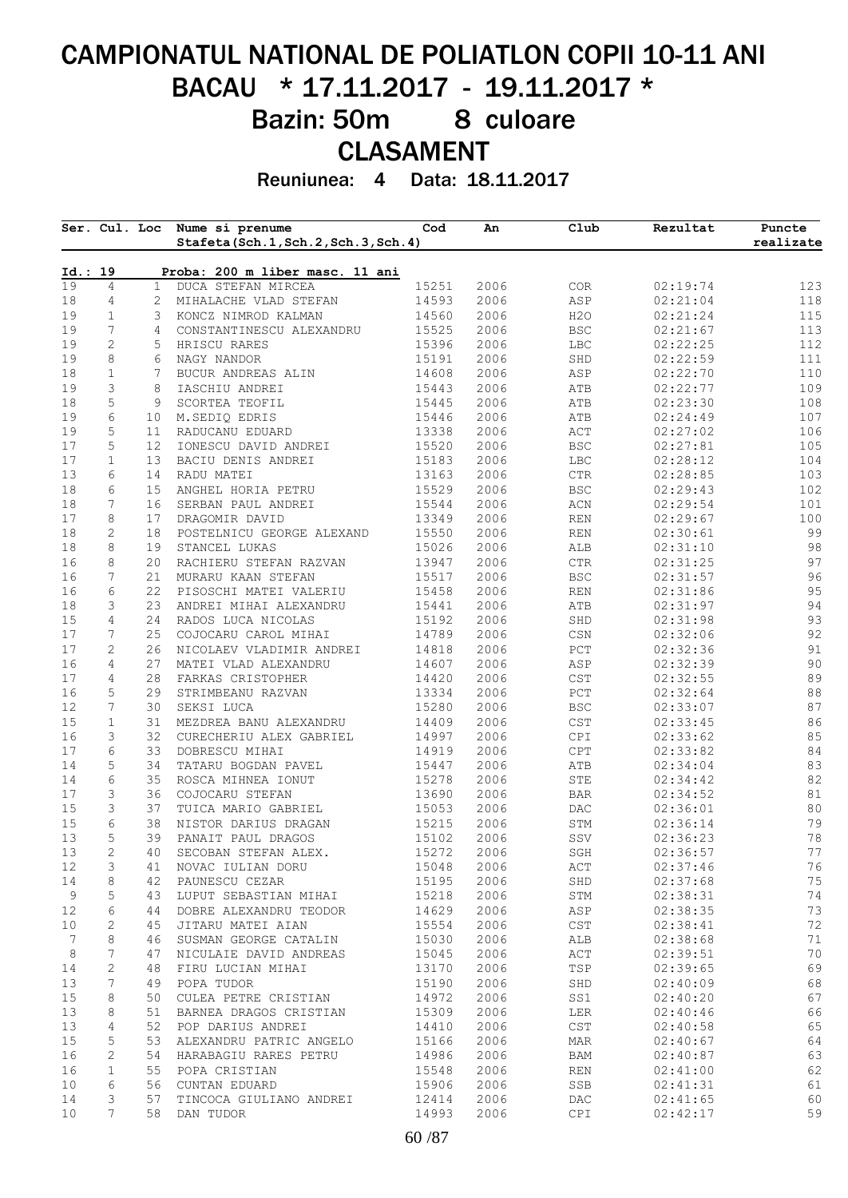# CAMPIONATUL NATIONAL DE POLIATLON COPII 10-11 ANI
# BACAU * 17.11.2017 - 19.11.2017 *
## Bazin: 50m 8 culoare
## CLASAMENT

**Reuniunea: 4 Data: 18.11.2017**

| Ser. | Cul. | Loc | Nume si prenume<br>Stafeta(Sch.1,Sch.2,Sch.3,Sch.4) | Cod | An | Club | Rezultat | Puncte realizate |
|---|---|---|---|---|---|---|---|---|
| **Id.: 19** | | | **Proba: 200 m liber masc. 11 ani** | | | | | |
| 19 | 4 | 1 | DUCA STEFAN MIRCEA | 15251 | 2006 | COR | 02:19:74 | 123 |
| 18 | 4 | 2 | MIHALACHE VLAD STEFAN | 14593 | 2006 | ASP | 02:21:04 | 118 |
| 19 | 1 | 3 | KONCZ NIMROD KALMAN | 14560 | 2006 | H2O | 02:21:24 | 115 |
| 19 | 7 | 4 | CONSTANTINESCU ALEXANDRU | 15525 | 2006 | BSC | 02:21:67 | 113 |
| 19 | 2 | 5 | HRISCU RARES | 15396 | 2006 | LBC | 02:22:25 | 112 |
| 19 | 8 | 6 | NAGY NANDOR | 15191 | 2006 | SHD | 02:22:59 | 111 |
| 18 | 1 | 7 | BUCUR ANDREAS ALIN | 14608 | 2006 | ASP | 02:22:70 | 110 |
| 19 | 3 | 8 | IASCHIU ANDREI | 15443 | 2006 | ATB | 02:22:77 | 109 |
| 18 | 5 | 9 | SCORTEA TEOFIL | 15445 | 2006 | ATB | 02:23:30 | 108 |
| 19 | 6 | 10 | M.SEDIQ EDRIS | 15446 | 2006 | ATB | 02:24:49 | 107 |
| 19 | 5 | 11 | RADUCANU EDUARD | 13338 | 2006 | ACT | 02:27:02 | 106 |
| 17 | 5 | 12 | IONESCU DAVID ANDREI | 15520 | 2006 | BSC | 02:27:81 | 105 |
| 17 | 1 | 13 | BACIU DENIS ANDREI | 15183 | 2006 | LBC | 02:28:12 | 104 |
| 13 | 6 | 14 | RADU MATEI | 13163 | 2006 | CTR | 02:28:85 | 103 |
| 18 | 6 | 15 | ANGHEL HORIA PETRU | 15529 | 2006 | BSC | 02:29:43 | 102 |
| 18 | 7 | 16 | SERBAN PAUL ANDREI | 15544 | 2006 | ACN | 02:29:54 | 101 |
| 17 | 8 | 17 | DRAGOMIR DAVID | 13349 | 2006 | REN | 02:29:67 | 100 |
| 18 | 2 | 18 | POSTELNICU GEORGE ALEXAND | 15550 | 2006 | REN | 02:30:61 | 99 |
| 18 | 8 | 19 | STANCEL LUKAS | 15026 | 2006 | ALB | 02:31:10 | 98 |
| 16 | 8 | 20 | RACHIERU STEFAN RAZVAN | 13947 | 2006 | CTR | 02:31:25 | 97 |
| 16 | 7 | 21 | MURARU KAAN STEFAN | 15517 | 2006 | BSC | 02:31:57 | 96 |
| 16 | 6 | 22 | PISOSCHI MATEI VALERIU | 15458 | 2006 | REN | 02:31:86 | 95 |
| 18 | 3 | 23 | ANDREI MIHAI ALEXANDRU | 15441 | 2006 | ATB | 02:31:97 | 94 |
| 15 | 4 | 24 | RADOS LUCA NICOLAS | 15192 | 2006 | SHD | 02:31:98 | 93 |
| 17 | 7 | 25 | COJOCARU CAROL MIHAI | 14789 | 2006 | CSN | 02:32:06 | 92 |
| 17 | 2 | 26 | NICOLAEV VLADIMIR ANDREI | 14818 | 2006 | PCT | 02:32:36 | 91 |
| 16 | 4 | 27 | MATEI VLAD ALEXANDRU | 14607 | 2006 | ASP | 02:32:39 | 90 |
| 17 | 4 | 28 | FARKAS CRISTOPHER | 14420 | 2006 | CST | 02:32:55 | 89 |
| 16 | 5 | 29 | STRIMBEANU RAZVAN | 13334 | 2006 | PCT | 02:32:64 | 88 |
| 12 | 7 | 30 | SEKSI LUCA | 15280 | 2006 | BSC | 02:33:07 | 87 |
| 15 | 1 | 31 | MEZDREA BANU ALEXANDRU | 14409 | 2006 | CST | 02:33:45 | 86 |
| 16 | 3 | 32 | CURECHERIU ALEX GABRIEL | 14997 | 2006 | CPI | 02:33:62 | 85 |
| 17 | 6 | 33 | DOBRESCU MIHAI | 14919 | 2006 | CPT | 02:33:82 | 84 |
| 14 | 5 | 34 | TATARU BOGDAN PAVEL | 15447 | 2006 | ATB | 02:34:04 | 83 |
| 14 | 6 | 35 | ROSCA MIHNEA IONUT | 15278 | 2006 | STE | 02:34:42 | 82 |
| 17 | 3 | 36 | COJOCARU STEFAN | 13690 | 2006 | BAR | 02:34:52 | 81 |
| 15 | 3 | 37 | TUICA MARIO GABRIEL | 15053 | 2006 | DAC | 02:36:01 | 80 |
| 15 | 6 | 38 | NISTOR DARIUS DRAGAN | 15215 | 2006 | STM | 02:36:14 | 79 |
| 13 | 5 | 39 | PANAIT PAUL DRAGOS | 15102 | 2006 | SSV | 02:36:23 | 78 |
| 13 | 2 | 40 | SECOBAN STEFAN ALEX. | 15272 | 2006 | SGH | 02:36:57 | 77 |
| 12 | 3 | 41 | NOVAC IULIAN DORU | 15048 | 2006 | ACT | 02:37:46 | 76 |
| 14 | 8 | 42 | PAUNESCU CEZAR | 15195 | 2006 | SHD | 02:37:68 | 75 |
| 9 | 5 | 43 | LUPUT SEBASTIAN MIHAI | 15218 | 2006 | STM | 02:38:31 | 74 |
| 12 | 6 | 44 | DOBRE ALEXANDRU TEODOR | 14629 | 2006 | ASP | 02:38:35 | 73 |
| 10 | 2 | 45 | JITARU MATEI AIAN | 15554 | 2006 | CST | 02:38:41 | 72 |
| 7 | 8 | 46 | SUSMAN GEORGE CATALIN | 15030 | 2006 | ALB | 02:38:68 | 71 |
| 8 | 7 | 47 | NICULAIE DAVID ANDREAS | 15045 | 2006 | ACT | 02:39:51 | 70 |
| 14 | 2 | 48 | FIRU LUCIAN MIHAI | 13170 | 2006 | TSP | 02:39:65 | 69 |
| 13 | 7 | 49 | POPA TUDOR | 15190 | 2006 | SHD | 02:40:09 | 68 |
| 15 | 8 | 50 | CULEA PETRE CRISTIAN | 14972 | 2006 | SS1 | 02:40:20 | 67 |
| 13 | 8 | 51 | BARNEA DRAGOS CRISTIAN | 15309 | 2006 | LER | 02:40:46 | 66 |
| 13 | 4 | 52 | POP DARIUS ANDREI | 14410 | 2006 | CST | 02:40:58 | 65 |
| 15 | 5 | 53 | ALEXANDRU PATRIC ANGELO | 15166 | 2006 | MAR | 02:40:67 | 64 |
| 16 | 2 | 54 | HARABAGIU RARES PETRU | 14986 | 2006 | BAM | 02:40:87 | 63 |
| 16 | 1 | 55 | POPA CRISTIAN | 15548 | 2006 | REN | 02:41:00 | 62 |
| 10 | 6 | 56 | CUNTAN EDUARD | 15906 | 2006 | SSB | 02:41:31 | 61 |
| 14 | 3 | 57 | TINCOCA GIULIANO ANDREI | 12414 | 2006 | DAC | 02:41:65 | 60 |
| 10 | 7 | 58 | DAN TUDOR | 14993 | 2006 | CPI | 02:42:17 | 59 |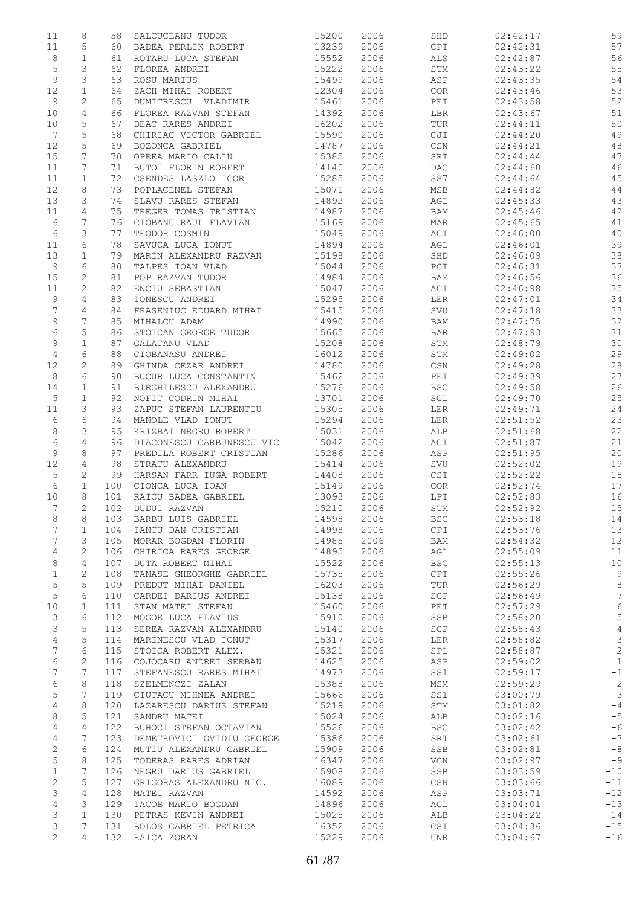| | | | | | | | | |
|---|---|---|---|---|---|---|---|---|
| 11 | 8 | 58 | SALCUCEANU TUDOR | 15200 | 2006 | SHD | 02:42:17 | 59 |
| 11 | 5 | 60 | BADEA PERLIK ROBERT | 13239 | 2006 | CPT | 02:42:31 | 57 |
| 8 | 1 | 61 | ROTARU LUCA STEFAN | 15552 | 2006 | ALS | 02:42:87 | 56 |
| 5 | 3 | 62 | FLOREA ANDREI | 15222 | 2006 | STM | 02:43:22 | 55 |
| 9 | 3 | 63 | ROSU MARIUS | 15499 | 2006 | ASP | 02:43:35 | 54 |
| 12 | 1 | 64 | ZACH MIHAI ROBERT | 12304 | 2006 | COR | 02:43:46 | 53 |
| 9 | 2 | 65 | DUMITRESCU VLADIMIR | 15461 | 2006 | PET | 02:43:58 | 52 |
| 10 | 4 | 66 | FLOREA RAZVAN STEFAN | 14392 | 2006 | LBR | 02:43:67 | 51 |
| 10 | 5 | 67 | DEAC RARES ANDREI | 16202 | 2006 | TUR | 02:44:11 | 50 |
| 7 | 5 | 68 | CHIRIAC VICTOR GABRIEL | 15590 | 2006 | CJI | 02:44:20 | 49 |
| 12 | 5 | 69 | BOZONCA GABRIEL | 14787 | 2006 | CSN | 02:44:21 | 48 |
| 15 | 7 | 70 | OPREA MARIO CALIN | 15385 | 2006 | SRT | 02:44:44 | 47 |
| 11 | 7 | 71 | BUTOI FLORIN ROBERT | 14140 | 2006 | DAC | 02:44:60 | 46 |
| 11 | 1 | 72 | CSENDES LASZLO IGOR | 15285 | 2006 | SS7 | 02:44:64 | 45 |
| 12 | 8 | 73 | POPLACENEL STEFAN | 15071 | 2006 | MSB | 02:44:82 | 44 |
| 13 | 3 | 74 | SLAVU RARES STEFAN | 14892 | 2006 | AGL | 02:45:33 | 43 |
| 11 | 4 | 75 | TREGER TOMAS TRISTIAN | 14987 | 2006 | BAM | 02:45:46 | 42 |
| 6 | 7 | 76 | CIOBANU RAUL FLAVIAN | 15169 | 2006 | MAR | 02:45:65 | 41 |
| 6 | 3 | 77 | TEODOR COSMIN | 15049 | 2006 | ACT | 02:46:00 | 40 |
| 11 | 6 | 78 | SAVUCA LUCA IONUT | 14894 | 2006 | AGL | 02:46:01 | 39 |
| 13 | 1 | 79 | MARIN ALEXANDRU RAZVAN | 15198 | 2006 | SHD | 02:46:09 | 38 |
| 9 | 6 | 80 | TALPES IOAN VLAD | 15044 | 2006 | PCT | 02:46:31 | 37 |
| 15 | 2 | 81 | POP RAZVAN TUDOR | 14984 | 2006 | BAM | 02:46:56 | 36 |
| 11 | 2 | 82 | ENCIU SEBASTIAN | 15047 | 2006 | ACT | 02:46:98 | 35 |
| 9 | 4 | 83 | IONESCU ANDREI | 15295 | 2006 | LER | 02:47:01 | 34 |
| 7 | 4 | 84 | FRASENIUC EDUARD MIHAI | 15415 | 2006 | SVU | 02:47:18 | 33 |
| 9 | 7 | 85 | MIHALCU ADAM | 14990 | 2006 | BAM | 02:47:75 | 32 |
| 6 | 5 | 86 | STOICAN GEORGE TUDOR | 15665 | 2006 | BAR | 02:47:93 | 31 |
| 9 | 1 | 87 | GALATANU VLAD | 15208 | 2006 | STM | 02:48:79 | 30 |
| 4 | 6 | 88 | CIOBANASU ANDREI | 16012 | 2006 | STM | 02:49:02 | 29 |
| 12 | 2 | 89 | GHINDA CEZAR ANDREI | 14780 | 2006 | CSN | 02:49:28 | 28 |
| 8 | 6 | 90 | BUCUR LUCA CONSTANTIN | 15462 | 2006 | PET | 02:49:39 | 27 |
| 14 | 1 | 91 | BIRGHILESCU ALEXANDRU | 15276 | 2006 | BSC | 02:49:58 | 26 |
| 5 | 1 | 92 | NOFIT CODRIN MIHAI | 13701 | 2006 | SGL | 02:49:70 | 25 |
| 11 | 3 | 93 | ZAPUC STEFAN LAURENTIU | 15305 | 2006 | LER | 02:49:71 | 24 |
| 6 | 6 | 94 | MANOLE VLAD IONUT | 15294 | 2006 | LER | 02:51:52 | 23 |
| 8 | 3 | 95 | KRIZBAI NEGRU ROBERT | 15031 | 2006 | ALB | 02:51:68 | 22 |
| 6 | 4 | 96 | DIACONESCU CARBUNESCU VIC | 15042 | 2006 | ACT | 02:51:87 | 21 |
| 9 | 8 | 97 | PREDILA ROBERT CRISTIAN | 15286 | 2006 | ASP | 02:51:95 | 20 |
| 12 | 4 | 98 | STRATU ALEXANDRU | 15414 | 2006 | SVU | 02:52:02 | 19 |
| 5 | 2 | 99 | HARSAN FARR IUGA ROBERT | 14408 | 2006 | CST | 02:52:22 | 18 |
| 6 | 1 | 100 | CIONCA LUCA IOAN | 15149 | 2006 | COR | 02:52:74 | 17 |
| 10 | 8 | 101 | RAICU BADEA GABRIEL | 13093 | 2006 | LPT | 02:52:83 | 16 |
| 7 | 2 | 102 | DUDUI RAZVAN | 15210 | 2006 | STM | 02:52:92 | 15 |
| 8 | 8 | 103 | BARBU LUIS GABRIEL | 14598 | 2006 | BSC | 02:53:18 | 14 |
| 7 | 1 | 104 | IANCU DAN CRISTIAN | 14998 | 2006 | CPI | 02:53:76 | 13 |
| 7 | 3 | 105 | MORAR BOGDAN FLORIN | 14985 | 2006 | BAM | 02:54:32 | 12 |
| 4 | 2 | 106 | CHIRICA RARES GEORGE | 14895 | 2006 | AGL | 02:55:09 | 11 |
| 8 | 4 | 107 | DUTA ROBERT MIHAI | 15522 | 2006 | BSC | 02:55:13 | 10 |
| 1 | 2 | 108 | TANASE GHEORGHE GABRIEL | 15735 | 2006 | CPT | 02:55:26 | 9 |
| 5 | 5 | 109 | PREDUT MIHAI DANIEL | 16203 | 2006 | TUR | 02:56:29 | 8 |
| 5 | 6 | 110 | CARDEI DARIUS ANDREI | 15138 | 2006 | SCP | 02:56:49 | 7 |
| 10 | 1 | 111 | STAN MATEI STEFAN | 15460 | 2006 | PET | 02:57:29 | 6 |
| 3 | 6 | 112 | MOGOE LUCA FLAVIUS | 15910 | 2006 | SSB | 02:58:20 | 5 |
| 3 | 5 | 113 | SEREA RAZVAN ALEXANDRU | 15140 | 2006 | SCP | 02:58:43 | 4 |
| 4 | 5 | 114 | MARINESCU VLAD IONUT | 15317 | 2006 | LER | 02:58:82 | 3 |
| 7 | 6 | 115 | STOICA ROBERT ALEX. | 15321 | 2006 | SPL | 02:58:87 | 2 |
| 6 | 2 | 116 | COJOCARU ANDREI SERBAN | 14625 | 2006 | ASP | 02:59:02 | 1 |
| 7 | 7 | 117 | STEFANESCU RARES MIHAI | 14973 | 2006 | SS1 | 02:59:17 | -1 |
| 6 | 8 | 118 | SZELMENCZI ZALAN | 15388 | 2006 | MSM | 02:59:29 | -2 |
| 5 | 7 | 119 | CIUTACU MIHNEA ANDREI | 15666 | 2006 | SS1 | 03:00:79 | -3 |
| 4 | 8 | 120 | LAZARESCU DARIUS STEFAN | 15219 | 2006 | STM | 03:01:82 | -4 |
| 8 | 5 | 121 | SANDRU MATEI | 15024 | 2006 | ALB | 03:02:16 | -5 |
| 4 | 4 | 122 | BUHOCI STEFAN OCTAVIAN | 15526 | 2006 | BSC | 03:02:42 | -6 |
| 4 | 7 | 123 | DEMETROVICI OVIDIU GEORGE | 15386 | 2006 | SRT | 03:02:61 | -7 |
| 2 | 6 | 124 | MUTIU ALEXANDRU GABRIEL | 15909 | 2006 | SSB | 03:02:81 | -8 |
| 5 | 8 | 125 | TODERAS RARES ADRIAN | 16347 | 2006 | VCN | 03:02:97 | -9 |
| 1 | 7 | 126 | NEGRU DARIUS GABRIEL | 15908 | 2006 | SSB | 03:03:59 | -10 |
| 2 | 5 | 127 | GRIGORAS ALEXANDRU NIC. | 16089 | 2006 | CSN | 03:03:66 | -11 |
| 3 | 4 | 128 | MATEI RAZVAN | 14592 | 2006 | ASP | 03:03:71 | -12 |
| 4 | 3 | 129 | IACOB MARIO BOGDAN | 14896 | 2006 | AGL | 03:04:01 | -13 |
| 3 | 1 | 130 | PETRAS KEVIN ANDREI | 15025 | 2006 | ALB | 03:04:22 | -14 |
| 3 | 7 | 131 | BOLOS GABRIEL PETRICA | 16352 | 2006 | CST | 03:04:36 | -15 |
| 2 | 4 | 132 | RAICA ZORAN | 15229 | 2006 | UNR | 03:04:67 | -16 |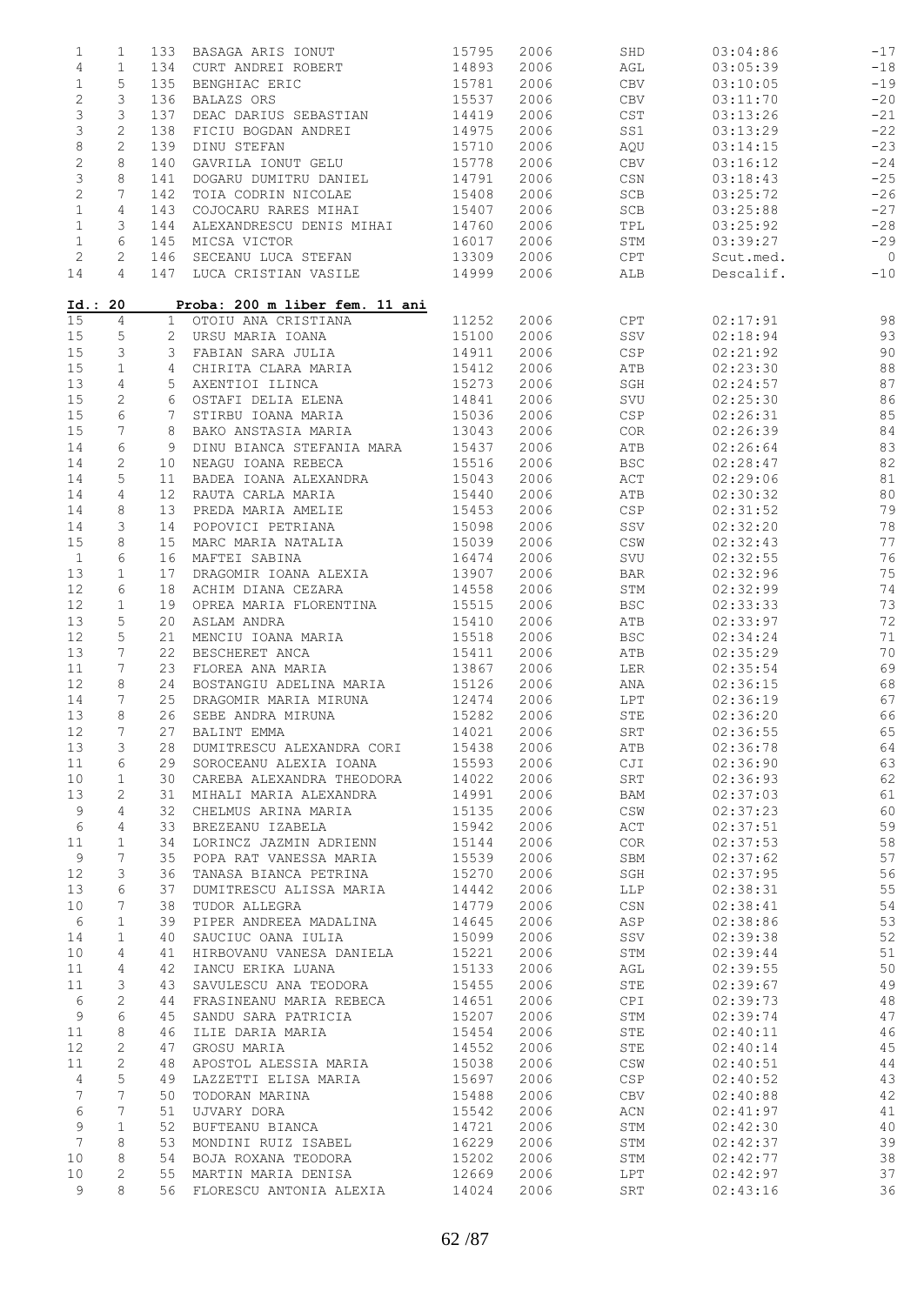| | | | | | | | | |
|---|---|---|---|---|---|---|---|---|
| 1 | 1 | 133 | BASAGA ARIS IONUT | 15795 | 2006 | SHD | 03:04:86 | -17 |
| 4 | 1 | 134 | CURT ANDREI ROBERT | 14893 | 2006 | AGL | 03:05:39 | -18 |
| 1 | 5 | 135 | BENGHIAC ERIC | 15781 | 2006 | CBV | 03:10:05 | -19 |
| 2 | 3 | 136 | BALAZS ORS | 15537 | 2006 | CBV | 03:11:70 | -20 |
| 3 | 3 | 137 | DEAC DARIUS SEBASTIAN | 14419 | 2006 | CST | 03:13:26 | -21 |
| 3 | 2 | 138 | FICIU BOGDAN ANDREI | 14975 | 2006 | SS1 | 03:13:29 | -22 |
| 8 | 2 | 139 | DINU STEFAN | 15710 | 2006 | AQU | 03:14:15 | -23 |
| 2 | 8 | 140 | GAVRILA IONUT GELU | 15778 | 2006 | CBV | 03:16:12 | -24 |
| 3 | 8 | 141 | DOGARU DUMITRU DANIEL | 14791 | 2006 | CSN | 03:18:43 | -25 |
| 2 | 7 | 142 | TOIA CODRIN NICOLAE | 15408 | 2006 | SCB | 03:25:72 | -26 |
| 1 | 4 | 143 | COJOCARU RARES MIHAI | 15407 | 2006 | SCB | 03:25:88 | -27 |
| 1 | 3 | 144 | ALEXANDRESCU DENIS MIHAI | 14760 | 2006 | TPL | 03:25:92 | -28 |
| 1 | 6 | 145 | MICSA VICTOR | 16017 | 2006 | STM | 03:39:27 | -29 |
| 2 | 2 | 146 | SECEANU LUCA STEFAN | 13309 | 2006 | CPT | Scut.med. | 0 |
| 14 | 4 | 147 | LUCA CRISTIAN VASILE | 14999 | 2006 | ALB | Descalif. | -10 |

**Id.: 20** **Proba: 200 m liber fem. 11 ani**

| | | | | | | | | |
|---|---|---|---|---|---|---|---|---|
| 15 | 4 | 1 | OTOIU ANA CRISTIANA | 11252 | 2006 | CPT | 02:17:91 | 98 |
| 15 | 5 | 2 | URSU MARIA IOANA | 15100 | 2006 | SSV | 02:18:94 | 93 |
| 15 | 3 | 3 | FABIAN SARA JULIA | 14911 | 2006 | CSP | 02:21:92 | 90 |
| 15 | 1 | 4 | CHIRITA CLARA MARIA | 15412 | 2006 | ATB | 02:23:30 | 88 |
| 13 | 4 | 5 | AXENTIOI ILINCA | 15273 | 2006 | SGH | 02:24:57 | 87 |
| 15 | 2 | 6 | OSTAFI DELIA ELENA | 14841 | 2006 | SVU | 02:25:30 | 86 |
| 15 | 6 | 7 | STIRBU IOANA MARIA | 15036 | 2006 | CSP | 02:26:31 | 85 |
| 15 | 7 | 8 | BAKO ANSTASIA MARIA | 13043 | 2006 | COR | 02:26:39 | 84 |
| 14 | 6 | 9 | DINU BIANCA STEFANIA MARA | 15437 | 2006 | ATB | 02:26:64 | 83 |
| 14 | 2 | 10 | NEAGU IOANA REBECA | 15516 | 2006 | BSC | 02:28:47 | 82 |
| 14 | 5 | 11 | BADEA IOANA ALEXANDRA | 15043 | 2006 | ACT | 02:29:06 | 81 |
| 14 | 4 | 12 | RAUTA CARLA MARIA | 15440 | 2006 | ATB | 02:30:32 | 80 |
| 14 | 8 | 13 | PREDA MARIA AMELIE | 15453 | 2006 | CSP | 02:31:52 | 79 |
| 14 | 3 | 14 | POPOVICI PETRIANA | 15098 | 2006 | SSV | 02:32:20 | 78 |
| 15 | 8 | 15 | MARC MARIA NATALIA | 15039 | 2006 | CSW | 02:32:43 | 77 |
| 1 | 6 | 16 | MAFTEI SABINA | 16474 | 2006 | SVU | 02:32:55 | 76 |
| 13 | 1 | 17 | DRAGOMIR IOANA ALEXIA | 13907 | 2006 | BAR | 02:32:96 | 75 |
| 12 | 6 | 18 | ACHIM DIANA CEZARA | 14558 | 2006 | STM | 02:32:99 | 74 |
| 12 | 1 | 19 | OPREA MARIA FLORENTINA | 15515 | 2006 | BSC | 02:33:33 | 73 |
| 13 | 5 | 20 | ASLAM ANDRA | 15410 | 2006 | ATB | 02:33:97 | 72 |
| 12 | 5 | 21 | MENCIU IOANA MARIA | 15518 | 2006 | BSC | 02:34:24 | 71 |
| 13 | 7 | 22 | BESCHERET ANCA | 15411 | 2006 | ATB | 02:35:29 | 70 |
| 11 | 7 | 23 | FLOREA ANA MARIA | 13867 | 2006 | LER | 02:35:54 | 69 |
| 12 | 8 | 24 | BOSTANGIU ADELINA MARIA | 15126 | 2006 | ANA | 02:36:15 | 68 |
| 14 | 7 | 25 | DRAGOMIR MARIA MIRUNA | 12474 | 2006 | LPT | 02:36:19 | 67 |
| 13 | 8 | 26 | SEBE ANDRA MIRUNA | 15282 | 2006 | STE | 02:36:20 | 66 |
| 12 | 7 | 27 | BALINT EMMA | 14021 | 2006 | SRT | 02:36:55 | 65 |
| 13 | 3 | 28 | DUMITRESCU ALEXANDRA CORI | 15438 | 2006 | ATB | 02:36:78 | 64 |
| 11 | 6 | 29 | SOROCEANU ALEXIA IOANA | 15593 | 2006 | CJI | 02:36:90 | 63 |
| 10 | 1 | 30 | CAREBA ALEXANDRA THEODORA | 14022 | 2006 | SRT | 02:36:93 | 62 |
| 13 | 2 | 31 | MIHALI MARIA ALEXANDRA | 14991 | 2006 | BAM | 02:37:03 | 61 |
| 9 | 4 | 32 | CHELMUS ARINA MARIA | 15135 | 2006 | CSW | 02:37:23 | 60 |
| 6 | 4 | 33 | BREZEANU IZABELA | 15942 | 2006 | ACT | 02:37:51 | 59 |
| 11 | 1 | 34 | LORINCZ JAZMIN ADRIENN | 15144 | 2006 | COR | 02:37:53 | 58 |
| 9 | 7 | 35 | POPA RAT VANESSA MARIA | 15539 | 2006 | SBM | 02:37:62 | 57 |
| 12 | 3 | 36 | TANASA BIANCA PETRINA | 15270 | 2006 | SGH | 02:37:95 | 56 |
| 13 | 6 | 37 | DUMITRESCU ALISSA MARIA | 14442 | 2006 | LLP | 02:38:31 | 55 |
| 10 | 7 | 38 | TUDOR ALLEGRA | 14779 | 2006 | CSN | 02:38:41 | 54 |
| 6 | 1 | 39 | PIPER ANDREEA MADALINA | 14645 | 2006 | ASP | 02:38:86 | 53 |
| 14 | 1 | 40 | SAUCIUC OANA IULIA | 15099 | 2006 | SSV | 02:39:38 | 52 |
| 10 | 4 | 41 | HIRBOVANU VANESA DANIELA | 15221 | 2006 | STM | 02:39:44 | 51 |
| 11 | 4 | 42 | IANCU ERIKA LUANA | 15133 | 2006 | AGL | 02:39:55 | 50 |
| 11 | 3 | 43 | SAVULESCU ANA TEODORA | 15455 | 2006 | STE | 02:39:67 | 49 |
| 6 | 2 | 44 | FRASINEANU MARIA REBECA | 14651 | 2006 | CPI | 02:39:73 | 48 |
| 9 | 6 | 45 | SANDU SARA PATRICIA | 15207 | 2006 | STM | 02:39:74 | 47 |
| 11 | 8 | 46 | ILIE DARIA MARIA | 15454 | 2006 | STE | 02:40:11 | 46 |
| 12 | 2 | 47 | GROSU MARIA | 14552 | 2006 | STE | 02:40:14 | 45 |
| 11 | 2 | 48 | APOSTOL ALESSIA MARIA | 15038 | 2006 | CSW | 02:40:51 | 44 |
| 4 | 5 | 49 | LAZZETTI ELISA MARIA | 15697 | 2006 | CSP | 02:40:52 | 43 |
| 7 | 7 | 50 | TODORAN MARINA | 15488 | 2006 | CBV | 02:40:88 | 42 |
| 6 | 7 | 51 | UJVARY DORA | 15542 | 2006 | ACN | 02:41:97 | 41 |
| 9 | 1 | 52 | BUFTEANU BIANCA | 14721 | 2006 | STM | 02:42:30 | 40 |
| 7 | 8 | 53 | MONDINI RUIZ ISABEL | 16229 | 2006 | STM | 02:42:37 | 39 |
| 10 | 8 | 54 | BOJA ROXANA TEODORA | 15202 | 2006 | STM | 02:42:77 | 38 |
| 10 | 2 | 55 | MARTIN MARIA DENISA | 12669 | 2006 | LPT | 02:42:97 | 37 |
| 9 | 8 | 56 | FLORESCU ANTONIA ALEXIA | 14024 | 2006 | SRT | 02:43:16 | 36 |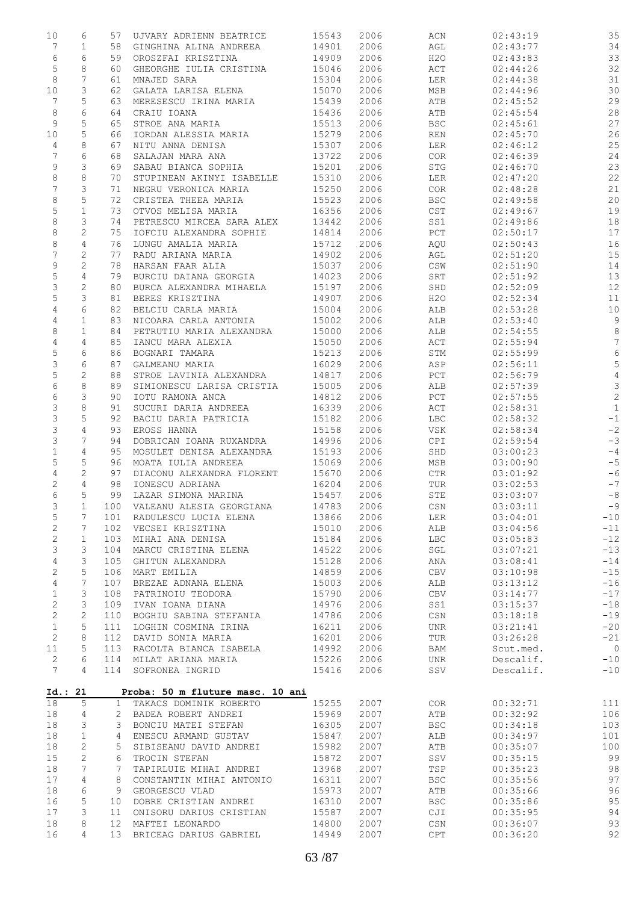| | | | | | | | | |
|---|---|---|---|---|---|---|---|---|
| 10 | 6 | 57 | UJVARY ADRIENN BEATRICE | 15543 | 2006 | ACN | 02:43:19 | 35 |
| 7 | 1 | 58 | GINGHINA ALINA ANDREEA | 14901 | 2006 | AGL | 02:43:77 | 34 |
| 6 | 6 | 59 | OROSZFAI KRISZTINA | 14909 | 2006 | H2O | 02:43:83 | 33 |
| 5 | 8 | 60 | GHEORGHE IULIA CRISTINA | 15046 | 2006 | ACT | 02:44:26 | 32 |
| 8 | 7 | 61 | MNAJED SARA | 15304 | 2006 | LER | 02:44:38 | 31 |
| 10 | 3 | 62 | GALATA LARISA ELENA | 15070 | 2006 | MSB | 02:44:96 | 30 |
| 7 | 5 | 63 | MERESESCU IRINA MARIA | 15439 | 2006 | ATB | 02:45:52 | 29 |
| 8 | 6 | 64 | CRAIU IOANA | 15436 | 2006 | ATB | 02:45:54 | 28 |
| 9 | 5 | 65 | STROE ANA MARIA | 15513 | 2006 | BSC | 02:45:61 | 27 |
| 10 | 5 | 66 | IORDAN ALESSIA MARIA | 15279 | 2006 | REN | 02:45:70 | 26 |
| 4 | 8 | 67 | NITU ANNA DENISA | 15307 | 2006 | LER | 02:46:12 | 25 |
| 7 | 6 | 68 | SALAJAN MARA ANA | 13722 | 2006 | COR | 02:46:39 | 24 |
| 9 | 3 | 69 | SABAU BIANCA SOPHIA | 15201 | 2006 | STG | 02:46:70 | 23 |
| 8 | 8 | 70 | STUPINEAN AKINYI ISABELLE | 15310 | 2006 | LER | 02:47:20 | 22 |
| 7 | 3 | 71 | NEGRU VERONICA MARIA | 15250 | 2006 | COR | 02:48:28 | 21 |
| 8 | 5 | 72 | CRISTEA THEEA MARIA | 15523 | 2006 | BSC | 02:49:58 | 20 |
| 5 | 1 | 73 | OTVOS MELISA MARIA | 16356 | 2006 | CST | 02:49:67 | 19 |
| 8 | 3 | 74 | PETRESCU MIRCEA SARA ALEX | 13442 | 2006 | SS1 | 02:49:86 | 18 |
| 8 | 2 | 75 | IOFCIU ALEXANDRA SOPHIE | 14814 | 2006 | PCT | 02:50:17 | 17 |
| 8 | 4 | 76 | LUNGU AMALIA MARIA | 15712 | 2006 | AQU | 02:50:43 | 16 |
| 7 | 2 | 77 | RADU ARIANA MARIA | 14902 | 2006 | AGL | 02:51:20 | 15 |
| 9 | 2 | 78 | HARSAN FAAR ALIA | 15037 | 2006 | CSW | 02:51:90 | 14 |
| 5 | 4 | 79 | BURCIU DAIANA GEORGIA | 14023 | 2006 | SRT | 02:51:92 | 13 |
| 3 | 2 | 80 | BURCA ALEXANDRA MIHAELA | 15197 | 2006 | SHD | 02:52:09 | 12 |
| 5 | 3 | 81 | BERES KRISZTINA | 14907 | 2006 | H2O | 02:52:34 | 11 |
| 4 | 6 | 82 | BELCIU CARLA MARIA | 15004 | 2006 | ALB | 02:53:28 | 10 |
| 4 | 1 | 83 | NICOARA CARLA ANTONIA | 15002 | 2006 | ALB | 02:53:40 | 9 |
| 8 | 1 | 84 | PETRUTIU MARIA ALEXANDRA | 15000 | 2006 | ALB | 02:54:55 | 8 |
| 4 | 4 | 85 | IANCU MARA ALEXIA | 15050 | 2006 | ACT | 02:55:94 | 7 |
| 5 | 6 | 86 | BOGNARI TAMARA | 15213 | 2006 | STM | 02:55:99 | 6 |
| 3 | 6 | 87 | GALMEANU MARIA | 16029 | 2006 | ASP | 02:56:11 | 5 |
| 5 | 2 | 88 | STROE LAVINIA ALEXANDRA | 14817 | 2006 | PCT | 02:56:79 | 4 |
| 6 | 8 | 89 | SIMIONESCU LARISA CRISTIA | 15005 | 2006 | ALB | 02:57:39 | 3 |
| 6 | 3 | 90 | IOTU RAMONA ANCA | 14812 | 2006 | PCT | 02:57:55 | 2 |
| 3 | 8 | 91 | SUCURI DARIA ANDREEA | 16339 | 2006 | ACT | 02:58:31 | 1 |
| 3 | 5 | 92 | BACIU DARIA PATRICIA | 15182 | 2006 | LBC | 02:58:32 | -1 |
| 3 | 4 | 93 | EROSS HANNA | 15158 | 2006 | VSK | 02:58:34 | -2 |
| 3 | 7 | 94 | DOBRICAN IOANA RUXANDRA | 14996 | 2006 | CPI | 02:59:54 | -3 |
| 1 | 4 | 95 | MOSULET DENISA ALEXANDRA | 15193 | 2006 | SHD | 03:00:23 | -4 |
| 5 | 5 | 96 | MOATA IULIA ANDREEA | 15069 | 2006 | MSB | 03:00:90 | -5 |
| 4 | 2 | 97 | DIACONU ALEXANDRA FLORENT | 15670 | 2006 | CTR | 03:01:92 | -6 |
| 2 | 4 | 98 | IONESCU ADRIANA | 16204 | 2006 | TUR | 03:02:53 | -7 |
| 6 | 5 | 99 | LAZAR SIMONA MARINA | 15457 | 2006 | STE | 03:03:07 | -8 |
| 3 | 1 | 100 | VALEANU ALESIA GEORGIANA | 14783 | 2006 | CSN | 03:03:11 | -9 |
| 5 | 7 | 101 | RADULESCU LUCIA ELENA | 13866 | 2006 | LER | 03:04:01 | -10 |
| 2 | 7 | 102 | VECSEI KRISZTINA | 15010 | 2006 | ALB | 03:04:56 | -11 |
| 2 | 1 | 103 | MIHAI ANA DENISA | 15184 | 2006 | LBC | 03:05:83 | -12 |
| 3 | 3 | 104 | MARCU CRISTINA ELENA | 14522 | 2006 | SGL | 03:07:21 | -13 |
| 4 | 3 | 105 | GHITUN ALEXANDRA | 15128 | 2006 | ANA | 03:08:41 | -14 |
| 2 | 5 | 106 | MART EMILIA | 14859 | 2006 | CBV | 03:10:98 | -15 |
| 4 | 7 | 107 | BREZAE ADNANA ELENA | 15003 | 2006 | ALB | 03:13:12 | -16 |
| 1 | 3 | 108 | PATRINOIU TEODORA | 15790 | 2006 | CBV | 03:14:77 | -17 |
| 2 | 3 | 109 | IVAN IOANA DIANA | 14976 | 2006 | SS1 | 03:15:37 | -18 |
| 2 | 2 | 110 | BOGHIU SABINA STEFANIA | 14786 | 2006 | CSN | 03:18:18 | -19 |
| 1 | 5 | 111 | LOGHIN COSMINA IRINA | 16211 | 2006 | UNR | 03:21:41 | -20 |
| 2 | 8 | 112 | DAVID SONIA MARIA | 16201 | 2006 | TUR | 03:26:28 | -21 |
| 11 | 5 | 113 | RACOLTA BIANCA ISABELA | 14992 | 2006 | BAM | Scut.med. | 0 |
| 2 | 6 | 114 | MILAT ARIANA MARIA | 15226 | 2006 | UNR | Descalif. | -10 |
| 7 | 4 | 114 | SOFRONEA INGRID | 15416 | 2006 | SSV | Descalif. | -10 |

**Id.: 21** **Proba: 50 m fluture masc. 10 ani**

| | | | | | | | | |
|---|---|---|---|---|---|---|---|---|
| 18 | 5 | 1 | TAKACS DOMINIK ROBERTO | 15255 | 2007 | COR | 00:32:71 | 111 |
| 18 | 4 | 2 | BADEA ROBERT ANDREI | 15969 | 2007 | ATB | 00:32:92 | 106 |
| 18 | 3 | 3 | BONCIU MATEI STEFAN | 16305 | 2007 | BSC | 00:34:18 | 103 |
| 18 | 1 | 4 | ENESCU ARMAND GUSTAV | 15847 | 2007 | ALB | 00:34:97 | 101 |
| 18 | 2 | 5 | SIBISEANU DAVID ANDREI | 15982 | 2007 | ATB | 00:35:07 | 100 |
| 15 | 2 | 6 | TROCIN STEFAN | 15872 | 2007 | SSV | 00:35:15 | 99 |
| 18 | 7 | 7 | TAPIRLUIE MIHAI ANDREI | 13968 | 2007 | TSP | 00:35:23 | 98 |
| 17 | 4 | 8 | CONSTANTIN MIHAI ANTONIO | 16311 | 2007 | BSC | 00:35:56 | 97 |
| 18 | 6 | 9 | GEORGESCU VLAD | 15973 | 2007 | ATB | 00:35:66 | 96 |
| 16 | 5 | 10 | DOBRE CRISTIAN ANDREI | 16310 | 2007 | BSC | 00:35:86 | 95 |
| 17 | 3 | 11 | ONISORU DARIUS CRISTIAN | 15587 | 2007 | CJI | 00:35:95 | 94 |
| 18 | 8 | 12 | MAFTEI LEONARDO | 14800 | 2007 | CSN | 00:36:07 | 93 |
| 16 | 4 | 13 | BRICEAG DARIUS GABRIEL | 14949 | 2007 | CPT | 00:36:20 | 92 |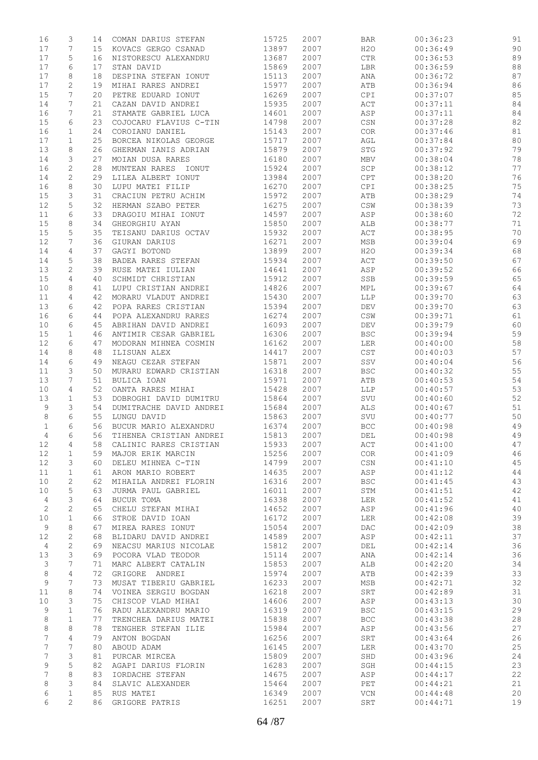| | | | | | | | | |
|---|---|---|---|---|---|---|---|---|
| 16 | 3 | 14 | COMAN DARIUS STEFAN | 15725 | 2007 | BAR | 00:36:23 | 91 |
| 17 | 7 | 15 | KOVACS GERGO CSANAD | 13897 | 2007 | H2O | 00:36:49 | 90 |
| 17 | 5 | 16 | NISTORESCU ALEXANDRU | 13687 | 2007 | CTR | 00:36:53 | 89 |
| 17 | 6 | 17 | STAN DAVID | 15869 | 2007 | LBR | 00:36:59 | 88 |
| 17 | 8 | 18 | DESPINA STEFAN IONUT | 15113 | 2007 | ANA | 00:36:72 | 87 |
| 17 | 2 | 19 | MIHAI RARES ANDREI | 15977 | 2007 | ATB | 00:36:94 | 86 |
| 15 | 7 | 20 | PETRE EDUARD IONUT | 16269 | 2007 | CPI | 00:37:07 | 85 |
| 14 | 7 | 21 | CAZAN DAVID ANDREI | 15935 | 2007 | ACT | 00:37:11 | 84 |
| 16 | 7 | 21 | STAMATE GABRIEL LUCA | 14601 | 2007 | ASP | 00:37:11 | 84 |
| 15 | 6 | 23 | COJOCARU FLAVIUS C-TIN | 14798 | 2007 | CSN | 00:37:28 | 82 |
| 16 | 1 | 24 | COROIANU DANIEL | 15143 | 2007 | COR | 00:37:46 | 81 |
| 17 | 1 | 25 | BORCEA NIKOLAS GEORGE | 15717 | 2007 | AGL | 00:37:84 | 80 |
| 13 | 8 | 26 | GHERMAN IANIS ADRIAN | 15879 | 2007 | STG | 00:37:92 | 79 |
| 14 | 3 | 27 | MOIAN DUSA RARES | 16180 | 2007 | MBV | 00:38:04 | 78 |
| 16 | 2 | 28 | MUNTEAN RARES IONUT | 15924 | 2007 | SCP | 00:38:12 | 77 |
| 14 | 2 | 29 | LILEA ALBERT IONUT | 13984 | 2007 | CPT | 00:38:20 | 76 |
| 16 | 8 | 30 | LUPU MATEI FILIP | 16270 | 2007 | CPI | 00:38:25 | 75 |
| 15 | 3 | 31 | CRACIUN PETRU ACHIM | 15972 | 2007 | ATB | 00:38:29 | 74 |
| 12 | 5 | 32 | HERMAN SZABO PETER | 16275 | 2007 | CSW | 00:38:39 | 73 |
| 11 | 6 | 33 | DRAGOIU MIHAI IONUT | 14597 | 2007 | ASP | 00:38:60 | 72 |
| 15 | 8 | 34 | GHEORGHIU AYAN | 15850 | 2007 | ALB | 00:38:77 | 71 |
| 15 | 5 | 35 | TEISANU DARIUS OCTAV | 15932 | 2007 | ACT | 00:38:95 | 70 |
| 12 | 7 | 36 | GIURAN DARIUS | 16271 | 2007 | MSB | 00:39:04 | 69 |
| 14 | 4 | 37 | GAGYI BOTOND | 13899 | 2007 | H2O | 00:39:34 | 68 |
| 14 | 5 | 38 | BADEA RARES STEFAN | 15934 | 2007 | ACT | 00:39:50 | 67 |
| 13 | 2 | 39 | RUSE MATEI IULIAN | 14641 | 2007 | ASP | 00:39:52 | 66 |
| 15 | 4 | 40 | SCHMIDT CHRISTIAN | 15912 | 2007 | SSB | 00:39:59 | 65 |
| 10 | 8 | 41 | LUPU CRISTIAN ANDREI | 14826 | 2007 | MPL | 00:39:67 | 64 |
| 11 | 4 | 42 | MORARU VLADUT ANDREI | 15430 | 2007 | LLP | 00:39:70 | 63 |
| 13 | 6 | 42 | POPA RARES CRISTIAN | 15394 | 2007 | DEV | 00:39:70 | 63 |
| 16 | 6 | 44 | POPA ALEXANDRU RARES | 16274 | 2007 | CSW | 00:39:71 | 61 |
| 10 | 6 | 45 | ABRIHAN DAVID ANDREI | 16093 | 2007 | DEV | 00:39:79 | 60 |
| 15 | 1 | 46 | ANTIMIR CESAR GABRIEL | 16306 | 2007 | BSC | 00:39:94 | 59 |
| 12 | 6 | 47 | MODORAN MIHNEA COSMIN | 16162 | 2007 | LER | 00:40:00 | 58 |
| 14 | 8 | 48 | ILISUAN ALEX | 14417 | 2007 | CST | 00:40:03 | 57 |
| 14 | 6 | 49 | NEAGU CEZAR STEFAN | 15871 | 2007 | SSV | 00:40:04 | 56 |
| 11 | 3 | 50 | MURARU EDWARD CRISTIAN | 16318 | 2007 | BSC | 00:40:32 | 55 |
| 13 | 7 | 51 | BULICA IOAN | 15971 | 2007 | ATB | 00:40:53 | 54 |
| 10 | 4 | 52 | OANTA RARES MIHAI | 15428 | 2007 | LLP | 00:40:57 | 53 |
| 13 | 1 | 53 | DOBROGHI DAVID DUMITRU | 15864 | 2007 | SVU | 00:40:60 | 52 |
| 9 | 3 | 54 | DUMITRACHE DAVID ANDREI | 15684 | 2007 | ALS | 00:40:67 | 51 |
| 8 | 6 | 55 | LUNGU DAVID | 15863 | 2007 | SVU | 00:40:77 | 50 |
| 1 | 6 | 56 | BUCUR MARIO ALEXANDRU | 16374 | 2007 | BCC | 00:40:98 | 49 |
| 4 | 6 | 56 | TIHENEA CRISTIAN ANDREI | 15813 | 2007 | DEL | 00:40:98 | 49 |
| 12 | 4 | 58 | CALINIC RARES CRISTIAN | 15933 | 2007 | ACT | 00:41:00 | 47 |
| 12 | 1 | 59 | MAJOR ERIK MARCIN | 15256 | 2007 | COR | 00:41:09 | 46 |
| 12 | 3 | 60 | DELEU MIHNEA C-TIN | 14799 | 2007 | CSN | 00:41:10 | 45 |
| 11 | 1 | 61 | ARON MARIO ROBERT | 14635 | 2007 | ASP | 00:41:12 | 44 |
| 10 | 2 | 62 | MIHAILA ANDREI FLORIN | 16316 | 2007 | BSC | 00:41:45 | 43 |
| 10 | 5 | 63 | JURMA PAUL GABRIEL | 16011 | 2007 | STM | 00:41:51 | 42 |
| 4 | 3 | 64 | BUCUR TOMA | 16338 | 2007 | LER | 00:41:52 | 41 |
| 2 | 2 | 65 | CHELU STEFAN MIHAI | 14652 | 2007 | ASP | 00:41:96 | 40 |
| 10 | 1 | 66 | STROE DAVID IOAN | 16172 | 2007 | LER | 00:42:08 | 39 |
| 9 | 8 | 67 | MIREA RARES IONUT | 15054 | 2007 | DAC | 00:42:09 | 38 |
| 12 | 2 | 68 | BLIDARU DAVID ANDREI | 14589 | 2007 | ASP | 00:42:11 | 37 |
| 4 | 2 | 69 | NEACSU MARIUS NICOLAE | 15812 | 2007 | DEL | 00:42:14 | 36 |
| 13 | 3 | 69 | POCORA VLAD TEODOR | 15114 | 2007 | ANA | 00:42:14 | 36 |
| 3 | 7 | 71 | MARC ALBERT CATALIN | 15853 | 2007 | ALB | 00:42:20 | 34 |
| 8 | 4 | 72 | GRIGORE ANDREI | 15974 | 2007 | ATB | 00:42:39 | 33 |
| 9 | 7 | 73 | MUSAT TIBERIU GABRIEL | 16233 | 2007 | MSB | 00:42:71 | 32 |
| 11 | 8 | 74 | VOINEA SERGIU BOGDAN | 16218 | 2007 | SRT | 00:42:89 | 31 |
| 10 | 3 | 75 | CHISCOP VLAD MIHAI | 14606 | 2007 | ASP | 00:43:13 | 30 |
| 9 | 1 | 76 | RADU ALEXANDRU MARIO | 16319 | 2007 | BSC | 00:43:15 | 29 |
| 8 | 1 | 77 | TRENCHEA DARIUS MATEI | 15838 | 2007 | BCC | 00:43:38 | 28 |
| 8 | 8 | 78 | TENGHER STEFAN ILIE | 15984 | 2007 | ASP | 00:43:56 | 27 |
| 7 | 4 | 79 | ANTON BOGDAN | 16256 | 2007 | SRT | 00:43:64 | 26 |
| 7 | 7 | 80 | ABOUD ADAM | 16145 | 2007 | LER | 00:43:70 | 25 |
| 7 | 3 | 81 | PURCAR MIRCEA | 15809 | 2007 | SHD | 00:43:96 | 24 |
| 9 | 5 | 82 | AGAPI DARIUS FLORIN | 16283 | 2007 | SGH | 00:44:15 | 23 |
| 7 | 8 | 83 | IORDACHE STEFAN | 14675 | 2007 | ASP | 00:44:17 | 22 |
| 8 | 3 | 84 | SLAVIC ALEXANDER | 15464 | 2007 | PET | 00:44:21 | 21 |
| 6 | 1 | 85 | RUS MATEI | 16349 | 2007 | VCN | 00:44:48 | 20 |
| 6 | 2 | 86 | GRIGORE PATRIS | 16251 | 2007 | SRT | 00:44:71 | 19 |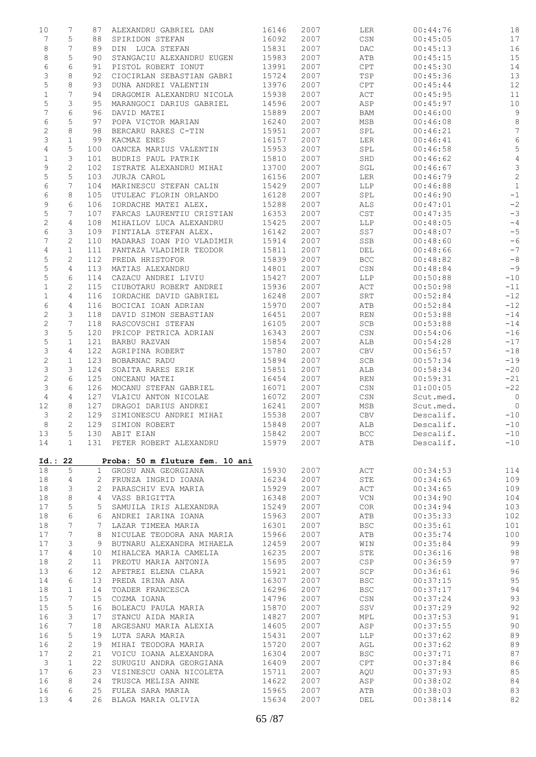| | | | | | | | | |
|---|---|---|---|---|---|---|---|---|
| 10 | 7 | 87 | ALEXANDRU GABRIEL DAN | 16146 | 2007 | LER | 00:44:76 | 18 |
| 7 | 5 | 88 | SPIRIDON STEFAN | 16092 | 2007 | CSN | 00:45:05 | 17 |
| 8 | 7 | 89 | DIN LUCA STEFAN | 15831 | 2007 | DAC | 00:45:13 | 16 |
| 8 | 5 | 90 | STANGACIU ALEXANDRU EUGEN | 15983 | 2007 | ATB | 00:45:15 | 15 |
| 6 | 6 | 91 | PISTOL ROBERT IONUT | 13991 | 2007 | CPT | 00:45:30 | 14 |
| 3 | 8 | 92 | CIOCIRLAN SEBASTIAN GABRI | 15724 | 2007 | TSP | 00:45:36 | 13 |
| 5 | 8 | 93 | DUNA ANDREI VALENTIN | 13976 | 2007 | CPT | 00:45:44 | 12 |
| 1 | 7 | 94 | DRAGOMIR ALEXANDRU NICOLA | 15938 | 2007 | ACT | 00:45:95 | 11 |
| 5 | 3 | 95 | MARANGOCI DARIUS GABRIEL | 14596 | 2007 | ASP | 00:45:97 | 10 |
| 7 | 6 | 96 | DAVID MATEI | 15889 | 2007 | BAM | 00:46:00 | 9 |
| 6 | 5 | 97 | POPA VICTOR MARIAN | 16240 | 2007 | MSB | 00:46:08 | 8 |
| 2 | 8 | 98 | BERCARU RARES C-TIN | 15951 | 2007 | SPL | 00:46:21 | 7 |
| 3 | 1 | 99 | KACMAZ ENES | 16157 | 2007 | LER | 00:46:41 | 6 |
| 4 | 5 | 100 | OANCEA MARIUS VALENTIN | 15953 | 2007 | SPL | 00:46:58 | 5 |
| 1 | 3 | 101 | BUDRIS PAUL PATRIK | 15810 | 2007 | SHD | 00:46:62 | 4 |
| 9 | 2 | 102 | ISTRATE ALEXANDRU MIHAI | 13700 | 2007 | SGL | 00:46:67 | 3 |
| 5 | 5 | 103 | JURJA CAROL | 16156 | 2007 | LER | 00:46:79 | 2 |
| 6 | 7 | 104 | MARINESCU STEFAN CALIN | 15429 | 2007 | LLP | 00:46:88 | 1 |
| 6 | 8 | 105 | UTULEAC FLORIN ORLANDO | 16128 | 2007 | SPL | 00:46:90 | -1 |
| 9 | 6 | 106 | IORDACHE MATEI ALEX. | 15288 | 2007 | ALS | 00:47:01 | -2 |
| 5 | 7 | 107 | FARCAS LAURENTIU CRISTIAN | 16353 | 2007 | CST | 00:47:35 | -3 |
| 2 | 4 | 108 | MIHAILOV LUCA ALEXANDRU | 15425 | 2007 | LLP | 00:48:05 | -4 |
| 6 | 3 | 109 | PINTIALA STEFAN ALEX. | 16142 | 2007 | SS7 | 00:48:07 | -5 |
| 7 | 2 | 110 | MADARAS IOAN PIO VLADIMIR | 15914 | 2007 | SSB | 00:48:60 | -6 |
| 4 | 1 | 111 | PANTAZA VLADIMIR TEODOR | 15811 | 2007 | DEL | 00:48:66 | -7 |
| 5 | 2 | 112 | PREDA HRISTOFOR | 15839 | 2007 | BCC | 00:48:82 | -8 |
| 5 | 4 | 113 | MATIAS ALEXANDRU | 14801 | 2007 | CSN | 00:48:84 | -9 |
| 5 | 6 | 114 | CAZACU ANDREI LIVIU | 15427 | 2007 | LLP | 00:50:88 | -10 |
| 1 | 2 | 115 | CIUBOTARU ROBERT ANDREI | 15936 | 2007 | ACT | 00:50:98 | -11 |
| 1 | 4 | 116 | IORDACHE DAVID GABRIEL | 16248 | 2007 | SRT | 00:52:84 | -12 |
| 6 | 4 | 116 | BOCICAI IOAN ADRIAN | 15970 | 2007 | ATB | 00:52:84 | -12 |
| 2 | 3 | 118 | DAVID SIMON SEBASTIAN | 16451 | 2007 | REN | 00:53:88 | -14 |
| 2 | 7 | 118 | RASCOVSCHI STEFAN | 16105 | 2007 | SCB | 00:53:88 | -14 |
| 3 | 5 | 120 | PRICOP PETRICA ADRIAN | 16343 | 2007 | CSN | 00:54:06 | -16 |
| 5 | 1 | 121 | BARBU RAZVAN | 15854 | 2007 | ALB | 00:54:28 | -17 |
| 3 | 4 | 122 | AGRIPINA ROBERT | 15780 | 2007 | CBV | 00:56:57 | -18 |
| 2 | 1 | 123 | BOBARNAC RADU | 15894 | 2007 | SCB | 00:57:34 | -19 |
| 3 | 3 | 124 | SOAITA RARES ERIK | 15851 | 2007 | ALB | 00:58:34 | -20 |
| 2 | 6 | 125 | ONCEANU MATEI | 16454 | 2007 | REN | 00:59:31 | -21 |
| 3 | 6 | 126 | MOCANU STEFAN GABRIEL | 16071 | 2007 | CSN | 01:00:05 | -22 |
| 4 | 4 | 127 | VLAICU ANTON NICOLAE | 16072 | 2007 | CSN | Scut.med. | 0 |
| 12 | 8 | 127 | DRAGOI DARIUS ANDREI | 16241 | 2007 | MSB | Scut.med. | 0 |
| 3 | 2 | 129 | SIMIONESCU ANDREI MIHAI | 15538 | 2007 | CBV | Descalif. | -10 |
| 8 | 2 | 129 | SIMION ROBERT | 15848 | 2007 | ALB | Descalif. | -10 |
| 13 | 5 | 130 | ABIT EIAN | 15842 | 2007 | BCC | Descalif. | -10 |
| 14 | 1 | 131 | PETER ROBERT ALEXANDRU | 15979 | 2007 | ATB | Descalif. | -10 |

**Id.: 22 Proba: 50 m fluture fem. 10 ani**

| | | | | | | | | |
|---|---|---|---|---|---|---|---|---|
| 18 | 5 | 1 | GROSU ANA GEORGIANA | 15930 | 2007 | ACT | 00:34:53 | 114 |
| 18 | 4 | 2 | FRUNZA INGRID IOANA | 16234 | 2007 | STE | 00:34:65 | 109 |
| 18 | 3 | 2 | PARASCHIV EVA MARIA | 15929 | 2007 | ACT | 00:34:65 | 109 |
| 18 | 8 | 4 | VASS BRIGITTA | 16348 | 2007 | VCN | 00:34:90 | 104 |
| 17 | 5 | 5 | SAMUILA IRIS ALEXANDRA | 15249 | 2007 | COR | 00:34:94 | 103 |
| 18 | 6 | 6 | ANDREI IARINA IOANA | 15963 | 2007 | ATB | 00:35:33 | 102 |
| 18 | 7 | 7 | LAZAR TIMEEA MARIA | 16301 | 2007 | BSC | 00:35:61 | 101 |
| 17 | 7 | 8 | NICULAE TEODORA ANA MARIA | 15966 | 2007 | ATB | 00:35:74 | 100 |
| 17 | 3 | 9 | BUTNARU ALEXANDRA MIHAELA | 12459 | 2007 | WIN | 00:35:84 | 99 |
| 17 | 4 | 10 | MIHALCEA MARIA CAMELIA | 16235 | 2007 | STE | 00:36:16 | 98 |
| 18 | 2 | 11 | PREOTU MARIA ANTONIA | 15695 | 2007 | CSP | 00:36:59 | 97 |
| 13 | 6 | 12 | APETREI ELENA CLARA | 15921 | 2007 | SCP | 00:36:61 | 96 |
| 14 | 6 | 13 | PREDA IRINA ANA | 16307 | 2007 | BSC | 00:37:15 | 95 |
| 18 | 1 | 14 | TOADER FRANCESCA | 16296 | 2007 | BSC | 00:37:17 | 94 |
| 15 | 7 | 15 | COZMA IOANA | 14796 | 2007 | CSN | 00:37:24 | 93 |
| 15 | 5 | 16 | BOLEACU PAULA MARIA | 15870 | 2007 | SSV | 00:37:29 | 92 |
| 16 | 3 | 17 | STANCU AIDA MARIA | 14827 | 2007 | MPL | 00:37:53 | 91 |
| 16 | 7 | 18 | ARGESANU MARIA ALEXIA | 14605 | 2007 | ASP | 00:37:55 | 90 |
| 16 | 5 | 19 | LUTA SARA MARIA | 15431 | 2007 | LLP | 00:37:62 | 89 |
| 16 | 2 | 19 | MIHAI TEODORA MARIA | 15720 | 2007 | AGL | 00:37:62 | 89 |
| 17 | 2 | 21 | VOICU IOANA ALEXANDRA | 16304 | 2007 | BSC | 00:37:71 | 87 |
| 3 | 1 | 22 | SURUGIU ANDRA GEORGIANA | 16409 | 2007 | CPT | 00:37:84 | 86 |
| 17 | 6 | 23 | VISINESCU OANA NICOLETA | 15711 | 2007 | AQU | 00:37:93 | 85 |
| 16 | 8 | 24 | TRUSCA MELISA ANNE | 14622 | 2007 | ASP | 00:38:02 | 84 |
| 16 | 6 | 25 | FULEA SARA MARIA | 15965 | 2007 | ATB | 00:38:03 | 83 |
| 13 | 4 | 26 | BLAGA MARIA OLIVIA | 15634 | 2007 | DEL | 00:38:14 | 82 |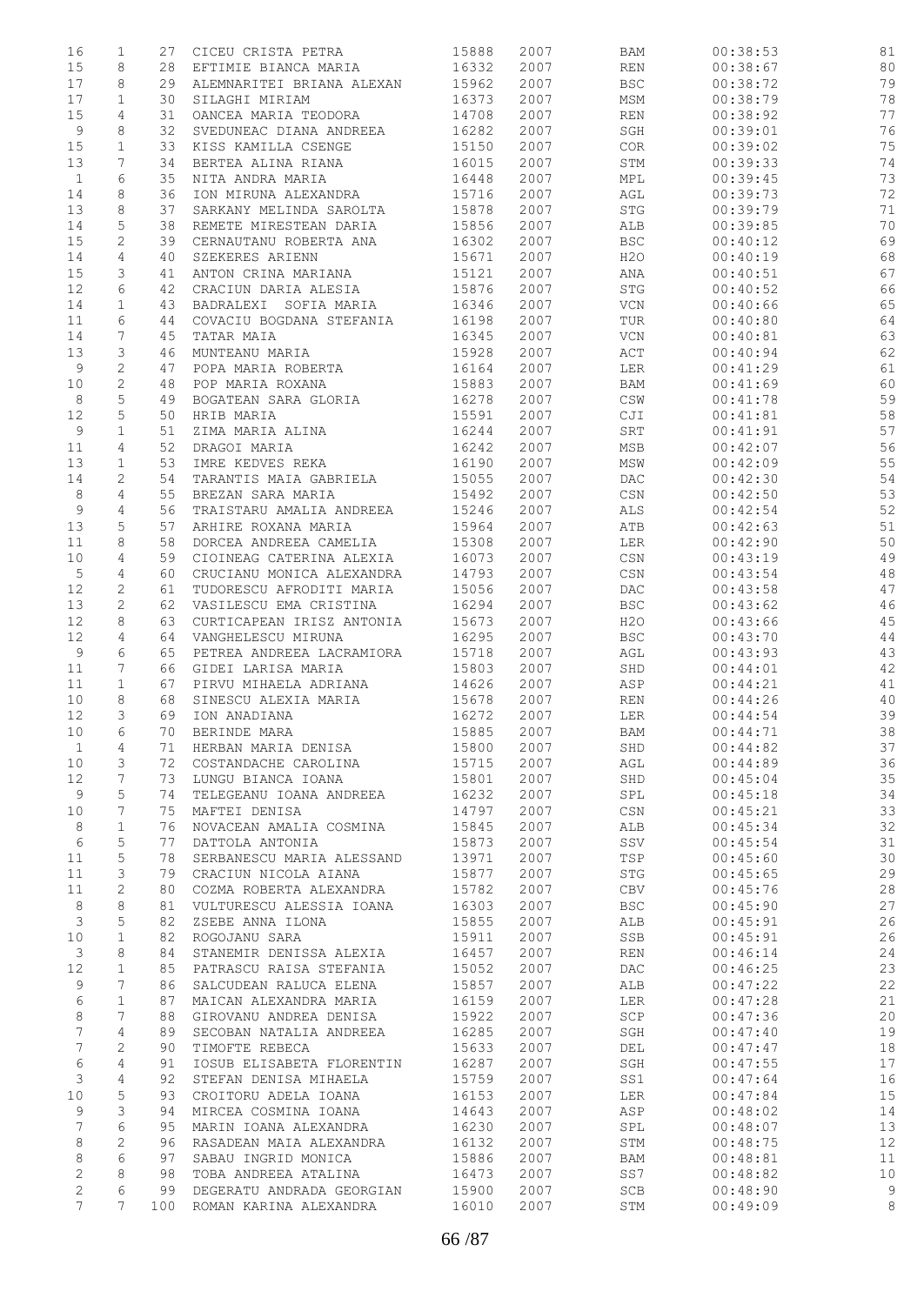| | | | | | | | | |
|---|---|---|---|---|---|---|---|---|
| 16 | 1 | 27 | CICEU CRISTA PETRA | 15888 | 2007 | BAM | 00:38:53 | 81 |
| 15 | 8 | 28 | EFTIMIE BIANCA MARIA | 16332 | 2007 | REN | 00:38:67 | 80 |
| 17 | 8 | 29 | ALEMNARITEI BRIANA ALEXAN | 15962 | 2007 | BSC | 00:38:72 | 79 |
| 17 | 1 | 30 | SILAGHI MIRIAM | 16373 | 2007 | MSM | 00:38:79 | 78 |
| 15 | 4 | 31 | OANCEA MARIA TEODORA | 14708 | 2007 | REN | 00:38:92 | 77 |
| 9 | 8 | 32 | SVEDUNEAC DIANA ANDREEA | 16282 | 2007 | SGH | 00:39:01 | 76 |
| 15 | 1 | 33 | KISS KAMILLA CSENGE | 15150 | 2007 | COR | 00:39:02 | 75 |
| 13 | 7 | 34 | BERTEA ALINA RIANA | 16015 | 2007 | STM | 00:39:33 | 74 |
| 1 | 6 | 35 | NITA ANDRA MARIA | 16448 | 2007 | MPL | 00:39:45 | 73 |
| 14 | 8 | 36 | ION MIRUNA ALEXANDRA | 15716 | 2007 | AGL | 00:39:73 | 72 |
| 13 | 8 | 37 | SARKANY MELINDA SAROLTA | 15878 | 2007 | STG | 00:39:79 | 71 |
| 14 | 5 | 38 | REMETE MIRESTEAN DARIA | 15856 | 2007 | ALB | 00:39:85 | 70 |
| 15 | 2 | 39 | CERNAUTANU ROBERTA ANA | 16302 | 2007 | BSC | 00:40:12 | 69 |
| 14 | 4 | 40 | SZEKERES ARIENN | 15671 | 2007 | H2O | 00:40:19 | 68 |
| 15 | 3 | 41 | ANTON CRINA MARIANA | 15121 | 2007 | ANA | 00:40:51 | 67 |
| 12 | 6 | 42 | CRACIUN DARIA ALESIA | 15876 | 2007 | STG | 00:40:52 | 66 |
| 14 | 1 | 43 | BADRALEXI SOFIA MARIA | 16346 | 2007 | VCN | 00:40:66 | 65 |
| 11 | 6 | 44 | COVACIU BOGDANA STEFANIA | 16198 | 2007 | TUR | 00:40:80 | 64 |
| 14 | 7 | 45 | TATAR MAIA | 16345 | 2007 | VCN | 00:40:81 | 63 |
| 13 | 3 | 46 | MUNTEANU MARIA | 15928 | 2007 | ACT | 00:40:94 | 62 |
| 9 | 2 | 47 | POPA MARIA ROBERTA | 16164 | 2007 | LER | 00:41:29 | 61 |
| 10 | 2 | 48 | POP MARIA ROXANA | 15883 | 2007 | BAM | 00:41:69 | 60 |
| 8 | 5 | 49 | BOGATEAN SARA GLORIA | 16278 | 2007 | CSW | 00:41:78 | 59 |
| 12 | 5 | 50 | HRIB MARIA | 15591 | 2007 | CJI | 00:41:81 | 58 |
| 9 | 1 | 51 | ZIMA MARIA ALINA | 16244 | 2007 | SRT | 00:41:91 | 57 |
| 11 | 4 | 52 | DRAGOI MARIA | 16242 | 2007 | MSB | 00:42:07 | 56 |
| 13 | 1 | 53 | IMRE KEDVES REKA | 16190 | 2007 | MSW | 00:42:09 | 55 |
| 14 | 2 | 54 | TARANTIS MAIA GABRIELA | 15055 | 2007 | DAC | 00:42:30 | 54 |
| 8 | 4 | 55 | BREZAN SARA MARIA | 15492 | 2007 | CSN | 00:42:50 | 53 |
| 9 | 4 | 56 | TRAISTARU AMALIA ANDREEA | 15246 | 2007 | ALS | 00:42:54 | 52 |
| 13 | 5 | 57 | ARHIRE ROXANA MARIA | 15964 | 2007 | ATB | 00:42:63 | 51 |
| 11 | 8 | 58 | DORCEA ANDREEA CAMELIA | 15308 | 2007 | LER | 00:42:90 | 50 |
| 10 | 4 | 59 | CIOINEAG CATERINA ALEXIA | 16073 | 2007 | CSN | 00:43:19 | 49 |
| 5 | 4 | 60 | CRUCIANU MONICA ALEXANDRA | 14793 | 2007 | CSN | 00:43:54 | 48 |
| 12 | 2 | 61 | TUDORESCU AFRODITI MARIA | 15056 | 2007 | DAC | 00:43:58 | 47 |
| 13 | 2 | 62 | VASILESCU EMA CRISTINA | 16294 | 2007 | BSC | 00:43:62 | 46 |
| 12 | 8 | 63 | CURTICAPEAN IRISZ ANTONIA | 15673 | 2007 | H2O | 00:43:66 | 45 |
| 12 | 4 | 64 | VANGHELESCU MIRUNA | 16295 | 2007 | BSC | 00:43:70 | 44 |
| 9 | 6 | 65 | PETREA ANDREEA LACRAMIORA | 15718 | 2007 | AGL | 00:43:93 | 43 |
| 11 | 7 | 66 | GIDEI LARISA MARIA | 15803 | 2007 | SHD | 00:44:01 | 42 |
| 11 | 1 | 67 | PIRVU MIHAELA ADRIANA | 14626 | 2007 | ASP | 00:44:21 | 41 |
| 10 | 8 | 68 | SINESCU ALEXIA MARIA | 15678 | 2007 | REN | 00:44:26 | 40 |
| 12 | 3 | 69 | ION ANADIANA | 16272 | 2007 | LER | 00:44:54 | 39 |
| 10 | 6 | 70 | BERINDE MARA | 15885 | 2007 | BAM | 00:44:71 | 38 |
| 1 | 4 | 71 | HERBAN MARIA DENISA | 15800 | 2007 | SHD | 00:44:82 | 37 |
| 10 | 3 | 72 | COSTANDACHE CAROLINA | 15715 | 2007 | AGL | 00:44:89 | 36 |
| 12 | 7 | 73 | LUNGU BIANCA IOANA | 15801 | 2007 | SHD | 00:45:04 | 35 |
| 9 | 5 | 74 | TELEGEANU IOANA ANDREEA | 16232 | 2007 | SPL | 00:45:18 | 34 |
| 10 | 7 | 75 | MAFTEI DENISA | 14797 | 2007 | CSN | 00:45:21 | 33 |
| 8 | 1 | 76 | NOVACEAN AMALIA COSMINA | 15845 | 2007 | ALB | 00:45:34 | 32 |
| 6 | 5 | 77 | DATTOLA ANTONIA | 15873 | 2007 | SSV | 00:45:54 | 31 |
| 11 | 5 | 78 | SERBANESCU MARIA ALESSAND | 13971 | 2007 | TSP | 00:45:60 | 30 |
| 11 | 3 | 79 | CRACIUN NICOLA AIANA | 15877 | 2007 | STG | 00:45:65 | 29 |
| 11 | 2 | 80 | COZMA ROBERTA ALEXANDRA | 15782 | 2007 | CBV | 00:45:76 | 28 |
| 8 | 8 | 81 | VULTURESCU ALESSIA IOANA | 16303 | 2007 | BSC | 00:45:90 | 27 |
| 3 | 5 | 82 | ZSEBE ANNA ILONA | 15855 | 2007 | ALB | 00:45:91 | 26 |
| 10 | 1 | 82 | ROGOJANU SARA | 15911 | 2007 | SSB | 00:45:91 | 26 |
| 3 | 8 | 84 | STANEMIR DENISSA ALEXIA | 16457 | 2007 | REN | 00:46:14 | 24 |
| 12 | 1 | 85 | PATRASCU RAISA STEFANIA | 15052 | 2007 | DAC | 00:46:25 | 23 |
| 9 | 7 | 86 | SALCUDEAN RALUCA ELENA | 15857 | 2007 | ALB | 00:47:22 | 22 |
| 6 | 1 | 87 | MAICAN ALEXANDRA MARIA | 16159 | 2007 | LER | 00:47:28 | 21 |
| 8 | 7 | 88 | GIROVANU ANDREA DENISA | 15922 | 2007 | SCP | 00:47:36 | 20 |
| 7 | 4 | 89 | SECOBAN NATALIA ANDREEA | 16285 | 2007 | SGH | 00:47:40 | 19 |
| 7 | 2 | 90 | TIMOFTE REBECA | 15633 | 2007 | DEL | 00:47:47 | 18 |
| 6 | 4 | 91 | IOSUB ELISABETA FLORENTIN | 16287 | 2007 | SGH | 00:47:55 | 17 |
| 3 | 4 | 92 | STEFAN DENISA MIHAELA | 15759 | 2007 | SS1 | 00:47:64 | 16 |
| 10 | 5 | 93 | CROITORU ADELA IOANA | 16153 | 2007 | LER | 00:47:84 | 15 |
| 9 | 3 | 94 | MIRCEA COSMINA IOANA | 14643 | 2007 | ASP | 00:48:02 | 14 |
| 7 | 6 | 95 | MARIN IOANA ALEXANDRA | 16230 | 2007 | SPL | 00:48:07 | 13 |
| 8 | 2 | 96 | RASADEAN MAIA ALEXANDRA | 16132 | 2007 | STM | 00:48:75 | 12 |
| 8 | 6 | 97 | SABAU INGRID MONICA | 15886 | 2007 | BAM | 00:48:81 | 11 |
| 2 | 8 | 98 | TOBA ANDREEA ATALINA | 16473 | 2007 | SS7 | 00:48:82 | 10 |
| 2 | 6 | 99 | DEGERATU ANDRADA GEORGIAN | 15900 | 2007 | SCB | 00:48:90 | 9 |
| 7 | 7 | 100 | ROMAN KARINA ALEXANDRA | 16010 | 2007 | STM | 00:49:09 | 8 |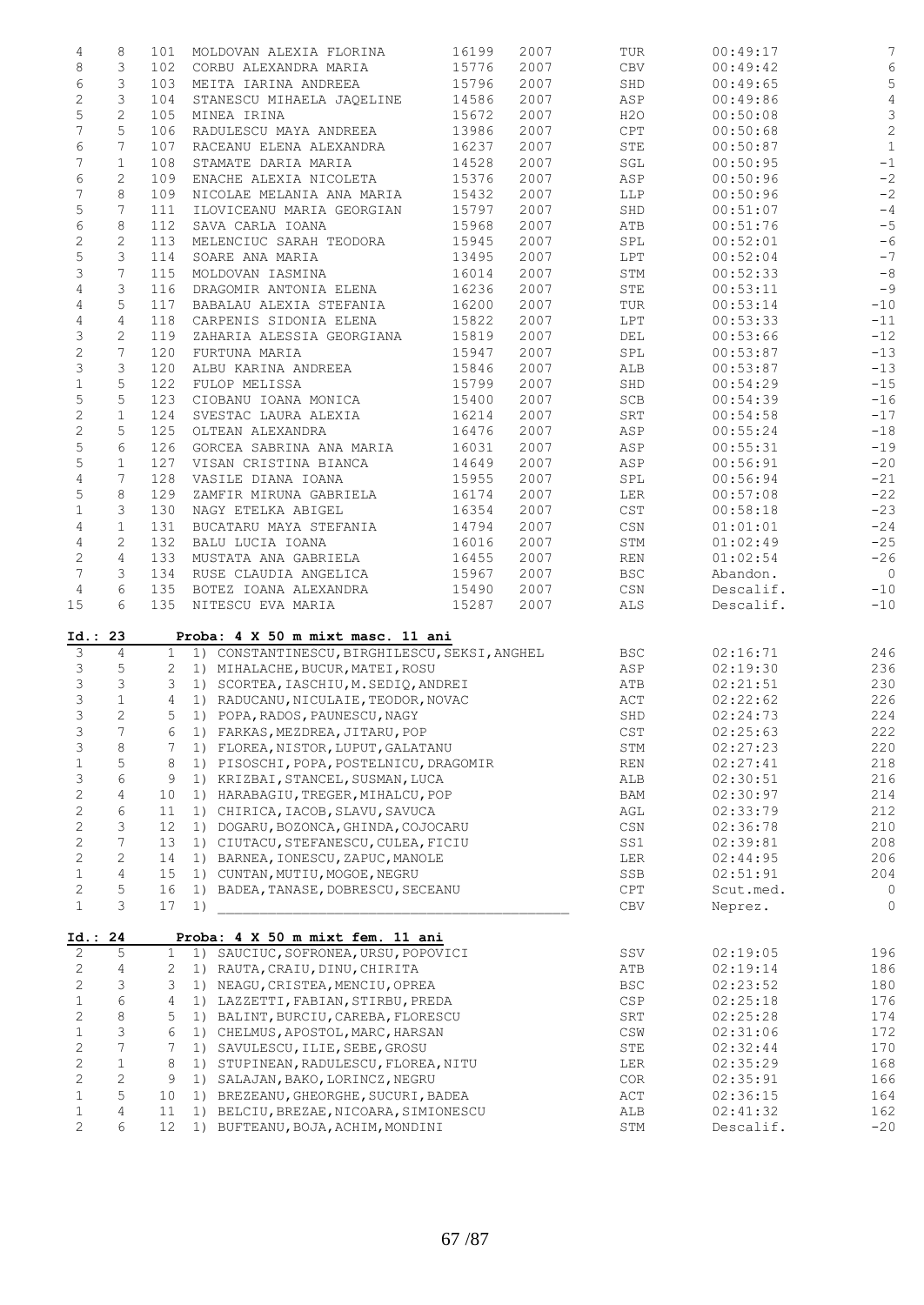| | | | | | | | | |
|---|---|---|---|---|---|---|---|---|
| 4 | 8 | 101 | MOLDOVAN ALEXIA FLORINA | 16199 | 2007 | TUR | 00:49:17 | 7 |
| 8 | 3 | 102 | CORBU ALEXANDRA MARIA | 15776 | 2007 | CBV | 00:49:42 | 6 |
| 6 | 3 | 103 | MEITA IARINA ANDREEA | 15796 | 2007 | SHD | 00:49:65 | 5 |
| 2 | 3 | 104 | STANESCU MIHAELA JAQELINE | 14586 | 2007 | ASP | 00:49:86 | 4 |
| 5 | 2 | 105 | MINEA IRINA | 15672 | 2007 | H2O | 00:50:08 | 3 |
| 7 | 5 | 106 | RADULESCU MAYA ANDREEA | 13986 | 2007 | CPT | 00:50:68 | 2 |
| 6 | 7 | 107 | RACEANU ELENA ALEXANDRA | 16237 | 2007 | STE | 00:50:87 | 1 |
| 7 | 1 | 108 | STAMATE DARIA MARIA | 14528 | 2007 | SGL | 00:50:95 | -1 |
| 6 | 2 | 109 | ENACHE ALEXIA NICOLETA | 15376 | 2007 | ASP | 00:50:96 | -2 |
| 7 | 8 | 109 | NICOLAE MELANIA ANA MARIA | 15432 | 2007 | LLP | 00:50:96 | -2 |
| 5 | 7 | 111 | ILOVICEANU MARIA GEORGIAN | 15797 | 2007 | SHD | 00:51:07 | -4 |
| 6 | 8 | 112 | SAVA CARLA IOANA | 15968 | 2007 | ATB | 00:51:76 | -5 |
| 2 | 2 | 113 | MELENCIUC SARAH TEODORA | 15945 | 2007 | SPL | 00:52:01 | -6 |
| 5 | 3 | 114 | SOARE ANA MARIA | 13495 | 2007 | LPT | 00:52:04 | -7 |
| 3 | 7 | 115 | MOLDOVAN IASMINA | 16014 | 2007 | STM | 00:52:33 | -8 |
| 4 | 3 | 116 | DRAGOMIR ANTONIA ELENA | 16236 | 2007 | STE | 00:53:11 | -9 |
| 4 | 5 | 117 | BABALAU ALEXIA STEFANIA | 16200 | 2007 | TUR | 00:53:14 | -10 |
| 4 | 4 | 118 | CARPENIS SIDONIA ELENA | 15822 | 2007 | LPT | 00:53:33 | -11 |
| 3 | 2 | 119 | ZAHARIA ALESSIA GEORGIANA | 15819 | 2007 | DEL | 00:53:66 | -12 |
| 2 | 7 | 120 | FURTUNA MARIA | 15947 | 2007 | SPL | 00:53:87 | -13 |
| 3 | 3 | 120 | ALBU KARINA ANDREEA | 15846 | 2007 | ALB | 00:53:87 | -13 |
| 1 | 5 | 122 | FULOP MELISSA | 15799 | 2007 | SHD | 00:54:29 | -15 |
| 5 | 5 | 123 | CIOBANU IOANA MONICA | 15400 | 2007 | SCB | 00:54:39 | -16 |
| 2 | 1 | 124 | SVESTAC LAURA ALEXIA | 16214 | 2007 | SRT | 00:54:58 | -17 |
| 2 | 5 | 125 | OLTEAN ALEXANDRA | 16476 | 2007 | ASP | 00:55:24 | -18 |
| 5 | 6 | 126 | GORCEA SABRINA ANA MARIA | 16031 | 2007 | ASP | 00:55:31 | -19 |
| 5 | 1 | 127 | VISAN CRISTINA BIANCA | 14649 | 2007 | ASP | 00:56:91 | -20 |
| 4 | 7 | 128 | VASILE DIANA IOANA | 15955 | 2007 | SPL | 00:56:94 | -21 |
| 5 | 8 | 129 | ZAMFIR MIRUNA GABRIELA | 16174 | 2007 | LER | 00:57:08 | -22 |
| 1 | 3 | 130 | NAGY ETELKA ABIGEL | 16354 | 2007 | CST | 00:58:18 | -23 |
| 4 | 1 | 131 | BUCATARU MAYA STEFANIA | 14794 | 2007 | CSN | 01:01:01 | -24 |
| 4 | 2 | 132 | BALU LUCIA IOANA | 16016 | 2007 | STM | 01:02:49 | -25 |
| 2 | 4 | 133 | MUSTATA ANA GABRIELA | 16455 | 2007 | REN | 01:02:54 | -26 |
| 7 | 3 | 134 | RUSE CLAUDIA ANGELICA | 15967 | 2007 | BSC | Abandon. | 0 |
| 4 | 6 | 135 | BOTEZ IOANA ALEXANDRA | 15490 | 2007 | CSN | Descalif. | -10 |
| 15 | 6 | 135 | NITESCU EVA MARIA | 15287 | 2007 | ALS | Descalif. | -10 |

**Id.: 23** **Proba: 4 X 50 m mixt masc. 11 ani**

| | | | | | | |
|---|---|---|---|---|---|---|
| 3 | 4 | 1 | 1) CONSTANTINESCU, BIRGHILESCU, SEKSI, ANGHEL | BSC | 02:16:71 | 246 |
| 3 | 5 | 2 | 1) MIHALACHE, BUCUR, MATEI, ROSU | ASP | 02:19:30 | 236 |
| 3 | 3 | 3 | 1) SCORTEA, IASCHIU, M.SEDIQ, ANDREI | ATB | 02:21:51 | 230 |
| 3 | 1 | 4 | 1) RADUCANU, NICULAIE, TEODOR, NOVAC | ACT | 02:22:62 | 226 |
| 3 | 2 | 5 | 1) POPA, RADOS, PAUNESCU, NAGY | SHD | 02:24:73 | 224 |
| 3 | 7 | 6 | 1) FARKAS, MEZDREA, JITARU, POP | CST | 02:25:63 | 222 |
| 3 | 8 | 7 | 1) FLOREA, NISTOR, LUPUT, GALATANU | STM | 02:27:23 | 220 |
| 1 | 5 | 8 | 1) PISOSCHI, POPA, POSTELNICU, DRAGOMIR | REN | 02:27:41 | 218 |
| 3 | 6 | 9 | 1) KRIZBAI, STANCEL, SUSMAN, LUCA | ALB | 02:30:51 | 216 |
| 2 | 4 | 10 | 1) HARABAGIU, TREGER, MIHALCU, POP | BAM | 02:30:97 | 214 |
| 2 | 6 | 11 | 1) CHIRICA, IACOB, SLAVU, SAVUCA | AGL | 02:33:79 | 212 |
| 2 | 3 | 12 | 1) DOGARU, BOZONCA, GHINDA, COJOCARU | CSN | 02:36:78 | 210 |
| 2 | 7 | 13 | 1) CIUTACU, STEFANESCU, CULEA, FICIU | SS1 | 02:39:81 | 208 |
| 2 | 2 | 14 | 1) BARNEA, IONESCU, ZAPUC, MANOLE | LER | 02:44:95 | 206 |
| 1 | 4 | 15 | 1) CUNTAN, MUTIU, MOGOE, NEGRU | SSB | 02:51:91 | 204 |
| 2 | 5 | 16 | 1) BADEA, TANASE, DOBRESCU, SECEANU | CPT | Scut.med. | 0 |
| 1 | 3 | 17 | 1) ________________________________________ | CBV | Neprez. | 0 |

**Id.: 24** **Proba: 4 X 50 m mixt fem. 11 ani**

| | | | | | | |
|---|---|---|---|---|---|---|
| 2 | 5 | 1 | 1) SAUCIUC, SOFRONEA, URSU, POPOVICI | SSV | 02:19:05 | 196 |
| 2 | 4 | 2 | 1) RAUTA, CRAIU, DINU, CHIRITA | ATB | 02:19:14 | 186 |
| 2 | 3 | 3 | 1) NEAGU, CRISTEA, MENCIU, OPREA | BSC | 02:23:52 | 180 |
| 1 | 6 | 4 | 1) LAZZETTI, FABIAN, STIRBU, PREDA | CSP | 02:25:18 | 176 |
| 2 | 8 | 5 | 1) BALINT, BURCIU, CAREBA, FLORESCU | SRT | 02:25:28 | 174 |
| 1 | 3 | 6 | 1) CHELMUS, APOSTOL, MARC, HARSAN | CSW | 02:31:06 | 172 |
| 2 | 7 | 7 | 1) SAVULESCU, ILIE, SEBE, GROSU | STE | 02:32:44 | 170 |
| 2 | 1 | 8 | 1) STUPINEAN, RADULESCU, FLOREA, NITU | LER | 02:35:29 | 168 |
| 2 | 2 | 9 | 1) SALAJAN, BAKO, LORINCZ, NEGRU | COR | 02:35:91 | 166 |
| 1 | 5 | 10 | 1) BREZEANU, GHEORGHE, SUCURI, BADEA | ACT | 02:36:15 | 164 |
| 1 | 4 | 11 | 1) BELCIU, BREZAE, NICOARA, SIMIONESCU | ALB | 02:41:32 | 162 |
| 2 | 6 | 12 | 1) BUFTEANU, BOJA, ACHIM, MONDINI | STM | Descalif. | -20 |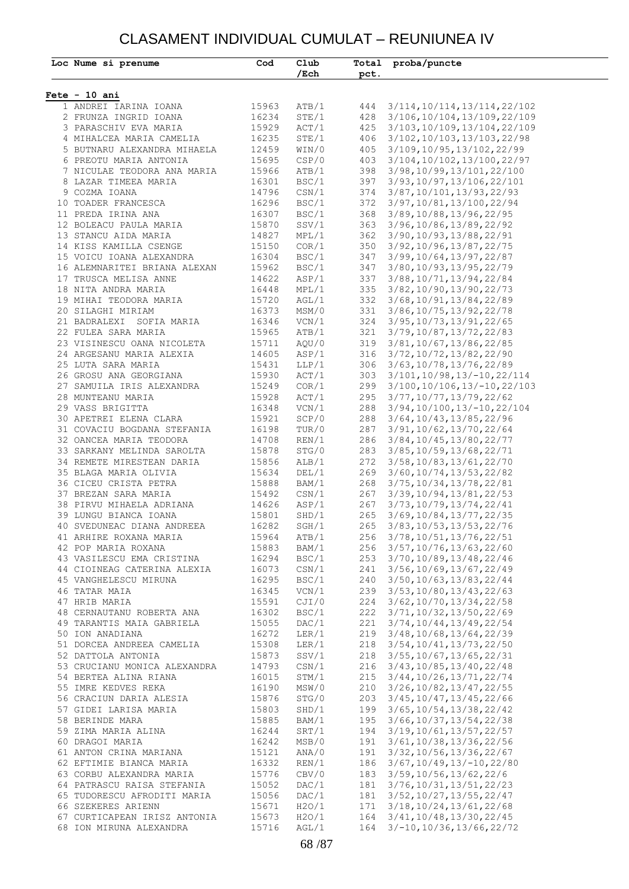# CLASAMENT INDIVIDUAL CUMULAT – REUNIUNEA IV

| Loc | Nume si prenume | Cod | Club /Ech | Total pct. | proba/puncte |
|---|---|---|---|---|---|
| **Fete - 10 ani** | | | | | |
| 1 | ANDREI IARINA IOANA | 15963 | ATB/1 | 444 | 3/114,10/114,13/114,22/102 |
| 2 | FRUNZA INGRID IOANA | 16234 | STE/1 | 428 | 3/106,10/104,13/109,22/109 |
| 3 | PARASCHIV EVA MARIA | 15929 | ACT/1 | 425 | 3/103,10/109,13/104,22/109 |
| 4 | MIHALCEA MARIA CAMELIA | 16235 | STE/1 | 406 | 3/102,10/103,13/103,22/98 |
| 5 | BUTNARU ALEXANDRA MIHAELA | 12459 | WIN/0 | 405 | 3/109,10/95,13/102,22/99 |
| 6 | PREOTU MARIA ANTONIA | 15695 | CSP/0 | 403 | 3/104,10/102,13/100,22/97 |
| 7 | NICULAE TEODORA ANA MARIA | 15966 | ATB/1 | 398 | 3/98,10/99,13/101,22/100 |
| 8 | LAZAR TIMEEA MARIA | 16301 | BSC/1 | 397 | 3/93,10/97,13/106,22/101 |
| 9 | COZMA IOANA | 14796 | CSN/1 | 374 | 3/87,10/101,13/93,22/93 |
| 10 | TOADER FRANCESCA | 16296 | BSC/1 | 372 | 3/97,10/81,13/100,22/94 |
| 11 | PREDA IRINA ANA | 16307 | BSC/1 | 368 | 3/89,10/88,13/96,22/95 |
| 12 | BOLEACU PAULA MARIA | 15870 | SSV/1 | 363 | 3/96,10/86,13/89,22/92 |
| 13 | STANCU AIDA MARIA | 14827 | MPL/1 | 362 | 3/90,10/93,13/88,22/91 |
| 14 | KISS KAMILLA CSENGE | 15150 | COR/1 | 350 | 3/92,10/96,13/87,22/75 |
| 15 | VOICU IOANA ALEXANDRA | 16304 | BSC/1 | 347 | 3/99,10/64,13/97,22/87 |
| 16 | ALEMNARITEI BRIANA ALEXAN | 15962 | BSC/1 | 347 | 3/80,10/93,13/95,22/79 |
| 17 | TRUSCA MELISA ANNE | 14622 | ASP/1 | 337 | 3/88,10/71,13/94,22/84 |
| 18 | NITA ANDRA MARIA | 16448 | MPL/1 | 335 | 3/82,10/90,13/90,22/73 |
| 19 | MIHAI TEODORA MARIA | 15720 | AGL/1 | 332 | 3/68,10/91,13/84,22/89 |
| 20 | SILAGHI MIRIAM | 16373 | MSM/0 | 331 | 3/86,10/75,13/92,22/78 |
| 21 | BADRALEXI SOFIA MARIA | 16346 | VCN/1 | 324 | 3/95,10/73,13/91,22/65 |
| 22 | FULEA SARA MARIA | 15965 | ATB/1 | 321 | 3/79,10/87,13/72,22/83 |
| 23 | VISINESCU OANA NICOLETA | 15711 | AQU/0 | 319 | 3/81,10/67,13/86,22/85 |
| 24 | ARGESANU MARIA ALEXIA | 14605 | ASP/1 | 316 | 3/72,10/72,13/82,22/90 |
| 25 | LUTA SARA MARIA | 15431 | LLP/1 | 306 | 3/63,10/78,13/76,22/89 |
| 26 | GROSU ANA GEORGIANA | 15930 | ACT/1 | 303 | 3/101,10/98,13/-10,22/114 |
| 27 | SAMUILA IRIS ALEXANDRA | 15249 | COR/1 | 299 | 3/100,10/106,13/-10,22/103 |
| 28 | MUNTEANU MARIA | 15928 | ACT/1 | 295 | 3/77,10/77,13/79,22/62 |
| 29 | VASS BRIGITTA | 16348 | VCN/1 | 288 | 3/94,10/100,13/-10,22/104 |
| 30 | APETREI ELENA CLARA | 15921 | SCP/0 | 288 | 3/64,10/43,13/85,22/96 |
| 31 | COVACIU BOGDANA STEFANIA | 16198 | TUR/0 | 287 | 3/91,10/62,13/70,22/64 |
| 32 | OANCEA MARIA TEODORA | 14708 | REN/1 | 286 | 3/84,10/45,13/80,22/77 |
| 33 | SARKANY MELINDA SAROLTA | 15878 | STG/0 | 283 | 3/85,10/59,13/68,22/71 |
| 34 | REMETE MIRESTEAN DARIA | 15856 | ALB/1 | 272 | 3/58,10/83,13/61,22/70 |
| 35 | BLAGA MARIA OLIVIA | 15634 | DEL/1 | 269 | 3/60,10/74,13/53,22/82 |
| 36 | CICEU CRISTA PETRA | 15888 | BAM/1 | 268 | 3/75,10/34,13/78,22/81 |
| 37 | BREZAN SARA MARIA | 15492 | CSN/1 | 267 | 3/39,10/94,13/81,22/53 |
| 38 | PIRVU MIHAELA ADRIANA | 14626 | ASP/1 | 267 | 3/73,10/79,13/74,22/41 |
| 39 | LUNGU BIANCA IOANA | 15801 | SHD/1 | 265 | 3/69,10/84,13/77,22/35 |
| 40 | SVEDUNEAC DIANA ANDREEA | 16282 | SGH/1 | 265 | 3/83,10/53,13/53,22/76 |
| 41 | ARHIRE ROXANA MARIA | 15964 | ATB/1 | 256 | 3/78,10/51,13/76,22/51 |
| 42 | POP MARIA ROXANA | 15883 | BAM/1 | 256 | 3/57,10/76,13/63,22/60 |
| 43 | VASILESCU EMA CRISTINA | 16294 | BSC/1 | 253 | 3/70,10/89,13/48,22/46 |
| 44 | CIOINEAG CATERINA ALEXIA | 16073 | CSN/1 | 241 | 3/56,10/69,13/67,22/49 |
| 45 | VANGHELESCU MIRUNA | 16295 | BSC/1 | 240 | 3/50,10/63,13/83,22/44 |
| 46 | TATAR MAIA | 16345 | VCN/1 | 239 | 3/53,10/80,13/43,22/63 |
| 47 | HRIB MARIA | 15591 | CJI/0 | 224 | 3/62,10/70,13/34,22/58 |
| 48 | CERNAUTANU ROBERTA ANA | 16302 | BSC/1 | 222 | 3/71,10/32,13/50,22/69 |
| 49 | TARANTIS MAIA GABRIELA | 15055 | DAC/1 | 221 | 3/74,10/44,13/49,22/54 |
| 50 | ION ANADIANA | 16272 | LER/1 | 219 | 3/48,10/68,13/64,22/39 |
| 51 | DORCEA ANDREEA CAMELIA | 15308 | LER/1 | 218 | 3/54,10/41,13/73,22/50 |
| 52 | DATTOLA ANTONIA | 15873 | SSV/1 | 218 | 3/55,10/67,13/65,22/31 |
| 53 | CRUCIANU MONICA ALEXANDRA | 14793 | CSN/1 | 216 | 3/43,10/85,13/40,22/48 |
| 54 | BERTEA ALINA RIANA | 16015 | STM/1 | 215 | 3/44,10/26,13/71,22/74 |
| 55 | IMRE KEDVES REKA | 16190 | MSW/0 | 210 | 3/26,10/82,13/47,22/55 |
| 56 | CRACIUN DARIA ALESIA | 15876 | STG/0 | 203 | 3/45,10/47,13/45,22/66 |
| 57 | GIDEI LARISA MARIA | 15803 | SHD/1 | 199 | 3/65,10/54,13/38,22/42 |
| 58 | BERINDE MARA | 15885 | BAM/1 | 195 | 3/66,10/37,13/54,22/38 |
| 59 | ZIMA MARIA ALINA | 16244 | SRT/1 | 194 | 3/19,10/61,13/57,22/57 |
| 60 | DRAGOI MARIA | 16242 | MSB/0 | 191 | 3/61,10/38,13/36,22/56 |
| 61 | ANTON CRINA MARIANA | 15121 | ANA/0 | 191 | 3/32,10/56,13/36,22/67 |
| 62 | EFTIMIE BIANCA MARIA | 16332 | REN/1 | 186 | 3/67,10/49,13/-10,22/80 |
| 63 | CORBU ALEXANDRA MARIA | 15776 | CBV/0 | 183 | 3/59,10/56,13/62,22/6 |
| 64 | PATRASCU RAISA STEFANIA | 15052 | DAC/1 | 181 | 3/76,10/31,13/51,22/23 |
| 65 | TUDORESCU AFRODITI MARIA | 15056 | DAC/1 | 181 | 3/52,10/27,13/55,22/47 |
| 66 | SZEKERES ARIENN | 15671 | H2O/1 | 171 | 3/18,10/24,13/61,22/68 |
| 67 | CURTICAPEAN IRISZ ANTONIA | 15673 | H2O/1 | 164 | 3/41,10/48,13/30,22/45 |
| 68 | ION MIRUNA ALEXANDRA | 15716 | AGL/1 | 164 | 3/-10,10/36,13/66,22/72 |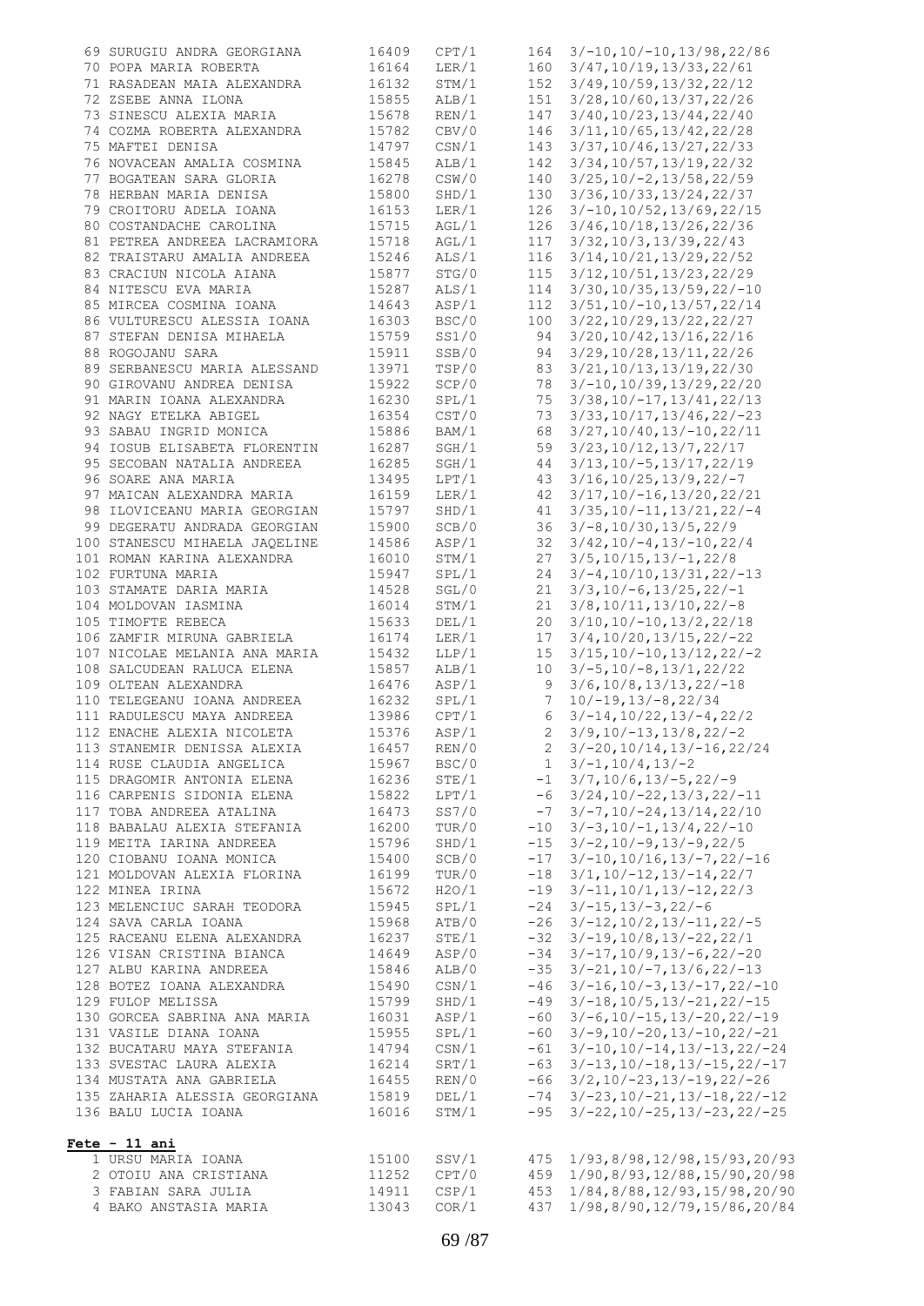| | | | | | |
|---|---|---|---|---|---|
| 69 | SURUGIU ANDRA GEORGIANA | 16409 | CPT/1 | 164 | 3/-10,10/-10,13/98,22/86 |
| 70 | POPA MARIA ROBERTA | 16164 | LER/1 | 160 | 3/47,10/19,13/33,22/61 |
| 71 | RASADEAN MAIA ALEXANDRA | 16132 | STM/1 | 152 | 3/49,10/59,13/32,22/12 |
| 72 | ZSEBE ANNA ILONA | 15855 | ALB/1 | 151 | 3/28,10/60,13/37,22/26 |
| 73 | SINESCU ALEXIA MARIA | 15678 | REN/1 | 147 | 3/40,10/23,13/44,22/40 |
| 74 | COZMA ROBERTA ALEXANDRA | 15782 | CBV/0 | 146 | 3/11,10/65,13/42,22/28 |
| 75 | MAFTEI DENISA | 14797 | CSN/1 | 143 | 3/37,10/46,13/27,22/33 |
| 76 | NOVACEAN AMALIA COSMINA | 15845 | ALB/1 | 142 | 3/34,10/57,13/19,22/32 |
| 77 | BOGATEAN SARA GLORIA | 16278 | CSW/0 | 140 | 3/25,10/-2,13/58,22/59 |
| 78 | HERBAN MARIA DENISA | 15800 | SHD/1 | 130 | 3/36,10/33,13/24,22/37 |
| 79 | CROITORU ADELA IOANA | 16153 | LER/1 | 126 | 3/-10,10/52,13/69,22/15 |
| 80 | COSTANDACHE CAROLINA | 15715 | AGL/1 | 126 | 3/46,10/18,13/26,22/36 |
| 81 | PETREA ANDREEA LACRAMIORA | 15718 | AGL/1 | 117 | 3/32,10/3,13/39,22/43 |
| 82 | TRAISTARU AMALIA ANDREEA | 15246 | ALS/1 | 116 | 3/14,10/21,13/29,22/52 |
| 83 | CRACIUN NICOLA AIANA | 15877 | STG/0 | 115 | 3/12,10/51,13/23,22/29 |
| 84 | NITESCU EVA MARIA | 15287 | ALS/1 | 114 | 3/30,10/35,13/59,22/-10 |
| 85 | MIRCEA COSMINA IOANA | 14643 | ASP/1 | 112 | 3/51,10/-10,13/57,22/14 |
| 86 | VULTURESCU ALESSIA IOANA | 16303 | BSC/0 | 100 | 3/22,10/29,13/22,22/27 |
| 87 | STEFAN DENISA MIHAELA | 15759 | SS1/0 | 94 | 3/20,10/42,13/16,22/16 |
| 88 | ROGOJANU SARA | 15911 | SSB/0 | 94 | 3/29,10/28,13/11,22/26 |
| 89 | SERBANESCU MARIA ALESSAND | 13971 | TSP/0 | 83 | 3/21,10/13,13/19,22/30 |
| 90 | GIROVANU ANDREA DENISA | 15922 | SCP/0 | 78 | 3/-10,10/39,13/29,22/20 |
| 91 | MARIN IOANA ALEXANDRA | 16230 | SPL/1 | 75 | 3/38,10/-17,13/41,22/13 |
| 92 | NAGY ETELKA ABIGEL | 16354 | CST/0 | 73 | 3/33,10/17,13/46,22/-23 |
| 93 | SABAU INGRID MONICA | 15886 | BAM/1 | 68 | 3/27,10/40,13/-10,22/11 |
| 94 | IOSUB ELISABETA FLORENTIN | 16287 | SGH/1 | 59 | 3/23,10/12,13/7,22/17 |
| 95 | SECOBAN NATALIA ANDREEA | 16285 | SGH/1 | 44 | 3/13,10/-5,13/17,22/19 |
| 96 | SOARE ANA MARIA | 13495 | LPT/1 | 43 | 3/16,10/25,13/9,22/-7 |
| 97 | MAICAN ALEXANDRA MARIA | 16159 | LER/1 | 42 | 3/17,10/-16,13/20,22/21 |
| 98 | ILOVICEANU MARIA GEORGIAN | 15797 | SHD/1 | 41 | 3/35,10/-11,13/21,22/-4 |
| 99 | DEGERATU ANDRADA GEORGIAN | 15900 | SCB/0 | 36 | 3/-8,10/30,13/5,22/9 |
| 100 | STANESCU MIHAELA JAQELINE | 14586 | ASP/1 | 32 | 3/42,10/-4,13/-10,22/4 |
| 101 | ROMAN KARINA ALEXANDRA | 16010 | STM/1 | 27 | 3/5,10/15,13/-1,22/8 |
| 102 | FURTUNA MARIA | 15947 | SPL/1 | 24 | 3/-4,10/10,13/31,22/-13 |
| 103 | STAMATE DARIA MARIA | 14528 | SGL/0 | 21 | 3/3,10/-6,13/25,22/-1 |
| 104 | MOLDOVAN IASMINA | 16014 | STM/1 | 21 | 3/8,10/11,13/10,22/-8 |
| 105 | TIMOFTE REBECA | 15633 | DEL/1 | 20 | 3/10,10/-10,13/2,22/18 |
| 106 | ZAMFIR MIRUNA GABRIELA | 16174 | LER/1 | 17 | 3/4,10/20,13/15,22/-22 |
| 107 | NICOLAE MELANIA ANA MARIA | 15432 | LLP/1 | 15 | 3/15,10/-10,13/12,22/-2 |
| 108 | SALCUDEAN RALUCA ELENA | 15857 | ALB/1 | 10 | 3/-5,10/-8,13/1,22/22 |
| 109 | OLTEAN ALEXANDRA | 16476 | ASP/1 | 9 | 3/6,10/8,13/13,22/-18 |
| 110 | TELEGEANU IOANA ANDREEA | 16232 | SPL/1 | 7 | 10/-19,13/-8,22/34 |
| 111 | RADULESCU MAYA ANDREEA | 13986 | CPT/1 | 6 | 3/-14,10/22,13/-4,22/2 |
| 112 | ENACHE ALEXIA NICOLETA | 15376 | ASP/1 | 2 | 3/9,10/-13,13/8,22/-2 |
| 113 | STANEMIR DENISSA ALEXIA | 16457 | REN/0 | 2 | 3/-20,10/14,13/-16,22/24 |
| 114 | RUSE CLAUDIA ANGELICA | 15967 | BSC/0 | 1 | 3/-1,10/4,13/-2 |
| 115 | DRAGOMIR ANTONIA ELENA | 16236 | STE/1 | -1 | 3/7,10/6,13/-5,22/-9 |
| 116 | CARPENIS SIDONIA ELENA | 15822 | LPT/1 | -6 | 3/24,10/-22,13/3,22/-11 |
| 117 | TOBA ANDREEA ATALINA | 16473 | SS7/0 | -7 | 3/-7,10/-24,13/14,22/10 |
| 118 | BABALAU ALEXIA STEFANIA | 16200 | TUR/0 | -10 | 3/-3,10/-1,13/4,22/-10 |
| 119 | MEITA IARINA ANDREEA | 15796 | SHD/1 | -15 | 3/-2,10/-9,13/-9,22/5 |
| 120 | CIOBANU IOANA MONICA | 15400 | SCB/0 | -17 | 3/-10,10/16,13/-7,22/-16 |
| 121 | MOLDOVAN ALEXIA FLORINA | 16199 | TUR/0 | -18 | 3/1,10/-12,13/-14,22/7 |
| 122 | MINEA IRINA | 15672 | H2O/1 | -19 | 3/-11,10/1,13/-12,22/3 |
| 123 | MELENCIUC SARAH TEODORA | 15945 | SPL/1 | -24 | 3/-15,13/-3,22/-6 |
| 124 | SAVA CARLA IOANA | 15968 | ATB/0 | -26 | 3/-12,10/2,13/-11,22/-5 |
| 125 | RACEANU ELENA ALEXANDRA | 16237 | STE/1 | -32 | 3/-19,10/8,13/-22,22/1 |
| 126 | VISAN CRISTINA BIANCA | 14649 | ASP/0 | -34 | 3/-17,10/9,13/-6,22/-20 |
| 127 | ALBU KARINA ANDREEA | 15846 | ALB/0 | -35 | 3/-21,10/-7,13/6,22/-13 |
| 128 | BOTEZ IOANA ALEXANDRA | 15490 | CSN/1 | -46 | 3/-16,10/-3,13/-17,22/-10 |
| 129 | FULOP MELISSA | 15799 | SHD/1 | -49 | 3/-18,10/5,13/-21,22/-15 |
| 130 | GORCEA SABRINA ANA MARIA | 16031 | ASP/1 | -60 | 3/-6,10/-15,13/-20,22/-19 |
| 131 | VASILE DIANA IOANA | 15955 | SPL/1 | -60 | 3/-9,10/-20,13/-10,22/-21 |
| 132 | BUCATARU MAYA STEFANIA | 14794 | CSN/1 | -61 | 3/-10,10/-14,13/-13,22/-24 |
| 133 | SVESTAC LAURA ALEXIA | 16214 | SRT/1 | -63 | 3/-13,10/-18,13/-15,22/-17 |
| 134 | MUSTATA ANA GABRIELA | 16455 | REN/0 | -66 | 3/2,10/-23,13/-19,22/-26 |
| 135 | ZAHARIA ALESSIA GEORGIANA | 15819 | DEL/1 | -74 | 3/-23,10/-21,13/-18,22/-12 |
| 136 | BALU LUCIA IOANA | 16016 | STM/1 | -95 | 3/-22,10/-25,13/-23,22/-25 |

**Fete - 11 ani**

| | | | | | |
|---|---|---|---|---|---|
| 1 | URSU MARIA IOANA | 15100 | SSV/1 | 475 | 1/93,8/98,12/98,15/93,20/93 |
| 2 | OTOIU ANA CRISTIANA | 11252 | CPT/0 | 459 | 1/90,8/93,12/88,15/90,20/98 |
| 3 | FABIAN SARA JULIA | 14911 | CSP/1 | 453 | 1/84,8/88,12/93,15/98,20/90 |
| 4 | BAKO ANSTASIA MARIA | 13043 | COR/1 | 437 | 1/98,8/90,12/79,15/86,20/84 |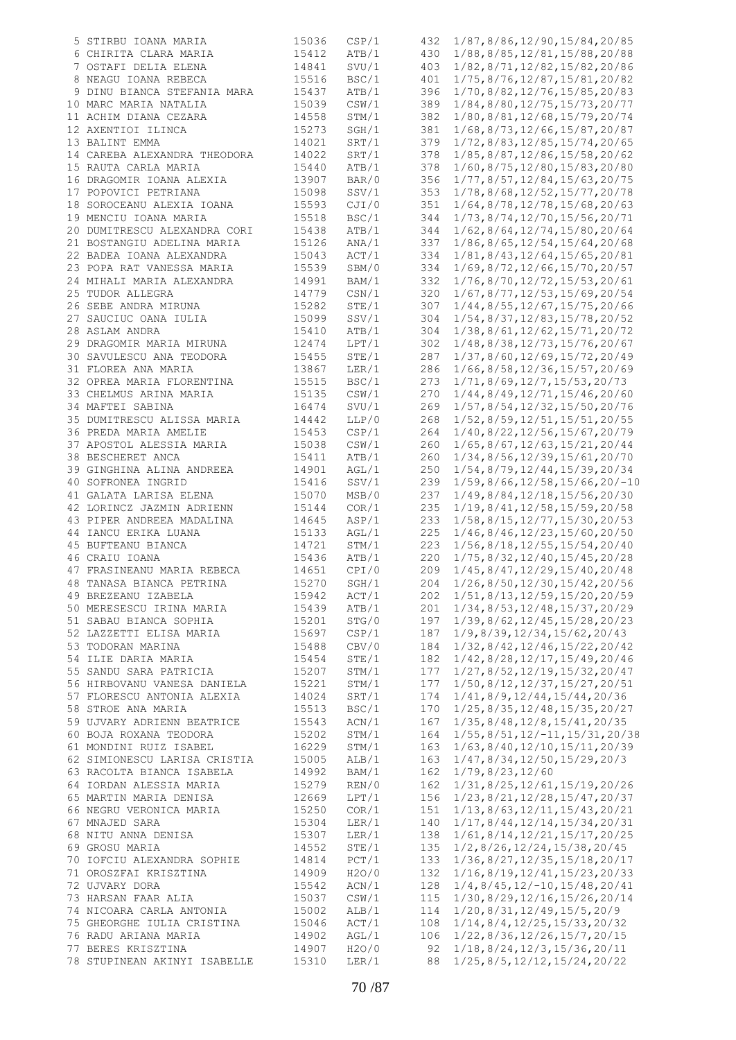| | | | | | |
|---|---|---|---|---|---|
| 5 | STIRBU IOANA MARIA | 15036 | CSP/1 | 432 | 1/87,8/86,12/90,15/84,20/85 |
| 6 | CHIRITA CLARA MARIA | 15412 | ATB/1 | 430 | 1/88,8/85,12/81,15/88,20/88 |
| 7 | OSTAFI DELIA ELENA | 14841 | SVU/1 | 403 | 1/82,8/71,12/82,15/82,20/86 |
| 8 | NEAGU IOANA REBECA | 15516 | BSC/1 | 401 | 1/75,8/76,12/87,15/81,20/82 |
| 9 | DINU BIANCA STEFANIA MARA | 15437 | ATB/1 | 396 | 1/70,8/82,12/76,15/85,20/83 |
| 10 | MARC MARIA NATALIA | 15039 | CSW/1 | 389 | 1/84,8/80,12/75,15/73,20/77 |
| 11 | ACHIM DIANA CEZARA | 14558 | STM/1 | 382 | 1/80,8/81,12/68,15/79,20/74 |
| 12 | AXENTIOI ILINCA | 15273 | SGH/1 | 381 | 1/68,8/73,12/66,15/87,20/87 |
| 13 | BALINT EMMA | 14021 | SRT/1 | 379 | 1/72,8/83,12/85,15/74,20/65 |
| 14 | CAREBA ALEXANDRA THEODORA | 14022 | SRT/1 | 378 | 1/85,8/87,12/86,15/58,20/62 |
| 15 | RAUTA CARLA MARIA | 15440 | ATB/1 | 378 | 1/60,8/75,12/80,15/83,20/80 |
| 16 | DRAGOMIR IOANA ALEXIA | 13907 | BAR/0 | 356 | 1/77,8/57,12/84,15/63,20/75 |
| 17 | POPOVICI PETRIANA | 15098 | SSV/1 | 353 | 1/78,8/68,12/52,15/77,20/78 |
| 18 | SOROCEANU ALEXIA IOANA | 15593 | CJI/0 | 351 | 1/64,8/78,12/78,15/68,20/63 |
| 19 | MENCIU IOANA MARIA | 15518 | BSC/1 | 344 | 1/73,8/74,12/70,15/56,20/71 |
| 20 | DUMITRESCU ALEXANDRA CORI | 15438 | ATB/1 | 344 | 1/62,8/64,12/74,15/80,20/64 |
| 21 | BOSTANGIU ADELINA MARIA | 15126 | ANA/1 | 337 | 1/86,8/65,12/54,15/64,20/68 |
| 22 | BADEA IOANA ALEXANDRA | 15043 | ACT/1 | 334 | 1/81,8/43,12/64,15/65,20/81 |
| 23 | POPA RAT VANESSA MARIA | 15539 | SBM/0 | 334 | 1/69,8/72,12/66,15/70,20/57 |
| 24 | MIHALI MARIA ALEXANDRA | 14991 | BAM/1 | 332 | 1/76,8/70,12/72,15/53,20/61 |
| 25 | TUDOR ALLEGRA | 14779 | CSN/1 | 320 | 1/67,8/77,12/53,15/69,20/54 |
| 26 | SEBE ANDRA MIRUNA | 15282 | STE/1 | 307 | 1/44,8/55,12/67,15/75,20/66 |
| 27 | SAUCIUC OANA IULIA | 15099 | SSV/1 | 304 | 1/54,8/37,12/83,15/78,20/52 |
| 28 | ASLAM ANDRA | 15410 | ATB/1 | 304 | 1/38,8/61,12/62,15/71,20/72 |
| 29 | DRAGOMIR MARIA MIRUNA | 12474 | LPT/1 | 302 | 1/48,8/38,12/73,15/76,20/67 |
| 30 | SAVULESCU ANA TEODORA | 15455 | STE/1 | 287 | 1/37,8/60,12/69,15/72,20/49 |
| 31 | FLOREA ANA MARIA | 13867 | LER/1 | 286 | 1/66,8/58,12/36,15/57,20/69 |
| 32 | OPREA MARIA FLORENTINA | 15515 | BSC/1 | 273 | 1/71,8/69,12/7,15/53,20/73 |
| 33 | CHELMUS ARINA MARIA | 15135 | CSW/1 | 270 | 1/44,8/49,12/71,15/46,20/60 |
| 34 | MAFTEI SABINA | 16474 | SVU/1 | 269 | 1/57,8/54,12/32,15/50,20/76 |
| 35 | DUMITRESCU ALISSA MARIA | 14442 | LLP/0 | 268 | 1/52,8/59,12/51,15/51,20/55 |
| 36 | PREDA MARIA AMELIE | 15453 | CSP/1 | 264 | 1/40,8/22,12/56,15/67,20/79 |
| 37 | APOSTOL ALESSIA MARIA | 15038 | CSW/1 | 260 | 1/65,8/67,12/63,15/21,20/44 |
| 38 | BESCHERET ANCA | 15411 | ATB/1 | 260 | 1/34,8/56,12/39,15/61,20/70 |
| 39 | GINGHINA ALINA ANDREEA | 14901 | AGL/1 | 250 | 1/54,8/79,12/44,15/39,20/34 |
| 40 | SOFRONEA INGRID | 15416 | SSV/1 | 239 | 1/59,8/66,12/58,15/66,20/-10 |
| 41 | GALATA LARISA ELENA | 15070 | MSB/0 | 237 | 1/49,8/84,12/18,15/56,20/30 |
| 42 | LORINCZ JAZMIN ADRIENN | 15144 | COR/1 | 235 | 1/19,8/41,12/58,15/59,20/58 |
| 43 | PIPER ANDREEA MADALINA | 14645 | ASP/1 | 233 | 1/58,8/15,12/77,15/30,20/53 |
| 44 | IANCU ERIKA LUANA | 15133 | AGL/1 | 225 | 1/46,8/46,12/23,15/60,20/50 |
| 45 | BUFTEANU BIANCA | 14721 | STM/1 | 223 | 1/56,8/18,12/55,15/54,20/40 |
| 46 | CRAIU IOANA | 15436 | ATB/1 | 220 | 1/75,8/32,12/40,15/45,20/28 |
| 47 | FRASINEANU MARIA REBECA | 14651 | CPI/0 | 209 | 1/45,8/47,12/29,15/40,20/48 |
| 48 | TANASA BIANCA PETRINA | 15270 | SGH/1 | 204 | 1/26,8/50,12/30,15/42,20/56 |
| 49 | BREZEANU IZABELA | 15942 | ACT/1 | 202 | 1/51,8/13,12/59,15/20,20/59 |
| 50 | MERESESCU IRINA MARIA | 15439 | ATB/1 | 201 | 1/34,8/53,12/48,15/37,20/29 |
| 51 | SABAU BIANCA SOPHIA | 15201 | STG/0 | 197 | 1/39,8/62,12/45,15/28,20/23 |
| 52 | LAZZETTI ELISA MARIA | 15697 | CSP/1 | 187 | 1/9,8/39,12/34,15/62,20/43 |
| 53 | TODORAN MARINA | 15488 | CBV/0 | 184 | 1/32,8/42,12/46,15/22,20/42 |
| 54 | ILIE DARIA MARIA | 15454 | STE/1 | 182 | 1/42,8/28,12/17,15/49,20/46 |
| 55 | SANDU SARA PATRICIA | 15207 | STM/1 | 177 | 1/27,8/52,12/19,15/32,20/47 |
| 56 | HIRBOVANU VANESA DANIELA | 15221 | STM/1 | 177 | 1/50,8/12,12/37,15/27,20/51 |
| 57 | FLORESCU ANTONIA ALEXIA | 14024 | SRT/1 | 174 | 1/41,8/9,12/44,15/44,20/36 |
| 58 | STROE ANA MARIA | 15513 | BSC/1 | 170 | 1/25,8/35,12/48,15/35,20/27 |
| 59 | UJVARY ADRIENN BEATRICE | 15543 | ACN/1 | 167 | 1/35,8/48,12/8,15/41,20/35 |
| 60 | BOJA ROXANA TEODORA | 15202 | STM/1 | 164 | 1/55,8/51,12/-11,15/31,20/38 |
| 61 | MONDINI RUIZ ISABEL | 16229 | STM/1 | 163 | 1/63,8/40,12/10,15/11,20/39 |
| 62 | SIMIONESCU LARISA CRISTIA | 15005 | ALB/1 | 163 | 1/47,8/34,12/50,15/29,20/3 |
| 63 | RACOLTA BIANCA ISABELA | 14992 | BAM/1 | 162 | 1/79,8/23,12/60 |
| 64 | IORDAN ALESSIA MARIA | 15279 | REN/0 | 162 | 1/31,8/25,12/61,15/19,20/26 |
| 65 | MARTIN MARIA DENISA | 12669 | LPT/1 | 156 | 1/23,8/21,12/28,15/47,20/37 |
| 66 | NEGRU VERONICA MARIA | 15250 | COR/1 | 151 | 1/13,8/63,12/11,15/43,20/21 |
| 67 | MNAJED SARA | 15304 | LER/1 | 140 | 1/17,8/44,12/14,15/34,20/31 |
| 68 | NITU ANNA DENISA | 15307 | LER/1 | 138 | 1/61,8/14,12/21,15/17,20/25 |
| 69 | GROSU MARIA | 14552 | STE/1 | 135 | 1/2,8/26,12/24,15/38,20/45 |
| 70 | IOFCIU ALEXANDRA SOPHIE | 14814 | PCT/1 | 133 | 1/36,8/27,12/35,15/18,20/17 |
| 71 | OROSZFAI KRISZTINA | 14909 | H2O/0 | 132 | 1/16,8/19,12/41,15/23,20/33 |
| 72 | UJVARY DORA | 15542 | ACN/1 | 128 | 1/4,8/45,12/-10,15/48,20/41 |
| 73 | HARSAN FAAR ALIA | 15037 | CSW/1 | 115 | 1/30,8/29,12/16,15/26,20/14 |
| 74 | NICOARA CARLA ANTONIA | 15002 | ALB/1 | 114 | 1/20,8/31,12/49,15/5,20/9 |
| 75 | GHEORGHE IULIA CRISTINA | 15046 | ACT/1 | 108 | 1/14,8/4,12/25,15/33,20/32 |
| 76 | RADU ARIANA MARIA | 14902 | AGL/1 | 106 | 1/22,8/36,12/26,15/7,20/15 |
| 77 | BERES KRISZTINA | 14907 | H2O/0 | 92 | 1/18,8/24,12/3,15/36,20/11 |
| 78 | STUPINEAN AKINYI ISABELLE | 15310 | LER/1 | 88 | 1/25,8/5,12/12,15/24,20/22 |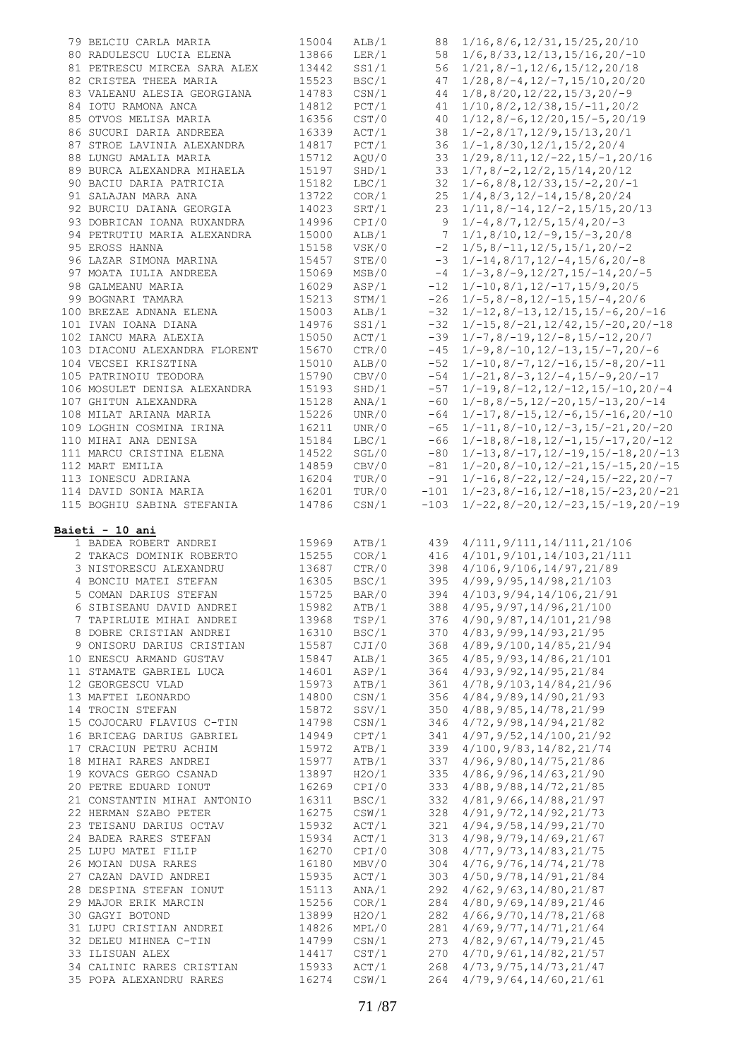| | | | | |
|---|---|---|---|---|
| 79 BELCIU CARLA MARIA | 15004 | ALB/1 | 88 | 1/16,8/6,12/31,15/25,20/10 |
| 80 RADULESCU LUCIA ELENA | 13866 | LER/1 | 58 | 1/6,8/33,12/13,15/16,20/-10 |
| 81 PETRESCU MIRCEA SARA ALEX | 13442 | SS1/1 | 56 | 1/21,8/-1,12/6,15/12,20/18 |
| 82 CRISTEA THEEA MARIA | 15523 | BSC/1 | 47 | 1/28,8/-4,12/-7,15/10,20/20 |
| 83 VALEANU ALESIA GEORGIANA | 14783 | CSN/1 | 44 | 1/8,8/20,12/22,15/3,20/-9 |
| 84 IOTU RAMONA ANCA | 14812 | PCT/1 | 41 | 1/10,8/2,12/38,15/-11,20/2 |
| 85 OTVOS MELISA MARIA | 16356 | CST/0 | 40 | 1/12,8/-6,12/20,15/-5,20/19 |
| 86 SUCURI DARIA ANDREEA | 16339 | ACT/1 | 38 | 1/-2,8/17,12/9,15/13,20/1 |
| 87 STROE LAVINIA ALEXANDRA | 14817 | PCT/1 | 36 | 1/-1,8/30,12/1,15/2,20/4 |
| 88 LUNGU AMALIA MARIA | 15712 | AQU/0 | 33 | 1/29,8/11,12/-22,15/-1,20/16 |
| 89 BURCA ALEXANDRA MIHAELA | 15197 | SHD/1 | 33 | 1/7,8/-2,12/2,15/14,20/12 |
| 90 BACIU DARIA PATRICIA | 15182 | LBC/1 | 32 | 1/-6,8/8,12/33,15/-2,20/-1 |
| 91 SALAJAN MARA ANA | 13722 | COR/1 | 25 | 1/4,8/3,12/-14,15/8,20/24 |
| 92 BURCIU DAIANA GEORGIA | 14023 | SRT/1 | 23 | 1/11,8/-14,12/-2,15/15,20/13 |
| 93 DOBRICAN IOANA RUXANDRA | 14996 | CPI/0 | 9 | 1/-4,8/7,12/5,15/4,20/-3 |
| 94 PETRUTIU MARIA ALEXANDRA | 15000 | ALB/1 | 7 | 1/1,8/10,12/-9,15/-3,20/8 |
| 95 EROSS HANNA | 15158 | VSK/0 | -2 | 1/5,8/-11,12/5,15/1,20/-2 |
| 96 LAZAR SIMONA MARINA | 15457 | STE/0 | -3 | 1/-14,8/17,12/-4,15/6,20/-8 |
| 97 MOATA IULIA ANDREEA | 15069 | MSB/0 | -4 | 1/-3,8/-9,12/27,15/-14,20/-5 |
| 98 GALMEANU MARIA | 16029 | ASP/1 | -12 | 1/-10,8/1,12/-17,15/9,20/5 |
| 99 BOGNARI TAMARA | 15213 | STM/1 | -26 | 1/-5,8/-8,12/-15,15/-4,20/6 |
| 100 BREZAE ADNANA ELENA | 15003 | ALB/1 | -32 | 1/-12,8/-13,12/15,15/-6,20/-16 |
| 101 IVAN IOANA DIANA | 14976 | SS1/1 | -32 | 1/-15,8/-21,12/42,15/-20,20/-18 |
| 102 IANCU MARA ALEXIA | 15050 | ACT/1 | -39 | 1/-7,8/-19,12/-8,15/-12,20/7 |
| 103 DIACONU ALEXANDRA FLORENT | 15670 | CTR/0 | -45 | 1/-9,8/-10,12/-13,15/-7,20/-6 |
| 104 VECSEI KRISZTINA | 15010 | ALB/0 | -52 | 1/-10,8/-7,12/-16,15/-8,20/-11 |
| 105 PATRINOIU TEODORA | 15790 | CBV/0 | -54 | 1/-21,8/-3,12/-4,15/-9,20/-17 |
| 106 MOSULET DENISA ALEXANDRA | 15193 | SHD/1 | -57 | 1/-19,8/-12,12/-12,15/-10,20/-4 |
| 107 GHITUN ALEXANDRA | 15128 | ANA/1 | -60 | 1/-8,8/-5,12/-20,15/-13,20/-14 |
| 108 MILAT ARIANA MARIA | 15226 | UNR/0 | -64 | 1/-17,8/-15,12/-6,15/-16,20/-10 |
| 109 LOGHIN COSMINA IRINA | 16211 | UNR/0 | -65 | 1/-11,8/-10,12/-3,15/-21,20/-20 |
| 110 MIHAI ANA DENISA | 15184 | LBC/1 | -66 | 1/-18,8/-18,12/-1,15/-17,20/-12 |
| 111 MARCU CRISTINA ELENA | 14522 | SGL/0 | -80 | 1/-13,8/-17,12/-19,15/-18,20/-13 |
| 112 MART EMILIA | 14859 | CBV/0 | -81 | 1/-20,8/-10,12/-21,15/-15,20/-15 |
| 113 IONESCU ADRIANA | 16204 | TUR/0 | -91 | 1/-16,8/-22,12/-24,15/-22,20/-7 |
| 114 DAVID SONIA MARIA | 16201 | TUR/0 | -101 | 1/-23,8/-16,12/-18,15/-23,20/-21 |
| 115 BOGHIU SABINA STEFANIA | 14786 | CSN/1 | -103 | 1/-22,8/-20,12/-23,15/-19,20/-19 |

**Baieti - 10 ani**

| | | | | |
|---|---|---|---|---|
| 1 BADEA ROBERT ANDREI | 15969 | ATB/1 | 439 | 4/111,9/111,14/111,21/106 |
| 2 TAKACS DOMINIK ROBERTO | 15255 | COR/1 | 416 | 4/101,9/101,14/103,21/111 |
| 3 NISTORESCU ALEXANDRU | 13687 | CTR/0 | 398 | 4/106,9/106,14/97,21/89 |
| 4 BONCIU MATEI STEFAN | 16305 | BSC/1 | 395 | 4/99,9/95,14/98,21/103 |
| 5 COMAN DARIUS STEFAN | 15725 | BAR/0 | 394 | 4/103,9/94,14/106,21/91 |
| 6 SIBISEANU DAVID ANDREI | 15982 | ATB/1 | 388 | 4/95,9/97,14/96,21/100 |
| 7 TAPIRLUIE MIHAI ANDREI | 13968 | TSP/1 | 376 | 4/90,9/87,14/101,21/98 |
| 8 DOBRE CRISTIAN ANDREI | 16310 | BSC/1 | 370 | 4/83,9/99,14/93,21/95 |
| 9 ONISORU DARIUS CRISTIAN | 15587 | CJI/0 | 368 | 4/89,9/100,14/85,21/94 |
| 10 ENESCU ARMAND GUSTAV | 15847 | ALB/1 | 365 | 4/85,9/93,14/86,21/101 |
| 11 STAMATE GABRIEL LUCA | 14601 | ASP/1 | 364 | 4/93,9/92,14/95,21/84 |
| 12 GEORGESCU VLAD | 15973 | ATB/1 | 361 | 4/78,9/103,14/84,21/96 |
| 13 MAFTEI LEONARDO | 14800 | CSN/1 | 356 | 4/84,9/89,14/90,21/93 |
| 14 TROCIN STEFAN | 15872 | SSV/1 | 350 | 4/88,9/85,14/78,21/99 |
| 15 COJOCARU FLAVIUS C-TIN | 14798 | CSN/1 | 346 | 4/72,9/98,14/94,21/82 |
| 16 BRICEAG DARIUS GABRIEL | 14949 | CPT/1 | 341 | 4/97,9/52,14/100,21/92 |
| 17 CRACIUN PETRU ACHIM | 15972 | ATB/1 | 339 | 4/100,9/83,14/82,21/74 |
| 18 MIHAI RARES ANDREI | 15977 | ATB/1 | 337 | 4/96,9/80,14/75,21/86 |
| 19 KOVACS GERGO CSANAD | 13897 | H2O/1 | 335 | 4/86,9/96,14/63,21/90 |
| 20 PETRE EDUARD IONUT | 16269 | CPI/0 | 333 | 4/88,9/88,14/72,21/85 |
| 21 CONSTANTIN MIHAI ANTONIO | 16311 | BSC/1 | 332 | 4/81,9/66,14/88,21/97 |
| 22 HERMAN SZABO PETER | 16275 | CSW/1 | 328 | 4/91,9/72,14/92,21/73 |
| 23 TEISANU DARIUS OCTAV | 15932 | ACT/1 | 321 | 4/94,9/58,14/99,21/70 |
| 24 BADEA RARES STEFAN | 15934 | ACT/1 | 313 | 4/98,9/79,14/69,21/67 |
| 25 LUPU MATEI FILIP | 16270 | CPI/0 | 308 | 4/77,9/73,14/83,21/75 |
| 26 MOIAN DUSA RARES | 16180 | MBV/0 | 304 | 4/76,9/76,14/74,21/78 |
| 27 CAZAN DAVID ANDREI | 15935 | ACT/1 | 303 | 4/50,9/78,14/91,21/84 |
| 28 DESPINA STEFAN IONUT | 15113 | ANA/1 | 292 | 4/62,9/63,14/80,21/87 |
| 29 MAJOR ERIK MARCIN | 15256 | COR/1 | 284 | 4/80,9/69,14/89,21/46 |
| 30 GAGYI BOTOND | 13899 | H2O/1 | 282 | 4/66,9/70,14/78,21/68 |
| 31 LUPU CRISTIAN ANDREI | 14826 | MPL/0 | 281 | 4/69,9/77,14/71,21/64 |
| 32 DELEU MIHNEA C-TIN | 14799 | CSN/1 | 273 | 4/82,9/67,14/79,21/45 |
| 33 ILISUAN ALEX | 14417 | CST/1 | 270 | 4/70,9/61,14/82,21/57 |
| 34 CALINIC RARES CRISTIAN | 15933 | ACT/1 | 268 | 4/73,9/75,14/73,21/47 |
| 35 POPA ALEXANDRU RARES | 16274 | CSW/1 | 264 | 4/79,9/64,14/60,21/61 |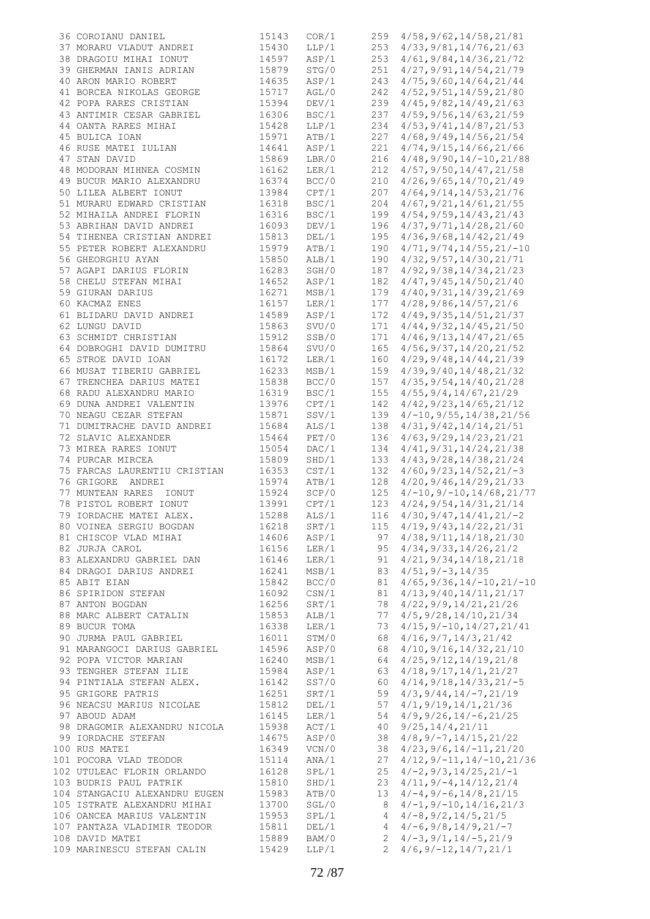```
 36 COROIANU DANIEL               15143   COR/1     259  4/58,9/62,14/58,21/81
 37 MORARU VLADUT ANDREI          15430   LLP/1     253  4/33,9/81,14/76,21/63
 38 DRAGOIU MIHAI IONUT           14597   ASP/1     253  4/61,9/84,14/36,21/72
 39 GHERMAN IANIS ADRIAN          15879   STG/0     251  4/27,9/91,14/54,21/79
 40 ARON MARIO ROBERT             14635   ASP/1     243  4/75,9/60,14/64,21/44
 41 BORCEA NIKOLAS GEORGE         15717   AGL/0     242  4/52,9/51,14/59,21/80
 42 POPA RARES CRISTIAN           15394   DEV/1     239  4/45,9/82,14/49,21/63
 43 ANTIMIR CESAR GABRIEL         16306   BSC/1     237  4/59,9/56,14/63,21/59
 44 OANTA RARES MIHAI             15428   LLP/1     234  4/53,9/41,14/87,21/53
 45 BULICA IOAN                   15971   ATB/1     227  4/68,9/49,14/56,21/54
 46 RUSE MATEI IULIAN             14641   ASP/1     221  4/74,9/15,14/66,21/66
 47 STAN DAVID                    15869   LBR/0     216  4/48,9/90,14/-10,21/88
 48 MODORAN MIHNEA COSMIN         16162   LER/1     212  4/57,9/50,14/47,21/58
 49 BUCUR MARIO ALEXANDRU         16374   BCC/0     210  4/26,9/65,14/70,21/49
 50 LILEA ALBERT IONUT            13984   CPT/1     207  4/64,9/14,14/53,21/76
 51 MURARU EDWARD CRISTIAN        16318   BSC/1     204  4/67,9/21,14/61,21/55
 52 MIHAILA ANDREI FLORIN         16316   BSC/1     199  4/54,9/59,14/43,21/43
 53 ABRIHAN DAVID ANDREI          16093   DEV/1     196  4/37,9/71,14/28,21/60
 54 TIHENEA CRISTIAN ANDREI       15813   DEL/1     195  4/36,9/68,14/42,21/49
 55 PETER ROBERT ALEXANDRU        15979   ATB/1     190  4/71,9/74,14/55,21/-10
 56 GHEORGHIU AYAN                15850   ALB/1     190  4/32,9/57,14/30,21/71
 57 AGAPI DARIUS FLORIN           16283   SGH/0     187  4/92,9/38,14/34,21/23
 58 CHELU STEFAN MIHAI            14652   ASP/1     182  4/47,9/45,14/50,21/40
 59 GIURAN DARIUS                 16271   MSB/1     179  4/40,9/31,14/39,21/69
 60 KACMAZ ENES                   16157   LER/1     177  4/28,9/86,14/57,21/6
 61 BLIDARU DAVID ANDREI          14589   ASP/1     172  4/49,9/35,14/51,21/37
 62 LUNGU DAVID                   15863   SVU/0     171  4/44,9/32,14/45,21/50
 63 SCHMIDT CHRISTIAN             15912   SSB/0     171  4/46,9/13,14/47,21/65
 64 DOBROGHI DAVID DUMITRU        15864   SVU/0     165  4/56,9/37,14/20,21/52
 65 STROE DAVID IOAN              16172   LER/1     160  4/29,9/48,14/44,21/39
 66 MUSAT TIBERIU GABRIEL         16233   MSB/1     159  4/39,9/40,14/48,21/32
 67 TRENCHEA DARIUS MATEI         15838   BCC/0     157  4/35,9/54,14/40,21/28
 68 RADU ALEXANDRU MARIO          16319   BSC/1     155  4/55,9/4,14/67,21/29
 69 DUNA ANDREI VALENTIN          13976   CPT/1     142  4/42,9/23,14/65,21/12
 70 NEAGU CEZAR STEFAN            15871   SSV/1     139  4/-10,9/55,14/38,21/56
 71 DUMITRACHE DAVID ANDREI       15684   ALS/1     138  4/31,9/42,14/14,21/51
 72 SLAVIC ALEXANDER              15464   PET/0     136  4/63,9/29,14/23,21/21
 73 MIREA RARES IONUT             15054   DAC/1     134  4/41,9/31,14/24,21/38
 74 PURCAR MIRCEA                 15809   SHD/1     133  4/43,9/28,14/38,21/24
 75 FARCAS LAURENTIU CRISTIAN     16353   CST/1     132  4/60,9/23,14/52,21/-3
 76 GRIGORE  ANDREI               15974   ATB/1     128  4/20,9/46,14/29,21/33
 77 MUNTEAN RARES  IONUT          15924   SCP/0     125  4/-10,9/-10,14/68,21/77
 78 PISTOL ROBERT IONUT           13991   CPT/1     123  4/24,9/54,14/31,21/14
 79 IORDACHE MATEI ALEX.          15288   ALS/1     116  4/30,9/47,14/41,21/-2
 80 VOINEA SERGIU BOGDAN          16218   SRT/1     115  4/19,9/43,14/22,21/31
 81 CHISCOP VLAD MIHAI            14606   ASP/1      97  4/38,9/11,14/18,21/30
 82 JURJA CAROL                   16156   LER/1      95  4/34,9/33,14/26,21/2
 83 ALEXANDRU GABRIEL DAN         16146   LER/1      91  4/21,9/34,14/18,21/18
 84 DRAGOI DARIUS ANDREI          16241   MSB/1      83  4/51,9/-3,14/35
 85 ABIT EIAN                     15842   BCC/0      81  4/65,9/36,14/-10,21/-10
 86 SPIRIDON STEFAN               16092   CSN/1      81  4/13,9/40,14/11,21/17
 87 ANTON BOGDAN                  16256   SRT/1      78  4/22,9/9,14/21,21/26
 88 MARC ALBERT CATALIN           15853   ALB/1      77  4/5,9/28,14/10,21/34
 89 BUCUR TOMA                    16338   LER/1      73  4/15,9/-10,14/27,21/41
 90 JURMA PAUL GABRIEL            16011   STM/0      68  4/16,9/7,14/3,21/42
 91 MARANGOCI DARIUS GABRIEL      14596   ASP/0      68  4/10,9/16,14/32,21/10
 92 POPA VICTOR MARIAN            16240   MSB/1      64  4/25,9/12,14/19,21/8
 93 TENGHER STEFAN ILIE           15984   ASP/1      63  4/18,9/17,14/1,21/27
 94 PINTIALA STEFAN ALEX.         16142   SS7/0      60  4/14,9/18,14/33,21/-5
 95 GRIGORE PATRIS                16251   SRT/1      59  4/3,9/44,14/-7,21/19
 96 NEACSU MARIUS NICOLAE         15812   DEL/1      57  4/1,9/19,14/1,21/36
 97 ABOUD ADAM                    16145   LER/1      54  4/9,9/26,14/-6,21/25
 98 DRAGOMIR ALEXANDRU NICOLA     15938   ACT/1      40  9/25,14/4,21/11
 99 IORDACHE STEFAN               14675   ASP/0      38  4/8,9/-7,14/15,21/22
100 RUS MATEI                     16349   VCN/0      38  4/23,9/6,14/-11,21/20
101 POCORA VLAD TEODOR            15114   ANA/1      27  4/12,9/-11,14/-10,21/36
102 UTULEAC FLORIN ORLANDO        16128   SPL/1      25  4/-2,9/3,14/25,21/-1
103 BUDRIS PAUL PATRIK            15810   SHD/1      23  4/11,9/-4,14/12,21/4
104 STANGACIU ALEXANDRU EUGEN     15983   ATB/0      13  4/-4,9/-6,14/8,21/15
105 ISTRATE ALEXANDRU MIHAI       13700   SGL/0       8  4/-1,9/-10,14/16,21/3
106 OANCEA MARIUS VALENTIN        15953   SPL/1       4  4/-8,9/2,14/5,21/5
107 PANTAZA VLADIMIR TEODOR       15811   DEL/1       4  4/-6,9/8,14/9,21/-7
108 DAVID MATEI                   15889   BAM/0       2  4/-3,9/1,14/-5,21/9
109 MARINESCU STEFAN CALIN        15429   LLP/1       2  4/6,9/-12,14/7,21/1
```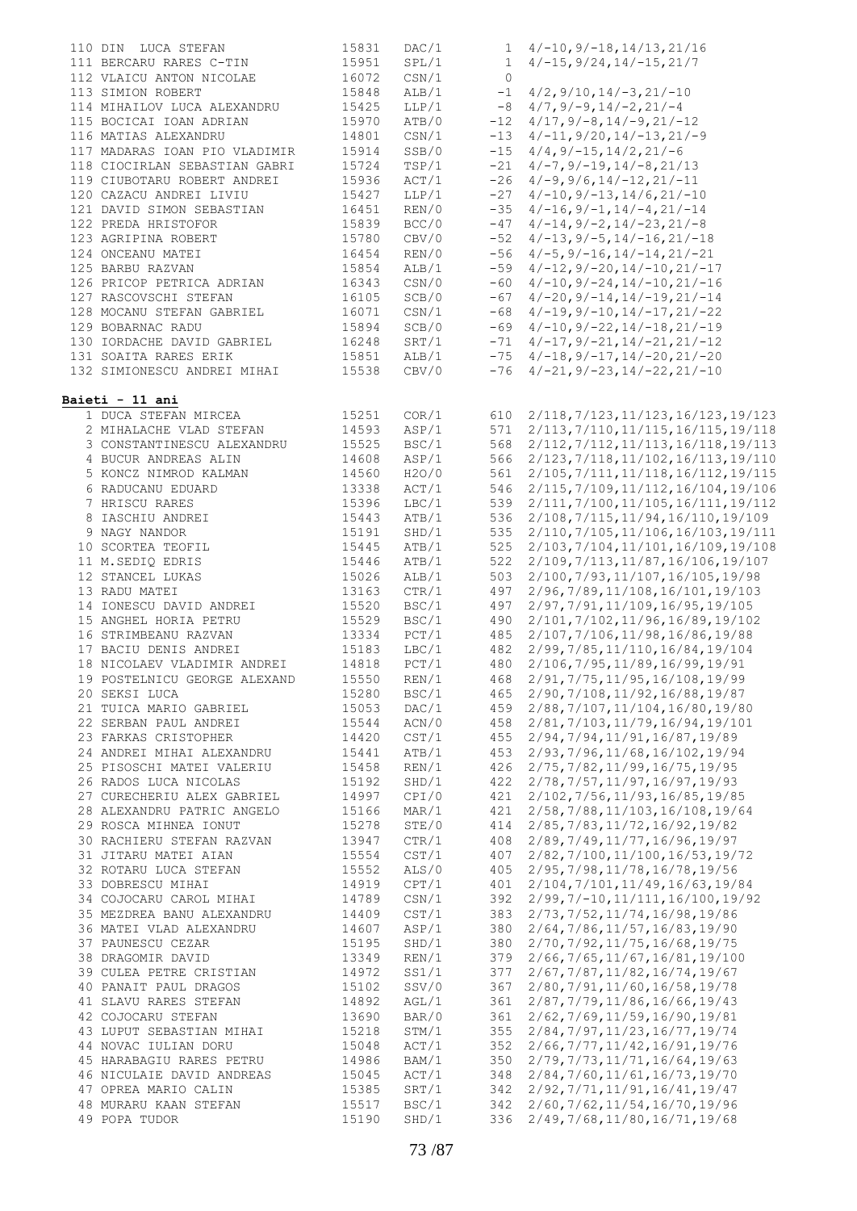| | | | | |
|---|---|---|---|---|
| 110 DIN LUCA STEFAN | 15831 | DAC/1 | 1 | 4/-10,9/-18,14/13,21/16 |
| 111 BERCARU RARES C-TIN | 15951 | SPL/1 | 1 | 4/-15,9/24,14/-15,21/7 |
| 112 VLAICU ANTON NICOLAE | 16072 | CSN/1 | 0 | |
| 113 SIMION ROBERT | 15848 | ALB/1 | -1 | 4/2,9/10,14/-3,21/-10 |
| 114 MIHAILOV LUCA ALEXANDRU | 15425 | LLP/1 | -8 | 4/7,9/-9,14/-2,21/-4 |
| 115 BOCICAI IOAN ADRIAN | 15970 | ATB/0 | -12 | 4/17,9/-8,14/-9,21/-12 |
| 116 MATIAS ALEXANDRU | 14801 | CSN/1 | -13 | 4/-11,9/20,14/-13,21/-9 |
| 117 MADARAS IOAN PIO VLADIMIR | 15914 | SSB/0 | -15 | 4/4,9/-15,14/2,21/-6 |
| 118 CIOCIRLAN SEBASTIAN GABRI | 15724 | TSP/1 | -21 | 4/-7,9/-19,14/-8,21/13 |
| 119 CIUBOTARU ROBERT ANDREI | 15936 | ACT/1 | -26 | 4/-9,9/6,14/-12,21/-11 |
| 120 CAZACU ANDREI LIVIU | 15427 | LLP/1 | -27 | 4/-10,9/-13,14/6,21/-10 |
| 121 DAVID SIMON SEBASTIAN | 16451 | REN/0 | -35 | 4/-16,9/-1,14/-4,21/-14 |
| 122 PREDA HRISTOFOR | 15839 | BCC/0 | -47 | 4/-14,9/-2,14/-23,21/-8 |
| 123 AGRIPINA ROBERT | 15780 | CBV/0 | -52 | 4/-13,9/-5,14/-16,21/-18 |
| 124 ONCEANU MATEI | 16454 | REN/0 | -56 | 4/-5,9/-16,14/-14,21/-21 |
| 125 BARBU RAZVAN | 15854 | ALB/1 | -59 | 4/-12,9/-20,14/-10,21/-17 |
| 126 PRICOP PETRICA ADRIAN | 16343 | CSN/0 | -60 | 4/-10,9/-24,14/-10,21/-16 |
| 127 RASCOVSCHI STEFAN | 16105 | SCB/0 | -67 | 4/-20,9/-14,14/-19,21/-14 |
| 128 MOCANU STEFAN GABRIEL | 16071 | CSN/1 | -68 | 4/-19,9/-10,14/-17,21/-22 |
| 129 BOBARNAC RADU | 15894 | SCB/0 | -69 | 4/-10,9/-22,14/-18,21/-19 |
| 130 IORDACHE DAVID GABRIEL | 16248 | SRT/1 | -71 | 4/-17,9/-21,14/-21,21/-12 |
| 131 SOAITA RARES ERIK | 15851 | ALB/1 | -75 | 4/-18,9/-17,14/-20,21/-20 |
| 132 SIMIONESCU ANDREI MIHAI | 15538 | CBV/0 | -76 | 4/-21,9/-23,14/-22,21/-10 |

**Baieti - 11 ani**

| | | | | |
|---|---|---|---|---|
| 1 DUCA STEFAN MIRCEA | 15251 | COR/1 | 610 | 2/118,7/123,11/123,16/123,19/123 |
| 2 MIHALACHE VLAD STEFAN | 14593 | ASP/1 | 571 | 2/113,7/110,11/115,16/115,19/118 |
| 3 CONSTANTINESCU ALEXANDRU | 15525 | BSC/1 | 568 | 2/112,7/112,11/113,16/118,19/113 |
| 4 BUCUR ANDREAS ALIN | 14608 | ASP/1 | 566 | 2/123,7/118,11/102,16/113,19/110 |
| 5 KONCZ NIMROD KALMAN | 14560 | H2O/0 | 561 | 2/105,7/111,11/118,16/112,19/115 |
| 6 RADUCANU EDUARD | 13338 | ACT/1 | 546 | 2/115,7/109,11/112,16/104,19/106 |
| 7 HRISCU RARES | 15396 | LBC/1 | 539 | 2/111,7/100,11/105,16/111,19/112 |
| 8 IASCHIU ANDREI | 15443 | ATB/1 | 536 | 2/108,7/115,11/94,16/110,19/109 |
| 9 NAGY NANDOR | 15191 | SHD/1 | 535 | 2/110,7/105,11/106,16/103,19/111 |
| 10 SCORTEA TEOFIL | 15445 | ATB/1 | 525 | 2/103,7/104,11/101,16/109,19/108 |
| 11 M.SEDIQ EDRIS | 15446 | ATB/1 | 522 | 2/109,7/113,11/87,16/106,19/107 |
| 12 STANCEL LUKAS | 15026 | ALB/1 | 503 | 2/100,7/93,11/107,16/105,19/98 |
| 13 RADU MATEI | 13163 | CTR/1 | 497 | 2/96,7/89,11/108,16/101,19/103 |
| 14 IONESCU DAVID ANDREI | 15520 | BSC/1 | 497 | 2/97,7/91,11/109,16/95,19/105 |
| 15 ANGHEL HORIA PETRU | 15529 | BSC/1 | 490 | 2/101,7/102,11/96,16/89,19/102 |
| 16 STRIMBEANU RAZVAN | 13334 | PCT/1 | 485 | 2/107,7/106,11/98,16/86,19/88 |
| 17 BACIU DENIS ANDREI | 15183 | LBC/1 | 482 | 2/99,7/85,11/110,16/84,19/104 |
| 18 NICOLAEV VLADIMIR ANDREI | 14818 | PCT/1 | 480 | 2/106,7/95,11/89,16/99,19/91 |
| 19 POSTELNICU GEORGE ALEXAND | 15550 | REN/1 | 468 | 2/91,7/75,11/95,16/108,19/99 |
| 20 SEKSI LUCA | 15280 | BSC/1 | 465 | 2/90,7/108,11/92,16/88,19/87 |
| 21 TUICA MARIO GABRIEL | 15053 | DAC/1 | 459 | 2/88,7/107,11/104,16/80,19/80 |
| 22 SERBAN PAUL ANDREI | 15544 | ACN/0 | 458 | 2/81,7/103,11/79,16/94,19/101 |
| 23 FARKAS CRISTOPHER | 14420 | CST/1 | 455 | 2/94,7/94,11/91,16/87,19/89 |
| 24 ANDREI MIHAI ALEXANDRU | 15441 | ATB/1 | 453 | 2/93,7/96,11/68,16/102,19/94 |
| 25 PISOSCHI MATEI VALERIU | 15458 | REN/1 | 426 | 2/75,7/82,11/99,16/75,19/95 |
| 26 RADOS LUCA NICOLAS | 15192 | SHD/1 | 422 | 2/78,7/57,11/97,16/97,19/93 |
| 27 CURECHERIU ALEX GABRIEL | 14997 | CPI/0 | 421 | 2/102,7/56,11/93,16/85,19/85 |
| 28 ALEXANDRU PATRIC ANGELO | 15166 | MAR/1 | 421 | 2/58,7/88,11/103,16/108,19/64 |
| 29 ROSCA MIHNEA IONUT | 15278 | STE/0 | 414 | 2/85,7/83,11/72,16/92,19/82 |
| 30 RACHIERU STEFAN RAZVAN | 13947 | CTR/1 | 408 | 2/89,7/49,11/77,16/96,19/97 |
| 31 JITARU MATEI AIAN | 15554 | CST/1 | 407 | 2/82,7/100,11/100,16/53,19/72 |
| 32 ROTARU LUCA STEFAN | 15552 | ALS/0 | 405 | 2/95,7/98,11/78,16/78,19/56 |
| 33 DOBRESCU MIHAI | 14919 | CPT/1 | 401 | 2/104,7/101,11/49,16/63,19/84 |
| 34 COJOCARU CAROL MIHAI | 14789 | CSN/1 | 392 | 2/99,7/-10,11/111,16/100,19/92 |
| 35 MEZDREA BANU ALEXANDRU | 14409 | CST/1 | 383 | 2/73,7/52,11/74,16/98,19/86 |
| 36 MATEI VLAD ALEXANDRU | 14607 | ASP/1 | 380 | 2/64,7/86,11/57,16/83,19/90 |
| 37 PAUNESCU CEZAR | 15195 | SHD/1 | 380 | 2/70,7/92,11/75,16/68,19/75 |
| 38 DRAGOMIR DAVID | 13349 | REN/1 | 379 | 2/66,7/65,11/67,16/81,19/100 |
| 39 CULEA PETRE CRISTIAN | 14972 | SS1/1 | 377 | 2/67,7/87,11/82,16/74,19/67 |
| 40 PANAIT PAUL DRAGOS | 15102 | SSV/0 | 367 | 2/80,7/91,11/60,16/58,19/78 |
| 41 SLAVU RARES STEFAN | 14892 | AGL/1 | 361 | 2/87,7/79,11/86,16/66,19/43 |
| 42 COJOCARU STEFAN | 13690 | BAR/0 | 361 | 2/62,7/69,11/59,16/90,19/81 |
| 43 LUPUT SEBASTIAN MIHAI | 15218 | STM/1 | 355 | 2/84,7/97,11/23,16/77,19/74 |
| 44 NOVAC IULIAN DORU | 15048 | ACT/1 | 352 | 2/66,7/77,11/42,16/91,19/76 |
| 45 HARABAGIU RARES PETRU | 14986 | BAM/1 | 350 | 2/79,7/73,11/71,16/64,19/63 |
| 46 NICULAIE DAVID ANDREAS | 15045 | ACT/1 | 348 | 2/84,7/60,11/61,16/73,19/70 |
| 47 OPREA MARIO CALIN | 15385 | SRT/1 | 342 | 2/92,7/71,11/91,16/41,19/47 |
| 48 MURARU KAAN STEFAN | 15517 | BSC/1 | 342 | 2/60,7/62,11/54,16/70,19/96 |
| 49 POPA TUDOR | 15190 | SHD/1 | 336 | 2/49,7/68,11/80,16/71,19/68 |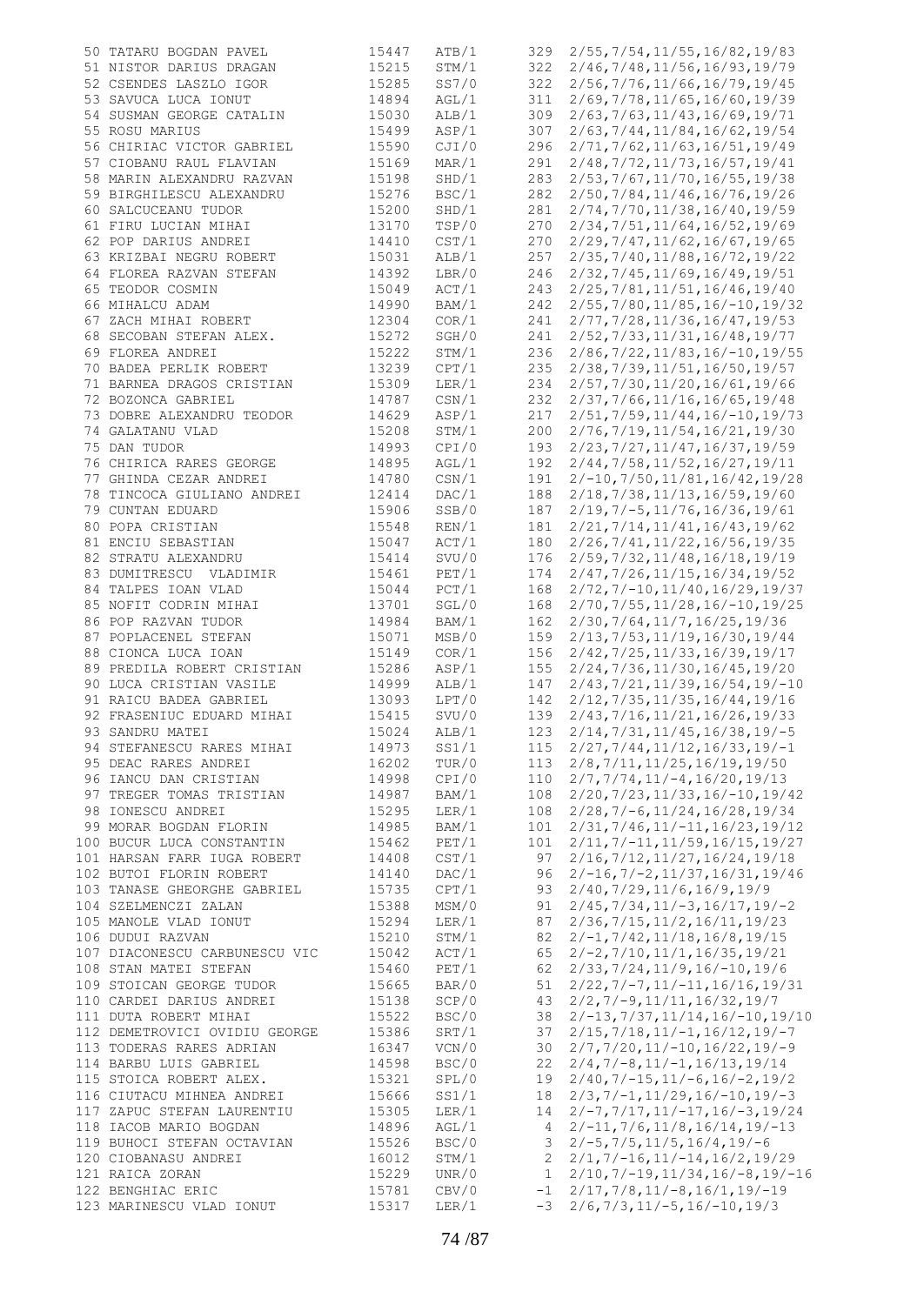| | | | | | |
|---|---|---|---|---|---|
| 50 | TATARU BOGDAN PAVEL | 15447 | ATB/1 | 329 | 2/55,7/54,11/55,16/82,19/83 |
| 51 | NISTOR DARIUS DRAGAN | 15215 | STM/1 | 322 | 2/46,7/48,11/56,16/93,19/79 |
| 52 | CSENDES LASZLO IGOR | 15285 | SS7/0 | 322 | 2/56,7/76,11/66,16/79,19/45 |
| 53 | SAVUCA LUCA IONUT | 14894 | AGL/1 | 311 | 2/69,7/78,11/65,16/60,19/39 |
| 54 | SUSMAN GEORGE CATALIN | 15030 | ALB/1 | 309 | 2/63,7/63,11/43,16/69,19/71 |
| 55 | ROSU MARIUS | 15499 | ASP/1 | 307 | 2/63,7/44,11/84,16/62,19/54 |
| 56 | CHIRIAC VICTOR GABRIEL | 15590 | CJI/0 | 296 | 2/71,7/62,11/63,16/51,19/49 |
| 57 | CIOBANU RAUL FLAVIAN | 15169 | MAR/1 | 291 | 2/48,7/72,11/73,16/57,19/41 |
| 58 | MARIN ALEXANDRU RAZVAN | 15198 | SHD/1 | 283 | 2/53,7/67,11/70,16/55,19/38 |
| 59 | BIRGHILESCU ALEXANDRU | 15276 | BSC/1 | 282 | 2/50,7/84,11/46,16/76,19/26 |
| 60 | SALCUCEANU TUDOR | 15200 | SHD/1 | 281 | 2/74,7/70,11/38,16/40,19/59 |
| 61 | FIRU LUCIAN MIHAI | 13170 | TSP/0 | 270 | 2/34,7/51,11/64,16/52,19/69 |
| 62 | POP DARIUS ANDREI | 14410 | CST/1 | 270 | 2/29,7/47,11/62,16/67,19/65 |
| 63 | KRIZBAI NEGRU ROBERT | 15031 | ALB/1 | 257 | 2/35,7/40,11/88,16/72,19/22 |
| 64 | FLOREA RAZVAN STEFAN | 14392 | LBR/0 | 246 | 2/32,7/45,11/69,16/49,19/51 |
| 65 | TEODOR COSMIN | 15049 | ACT/1 | 243 | 2/25,7/81,11/51,16/46,19/40 |
| 66 | MIHALCU ADAM | 14990 | BAM/1 | 242 | 2/55,7/80,11/85,16/-10,19/32 |
| 67 | ZACH MIHAI ROBERT | 12304 | COR/1 | 241 | 2/77,7/28,11/36,16/47,19/53 |
| 68 | SECOBAN STEFAN ALEX. | 15272 | SGH/0 | 241 | 2/52,7/33,11/31,16/48,19/77 |
| 69 | FLOREA ANDREI | 15222 | STM/1 | 236 | 2/86,7/22,11/83,16/-10,19/55 |
| 70 | BADEA PERLIK ROBERT | 13239 | CPT/1 | 235 | 2/38,7/39,11/51,16/50,19/57 |
| 71 | BARNEA DRAGOS CRISTIAN | 15309 | LER/1 | 234 | 2/57,7/30,11/20,16/61,19/66 |
| 72 | BOZONCA GABRIEL | 14787 | CSN/1 | 232 | 2/37,7/66,11/16,16/65,19/48 |
| 73 | DOBRE ALEXANDRU TEODOR | 14629 | ASP/1 | 217 | 2/51,7/59,11/44,16/-10,19/73 |
| 74 | GALATANU VLAD | 15208 | STM/1 | 200 | 2/76,7/19,11/54,16/21,19/30 |
| 75 | DAN TUDOR | 14993 | CPI/0 | 193 | 2/23,7/27,11/47,16/37,19/59 |
| 76 | CHIRICA RARES GEORGE | 14895 | AGL/1 | 192 | 2/44,7/58,11/52,16/27,19/11 |
| 77 | GHINDA CEZAR ANDREI | 14780 | CSN/1 | 191 | 2/-10,7/50,11/81,16/42,19/28 |
| 78 | TINCOCA GIULIANO ANDREI | 12414 | DAC/1 | 188 | 2/18,7/38,11/13,16/59,19/60 |
| 79 | CUNTAN EDUARD | 15906 | SSB/0 | 187 | 2/19,7/-5,11/76,16/36,19/61 |
| 80 | POPA CRISTIAN | 15548 | REN/1 | 181 | 2/21,7/14,11/41,16/43,19/62 |
| 81 | ENCIU SEBASTIAN | 15047 | ACT/1 | 180 | 2/26,7/41,11/22,16/56,19/35 |
| 82 | STRATU ALEXANDRU | 15414 | SVU/0 | 176 | 2/59,7/32,11/48,16/18,19/19 |
| 83 | DUMITRESCU VLADIMIR | 15461 | PET/1 | 174 | 2/47,7/26,11/15,16/34,19/52 |
| 84 | TALPES IOAN VLAD | 15044 | PCT/1 | 168 | 2/72,7/-10,11/40,16/29,19/37 |
| 85 | NOFIT CODRIN MIHAI | 13701 | SGL/0 | 168 | 2/70,7/55,11/28,16/-10,19/25 |
| 86 | POP RAZVAN TUDOR | 14984 | BAM/1 | 162 | 2/30,7/64,11/7,16/25,19/36 |
| 87 | POPLACENEL STEFAN | 15071 | MSB/0 | 159 | 2/13,7/53,11/19,16/30,19/44 |
| 88 | CIONCA LUCA IOAN | 15149 | COR/1 | 156 | 2/42,7/25,11/33,16/39,19/17 |
| 89 | PREDILA ROBERT CRISTIAN | 15286 | ASP/1 | 155 | 2/24,7/36,11/30,16/45,19/20 |
| 90 | LUCA CRISTIAN VASILE | 14999 | ALB/1 | 147 | 2/43,7/21,11/39,16/54,19/-10 |
| 91 | RAICU BADEA GABRIEL | 13093 | LPT/0 | 142 | 2/12,7/35,11/35,16/44,19/16 |
| 92 | FRASENIUC EDUARD MIHAI | 15415 | SVU/0 | 139 | 2/43,7/16,11/21,16/26,19/33 |
| 93 | SANDRU MATEI | 15024 | ALB/1 | 123 | 2/14,7/31,11/45,16/38,19/-5 |
| 94 | STEFANESCU RARES MIHAI | 14973 | SS1/1 | 115 | 2/27,7/44,11/12,16/33,19/-1 |
| 95 | DEAC RARES ANDREI | 16202 | TUR/0 | 113 | 2/8,7/11,11/25,16/19,19/50 |
| 96 | IANCU DAN CRISTIAN | 14998 | CPI/0 | 110 | 2/7,7/74,11/-4,16/20,19/13 |
| 97 | TREGER TOMAS TRISTIAN | 14987 | BAM/1 | 108 | 2/20,7/23,11/33,16/-10,19/42 |
| 98 | IONESCU ANDREI | 15295 | LER/1 | 108 | 2/28,7/-6,11/24,16/28,19/34 |
| 99 | MORAR BOGDAN FLORIN | 14985 | BAM/1 | 101 | 2/31,7/46,11/-11,16/23,19/12 |
| 100 | BUCUR LUCA CONSTANTIN | 15462 | PET/1 | 101 | 2/11,7/-11,11/59,16/15,19/27 |
| 101 | HARSAN FARR IUGA ROBERT | 14408 | CST/1 | 97 | 2/16,7/12,11/27,16/24,19/18 |
| 102 | BUTOI FLORIN ROBERT | 14140 | DAC/1 | 96 | 2/-16,7/-2,11/37,16/31,19/46 |
| 103 | TANASE GHEORGHE GABRIEL | 15735 | CPT/1 | 93 | 2/40,7/29,11/6,16/9,19/9 |
| 104 | SZELMENCZI ZALAN | 15388 | MSM/0 | 91 | 2/45,7/34,11/-3,16/17,19/-2 |
| 105 | MANOLE VLAD IONUT | 15294 | LER/1 | 87 | 2/36,7/15,11/2,16/11,19/23 |
| 106 | DUDUI RAZVAN | 15210 | STM/1 | 82 | 2/-1,7/42,11/18,16/8,19/15 |
| 107 | DIACONESCU CARBUNESCU VIC | 15042 | ACT/1 | 65 | 2/-2,7/10,11/1,16/35,19/21 |
| 108 | STAN MATEI STEFAN | 15460 | PET/1 | 62 | 2/33,7/24,11/9,16/-10,19/6 |
| 109 | STOICAN GEORGE TUDOR | 15665 | BAR/0 | 51 | 2/22,7/-7,11/-11,16/16,19/31 |
| 110 | CARDEI DARIUS ANDREI | 15138 | SCP/0 | 43 | 2/2,7/-9,11/11,16/32,19/7 |
| 111 | DUTA ROBERT MIHAI | 15522 | BSC/0 | 38 | 2/-13,7/37,11/14,16/-10,19/10 |
| 112 | DEMETROVICI OVIDIU GEORGE | 15386 | SRT/1 | 37 | 2/15,7/18,11/-1,16/12,19/-7 |
| 113 | TODERAS RARES ADRIAN | 16347 | VCN/0 | 30 | 2/7,7/20,11/-10,16/22,19/-9 |
| 114 | BARBU LUIS GABRIEL | 14598 | BSC/0 | 22 | 2/4,7/-8,11/-1,16/13,19/14 |
| 115 | STOICA ROBERT ALEX. | 15321 | SPL/0 | 19 | 2/40,7/-15,11/-6,16/-2,19/2 |
| 116 | CIUTACU MIHNEA ANDREI | 15666 | SS1/1 | 18 | 2/3,7/-1,11/29,16/-10,19/-3 |
| 117 | ZAPUC STEFAN LAURENTIU | 15305 | LER/1 | 14 | 2/-7,7/17,11/-17,16/-3,19/24 |
| 118 | IACOB MARIO BOGDAN | 14896 | AGL/1 | 4 | 2/-11,7/6,11/8,16/14,19/-13 |
| 119 | BUHOCI STEFAN OCTAVIAN | 15526 | BSC/0 | 3 | 2/-5,7/5,11/5,16/4,19/-6 |
| 120 | CIOBANASU ANDREI | 16012 | STM/1 | 2 | 2/1,7/-16,11/-14,16/2,19/29 |
| 121 | RAICA ZORAN | 15229 | UNR/0 | 1 | 2/10,7/-19,11/34,16/-8,19/-16 |
| 122 | BENGHIAC ERIC | 15781 | CBV/0 | -1 | 2/17,7/8,11/-8,16/1,19/-19 |
| 123 | MARINESCU VLAD IONUT | 15317 | LER/1 | -3 | 2/6,7/3,11/-5,16/-10,19/3 |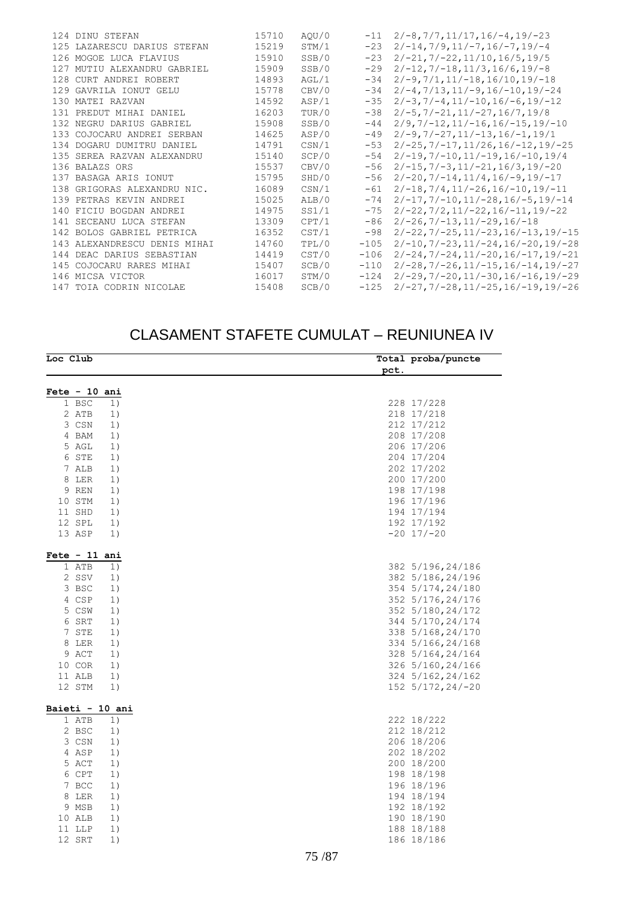| | | | | | |
|---|---|---|---|---|---|
| 124 | DINU STEFAN | 15710 | AQU/0 | -11 | 2/-8,7/7,11/17,16/-4,19/-23 |
| 125 | LAZARESCU DARIUS STEFAN | 15219 | STM/1 | -23 | 2/-14,7/9,11/-7,16/-7,19/-4 |
| 126 | MOGOE LUCA FLAVIUS | 15910 | SSB/0 | -23 | 2/-21,7/-22,11/10,16/5,19/5 |
| 127 | MUTIU ALEXANDRU GABRIEL | 15909 | SSB/0 | -29 | 2/-12,7/-18,11/3,16/6,19/-8 |
| 128 | CURT ANDREI ROBERT | 14893 | AGL/1 | -34 | 2/-9,7/1,11/-18,16/10,19/-18 |
| 129 | GAVRILA IONUT GELU | 15778 | CBV/0 | -34 | 2/-4,7/13,11/-9,16/-10,19/-24 |
| 130 | MATEI RAZVAN | 14592 | ASP/1 | -35 | 2/-3,7/-4,11/-10,16/-6,19/-12 |
| 131 | PREDUT MIHAI DANIEL | 16203 | TUR/0 | -38 | 2/-5,7/-21,11/-27,16/7,19/8 |
| 132 | NEGRU DARIUS GABRIEL | 15908 | SSB/0 | -44 | 2/9,7/-12,11/-16,16/-15,19/-10 |
| 133 | COJOCARU ANDREI SERBAN | 14625 | ASP/0 | -49 | 2/-9,7/-27,11/-13,16/-1,19/1 |
| 134 | DOGARU DUMITRU DANIEL | 14791 | CSN/1 | -53 | 2/-25,7/-17,11/26,16/-12,19/-25 |
| 135 | SEREA RAZVAN ALEXANDRU | 15140 | SCP/0 | -54 | 2/-19,7/-10,11/-19,16/-10,19/4 |
| 136 | BALAZS ORS | 15537 | CBV/0 | -56 | 2/-15,7/-3,11/-21,16/3,19/-20 |
| 137 | BASAGA ARIS IONUT | 15795 | SHD/0 | -56 | 2/-20,7/-14,11/4,16/-9,19/-17 |
| 138 | GRIGORAS ALEXANDRU NIC. | 16089 | CSN/1 | -61 | 2/-18,7/4,11/-26,16/-10,19/-11 |
| 139 | PETRAS KEVIN ANDREI | 15025 | ALB/0 | -74 | 2/-17,7/-10,11/-28,16/-5,19/-14 |
| 140 | FICIU BOGDAN ANDREI | 14975 | SS1/1 | -75 | 2/-22,7/2,11/-22,16/-11,19/-22 |
| 141 | SECEANU LUCA STEFAN | 13309 | CPT/1 | -86 | 2/-26,7/-13,11/-29,16/-18 |
| 142 | BOLOS GABRIEL PETRICA | 16352 | CST/1 | -98 | 2/-22,7/-25,11/-23,16/-13,19/-15 |
| 143 | ALEXANDRESCU DENIS MIHAI | 14760 | TPL/0 | -105 | 2/-10,7/-23,11/-24,16/-20,19/-28 |
| 144 | DEAC DARIUS SEBASTIAN | 14419 | CST/0 | -106 | 2/-24,7/-24,11/-20,16/-17,19/-21 |
| 145 | COJOCARU RARES MIHAI | 15407 | SCB/0 | -110 | 2/-28,7/-26,11/-15,16/-14,19/-27 |
| 146 | MICSA VICTOR | 16017 | STM/0 | -124 | 2/-29,7/-20,11/-30,16/-16,19/-29 |
| 147 | TOIA CODRIN NICOLAE | 15408 | SCB/0 | -125 | 2/-27,7/-28,11/-25,16/-19,19/-26 |

# CLASAMENT STAFETE CUMULAT – REUNIUNEA IV

| Loc | Club | | Total pct. | proba/puncte |
|---|---|---|---|---|
| **Fete - 10 ani** | | | | |
| 1 | BSC | 1) | 228 | 17/228 |
| 2 | ATB | 1) | 218 | 17/218 |
| 3 | CSN | 1) | 212 | 17/212 |
| 4 | BAM | 1) | 208 | 17/208 |
| 5 | AGL | 1) | 206 | 17/206 |
| 6 | STE | 1) | 204 | 17/204 |
| 7 | ALB | 1) | 202 | 17/202 |
| 8 | LER | 1) | 200 | 17/200 |
| 9 | REN | 1) | 198 | 17/198 |
| 10 | STM | 1) | 196 | 17/196 |
| 11 | SHD | 1) | 194 | 17/194 |
| 12 | SPL | 1) | 192 | 17/192 |
| 13 | ASP | 1) | -20 | 17/-20 |
| **Fete - 11 ani** | | | | |
| 1 | ATB | 1) | 382 | 5/196,24/186 |
| 2 | SSV | 1) | 382 | 5/186,24/196 |
| 3 | BSC | 1) | 354 | 5/174,24/180 |
| 4 | CSP | 1) | 352 | 5/176,24/176 |
| 5 | CSW | 1) | 352 | 5/180,24/172 |
| 6 | SRT | 1) | 344 | 5/170,24/174 |
| 7 | STE | 1) | 338 | 5/168,24/170 |
| 8 | LER | 1) | 334 | 5/166,24/168 |
| 9 | ACT | 1) | 328 | 5/164,24/164 |
| 10 | COR | 1) | 326 | 5/160,24/166 |
| 11 | ALB | 1) | 324 | 5/162,24/162 |
| 12 | STM | 1) | 152 | 5/172,24/-20 |
| **Baieti - 10 ani** | | | | |
| 1 | ATB | 1) | 222 | 18/222 |
| 2 | BSC | 1) | 212 | 18/212 |
| 3 | CSN | 1) | 206 | 18/206 |
| 4 | ASP | 1) | 202 | 18/202 |
| 5 | ACT | 1) | 200 | 18/200 |
| 6 | CPT | 1) | 198 | 18/198 |
| 7 | BCC | 1) | 196 | 18/196 |
| 8 | LER | 1) | 194 | 18/194 |
| 9 | MSB | 1) | 192 | 18/192 |
| 10 | ALB | 1) | 190 | 18/190 |
| 11 | LLP | 1) | 188 | 18/188 |
| 12 | SRT | 1) | 186 | 18/186 |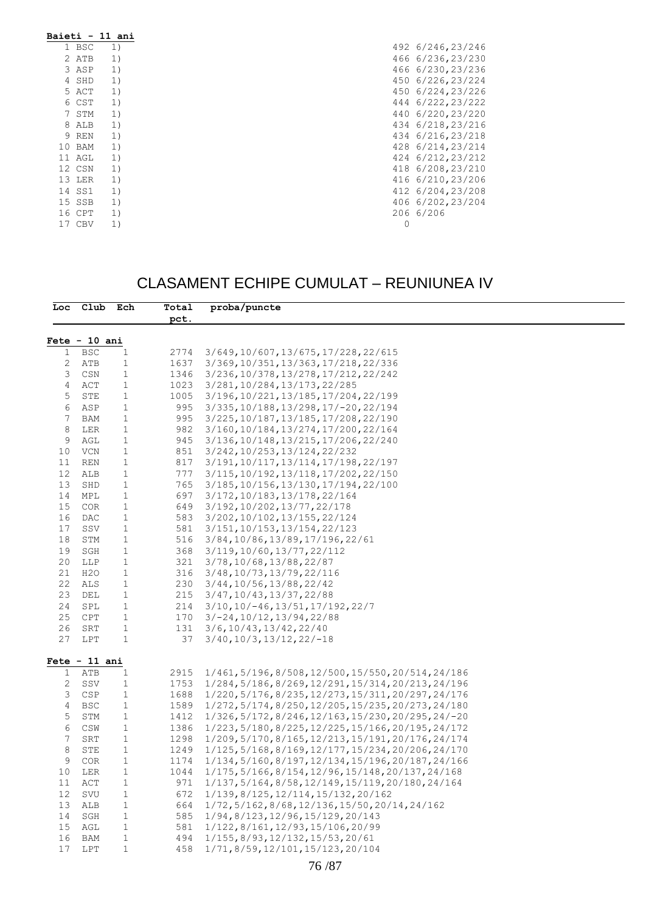**Baieti - 11 ani**

| Loc | Club | Ech | Total pct. | proba/puncte |
|---|---|---|---|---|
| 1 | BSC | 1) | 492 | 6/246,23/246 |
| 2 | ATB | 1) | 466 | 6/236,23/230 |
| 3 | ASP | 1) | 466 | 6/230,23/236 |
| 4 | SHD | 1) | 450 | 6/226,23/224 |
| 5 | ACT | 1) | 450 | 6/224,23/226 |
| 6 | CST | 1) | 444 | 6/222,23/222 |
| 7 | STM | 1) | 440 | 6/220,23/220 |
| 8 | ALB | 1) | 434 | 6/218,23/216 |
| 9 | REN | 1) | 434 | 6/216,23/218 |
| 10 | BAM | 1) | 428 | 6/214,23/214 |
| 11 | AGL | 1) | 424 | 6/212,23/212 |
| 12 | CSN | 1) | 418 | 6/208,23/210 |
| 13 | LER | 1) | 416 | 6/210,23/206 |
| 14 | SS1 | 1) | 412 | 6/204,23/208 |
| 15 | SSB | 1) | 406 | 6/202,23/204 |
| 16 | CPT | 1) | 206 | 6/206 |
| 17 | CBV | 1) | 0 | |

# CLASAMENT ECHIPE CUMULAT – REUNIUNEA IV

**Fete - 10 ani**

| Loc | Club | Ech | Total pct. | proba/puncte |
|---|---|---|---|---|
| 1 | BSC | 1 | 2774 | 3/649,10/607,13/675,17/228,22/615 |
| 2 | ATB | 1 | 1637 | 3/369,10/351,13/363,17/218,22/336 |
| 3 | CSN | 1 | 1346 | 3/236,10/378,13/278,17/212,22/242 |
| 4 | ACT | 1 | 1023 | 3/281,10/284,13/173,22/285 |
| 5 | STE | 1 | 1005 | 3/196,10/221,13/185,17/204,22/199 |
| 6 | ASP | 1 | 995 | 3/335,10/188,13/298,17/-20,22/194 |
| 7 | BAM | 1 | 995 | 3/225,10/187,13/185,17/208,22/190 |
| 8 | LER | 1 | 982 | 3/160,10/184,13/274,17/200,22/164 |
| 9 | AGL | 1 | 945 | 3/136,10/148,13/215,17/206,22/240 |
| 10 | VCN | 1 | 851 | 3/242,10/253,13/124,22/232 |
| 11 | REN | 1 | 817 | 3/191,10/117,13/114,17/198,22/197 |
| 12 | ALB | 1 | 777 | 3/115,10/192,13/118,17/202,22/150 |
| 13 | SHD | 1 | 765 | 3/185,10/156,13/130,17/194,22/100 |
| 14 | MPL | 1 | 697 | 3/172,10/183,13/178,22/164 |
| 15 | COR | 1 | 649 | 3/192,10/202,13/77,22/178 |
| 16 | DAC | 1 | 583 | 3/202,10/102,13/155,22/124 |
| 17 | SSV | 1 | 581 | 3/151,10/153,13/154,22/123 |
| 18 | STM | 1 | 516 | 3/84,10/86,13/89,17/196,22/61 |
| 19 | SGH | 1 | 368 | 3/119,10/60,13/77,22/112 |
| 20 | LLP | 1 | 321 | 3/78,10/68,13/88,22/87 |
| 21 | H2O | 1 | 316 | 3/48,10/73,13/79,22/116 |
| 22 | ALS | 1 | 230 | 3/44,10/56,13/88,22/42 |
| 23 | DEL | 1 | 215 | 3/47,10/43,13/37,22/88 |
| 24 | SPL | 1 | 214 | 3/10,10/-46,13/51,17/192,22/7 |
| 25 | CPT | 1 | 170 | 3/-24,10/12,13/94,22/88 |
| 26 | SRT | 1 | 131 | 3/6,10/43,13/42,22/40 |
| 27 | LPT | 1 | 37 | 3/40,10/3,13/12,22/-18 |

**Fete - 11 ani**

| Loc | Club | Ech | Total pct. | proba/puncte |
|---|---|---|---|---|
| 1 | ATB | 1 | 2915 | 1/461,5/196,8/508,12/500,15/550,20/514,24/186 |
| 2 | SSV | 1 | 1753 | 1/284,5/186,8/269,12/291,15/314,20/213,24/196 |
| 3 | CSP | 1 | 1688 | 1/220,5/176,8/235,12/273,15/311,20/297,24/176 |
| 4 | BSC | 1 | 1589 | 1/272,5/174,8/250,12/205,15/235,20/273,24/180 |
| 5 | STM | 1 | 1412 | 1/326,5/172,8/246,12/163,15/230,20/295,24/-20 |
| 6 | CSW | 1 | 1386 | 1/223,5/180,8/225,12/225,15/166,20/195,24/172 |
| 7 | SRT | 1 | 1298 | 1/209,5/170,8/165,12/213,15/191,20/176,24/174 |
| 8 | STE | 1 | 1249 | 1/125,5/168,8/169,12/177,15/234,20/206,24/170 |
| 9 | COR | 1 | 1174 | 1/134,5/160,8/197,12/134,15/196,20/187,24/166 |
| 10 | LER | 1 | 1044 | 1/175,5/166,8/154,12/96,15/148,20/137,24/168 |
| 11 | ACT | 1 | 971 | 1/137,5/164,8/58,12/149,15/119,20/180,24/164 |
| 12 | SVU | 1 | 672 | 1/139,8/125,12/114,15/132,20/162 |
| 13 | ALB | 1 | 664 | 1/72,5/162,8/68,12/136,15/50,20/14,24/162 |
| 14 | SGH | 1 | 585 | 1/94,8/123,12/96,15/129,20/143 |
| 15 | AGL | 1 | 581 | 1/122,8/161,12/93,15/106,20/99 |
| 16 | BAM | 1 | 494 | 1/155,8/93,12/132,15/53,20/61 |
| 17 | LPT | 1 | 458 | 1/71,8/59,12/101,15/123,20/104 |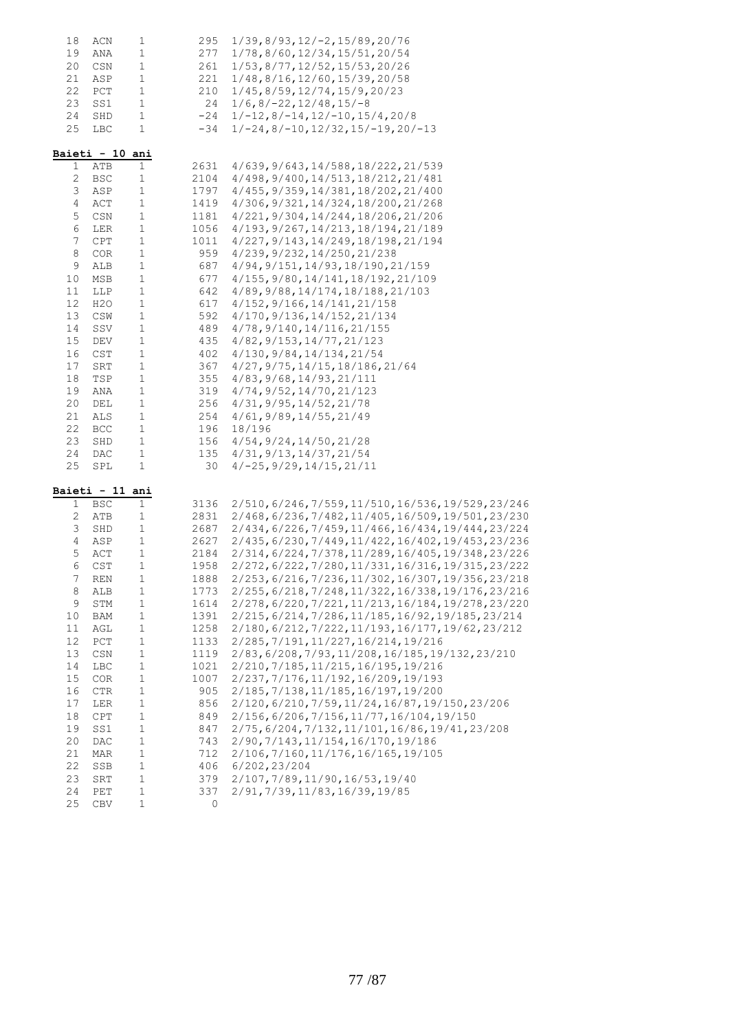| | | | | |
|---|---|---|---|---|
| 18 | ACN | 1 | 295 | 1/39,8/93,12/-2,15/89,20/76 |
| 19 | ANA | 1 | 277 | 1/78,8/60,12/34,15/51,20/54 |
| 20 | CSN | 1 | 261 | 1/53,8/77,12/52,15/53,20/26 |
| 21 | ASP | 1 | 221 | 1/48,8/16,12/60,15/39,20/58 |
| 22 | PCT | 1 | 210 | 1/45,8/59,12/74,15/9,20/23 |
| 23 | SS1 | 1 | 24 | 1/6,8/-22,12/48,15/-8 |
| 24 | SHD | 1 | -24 | 1/-12,8/-14,12/-10,15/4,20/8 |
| 25 | LBC | 1 | -34 | 1/-24,8/-10,12/32,15/-19,20/-13 |

**Baieti - 10 ani**

| | | | | |
|---|---|---|---|---|
| 1 | ATB | 1 | 2631 | 4/639,9/643,14/588,18/222,21/539 |
| 2 | BSC | 1 | 2104 | 4/498,9/400,14/513,18/212,21/481 |
| 3 | ASP | 1 | 1797 | 4/455,9/359,14/381,18/202,21/400 |
| 4 | ACT | 1 | 1419 | 4/306,9/321,14/324,18/200,21/268 |
| 5 | CSN | 1 | 1181 | 4/221,9/304,14/244,18/206,21/206 |
| 6 | LER | 1 | 1056 | 4/193,9/267,14/213,18/194,21/189 |
| 7 | CPT | 1 | 1011 | 4/227,9/143,14/249,18/198,21/194 |
| 8 | COR | 1 | 959 | 4/239,9/232,14/250,21/238 |
| 9 | ALB | 1 | 687 | 4/94,9/151,14/93,18/190,21/159 |
| 10 | MSB | 1 | 677 | 4/155,9/80,14/141,18/192,21/109 |
| 11 | LLP | 1 | 642 | 4/89,9/88,14/174,18/188,21/103 |
| 12 | H2O | 1 | 617 | 4/152,9/166,14/141,21/158 |
| 13 | CSW | 1 | 592 | 4/170,9/136,14/152,21/134 |
| 14 | SSV | 1 | 489 | 4/78,9/140,14/116,21/155 |
| 15 | DEV | 1 | 435 | 4/82,9/153,14/77,21/123 |
| 16 | CST | 1 | 402 | 4/130,9/84,14/134,21/54 |
| 17 | SRT | 1 | 367 | 4/27,9/75,14/15,18/186,21/64 |
| 18 | TSP | 1 | 355 | 4/83,9/68,14/93,21/111 |
| 19 | ANA | 1 | 319 | 4/74,9/52,14/70,21/123 |
| 20 | DEL | 1 | 256 | 4/31,9/95,14/52,21/78 |
| 21 | ALS | 1 | 254 | 4/61,9/89,14/55,21/49 |
| 22 | BCC | 1 | 196 | 18/196 |
| 23 | SHD | 1 | 156 | 4/54,9/24,14/50,21/28 |
| 24 | DAC | 1 | 135 | 4/31,9/13,14/37,21/54 |
| 25 | SPL | 1 | 30 | 4/-25,9/29,14/15,21/11 |

**Baieti - 11 ani**

| | | | | |
|---|---|---|---|---|
| 1 | BSC | 1 | 3136 | 2/510,6/246,7/559,11/510,16/536,19/529,23/246 |
| 2 | ATB | 1 | 2831 | 2/468,6/236,7/482,11/405,16/509,19/501,23/230 |
| 3 | SHD | 1 | 2687 | 2/434,6/226,7/459,11/466,16/434,19/444,23/224 |
| 4 | ASP | 1 | 2627 | 2/435,6/230,7/449,11/422,16/402,19/453,23/236 |
| 5 | ACT | 1 | 2184 | 2/314,6/224,7/378,11/289,16/405,19/348,23/226 |
| 6 | CST | 1 | 1958 | 2/272,6/222,7/280,11/331,16/316,19/315,23/222 |
| 7 | REN | 1 | 1888 | 2/253,6/216,7/236,11/302,16/307,19/356,23/218 |
| 8 | ALB | 1 | 1773 | 2/255,6/218,7/248,11/322,16/338,19/176,23/216 |
| 9 | STM | 1 | 1614 | 2/278,6/220,7/221,11/213,16/184,19/278,23/220 |
| 10 | BAM | 1 | 1391 | 2/215,6/214,7/286,11/185,16/92,19/185,23/214 |
| 11 | AGL | 1 | 1258 | 2/180,6/212,7/222,11/193,16/177,19/62,23/212 |
| 12 | PCT | 1 | 1133 | 2/285,7/191,11/227,16/214,19/216 |
| 13 | CSN | 1 | 1119 | 2/83,6/208,7/93,11/208,16/185,19/132,23/210 |
| 14 | LBC | 1 | 1021 | 2/210,7/185,11/215,16/195,19/216 |
| 15 | COR | 1 | 1007 | 2/237,7/176,11/192,16/209,19/193 |
| 16 | CTR | 1 | 905 | 2/185,7/138,11/185,16/197,19/200 |
| 17 | LER | 1 | 856 | 2/120,6/210,7/59,11/24,16/87,19/150,23/206 |
| 18 | CPT | 1 | 849 | 2/156,6/206,7/156,11/77,16/104,19/150 |
| 19 | SS1 | 1 | 847 | 2/75,6/204,7/132,11/101,16/86,19/41,23/208 |
| 20 | DAC | 1 | 743 | 2/90,7/143,11/154,16/170,19/186 |
| 21 | MAR | 1 | 712 | 2/106,7/160,11/176,16/165,19/105 |
| 22 | SSB | 1 | 406 | 6/202,23/204 |
| 23 | SRT | 1 | 379 | 2/107,7/89,11/90,16/53,19/40 |
| 24 | PET | 1 | 337 | 2/91,7/39,11/83,16/39,19/85 |
| 25 | CBV | 1 | 0 | |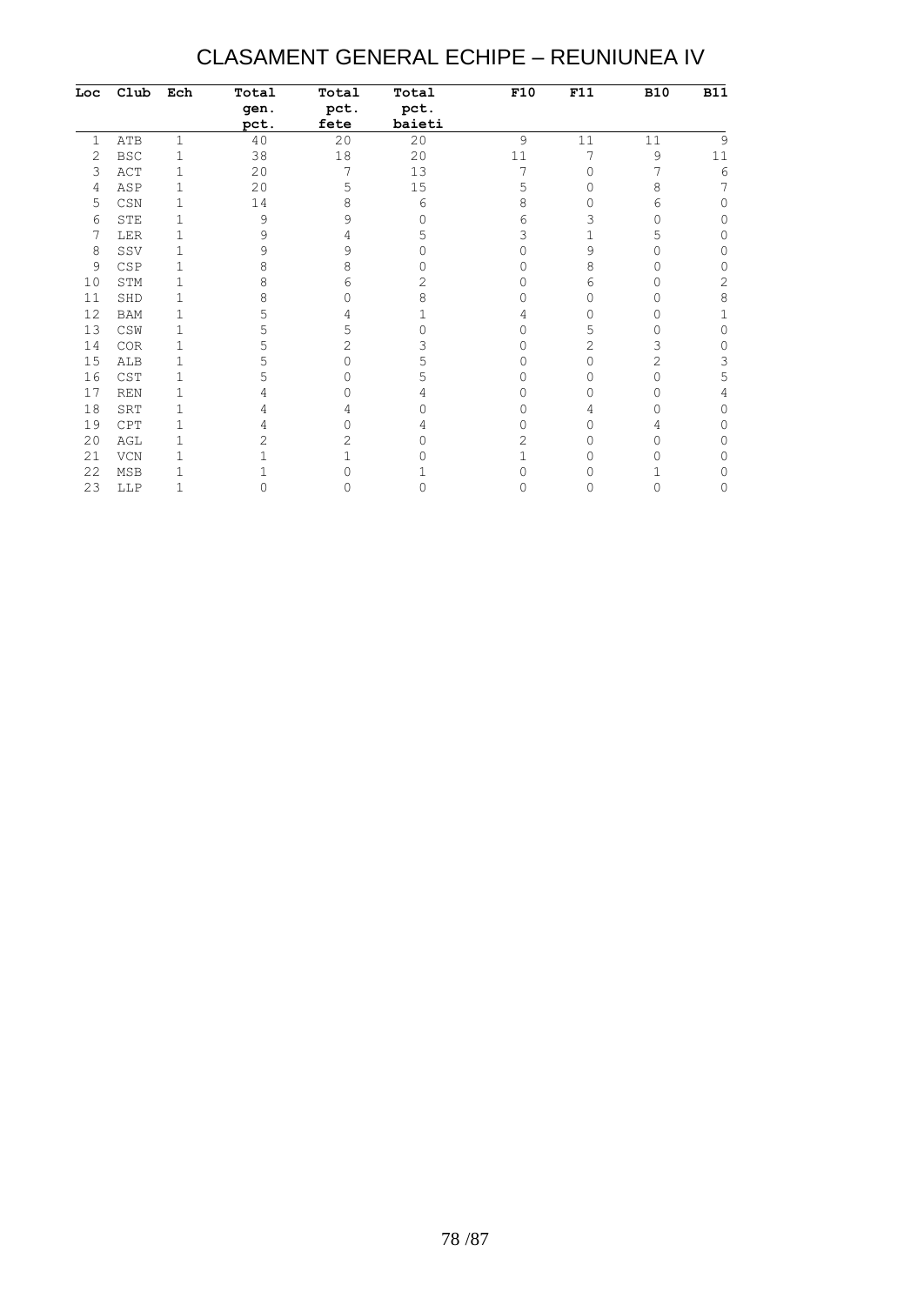# CLASAMENT GENERAL ECHIPE – REUNIUNEA IV

| Loc | Club | Ech | Total gen. pct. | Total pct. fete | Total pct. baieti | F10 | F11 | B10 | B11 |
|---|---|---|---|---|---|---|---|---|---|
| 1 | ATB | 1 | 40 | 20 | 20 | 9 | 11 | 11 | 9 |
| 2 | BSC | 1 | 38 | 18 | 20 | 11 | 7 | 9 | 11 |
| 3 | ACT | 1 | 20 | 7 | 13 | 7 | 0 | 7 | 6 |
| 4 | ASP | 1 | 20 | 5 | 15 | 5 | 0 | 8 | 7 |
| 5 | CSN | 1 | 14 | 8 | 6 | 8 | 0 | 6 | 0 |
| 6 | STE | 1 | 9 | 9 | 0 | 6 | 3 | 0 | 0 |
| 7 | LER | 1 | 9 | 4 | 5 | 3 | 1 | 5 | 0 |
| 8 | SSV | 1 | 9 | 9 | 0 | 0 | 9 | 0 | 0 |
| 9 | CSP | 1 | 8 | 8 | 0 | 0 | 8 | 0 | 0 |
| 10 | STM | 1 | 8 | 6 | 2 | 0 | 6 | 0 | 2 |
| 11 | SHD | 1 | 8 | 0 | 8 | 0 | 0 | 0 | 8 |
| 12 | BAM | 1 | 5 | 4 | 1 | 4 | 0 | 0 | 1 |
| 13 | CSW | 1 | 5 | 5 | 0 | 0 | 5 | 0 | 0 |
| 14 | COR | 1 | 5 | 2 | 3 | 0 | 2 | 3 | 0 |
| 15 | ALB | 1 | 5 | 0 | 5 | 0 | 0 | 2 | 3 |
| 16 | CST | 1 | 5 | 0 | 5 | 0 | 0 | 0 | 5 |
| 17 | REN | 1 | 4 | 0 | 4 | 0 | 0 | 0 | 4 |
| 18 | SRT | 1 | 4 | 4 | 0 | 0 | 4 | 0 | 0 |
| 19 | CPT | 1 | 4 | 0 | 4 | 0 | 0 | 4 | 0 |
| 20 | AGL | 1 | 2 | 2 | 0 | 2 | 0 | 0 | 0 |
| 21 | VCN | 1 | 1 | 1 | 0 | 1 | 0 | 0 | 0 |
| 22 | MSB | 1 | 1 | 0 | 1 | 0 | 0 | 1 | 0 |
| 23 | LLP | 1 | 0 | 0 | 0 | 0 | 0 | 0 | 0 |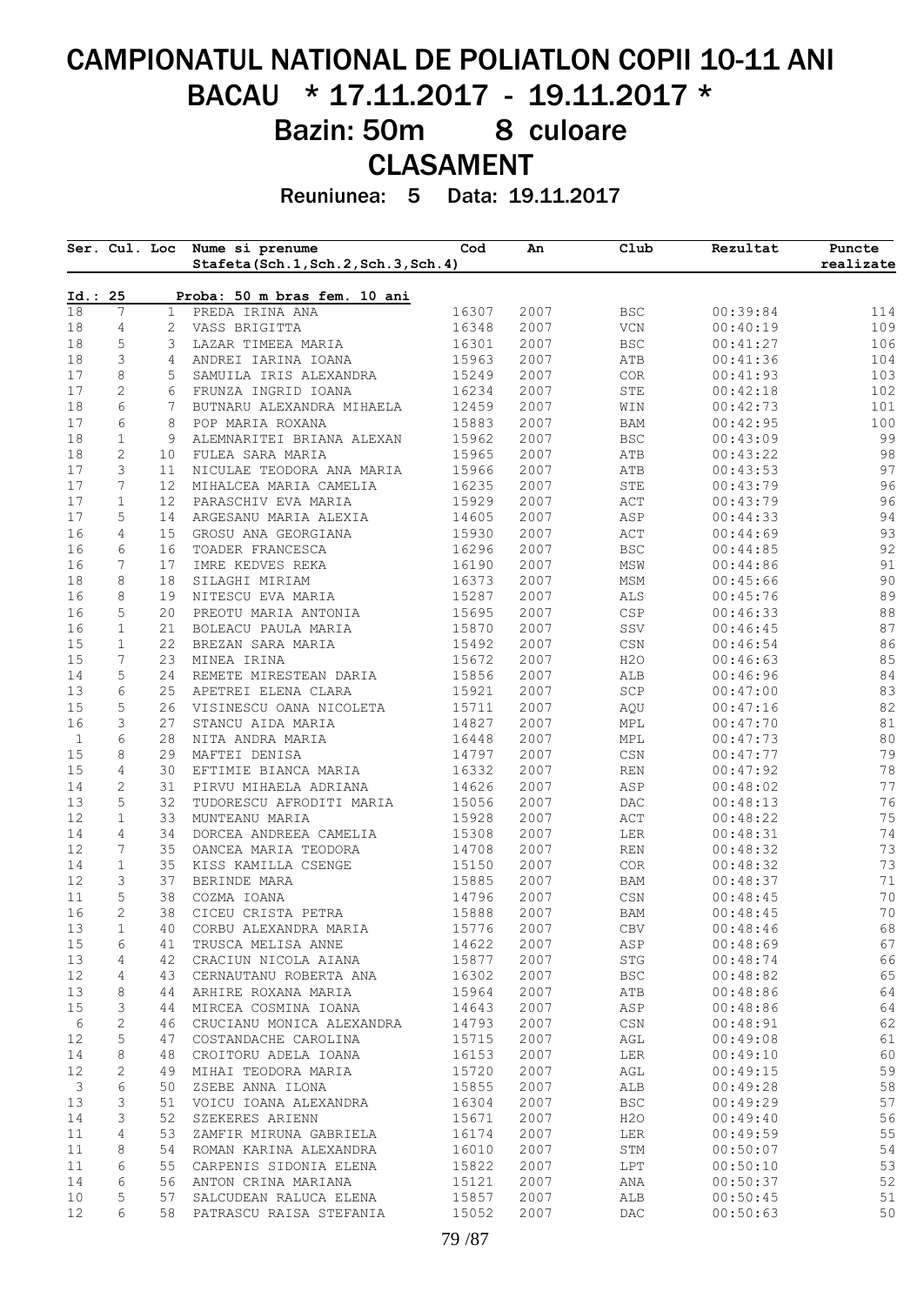# CAMPIONATUL NATIONAL DE POLIATLON COPII 10-11 ANI

# BACAU * 17.11.2017 - 19.11.2017 *

## Bazin: 50m 8 culoare

## CLASAMENT

**Reuniunea: 5 Data: 19.11.2017**

| Ser. | Cul. | Loc | Nume si prenume<br>Stafeta(Sch.1,Sch.2,Sch.3,Sch.4) | Cod | An | Club | Rezultat | Puncte realizate |
|---|---|---|---|---|---|---|---|---|
| **Id.: 25** | | | **Proba: 50 m bras fem. 10 ani** | | | | | |
| 18 | 7 | 1 | PREDA IRINA ANA | 16307 | 2007 | BSC | 00:39:84 | 114 |
| 18 | 4 | 2 | VASS BRIGITTA | 16348 | 2007 | VCN | 00:40:19 | 109 |
| 18 | 5 | 3 | LAZAR TIMEEA MARIA | 16301 | 2007 | BSC | 00:41:27 | 106 |
| 18 | 3 | 4 | ANDREI IARINA IOANA | 15963 | 2007 | ATB | 00:41:36 | 104 |
| 17 | 8 | 5 | SAMUILA IRIS ALEXANDRA | 15249 | 2007 | COR | 00:41:93 | 103 |
| 17 | 2 | 6 | FRUNZA INGRID IOANA | 16234 | 2007 | STE | 00:42:18 | 102 |
| 18 | 6 | 7 | BUTNARU ALEXANDRA MIHAELA | 12459 | 2007 | WIN | 00:42:73 | 101 |
| 17 | 6 | 8 | POP MARIA ROXANA | 15883 | 2007 | BAM | 00:42:95 | 100 |
| 18 | 1 | 9 | ALEMNARITEI BRIANA ALEXAN | 15962 | 2007 | BSC | 00:43:09 | 99 |
| 18 | 2 | 10 | FULEA SARA MARIA | 15965 | 2007 | ATB | 00:43:22 | 98 |
| 17 | 3 | 11 | NICULAE TEODORA ANA MARIA | 15966 | 2007 | ATB | 00:43:53 | 97 |
| 17 | 7 | 12 | MIHALCEA MARIA CAMELIA | 16235 | 2007 | STE | 00:43:79 | 96 |
| 17 | 1 | 12 | PARASCHIV EVA MARIA | 15929 | 2007 | ACT | 00:43:79 | 96 |
| 17 | 5 | 14 | ARGESANU MARIA ALEXIA | 14605 | 2007 | ASP | 00:44:33 | 94 |
| 16 | 4 | 15 | GROSU ANA GEORGIANA | 15930 | 2007 | ACT | 00:44:69 | 93 |
| 16 | 6 | 16 | TOADER FRANCESCA | 16296 | 2007 | BSC | 00:44:85 | 92 |
| 16 | 7 | 17 | IMRE KEDVES REKA | 16190 | 2007 | MSW | 00:44:86 | 91 |
| 18 | 8 | 18 | SILAGHI MIRIAM | 16373 | 2007 | MSM | 00:45:66 | 90 |
| 16 | 8 | 19 | NITESCU EVA MARIA | 15287 | 2007 | ALS | 00:45:76 | 89 |
| 16 | 5 | 20 | PREOTU MARIA ANTONIA | 15695 | 2007 | CSP | 00:46:33 | 88 |
| 16 | 1 | 21 | BOLEACU PAULA MARIA | 15870 | 2007 | SSV | 00:46:45 | 87 |
| 15 | 1 | 22 | BREZAN SARA MARIA | 15492 | 2007 | CSN | 00:46:54 | 86 |
| 15 | 7 | 23 | MINEA IRINA | 15672 | 2007 | H2O | 00:46:63 | 85 |
| 14 | 5 | 24 | REMETE MIRESTEAN DARIA | 15856 | 2007 | ALB | 00:46:96 | 84 |
| 13 | 6 | 25 | APETREI ELENA CLARA | 15921 | 2007 | SCP | 00:47:00 | 83 |
| 15 | 5 | 26 | VISINESCU OANA NICOLETA | 15711 | 2007 | AQU | 00:47:16 | 82 |
| 16 | 3 | 27 | STANCU AIDA MARIA | 14827 | 2007 | MPL | 00:47:70 | 81 |
| 1 | 6 | 28 | NITA ANDRA MARIA | 16448 | 2007 | MPL | 00:47:73 | 80 |
| 15 | 8 | 29 | MAFTEI DENISA | 14797 | 2007 | CSN | 00:47:77 | 79 |
| 15 | 4 | 30 | EFTIMIE BIANCA MARIA | 16332 | 2007 | REN | 00:47:92 | 78 |
| 14 | 2 | 31 | PIRVU MIHAELA ADRIANA | 14626 | 2007 | ASP | 00:48:02 | 77 |
| 13 | 5 | 32 | TUDORESCU AFRODITI MARIA | 15056 | 2007 | DAC | 00:48:13 | 76 |
| 12 | 1 | 33 | MUNTEANU MARIA | 15928 | 2007 | ACT | 00:48:22 | 75 |
| 14 | 4 | 34 | DORCEA ANDREEA CAMELIA | 15308 | 2007 | LER | 00:48:31 | 74 |
| 12 | 7 | 35 | OANCEA MARIA TEODORA | 14708 | 2007 | REN | 00:48:32 | 73 |
| 14 | 1 | 35 | KISS KAMILLA CSENGE | 15150 | 2007 | COR | 00:48:32 | 73 |
| 12 | 3 | 37 | BERINDE MARA | 15885 | 2007 | BAM | 00:48:37 | 71 |
| 11 | 5 | 38 | COZMA IOANA | 14796 | 2007 | CSN | 00:48:45 | 70 |
| 16 | 2 | 38 | CICEU CRISTA PETRA | 15888 | 2007 | BAM | 00:48:45 | 70 |
| 13 | 1 | 40 | CORBU ALEXANDRA MARIA | 15776 | 2007 | CBV | 00:48:46 | 68 |
| 15 | 6 | 41 | TRUSCA MELISA ANNE | 14622 | 2007 | ASP | 00:48:69 | 67 |
| 13 | 4 | 42 | CRACIUN NICOLA AIANA | 15877 | 2007 | STG | 00:48:74 | 66 |
| 12 | 4 | 43 | CERNAUTANU ROBERTA ANA | 16302 | 2007 | BSC | 00:48:82 | 65 |
| 13 | 8 | 44 | ARHIRE ROXANA MARIA | 15964 | 2007 | ATB | 00:48:86 | 64 |
| 15 | 3 | 44 | MIRCEA COSMINA IOANA | 14643 | 2007 | ASP | 00:48:86 | 64 |
| 6 | 2 | 46 | CRUCIANU MONICA ALEXANDRA | 14793 | 2007 | CSN | 00:48:91 | 62 |
| 12 | 5 | 47 | COSTANDACHE CAROLINA | 15715 | 2007 | AGL | 00:49:08 | 61 |
| 14 | 8 | 48 | CROITORU ADELA IOANA | 16153 | 2007 | LER | 00:49:10 | 60 |
| 12 | 2 | 49 | MIHAI TEODORA MARIA | 15720 | 2007 | AGL | 00:49:15 | 59 |
| 3 | 6 | 50 | ZSEBE ANNA ILONA | 15855 | 2007 | ALB | 00:49:28 | 58 |
| 13 | 3 | 51 | VOICU IOANA ALEXANDRA | 16304 | 2007 | BSC | 00:49:29 | 57 |
| 14 | 3 | 52 | SZEKERES ARIENN | 15671 | 2007 | H2O | 00:49:40 | 56 |
| 11 | 4 | 53 | ZAMFIR MIRUNA GABRIELA | 16174 | 2007 | LER | 00:49:59 | 55 |
| 11 | 8 | 54 | ROMAN KARINA ALEXANDRA | 16010 | 2007 | STM | 00:50:07 | 54 |
| 11 | 6 | 55 | CARPENIS SIDONIA ELENA | 15822 | 2007 | LPT | 00:50:10 | 53 |
| 14 | 6 | 56 | ANTON CRINA MARIANA | 15121 | 2007 | ANA | 00:50:37 | 52 |
| 10 | 5 | 57 | SALCUDEAN RALUCA ELENA | 15857 | 2007 | ALB | 00:50:45 | 51 |
| 12 | 6 | 58 | PATRASCU RAISA STEFANIA | 15052 | 2007 | DAC | 00:50:63 | 50 |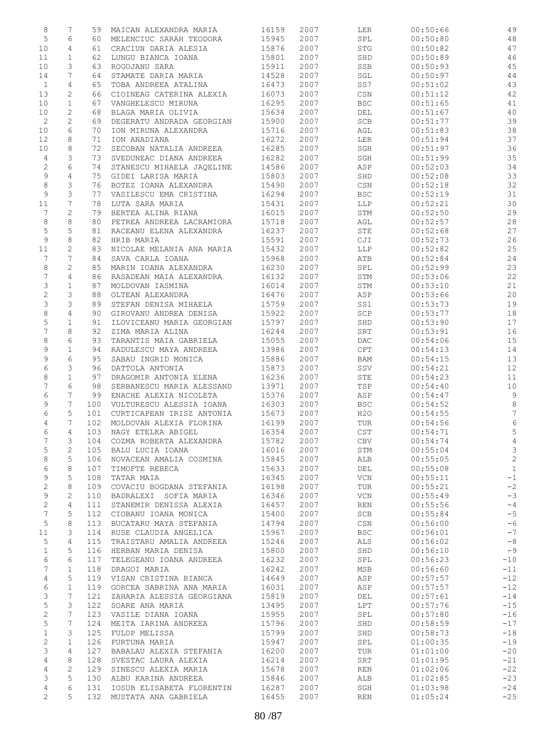| | | | | | | | | |
|---|---|---|---|---|---|---|---|---|
| 8 | 7 | 59 | MAICAN ALEXANDRA MARIA | 16159 | 2007 | LER | 00:50:66 | 49 |
| 5 | 6 | 60 | MELENCIUC SARAH TEODORA | 15945 | 2007 | SPL | 00:50:80 | 48 |
| 10 | 4 | 61 | CRACIUN DARIA ALESIA | 15876 | 2007 | STG | 00:50:82 | 47 |
| 11 | 1 | 62 | LUNGU BIANCA IOANA | 15801 | 2007 | SHD | 00:50:89 | 46 |
| 10 | 3 | 63 | ROGOJANU SARA | 15911 | 2007 | SSB | 00:50:93 | 45 |
| 14 | 7 | 64 | STAMATE DARIA MARIA | 14528 | 2007 | SGL | 00:50:97 | 44 |
| 1 | 4 | 65 | TOBA ANDREEA ATALINA | 16473 | 2007 | SS7 | 00:51:02 | 43 |
| 13 | 2 | 66 | CIOINEAG CATERINA ALEXIA | 16073 | 2007 | CSN | 00:51:12 | 42 |
| 10 | 1 | 67 | VANGHELESCU MIRUNA | 16295 | 2007 | BSC | 00:51:65 | 41 |
| 10 | 2 | 68 | BLAGA MARIA OLIVIA | 15634 | 2007 | DEL | 00:51:67 | 40 |
| 2 | 2 | 69 | DEGERATU ANDRADA GEORGIAN | 15900 | 2007 | SCB | 00:51:77 | 39 |
| 10 | 6 | 70 | ION MIRUNA ALEXANDRA | 15716 | 2007 | AGL | 00:51:83 | 38 |
| 12 | 8 | 71 | ION ANADIANA | 16272 | 2007 | LER | 00:51:94 | 37 |
| 10 | 8 | 72 | SECOBAN NATALIA ANDREEA | 16285 | 2007 | SGH | 00:51:97 | 36 |
| 4 | 3 | 73 | SVEDUNEAC DIANA ANDREEA | 16282 | 2007 | SGH | 00:51:99 | 35 |
| 2 | 6 | 74 | STANESCU MIHAELA JAQELINE | 14586 | 2007 | ASP | 00:52:03 | 34 |
| 9 | 4 | 75 | GIDEI LARISA MARIA | 15803 | 2007 | SHD | 00:52:08 | 33 |
| 8 | 3 | 76 | BOTEZ IOANA ALEXANDRA | 15490 | 2007 | CSN | 00:52:18 | 32 |
| 9 | 3 | 77 | VASILESCU EMA CRISTINA | 16294 | 2007 | BSC | 00:52:19 | 31 |
| 11 | 7 | 78 | LUTA SARA MARIA | 15431 | 2007 | LLP | 00:52:21 | 30 |
| 7 | 2 | 79 | BERTEA ALINA RIANA | 16015 | 2007 | STM | 00:52:50 | 29 |
| 8 | 8 | 80 | PETREA ANDREEA LACRAMIORA | 15718 | 2007 | AGL | 00:52:57 | 28 |
| 5 | 5 | 81 | RACEANU ELENA ALEXANDRA | 16237 | 2007 | STE | 00:52:68 | 27 |
| 9 | 8 | 82 | HRIB MARIA | 15591 | 2007 | CJI | 00:52:73 | 26 |
| 11 | 2 | 83 | NICOLAE MELANIA ANA MARIA | 15432 | 2007 | LLP | 00:52:82 | 25 |
| 7 | 7 | 84 | SAVA CARLA IOANA | 15968 | 2007 | ATB | 00:52:84 | 24 |
| 8 | 2 | 85 | MARIN IOANA ALEXANDRA | 16230 | 2007 | SPL | 00:52:99 | 23 |
| 7 | 4 | 86 | RASADEAN MAIA ALEXANDRA | 16132 | 2007 | STM | 00:53:06 | 22 |
| 3 | 1 | 87 | MOLDOVAN IASMINA | 16014 | 2007 | STM | 00:53:10 | 21 |
| 2 | 3 | 88 | OLTEAN ALEXANDRA | 16476 | 2007 | ASP | 00:53:66 | 20 |
| 3 | 3 | 89 | STEFAN DENISA MIHAELA | 15759 | 2007 | SS1 | 00:53:73 | 19 |
| 8 | 4 | 90 | GIROVANU ANDREA DENISA | 15922 | 2007 | SCP | 00:53:77 | 18 |
| 5 | 1 | 91 | ILOVICEANU MARIA GEORGIAN | 15797 | 2007 | SHD | 00:53:90 | 17 |
| 7 | 8 | 92 | ZIMA MARIA ALINA | 16244 | 2007 | SRT | 00:53:91 | 16 |
| 8 | 6 | 93 | TARANTIS MAIA GABRIELA | 15055 | 2007 | DAC | 00:54:06 | 15 |
| 9 | 1 | 94 | RADULESCU MAYA ANDREEA | 13986 | 2007 | CPT | 00:54:13 | 14 |
| 9 | 6 | 95 | SABAU INGRID MONICA | 15886 | 2007 | BAM | 00:54:15 | 13 |
| 6 | 3 | 96 | DATTOLA ANTONIA | 15873 | 2007 | SSV | 00:54:21 | 12 |
| 8 | 1 | 97 | DRAGOMIR ANTONIA ELENA | 16236 | 2007 | STE | 00:54:23 | 11 |
| 7 | 6 | 98 | SERBANESCU MARIA ALESSAND | 13971 | 2007 | TSP | 00:54:40 | 10 |
| 6 | 7 | 99 | ENACHE ALEXIA NICOLETA | 15376 | 2007 | ASP | 00:54:47 | 9 |
| 9 | 7 | 100 | VULTURESCU ALESSIA IOANA | 16303 | 2007 | BSC | 00:54:52 | 8 |
| 6 | 5 | 101 | CURTICAPEAN IRISZ ANTONIA | 15673 | 2007 | H2O | 00:54:55 | 7 |
| 4 | 7 | 102 | MOLDOVAN ALEXIA FLORINA | 16199 | 2007 | TUR | 00:54:56 | 6 |
| 6 | 4 | 103 | NAGY ETELKA ABIGEL | 16354 | 2007 | CST | 00:54:71 | 5 |
| 7 | 3 | 104 | COZMA ROBERTA ALEXANDRA | 15782 | 2007 | CBV | 00:54:74 | 4 |
| 5 | 2 | 105 | BALU LUCIA IOANA | 16016 | 2007 | STM | 00:55:04 | 3 |
| 8 | 5 | 106 | NOVACEAN AMALIA COSMINA | 15845 | 2007 | ALB | 00:55:05 | 2 |
| 6 | 8 | 107 | TIMOFTE REBECA | 15633 | 2007 | DEL | 00:55:08 | 1 |
| 9 | 5 | 108 | TATAR MAIA | 16345 | 2007 | VCN | 00:55:11 | -1 |
| 2 | 8 | 109 | COVACIU BOGDANA STEFANIA | 16198 | 2007 | TUR | 00:55:21 | -2 |
| 9 | 2 | 110 | BADRALEXI SOFIA MARIA | 16346 | 2007 | VCN | 00:55:49 | -3 |
| 2 | 4 | 111 | STANEMIR DENISSA ALEXIA | 16457 | 2007 | REN | 00:55:56 | -4 |
| 7 | 5 | 112 | CIOBANU IOANA MONICA | 15400 | 2007 | SCB | 00:55:84 | -5 |
| 5 | 8 | 113 | BUCATARU MAYA STEFANIA | 14794 | 2007 | CSN | 00:56:00 | -6 |
| 11 | 3 | 114 | RUSE CLAUDIA ANGELICA | 15967 | 2007 | BSC | 00:56:01 | -7 |
| 5 | 4 | 115 | TRAISTARU AMALIA ANDREEA | 15246 | 2007 | ALS | 00:56:02 | -8 |
| 1 | 5 | 116 | HERBAN MARIA DENISA | 15800 | 2007 | SHD | 00:56:10 | -9 |
| 6 | 6 | 117 | TELEGEANU IOANA ANDREEA | 16232 | 2007 | SPL | 00:56:23 | -10 |
| 7 | 1 | 118 | DRAGOI MARIA | 16242 | 2007 | MSB | 00:56:60 | -11 |
| 4 | 5 | 119 | VISAN CRISTINA BIANCA | 14649 | 2007 | ASP | 00:57:57 | -12 |
| 6 | 1 | 119 | GORCEA SABRINA ANA MARIA | 16031 | 2007 | ASP | 00:57:57 | -12 |
| 3 | 7 | 121 | ZAHARIA ALESSIA GEORGIANA | 15819 | 2007 | DEL | 00:57:61 | -14 |
| 5 | 3 | 122 | SOARE ANA MARIA | 13495 | 2007 | LPT | 00:57:76 | -15 |
| 2 | 7 | 123 | VASILE DIANA IOANA | 15955 | 2007 | SPL | 00:57:80 | -16 |
| 5 | 7 | 124 | MEITA IARINA ANDREEA | 15796 | 2007 | SHD | 00:58:59 | -17 |
| 1 | 3 | 125 | FULOP MELISSA | 15799 | 2007 | SHD | 00:58:73 | -18 |
| 2 | 1 | 126 | FURTUNA MARIA | 15947 | 2007 | SPL | 01:00:35 | -19 |
| 3 | 4 | 127 | BABALAU ALEXIA STEFANIA | 16200 | 2007 | TUR | 01:01:00 | -20 |
| 4 | 8 | 128 | SVESTAC LAURA ALEXIA | 16214 | 2007 | SRT | 01:01:95 | -21 |
| 4 | 2 | 129 | SINESCU ALEXIA MARIA | 15678 | 2007 | REN | 01:02:06 | -22 |
| 3 | 5 | 130 | ALBU KARINA ANDREEA | 15846 | 2007 | ALB | 01:02:85 | -23 |
| 4 | 6 | 131 | IOSUB ELISABETA FLORENTIN | 16287 | 2007 | SGH | 01:03:98 | -24 |
| 2 | 5 | 132 | MUSTATA ANA GABRIELA | 16455 | 2007 | REN | 01:05:24 | -25 |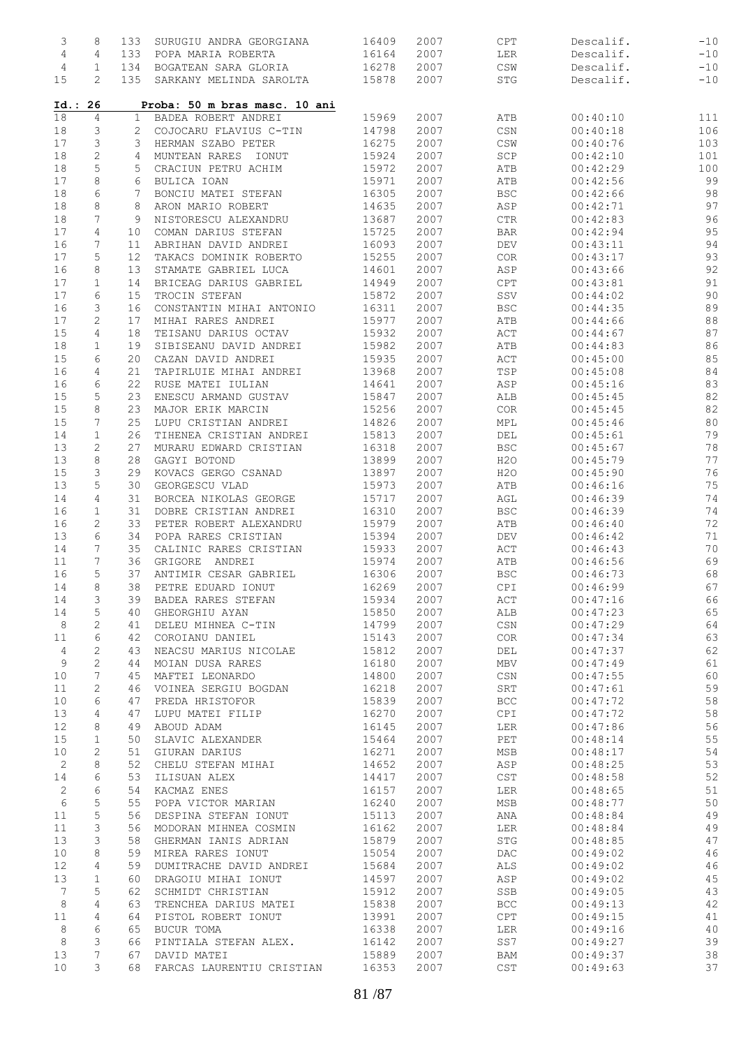| | | | | | | | | |
|---|---|---|---|---|---|---|---|---|
| 3 | 8 | 133 | SURUGIU ANDRA GEORGIANA | 16409 | 2007 | CPT | Descalif. | -10 |
| 4 | 4 | 133 | POPA MARIA ROBERTA | 16164 | 2007 | LER | Descalif. | -10 |
| 4 | 1 | 134 | BOGATEAN SARA GLORIA | 16278 | 2007 | CSW | Descalif. | -10 |
| 15 | 2 | 135 | SARKANY MELINDA SAROLTA | 15878 | 2007 | STG | Descalif. | -10 |

**Id.: 26** **Proba: 50 m bras masc. 10 ani**

| | | | | | | | | |
|---|---|---|---|---|---|---|---|---|
| 18 | 4 | 1 | BADEA ROBERT ANDREI | 15969 | 2007 | ATB | 00:40:10 | 111 |
| 18 | 3 | 2 | COJOCARU FLAVIUS C-TIN | 14798 | 2007 | CSN | 00:40:18 | 106 |
| 17 | 3 | 3 | HERMAN SZABO PETER | 16275 | 2007 | CSW | 00:40:76 | 103 |
| 18 | 2 | 4 | MUNTEAN RARES IONUT | 15924 | 2007 | SCP | 00:42:10 | 101 |
| 18 | 5 | 5 | CRACIUN PETRU ACHIM | 15972 | 2007 | ATB | 00:42:29 | 100 |
| 17 | 8 | 6 | BULICA IOAN | 15971 | 2007 | ATB | 00:42:56 | 99 |
| 18 | 6 | 7 | BONCIU MATEI STEFAN | 16305 | 2007 | BSC | 00:42:66 | 98 |
| 18 | 8 | 8 | ARON MARIO ROBERT | 14635 | 2007 | ASP | 00:42:71 | 97 |
| 18 | 7 | 9 | NISTORESCU ALEXANDRU | 13687 | 2007 | CTR | 00:42:83 | 96 |
| 17 | 4 | 10 | COMAN DARIUS STEFAN | 15725 | 2007 | BAR | 00:42:94 | 95 |
| 16 | 7 | 11 | ABRIHAN DAVID ANDREI | 16093 | 2007 | DEV | 00:43:11 | 94 |
| 17 | 5 | 12 | TAKACS DOMINIK ROBERTO | 15255 | 2007 | COR | 00:43:17 | 93 |
| 16 | 8 | 13 | STAMATE GABRIEL LUCA | 14601 | 2007 | ASP | 00:43:66 | 92 |
| 17 | 1 | 14 | BRICEAG DARIUS GABRIEL | 14949 | 2007 | CPT | 00:43:81 | 91 |
| 17 | 6 | 15 | TROCIN STEFAN | 15872 | 2007 | SSV | 00:44:02 | 90 |
| 16 | 3 | 16 | CONSTANTIN MIHAI ANTONIO | 16311 | 2007 | BSC | 00:44:35 | 89 |
| 17 | 2 | 17 | MIHAI RARES ANDREI | 15977 | 2007 | ATB | 00:44:66 | 88 |
| 15 | 4 | 18 | TEISANU DARIUS OCTAV | 15932 | 2007 | ACT | 00:44:67 | 87 |
| 18 | 1 | 19 | SIBISEANU DAVID ANDREI | 15982 | 2007 | ATB | 00:44:83 | 86 |
| 15 | 6 | 20 | CAZAN DAVID ANDREI | 15935 | 2007 | ACT | 00:45:00 | 85 |
| 16 | 4 | 21 | TAPIRLUIE MIHAI ANDREI | 13968 | 2007 | TSP | 00:45:08 | 84 |
| 16 | 6 | 22 | RUSE MATEI IULIAN | 14641 | 2007 | ASP | 00:45:16 | 83 |
| 15 | 5 | 23 | ENESCU ARMAND GUSTAV | 15847 | 2007 | ALB | 00:45:45 | 82 |
| 15 | 8 | 23 | MAJOR ERIK MARCIN | 15256 | 2007 | COR | 00:45:45 | 82 |
| 15 | 7 | 25 | LUPU CRISTIAN ANDREI | 14826 | 2007 | MPL | 00:45:46 | 80 |
| 14 | 1 | 26 | TIHENEA CRISTIAN ANDREI | 15813 | 2007 | DEL | 00:45:61 | 79 |
| 13 | 2 | 27 | MURARU EDWARD CRISTIAN | 16318 | 2007 | BSC | 00:45:67 | 78 |
| 13 | 8 | 28 | GAGYI BOTOND | 13899 | 2007 | H2O | 00:45:79 | 77 |
| 15 | 3 | 29 | KOVACS GERGO CSANAD | 13897 | 2007 | H2O | 00:45:90 | 76 |
| 13 | 5 | 30 | GEORGESCU VLAD | 15973 | 2007 | ATB | 00:46:16 | 75 |
| 14 | 4 | 31 | BORCEA NIKOLAS GEORGE | 15717 | 2007 | AGL | 00:46:39 | 74 |
| 16 | 1 | 31 | DOBRE CRISTIAN ANDREI | 16310 | 2007 | BSC | 00:46:39 | 74 |
| 16 | 2 | 33 | PETER ROBERT ALEXANDRU | 15979 | 2007 | ATB | 00:46:40 | 72 |
| 13 | 6 | 34 | POPA RARES CRISTIAN | 15394 | 2007 | DEV | 00:46:42 | 71 |
| 14 | 7 | 35 | CALINIC RARES CRISTIAN | 15933 | 2007 | ACT | 00:46:43 | 70 |
| 11 | 7 | 36 | GRIGORE ANDREI | 15974 | 2007 | ATB | 00:46:56 | 69 |
| 16 | 5 | 37 | ANTIMIR CESAR GABRIEL | 16306 | 2007 | BSC | 00:46:73 | 68 |
| 14 | 8 | 38 | PETRE EDUARD IONUT | 16269 | 2007 | CPI | 00:46:99 | 67 |
| 14 | 3 | 39 | BADEA RARES STEFAN | 15934 | 2007 | ACT | 00:47:16 | 66 |
| 14 | 5 | 40 | GHEORGHIU AYAN | 15850 | 2007 | ALB | 00:47:23 | 65 |
| 8 | 2 | 41 | DELEU MIHNEA C-TIN | 14799 | 2007 | CSN | 00:47:29 | 64 |
| 11 | 6 | 42 | COROIANU DANIEL | 15143 | 2007 | COR | 00:47:34 | 63 |
| 4 | 2 | 43 | NEACSU MARIUS NICOLAE | 15812 | 2007 | DEL | 00:47:37 | 62 |
| 9 | 2 | 44 | MOIAN DUSA RARES | 16180 | 2007 | MBV | 00:47:49 | 61 |
| 10 | 7 | 45 | MAFTEI LEONARDO | 14800 | 2007 | CSN | 00:47:55 | 60 |
| 11 | 2 | 46 | VOINEA SERGIU BOGDAN | 16218 | 2007 | SRT | 00:47:61 | 59 |
| 10 | 6 | 47 | PREDA HRISTOFOR | 15839 | 2007 | BCC | 00:47:72 | 58 |
| 13 | 4 | 47 | LUPU MATEI FILIP | 16270 | 2007 | CPI | 00:47:72 | 58 |
| 12 | 8 | 49 | ABOUD ADAM | 16145 | 2007 | LER | 00:47:86 | 56 |
| 15 | 1 | 50 | SLAVIC ALEXANDER | 15464 | 2007 | PET | 00:48:14 | 55 |
| 10 | 2 | 51 | GIURAN DARIUS | 16271 | 2007 | MSB | 00:48:17 | 54 |
| 2 | 8 | 52 | CHELU STEFAN MIHAI | 14652 | 2007 | ASP | 00:48:25 | 53 |
| 14 | 6 | 53 | ILISUAN ALEX | 14417 | 2007 | CST | 00:48:58 | 52 |
| 2 | 6 | 54 | KACMAZ ENES | 16157 | 2007 | LER | 00:48:65 | 51 |
| 6 | 5 | 55 | POPA VICTOR MARIAN | 16240 | 2007 | MSB | 00:48:77 | 50 |
| 11 | 5 | 56 | DESPINA STEFAN IONUT | 15113 | 2007 | ANA | 00:48:84 | 49 |
| 11 | 3 | 56 | MODORAN MIHNEA COSMIN | 16162 | 2007 | LER | 00:48:84 | 49 |
| 13 | 3 | 58 | GHERMAN IANIS ADRIAN | 15879 | 2007 | STG | 00:48:85 | 47 |
| 10 | 8 | 59 | MIREA RARES IONUT | 15054 | 2007 | DAC | 00:49:02 | 46 |
| 12 | 4 | 59 | DUMITRACHE DAVID ANDREI | 15684 | 2007 | ALS | 00:49:02 | 46 |
| 13 | 1 | 60 | DRAGOIU MIHAI IONUT | 14597 | 2007 | ASP | 00:49:02 | 45 |
| 7 | 5 | 62 | SCHMIDT CHRISTIAN | 15912 | 2007 | SSB | 00:49:05 | 43 |
| 8 | 4 | 63 | TRENCHEA DARIUS MATEI | 15838 | 2007 | BCC | 00:49:13 | 42 |
| 11 | 4 | 64 | PISTOL ROBERT IONUT | 13991 | 2007 | CPT | 00:49:15 | 41 |
| 8 | 6 | 65 | BUCUR TOMA | 16338 | 2007 | LER | 00:49:16 | 40 |
| 8 | 3 | 66 | PINTIALA STEFAN ALEX. | 16142 | 2007 | SS7 | 00:49:27 | 39 |
| 13 | 7 | 67 | DAVID MATEI | 15889 | 2007 | BAM | 00:49:37 | 38 |
| 10 | 3 | 68 | FARCAS LAURENTIU CRISTIAN | 16353 | 2007 | CST | 00:49:63 | 37 |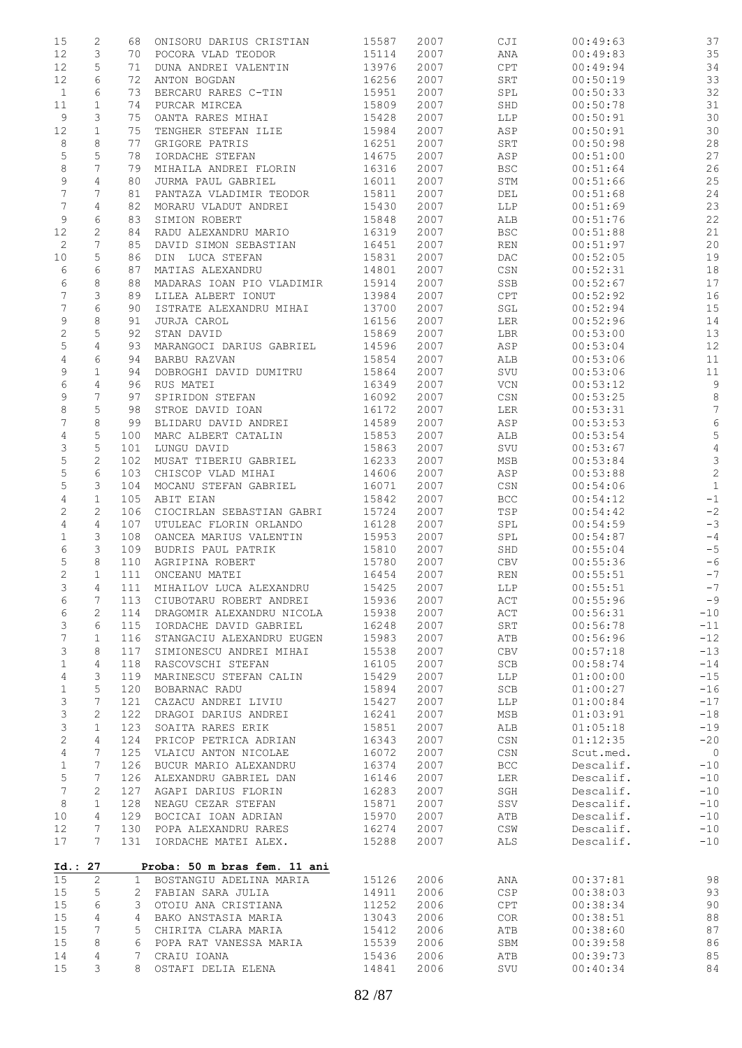| | | | | | | | | |
|---|---|---|---|---|---|---|---|---|
| 15 | 2 | 68 | ONISORU DARIUS CRISTIAN | 15587 | 2007 | CJI | 00:49:63 | 37 |
| 12 | 3 | 70 | POCORA VLAD TEODOR | 15114 | 2007 | ANA | 00:49:83 | 35 |
| 12 | 5 | 71 | DUNA ANDREI VALENTIN | 13976 | 2007 | CPT | 00:49:94 | 34 |
| 12 | 6 | 72 | ANTON BOGDAN | 16256 | 2007 | SRT | 00:50:19 | 33 |
| 1 | 6 | 73 | BERCARU RARES C-TIN | 15951 | 2007 | SPL | 00:50:33 | 32 |
| 11 | 1 | 74 | PURCAR MIRCEA | 15809 | 2007 | SHD | 00:50:78 | 31 |
| 9 | 3 | 75 | OANTA RARES MIHAI | 15428 | 2007 | LLP | 00:50:91 | 30 |
| 12 | 1 | 75 | TENGHER STEFAN ILIE | 15984 | 2007 | ASP | 00:50:91 | 30 |
| 8 | 8 | 77 | GRIGORE PATRIS | 16251 | 2007 | SRT | 00:50:98 | 28 |
| 5 | 5 | 78 | IORDACHE STEFAN | 14675 | 2007 | ASP | 00:51:00 | 27 |
| 8 | 7 | 79 | MIHAILA ANDREI FLORIN | 16316 | 2007 | BSC | 00:51:64 | 26 |
| 9 | 4 | 80 | JURMA PAUL GABRIEL | 16011 | 2007 | STM | 00:51:66 | 25 |
| 7 | 7 | 81 | PANTAZA VLADIMIR TEODOR | 15811 | 2007 | DEL | 00:51:68 | 24 |
| 7 | 4 | 82 | MORARU VLADUT ANDREI | 15430 | 2007 | LLP | 00:51:69 | 23 |
| 9 | 6 | 83 | SIMION ROBERT | 15848 | 2007 | ALB | 00:51:76 | 22 |
| 12 | 2 | 84 | RADU ALEXANDRU MARIO | 16319 | 2007 | BSC | 00:51:88 | 21 |
| 2 | 7 | 85 | DAVID SIMON SEBASTIAN | 16451 | 2007 | REN | 00:51:97 | 20 |
| 10 | 5 | 86 | DIN LUCA STEFAN | 15831 | 2007 | DAC | 00:52:05 | 19 |
| 6 | 6 | 87 | MATIAS ALEXANDRU | 14801 | 2007 | CSN | 00:52:31 | 18 |
| 6 | 8 | 88 | MADARAS IOAN PIO VLADIMIR | 15914 | 2007 | SSB | 00:52:67 | 17 |
| 7 | 3 | 89 | LILEA ALBERT IONUT | 13984 | 2007 | CPT | 00:52:92 | 16 |
| 7 | 6 | 90 | ISTRATE ALEXANDRU MIHAI | 13700 | 2007 | SGL | 00:52:94 | 15 |
| 9 | 8 | 91 | JURJA CAROL | 16156 | 2007 | LER | 00:52:96 | 14 |
| 2 | 5 | 92 | STAN DAVID | 15869 | 2007 | LBR | 00:53:00 | 13 |
| 5 | 4 | 93 | MARANGOCI DARIUS GABRIEL | 14596 | 2007 | ASP | 00:53:04 | 12 |
| 4 | 6 | 94 | BARBU RAZVAN | 15854 | 2007 | ALB | 00:53:06 | 11 |
| 9 | 1 | 94 | DOBROGHI DAVID DUMITRU | 15864 | 2007 | SVU | 00:53:06 | 11 |
| 6 | 4 | 96 | RUS MATEI | 16349 | 2007 | VCN | 00:53:12 | 9 |
| 9 | 7 | 97 | SPIRIDON STEFAN | 16092 | 2007 | CSN | 00:53:25 | 8 |
| 8 | 5 | 98 | STROE DAVID IOAN | 16172 | 2007 | LER | 00:53:31 | 7 |
| 7 | 8 | 99 | BLIDARU DAVID ANDREI | 14589 | 2007 | ASP | 00:53:53 | 6 |
| 4 | 5 | 100 | MARC ALBERT CATALIN | 15853 | 2007 | ALB | 00:53:54 | 5 |
| 3 | 5 | 101 | LUNGU DAVID | 15863 | 2007 | SVU | 00:53:67 | 4 |
| 5 | 2 | 102 | MUSAT TIBERIU GABRIEL | 16233 | 2007 | MSB | 00:53:84 | 3 |
| 5 | 6 | 103 | CHISCOP VLAD MIHAI | 14606 | 2007 | ASP | 00:53:88 | 2 |
| 5 | 3 | 104 | MOCANU STEFAN GABRIEL | 16071 | 2007 | CSN | 00:54:06 | 1 |
| 4 | 1 | 105 | ABIT EIAN | 15842 | 2007 | BCC | 00:54:12 | -1 |
| 2 | 2 | 106 | CIOCIRLAN SEBASTIAN GABRI | 15724 | 2007 | TSP | 00:54:42 | -2 |
| 4 | 4 | 107 | UTULEAC FLORIN ORLANDO | 16128 | 2007 | SPL | 00:54:59 | -3 |
| 1 | 3 | 108 | OANCEA MARIUS VALENTIN | 15953 | 2007 | SPL | 00:54:87 | -4 |
| 6 | 3 | 109 | BUDRIS PAUL PATRIK | 15810 | 2007 | SHD | 00:55:04 | -5 |
| 5 | 8 | 110 | AGRIPINA ROBERT | 15780 | 2007 | CBV | 00:55:36 | -6 |
| 2 | 1 | 111 | ONCEANU MATEI | 16454 | 2007 | REN | 00:55:51 | -7 |
| 3 | 4 | 111 | MIHAILOV LUCA ALEXANDRU | 15425 | 2007 | LLP | 00:55:51 | -7 |
| 6 | 7 | 113 | CIUBOTARU ROBERT ANDREI | 15936 | 2007 | ACT | 00:55:96 | -9 |
| 6 | 2 | 114 | DRAGOMIR ALEXANDRU NICOLA | 15938 | 2007 | ACT | 00:56:31 | -10 |
| 3 | 6 | 115 | IORDACHE DAVID GABRIEL | 16248 | 2007 | SRT | 00:56:78 | -11 |
| 7 | 1 | 116 | STANGACIU ALEXANDRU EUGEN | 15983 | 2007 | ATB | 00:56:96 | -12 |
| 3 | 8 | 117 | SIMIONESCU ANDREI MIHAI | 15538 | 2007 | CBV | 00:57:18 | -13 |
| 1 | 4 | 118 | RASCOVSCHI STEFAN | 16105 | 2007 | SCB | 00:58:74 | -14 |
| 4 | 3 | 119 | MARINESCU STEFAN CALIN | 15429 | 2007 | LLP | 01:00:00 | -15 |
| 1 | 5 | 120 | BOBARNAC RADU | 15894 | 2007 | SCB | 01:00:27 | -16 |
| 3 | 7 | 121 | CAZACU ANDREI LIVIU | 15427 | 2007 | LLP | 01:00:84 | -17 |
| 3 | 2 | 122 | DRAGOI DARIUS ANDREI | 16241 | 2007 | MSB | 01:03:91 | -18 |
| 3 | 1 | 123 | SOAITA RARES ERIK | 15851 | 2007 | ALB | 01:05:18 | -19 |
| 2 | 4 | 124 | PRICOP PETRICA ADRIAN | 16343 | 2007 | CSN | 01:12:35 | -20 |
| 4 | 7 | 125 | VLAICU ANTON NICOLAE | 16072 | 2007 | CSN | Scut.med. | 0 |
| 1 | 7 | 126 | BUCUR MARIO ALEXANDRU | 16374 | 2007 | BCC | Descalif. | -10 |
| 5 | 7 | 126 | ALEXANDRU GABRIEL DAN | 16146 | 2007 | LER | Descalif. | -10 |
| 7 | 2 | 127 | AGAPI DARIUS FLORIN | 16283 | 2007 | SGH | Descalif. | -10 |
| 8 | 1 | 128 | NEAGU CEZAR STEFAN | 15871 | 2007 | SSV | Descalif. | -10 |
| 10 | 4 | 129 | BOCICAI IOAN ADRIAN | 15970 | 2007 | ATB | Descalif. | -10 |
| 12 | 7 | 130 | POPA ALEXANDRU RARES | 16274 | 2007 | CSW | Descalif. | -10 |
| 17 | 7 | 131 | IORDACHE MATEI ALEX. | 15288 | 2007 | ALS | Descalif. | -10 |

**Id.: 27 Proba: 50 m bras fem. 11 ani**

| | | | | | | | | |
|---|---|---|---|---|---|---|---|---|
| 15 | 2 | 1 | BOSTANGIU ADELINA MARIA | 15126 | 2006 | ANA | 00:37:81 | 98 |
| 15 | 5 | 2 | FABIAN SARA JULIA | 14911 | 2006 | CSP | 00:38:03 | 93 |
| 15 | 6 | 3 | OTOIU ANA CRISTIANA | 11252 | 2006 | CPT | 00:38:34 | 90 |
| 15 | 4 | 4 | BAKO ANSTASIA MARIA | 13043 | 2006 | COR | 00:38:51 | 88 |
| 15 | 7 | 5 | CHIRITA CLARA MARIA | 15412 | 2006 | ATB | 00:38:60 | 87 |
| 15 | 8 | 6 | POPA RAT VANESSA MARIA | 15539 | 2006 | SBM | 00:39:58 | 86 |
| 14 | 4 | 7 | CRAIU IOANA | 15436 | 2006 | ATB | 00:39:73 | 85 |
| 15 | 3 | 8 | OSTAFI DELIA ELENA | 14841 | 2006 | SVU | 00:40:34 | 84 |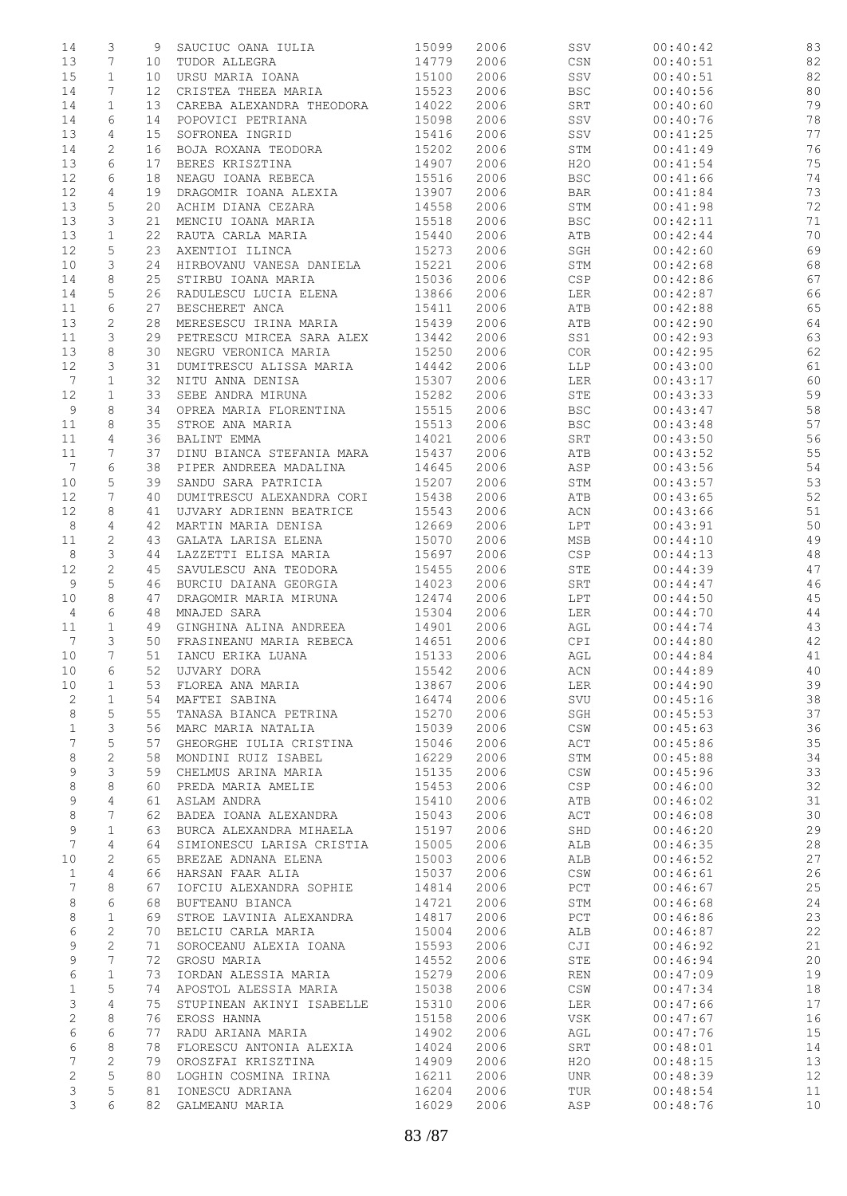| | | | | | | | | |
|---|---|---|---|---|---|---|---|---|
| 14 | 3 | 9 | SAUCIUC OANA IULIA | 15099 | 2006 | SSV | 00:40:42 | 83 |
| 13 | 7 | 10 | TUDOR ALLEGRA | 14779 | 2006 | CSN | 00:40:51 | 82 |
| 15 | 1 | 10 | URSU MARIA IOANA | 15100 | 2006 | SSV | 00:40:51 | 82 |
| 14 | 7 | 12 | CRISTEA THEEA MARIA | 15523 | 2006 | BSC | 00:40:56 | 80 |
| 14 | 1 | 13 | CAREBA ALEXANDRA THEODORA | 14022 | 2006 | SRT | 00:40:60 | 79 |
| 14 | 6 | 14 | POPOVICI PETRIANA | 15098 | 2006 | SSV | 00:40:76 | 78 |
| 13 | 4 | 15 | SOFRONEA INGRID | 15416 | 2006 | SSV | 00:41:25 | 77 |
| 14 | 2 | 16 | BOJA ROXANA TEODORA | 15202 | 2006 | STM | 00:41:49 | 76 |
| 13 | 6 | 17 | BERES KRISZTINA | 14907 | 2006 | H2O | 00:41:54 | 75 |
| 12 | 6 | 18 | NEAGU IOANA REBECA | 15516 | 2006 | BSC | 00:41:66 | 74 |
| 12 | 4 | 19 | DRAGOMIR IOANA ALEXIA | 13907 | 2006 | BAR | 00:41:84 | 73 |
| 13 | 5 | 20 | ACHIM DIANA CEZARA | 14558 | 2006 | STM | 00:41:98 | 72 |
| 13 | 3 | 21 | MENCIU IOANA MARIA | 15518 | 2006 | BSC | 00:42:11 | 71 |
| 13 | 1 | 22 | RAUTA CARLA MARIA | 15440 | 2006 | ATB | 00:42:44 | 70 |
| 12 | 5 | 23 | AXENTIOI ILINCA | 15273 | 2006 | SGH | 00:42:60 | 69 |
| 10 | 3 | 24 | HIRBOVANU VANESA DANIELA | 15221 | 2006 | STM | 00:42:68 | 68 |
| 14 | 8 | 25 | STIRBU IOANA MARIA | 15036 | 2006 | CSP | 00:42:86 | 67 |
| 14 | 5 | 26 | RADULESCU LUCIA ELENA | 13866 | 2006 | LER | 00:42:87 | 66 |
| 11 | 6 | 27 | BESCHERET ANCA | 15411 | 2006 | ATB | 00:42:88 | 65 |
| 13 | 2 | 28 | MERESESCU IRINA MARIA | 15439 | 2006 | ATB | 00:42:90 | 64 |
| 11 | 3 | 29 | PETRESCU MIRCEA SARA ALEX | 13442 | 2006 | SS1 | 00:42:93 | 63 |
| 13 | 8 | 30 | NEGRU VERONICA MARIA | 15250 | 2006 | COR | 00:42:95 | 62 |
| 12 | 3 | 31 | DUMITRESCU ALISSA MARIA | 14442 | 2006 | LLP | 00:43:00 | 61 |
| 7 | 1 | 32 | NITU ANNA DENISA | 15307 | 2006 | LER | 00:43:17 | 60 |
| 12 | 1 | 33 | SEBE ANDRA MIRUNA | 15282 | 2006 | STE | 00:43:33 | 59 |
| 9 | 8 | 34 | OPREA MARIA FLORENTINA | 15515 | 2006 | BSC | 00:43:47 | 58 |
| 11 | 8 | 35 | STROE ANA MARIA | 15513 | 2006 | BSC | 00:43:48 | 57 |
| 11 | 4 | 36 | BALINT EMMA | 14021 | 2006 | SRT | 00:43:50 | 56 |
| 11 | 7 | 37 | DINU BIANCA STEFANIA MARA | 15437 | 2006 | ATB | 00:43:52 | 55 |
| 7 | 6 | 38 | PIPER ANDREEA MADALINA | 14645 | 2006 | ASP | 00:43:56 | 54 |
| 10 | 5 | 39 | SANDU SARA PATRICIA | 15207 | 2006 | STM | 00:43:57 | 53 |
| 12 | 7 | 40 | DUMITRESCU ALEXANDRA CORI | 15438 | 2006 | ATB | 00:43:65 | 52 |
| 12 | 8 | 41 | UJVARY ADRIENN BEATRICE | 15543 | 2006 | ACN | 00:43:66 | 51 |
| 8 | 4 | 42 | MARTIN MARIA DENISA | 12669 | 2006 | LPT | 00:43:91 | 50 |
| 11 | 2 | 43 | GALATA LARISA ELENA | 15070 | 2006 | MSB | 00:44:10 | 49 |
| 8 | 3 | 44 | LAZZETTI ELISA MARIA | 15697 | 2006 | CSP | 00:44:13 | 48 |
| 12 | 2 | 45 | SAVULESCU ANA TEODORA | 15455 | 2006 | STE | 00:44:39 | 47 |
| 9 | 5 | 46 | BURCIU DAIANA GEORGIA | 14023 | 2006 | SRT | 00:44:47 | 46 |
| 10 | 8 | 47 | DRAGOMIR MARIA MIRUNA | 12474 | 2006 | LPT | 00:44:50 | 45 |
| 4 | 6 | 48 | MNAJED SARA | 15304 | 2006 | LER | 00:44:70 | 44 |
| 11 | 1 | 49 | GINGHINA ALINA ANDREEA | 14901 | 2006 | AGL | 00:44:74 | 43 |
| 7 | 3 | 50 | FRASINEANU MARIA REBECA | 14651 | 2006 | CPI | 00:44:80 | 42 |
| 10 | 7 | 51 | IANCU ERIKA LUANA | 15133 | 2006 | AGL | 00:44:84 | 41 |
| 10 | 6 | 52 | UJVARY DORA | 15542 | 2006 | ACN | 00:44:89 | 40 |
| 10 | 1 | 53 | FLOREA ANA MARIA | 13867 | 2006 | LER | 00:44:90 | 39 |
| 2 | 1 | 54 | MAFTEI SABINA | 16474 | 2006 | SVU | 00:45:16 | 38 |
| 8 | 5 | 55 | TANASA BIANCA PETRINA | 15270 | 2006 | SGH | 00:45:53 | 37 |
| 1 | 3 | 56 | MARC MARIA NATALIA | 15039 | 2006 | CSW | 00:45:63 | 36 |
| 7 | 5 | 57 | GHEORGHE IULIA CRISTINA | 15046 | 2006 | ACT | 00:45:86 | 35 |
| 8 | 2 | 58 | MONDINI RUIZ ISABEL | 16229 | 2006 | STM | 00:45:88 | 34 |
| 9 | 3 | 59 | CHELMUS ARINA MARIA | 15135 | 2006 | CSW | 00:45:96 | 33 |
| 8 | 8 | 60 | PREDA MARIA AMELIE | 15453 | 2006 | CSP | 00:46:00 | 32 |
| 9 | 4 | 61 | ASLAM ANDRA | 15410 | 2006 | ATB | 00:46:02 | 31 |
| 8 | 7 | 62 | BADEA IOANA ALEXANDRA | 15043 | 2006 | ACT | 00:46:08 | 30 |
| 9 | 1 | 63 | BURCA ALEXANDRA MIHAELA | 15197 | 2006 | SHD | 00:46:20 | 29 |
| 7 | 4 | 64 | SIMIONESCU LARISA CRISTIA | 15005 | 2006 | ALB | 00:46:35 | 28 |
| 10 | 2 | 65 | BREZAE ADNANA ELENA | 15003 | 2006 | ALB | 00:46:52 | 27 |
| 1 | 4 | 66 | HARSAN FAAR ALIA | 15037 | 2006 | CSW | 00:46:61 | 26 |
| 7 | 8 | 67 | IOFCIU ALEXANDRA SOPHIE | 14814 | 2006 | PCT | 00:46:67 | 25 |
| 8 | 6 | 68 | BUFTEANU BIANCA | 14721 | 2006 | STM | 00:46:68 | 24 |
| 8 | 1 | 69 | STROE LAVINIA ALEXANDRA | 14817 | 2006 | PCT | 00:46:86 | 23 |
| 6 | 2 | 70 | BELCIU CARLA MARIA | 15004 | 2006 | ALB | 00:46:87 | 22 |
| 9 | 2 | 71 | SOROCEANU ALEXIA IOANA | 15593 | 2006 | CJI | 00:46:92 | 21 |
| 9 | 7 | 72 | GROSU MARIA | 14552 | 2006 | STE | 00:46:94 | 20 |
| 6 | 1 | 73 | IORDAN ALESSIA MARIA | 15279 | 2006 | REN | 00:47:09 | 19 |
| 1 | 5 | 74 | APOSTOL ALESSIA MARIA | 15038 | 2006 | CSW | 00:47:34 | 18 |
| 3 | 4 | 75 | STUPINEAN AKINYI ISABELLE | 15310 | 2006 | LER | 00:47:66 | 17 |
| 2 | 8 | 76 | EROSS HANNA | 15158 | 2006 | VSK | 00:47:67 | 16 |
| 6 | 6 | 77 | RADU ARIANA MARIA | 14902 | 2006 | AGL | 00:47:76 | 15 |
| 6 | 8 | 78 | FLORESCU ANTONIA ALEXIA | 14024 | 2006 | SRT | 00:48:01 | 14 |
| 7 | 2 | 79 | OROSZFAI KRISZTINA | 14909 | 2006 | H2O | 00:48:15 | 13 |
| 2 | 5 | 80 | LOGHIN COSMINA IRINA | 16211 | 2006 | UNR | 00:48:39 | 12 |
| 3 | 5 | 81 | IONESCU ADRIANA | 16204 | 2006 | TUR | 00:48:54 | 11 |
| 3 | 6 | 82 | GALMEANU MARIA | 16029 | 2006 | ASP | 00:48:76 | 10 |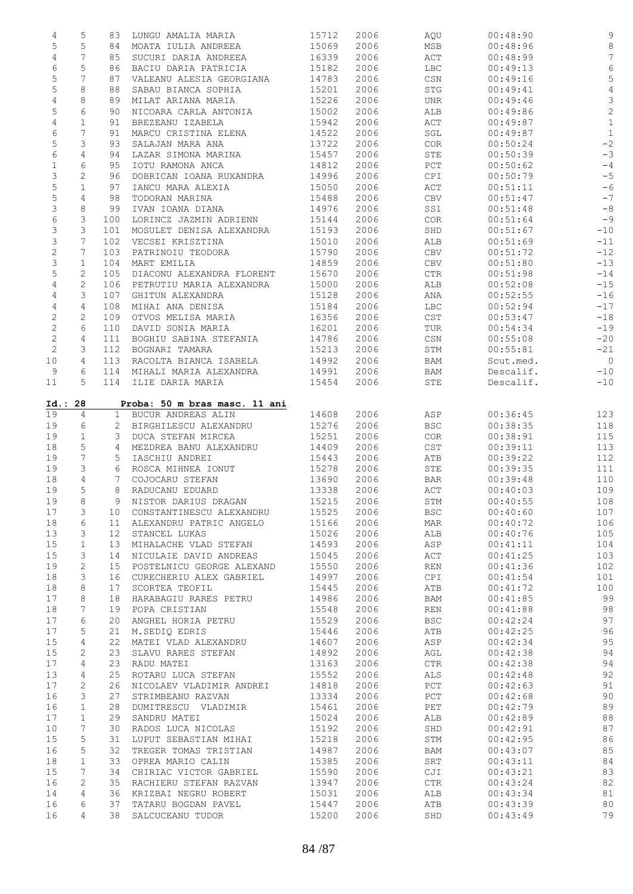| | | | | | | | | |
|---|---|---|---|---|---|---|---|---|
| 4 | 5 | 83 | LUNGU AMALIA MARIA | 15712 | 2006 | AQU | 00:48:90 | 9 |
| 5 | 5 | 84 | MOATA IULIA ANDREEA | 15069 | 2006 | MSB | 00:48:96 | 8 |
| 4 | 7 | 85 | SUCURI DARIA ANDREEA | 16339 | 2006 | ACT | 00:48:99 | 7 |
| 6 | 5 | 86 | BACIU DARIA PATRICIA | 15182 | 2006 | LBC | 00:49:13 | 6 |
| 5 | 7 | 87 | VALEANU ALESIA GEORGIANA | 14783 | 2006 | CSN | 00:49:16 | 5 |
| 5 | 8 | 88 | SABAU BIANCA SOPHIA | 15201 | 2006 | STG | 00:49:41 | 4 |
| 4 | 8 | 89 | MILAT ARIANA MARIA | 15226 | 2006 | UNR | 00:49:46 | 3 |
| 5 | 6 | 90 | NICOARA CARLA ANTONIA | 15002 | 2006 | ALB | 00:49:86 | 2 |
| 4 | 1 | 91 | BREZEANU IZABELA | 15942 | 2006 | ACT | 00:49:87 | 1 |
| 6 | 7 | 91 | MARCU CRISTINA ELENA | 14522 | 2006 | SGL | 00:49:87 | 1 |
| 5 | 3 | 93 | SALAJAN MARA ANA | 13722 | 2006 | COR | 00:50:24 | -2 |
| 6 | 4 | 94 | LAZAR SIMONA MARINA | 15457 | 2006 | STE | 00:50:39 | -3 |
| 1 | 6 | 95 | IOTU RAMONA ANCA | 14812 | 2006 | PCT | 00:50:62 | -4 |
| 3 | 2 | 96 | DOBRICAN IOANA RUXANDRA | 14996 | 2006 | CPI | 00:50:79 | -5 |
| 5 | 1 | 97 | IANCU MARA ALEXIA | 15050 | 2006 | ACT | 00:51:11 | -6 |
| 5 | 4 | 98 | TODORAN MARINA | 15488 | 2006 | CBV | 00:51:47 | -7 |
| 3 | 8 | 99 | IVAN IOANA DIANA | 14976 | 2006 | SS1 | 00:51:48 | -8 |
| 6 | 3 | 100 | LORINCZ JAZMIN ADRIENN | 15144 | 2006 | COR | 00:51:64 | -9 |
| 3 | 3 | 101 | MOSULET DENISA ALEXANDRA | 15193 | 2006 | SHD | 00:51:67 | -10 |
| 3 | 7 | 102 | VECSEI KRISZTINA | 15010 | 2006 | ALB | 00:51:69 | -11 |
| 2 | 7 | 103 | PATRINOIU TEODORA | 15790 | 2006 | CBV | 00:51:72 | -12 |
| 3 | 1 | 104 | MART EMILIA | 14859 | 2006 | CBV | 00:51:80 | -13 |
| 5 | 2 | 105 | DIACONU ALEXANDRA FLORENT | 15670 | 2006 | CTR | 00:51:98 | -14 |
| 4 | 2 | 106 | PETRUTIU MARIA ALEXANDRA | 15000 | 2006 | ALB | 00:52:08 | -15 |
| 4 | 3 | 107 | GHITUN ALEXANDRA | 15128 | 2006 | ANA | 00:52:55 | -16 |
| 4 | 4 | 108 | MIHAI ANA DENISA | 15184 | 2006 | LBC | 00:52:94 | -17 |
| 2 | 2 | 109 | OTVOS MELISA MARIA | 16356 | 2006 | CST | 00:53:47 | -18 |
| 2 | 6 | 110 | DAVID SONIA MARIA | 16201 | 2006 | TUR | 00:54:34 | -19 |
| 2 | 4 | 111 | BOGHIU SABINA STEFANIA | 14786 | 2006 | CSN | 00:55:08 | -20 |
| 2 | 3 | 112 | BOGNARI TAMARA | 15213 | 2006 | STM | 00:55:81 | -21 |
| 10 | 4 | 113 | RACOLTA BIANCA ISABELA | 14992 | 2006 | BAM | Scut.med. | 0 |
| 9 | 6 | 114 | MIHALI MARIA ALEXANDRA | 14991 | 2006 | BAM | Descalif. | -10 |
| 11 | 5 | 114 | ILIE DARIA MARIA | 15454 | 2006 | STE | Descalif. | -10 |

**Id.: 28 Proba: 50 m bras masc. 11 ani**

| | | | | | | | | |
|---|---|---|---|---|---|---|---|---|
| 19 | 4 | 1 | BUCUR ANDREAS ALIN | 14608 | 2006 | ASP | 00:36:45 | 123 |
| 19 | 6 | 2 | BIRGHILESCU ALEXANDRU | 15276 | 2006 | BSC | 00:38:35 | 118 |
| 19 | 1 | 3 | DUCA STEFAN MIRCEA | 15251 | 2006 | COR | 00:38:91 | 115 |
| 18 | 5 | 4 | MEZDREA BANU ALEXANDRU | 14409 | 2006 | CST | 00:39:11 | 113 |
| 19 | 7 | 5 | IASCHIU ANDREI | 15443 | 2006 | ATB | 00:39:22 | 112 |
| 19 | 3 | 6 | ROSCA MIHNEA IONUT | 15278 | 2006 | STE | 00:39:35 | 111 |
| 18 | 4 | 7 | COJOCARU STEFAN | 13690 | 2006 | BAR | 00:39:48 | 110 |
| 19 | 5 | 8 | RADUCANU EDUARD | 13338 | 2006 | ACT | 00:40:03 | 109 |
| 19 | 8 | 9 | NISTOR DARIUS DRAGAN | 15215 | 2006 | STM | 00:40:55 | 108 |
| 17 | 3 | 10 | CONSTANTINESCU ALEXANDRU | 15525 | 2006 | BSC | 00:40:60 | 107 |
| 18 | 6 | 11 | ALEXANDRU PATRIC ANGELO | 15166 | 2006 | MAR | 00:40:72 | 106 |
| 13 | 3 | 12 | STANCEL LUKAS | 15026 | 2006 | ALB | 00:40:76 | 105 |
| 15 | 1 | 13 | MIHALACHE VLAD STEFAN | 14593 | 2006 | ASP | 00:41:11 | 104 |
| 15 | 3 | 14 | NICULAIE DAVID ANDREAS | 15045 | 2006 | ACT | 00:41:25 | 103 |
| 19 | 2 | 15 | POSTELNICU GEORGE ALEXAND | 15550 | 2006 | REN | 00:41:36 | 102 |
| 18 | 3 | 16 | CURECHERIU ALEX GABRIEL | 14997 | 2006 | CPI | 00:41:54 | 101 |
| 18 | 8 | 17 | SCORTEA TEOFIL | 15445 | 2006 | ATB | 00:41:72 | 100 |
| 17 | 8 | 18 | HARABAGIU RARES PETRU | 14986 | 2006 | BAM | 00:41:85 | 99 |
| 18 | 7 | 19 | POPA CRISTIAN | 15548 | 2006 | REN | 00:41:88 | 98 |
| 17 | 6 | 20 | ANGHEL HORIA PETRU | 15529 | 2006 | BSC | 00:42:24 | 97 |
| 17 | 5 | 21 | M.SEDIQ EDRIS | 15446 | 2006 | ATB | 00:42:25 | 96 |
| 15 | 4 | 22 | MATEI VLAD ALEXANDRU | 14607 | 2006 | ASP | 00:42:34 | 95 |
| 15 | 2 | 23 | SLAVU RARES STEFAN | 14892 | 2006 | AGL | 00:42:38 | 94 |
| 17 | 4 | 23 | RADU MATEI | 13163 | 2006 | CTR | 00:42:38 | 94 |
| 13 | 4 | 25 | ROTARU LUCA STEFAN | 15552 | 2006 | ALS | 00:42:48 | 92 |
| 17 | 2 | 26 | NICOLAEV VLADIMIR ANDREI | 14818 | 2006 | PCT | 00:42:63 | 91 |
| 16 | 3 | 27 | STRIMBEANU RAZVAN | 13334 | 2006 | PCT | 00:42:68 | 90 |
| 16 | 1 | 28 | DUMITRESCU VLADIMIR | 15461 | 2006 | PET | 00:42:79 | 89 |
| 17 | 1 | 29 | SANDRU MATEI | 15024 | 2006 | ALB | 00:42:89 | 88 |
| 10 | 7 | 30 | RADOS LUCA NICOLAS | 15192 | 2006 | SHD | 00:42:91 | 87 |
| 15 | 5 | 31 | LUPUT SEBASTIAN MIHAI | 15218 | 2006 | STM | 00:42:95 | 86 |
| 16 | 5 | 32 | TREGER TOMAS TRISTIAN | 14987 | 2006 | BAM | 00:43:07 | 85 |
| 18 | 1 | 33 | OPREA MARIO CALIN | 15385 | 2006 | SRT | 00:43:11 | 84 |
| 15 | 7 | 34 | CHIRIAC VICTOR GABRIEL | 15590 | 2006 | CJI | 00:43:21 | 83 |
| 16 | 2 | 35 | RACHIERU STEFAN RAZVAN | 13947 | 2006 | CTR | 00:43:24 | 82 |
| 14 | 4 | 36 | KRIZBAI NEGRU ROBERT | 15031 | 2006 | ALB | 00:43:34 | 81 |
| 16 | 6 | 37 | TATARU BOGDAN PAVEL | 15447 | 2006 | ATB | 00:43:39 | 80 |
| 16 | 4 | 38 | SALCUCEANU TUDOR | 15200 | 2006 | SHD | 00:43:49 | 79 |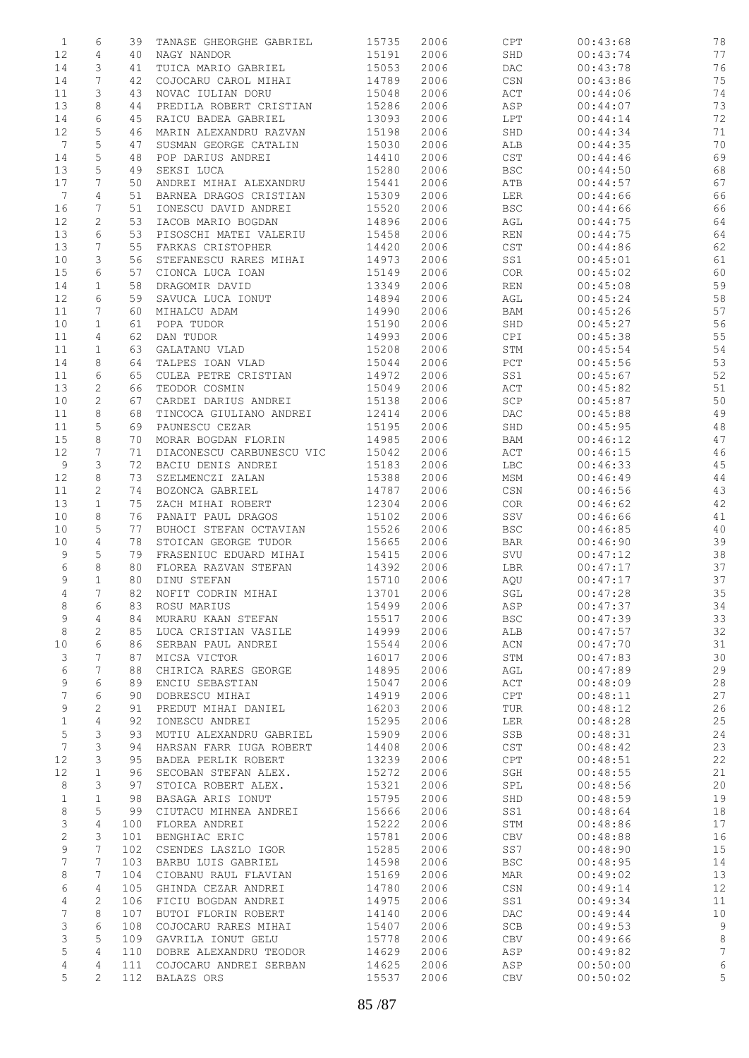| | | | | | | | | |
|---|---|---|---|---|---|---|---|---|
| 1 | 6 | 39 | TANASE GHEORGHE GABRIEL | 15735 | 2006 | CPT | 00:43:68 | 78 |
| 12 | 4 | 40 | NAGY NANDOR | 15191 | 2006 | SHD | 00:43:74 | 77 |
| 14 | 3 | 41 | TUICA MARIO GABRIEL | 15053 | 2006 | DAC | 00:43:78 | 76 |
| 14 | 7 | 42 | COJOCARU CAROL MIHAI | 14789 | 2006 | CSN | 00:43:86 | 75 |
| 11 | 3 | 43 | NOVAC IULIAN DORU | 15048 | 2006 | ACT | 00:44:06 | 74 |
| 13 | 8 | 44 | PREDILA ROBERT CRISTIAN | 15286 | 2006 | ASP | 00:44:07 | 73 |
| 14 | 6 | 45 | RAICU BADEA GABRIEL | 13093 | 2006 | LPT | 00:44:14 | 72 |
| 12 | 5 | 46 | MARIN ALEXANDRU RAZVAN | 15198 | 2006 | SHD | 00:44:34 | 71 |
| 7 | 5 | 47 | SUSMAN GEORGE CATALIN | 15030 | 2006 | ALB | 00:44:35 | 70 |
| 14 | 5 | 48 | POP DARIUS ANDREI | 14410 | 2006 | CST | 00:44:46 | 69 |
| 13 | 5 | 49 | SEKSI LUCA | 15280 | 2006 | BSC | 00:44:50 | 68 |
| 17 | 7 | 50 | ANDREI MIHAI ALEXANDRU | 15441 | 2006 | ATB | 00:44:57 | 67 |
| 7 | 4 | 51 | BARNEA DRAGOS CRISTIAN | 15309 | 2006 | LER | 00:44:66 | 66 |
| 16 | 7 | 51 | IONESCU DAVID ANDREI | 15520 | 2006 | BSC | 00:44:66 | 66 |
| 12 | 2 | 53 | IACOB MARIO BOGDAN | 14896 | 2006 | AGL | 00:44:75 | 64 |
| 13 | 6 | 53 | PISOSCHI MATEI VALERIU | 15458 | 2006 | REN | 00:44:75 | 64 |
| 13 | 7 | 55 | FARKAS CRISTOPHER | 14420 | 2006 | CST | 00:44:86 | 62 |
| 10 | 3 | 56 | STEFANESCU RARES MIHAI | 14973 | 2006 | SS1 | 00:45:01 | 61 |
| 15 | 6 | 57 | CIONCA LUCA IOAN | 15149 | 2006 | COR | 00:45:02 | 60 |
| 14 | 1 | 58 | DRAGOMIR DAVID | 13349 | 2006 | REN | 00:45:08 | 59 |
| 12 | 6 | 59 | SAVUCA LUCA IONUT | 14894 | 2006 | AGL | 00:45:24 | 58 |
| 11 | 7 | 60 | MIHALCU ADAM | 14990 | 2006 | BAM | 00:45:26 | 57 |
| 10 | 1 | 61 | POPA TUDOR | 15190 | 2006 | SHD | 00:45:27 | 56 |
| 11 | 4 | 62 | DAN TUDOR | 14993 | 2006 | CPI | 00:45:38 | 55 |
| 11 | 1 | 63 | GALATANU VLAD | 15208 | 2006 | STM | 00:45:54 | 54 |
| 14 | 8 | 64 | TALPES IOAN VLAD | 15044 | 2006 | PCT | 00:45:56 | 53 |
| 11 | 6 | 65 | CULEA PETRE CRISTIAN | 14972 | 2006 | SS1 | 00:45:67 | 52 |
| 13 | 2 | 66 | TEODOR COSMIN | 15049 | 2006 | ACT | 00:45:82 | 51 |
| 10 | 2 | 67 | CARDEI DARIUS ANDREI | 15138 | 2006 | SCP | 00:45:87 | 50 |
| 11 | 8 | 68 | TINCOCA GIULIANO ANDREI | 12414 | 2006 | DAC | 00:45:88 | 49 |
| 11 | 5 | 69 | PAUNESCU CEZAR | 15195 | 2006 | SHD | 00:45:95 | 48 |
| 15 | 8 | 70 | MORAR BOGDAN FLORIN | 14985 | 2006 | BAM | 00:46:12 | 47 |
| 12 | 7 | 71 | DIACONESCU CARBUNESCU VIC | 15042 | 2006 | ACT | 00:46:15 | 46 |
| 9 | 3 | 72 | BACIU DENIS ANDREI | 15183 | 2006 | LBC | 00:46:33 | 45 |
| 12 | 8 | 73 | SZELMENCZI ZALAN | 15388 | 2006 | MSM | 00:46:49 | 44 |
| 11 | 2 | 74 | BOZONCA GABRIEL | 14787 | 2006 | CSN | 00:46:56 | 43 |
| 13 | 1 | 75 | ZACH MIHAI ROBERT | 12304 | 2006 | COR | 00:46:62 | 42 |
| 10 | 8 | 76 | PANAIT PAUL DRAGOS | 15102 | 2006 | SSV | 00:46:66 | 41 |
| 10 | 5 | 77 | BUHOCI STEFAN OCTAVIAN | 15526 | 2006 | BSC | 00:46:85 | 40 |
| 10 | 4 | 78 | STOICAN GEORGE TUDOR | 15665 | 2006 | BAR | 00:46:90 | 39 |
| 9 | 5 | 79 | FRASENIUC EDUARD MIHAI | 15415 | 2006 | SVU | 00:47:12 | 38 |
| 6 | 8 | 80 | FLOREA RAZVAN STEFAN | 14392 | 2006 | LBR | 00:47:17 | 37 |
| 9 | 1 | 80 | DINU STEFAN | 15710 | 2006 | AQU | 00:47:17 | 37 |
| 4 | 7 | 82 | NOFIT CODRIN MIHAI | 13701 | 2006 | SGL | 00:47:28 | 35 |
| 8 | 6 | 83 | ROSU MARIUS | 15499 | 2006 | ASP | 00:47:37 | 34 |
| 9 | 4 | 84 | MURARU KAAN STEFAN | 15517 | 2006 | BSC | 00:47:39 | 33 |
| 8 | 2 | 85 | LUCA CRISTIAN VASILE | 14999 | 2006 | ALB | 00:47:57 | 32 |
| 10 | 6 | 86 | SERBAN PAUL ANDREI | 15544 | 2006 | ACN | 00:47:70 | 31 |
| 3 | 7 | 87 | MICSA VICTOR | 16017 | 2006 | STM | 00:47:83 | 30 |
| 6 | 7 | 88 | CHIRICA RARES GEORGE | 14895 | 2006 | AGL | 00:47:89 | 29 |
| 9 | 6 | 89 | ENCIU SEBASTIAN | 15047 | 2006 | ACT | 00:48:09 | 28 |
| 7 | 6 | 90 | DOBRESCU MIHAI | 14919 | 2006 | CPT | 00:48:11 | 27 |
| 9 | 2 | 91 | PREDUT MIHAI DANIEL | 16203 | 2006 | TUR | 00:48:12 | 26 |
| 1 | 4 | 92 | IONESCU ANDREI | 15295 | 2006 | LER | 00:48:28 | 25 |
| 5 | 3 | 93 | MUTIU ALEXANDRU GABRIEL | 15909 | 2006 | SSB | 00:48:31 | 24 |
| 7 | 3 | 94 | HARSAN FARR IUGA ROBERT | 14408 | 2006 | CST | 00:48:42 | 23 |
| 12 | 3 | 95 | BADEA PERLIK ROBERT | 13239 | 2006 | CPT | 00:48:51 | 22 |
| 12 | 1 | 96 | SECOBAN STEFAN ALEX. | 15272 | 2006 | SGH | 00:48:55 | 21 |
| 8 | 3 | 97 | STOICA ROBERT ALEX. | 15321 | 2006 | SPL | 00:48:56 | 20 |
| 1 | 1 | 98 | BASAGA ARIS IONUT | 15795 | 2006 | SHD | 00:48:59 | 19 |
| 8 | 5 | 99 | CIUTACU MIHNEA ANDREI | 15666 | 2006 | SS1 | 00:48:64 | 18 |
| 3 | 4 | 100 | FLOREA ANDREI | 15222 | 2006 | STM | 00:48:86 | 17 |
| 2 | 3 | 101 | BENGHIAC ERIC | 15781 | 2006 | CBV | 00:48:88 | 16 |
| 9 | 7 | 102 | CSENDES LASZLO IGOR | 15285 | 2006 | SS7 | 00:48:90 | 15 |
| 7 | 7 | 103 | BARBU LUIS GABRIEL | 14598 | 2006 | BSC | 00:48:95 | 14 |
| 8 | 7 | 104 | CIOBANU RAUL FLAVIAN | 15169 | 2006 | MAR | 00:49:02 | 13 |
| 6 | 4 | 105 | GHINDA CEZAR ANDREI | 14780 | 2006 | CSN | 00:49:14 | 12 |
| 4 | 2 | 106 | FICIU BOGDAN ANDREI | 14975 | 2006 | SS1 | 00:49:34 | 11 |
| 7 | 8 | 107 | BUTOI FLORIN ROBERT | 14140 | 2006 | DAC | 00:49:44 | 10 |
| 3 | 6 | 108 | COJOCARU RARES MIHAI | 15407 | 2006 | SCB | 00:49:53 | 9 |
| 3 | 5 | 109 | GAVRILA IONUT GELU | 15778 | 2006 | CBV | 00:49:66 | 8 |
| 5 | 4 | 110 | DOBRE ALEXANDRU TEODOR | 14629 | 2006 | ASP | 00:49:82 | 7 |
| 4 | 4 | 111 | COJOCARU ANDREI SERBAN | 14625 | 2006 | ASP | 00:50:00 | 6 |
| 5 | 2 | 112 | BALAZS ORS | 15537 | 2006 | CBV | 00:50:02 | 5 |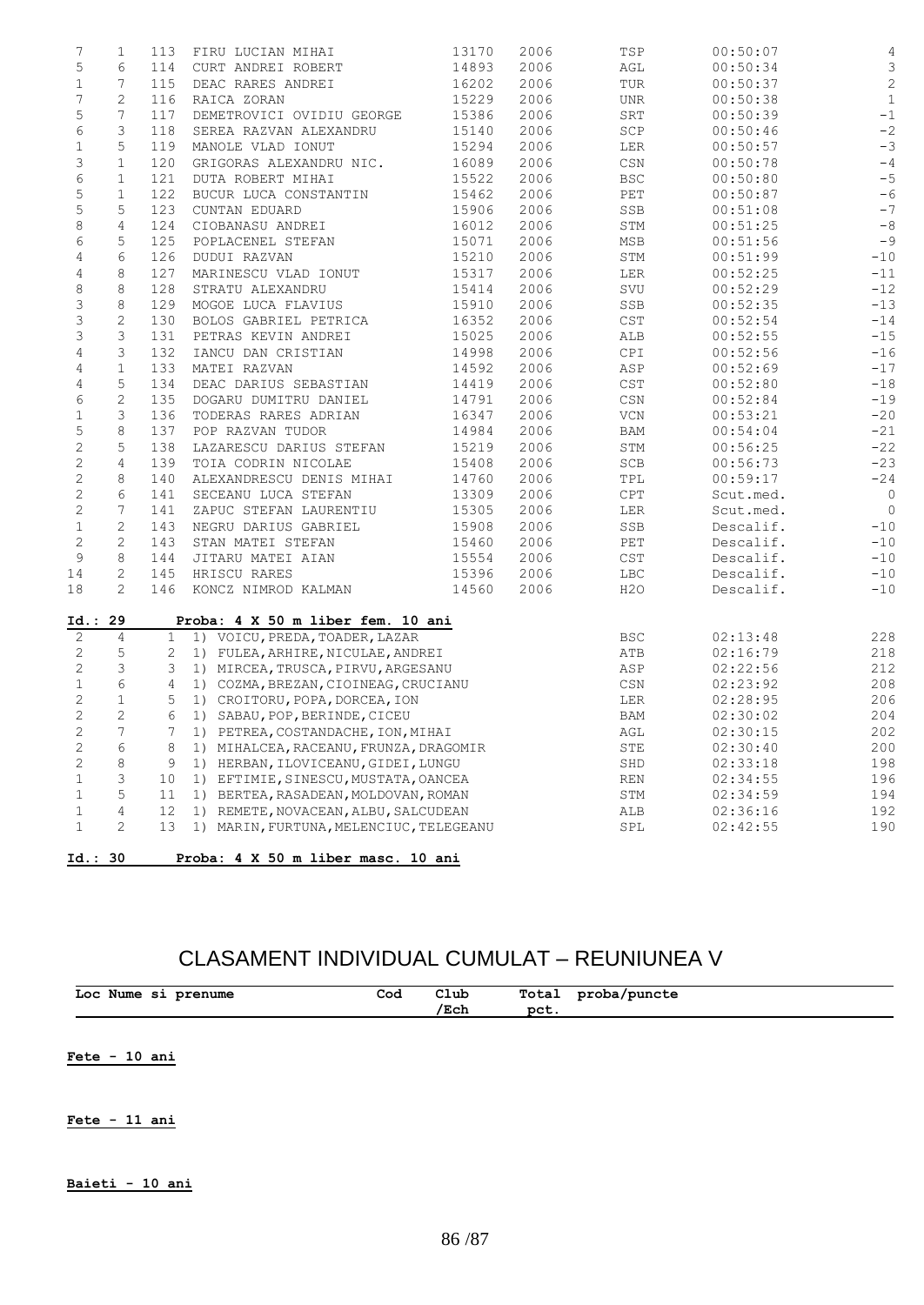| | | | | | | | | |
|---|---|---|---|---|---|---|---|---|
| 7 | 1 | 113 | FIRU LUCIAN MIHAI | 13170 | 2006 | TSP | 00:50:07 | 4 |
| 5 | 6 | 114 | CURT ANDREI ROBERT | 14893 | 2006 | AGL | 00:50:34 | 3 |
| 1 | 7 | 115 | DEAC RARES ANDREI | 16202 | 2006 | TUR | 00:50:37 | 2 |
| 7 | 2 | 116 | RAICA ZORAN | 15229 | 2006 | UNR | 00:50:38 | 1 |
| 5 | 7 | 117 | DEMETROVICI OVIDIU GEORGE | 15386 | 2006 | SRT | 00:50:39 | -1 |
| 6 | 3 | 118 | SEREA RAZVAN ALEXANDRU | 15140 | 2006 | SCP | 00:50:46 | -2 |
| 1 | 5 | 119 | MANOLE VLAD IONUT | 15294 | 2006 | LER | 00:50:57 | -3 |
| 3 | 1 | 120 | GRIGORAS ALEXANDRU NIC. | 16089 | 2006 | CSN | 00:50:78 | -4 |
| 6 | 1 | 121 | DUTA ROBERT MIHAI | 15522 | 2006 | BSC | 00:50:80 | -5 |
| 5 | 1 | 122 | BUCUR LUCA CONSTANTIN | 15462 | 2006 | PET | 00:50:87 | -6 |
| 5 | 5 | 123 | CUNTAN EDUARD | 15906 | 2006 | SSB | 00:51:08 | -7 |
| 8 | 4 | 124 | CIOBANASU ANDREI | 16012 | 2006 | STM | 00:51:25 | -8 |
| 6 | 5 | 125 | POPLACENEL STEFAN | 15071 | 2006 | MSB | 00:51:56 | -9 |
| 4 | 6 | 126 | DUDUI RAZVAN | 15210 | 2006 | STM | 00:51:99 | -10 |
| 4 | 8 | 127 | MARINESCU VLAD IONUT | 15317 | 2006 | LER | 00:52:25 | -11 |
| 8 | 8 | 128 | STRATU ALEXANDRU | 15414 | 2006 | SVU | 00:52:29 | -12 |
| 3 | 8 | 129 | MOGOE LUCA FLAVIUS | 15910 | 2006 | SSB | 00:52:35 | -13 |
| 3 | 2 | 130 | BOLOS GABRIEL PETRICA | 16352 | 2006 | CST | 00:52:54 | -14 |
| 3 | 3 | 131 | PETRAS KEVIN ANDREI | 15025 | 2006 | ALB | 00:52:55 | -15 |
| 4 | 3 | 132 | IANCU DAN CRISTIAN | 14998 | 2006 | CPI | 00:52:56 | -16 |
| 4 | 1 | 133 | MATEI RAZVAN | 14592 | 2006 | ASP | 00:52:69 | -17 |
| 4 | 5 | 134 | DEAC DARIUS SEBASTIAN | 14419 | 2006 | CST | 00:52:80 | -18 |
| 6 | 2 | 135 | DOGARU DUMITRU DANIEL | 14791 | 2006 | CSN | 00:52:84 | -19 |
| 1 | 3 | 136 | TODERAS RARES ADRIAN | 16347 | 2006 | VCN | 00:53:21 | -20 |
| 5 | 8 | 137 | POP RAZVAN TUDOR | 14984 | 2006 | BAM | 00:54:04 | -21 |
| 2 | 5 | 138 | LAZARESCU DARIUS STEFAN | 15219 | 2006 | STM | 00:56:25 | -22 |
| 2 | 4 | 139 | TOIA CODRIN NICOLAE | 15408 | 2006 | SCB | 00:56:73 | -23 |
| 2 | 8 | 140 | ALEXANDRESCU DENIS MIHAI | 14760 | 2006 | TPL | 00:59:17 | -24 |
| 2 | 6 | 141 | SECEANU LUCA STEFAN | 13309 | 2006 | CPT | Scut.med. | 0 |
| 2 | 7 | 141 | ZAPUC STEFAN LAURENTIU | 15305 | 2006 | LER | Scut.med. | 0 |
| 1 | 2 | 143 | NEGRU DARIUS GABRIEL | 15908 | 2006 | SSB | Descalif. | -10 |
| 2 | 2 | 143 | STAN MATEI STEFAN | 15460 | 2006 | PET | Descalif. | -10 |
| 9 | 8 | 144 | JITARU MATEI AIAN | 15554 | 2006 | CST | Descalif. | -10 |
| 14 | 2 | 145 | HRISCU RARES | 15396 | 2006 | LBC | Descalif. | -10 |
| 18 | 2 | 146 | KONCZ NIMROD KALMAN | 14560 | 2006 | H2O | Descalif. | -10 |

**Id.: 29** **Proba: 4 X 50 m liber fem. 10 ani**

| | | | | | | |
|---|---|---|---|---|---|---|
| 2 | 4 | 1 | 1) VOICU, PREDA, TOADER, LAZAR | BSC | 02:13:48 | 228 |
| 2 | 5 | 2 | 1) FULEA, ARHIRE, NICULAE, ANDREI | ATB | 02:16:79 | 218 |
| 2 | 3 | 3 | 1) MIRCEA, TRUSCA, PIRVU, ARGESANU | ASP | 02:22:56 | 212 |
| 1 | 6 | 4 | 1) COZMA, BREZAN, CIOINEAG, CRUCIANU | CSN | 02:23:92 | 208 |
| 2 | 1 | 5 | 1) CROITORU, POPA, DORCEA, ION | LER | 02:28:95 | 206 |
| 2 | 2 | 6 | 1) SABAU, POP, BERINDE, CICEU | BAM | 02:30:02 | 204 |
| 2 | 7 | 7 | 1) PETREA, COSTANDACHE, ION, MIHAI | AGL | 02:30:15 | 202 |
| 2 | 6 | 8 | 1) MIHALCEA, RACEANU, FRUNZA, DRAGOMIR | STE | 02:30:40 | 200 |
| 2 | 8 | 9 | 1) HERBAN, ILOVICEANU, GIDEI, LUNGU | SHD | 02:33:18 | 198 |
| 1 | 3 | 10 | 1) EFTIMIE, SINESCU, MUSTATA, OANCEA | REN | 02:34:55 | 196 |
| 1 | 5 | 11 | 1) BERTEA, RASADEAN, MOLDOVAN, ROMAN | STM | 02:34:59 | 194 |
| 1 | 4 | 12 | 1) REMETE, NOVACEAN, ALBU, SALCUDEAN | ALB | 02:36:16 | 192 |
| 1 | 2 | 13 | 1) MARIN, FURTUNA, MELENCIUC, TELEGEANU | SPL | 02:42:55 | 190 |

**Id.: 30** **Proba: 4 X 50 m liber masc. 10 ani**

# CLASAMENT INDIVIDUAL CUMULAT – REUNIUNEA V

| Loc | Nume si prenume | Cod | Club /Ech | Total pct. | proba/puncte |
|---|---|---|---|---|---|

**Fete - 10 ani**

**Fete - 11 ani**

**Baieti - 10 ani**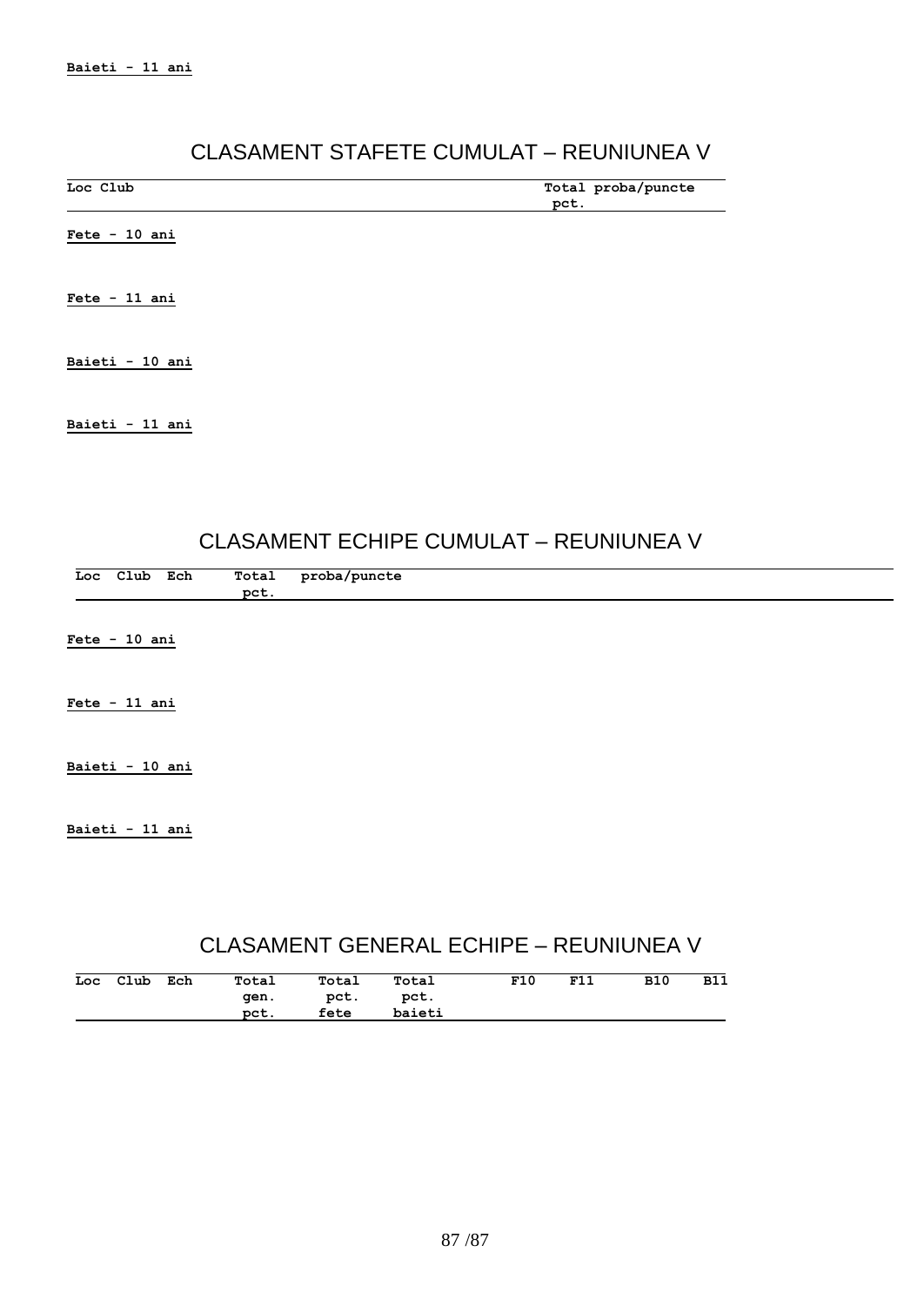**Baieti - 11 ani**

## CLASAMENT STAFETE CUMULAT – REUNIUNEA V

| Loc | Club | Total pct. | proba/puncte |
|---|---|---|---|

**Fete - 10 ani**

**Fete - 11 ani**

**Baieti - 10 ani**

**Baieti - 11 ani**

## CLASAMENT ECHIPE CUMULAT – REUNIUNEA V

| Loc | Club | Ech | Total pct. | proba/puncte |
|---|---|---|---|---|

**Fete - 10 ani**

**Fete - 11 ani**

**Baieti - 10 ani**

**Baieti - 11 ani**

## CLASAMENT GENERAL ECHIPE – REUNIUNEA V

| Loc | Club | Ech | Total gen. pct. | Total pct. fete | Total pct. baieti | F10 | F11 | B10 | B11 |
|---|---|---|---|---|---|---|---|---|---|